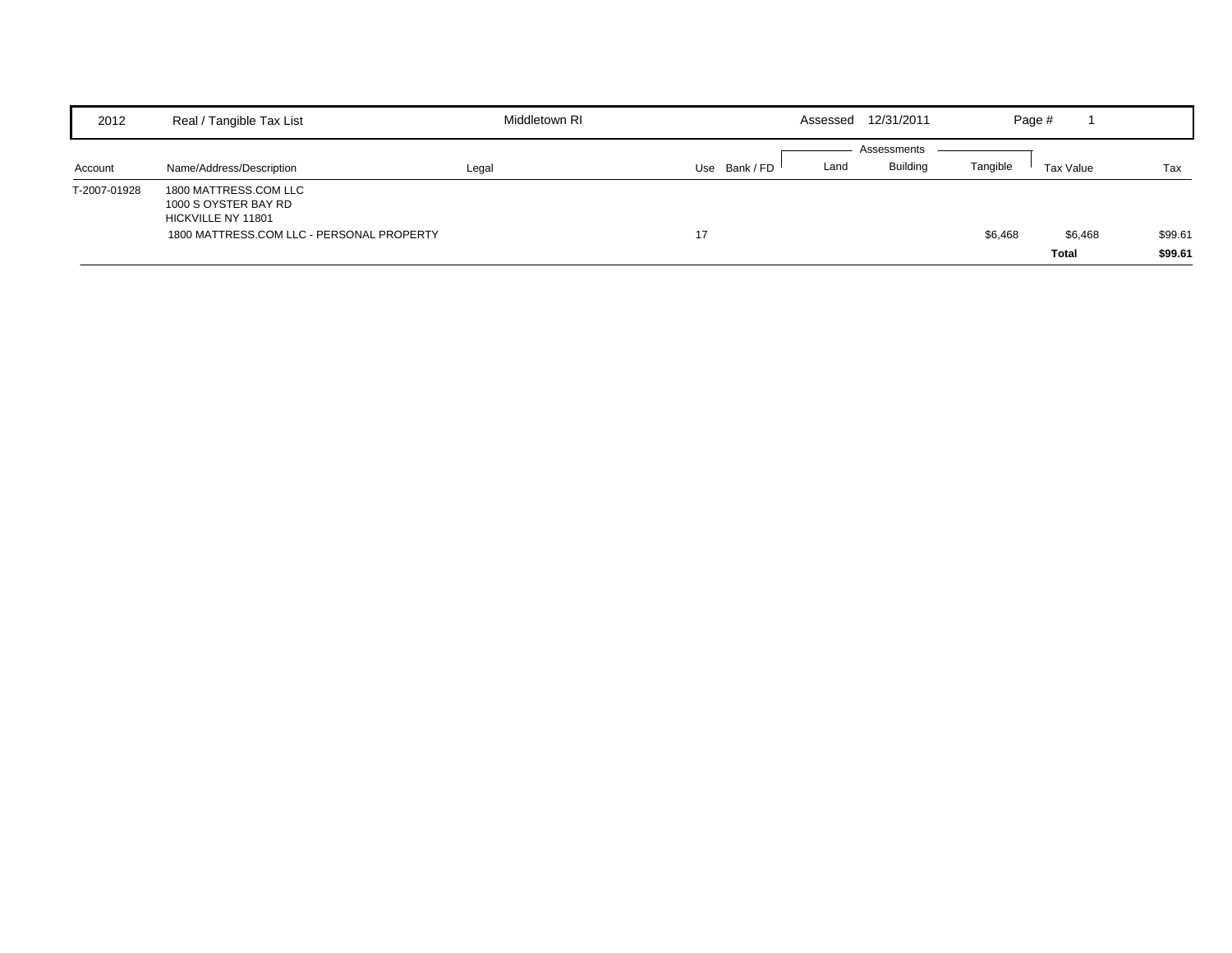| 2012 | Real / Tangible Tax List | Middletown RI | | Assessed 12/31/2011 | | | Page # 1 | |
|---|---|---|---|---|---|---|---|---|
| | | | | | Assessments | | | |
| Account | Name/Address/Description | Legal | Use Bank / FD | Land | Building | Tangible | Tax Value | Tax |
| T-2007-01928 | 1800 MATTRESS.COM LLC<br>1000 S OYSTER BAY RD<br>HICKVILLE NY 11801 | | | | | | | |
| | 1800 MATTRESS.COM LLC - PERSONAL PROPERTY | | 17 | | | $6,468 | $6,468 | $99.61 |
| | | | | | | | **Total** | **$99.61** |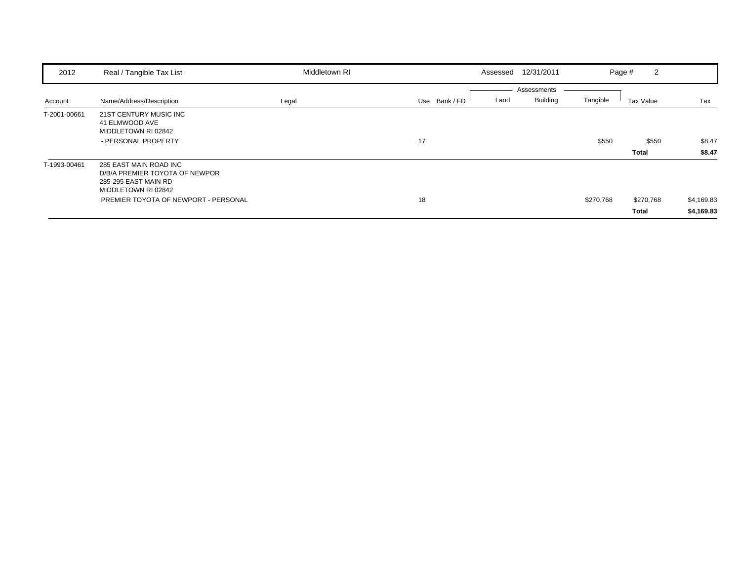| 2012 | Real / Tangible Tax List | Middletown RI | | | Assessed 12/31/2011 | | | Page # 2 | |
|---|---|---|---|---|---|---|---|---|---|
| | | | | | Assessments | | | | |
| Account | Name/Address/Description | Legal | Use | Bank / FD | Land | Building | Tangible | Tax Value | Tax |
| T-2001-00661 | 21ST CENTURY MUSIC INC<br>41 ELMWOOD AVE<br>MIDDLETOWN RI 02842 | | | | | | | | |
| | - PERSONAL PROPERTY | | 17 | | | | $550 | $550 | $8.47 |
| | | | | | | | | **Total** | **$8.47** |
| T-1993-00461 | 285 EAST MAIN ROAD INC<br>D/B/A PREMIER TOYOTA OF NEWPOR<br>285-295 EAST MAIN RD<br>MIDDLETOWN RI 02842 | | | | | | | | |
| | PREMIER TOYOTA OF NEWPORT - PERSONAL | | 18 | | | | $270,768 | $270,768 | $4,169.83 |
| | | | | | | | | **Total** | **$4,169.83** |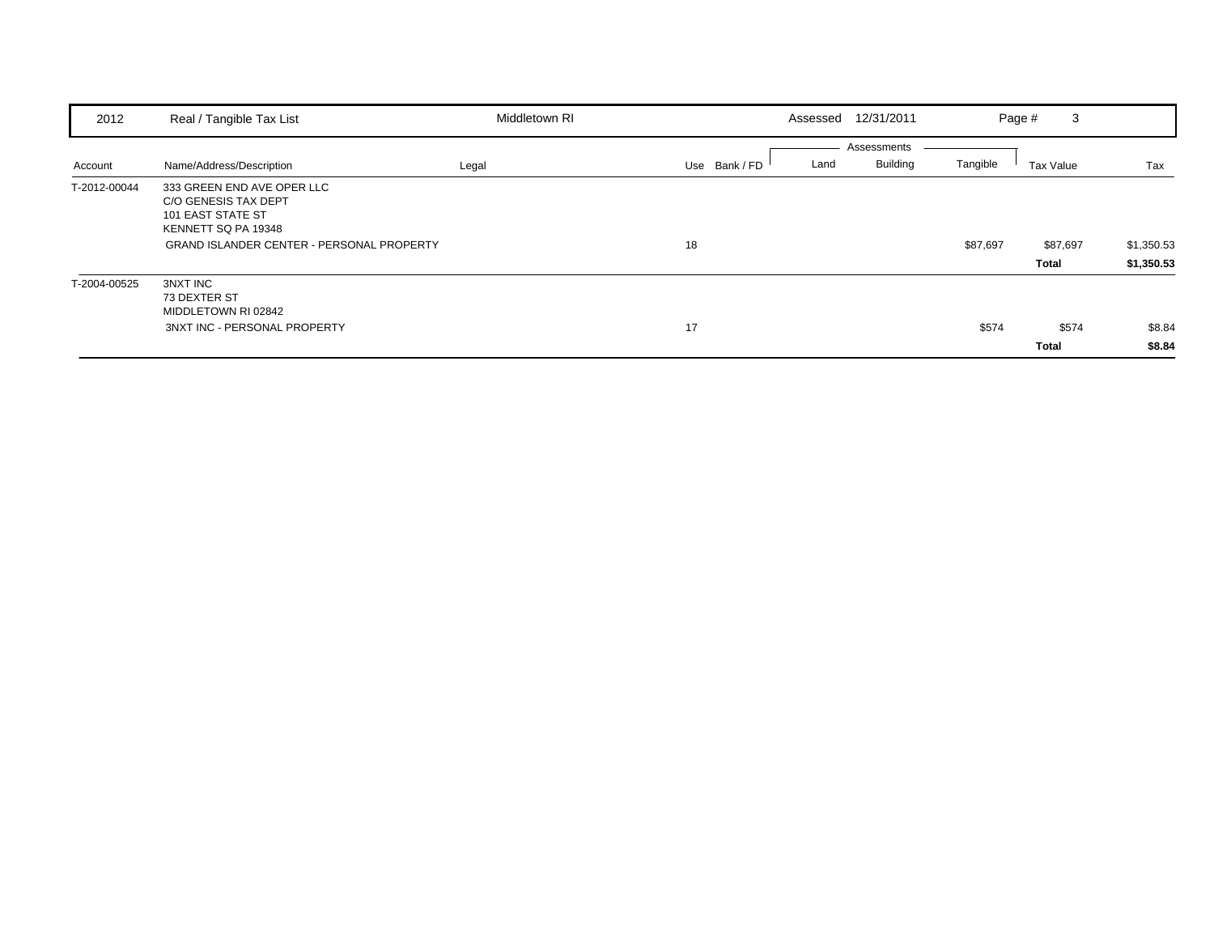| 2012 | Real / Tangible Tax List | Middletown RI | | | Assessed 12/31/2011 | | | | |
|---|---|---|---|---|---|---|---|---|---|
| | | | | | Assessments | | | | |
| Account | Name/Address/Description | Legal | Use | Bank / FD | Land | Building | Tangible | Tax Value | Tax |
| T-2012-00044 | 333 GREEN END AVE OPER LLC<br>C/O GENESIS TAX DEPT<br>101 EAST STATE ST<br>KENNETT SQ PA 19348 | | | | | | | | |
| | GRAND ISLANDER CENTER - PERSONAL PROPERTY | | 18 | | | | $87,697 | $87,697 | $1,350.53 |
| | | | | | | | | **Total** | **$1,350.53** |
| T-2004-00525 | 3NXT INC<br>73 DEXTER ST<br>MIDDLETOWN RI 02842 | | | | | | | | |
| | 3NXT INC - PERSONAL PROPERTY | | 17 | | | | $574 | $574 | $8.84 |
| | | | | | | | | **Total** | **$8.84** |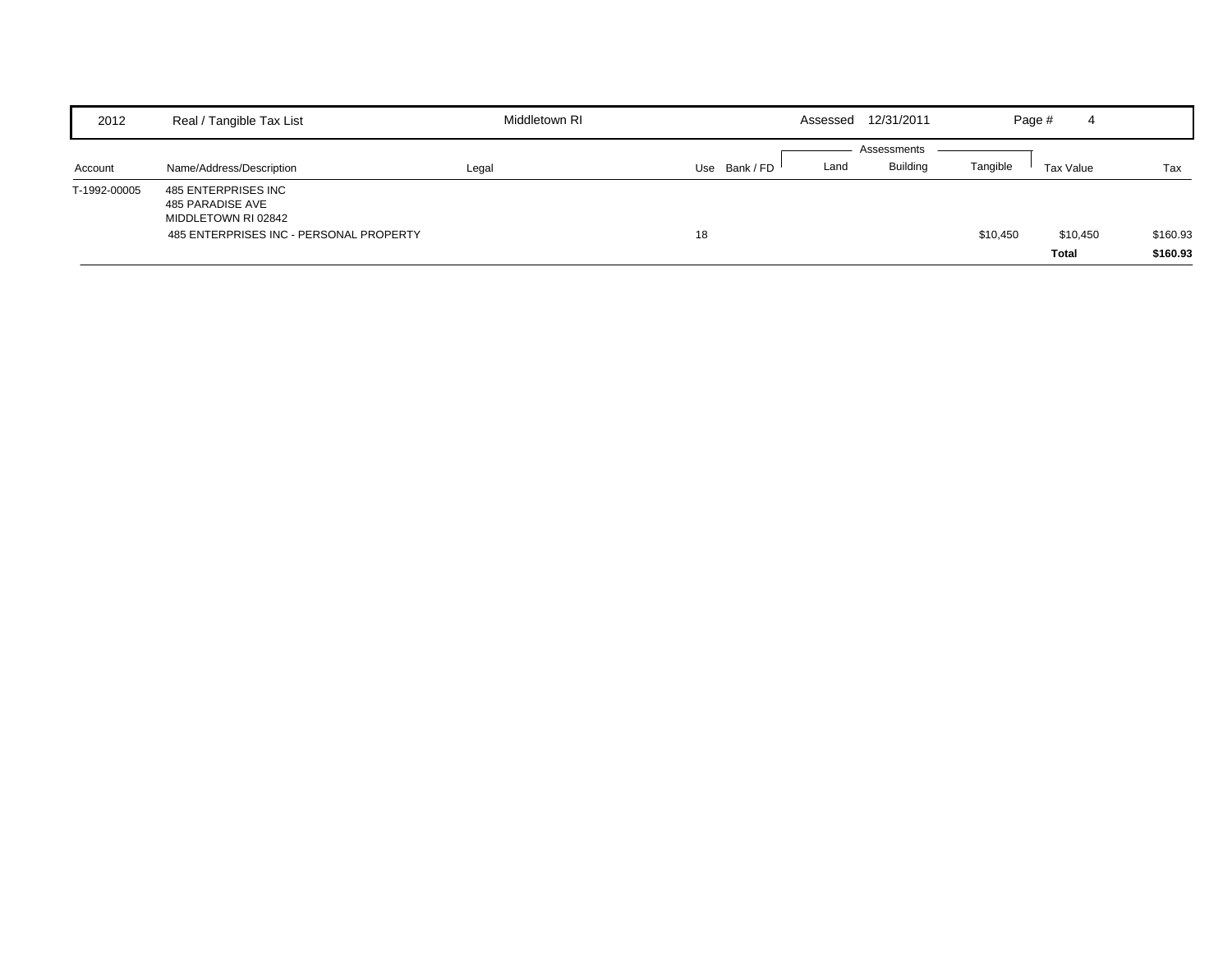| 2012 | Real / Tangible Tax List | Middletown RI | | | Assessed 12/31/2011 | | | Page # 4 | |
|---|---|---|---|---|---|---|---|---|---|
| | | | | | | Assessments | | | |
| Account | Name/Address/Description | Legal | Use | Bank / FD | Land | Building | Tangible | Tax Value | Tax |
| T-1992-00005 | 485 ENTERPRISES INC<br>485 PARADISE AVE<br>MIDDLETOWN RI 02842 | | | | | | | | |
| | 485 ENTERPRISES INC - PERSONAL PROPERTY | | 18 | | | | $10,450 | $10,450 | $160.93 |
| | | | | | | | | **Total** | **$160.93** |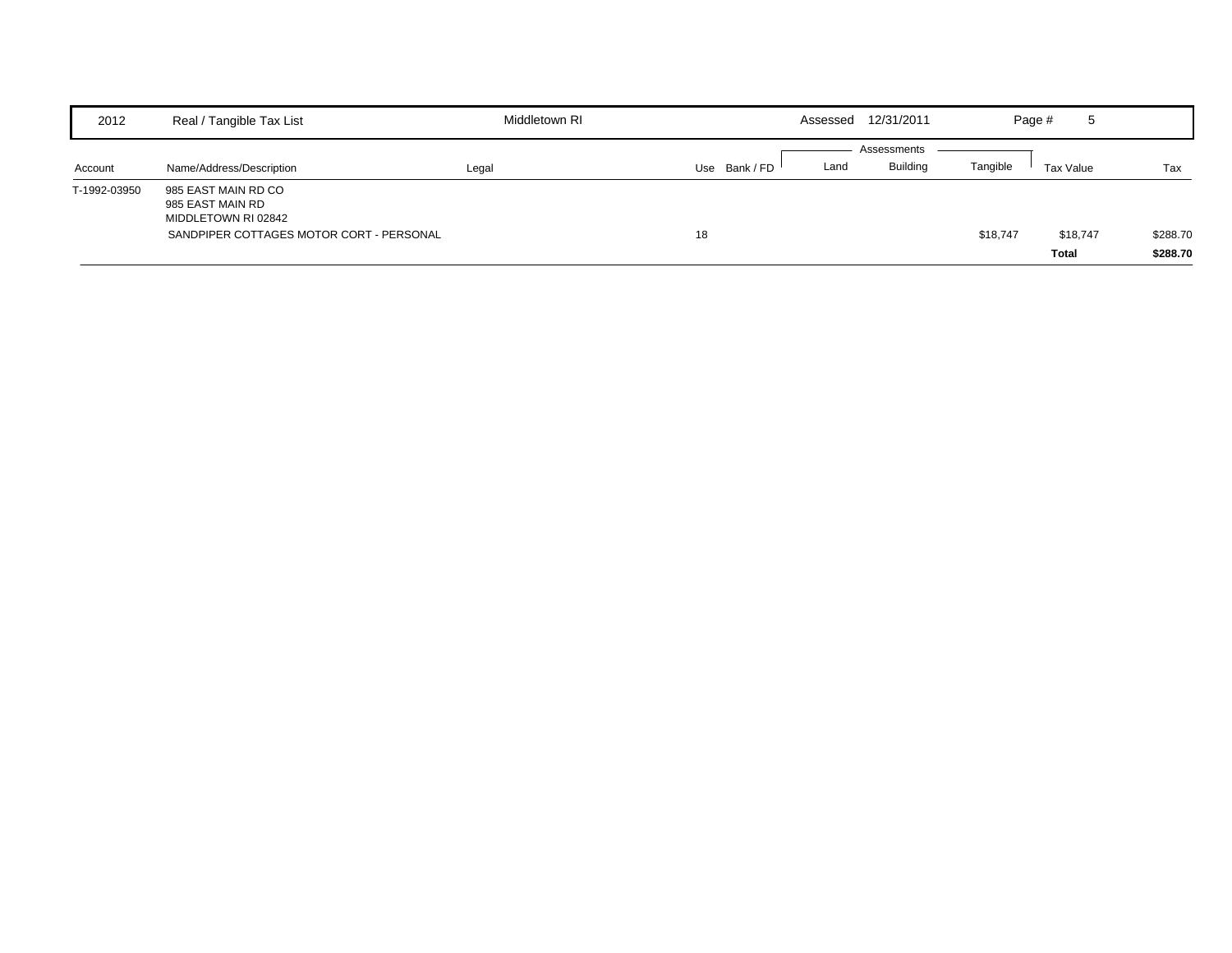| 2012 | Real / Tangible Tax List | Middletown RI | | Assessed 12/31/2011 | | | Page # 5 | |
|---|---|---|---|---|---|---|---|---|

| Account | Name/Address/Description | Legal | Use | Bank / FD | Assessments Land | Building | Tangible | Tax Value | Tax |
|---|---|---|---|---|---|---|---|---|---|
| T-1992-03950 | 985 EAST MAIN RD CO<br>985 EAST MAIN RD<br>MIDDLETOWN RI 02842 | | | | | | | | |
| | SANDPIPER COTTAGES MOTOR CORT - PERSONAL | | 18 | | | | $18,747 | $18,747 | $288.70 |
| | | | | | | | | **Total** | **$288.70** |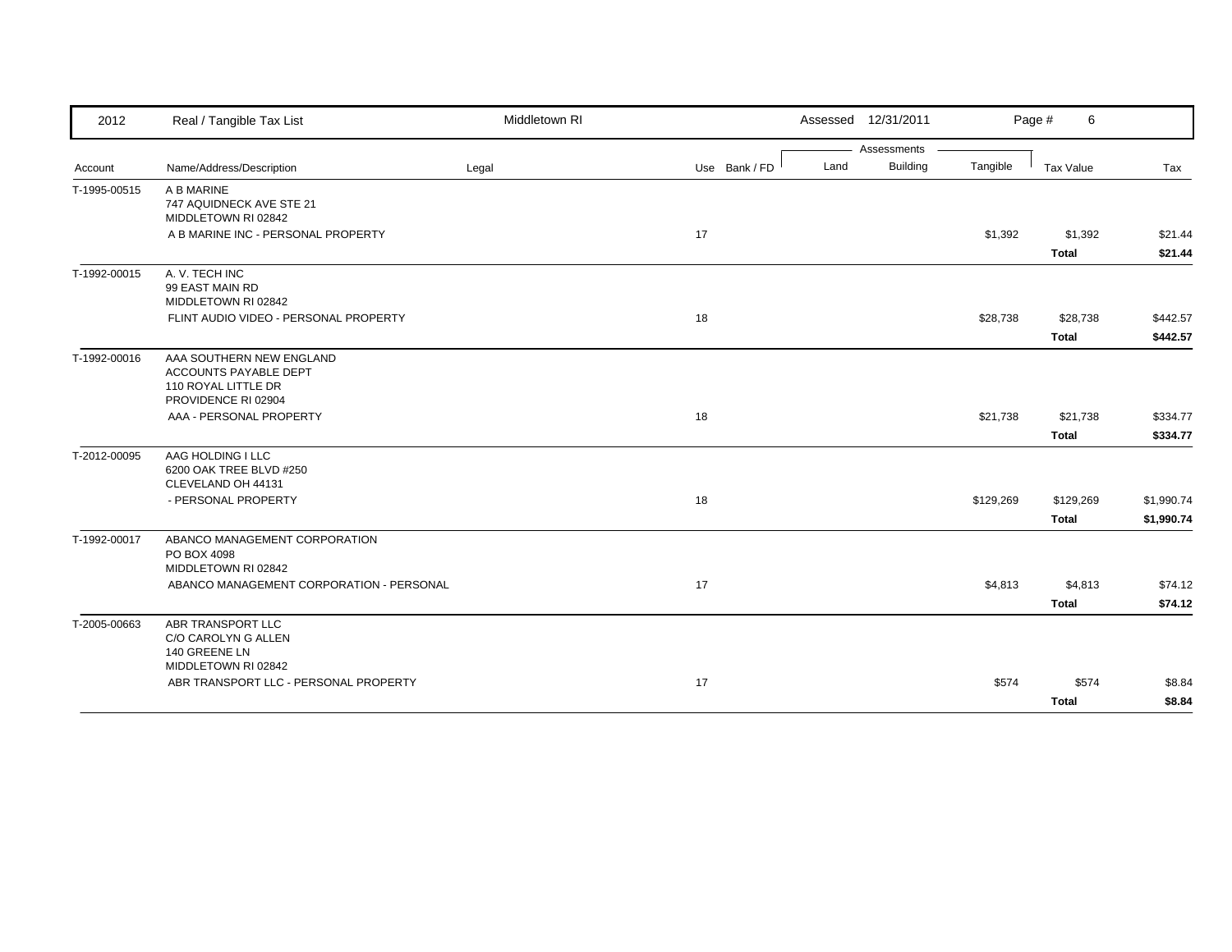2012 Real / Tangible Tax List — Middletown RI — Assessed 12/31/2011

| Account | Name/Address/Description | Legal | Use | Bank / FD | Land | Building | Tangible | Tax Value | Tax |
|---|---|---|---|---|---|---|---|---|---|
| T-1995-00515 | A B MARINE<br>747 AQUIDNECK AVE STE 21<br>MIDDLETOWN RI 02842 | | | | | | | | |
| | A B MARINE INC - PERSONAL PROPERTY | | 17 | | | | $1,392 | $1,392 | $21.44 |
| | | | | | | | | **Total** | **$21.44** |
| T-1992-00015 | A. V. TECH INC<br>99 EAST MAIN RD<br>MIDDLETOWN RI 02842 | | | | | | | | |
| | FLINT AUDIO VIDEO - PERSONAL PROPERTY | | 18 | | | | $28,738 | $28,738 | $442.57 |
| | | | | | | | | **Total** | **$442.57** |
| T-1992-00016 | AAA SOUTHERN NEW ENGLAND<br>ACCOUNTS PAYABLE DEPT<br>110 ROYAL LITTLE DR<br>PROVIDENCE RI 02904 | | | | | | | | |
| | AAA - PERSONAL PROPERTY | | 18 | | | | $21,738 | $21,738 | $334.77 |
| | | | | | | | | **Total** | **$334.77** |
| T-2012-00095 | AAG HOLDING I LLC<br>6200 OAK TREE BLVD #250<br>CLEVELAND OH 44131 | | | | | | | | |
| | - PERSONAL PROPERTY | | 18 | | | | $129,269 | $129,269 | $1,990.74 |
| | | | | | | | | **Total** | **$1,990.74** |
| T-1992-00017 | ABANCO MANAGEMENT CORPORATION<br>PO BOX 4098<br>MIDDLETOWN RI 02842 | | | | | | | | |
| | ABANCO MANAGEMENT CORPORATION - PERSONAL | | 17 | | | | $4,813 | $4,813 | $74.12 |
| | | | | | | | | **Total** | **$74.12** |
| T-2005-00663 | ABR TRANSPORT LLC<br>C/O CAROLYN G ALLEN<br>140 GREENE LN<br>MIDDLETOWN RI 02842 | | | | | | | | |
| | ABR TRANSPORT LLC - PERSONAL PROPERTY | | 17 | | | | $574 | $574 | $8.84 |
| | | | | | | | | **Total** | **$8.84** |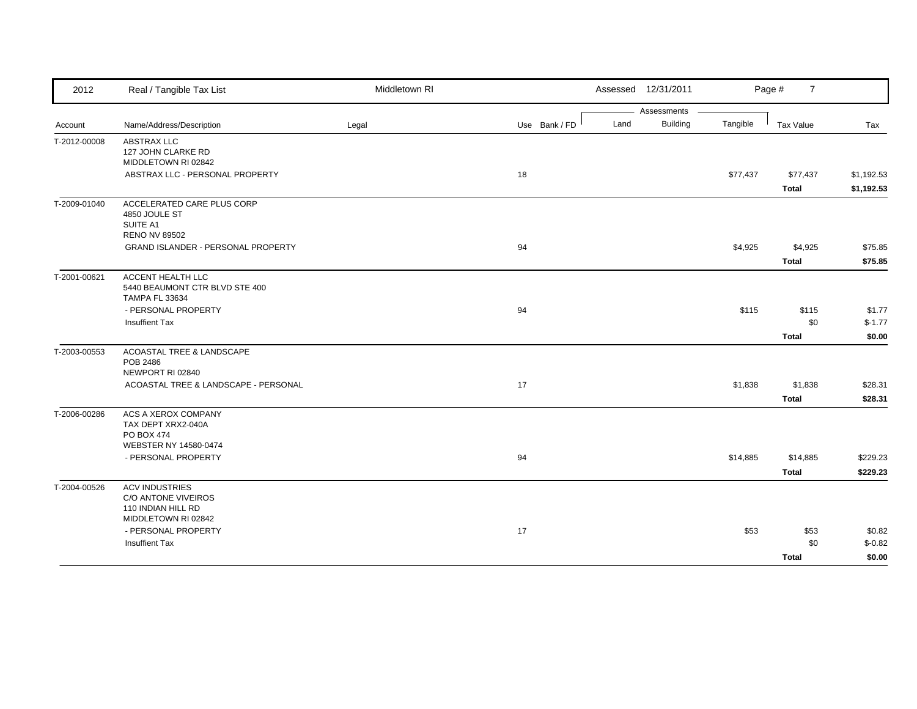| 2012 | Real / Tangible Tax List | Middletown RI | | | Assessed 12/31/2011 | | Page # 7 | |
|---|---|---|---|---|---|---|---|---|
| | | | | Assessments | | | | |
| Account | Name/Address/Description | Legal | Use Bank / FD | Land | Building | Tangible | Tax Value | Tax |
| T-2012-00008 | ABSTRAX LLC<br>127 JOHN CLARKE RD<br>MIDDLETOWN RI 02842 | | | | | | | |
| | ABSTRAX LLC - PERSONAL PROPERTY | | 18 | | | $77,437 | $77,437 | $1,192.53 |
| | | | | | | | **Total** | **$1,192.53** |
| T-2009-01040 | ACCELERATED CARE PLUS CORP<br>4850 JOULE ST<br>SUITE A1<br>RENO NV 89502 | | | | | | | |
| | GRAND ISLANDER - PERSONAL PROPERTY | | 94 | | | $4,925 | $4,925 | $75.85 |
| | | | | | | | **Total** | **$75.85** |
| T-2001-00621 | ACCENT HEALTH LLC<br>5440 BEAUMONT CTR BLVD STE 400<br>TAMPA FL 33634 | | | | | | | |
| | - PERSONAL PROPERTY | | 94 | | | $115 | $115 | $1.77 |
| | Insuffient Tax | | | | | | $0 | $-1.77 |
| | | | | | | | **Total** | **$0.00** |
| T-2003-00553 | ACOASTAL TREE & LANDSCAPE<br>POB 2486<br>NEWPORT RI 02840 | | | | | | | |
| | ACOASTAL TREE & LANDSCAPE - PERSONAL | | 17 | | | $1,838 | $1,838 | $28.31 |
| | | | | | | | **Total** | **$28.31** |
| T-2006-00286 | ACS A XEROX COMPANY<br>TAX DEPT XRX2-040A<br>PO BOX 474<br>WEBSTER NY 14580-0474 | | | | | | | |
| | - PERSONAL PROPERTY | | 94 | | | $14,885 | $14,885 | $229.23 |
| | | | | | | | **Total** | **$229.23** |
| T-2004-00526 | ACV INDUSTRIES<br>C/O ANTONE VIVEIROS<br>110 INDIAN HILL RD<br>MIDDLETOWN RI 02842 | | | | | | | |
| | - PERSONAL PROPERTY | | 17 | | | $53 | $53 | $0.82 |
| | Insuffient Tax | | | | | | $0 | $-0.82 |
| | | | | | | | **Total** | **$0.00** |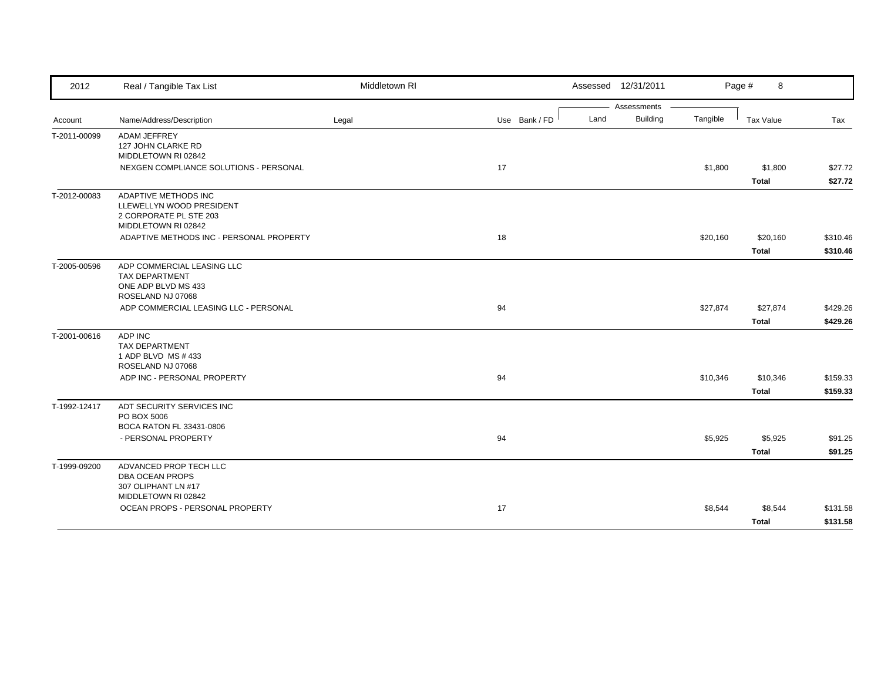| 2012 | Real / Tangible Tax List | Middletown RI | | Assessed 12/31/2011 | | | Page # 8 | |
|---|---|---|---|---|---|---|---|---|
| | | | | Assessments | | | | |
| Account | Name/Address/Description | Legal | Use Bank / FD | Land | Building | Tangible | Tax Value | Tax |
| T-2011-00099 | ADAM JEFFREY<br>127 JOHN CLARKE RD<br>MIDDLETOWN RI 02842 | | | | | | | |
| | NEXGEN COMPLIANCE SOLUTIONS - PERSONAL | | 17 | | | $1,800 | $1,800 | $27.72 |
| | | | | | | | **Total** | **$27.72** |
| T-2012-00083 | ADAPTIVE METHODS INC<br>LLEWELLYN WOOD PRESIDENT<br>2 CORPORATE PL STE 203<br>MIDDLETOWN RI 02842 | | | | | | | |
| | ADAPTIVE METHODS INC - PERSONAL PROPERTY | | 18 | | | $20,160 | $20,160 | $310.46 |
| | | | | | | | **Total** | **$310.46** |
| T-2005-00596 | ADP COMMERCIAL LEASING LLC<br>TAX DEPARTMENT<br>ONE ADP BLVD MS 433<br>ROSELAND NJ 07068 | | | | | | | |
| | ADP COMMERCIAL LEASING LLC - PERSONAL | | 94 | | | $27,874 | $27,874 | $429.26 |
| | | | | | | | **Total** | **$429.26** |
| T-2001-00616 | ADP INC<br>TAX DEPARTMENT<br>1 ADP BLVD MS # 433<br>ROSELAND NJ 07068 | | | | | | | |
| | ADP INC - PERSONAL PROPERTY | | 94 | | | $10,346 | $10,346 | $159.33 |
| | | | | | | | **Total** | **$159.33** |
| T-1992-12417 | ADT SECURITY SERVICES INC<br>PO BOX 5006<br>BOCA RATON FL 33431-0806 | | | | | | | |
| | - PERSONAL PROPERTY | | 94 | | | $5,925 | $5,925 | $91.25 |
| | | | | | | | **Total** | **$91.25** |
| T-1999-09200 | ADVANCED PROP TECH LLC<br>DBA OCEAN PROPS<br>307 OLIPHANT LN #17<br>MIDDLETOWN RI 02842 | | | | | | | |
| | OCEAN PROPS - PERSONAL PROPERTY | | 17 | | | $8,544 | $8,544 | $131.58 |
| | | | | | | | **Total** | **$131.58** |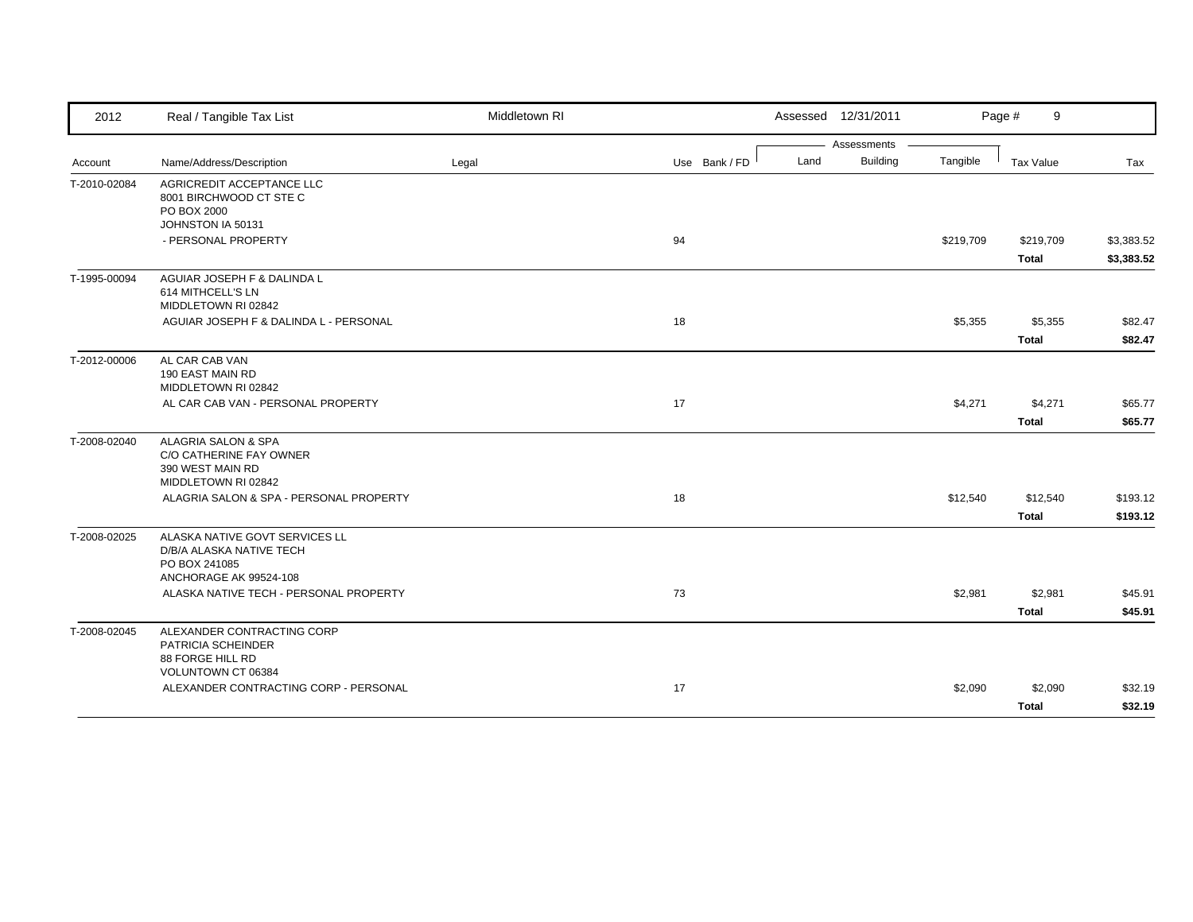| 2012 | Real / Tangible Tax List | Middletown RI | | | Assessed 12/31/2011 | | | Page # 9 | |
|---|---|---|---|---|---|---|---|---|---|
| | | | | | Assessments | | | | |
| Account | Name/Address/Description | Legal | Use | Bank / FD | Land | Building | Tangible | Tax Value | Tax |
| T-2010-02084 | AGRICREDIT ACCEPTANCE LLC<br>8001 BIRCHWOOD CT STE C<br>PO BOX 2000<br>JOHNSTON IA 50131 | | | | | | | | |
| | - PERSONAL PROPERTY | | 94 | | | | $219,709 | $219,709 | $3,383.52 |
| | | | | | | | | **Total** | **$3,383.52** |
| T-1995-00094 | AGUIAR JOSEPH F & DALINDA L<br>614 MITHCELL'S LN<br>MIDDLETOWN RI 02842 | | | | | | | | |
| | AGUIAR JOSEPH F & DALINDA L - PERSONAL | | 18 | | | | $5,355 | $5,355 | $82.47 |
| | | | | | | | | **Total** | **$82.47** |
| T-2012-00006 | AL CAR CAB VAN<br>190 EAST MAIN RD<br>MIDDLETOWN RI 02842 | | | | | | | | |
| | AL CAR CAB VAN - PERSONAL PROPERTY | | 17 | | | | $4,271 | $4,271 | $65.77 |
| | | | | | | | | **Total** | **$65.77** |
| T-2008-02040 | ALAGRIA SALON & SPA<br>C/O CATHERINE FAY OWNER<br>390 WEST MAIN RD<br>MIDDLETOWN RI 02842 | | | | | | | | |
| | ALAGRIA SALON & SPA - PERSONAL PROPERTY | | 18 | | | | $12,540 | $12,540 | $193.12 |
| | | | | | | | | **Total** | **$193.12** |
| T-2008-02025 | ALASKA NATIVE GOVT SERVICES LL<br>D/B/A ALASKA NATIVE TECH<br>PO BOX 241085<br>ANCHORAGE AK 99524-108 | | | | | | | | |
| | ALASKA NATIVE TECH - PERSONAL PROPERTY | | 73 | | | | $2,981 | $2,981 | $45.91 |
| | | | | | | | | **Total** | **$45.91** |
| T-2008-02045 | ALEXANDER CONTRACTING CORP<br>PATRICIA SCHEINDER<br>88 FORGE HILL RD<br>VOLUNTOWN CT 06384 | | | | | | | | |
| | ALEXANDER CONTRACTING CORP - PERSONAL | | 17 | | | | $2,090 | $2,090 | $32.19 |
| | | | | | | | | **Total** | **$32.19** |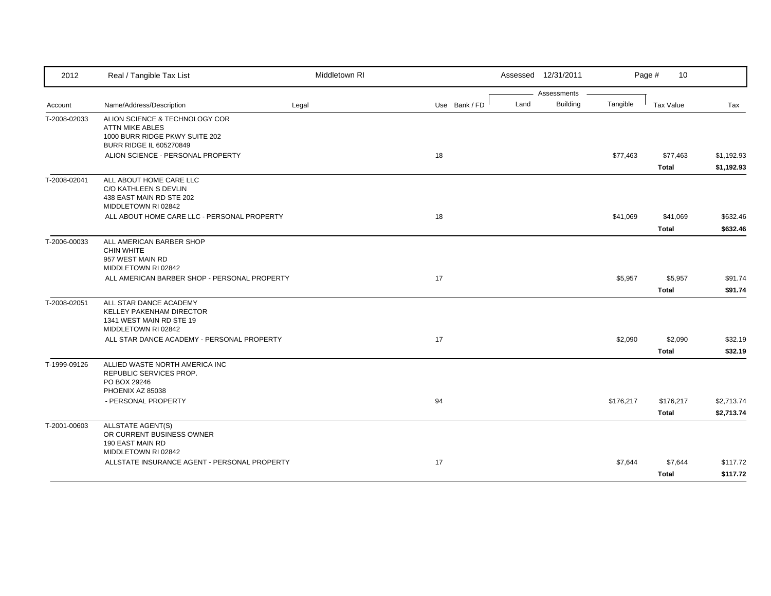| 2012 | Real / Tangible Tax List | Middletown RI | | | Assessed 12/31/2011 | | | Page # 10 | |
|---|---|---|---|---|---|---|---|---|---|
| | | | | | Assessments | | | | |
| Account | Name/Address/Description | Legal | Use | Bank / FD | Land | Building | Tangible | Tax Value | Tax |
| T-2008-02033 | ALION SCIENCE & TECHNOLOGY COR<br>ATTN MIKE ABLES<br>1000 BURR RIDGE PKWY SUITE 202<br>BURR RIDGE IL 605270849 | | | | | | | | |
| | ALION SCIENCE - PERSONAL PROPERTY | | 18 | | | | $77,463 | $77,463 | $1,192.93 |
| | | | | | | | | **Total** | **$1,192.93** |
| T-2008-02041 | ALL ABOUT HOME CARE LLC<br>C/O KATHLEEN S DEVLIN<br>438 EAST MAIN RD STE 202<br>MIDDLETOWN RI 02842 | | | | | | | | |
| | ALL ABOUT HOME CARE LLC - PERSONAL PROPERTY | | 18 | | | | $41,069 | $41,069 | $632.46 |
| | | | | | | | | **Total** | **$632.46** |
| T-2006-00033 | ALL AMERICAN BARBER SHOP<br>CHIN WHITE<br>957 WEST MAIN RD<br>MIDDLETOWN RI 02842 | | | | | | | | |
| | ALL AMERICAN BARBER SHOP - PERSONAL PROPERTY | | 17 | | | | $5,957 | $5,957 | $91.74 |
| | | | | | | | | **Total** | **$91.74** |
| T-2008-02051 | ALL STAR DANCE ACADEMY<br>KELLEY PAKENHAM DIRECTOR<br>1341 WEST MAIN RD STE 19<br>MIDDLETOWN RI 02842 | | | | | | | | |
| | ALL STAR DANCE ACADEMY - PERSONAL PROPERTY | | 17 | | | | $2,090 | $2,090 | $32.19 |
| | | | | | | | | **Total** | **$32.19** |
| T-1999-09126 | ALLIED WASTE NORTH AMERICA INC<br>REPUBLIC SERVICES PROP.<br>PO BOX 29246<br>PHOENIX AZ 85038 | | | | | | | | |
| | - PERSONAL PROPERTY | | 94 | | | | $176,217 | $176,217 | $2,713.74 |
| | | | | | | | | **Total** | **$2,713.74** |
| T-2001-00603 | ALLSTATE AGENT(S)<br>OR CURRENT BUSINESS OWNER<br>190 EAST MAIN RD<br>MIDDLETOWN RI 02842 | | | | | | | | |
| | ALLSTATE INSURANCE AGENT - PERSONAL PROPERTY | | 17 | | | | $7,644 | $7,644 | $117.72 |
| | | | | | | | | **Total** | **$117.72** |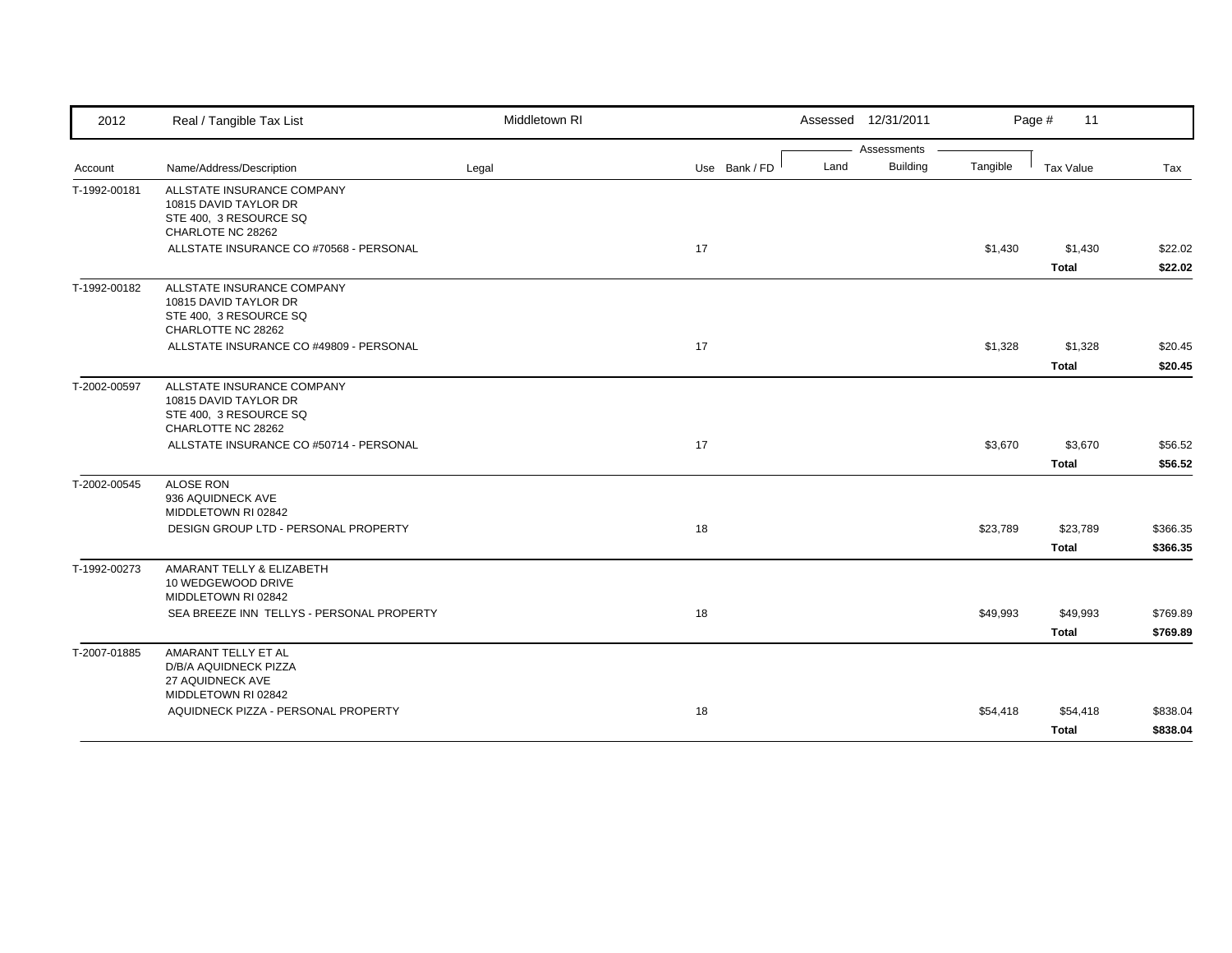| 2012 | Real / Tangible Tax List | Middletown RI | | Assessed 12/31/2011 | | | Page # 11 | |
|---|---|---|---|---|---|---|---|---|
| | | | | Assessments | | | | |
| Account | Name/Address/Description | Legal | Use Bank / FD | Land | Building | Tangible | Tax Value | Tax |
| T-1992-00181 | ALLSTATE INSURANCE COMPANY<br>10815 DAVID TAYLOR DR<br>STE 400, 3 RESOURCE SQ<br>CHARLOTE NC 28262 | | | | | | | |
| | ALLSTATE INSURANCE CO #70568 - PERSONAL | | 17 | | | $1,430 | $1,430 | $22.02 |
| | | | | | | | **Total** | **$22.02** |
| T-1992-00182 | ALLSTATE INSURANCE COMPANY<br>10815 DAVID TAYLOR DR<br>STE 400, 3 RESOURCE SQ<br>CHARLOTTE NC 28262 | | | | | | | |
| | ALLSTATE INSURANCE CO #49809 - PERSONAL | | 17 | | | $1,328 | $1,328 | $20.45 |
| | | | | | | | **Total** | **$20.45** |
| T-2002-00597 | ALLSTATE INSURANCE COMPANY<br>10815 DAVID TAYLOR DR<br>STE 400, 3 RESOURCE SQ<br>CHARLOTTE NC 28262 | | | | | | | |
| | ALLSTATE INSURANCE CO #50714 - PERSONAL | | 17 | | | $3,670 | $3,670 | $56.52 |
| | | | | | | | **Total** | **$56.52** |
| T-2002-00545 | ALOSE RON<br>936 AQUIDNECK AVE<br>MIDDLETOWN RI 02842 | | | | | | | |
| | DESIGN GROUP LTD - PERSONAL PROPERTY | | 18 | | | $23,789 | $23,789 | $366.35 |
| | | | | | | | **Total** | **$366.35** |
| T-1992-00273 | AMARANT TELLY & ELIZABETH<br>10 WEDGEWOOD DRIVE<br>MIDDLETOWN RI 02842 | | | | | | | |
| | SEA BREEZE INN TELLYS - PERSONAL PROPERTY | | 18 | | | $49,993 | $49,993 | $769.89 |
| | | | | | | | **Total** | **$769.89** |
| T-2007-01885 | AMARANT TELLY ET AL<br>D/B/A AQUIDNECK PIZZA<br>27 AQUIDNECK AVE<br>MIDDLETOWN RI 02842 | | | | | | | |
| | AQUIDNECK PIZZA - PERSONAL PROPERTY | | 18 | | | $54,418 | $54,418 | $838.04 |
| | | | | | | | **Total** | **$838.04** |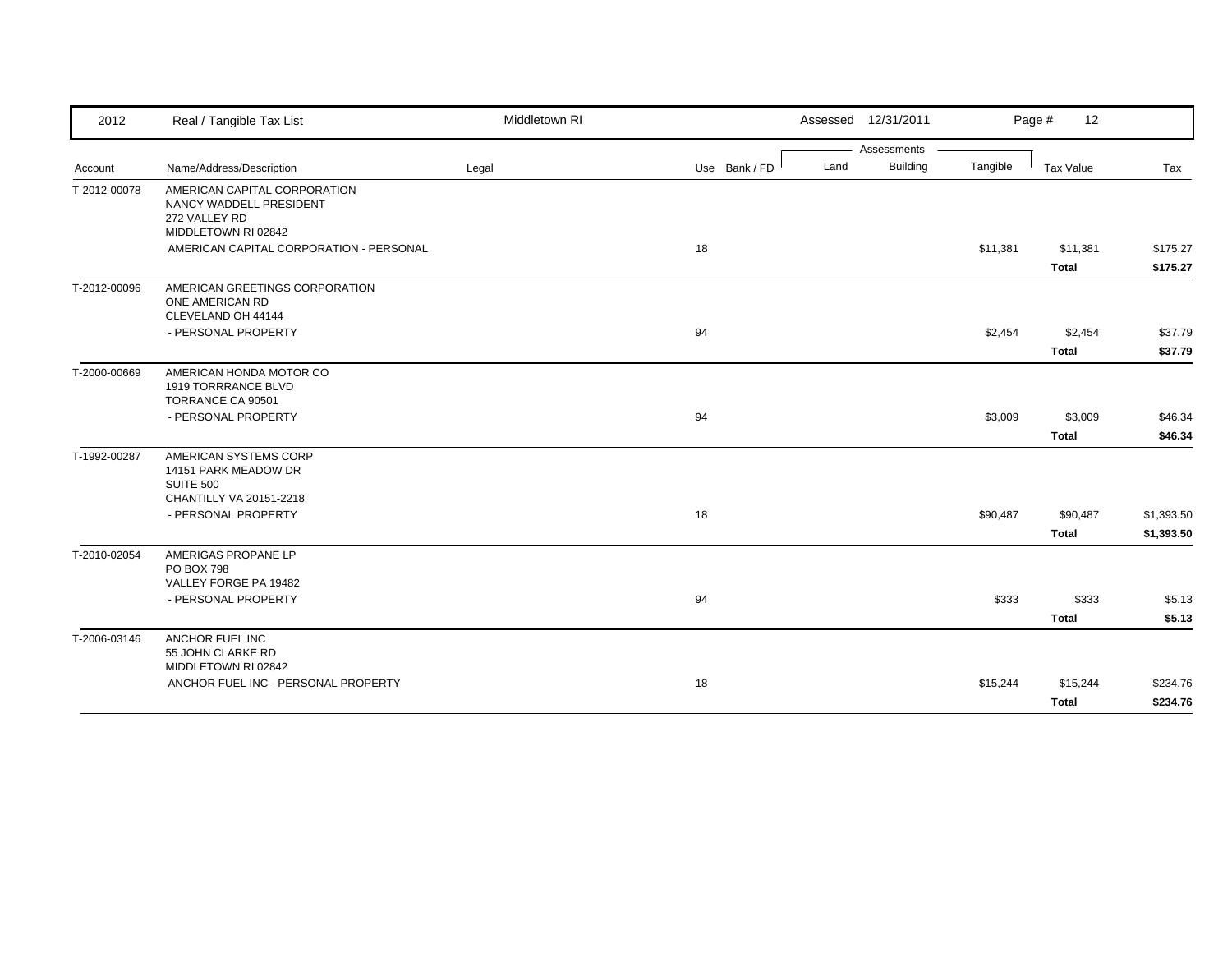| 2012 | Real / Tangible Tax List | Middletown RI | | | Assessed 12/31/2011 | | | Page # 12 | |
|---|---|---|---|---|---|---|---|---|---|
| | | | | | Assessments | | | | |
| Account | Name/Address/Description | Legal | Use | Bank / FD | Land | Building | Tangible | Tax Value | Tax |
| T-2012-00078 | AMERICAN CAPITAL CORPORATION<br>NANCY WADDELL PRESIDENT<br>272 VALLEY RD<br>MIDDLETOWN RI 02842 | | | | | | | | |
| | AMERICAN CAPITAL CORPORATION - PERSONAL | | 18 | | | | $11,381 | $11,381 | $175.27 |
| | | | | | | | | **Total** | **$175.27** |
| T-2012-00096 | AMERICAN GREETINGS CORPORATION<br>ONE AMERICAN RD<br>CLEVELAND OH 44144 | | | | | | | | |
| | - PERSONAL PROPERTY | | 94 | | | | $2,454 | $2,454 | $37.79 |
| | | | | | | | | **Total** | **$37.79** |
| T-2000-00669 | AMERICAN HONDA MOTOR CO<br>1919 TORRRANCE BLVD<br>TORRANCE CA 90501 | | | | | | | | |
| | - PERSONAL PROPERTY | | 94 | | | | $3,009 | $3,009 | $46.34 |
| | | | | | | | | **Total** | **$46.34** |
| T-1992-00287 | AMERICAN SYSTEMS CORP<br>14151 PARK MEADOW DR<br>SUITE 500<br>CHANTILLY VA 20151-2218 | | | | | | | | |
| | - PERSONAL PROPERTY | | 18 | | | | $90,487 | $90,487 | $1,393.50 |
| | | | | | | | | **Total** | **$1,393.50** |
| T-2010-02054 | AMERIGAS PROPANE LP<br>PO BOX 798<br>VALLEY FORGE PA 19482 | | | | | | | | |
| | - PERSONAL PROPERTY | | 94 | | | | $333 | $333 | $5.13 |
| | | | | | | | | **Total** | **$5.13** |
| T-2006-03146 | ANCHOR FUEL INC<br>55 JOHN CLARKE RD<br>MIDDLETOWN RI 02842 | | | | | | | | |
| | ANCHOR FUEL INC - PERSONAL PROPERTY | | 18 | | | | $15,244 | $15,244 | $234.76 |
| | | | | | | | | **Total** | **$234.76** |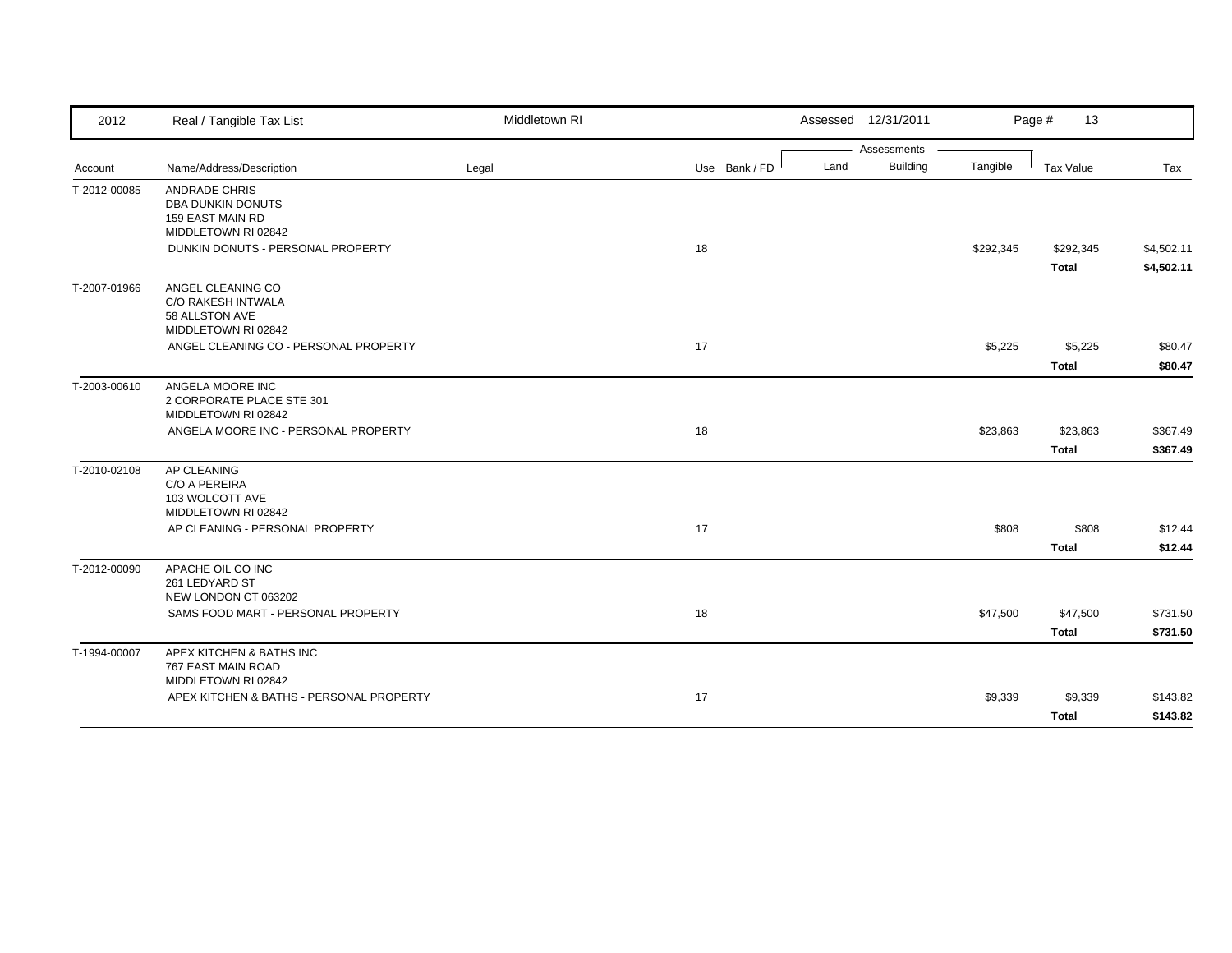| 2012 | Real / Tangible Tax List | Middletown RI | | | Assessed 12/31/2011 | | | Page # 13 | |
|---|---|---|---|---|---|---|---|---|---|
| | | | | | Assessments | | | | |
| Account | Name/Address/Description | Legal | Use | Bank / FD | Land | Building | Tangible | Tax Value | Tax |
| T-2012-00085 | ANDRADE CHRIS<br>DBA DUNKIN DONUTS<br>159 EAST MAIN RD<br>MIDDLETOWN RI 02842 | | | | | | | | |
| | DUNKIN DONUTS - PERSONAL PROPERTY | | 18 | | | | $292,345 | $292,345 | $4,502.11 |
| | | | | | | | | **Total** | **$4,502.11** |
| T-2007-01966 | ANGEL CLEANING CO<br>C/O RAKESH INTWALA<br>58 ALLSTON AVE<br>MIDDLETOWN RI 02842 | | | | | | | | |
| | ANGEL CLEANING CO - PERSONAL PROPERTY | | 17 | | | | $5,225 | $5,225 | $80.47 |
| | | | | | | | | **Total** | **$80.47** |
| T-2003-00610 | ANGELA MOORE INC<br>2 CORPORATE PLACE STE 301<br>MIDDLETOWN RI 02842 | | | | | | | | |
| | ANGELA MOORE INC - PERSONAL PROPERTY | | 18 | | | | $23,863 | $23,863 | $367.49 |
| | | | | | | | | **Total** | **$367.49** |
| T-2010-02108 | AP CLEANING<br>C/O A PEREIRA<br>103 WOLCOTT AVE<br>MIDDLETOWN RI 02842 | | | | | | | | |
| | AP CLEANING - PERSONAL PROPERTY | | 17 | | | | $808 | $808 | $12.44 |
| | | | | | | | | **Total** | **$12.44** |
| T-2012-00090 | APACHE OIL CO INC<br>261 LEDYARD ST<br>NEW LONDON CT 063202 | | | | | | | | |
| | SAMS FOOD MART - PERSONAL PROPERTY | | 18 | | | | $47,500 | $47,500 | $731.50 |
| | | | | | | | | **Total** | **$731.50** |
| T-1994-00007 | APEX KITCHEN & BATHS INC<br>767 EAST MAIN ROAD<br>MIDDLETOWN RI 02842 | | | | | | | | |
| | APEX KITCHEN & BATHS - PERSONAL PROPERTY | | 17 | | | | $9,339 | $9,339 | $143.82 |
| | | | | | | | | **Total** | **$143.82** |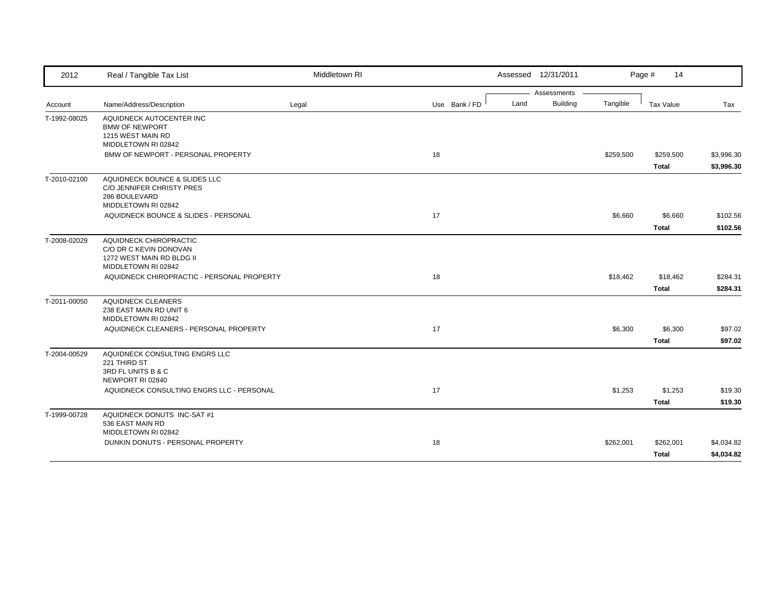| 2012 | Real / Tangible Tax List | Middletown RI | | Assessed 12/31/2011 | | | Page # 14 | |
|---|---|---|---|---|---|---|---|---|
| | | | | Assessments | | | | |
| Account | Name/Address/Description | Legal | Use Bank / FD | Land | Building | Tangible | Tax Value | Tax |
| T-1992-08025 | AQUIDNECK AUTOCENTER INC<br>BMW OF NEWPORT<br>1215 WEST MAIN RD<br>MIDDLETOWN RI 02842 | | | | | | | |
| | BMW OF NEWPORT - PERSONAL PROPERTY | | 18 | | | $259,500 | $259,500 | $3,996.30 |
| | | | | | | | **Total** | **$3,996.30** |
| T-2010-02100 | AQUIDNECK BOUNCE & SLIDES LLC<br>C/O JENNIFER CHRISTY PRES<br>286 BOULEVARD<br>MIDDLETOWN RI 02842 | | | | | | | |
| | AQUIDNECK BOUNCE & SLIDES - PERSONAL | | 17 | | | $6,660 | $6,660 | $102.56 |
| | | | | | | | **Total** | **$102.56** |
| T-2008-02029 | AQUIDNECK CHIROPRACTIC<br>C/O DR C KEVIN DONOVAN<br>1272 WEST MAIN RD BLDG II<br>MIDDLETOWN RI 02842 | | | | | | | |
| | AQUIDNECK CHIROPRACTIC - PERSONAL PROPERTY | | 18 | | | $18,462 | $18,462 | $284.31 |
| | | | | | | | **Total** | **$284.31** |
| T-2011-00050 | AQUIDNECK CLEANERS<br>238 EAST MAIN RD UNIT 6<br>MIDDLETOWN RI 02842 | | | | | | | |
| | AQUIDNECK CLEANERS - PERSONAL PROPERTY | | 17 | | | $6,300 | $6,300 | $97.02 |
| | | | | | | | **Total** | **$97.02** |
| T-2004-00529 | AQUIDNECK CONSULTING ENGRS LLC<br>221 THIRD ST<br>3RD FL UNITS B & C<br>NEWPORT RI 02840 | | | | | | | |
| | AQUIDNECK CONSULTING ENGRS LLC - PERSONAL | | 17 | | | $1,253 | $1,253 | $19.30 |
| | | | | | | | **Total** | **$19.30** |
| T-1999-00728 | AQUIDNECK DONUTS INC-SAT #1<br>536 EAST MAIN RD<br>MIDDLETOWN RI 02842 | | | | | | | |
| | DUNKIN DONUTS - PERSONAL PROPERTY | | 18 | | | $262,001 | $262,001 | $4,034.82 |
| | | | | | | | **Total** | **$4,034.82** |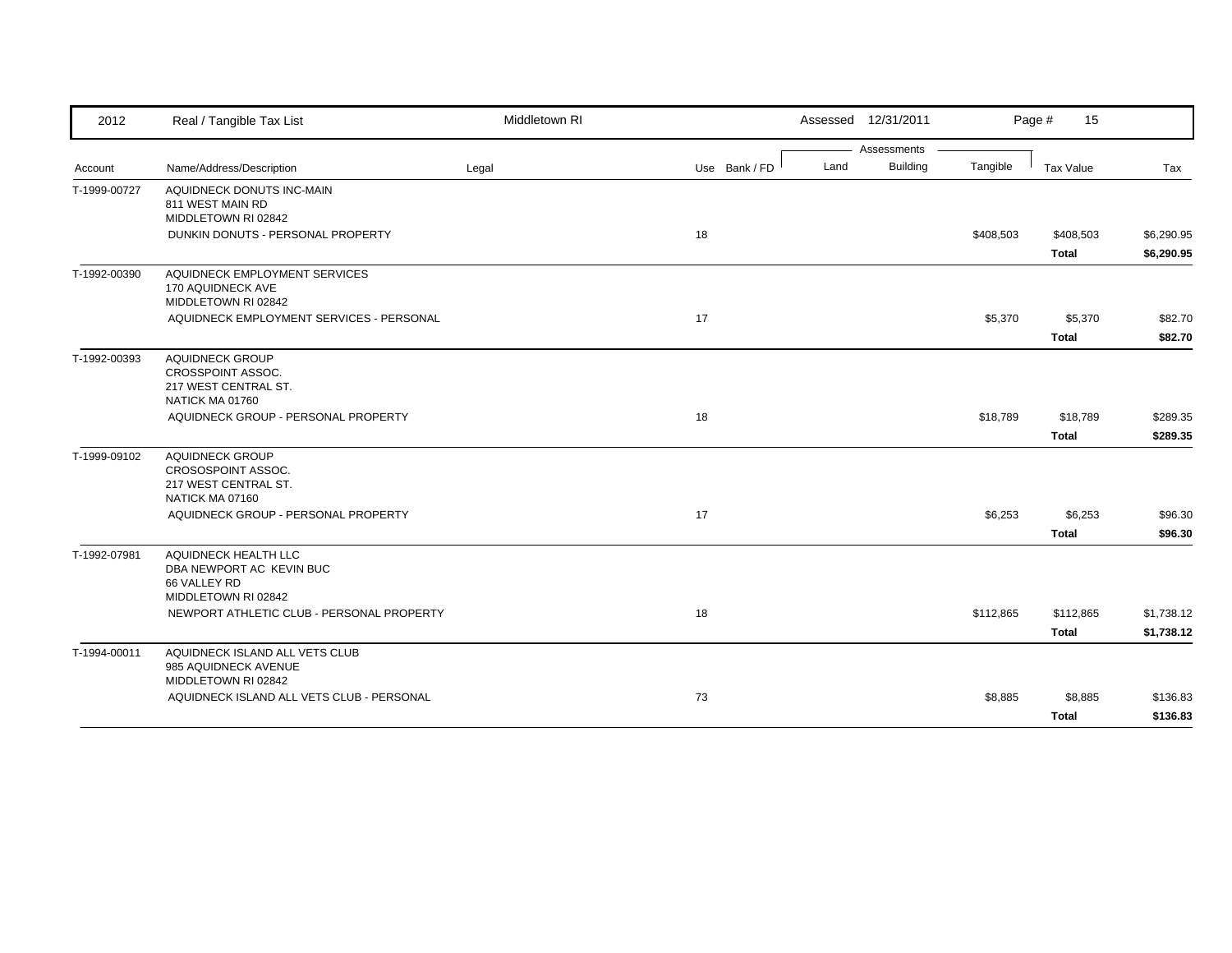| Account | Name/Address/Description | Legal | Use | Bank / FD | Land | Building | Tangible | Tax Value | Tax |
|---|---|---|---|---|---|---|---|---|---|
| T-1999-00727 | AQUIDNECK DONUTS INC-MAIN<br>811 WEST MAIN RD<br>MIDDLETOWN RI 02842 | | | | | | | | |
| | DUNKIN DONUTS - PERSONAL PROPERTY | | 18 | | | | $408,503 | $408,503 | $6,290.95 |
| | | | | | | | | **Total** | **$6,290.95** |
| T-1992-00390 | AQUIDNECK EMPLOYMENT SERVICES<br>170 AQUIDNECK AVE<br>MIDDLETOWN RI 02842 | | | | | | | | |
| | AQUIDNECK EMPLOYMENT SERVICES - PERSONAL | | 17 | | | | $5,370 | $5,370 | $82.70 |
| | | | | | | | | **Total** | **$82.70** |
| T-1992-00393 | AQUIDNECK GROUP<br>CROSSPOINT ASSOC.<br>217 WEST CENTRAL ST.<br>NATICK MA 01760 | | | | | | | | |
| | AQUIDNECK GROUP - PERSONAL PROPERTY | | 18 | | | | $18,789 | $18,789 | $289.35 |
| | | | | | | | | **Total** | **$289.35** |
| T-1999-09102 | AQUIDNECK GROUP<br>CROSOSPOINT ASSOC.<br>217 WEST CENTRAL ST.<br>NATICK MA 07160 | | | | | | | | |
| | AQUIDNECK GROUP - PERSONAL PROPERTY | | 17 | | | | $6,253 | $6,253 | $96.30 |
| | | | | | | | | **Total** | **$96.30** |
| T-1992-07981 | AQUIDNECK HEALTH LLC<br>DBA NEWPORT AC KEVIN BUC<br>66 VALLEY RD<br>MIDDLETOWN RI 02842 | | | | | | | | |
| | NEWPORT ATHLETIC CLUB - PERSONAL PROPERTY | | 18 | | | | $112,865 | $112,865 | $1,738.12 |
| | | | | | | | | **Total** | **$1,738.12** |
| T-1994-00011 | AQUIDNECK ISLAND ALL VETS CLUB<br>985 AQUIDNECK AVENUE<br>MIDDLETOWN RI 02842 | | | | | | | | |
| | AQUIDNECK ISLAND ALL VETS CLUB - PERSONAL | | 73 | | | | $8,885 | $8,885 | $136.83 |
| | | | | | | | | **Total** | **$136.83** |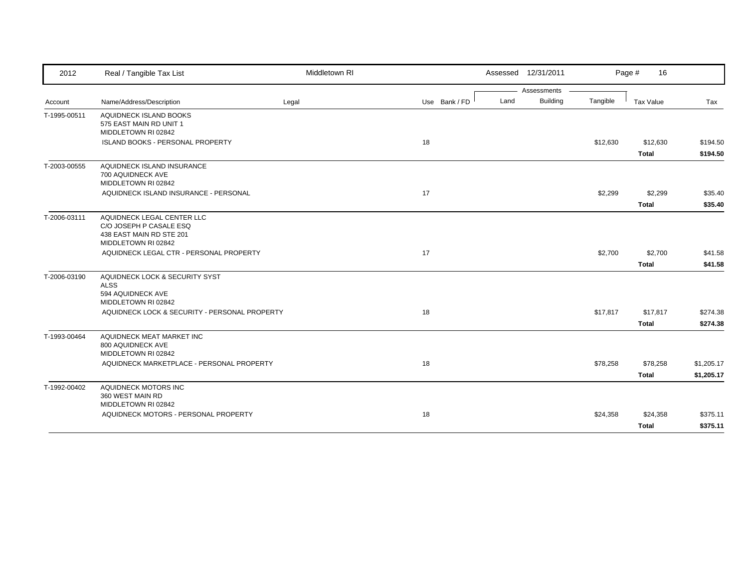| 2012 | Real / Tangible Tax List | Middletown RI | | | Assessed 12/31/2011 | | | Page # 16 | |
|---|---|---|---|---|---|---|---|---|---|
| | | | | | Assessments | | | | |
| Account | Name/Address/Description | Legal | Use | Bank / FD | Land | Building | Tangible | Tax Value | Tax |
| T-1995-00511 | AQUIDNECK ISLAND BOOKS<br>575 EAST MAIN RD UNIT 1<br>MIDDLETOWN RI 02842 | | | | | | | | |
| | ISLAND BOOKS - PERSONAL PROPERTY | | 18 | | | | $12,630 | $12,630 | $194.50 |
| | | | | | | | | **Total** | **$194.50** |
| T-2003-00555 | AQUIDNECK ISLAND INSURANCE<br>700 AQUIDNECK AVE<br>MIDDLETOWN RI 02842 | | | | | | | | |
| | AQUIDNECK ISLAND INSURANCE - PERSONAL | | 17 | | | | $2,299 | $2,299 | $35.40 |
| | | | | | | | | **Total** | **$35.40** |
| T-2006-03111 | AQUIDNECK LEGAL CENTER LLC<br>C/O JOSEPH P CASALE ESQ<br>438 EAST MAIN RD STE 201<br>MIDDLETOWN RI 02842 | | | | | | | | |
| | AQUIDNECK LEGAL CTR - PERSONAL PROPERTY | | 17 | | | | $2,700 | $2,700 | $41.58 |
| | | | | | | | | **Total** | **$41.58** |
| T-2006-03190 | AQUIDNECK LOCK & SECURITY SYST<br>ALSS<br>594 AQUIDNECK AVE<br>MIDDLETOWN RI 02842 | | | | | | | | |
| | AQUIDNECK LOCK & SECURITY - PERSONAL PROPERTY | | 18 | | | | $17,817 | $17,817 | $274.38 |
| | | | | | | | | **Total** | **$274.38** |
| T-1993-00464 | AQUIDNECK MEAT MARKET INC<br>800 AQUIDNECK AVE<br>MIDDLETOWN RI 02842 | | | | | | | | |
| | AQUIDNECK MARKETPLACE - PERSONAL PROPERTY | | 18 | | | | $78,258 | $78,258 | $1,205.17 |
| | | | | | | | | **Total** | **$1,205.17** |
| T-1992-00402 | AQUIDNECK MOTORS INC<br>360 WEST MAIN RD<br>MIDDLETOWN RI 02842 | | | | | | | | |
| | AQUIDNECK MOTORS - PERSONAL PROPERTY | | 18 | | | | $24,358 | $24,358 | $375.11 |
| | | | | | | | | **Total** | **$375.11** |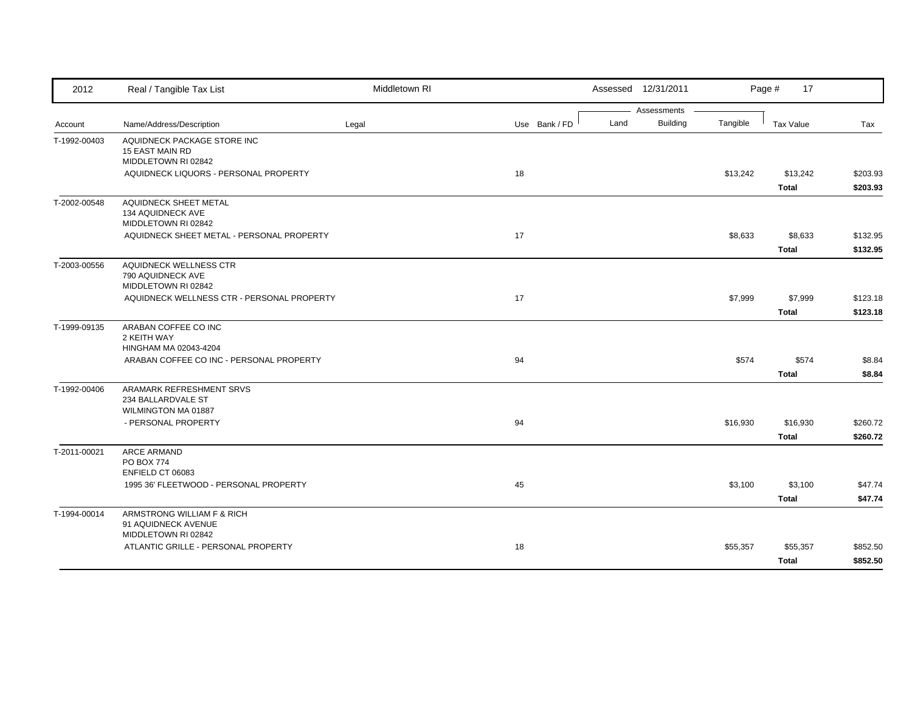| Account | Name/Address/Description | Legal | Use | Bank / FD | Land | Building | Tangible | Tax Value | Tax |
|---|---|---|---|---|---|---|---|---|---|
| T-1992-00403 | AQUIDNECK PACKAGE STORE INC<br>15 EAST MAIN RD<br>MIDDLETOWN RI 02842 | | | | | | | | |
| | AQUIDNECK LIQUORS - PERSONAL PROPERTY | | 18 | | | | $13,242 | $13,242 | $203.93 |
| | | | | | | | | **Total** | **$203.93** |
| T-2002-00548 | AQUIDNECK SHEET METAL<br>134 AQUIDNECK AVE<br>MIDDLETOWN RI 02842 | | | | | | | | |
| | AQUIDNECK SHEET METAL - PERSONAL PROPERTY | | 17 | | | | $8,633 | $8,633 | $132.95 |
| | | | | | | | | **Total** | **$132.95** |
| T-2003-00556 | AQUIDNECK WELLNESS CTR<br>790 AQUIDNECK AVE<br>MIDDLETOWN RI 02842 | | | | | | | | |
| | AQUIDNECK WELLNESS CTR - PERSONAL PROPERTY | | 17 | | | | $7,999 | $7,999 | $123.18 |
| | | | | | | | | **Total** | **$123.18** |
| T-1999-09135 | ARABAN COFFEE CO INC<br>2 KEITH WAY<br>HINGHAM MA 02043-4204 | | | | | | | | |
| | ARABAN COFFEE CO INC - PERSONAL PROPERTY | | 94 | | | | $574 | $574 | $8.84 |
| | | | | | | | | **Total** | **$8.84** |
| T-1992-00406 | ARAMARK REFRESHMENT SRVS<br>234 BALLARDVALE ST<br>WILMINGTON MA 01887 | | | | | | | | |
| | - PERSONAL PROPERTY | | 94 | | | | $16,930 | $16,930 | $260.72 |
| | | | | | | | | **Total** | **$260.72** |
| T-2011-00021 | ARCE ARMAND<br>PO BOX 774<br>ENFIELD CT 06083 | | | | | | | | |
| | 1995 36' FLEETWOOD - PERSONAL PROPERTY | | 45 | | | | $3,100 | $3,100 | $47.74 |
| | | | | | | | | **Total** | **$47.74** |
| T-1994-00014 | ARMSTRONG WILLIAM F & RICH<br>91 AQUIDNECK AVENUE<br>MIDDLETOWN RI 02842 | | | | | | | | |
| | ATLANTIC GRILLE - PERSONAL PROPERTY | | 18 | | | | $55,357 | $55,357 | $852.50 |
| | | | | | | | | **Total** | **$852.50** |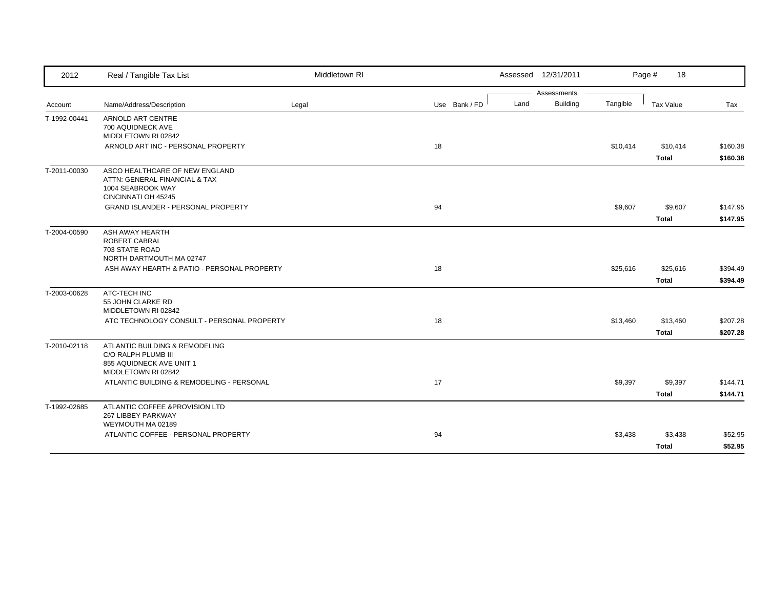| Account | Name/Address/Description | Legal | Use | Bank / FD | Land | Building | Tangible | Tax Value | Tax |
|---|---|---|---|---|---|---|---|---|---|
| T-1992-00441 | ARNOLD ART CENTRE<br>700 AQUIDNECK AVE<br>MIDDLETOWN RI 02842 | | | | | | | | |
| | ARNOLD ART INC - PERSONAL PROPERTY | | 18 | | | | $10,414 | $10,414 | $160.38 |
| | | | | | | | | **Total** | **$160.38** |
| T-2011-00030 | ASCO HEALTHCARE OF NEW ENGLAND<br>ATTN: GENERAL FINANCIAL & TAX<br>1004 SEABROOK WAY<br>CINCINNATI OH 45245 | | | | | | | | |
| | GRAND ISLANDER - PERSONAL PROPERTY | | 94 | | | | $9,607 | $9,607 | $147.95 |
| | | | | | | | | **Total** | **$147.95** |
| T-2004-00590 | ASH AWAY HEARTH<br>ROBERT CABRAL<br>703 STATE ROAD<br>NORTH DARTMOUTH MA 02747 | | | | | | | | |
| | ASH AWAY HEARTH & PATIO - PERSONAL PROPERTY | | 18 | | | | $25,616 | $25,616 | $394.49 |
| | | | | | | | | **Total** | **$394.49** |
| T-2003-00628 | ATC-TECH INC<br>55 JOHN CLARKE RD<br>MIDDLETOWN RI 02842 | | | | | | | | |
| | ATC TECHNOLOGY CONSULT - PERSONAL PROPERTY | | 18 | | | | $13,460 | $13,460 | $207.28 |
| | | | | | | | | **Total** | **$207.28** |
| T-2010-02118 | ATLANTIC BUILDING & REMODELING<br>C/O RALPH PLUMB III<br>855 AQUIDNECK AVE UNIT 1<br>MIDDLETOWN RI 02842 | | | | | | | | |
| | ATLANTIC BUILDING & REMODELING - PERSONAL | | 17 | | | | $9,397 | $9,397 | $144.71 |
| | | | | | | | | **Total** | **$144.71** |
| T-1992-02685 | ATLANTIC COFFEE &PROVISION LTD<br>267 LIBBEY PARKWAY<br>WEYMOUTH MA 02189 | | | | | | | | |
| | ATLANTIC COFFEE - PERSONAL PROPERTY | | 94 | | | | $3,438 | $3,438 | $52.95 |
| | | | | | | | | **Total** | **$52.95** |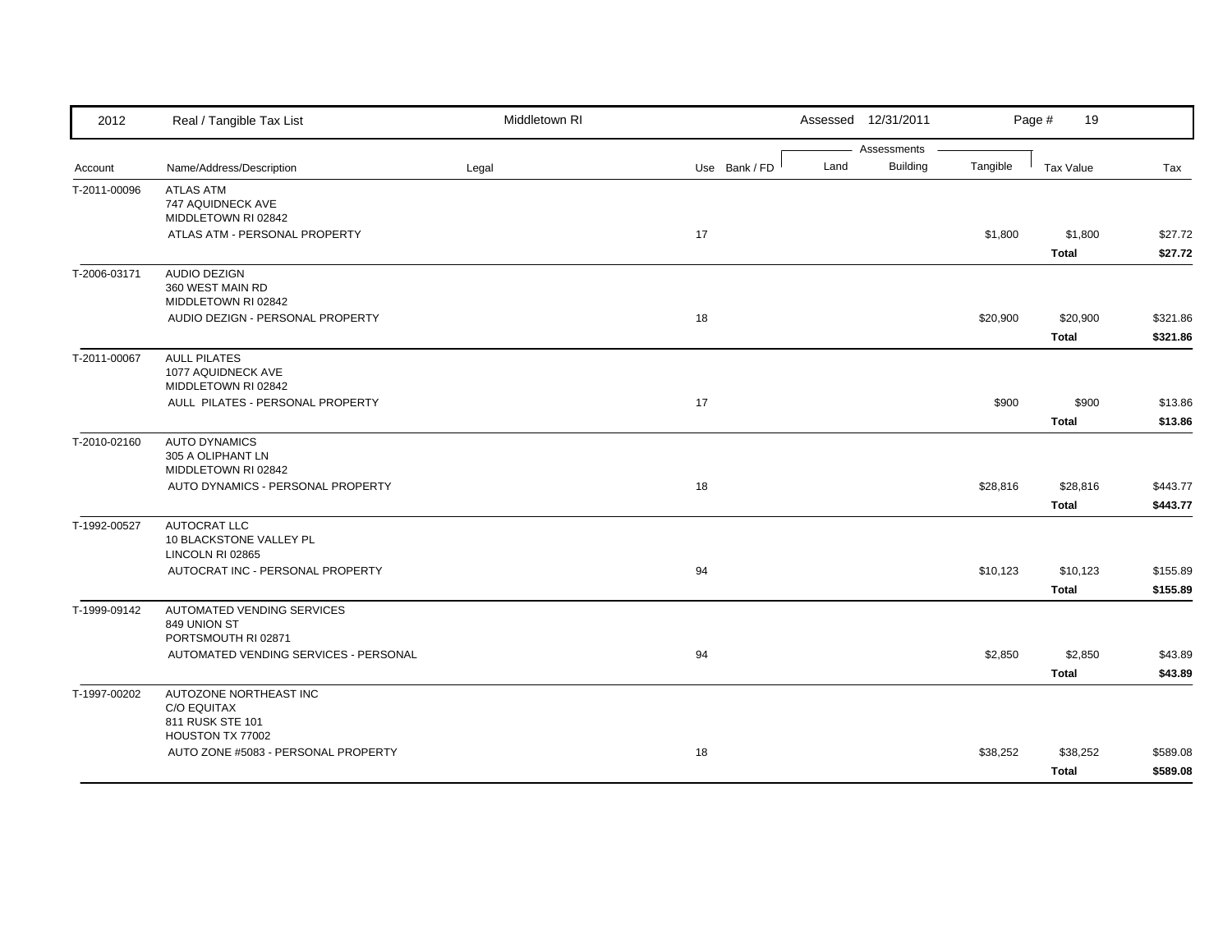| 2012 | Real / Tangible Tax List | Middletown RI | | | Assessed 12/31/2011 | | | Page # 19 | |
|---|---|---|---|---|---|---|---|---|---|
| | | | | | Assessments | | | | |
| Account | Name/Address/Description | Legal | Use | Bank / FD | Land | Building | Tangible | Tax Value | Tax |
| T-2011-00096 | ATLAS ATM<br>747 AQUIDNECK AVE<br>MIDDLETOWN RI 02842 | | | | | | | | |
| | ATLAS ATM - PERSONAL PROPERTY | | 17 | | | | $1,800 | $1,800 | $27.72 |
| | | | | | | | | **Total** | **$27.72** |
| T-2006-03171 | AUDIO DEZIGN<br>360 WEST MAIN RD<br>MIDDLETOWN RI 02842 | | | | | | | | |
| | AUDIO DEZIGN - PERSONAL PROPERTY | | 18 | | | | $20,900 | $20,900 | $321.86 |
| | | | | | | | | **Total** | **$321.86** |
| T-2011-00067 | AULL PILATES<br>1077 AQUIDNECK AVE<br>MIDDLETOWN RI 02842 | | | | | | | | |
| | AULL PILATES - PERSONAL PROPERTY | | 17 | | | | $900 | $900 | $13.86 |
| | | | | | | | | **Total** | **$13.86** |
| T-2010-02160 | AUTO DYNAMICS<br>305 A OLIPHANT LN<br>MIDDLETOWN RI 02842 | | | | | | | | |
| | AUTO DYNAMICS - PERSONAL PROPERTY | | 18 | | | | $28,816 | $28,816 | $443.77 |
| | | | | | | | | **Total** | **$443.77** |
| T-1992-00527 | AUTOCRAT LLC<br>10 BLACKSTONE VALLEY PL<br>LINCOLN RI 02865 | | | | | | | | |
| | AUTOCRAT INC - PERSONAL PROPERTY | | 94 | | | | $10,123 | $10,123 | $155.89 |
| | | | | | | | | **Total** | **$155.89** |
| T-1999-09142 | AUTOMATED VENDING SERVICES<br>849 UNION ST<br>PORTSMOUTH RI 02871 | | | | | | | | |
| | AUTOMATED VENDING SERVICES - PERSONAL | | 94 | | | | $2,850 | $2,850 | $43.89 |
| | | | | | | | | **Total** | **$43.89** |
| T-1997-00202 | AUTOZONE NORTHEAST INC<br>C/O EQUITAX<br>811 RUSK STE 101<br>HOUSTON TX 77002 | | | | | | | | |
| | AUTO ZONE #5083 - PERSONAL PROPERTY | | 18 | | | | $38,252 | $38,252 | $589.08 |
| | | | | | | | | **Total** | **$589.08** |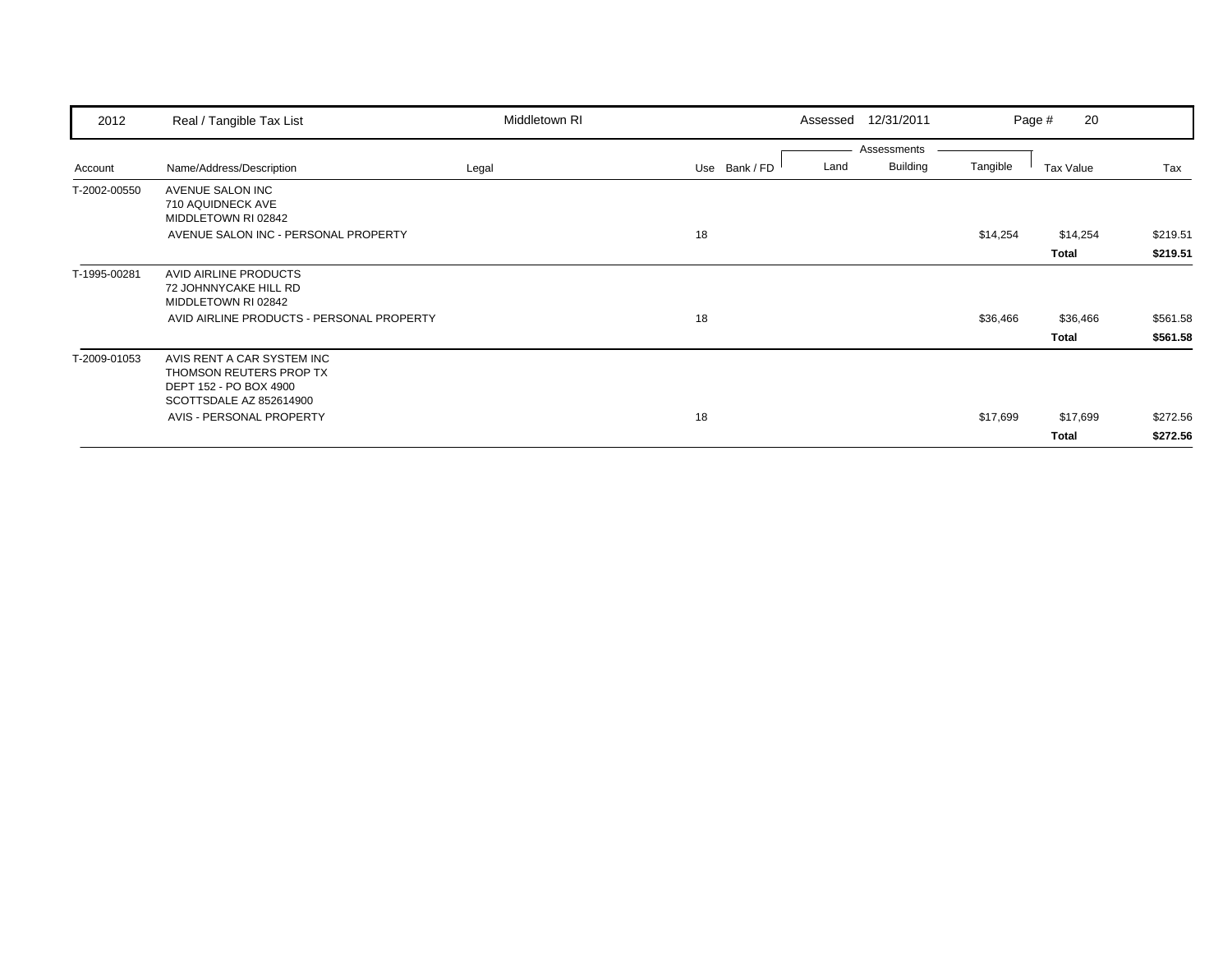| 2012 | Real / Tangible Tax List | Middletown RI | | | Assessed 12/31/2011 | | | Page # 20 | |
|---|---|---|---|---|---|---|---|---|---|
| | | | | | Assessments | | | | |
| Account | Name/Address/Description | Legal | Use | Bank / FD | Land | Building | Tangible | Tax Value | Tax |
| T-2002-00550 | AVENUE SALON INC<br>710 AQUIDNECK AVE<br>MIDDLETOWN RI 02842 | | | | | | | | |
| | AVENUE SALON INC - PERSONAL PROPERTY | | 18 | | | | $14,254 | $14,254 | $219.51 |
| | | | | | | | | **Total** | **$219.51** |
| T-1995-00281 | AVID AIRLINE PRODUCTS<br>72 JOHNNYCAKE HILL RD<br>MIDDLETOWN RI 02842 | | | | | | | | |
| | AVID AIRLINE PRODUCTS - PERSONAL PROPERTY | | 18 | | | | $36,466 | $36,466 | $561.58 |
| | | | | | | | | **Total** | **$561.58** |
| T-2009-01053 | AVIS RENT A CAR SYSTEM INC<br>THOMSON REUTERS PROP TX<br>DEPT 152 - PO BOX 4900<br>SCOTTSDALE AZ 852614900 | | | | | | | | |
| | AVIS - PERSONAL PROPERTY | | 18 | | | | $17,699 | $17,699 | $272.56 |
| | | | | | | | | **Total** | **$272.56** |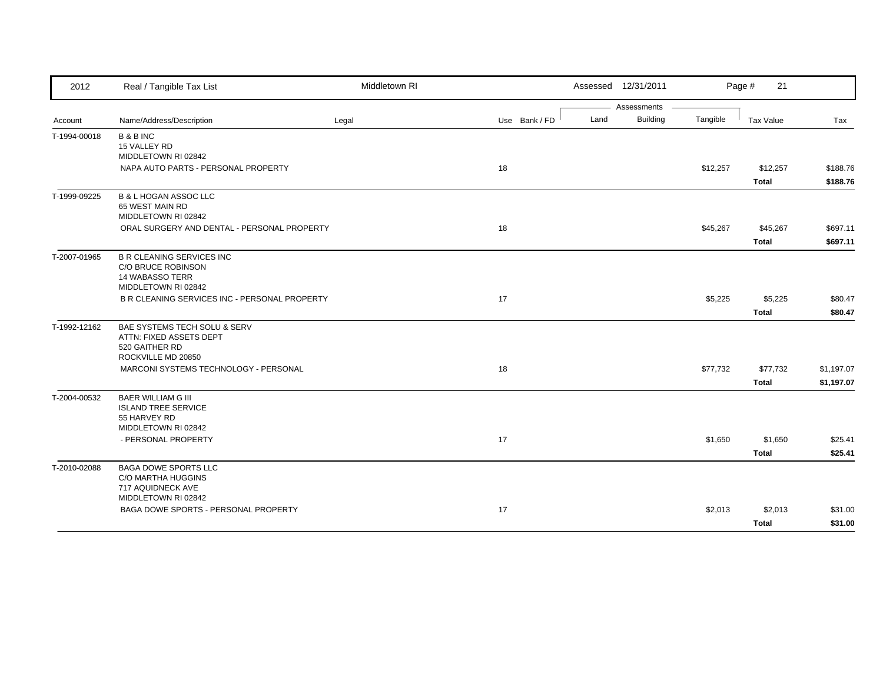| 2012 | Real / Tangible Tax List | Middletown RI | | | Assessed 12/31/2011 | | | | |
|---|---|---|---|---|---|---|---|---|---|
| | | | | | Assessments | | | | |
| Account | Name/Address/Description | Legal | Use | Bank / FD | Land | Building | Tangible | Tax Value | Tax |
| T-1994-00018 | B & B INC<br>15 VALLEY RD<br>MIDDLETOWN RI 02842 | | | | | | | | |
| | NAPA AUTO PARTS - PERSONAL PROPERTY | | 18 | | | | $12,257 | $12,257 | $188.76 |
| | | | | | | | | **Total** | **$188.76** |
| T-1999-09225 | B & L HOGAN ASSOC LLC<br>65 WEST MAIN RD<br>MIDDLETOWN RI 02842 | | | | | | | | |
| | ORAL SURGERY AND DENTAL - PERSONAL PROPERTY | | 18 | | | | $45,267 | $45,267 | $697.11 |
| | | | | | | | | **Total** | **$697.11** |
| T-2007-01965 | B R CLEANING SERVICES INC<br>C/O BRUCE ROBINSON<br>14 WABASSO TERR<br>MIDDLETOWN RI 02842 | | | | | | | | |
| | B R CLEANING SERVICES INC - PERSONAL PROPERTY | | 17 | | | | $5,225 | $5,225 | $80.47 |
| | | | | | | | | **Total** | **$80.47** |
| T-1992-12162 | BAE SYSTEMS TECH SOLU & SERV<br>ATTN: FIXED ASSETS DEPT<br>520 GAITHER RD<br>ROCKVILLE MD 20850 | | | | | | | | |
| | MARCONI SYSTEMS TECHNOLOGY - PERSONAL | | 18 | | | | $77,732 | $77,732 | $1,197.07 |
| | | | | | | | | **Total** | **$1,197.07** |
| T-2004-00532 | BAER WILLIAM G III<br>ISLAND TREE SERVICE<br>55 HARVEY RD<br>MIDDLETOWN RI 02842 | | | | | | | | |
| | - PERSONAL PROPERTY | | 17 | | | | $1,650 | $1,650 | $25.41 |
| | | | | | | | | **Total** | **$25.41** |
| T-2010-02088 | BAGA DOWE SPORTS LLC<br>C/O MARTHA HUGGINS<br>717 AQUIDNECK AVE<br>MIDDLETOWN RI 02842 | | | | | | | | |
| | BAGA DOWE SPORTS - PERSONAL PROPERTY | | 17 | | | | $2,013 | $2,013 | $31.00 |
| | | | | | | | | **Total** | **$31.00** |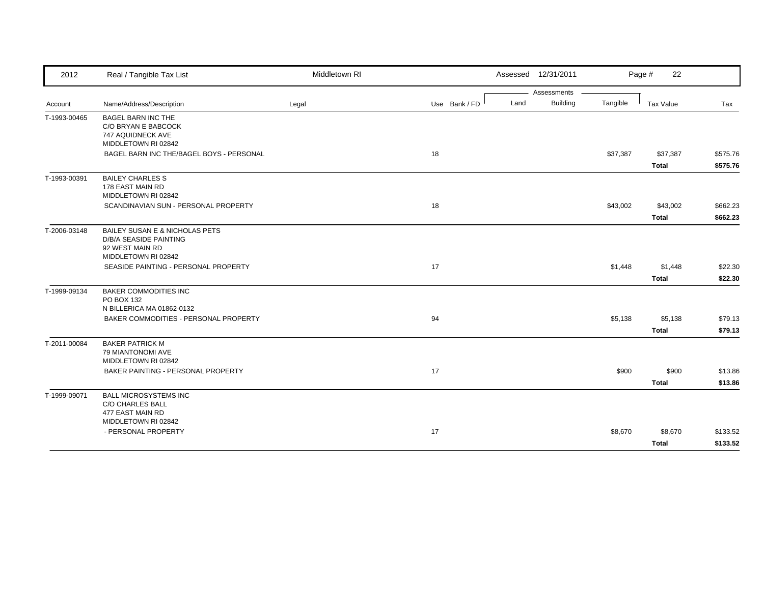| 2012 | Real / Tangible Tax List | Middletown RI | | | Assessed 12/31/2011 | | | Page # 22 | |
|---|---|---|---|---|---|---|---|---|---|
| | | | | | Assessments | | | | |
| Account | Name/Address/Description | Legal | Use | Bank / FD | Land | Building | Tangible | Tax Value | Tax |
| T-1993-00465 | BAGEL BARN INC THE<br>C/O BRYAN E BABCOCK<br>747 AQUIDNECK AVE<br>MIDDLETOWN RI 02842 | | | | | | | | |
| | BAGEL BARN INC THE/BAGEL BOYS - PERSONAL | | 18 | | | | $37,387 | $37,387 | $575.76 |
| | | | | | | | | **Total** | **$575.76** |
| T-1993-00391 | BAILEY CHARLES S<br>178 EAST MAIN RD<br>MIDDLETOWN RI 02842 | | | | | | | | |
| | SCANDINAVIAN SUN - PERSONAL PROPERTY | | 18 | | | | $43,002 | $43,002 | $662.23 |
| | | | | | | | | **Total** | **$662.23** |
| T-2006-03148 | BAILEY SUSAN E & NICHOLAS PETS<br>D/B/A SEASIDE PAINTING<br>92 WEST MAIN RD<br>MIDDLETOWN RI 02842 | | | | | | | | |
| | SEASIDE PAINTING - PERSONAL PROPERTY | | 17 | | | | $1,448 | $1,448 | $22.30 |
| | | | | | | | | **Total** | **$22.30** |
| T-1999-09134 | BAKER COMMODITIES INC<br>PO BOX 132<br>N BILLERICA MA 01862-0132 | | | | | | | | |
| | BAKER COMMODITIES - PERSONAL PROPERTY | | 94 | | | | $5,138 | $5,138 | $79.13 |
| | | | | | | | | **Total** | **$79.13** |
| T-2011-00084 | BAKER PATRICK M<br>79 MIANTONOMI AVE<br>MIDDLETOWN RI 02842 | | | | | | | | |
| | BAKER PAINTING - PERSONAL PROPERTY | | 17 | | | | $900 | $900 | $13.86 |
| | | | | | | | | **Total** | **$13.86** |
| T-1999-09071 | BALL MICROSYSTEMS INC<br>C/O CHARLES BALL<br>477 EAST MAIN RD<br>MIDDLETOWN RI 02842 | | | | | | | | |
| | - PERSONAL PROPERTY | | 17 | | | | $8,670 | $8,670 | $133.52 |
| | | | | | | | | **Total** | **$133.52** |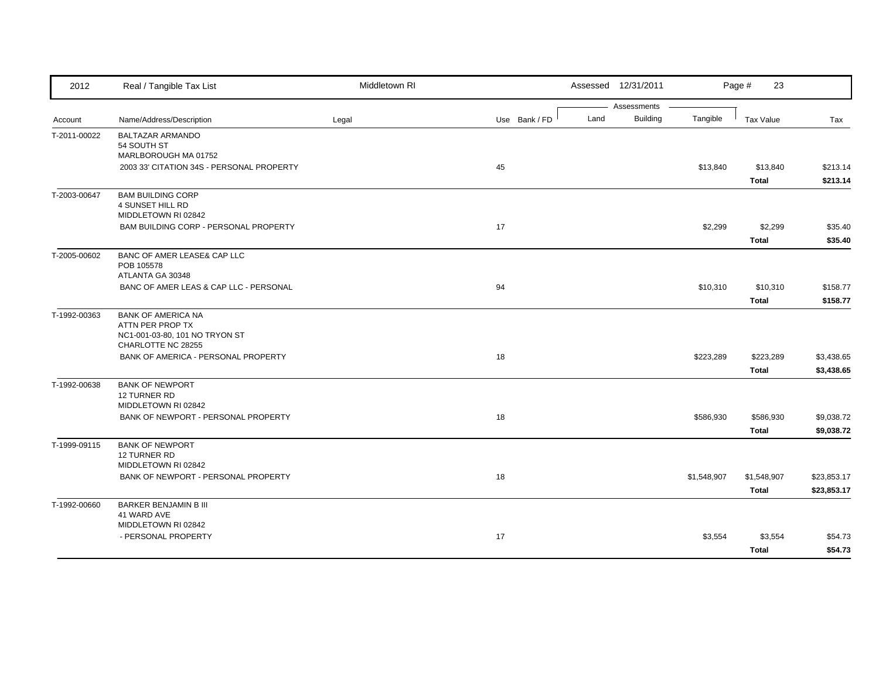| 2012 | Real / Tangible Tax List | Middletown RI | | | Assessed 12/31/2011 | | | Page # 23 | |
|---|---|---|---|---|---|---|---|---|---|
| | | | | | Assessments | | | | |
| Account | Name/Address/Description | Legal | Use | Bank / FD | Land | Building | Tangible | Tax Value | Tax |
| T-2011-00022 | BALTAZAR ARMANDO<br>54 SOUTH ST<br>MARLBOROUGH MA 01752 | | | | | | | | |
| | 2003 33' CITATION 34S - PERSONAL PROPERTY | | 45 | | | | $13,840 | $13,840 | $213.14 |
| | | | | | | | | **Total** | **$213.14** |
| T-2003-00647 | BAM BUILDING CORP<br>4 SUNSET HILL RD<br>MIDDLETOWN RI 02842 | | | | | | | | |
| | BAM BUILDING CORP - PERSONAL PROPERTY | | 17 | | | | $2,299 | $2,299 | $35.40 |
| | | | | | | | | **Total** | **$35.40** |
| T-2005-00602 | BANC OF AMER LEASE& CAP LLC<br>POB 105578<br>ATLANTA GA 30348 | | | | | | | | |
| | BANC OF AMER LEAS & CAP LLC - PERSONAL | | 94 | | | | $10,310 | $10,310 | $158.77 |
| | | | | | | | | **Total** | **$158.77** |
| T-1992-00363 | BANK OF AMERICA NA<br>ATTN PER PROP TX<br>NC1-001-03-80, 101 NO TRYON ST<br>CHARLOTTE NC 28255 | | | | | | | | |
| | BANK OF AMERICA - PERSONAL PROPERTY | | 18 | | | | $223,289 | $223,289 | $3,438.65 |
| | | | | | | | | **Total** | **$3,438.65** |
| T-1992-00638 | BANK OF NEWPORT<br>12 TURNER RD<br>MIDDLETOWN RI 02842 | | | | | | | | |
| | BANK OF NEWPORT - PERSONAL PROPERTY | | 18 | | | | $586,930 | $586,930 | $9,038.72 |
| | | | | | | | | **Total** | **$9,038.72** |
| T-1999-09115 | BANK OF NEWPORT<br>12 TURNER RD<br>MIDDLETOWN RI 02842 | | | | | | | | |
| | BANK OF NEWPORT - PERSONAL PROPERTY | | 18 | | | | $1,548,907 | $1,548,907 | $23,853.17 |
| | | | | | | | | **Total** | **$23,853.17** |
| T-1992-00660 | BARKER BENJAMIN B III<br>41 WARD AVE<br>MIDDLETOWN RI 02842 | | | | | | | | |
| | - PERSONAL PROPERTY | | 17 | | | | $3,554 | $3,554 | $54.73 |
| | | | | | | | | **Total** | **$54.73** |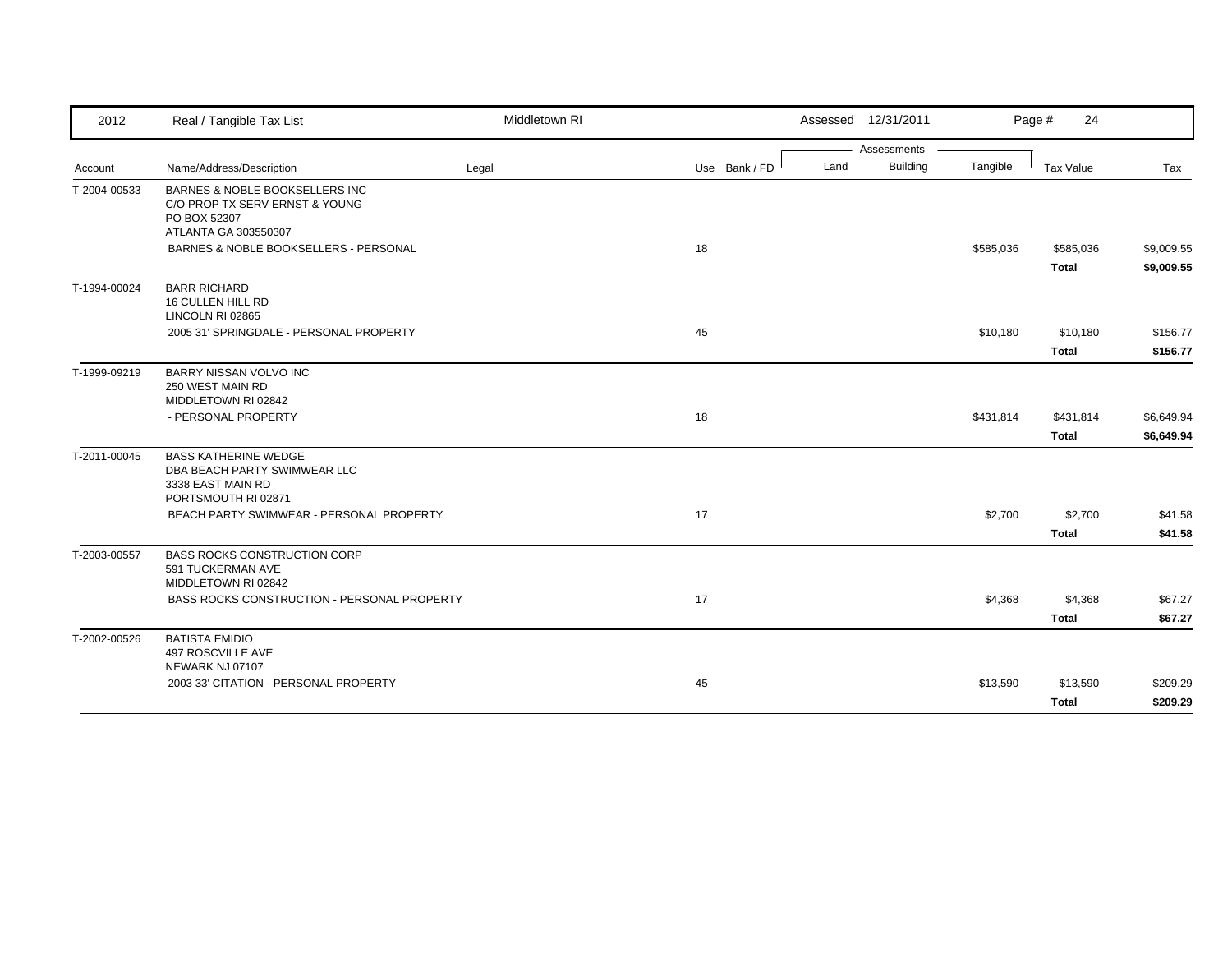| 2012 | Real / Tangible Tax List | Middletown RI | | Assessed 12/31/2011 | | | Page # 24 | |
|---|---|---|---|---|---|---|---|---|
| | | | | Assessments | | | | |
| Account | Name/Address/Description | Legal | Use Bank / FD | Land | Building | Tangible | Tax Value | Tax |
| T-2004-00533 | BARNES & NOBLE BOOKSELLERS INC<br>C/O PROP TX SERV ERNST & YOUNG<br>PO BOX 52307<br>ATLANTA GA 303550307 | | | | | | | |
| | BARNES & NOBLE BOOKSELLERS - PERSONAL | | 18 | | | $585,036 | $585,036 | $9,009.55 |
| | | | | | | | **Total** | **$9,009.55** |
| T-1994-00024 | BARR RICHARD<br>16 CULLEN HILL RD<br>LINCOLN RI 02865 | | | | | | | |
| | 2005 31' SPRINGDALE - PERSONAL PROPERTY | | 45 | | | $10,180 | $10,180 | $156.77 |
| | | | | | | | **Total** | **$156.77** |
| T-1999-09219 | BARRY NISSAN VOLVO INC<br>250 WEST MAIN RD<br>MIDDLETOWN RI 02842 | | | | | | | |
| | - PERSONAL PROPERTY | | 18 | | | $431,814 | $431,814 | $6,649.94 |
| | | | | | | | **Total** | **$6,649.94** |
| T-2011-00045 | BASS KATHERINE WEDGE<br>DBA BEACH PARTY SWIMWEAR LLC<br>3338 EAST MAIN RD<br>PORTSMOUTH RI 02871 | | | | | | | |
| | BEACH PARTY SWIMWEAR - PERSONAL PROPERTY | | 17 | | | $2,700 | $2,700 | $41.58 |
| | | | | | | | **Total** | **$41.58** |
| T-2003-00557 | BASS ROCKS CONSTRUCTION CORP<br>591 TUCKERMAN AVE<br>MIDDLETOWN RI 02842 | | | | | | | |
| | BASS ROCKS CONSTRUCTION - PERSONAL PROPERTY | | 17 | | | $4,368 | $4,368 | $67.27 |
| | | | | | | | **Total** | **$67.27** |
| T-2002-00526 | BATISTA EMIDIO<br>497 ROSCVILLE AVE<br>NEWARK NJ 07107 | | | | | | | |
| | 2003 33' CITATION - PERSONAL PROPERTY | | 45 | | | $13,590 | $13,590 | $209.29 |
| | | | | | | | **Total** | **$209.29** |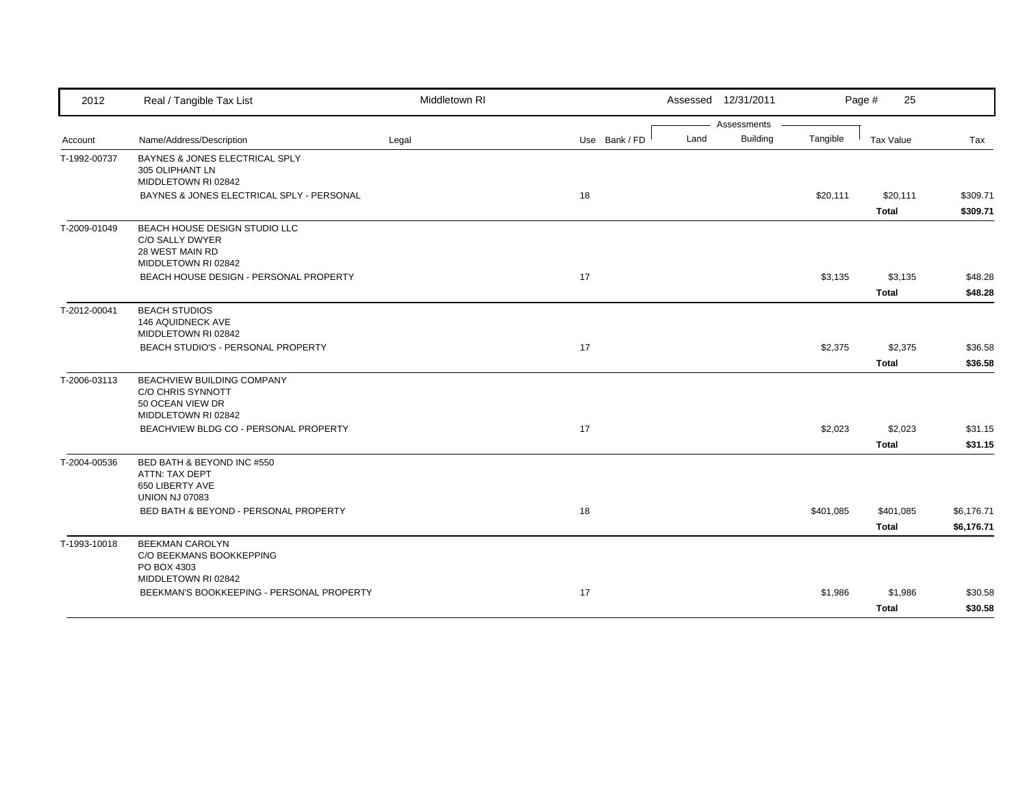| 2012 | Real / Tangible Tax List | Middletown RI | | | Assessed 12/31/2011 | | | Page # 25 | |
|---|---|---|---|---|---|---|---|---|---|
| | | | | | Assessments | | | | |
| Account | Name/Address/Description | Legal | Use | Bank / FD | Land | Building | Tangible | Tax Value | Tax |
| T-1992-00737 | BAYNES & JONES ELECTRICAL SPLY<br>305 OLIPHANT LN<br>MIDDLETOWN RI 02842 | | | | | | | | |
| | BAYNES & JONES ELECTRICAL SPLY - PERSONAL | | 18 | | | | $20,111 | $20,111 | $309.71 |
| | | | | | | | | **Total** | **$309.71** |
| T-2009-01049 | BEACH HOUSE DESIGN STUDIO LLC<br>C/O SALLY DWYER<br>28 WEST MAIN RD<br>MIDDLETOWN RI 02842 | | | | | | | | |
| | BEACH HOUSE DESIGN - PERSONAL PROPERTY | | 17 | | | | $3,135 | $3,135 | $48.28 |
| | | | | | | | | **Total** | **$48.28** |
| T-2012-00041 | BEACH STUDIOS<br>146 AQUIDNECK AVE<br>MIDDLETOWN RI 02842 | | | | | | | | |
| | BEACH STUDIO'S - PERSONAL PROPERTY | | 17 | | | | $2,375 | $2,375 | $36.58 |
| | | | | | | | | **Total** | **$36.58** |
| T-2006-03113 | BEACHVIEW BUILDING COMPANY<br>C/O CHRIS SYNNOTT<br>50 OCEAN VIEW DR<br>MIDDLETOWN RI 02842 | | | | | | | | |
| | BEACHVIEW BLDG CO - PERSONAL PROPERTY | | 17 | | | | $2,023 | $2,023 | $31.15 |
| | | | | | | | | **Total** | **$31.15** |
| T-2004-00536 | BED BATH & BEYOND INC #550<br>ATTN: TAX DEPT<br>650 LIBERTY AVE<br>UNION NJ 07083 | | | | | | | | |
| | BED BATH & BEYOND - PERSONAL PROPERTY | | 18 | | | | $401,085 | $401,085 | $6,176.71 |
| | | | | | | | | **Total** | **$6,176.71** |
| T-1993-10018 | BEEKMAN CAROLYN<br>C/O BEEKMANS BOOKKEPPING<br>PO BOX 4303<br>MIDDLETOWN RI 02842 | | | | | | | | |
| | BEEKMAN'S BOOKKEEPING - PERSONAL PROPERTY | | 17 | | | | $1,986 | $1,986 | $30.58 |
| | | | | | | | | **Total** | **$30.58** |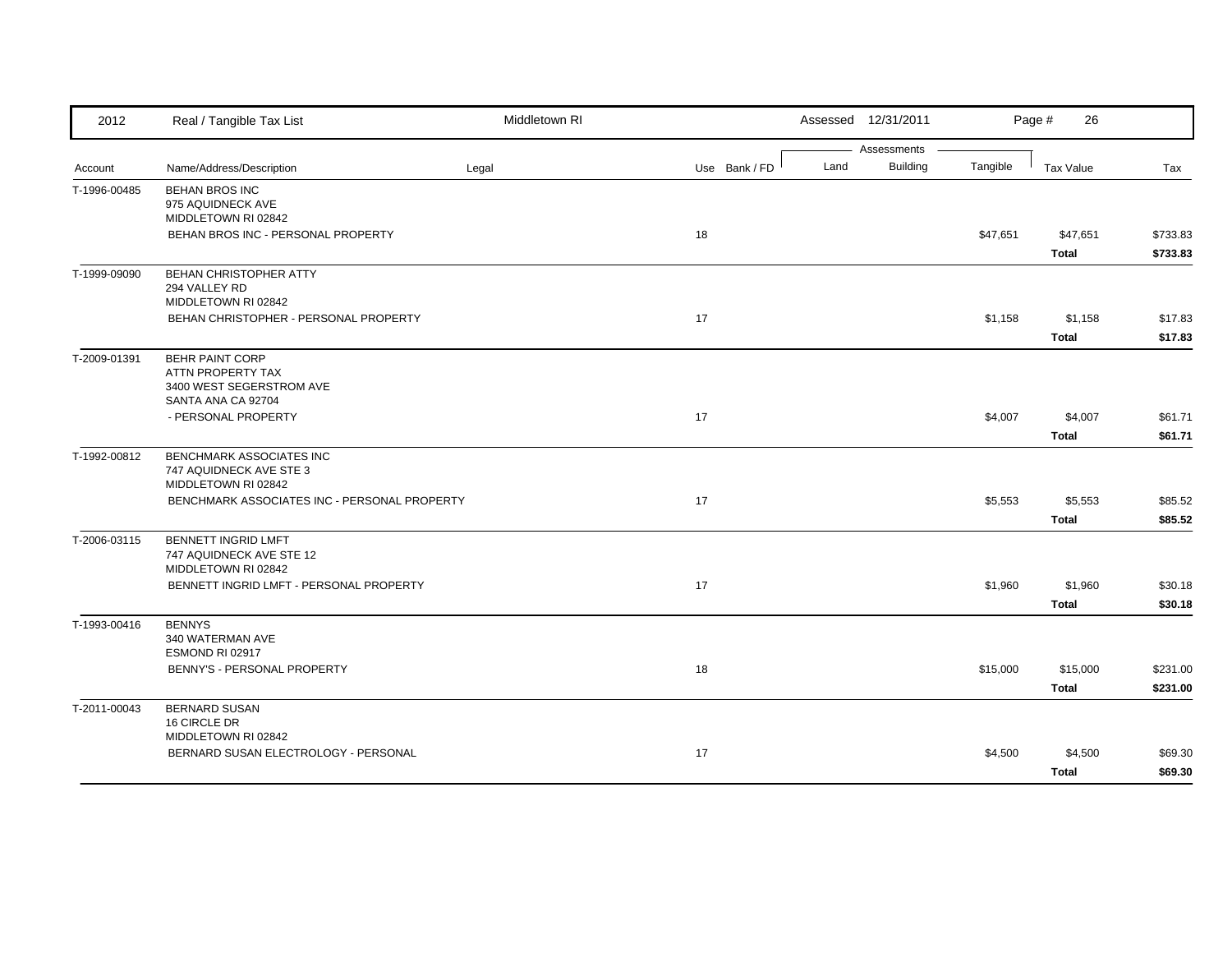| 2012 | Real / Tangible Tax List | Middletown RI | | | Assessed 12/31/2011 | | | Page # 26 | |
|---|---|---|---|---|---|---|---|---|---|
| | | | | | Assessments | | | | |
| Account | Name/Address/Description | Legal | Use | Bank / FD | Land | Building | Tangible | Tax Value | Tax |
| T-1996-00485 | BEHAN BROS INC<br>975 AQUIDNECK AVE<br>MIDDLETOWN RI 02842 | | | | | | | | |
| | BEHAN BROS INC - PERSONAL PROPERTY | | 18 | | | | $47,651 | $47,651 | $733.83 |
| | | | | | | | | **Total** | **$733.83** |
| T-1999-09090 | BEHAN CHRISTOPHER ATTY<br>294 VALLEY RD<br>MIDDLETOWN RI 02842 | | | | | | | | |
| | BEHAN CHRISTOPHER - PERSONAL PROPERTY | | 17 | | | | $1,158 | $1,158 | $17.83 |
| | | | | | | | | **Total** | **$17.83** |
| T-2009-01391 | BEHR PAINT CORP<br>ATTN PROPERTY TAX<br>3400 WEST SEGERSTROM AVE<br>SANTA ANA CA 92704 | | | | | | | | |
| | - PERSONAL PROPERTY | | 17 | | | | $4,007 | $4,007 | $61.71 |
| | | | | | | | | **Total** | **$61.71** |
| T-1992-00812 | BENCHMARK ASSOCIATES INC<br>747 AQUIDNECK AVE STE 3<br>MIDDLETOWN RI 02842 | | | | | | | | |
| | BENCHMARK ASSOCIATES INC - PERSONAL PROPERTY | | 17 | | | | $5,553 | $5,553 | $85.52 |
| | | | | | | | | **Total** | **$85.52** |
| T-2006-03115 | BENNETT INGRID LMFT<br>747 AQUIDNECK AVE STE 12<br>MIDDLETOWN RI 02842 | | | | | | | | |
| | BENNETT INGRID LMFT - PERSONAL PROPERTY | | 17 | | | | $1,960 | $1,960 | $30.18 |
| | | | | | | | | **Total** | **$30.18** |
| T-1993-00416 | BENNYS<br>340 WATERMAN AVE<br>ESMOND RI 02917 | | | | | | | | |
| | BENNY'S - PERSONAL PROPERTY | | 18 | | | | $15,000 | $15,000 | $231.00 |
| | | | | | | | | **Total** | **$231.00** |
| T-2011-00043 | BERNARD SUSAN<br>16 CIRCLE DR<br>MIDDLETOWN RI 02842 | | | | | | | | |
| | BERNARD SUSAN ELECTROLOGY - PERSONAL | | 17 | | | | $4,500 | $4,500 | $69.30 |
| | | | | | | | | **Total** | **$69.30** |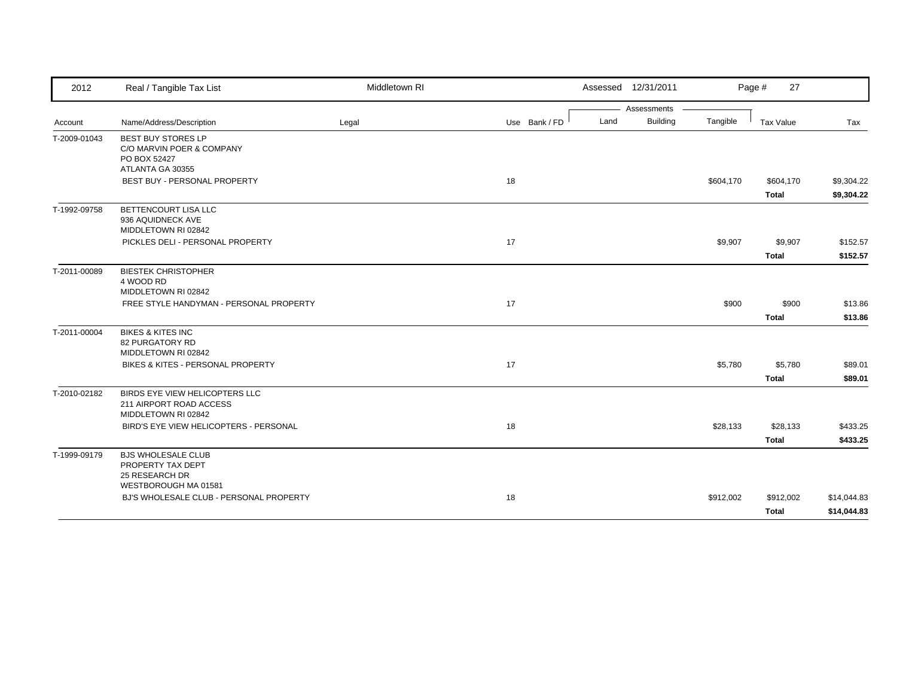| 2012 | Real / Tangible Tax List | Middletown RI | | | Assessed 12/31/2011 | | | Page # 27 | |
|---|---|---|---|---|---|---|---|---|---|
| | | | | | Assessments | | | | |
| Account | Name/Address/Description | Legal | Use | Bank / FD | Land | Building | Tangible | Tax Value | Tax |
| T-2009-01043 | BEST BUY STORES LP<br>C/O MARVIN POER & COMPANY<br>PO BOX 52427<br>ATLANTA GA 30355 | | | | | | | | |
| | BEST BUY - PERSONAL PROPERTY | | 18 | | | | $604,170 | $604,170 | $9,304.22 |
| | | | | | | | | **Total** | **$9,304.22** |
| T-1992-09758 | BETTENCOURT LISA LLC<br>936 AQUIDNECK AVE<br>MIDDLETOWN RI 02842 | | | | | | | | |
| | PICKLES DELI - PERSONAL PROPERTY | | 17 | | | | $9,907 | $9,907 | $152.57 |
| | | | | | | | | **Total** | **$152.57** |
| T-2011-00089 | BIESTEK CHRISTOPHER<br>4 WOOD RD<br>MIDDLETOWN RI 02842 | | | | | | | | |
| | FREE STYLE HANDYMAN - PERSONAL PROPERTY | | 17 | | | | $900 | $900 | $13.86 |
| | | | | | | | | **Total** | **$13.86** |
| T-2011-00004 | BIKES & KITES INC<br>82 PURGATORY RD<br>MIDDLETOWN RI 02842 | | | | | | | | |
| | BIKES & KITES - PERSONAL PROPERTY | | 17 | | | | $5,780 | $5,780 | $89.01 |
| | | | | | | | | **Total** | **$89.01** |
| T-2010-02182 | BIRDS EYE VIEW HELICOPTERS LLC<br>211 AIRPORT ROAD ACCESS<br>MIDDLETOWN RI 02842 | | | | | | | | |
| | BIRD'S EYE VIEW HELICOPTERS - PERSONAL | | 18 | | | | $28,133 | $28,133 | $433.25 |
| | | | | | | | | **Total** | **$433.25** |
| T-1999-09179 | BJS WHOLESALE CLUB<br>PROPERTY TAX DEPT<br>25 RESEARCH DR<br>WESTBOROUGH MA 01581 | | | | | | | | |
| | BJ'S WHOLESALE CLUB - PERSONAL PROPERTY | | 18 | | | | $912,002 | $912,002 | $14,044.83 |
| | | | | | | | | **Total** | **$14,044.83** |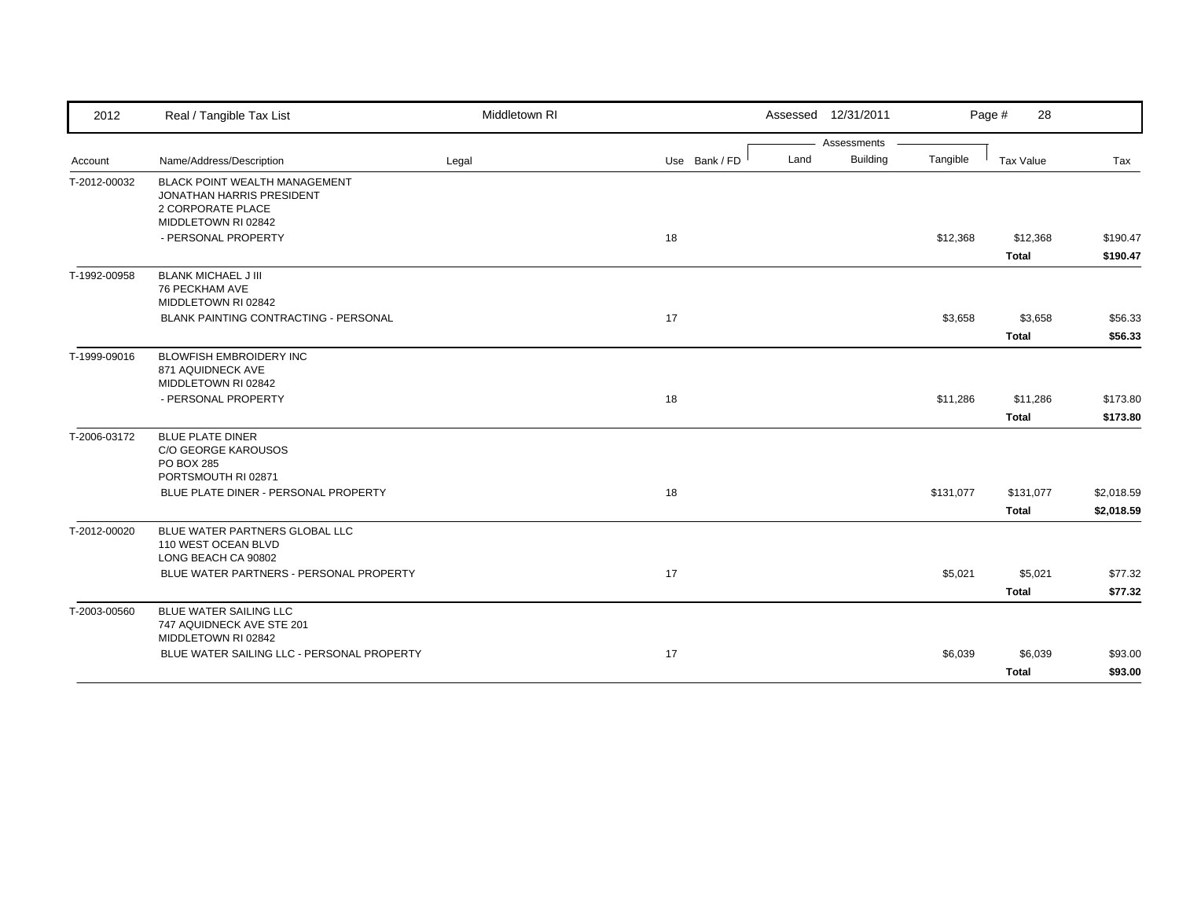| 2012 | Real / Tangible Tax List | Middletown RI | | | Assessed 12/31/2011 | | | | |
|---|---|---|---|---|---|---|---|---|---|
| | | | | | Assessments | | | | |
| Account | Name/Address/Description | Legal | Use | Bank / FD | Land | Building | Tangible | Tax Value | Tax |
| T-2012-00032 | BLACK POINT WEALTH MANAGEMENT<br>JONATHAN HARRIS PRESIDENT<br>2 CORPORATE PLACE<br>MIDDLETOWN RI 02842 | | | | | | | | |
| | - PERSONAL PROPERTY | | 18 | | | | $12,368 | $12,368 | $190.47 |
| | | | | | | | | **Total** | **$190.47** |
| T-1992-00958 | BLANK MICHAEL J III<br>76 PECKHAM AVE<br>MIDDLETOWN RI 02842 | | | | | | | | |
| | BLANK PAINTING CONTRACTING - PERSONAL | | 17 | | | | $3,658 | $3,658 | $56.33 |
| | | | | | | | | **Total** | **$56.33** |
| T-1999-09016 | BLOWFISH EMBROIDERY INC<br>871 AQUIDNECK AVE<br>MIDDLETOWN RI 02842 | | | | | | | | |
| | - PERSONAL PROPERTY | | 18 | | | | $11,286 | $11,286 | $173.80 |
| | | | | | | | | **Total** | **$173.80** |
| T-2006-03172 | BLUE PLATE DINER<br>C/O GEORGE KAROUSOS<br>PO BOX 285<br>PORTSMOUTH RI 02871 | | | | | | | | |
| | BLUE PLATE DINER - PERSONAL PROPERTY | | 18 | | | | $131,077 | $131,077 | $2,018.59 |
| | | | | | | | | **Total** | **$2,018.59** |
| T-2012-00020 | BLUE WATER PARTNERS GLOBAL LLC<br>110 WEST OCEAN BLVD<br>LONG BEACH CA 90802 | | | | | | | | |
| | BLUE WATER PARTNERS - PERSONAL PROPERTY | | 17 | | | | $5,021 | $5,021 | $77.32 |
| | | | | | | | | **Total** | **$77.32** |
| T-2003-00560 | BLUE WATER SAILING LLC<br>747 AQUIDNECK AVE STE 201<br>MIDDLETOWN RI 02842 | | | | | | | | |
| | BLUE WATER SAILING LLC - PERSONAL PROPERTY | | 17 | | | | $6,039 | $6,039 | $93.00 |
| | | | | | | | | **Total** | **$93.00** |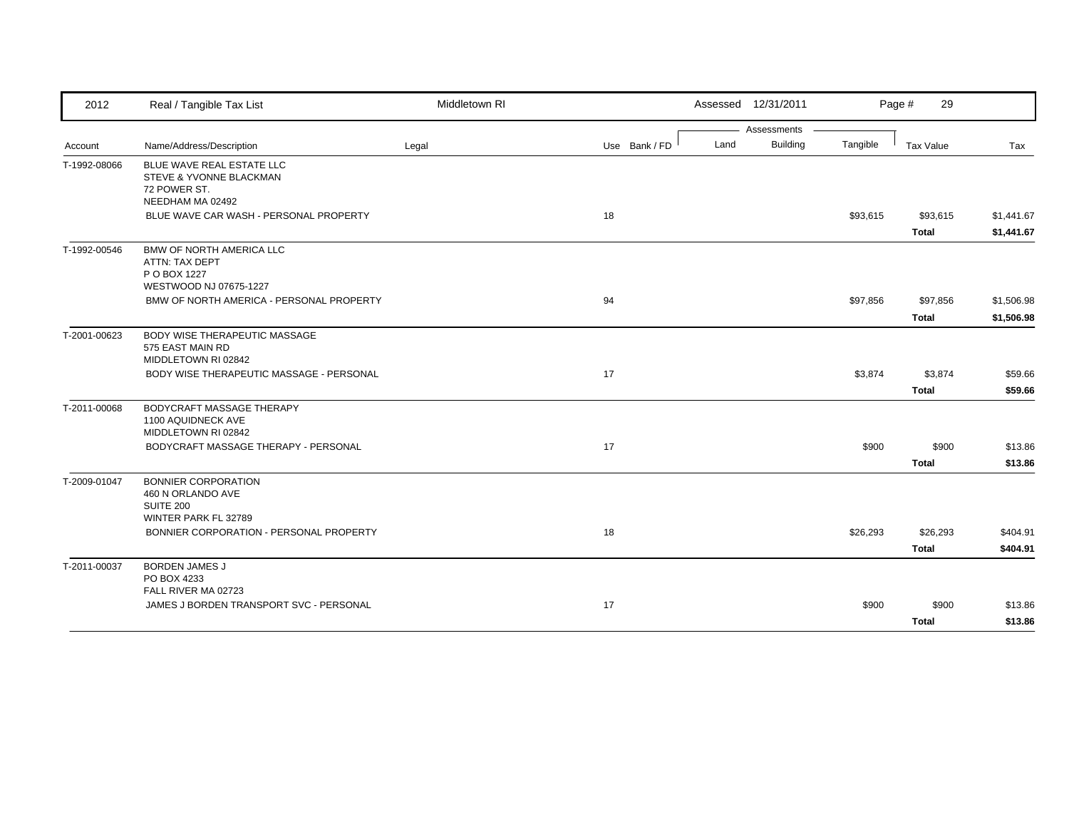| Account | Name/Address/Description | Legal | Use | Bank / FD | Land | Building | Tangible | Tax Value | Tax |
|---|---|---|---|---|---|---|---|---|---|
| T-1992-08066 | BLUE WAVE REAL ESTATE LLC<br>STEVE & YVONNE BLACKMAN<br>72 POWER ST.<br>NEEDHAM MA 02492 | | | | | | | | |
| | BLUE WAVE CAR WASH - PERSONAL PROPERTY | | 18 | | | | $93,615 | $93,615 | $1,441.67 |
| | | | | | | | | **Total** | **$1,441.67** |
| T-1992-00546 | BMW OF NORTH AMERICA LLC<br>ATTN: TAX DEPT<br>P O BOX 1227<br>WESTWOOD NJ 07675-1227 | | | | | | | | |
| | BMW OF NORTH AMERICA - PERSONAL PROPERTY | | 94 | | | | $97,856 | $97,856 | $1,506.98 |
| | | | | | | | | **Total** | **$1,506.98** |
| T-2001-00623 | BODY WISE THERAPEUTIC MASSAGE<br>575 EAST MAIN RD<br>MIDDLETOWN RI 02842 | | | | | | | | |
| | BODY WISE THERAPEUTIC MASSAGE - PERSONAL | | 17 | | | | $3,874 | $3,874 | $59.66 |
| | | | | | | | | **Total** | **$59.66** |
| T-2011-00068 | BODYCRAFT MASSAGE THERAPY<br>1100 AQUIDNECK AVE<br>MIDDLETOWN RI 02842 | | | | | | | | |
| | BODYCRAFT MASSAGE THERAPY - PERSONAL | | 17 | | | | $900 | $900 | $13.86 |
| | | | | | | | | **Total** | **$13.86** |
| T-2009-01047 | BONNIER CORPORATION<br>460 N ORLANDO AVE<br>SUITE 200<br>WINTER PARK FL 32789 | | | | | | | | |
| | BONNIER CORPORATION - PERSONAL PROPERTY | | 18 | | | | $26,293 | $26,293 | $404.91 |
| | | | | | | | | **Total** | **$404.91** |
| T-2011-00037 | BORDEN JAMES J<br>PO BOX 4233<br>FALL RIVER MA 02723 | | | | | | | | |
| | JAMES J BORDEN TRANSPORT SVC - PERSONAL | | 17 | | | | $900 | $900 | $13.86 |
| | | | | | | | | **Total** | **$13.86** |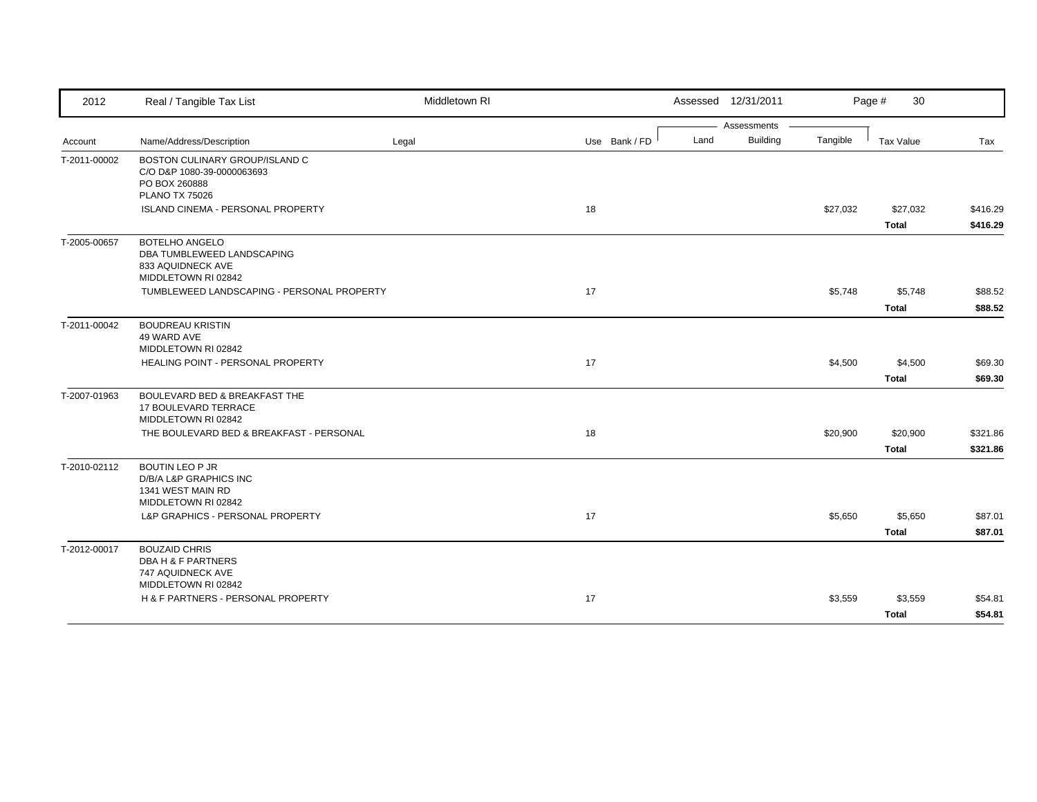| 2012 | Real / Tangible Tax List | Middletown RI | | | Assessed 12/31/2011 | | | | |
|---|---|---|---|---|---|---|---|---|---|
| | | | | | Assessments | | | | |
| Account | Name/Address/Description | Legal | Use | Bank / FD | Land | Building | Tangible | Tax Value | Tax |
| T-2011-00002 | BOSTON CULINARY GROUP/ISLAND C<br>C/O D&P 1080-39-0000063693<br>PO BOX 260888<br>PLANO TX 75026 | | | | | | | | |
| | ISLAND CINEMA - PERSONAL PROPERTY | | 18 | | | | $27,032 | $27,032 | $416.29 |
| | | | | | | | | **Total** | **$416.29** |
| T-2005-00657 | BOTELHO ANGELO<br>DBA TUMBLEWEED LANDSCAPING<br>833 AQUIDNECK AVE<br>MIDDLETOWN RI 02842 | | | | | | | | |
| | TUMBLEWEED LANDSCAPING - PERSONAL PROPERTY | | 17 | | | | $5,748 | $5,748 | $88.52 |
| | | | | | | | | **Total** | **$88.52** |
| T-2011-00042 | BOUDREAU KRISTIN<br>49 WARD AVE<br>MIDDLETOWN RI 02842 | | | | | | | | |
| | HEALING POINT - PERSONAL PROPERTY | | 17 | | | | $4,500 | $4,500 | $69.30 |
| | | | | | | | | **Total** | **$69.30** |
| T-2007-01963 | BOULEVARD BED & BREAKFAST THE<br>17 BOULEVARD TERRACE<br>MIDDLETOWN RI 02842 | | | | | | | | |
| | THE BOULEVARD BED & BREAKFAST - PERSONAL | | 18 | | | | $20,900 | $20,900 | $321.86 |
| | | | | | | | | **Total** | **$321.86** |
| T-2010-02112 | BOUTIN LEO P JR<br>D/B/A L&P GRAPHICS INC<br>1341 WEST MAIN RD<br>MIDDLETOWN RI 02842 | | | | | | | | |
| | L&P GRAPHICS - PERSONAL PROPERTY | | 17 | | | | $5,650 | $5,650 | $87.01 |
| | | | | | | | | **Total** | **$87.01** |
| T-2012-00017 | BOUZAID CHRIS<br>DBA H & F PARTNERS<br>747 AQUIDNECK AVE<br>MIDDLETOWN RI 02842 | | | | | | | | |
| | H & F PARTNERS - PERSONAL PROPERTY | | 17 | | | | $3,559 | $3,559 | $54.81 |
| | | | | | | | | **Total** | **$54.81** |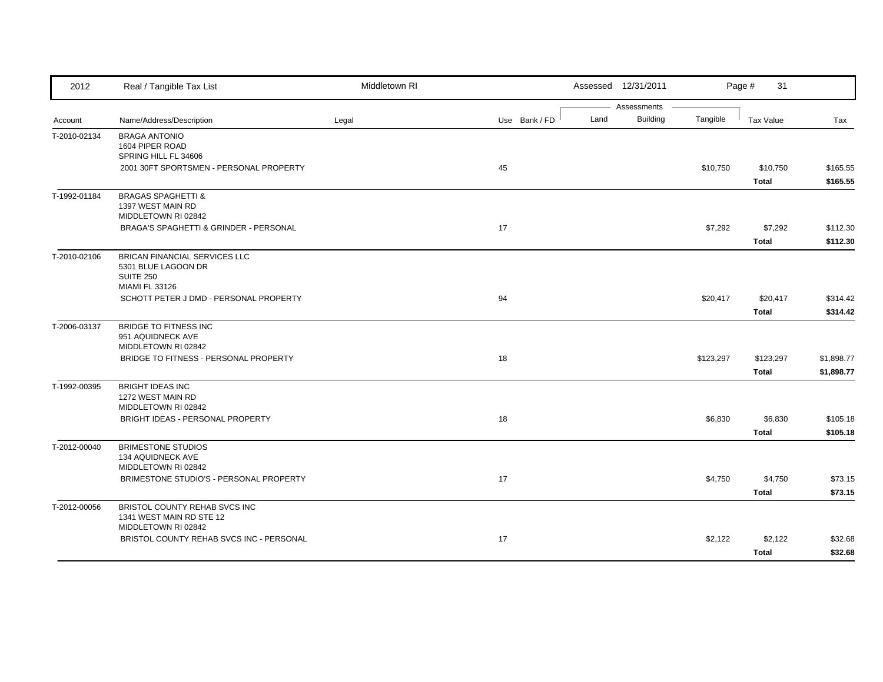| 2012 | Real / Tangible Tax List | Middletown RI | | | Assessed 12/31/2011 | | | Page # 31 | |
|---|---|---|---|---|---|---|---|---|---|
| | | | | | Assessments | | | | |
| Account | Name/Address/Description | Legal | Use | Bank / FD | Land | Building | Tangible | Tax Value | Tax |
| T-2010-02134 | BRAGA ANTONIO<br>1604 PIPER ROAD<br>SPRING HILL FL 34606 | | | | | | | | |
| | 2001 30FT SPORTSMEN - PERSONAL PROPERTY | | 45 | | | | $10,750 | $10,750 | $165.55 |
| | | | | | | | | **Total** | **$165.55** |
| T-1992-01184 | BRAGAS SPAGHETTI &<br>1397 WEST MAIN RD<br>MIDDLETOWN RI 02842 | | | | | | | | |
| | BRAGA'S SPAGHETTI & GRINDER - PERSONAL | | 17 | | | | $7,292 | $7,292 | $112.30 |
| | | | | | | | | **Total** | **$112.30** |
| T-2010-02106 | BRICAN FINANCIAL SERVICES LLC<br>5301 BLUE LAGOON DR<br>SUITE 250<br>MIAMI FL 33126 | | | | | | | | |
| | SCHOTT PETER J DMD - PERSONAL PROPERTY | | 94 | | | | $20,417 | $20,417 | $314.42 |
| | | | | | | | | **Total** | **$314.42** |
| T-2006-03137 | BRIDGE TO FITNESS INC<br>951 AQUIDNECK AVE<br>MIDDLETOWN RI 02842 | | | | | | | | |
| | BRIDGE TO FITNESS - PERSONAL PROPERTY | | 18 | | | | $123,297 | $123,297 | $1,898.77 |
| | | | | | | | | **Total** | **$1,898.77** |
| T-1992-00395 | BRIGHT IDEAS INC<br>1272 WEST MAIN RD<br>MIDDLETOWN RI 02842 | | | | | | | | |
| | BRIGHT IDEAS - PERSONAL PROPERTY | | 18 | | | | $6,830 | $6,830 | $105.18 |
| | | | | | | | | **Total** | **$105.18** |
| T-2012-00040 | BRIMESTONE STUDIOS<br>134 AQUIDNECK AVE<br>MIDDLETOWN RI 02842 | | | | | | | | |
| | BRIMESTONE STUDIO'S - PERSONAL PROPERTY | | 17 | | | | $4,750 | $4,750 | $73.15 |
| | | | | | | | | **Total** | **$73.15** |
| T-2012-00056 | BRISTOL COUNTY REHAB SVCS INC<br>1341 WEST MAIN RD STE 12<br>MIDDLETOWN RI 02842 | | | | | | | | |
| | BRISTOL COUNTY REHAB SVCS INC - PERSONAL | | 17 | | | | $2,122 | $2,122 | $32.68 |
| | | | | | | | | **Total** | **$32.68** |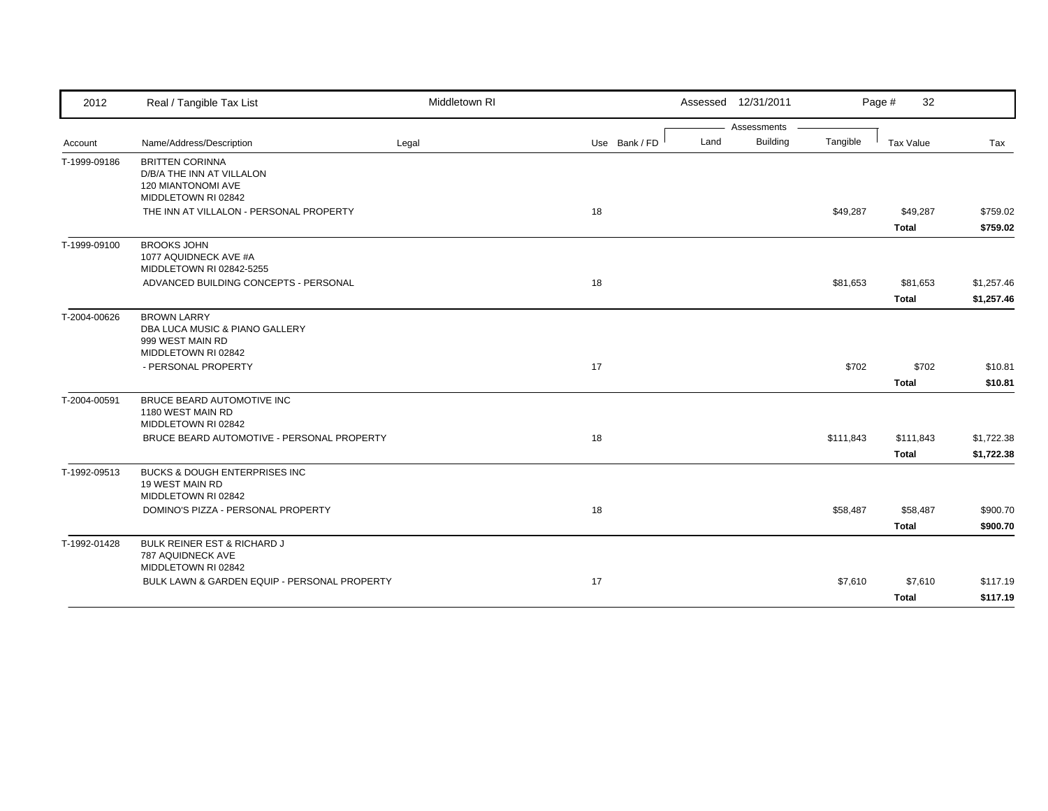| 2012 | Real / Tangible Tax List | Middletown RI | | | Assessed 12/31/2011 | | | Page # 32 | |
|---|---|---|---|---|---|---|---|---|---|
| | | | | | Assessments | | | | |
| Account | Name/Address/Description | Legal | Use | Bank / FD | Land | Building | Tangible | Tax Value | Tax |
| T-1999-09186 | BRITTEN CORINNA<br>D/B/A THE INN AT VILLALON<br>120 MIANTONOMI AVE<br>MIDDLETOWN RI 02842 | | | | | | | | |
| | THE INN AT VILLALON - PERSONAL PROPERTY | | 18 | | | | $49,287 | $49,287 | $759.02 |
| | | | | | | | | **Total** | **$759.02** |
| T-1999-09100 | BROOKS JOHN<br>1077 AQUIDNECK AVE #A<br>MIDDLETOWN RI 02842-5255 | | | | | | | | |
| | ADVANCED BUILDING CONCEPTS - PERSONAL | | 18 | | | | $81,653 | $81,653 | $1,257.46 |
| | | | | | | | | **Total** | **$1,257.46** |
| T-2004-00626 | BROWN LARRY<br>DBA LUCA MUSIC & PIANO GALLERY<br>999 WEST MAIN RD<br>MIDDLETOWN RI 02842 | | | | | | | | |
| | - PERSONAL PROPERTY | | 17 | | | | $702 | $702 | $10.81 |
| | | | | | | | | **Total** | **$10.81** |
| T-2004-00591 | BRUCE BEARD AUTOMOTIVE INC<br>1180 WEST MAIN RD<br>MIDDLETOWN RI 02842 | | | | | | | | |
| | BRUCE BEARD AUTOMOTIVE - PERSONAL PROPERTY | | 18 | | | | $111,843 | $111,843 | $1,722.38 |
| | | | | | | | | **Total** | **$1,722.38** |
| T-1992-09513 | BUCKS & DOUGH ENTERPRISES INC<br>19 WEST MAIN RD<br>MIDDLETOWN RI 02842 | | | | | | | | |
| | DOMINO'S PIZZA - PERSONAL PROPERTY | | 18 | | | | $58,487 | $58,487 | $900.70 |
| | | | | | | | | **Total** | **$900.70** |
| T-1992-01428 | BULK REINER EST & RICHARD J<br>787 AQUIDNECK AVE<br>MIDDLETOWN RI 02842 | | | | | | | | |
| | BULK LAWN & GARDEN EQUIP - PERSONAL PROPERTY | | 17 | | | | $7,610 | $7,610 | $117.19 |
| | | | | | | | | **Total** | **$117.19** |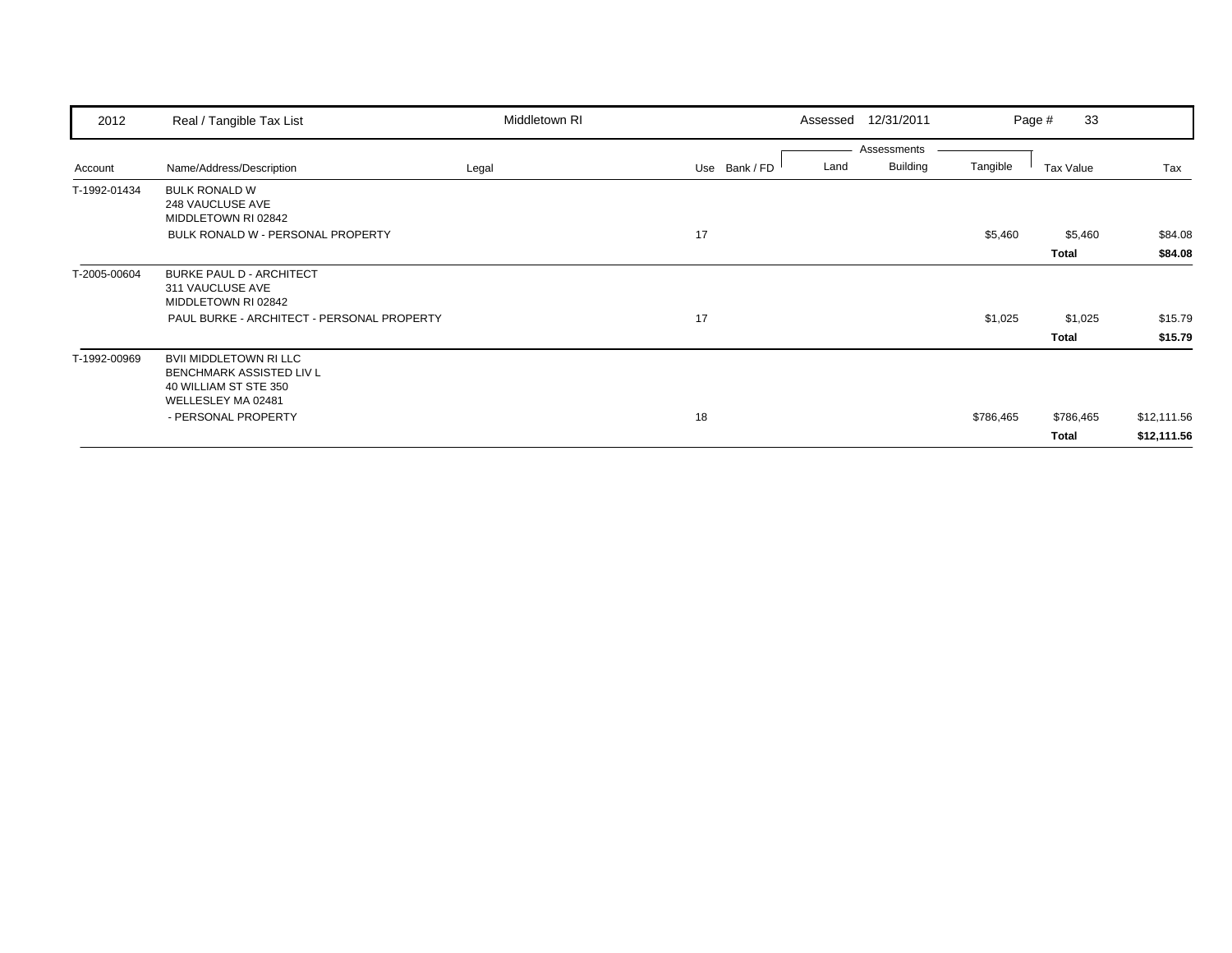| 2012 | Real / Tangible Tax List | Middletown RI | | | Assessed 12/31/2011 | | | Page # 33 | |
|---|---|---|---|---|---|---|---|---|---|
| | | | | | Assessments | | | | |
| **Account** | **Name/Address/Description** | **Legal** | **Use** | **Bank / FD** | **Land** | **Building** | **Tangible** | **Tax Value** | **Tax** |
| T-1992-01434 | BULK RONALD W<br>248 VAUCLUSE AVE<br>MIDDLETOWN RI 02842 | | | | | | | | |
| | BULK RONALD W - PERSONAL PROPERTY | | 17 | | | | $5,460 | $5,460 | $84.08 |
| | | | | | | | | **Total** | **$84.08** |
| T-2005-00604 | BURKE PAUL D - ARCHITECT<br>311 VAUCLUSE AVE<br>MIDDLETOWN RI 02842 | | | | | | | | |
| | PAUL BURKE - ARCHITECT - PERSONAL PROPERTY | | 17 | | | | $1,025 | $1,025 | $15.79 |
| | | | | | | | | **Total** | **$15.79** |
| T-1992-00969 | BVII MIDDLETOWN RI LLC<br>BENCHMARK ASSISTED LIV L<br>40 WILLIAM ST STE 350<br>WELLESLEY MA 02481 | | | | | | | | |
| | - PERSONAL PROPERTY | | 18 | | | | $786,465 | $786,465 | $12,111.56 |
| | | | | | | | | **Total** | **$12,111.56** |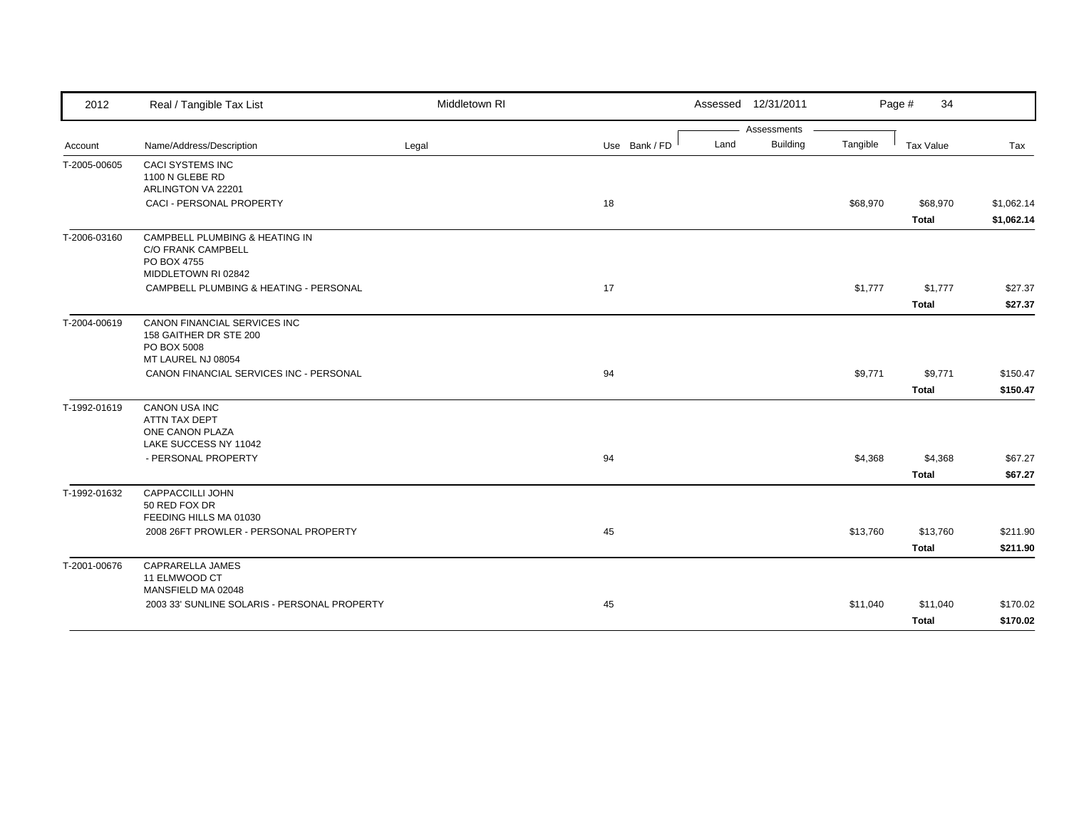| 2012 | Real / Tangible Tax List | Middletown RI | | | Assessed 12/31/2011 | | Page # 34 | |
|---|---|---|---|---|---|---|---|---|
| | | | | | Assessments | | | |
| Account | Name/Address/Description | Legal | Use | Bank / FD | Land | Building | Tangible | Tax Value | Tax |
| T-2005-00605 | CACI SYSTEMS INC<br>1100 N GLEBE RD<br>ARLINGTON VA 22201 | | | | | | | | |
| | CACI - PERSONAL PROPERTY | | 18 | | | | $68,970 | $68,970 | $1,062.14 |
| | | | | | | | | **Total** | **$1,062.14** |
| T-2006-03160 | CAMPBELL PLUMBING & HEATING IN<br>C/O FRANK CAMPBELL<br>PO BOX 4755<br>MIDDLETOWN RI 02842 | | | | | | | | |
| | CAMPBELL PLUMBING & HEATING - PERSONAL | | 17 | | | | $1,777 | $1,777 | $27.37 |
| | | | | | | | | **Total** | **$27.37** |
| T-2004-00619 | CANON FINANCIAL SERVICES INC<br>158 GAITHER DR STE 200<br>PO BOX 5008<br>MT LAUREL NJ 08054 | | | | | | | | |
| | CANON FINANCIAL SERVICES INC - PERSONAL | | 94 | | | | $9,771 | $9,771 | $150.47 |
| | | | | | | | | **Total** | **$150.47** |
| T-1992-01619 | CANON USA INC<br>ATTN TAX DEPT<br>ONE CANON PLAZA<br>LAKE SUCCESS NY 11042 | | | | | | | | |
| | - PERSONAL PROPERTY | | 94 | | | | $4,368 | $4,368 | $67.27 |
| | | | | | | | | **Total** | **$67.27** |
| T-1992-01632 | CAPPACCILLI JOHN<br>50 RED FOX DR<br>FEEDING HILLS MA 01030 | | | | | | | | |
| | 2008 26FT PROWLER - PERSONAL PROPERTY | | 45 | | | | $13,760 | $13,760 | $211.90 |
| | | | | | | | | **Total** | **$211.90** |
| T-2001-00676 | CAPRARELLA JAMES<br>11 ELMWOOD CT<br>MANSFIELD MA 02048 | | | | | | | | |
| | 2003 33' SUNLINE SOLARIS - PERSONAL PROPERTY | | 45 | | | | $11,040 | $11,040 | $170.02 |
| | | | | | | | | **Total** | **$170.02** |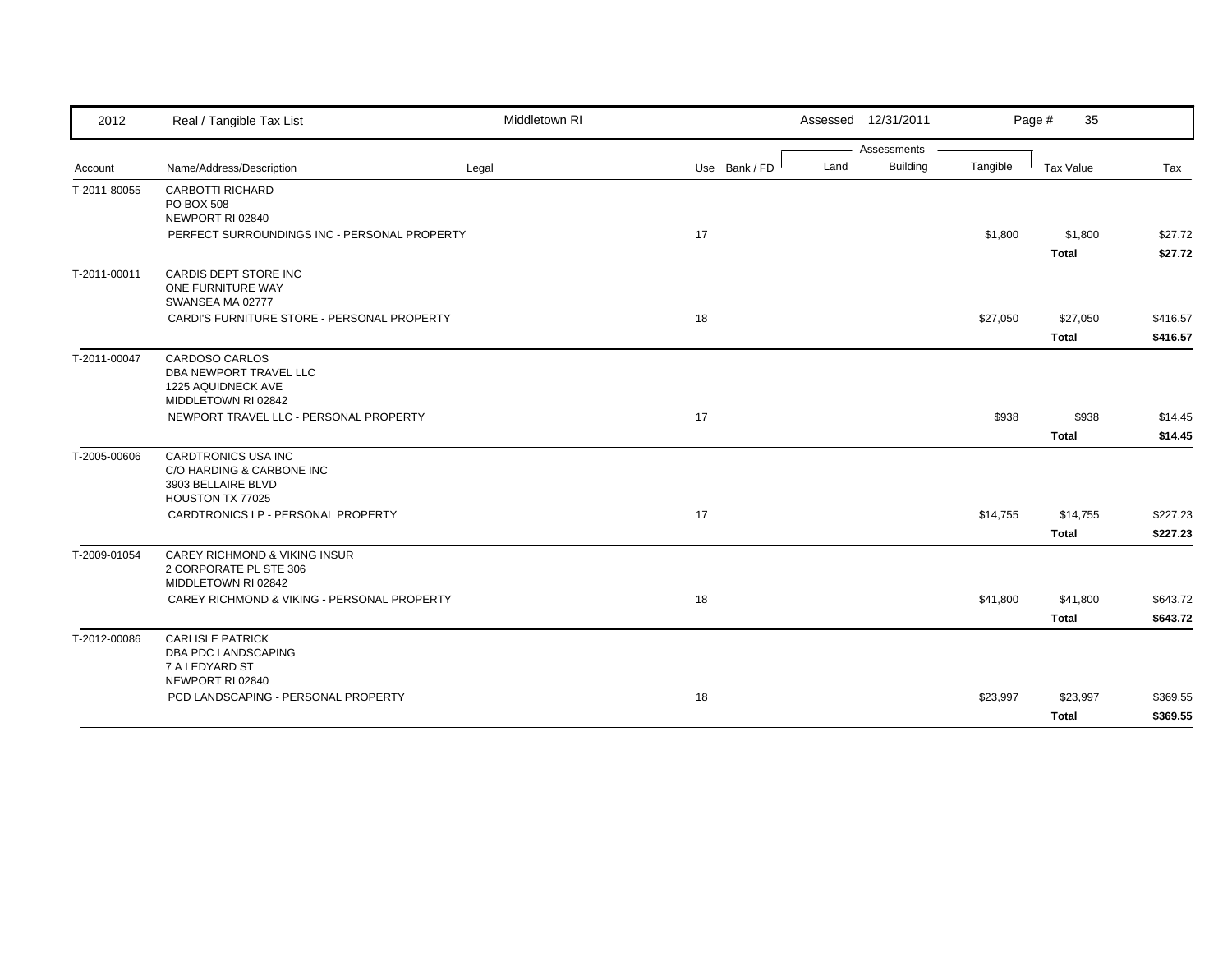| 2012 | Real / Tangible Tax List | Middletown RI | | | Assessed 12/31/2011 | | | Page # 35 | |
|---|---|---|---|---|---|---|---|---|---|
| | | | | | Assessments | | | | |
| Account | Name/Address/Description | Legal | Use | Bank / FD | Land | Building | Tangible | Tax Value | Tax |
| T-2011-80055 | CARBOTTI RICHARD<br>PO BOX 508<br>NEWPORT RI 02840 | | | | | | | | |
| | PERFECT SURROUNDINGS INC - PERSONAL PROPERTY | | 17 | | | | $1,800 | $1,800 | $27.72 |
| | | | | | | | | **Total** | **$27.72** |
| T-2011-00011 | CARDIS DEPT STORE INC<br>ONE FURNITURE WAY<br>SWANSEA MA 02777 | | | | | | | | |
| | CARDI'S FURNITURE STORE - PERSONAL PROPERTY | | 18 | | | | $27,050 | $27,050 | $416.57 |
| | | | | | | | | **Total** | **$416.57** |
| T-2011-00047 | CARDOSO CARLOS<br>DBA NEWPORT TRAVEL LLC<br>1225 AQUIDNECK AVE<br>MIDDLETOWN RI 02842 | | | | | | | | |
| | NEWPORT TRAVEL LLC - PERSONAL PROPERTY | | 17 | | | | $938 | $938 | $14.45 |
| | | | | | | | | **Total** | **$14.45** |
| T-2005-00606 | CARDTRONICS USA INC<br>C/O HARDING & CARBONE INC<br>3903 BELLAIRE BLVD<br>HOUSTON TX 77025 | | | | | | | | |
| | CARDTRONICS LP - PERSONAL PROPERTY | | 17 | | | | $14,755 | $14,755 | $227.23 |
| | | | | | | | | **Total** | **$227.23** |
| T-2009-01054 | CAREY RICHMOND & VIKING INSUR<br>2 CORPORATE PL STE 306<br>MIDDLETOWN RI 02842 | | | | | | | | |
| | CAREY RICHMOND & VIKING - PERSONAL PROPERTY | | 18 | | | | $41,800 | $41,800 | $643.72 |
| | | | | | | | | **Total** | **$643.72** |
| T-2012-00086 | CARLISLE PATRICK<br>DBA PDC LANDSCAPING<br>7 A LEDYARD ST<br>NEWPORT RI 02840 | | | | | | | | |
| | PCD LANDSCAPING - PERSONAL PROPERTY | | 18 | | | | $23,997 | $23,997 | $369.55 |
| | | | | | | | | **Total** | **$369.55** |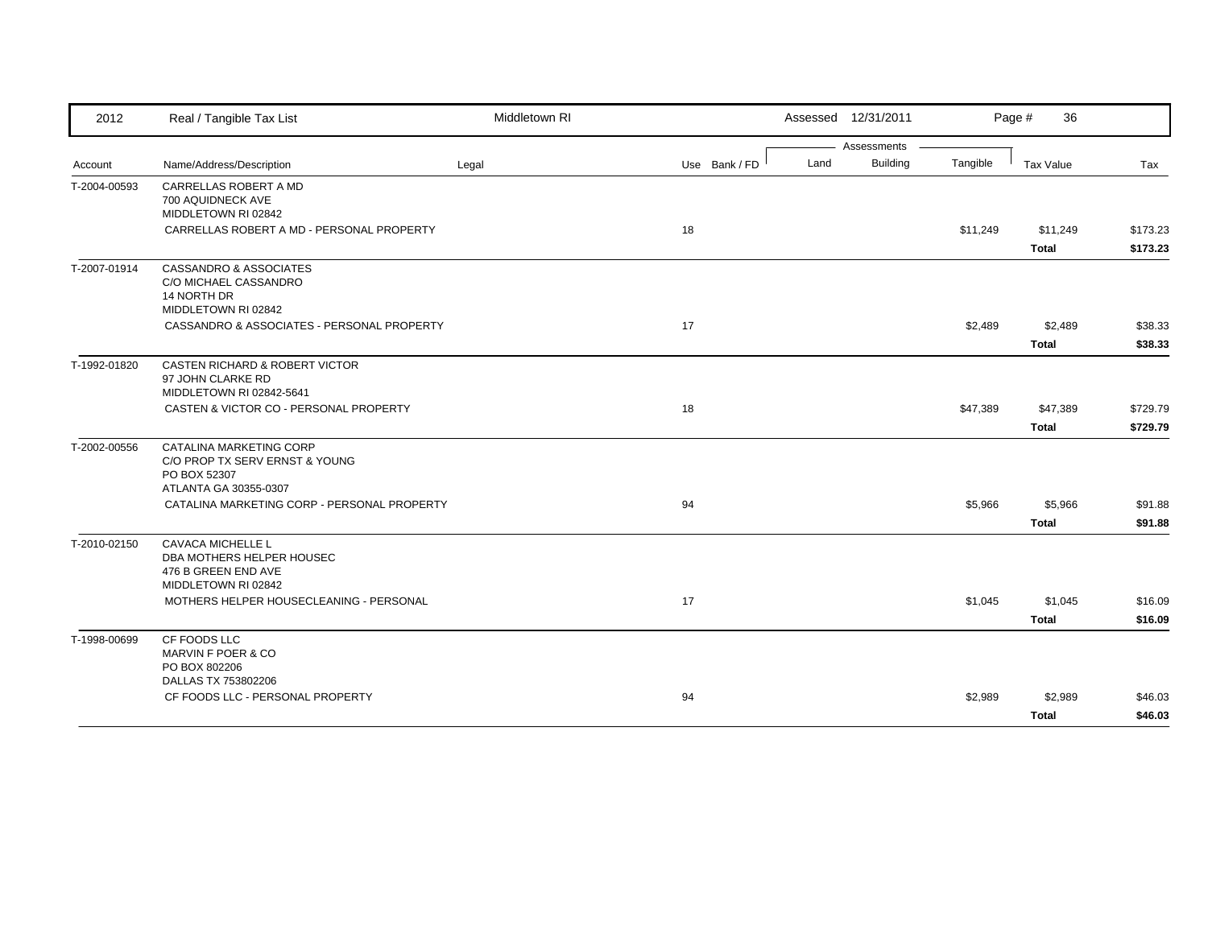| 2012 | Real / Tangible Tax List | Middletown RI | | | Assessed 12/31/2011 | | | Page # 36 | |
|---|---|---|---|---|---|---|---|---|---|
| | | | | | Assessments | | | | |
| Account | Name/Address/Description | Legal | Use | Bank / FD | Land | Building | Tangible | Tax Value | Tax |
| T-2004-00593 | CARRELLAS ROBERT A MD<br>700 AQUIDNECK AVE<br>MIDDLETOWN RI 02842 | | | | | | | | |
| | CARRELLAS ROBERT A MD - PERSONAL PROPERTY | | 18 | | | | $11,249 | $11,249 | $173.23 |
| | | | | | | | | **Total** | **$173.23** |
| T-2007-01914 | CASSANDRO & ASSOCIATES<br>C/O MICHAEL CASSANDRO<br>14 NORTH DR<br>MIDDLETOWN RI 02842 | | | | | | | | |
| | CASSANDRO & ASSOCIATES - PERSONAL PROPERTY | | 17 | | | | $2,489 | $2,489 | $38.33 |
| | | | | | | | | **Total** | **$38.33** |
| T-1992-01820 | CASTEN RICHARD & ROBERT VICTOR<br>97 JOHN CLARKE RD<br>MIDDLETOWN RI 02842-5641 | | | | | | | | |
| | CASTEN & VICTOR CO - PERSONAL PROPERTY | | 18 | | | | $47,389 | $47,389 | $729.79 |
| | | | | | | | | **Total** | **$729.79** |
| T-2002-00556 | CATALINA MARKETING CORP<br>C/O PROP TX SERV ERNST & YOUNG<br>PO BOX 52307<br>ATLANTA GA 30355-0307 | | | | | | | | |
| | CATALINA MARKETING CORP - PERSONAL PROPERTY | | 94 | | | | $5,966 | $5,966 | $91.88 |
| | | | | | | | | **Total** | **$91.88** |
| T-2010-02150 | CAVACA MICHELLE L<br>DBA MOTHERS HELPER HOUSEC<br>476 B GREEN END AVE<br>MIDDLETOWN RI 02842 | | | | | | | | |
| | MOTHERS HELPER HOUSECLEANING - PERSONAL | | 17 | | | | $1,045 | $1,045 | $16.09 |
| | | | | | | | | **Total** | **$16.09** |
| T-1998-00699 | CF FOODS LLC<br>MARVIN F POER & CO<br>PO BOX 802206<br>DALLAS TX 753802206 | | | | | | | | |
| | CF FOODS LLC - PERSONAL PROPERTY | | 94 | | | | $2,989 | $2,989 | $46.03 |
| | | | | | | | | **Total** | **$46.03** |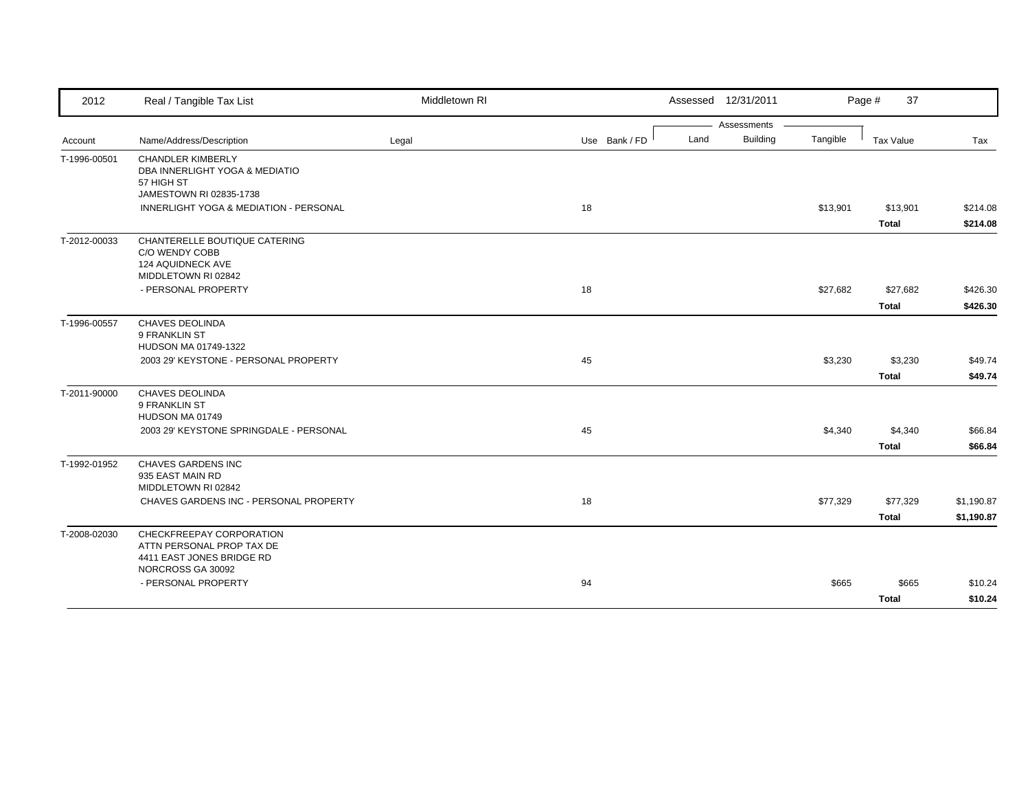| Account | Name/Address/Description | Legal | Use | Bank / FD | Land | Building | Tangible | Tax Value | Tax |
|---|---|---|---|---|---|---|---|---|---|
| T-1996-00501 | CHANDLER KIMBERLY<br>DBA INNERLIGHT YOGA & MEDIATIO<br>57 HIGH ST<br>JAMESTOWN RI 02835-1738 | | | | | | | | |
| | INNERLIGHT YOGA & MEDIATION - PERSONAL | | 18 | | | | $13,901 | $13,901 | $214.08 |
| | | | | | | | | **Total** | **$214.08** |
| T-2012-00033 | CHANTERELLE BOUTIQUE CATERING<br>C/O WENDY COBB<br>124 AQUIDNECK AVE<br>MIDDLETOWN RI 02842 | | | | | | | | |
| | - PERSONAL PROPERTY | | 18 | | | | $27,682 | $27,682 | $426.30 |
| | | | | | | | | **Total** | **$426.30** |
| T-1996-00557 | CHAVES DEOLINDA<br>9 FRANKLIN ST<br>HUDSON MA 01749-1322 | | | | | | | | |
| | 2003 29' KEYSTONE - PERSONAL PROPERTY | | 45 | | | | $3,230 | $3,230 | $49.74 |
| | | | | | | | | **Total** | **$49.74** |
| T-2011-90000 | CHAVES DEOLINDA<br>9 FRANKLIN ST<br>HUDSON MA 01749 | | | | | | | | |
| | 2003 29' KEYSTONE SPRINGDALE - PERSONAL | | 45 | | | | $4,340 | $4,340 | $66.84 |
| | | | | | | | | **Total** | **$66.84** |
| T-1992-01952 | CHAVES GARDENS INC<br>935 EAST MAIN RD<br>MIDDLETOWN RI 02842 | | | | | | | | |
| | CHAVES GARDENS INC - PERSONAL PROPERTY | | 18 | | | | $77,329 | $77,329 | $1,190.87 |
| | | | | | | | | **Total** | **$1,190.87** |
| T-2008-02030 | CHECKFREEPAY CORPORATION<br>ATTN PERSONAL PROP TAX DE<br>4411 EAST JONES BRIDGE RD<br>NORCROSS GA 30092 | | | | | | | | |
| | - PERSONAL PROPERTY | | 94 | | | | $665 | $665 | $10.24 |
| | | | | | | | | **Total** | **$10.24** |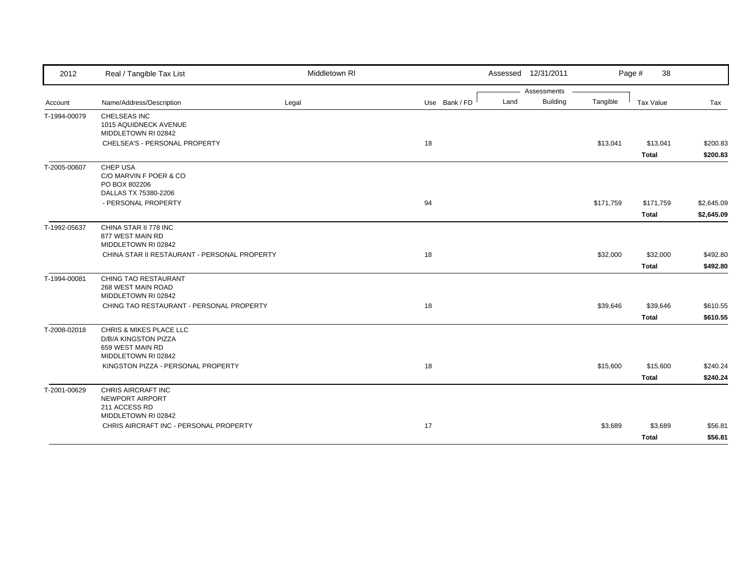| Account | Name/Address/Description | Legal | Use | Bank / FD | Land | Building | Tangible | Tax Value | Tax |
|---|---|---|---|---|---|---|---|---|---|
| T-1994-00079 | CHELSEAS INC<br>1015 AQUIDNECK AVENUE<br>MIDDLETOWN RI 02842 | | | | | | | | |
| | CHELSEA'S - PERSONAL PROPERTY | | 18 | | | | $13,041 | $13,041 | $200.83 |
| | | | | | | | | **Total** | **$200.83** |
| T-2005-00607 | CHEP USA<br>C/O MARVIN F POER & CO<br>PO BOX 802206<br>DALLAS TX 75380-2206 | | | | | | | | |
| | - PERSONAL PROPERTY | | 94 | | | | $171,759 | $171,759 | $2,645.09 |
| | | | | | | | | **Total** | **$2,645.09** |
| T-1992-05637 | CHINA STAR II 778 INC<br>877 WEST MAIN RD<br>MIDDLETOWN RI 02842 | | | | | | | | |
| | CHINA STAR II RESTAURANT - PERSONAL PROPERTY | | 18 | | | | $32,000 | $32,000 | $492.80 |
| | | | | | | | | **Total** | **$492.80** |
| T-1994-00081 | CHING TAO RESTAURANT<br>268 WEST MAIN ROAD<br>MIDDLETOWN RI 02842 | | | | | | | | |
| | CHING TAO RESTAURANT - PERSONAL PROPERTY | | 18 | | | | $39,646 | $39,646 | $610.55 |
| | | | | | | | | **Total** | **$610.55** |
| T-2008-02018 | CHRIS & MIKES PLACE LLC<br>D/B/A KINGSTON PIZZA<br>659 WEST MAIN RD<br>MIDDLETOWN RI 02842 | | | | | | | | |
| | KINGSTON PIZZA - PERSONAL PROPERTY | | 18 | | | | $15,600 | $15,600 | $240.24 |
| | | | | | | | | **Total** | **$240.24** |
| T-2001-00629 | CHRIS AIRCRAFT INC<br>NEWPORT AIRPORT<br>211 ACCESS RD<br>MIDDLETOWN RI 02842 | | | | | | | | |
| | CHRIS AIRCRAFT INC - PERSONAL PROPERTY | | 17 | | | | $3,689 | $3,689 | $56.81 |
| | | | | | | | | **Total** | **$56.81** |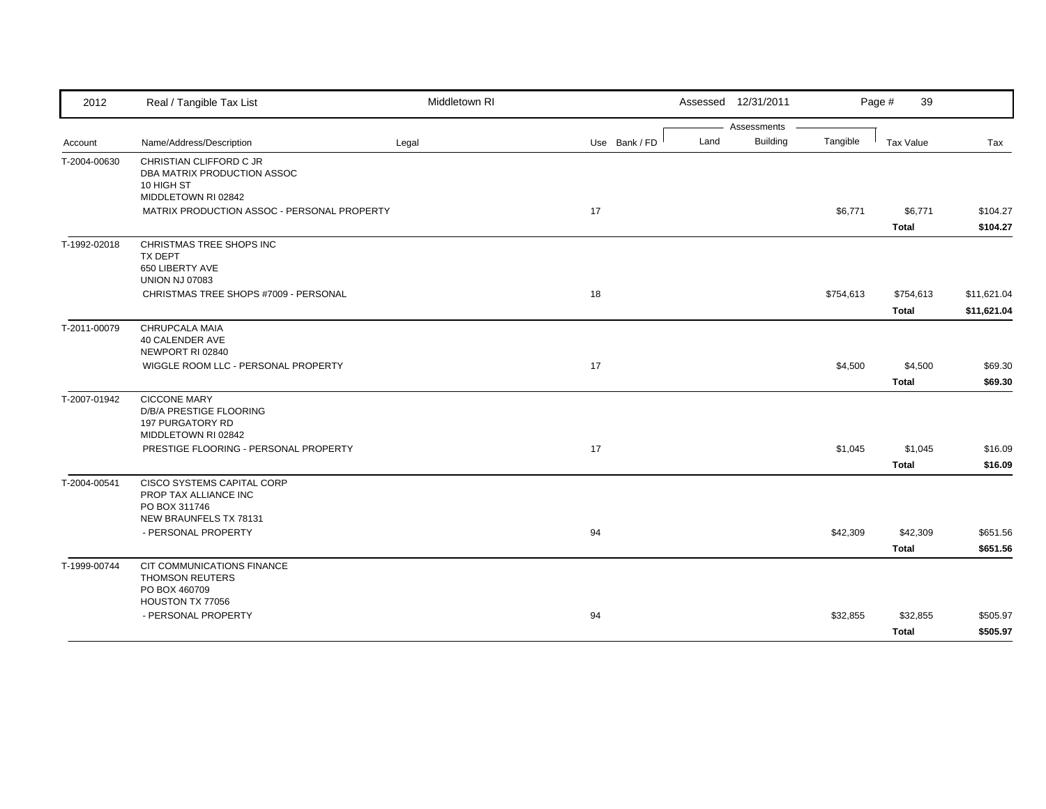| Account | Name/Address/Description | Legal | Use | Bank / FD | Land | Building | Tangible | Tax Value | Tax |
|---|---|---|---|---|---|---|---|---|---|
| T-2004-00630 | CHRISTIAN CLIFFORD C JR<br>DBA MATRIX PRODUCTION ASSOC<br>10 HIGH ST<br>MIDDLETOWN RI 02842 | | | | | | | | |
| | MATRIX PRODUCTION ASSOC - PERSONAL PROPERTY | | 17 | | | | $6,771 | $6,771 | $104.27 |
| | | | | | | | | **Total** | **$104.27** |
| T-1992-02018 | CHRISTMAS TREE SHOPS INC<br>TX DEPT<br>650 LIBERTY AVE<br>UNION NJ 07083 | | | | | | | | |
| | CHRISTMAS TREE SHOPS #7009 - PERSONAL | | 18 | | | | $754,613 | $754,613 | $11,621.04 |
| | | | | | | | | **Total** | **$11,621.04** |
| T-2011-00079 | CHRUPCALA MAIA<br>40 CALENDER AVE<br>NEWPORT RI 02840 | | | | | | | | |
| | WIGGLE ROOM LLC - PERSONAL PROPERTY | | 17 | | | | $4,500 | $4,500 | $69.30 |
| | | | | | | | | **Total** | **$69.30** |
| T-2007-01942 | CICCONE MARY<br>D/B/A PRESTIGE FLOORING<br>197 PURGATORY RD<br>MIDDLETOWN RI 02842 | | | | | | | | |
| | PRESTIGE FLOORING - PERSONAL PROPERTY | | 17 | | | | $1,045 | $1,045 | $16.09 |
| | | | | | | | | **Total** | **$16.09** |
| T-2004-00541 | CISCO SYSTEMS CAPITAL CORP<br>PROP TAX ALLIANCE INC<br>PO BOX 311746<br>NEW BRAUNFELS TX 78131 | | | | | | | | |
| | - PERSONAL PROPERTY | | 94 | | | | $42,309 | $42,309 | $651.56 |
| | | | | | | | | **Total** | **$651.56** |
| T-1999-00744 | CIT COMMUNICATIONS FINANCE<br>THOMSON REUTERS<br>PO BOX 460709<br>HOUSTON TX 77056 | | | | | | | | |
| | - PERSONAL PROPERTY | | 94 | | | | $32,855 | $32,855 | $505.97 |
| | | | | | | | | **Total** | **$505.97** |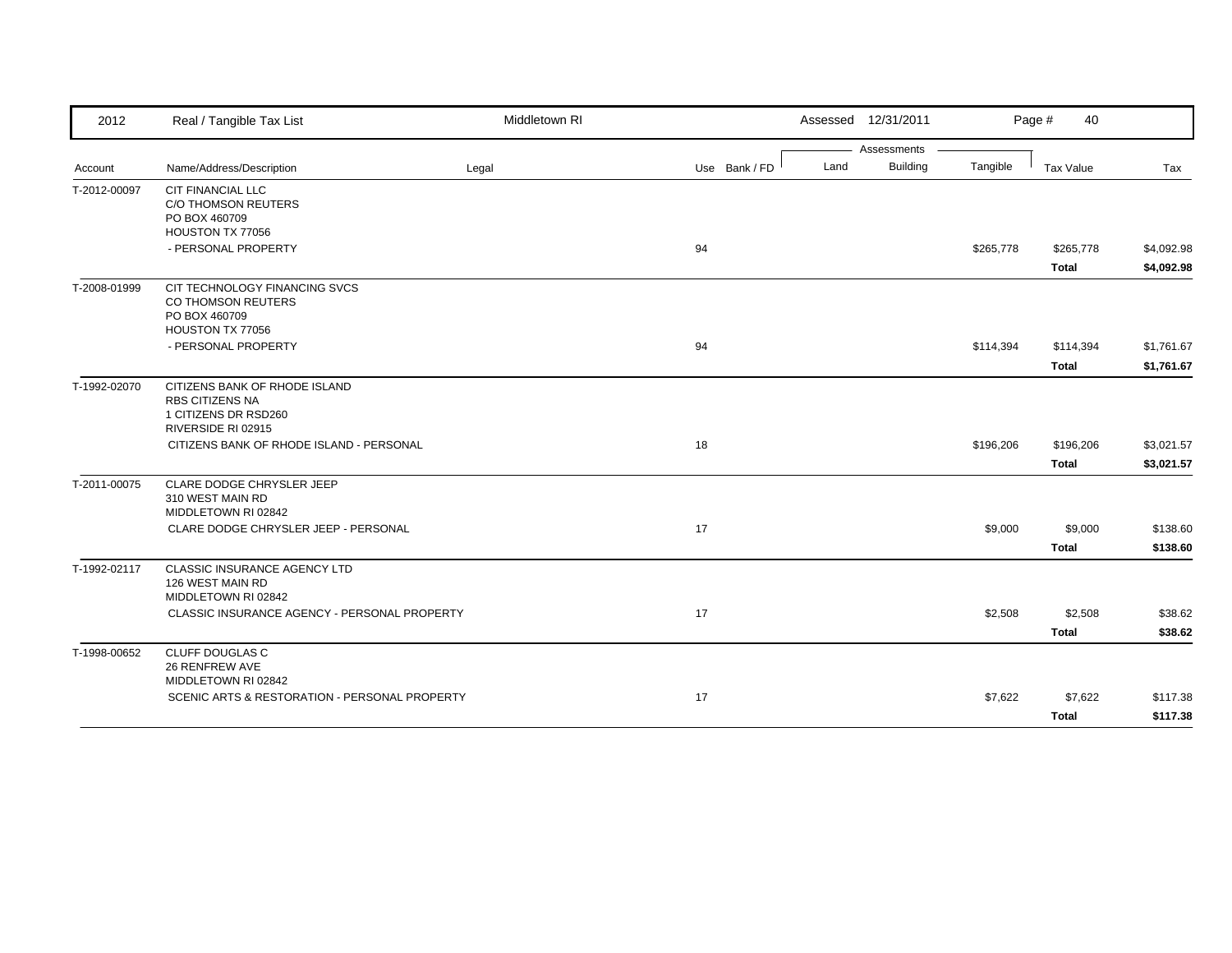| 2012 | Real / Tangible Tax List | Middletown RI | | Assessed 12/31/2011 | | | Page # 40 | |
|---|---|---|---|---|---|---|---|---|
| | | | | Assessments | | | | |
| Account | Name/Address/Description | Legal | Use Bank / FD | Land | Building | Tangible | Tax Value | Tax |
| T-2012-00097 | CIT FINANCIAL LLC<br>C/O THOMSON REUTERS<br>PO BOX 460709<br>HOUSTON TX 77056 | | | | | | | |
| | - PERSONAL PROPERTY | | 94 | | | $265,778 | $265,778 | $4,092.98 |
| | | | | | | | **Total** | **$4,092.98** |
| T-2008-01999 | CIT TECHNOLOGY FINANCING SVCS<br>CO THOMSON REUTERS<br>PO BOX 460709<br>HOUSTON TX 77056 | | | | | | | |
| | - PERSONAL PROPERTY | | 94 | | | $114,394 | $114,394 | $1,761.67 |
| | | | | | | | **Total** | **$1,761.67** |
| T-1992-02070 | CITIZENS BANK OF RHODE ISLAND<br>RBS CITIZENS NA<br>1 CITIZENS DR RSD260<br>RIVERSIDE RI 02915 | | | | | | | |
| | CITIZENS BANK OF RHODE ISLAND - PERSONAL | | 18 | | | $196,206 | $196,206 | $3,021.57 |
| | | | | | | | **Total** | **$3,021.57** |
| T-2011-00075 | CLARE DODGE CHRYSLER JEEP<br>310 WEST MAIN RD<br>MIDDLETOWN RI 02842 | | | | | | | |
| | CLARE DODGE CHRYSLER JEEP - PERSONAL | | 17 | | | $9,000 | $9,000 | $138.60 |
| | | | | | | | **Total** | **$138.60** |
| T-1992-02117 | CLASSIC INSURANCE AGENCY LTD<br>126 WEST MAIN RD<br>MIDDLETOWN RI 02842 | | | | | | | |
| | CLASSIC INSURANCE AGENCY - PERSONAL PROPERTY | | 17 | | | $2,508 | $2,508 | $38.62 |
| | | | | | | | **Total** | **$38.62** |
| T-1998-00652 | CLUFF DOUGLAS C<br>26 RENFREW AVE<br>MIDDLETOWN RI 02842 | | | | | | | |
| | SCENIC ARTS & RESTORATION - PERSONAL PROPERTY | | 17 | | | $7,622 | $7,622 | $117.38 |
| | | | | | | | **Total** | **$117.38** |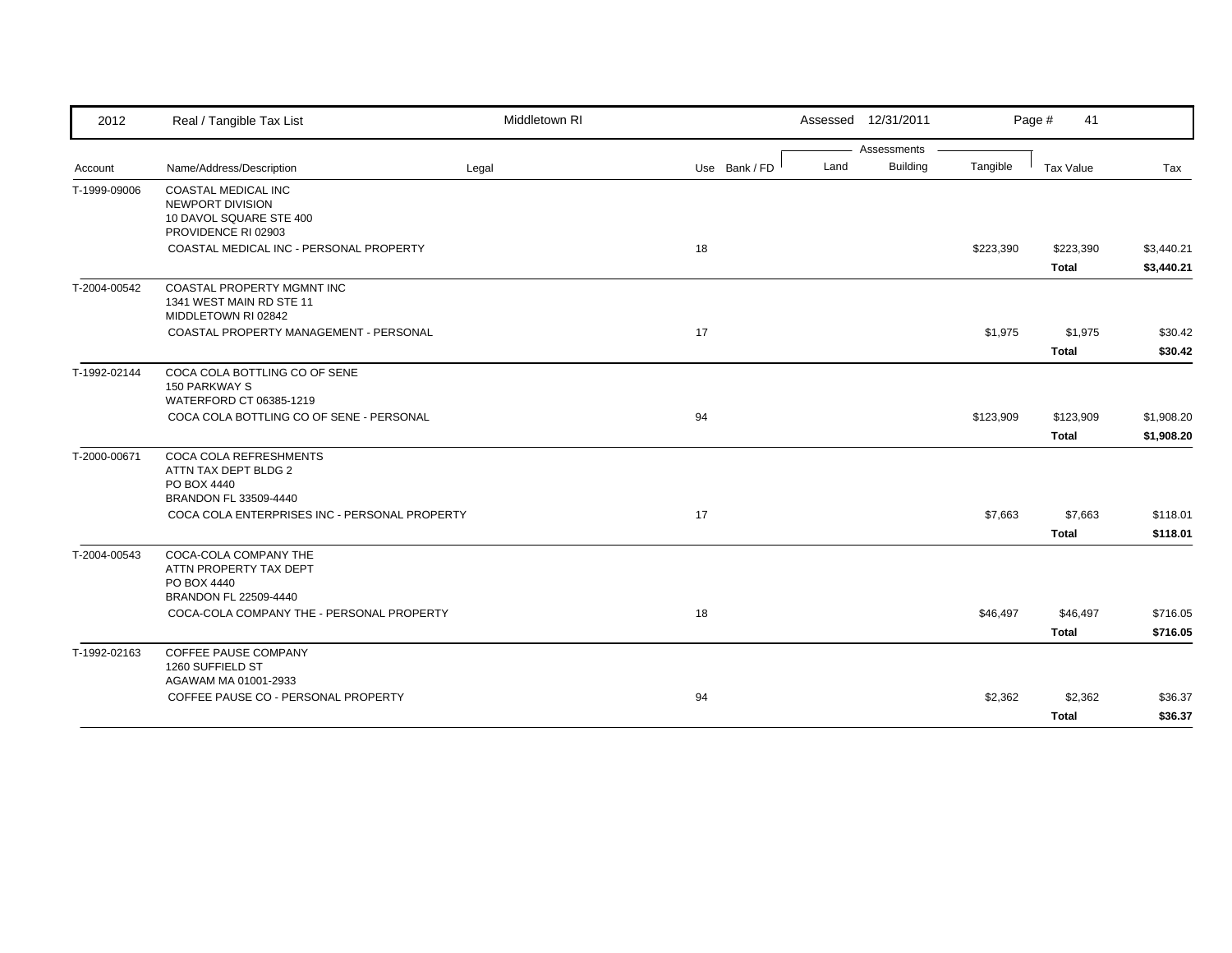| 2012 | Real / Tangible Tax List | Middletown RI | | | Assessed 12/31/2011 | | Page # 41 | |
|---|---|---|---|---|---|---|---|---|
| | | | | Assessments | | | | |
| Account | Name/Address/Description | Legal | Use Bank / FD | Land | Building | Tangible | Tax Value | Tax |
| T-1999-09006 | COASTAL MEDICAL INC<br>NEWPORT DIVISION<br>10 DAVOL SQUARE STE 400<br>PROVIDENCE RI 02903 | | | | | | | |
| | COASTAL MEDICAL INC - PERSONAL PROPERTY | | 18 | | | $223,390 | $223,390 | $3,440.21 |
| | | | | | | | **Total** | **$3,440.21** |
| T-2004-00542 | COASTAL PROPERTY MGMNT INC<br>1341 WEST MAIN RD STE 11<br>MIDDLETOWN RI 02842 | | | | | | | |
| | COASTAL PROPERTY MANAGEMENT - PERSONAL | | 17 | | | $1,975 | $1,975 | $30.42 |
| | | | | | | | **Total** | **$30.42** |
| T-1992-02144 | COCA COLA BOTTLING CO OF SENE<br>150 PARKWAY S<br>WATERFORD CT 06385-1219 | | | | | | | |
| | COCA COLA BOTTLING CO OF SENE - PERSONAL | | 94 | | | $123,909 | $123,909 | $1,908.20 |
| | | | | | | | **Total** | **$1,908.20** |
| T-2000-00671 | COCA COLA REFRESHMENTS<br>ATTN TAX DEPT BLDG 2<br>PO BOX 4440<br>BRANDON FL 33509-4440 | | | | | | | |
| | COCA COLA ENTERPRISES INC - PERSONAL PROPERTY | | 17 | | | $7,663 | $7,663 | $118.01 |
| | | | | | | | **Total** | **$118.01** |
| T-2004-00543 | COCA-COLA COMPANY THE<br>ATTN PROPERTY TAX DEPT<br>PO BOX 4440<br>BRANDON FL 22509-4440 | | | | | | | |
| | COCA-COLA COMPANY THE - PERSONAL PROPERTY | | 18 | | | $46,497 | $46,497 | $716.05 |
| | | | | | | | **Total** | **$716.05** |
| T-1992-02163 | COFFEE PAUSE COMPANY<br>1260 SUFFIELD ST<br>AGAWAM MA 01001-2933 | | | | | | | |
| | COFFEE PAUSE CO - PERSONAL PROPERTY | | 94 | | | $2,362 | $2,362 | $36.37 |
| | | | | | | | **Total** | **$36.37** |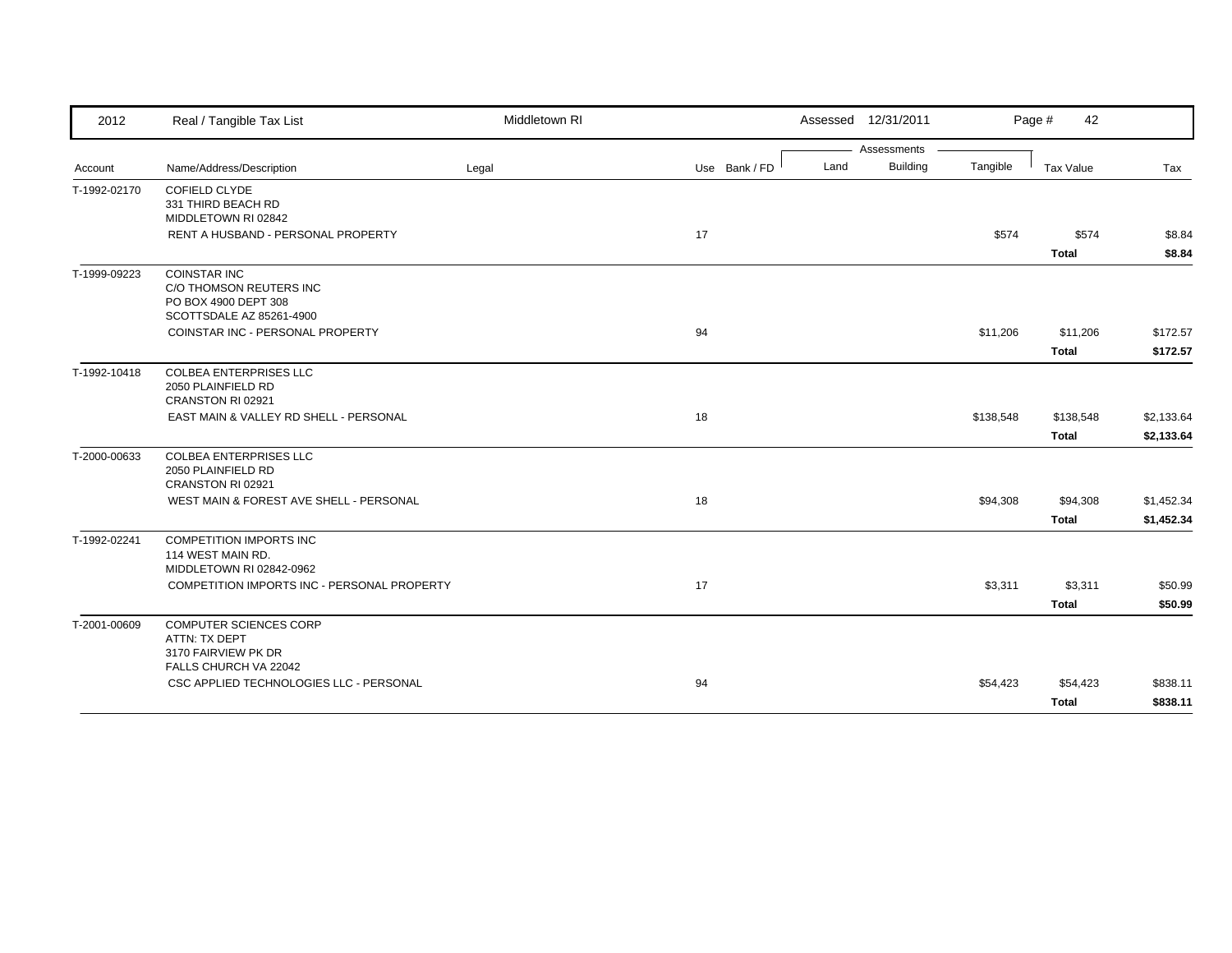| 2012 | Real / Tangible Tax List | Middletown RI | | | Assessed 12/31/2011 | | | Page # 42 | |
|---|---|---|---|---|---|---|---|---|---|
| | | | | | Assessments | | | | |
| Account | Name/Address/Description | Legal | Use | Bank / FD | Land | Building | Tangible | Tax Value | Tax |
| T-1992-02170 | COFIELD CLYDE<br>331 THIRD BEACH RD<br>MIDDLETOWN RI 02842 | | | | | | | | |
| | RENT A HUSBAND - PERSONAL PROPERTY | | 17 | | | | $574 | $574 | $8.84 |
| | | | | | | | | **Total** | **$8.84** |
| T-1999-09223 | COINSTAR INC<br>C/O THOMSON REUTERS INC<br>PO BOX 4900 DEPT 308<br>SCOTTSDALE AZ 85261-4900 | | | | | | | | |
| | COINSTAR INC - PERSONAL PROPERTY | | 94 | | | | $11,206 | $11,206 | $172.57 |
| | | | | | | | | **Total** | **$172.57** |
| T-1992-10418 | COLBEA ENTERPRISES LLC<br>2050 PLAINFIELD RD<br>CRANSTON RI 02921 | | | | | | | | |
| | EAST MAIN & VALLEY RD SHELL - PERSONAL | | 18 | | | | $138,548 | $138,548 | $2,133.64 |
| | | | | | | | | **Total** | **$2,133.64** |
| T-2000-00633 | COLBEA ENTERPRISES LLC<br>2050 PLAINFIELD RD<br>CRANSTON RI 02921 | | | | | | | | |
| | WEST MAIN & FOREST AVE SHELL - PERSONAL | | 18 | | | | $94,308 | $94,308 | $1,452.34 |
| | | | | | | | | **Total** | **$1,452.34** |
| T-1992-02241 | COMPETITION IMPORTS INC<br>114 WEST MAIN RD.<br>MIDDLETOWN RI 02842-0962 | | | | | | | | |
| | COMPETITION IMPORTS INC - PERSONAL PROPERTY | | 17 | | | | $3,311 | $3,311 | $50.99 |
| | | | | | | | | **Total** | **$50.99** |
| T-2001-00609 | COMPUTER SCIENCES CORP<br>ATTN: TX DEPT<br>3170 FAIRVIEW PK DR<br>FALLS CHURCH VA 22042 | | | | | | | | |
| | CSC APPLIED TECHNOLOGIES LLC - PERSONAL | | 94 | | | | $54,423 | $54,423 | $838.11 |
| | | | | | | | | **Total** | **$838.11** |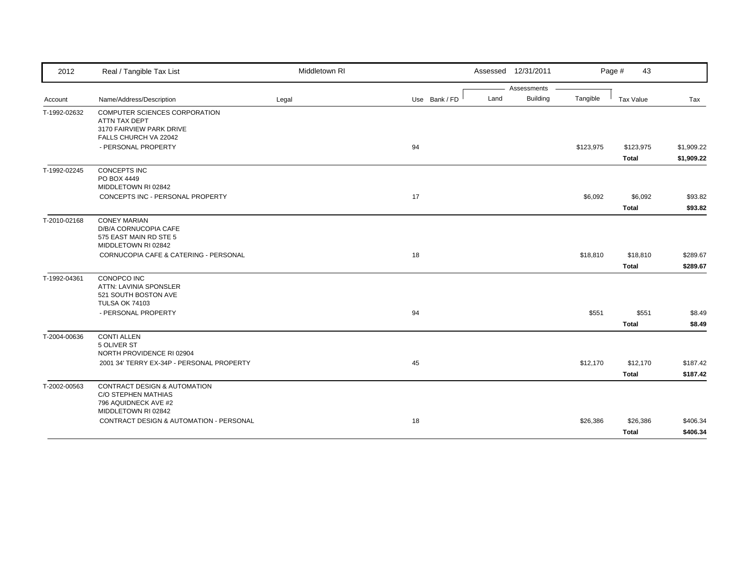| Account | Name/Address/Description | Legal | Use | Bank / FD | Land | Building | Tangible | Tax Value | Tax |
|---|---|---|---|---|---|---|---|---|---|
| T-1992-02632 | COMPUTER SCIENCES CORPORATION<br>ATTN TAX DEPT<br>3170 FAIRVIEW PARK DRIVE<br>FALLS CHURCH VA 22042 | | | | | | | | |
| | - PERSONAL PROPERTY | | 94 | | | | $123,975 | $123,975 | $1,909.22 |
| | | | | | | | | **Total** | **$1,909.22** |
| T-1992-02245 | CONCEPTS INC<br>PO BOX 4449<br>MIDDLETOWN RI 02842 | | | | | | | | |
| | CONCEPTS INC - PERSONAL PROPERTY | | 17 | | | | $6,092 | $6,092 | $93.82 |
| | | | | | | | | **Total** | **$93.82** |
| T-2010-02168 | CONEY MARIAN<br>D/B/A CORNUCOPIA CAFE<br>575 EAST MAIN RD STE 5<br>MIDDLETOWN RI 02842 | | | | | | | | |
| | CORNUCOPIA CAFE & CATERING - PERSONAL | | 18 | | | | $18,810 | $18,810 | $289.67 |
| | | | | | | | | **Total** | **$289.67** |
| T-1992-04361 | CONOPCO INC<br>ATTN: LAVINIA SPONSLER<br>521 SOUTH BOSTON AVE<br>TULSA OK 74103 | | | | | | | | |
| | - PERSONAL PROPERTY | | 94 | | | | $551 | $551 | $8.49 |
| | | | | | | | | **Total** | **$8.49** |
| T-2004-00636 | CONTI ALLEN<br>5 OLIVER ST<br>NORTH PROVIDENCE RI 02904 | | | | | | | | |
| | 2001 34' TERRY EX-34P - PERSONAL PROPERTY | | 45 | | | | $12,170 | $12,170 | $187.42 |
| | | | | | | | | **Total** | **$187.42** |
| T-2002-00563 | CONTRACT DESIGN & AUTOMATION<br>C/O STEPHEN MATHIAS<br>796 AQUIDNECK AVE #2<br>MIDDLETOWN RI 02842 | | | | | | | | |
| | CONTRACT DESIGN & AUTOMATION - PERSONAL | | 18 | | | | $26,386 | $26,386 | $406.34 |
| | | | | | | | | **Total** | **$406.34** |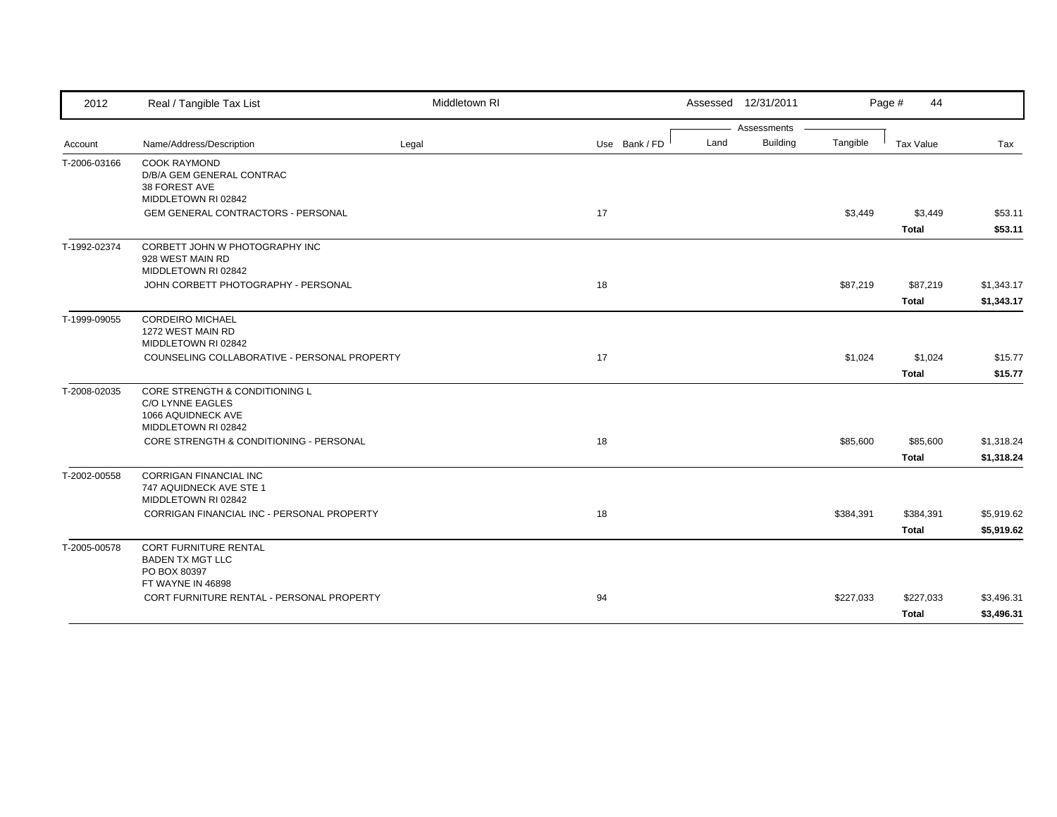| 2012 | Real / Tangible Tax List | Middletown RI | | | Assessed 12/31/2011 | | | Page # 44 | |
|---|---|---|---|---|---|---|---|---|---|
| | | | | | Assessments | | | | |
| Account | Name/Address/Description | Legal | Use | Bank / FD | Land | Building | Tangible | Tax Value | Tax |
| T-2006-03166 | COOK RAYMOND<br>D/B/A GEM GENERAL CONTRAC<br>38 FOREST AVE<br>MIDDLETOWN RI 02842 | | | | | | | | |
| | GEM GENERAL CONTRACTORS - PERSONAL | | 17 | | | | $3,449 | $3,449 | $53.11 |
| | | | | | | | | **Total** | **$53.11** |
| T-1992-02374 | CORBETT JOHN W PHOTOGRAPHY INC<br>928 WEST MAIN RD<br>MIDDLETOWN RI 02842 | | | | | | | | |
| | JOHN CORBETT PHOTOGRAPHY - PERSONAL | | 18 | | | | $87,219 | $87,219 | $1,343.17 |
| | | | | | | | | **Total** | **$1,343.17** |
| T-1999-09055 | CORDEIRO MICHAEL<br>1272 WEST MAIN RD<br>MIDDLETOWN RI 02842 | | | | | | | | |
| | COUNSELING COLLABORATIVE - PERSONAL PROPERTY | | 17 | | | | $1,024 | $1,024 | $15.77 |
| | | | | | | | | **Total** | **$15.77** |
| T-2008-02035 | CORE STRENGTH & CONDITIONING L<br>C/O LYNNE EAGLES<br>1066 AQUIDNECK AVE<br>MIDDLETOWN RI 02842 | | | | | | | | |
| | CORE STRENGTH & CONDITIONING - PERSONAL | | 18 | | | | $85,600 | $85,600 | $1,318.24 |
| | | | | | | | | **Total** | **$1,318.24** |
| T-2002-00558 | CORRIGAN FINANCIAL INC<br>747 AQUIDNECK AVE STE 1<br>MIDDLETOWN RI 02842 | | | | | | | | |
| | CORRIGAN FINANCIAL INC - PERSONAL PROPERTY | | 18 | | | | $384,391 | $384,391 | $5,919.62 |
| | | | | | | | | **Total** | **$5,919.62** |
| T-2005-00578 | CORT FURNITURE RENTAL<br>BADEN TX MGT LLC<br>PO BOX 80397<br>FT WAYNE IN 46898 | | | | | | | | |
| | CORT FURNITURE RENTAL - PERSONAL PROPERTY | | 94 | | | | $227,033 | $227,033 | $3,496.31 |
| | | | | | | | | **Total** | **$3,496.31** |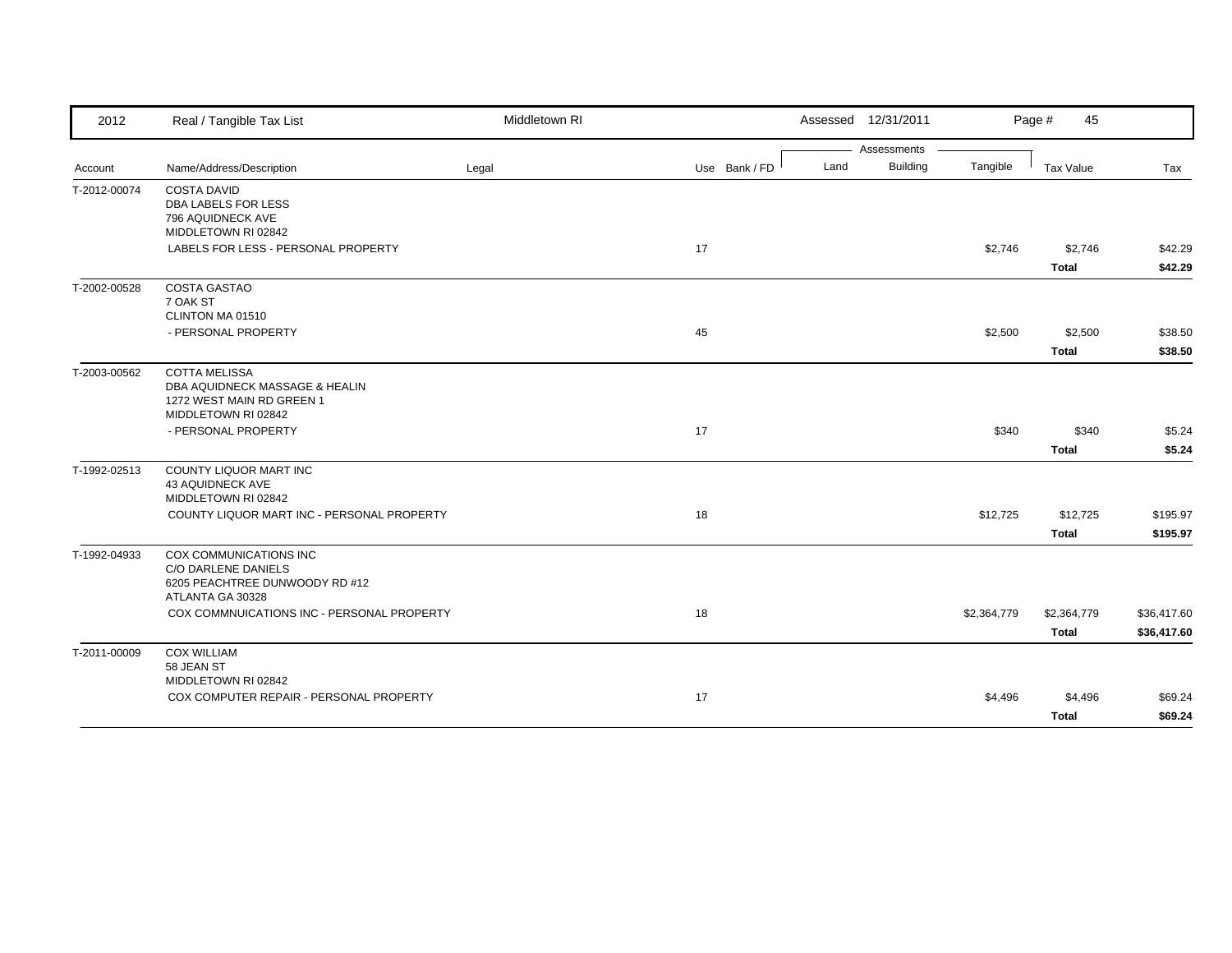| Account | Name/Address/Description | Legal | Use | Bank / FD | Land | Building | Tangible | Tax Value | Tax |
|---|---|---|---|---|---|---|---|---|---|
| T-2012-00074 | COSTA DAVID<br>DBA LABELS FOR LESS<br>796 AQUIDNECK AVE<br>MIDDLETOWN RI 02842 | | | | | | | | |
| | LABELS FOR LESS - PERSONAL PROPERTY | | 17 | | | | $2,746 | $2,746 | $42.29 |
| | | | | | | | | **Total** | **$42.29** |
| T-2002-00528 | COSTA GASTAO<br>7 OAK ST<br>CLINTON MA 01510 | | | | | | | | |
| | - PERSONAL PROPERTY | | 45 | | | | $2,500 | $2,500 | $38.50 |
| | | | | | | | | **Total** | **$38.50** |
| T-2003-00562 | COTTA MELISSA<br>DBA AQUIDNECK MASSAGE & HEALIN<br>1272 WEST MAIN RD GREEN 1<br>MIDDLETOWN RI 02842 | | | | | | | | |
| | - PERSONAL PROPERTY | | 17 | | | | $340 | $340 | $5.24 |
| | | | | | | | | **Total** | **$5.24** |
| T-1992-02513 | COUNTY LIQUOR MART INC<br>43 AQUIDNECK AVE<br>MIDDLETOWN RI 02842 | | | | | | | | |
| | COUNTY LIQUOR MART INC - PERSONAL PROPERTY | | 18 | | | | $12,725 | $12,725 | $195.97 |
| | | | | | | | | **Total** | **$195.97** |
| T-1992-04933 | COX COMMUNICATIONS INC<br>C/O DARLENE DANIELS<br>6205 PEACHTREE DUNWOODY RD #12<br>ATLANTA GA 30328 | | | | | | | | |
| | COX COMMNUICATIONS INC - PERSONAL PROPERTY | | 18 | | | | $2,364,779 | $2,364,779 | $36,417.60 |
| | | | | | | | | **Total** | **$36,417.60** |
| T-2011-00009 | COX WILLIAM<br>58 JEAN ST<br>MIDDLETOWN RI 02842 | | | | | | | | |
| | COX COMPUTER REPAIR - PERSONAL PROPERTY | | 17 | | | | $4,496 | $4,496 | $69.24 |
| | | | | | | | | **Total** | **$69.24** |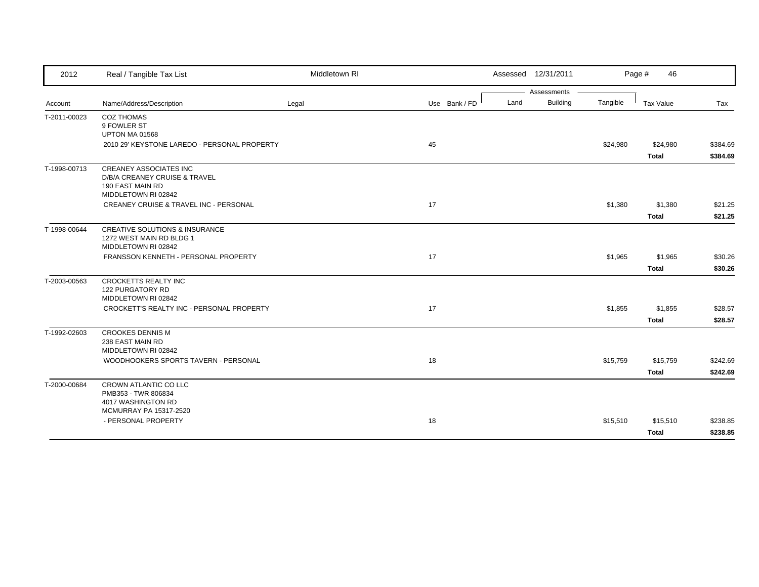| Account | Name/Address/Description | Legal | Use | Bank / FD | Land | Building | Tangible | Tax Value | Tax |
|---|---|---|---|---|---|---|---|---|---|
| T-2011-00023 | COZ THOMAS<br>9 FOWLER ST<br>UPTON MA 01568 | | | | | | | | |
| | 2010 29' KEYSTONE LAREDO - PERSONAL PROPERTY | | 45 | | | | $24,980 | $24,980 | $384.69 |
| | | | | | | | | **Total** | **$384.69** |
| T-1998-00713 | CREANEY ASSOCIATES INC<br>D/B/A CREANEY CRUISE & TRAVEL<br>190 EAST MAIN RD<br>MIDDLETOWN RI 02842 | | | | | | | | |
| | CREANEY CRUISE & TRAVEL INC - PERSONAL | | 17 | | | | $1,380 | $1,380 | $21.25 |
| | | | | | | | | **Total** | **$21.25** |
| T-1998-00644 | CREATIVE SOLUTIONS & INSURANCE<br>1272 WEST MAIN RD BLDG 1<br>MIDDLETOWN RI 02842 | | | | | | | | |
| | FRANSSON KENNETH - PERSONAL PROPERTY | | 17 | | | | $1,965 | $1,965 | $30.26 |
| | | | | | | | | **Total** | **$30.26** |
| T-2003-00563 | CROCKETTS REALTY INC<br>122 PURGATORY RD<br>MIDDLETOWN RI 02842 | | | | | | | | |
| | CROCKETT'S REALTY INC - PERSONAL PROPERTY | | 17 | | | | $1,855 | $1,855 | $28.57 |
| | | | | | | | | **Total** | **$28.57** |
| T-1992-02603 | CROOKES DENNIS M<br>238 EAST MAIN RD<br>MIDDLETOWN RI 02842 | | | | | | | | |
| | WOODHOOKERS SPORTS TAVERN - PERSONAL | | 18 | | | | $15,759 | $15,759 | $242.69 |
| | | | | | | | | **Total** | **$242.69** |
| T-2000-00684 | CROWN ATLANTIC CO LLC<br>PMB353 - TWR 806834<br>4017 WASHINGTON RD<br>MCMURRAY PA 15317-2520 | | | | | | | | |
| | - PERSONAL PROPERTY | | 18 | | | | $15,510 | $15,510 | $238.85 |
| | | | | | | | | **Total** | **$238.85** |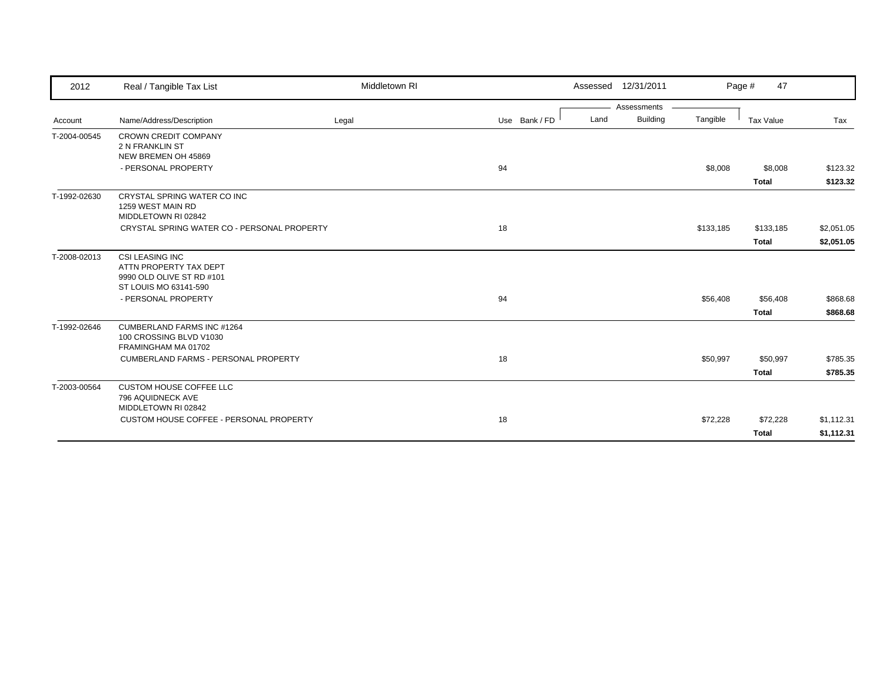| 2012 | Real / Tangible Tax List | Middletown RI | | | Assessed 12/31/2011 | | | Page # 47 | |
|---|---|---|---|---|---|---|---|---|---|
| | | | | | Assessments | | | | |
| Account | Name/Address/Description | Legal | Use | Bank / FD | Land | Building | Tangible | Tax Value | Tax |
| T-2004-00545 | CROWN CREDIT COMPANY<br>2 N FRANKLIN ST<br>NEW BREMEN OH 45869 | | | | | | | | |
| | - PERSONAL PROPERTY | | 94 | | | | $8,008 | $8,008 | $123.32 |
| | | | | | | | | **Total** | **$123.32** |
| T-1992-02630 | CRYSTAL SPRING WATER CO INC<br>1259 WEST MAIN RD<br>MIDDLETOWN RI 02842 | | | | | | | | |
| | CRYSTAL SPRING WATER CO - PERSONAL PROPERTY | | 18 | | | | $133,185 | $133,185 | $2,051.05 |
| | | | | | | | | **Total** | **$2,051.05** |
| T-2008-02013 | CSI LEASING INC<br>ATTN PROPERTY TAX DEPT<br>9990 OLD OLIVE ST RD #101<br>ST LOUIS MO 63141-590 | | | | | | | | |
| | - PERSONAL PROPERTY | | 94 | | | | $56,408 | $56,408 | $868.68 |
| | | | | | | | | **Total** | **$868.68** |
| T-1992-02646 | CUMBERLAND FARMS INC #1264<br>100 CROSSING BLVD V1030<br>FRAMINGHAM MA 01702 | | | | | | | | |
| | CUMBERLAND FARMS - PERSONAL PROPERTY | | 18 | | | | $50,997 | $50,997 | $785.35 |
| | | | | | | | | **Total** | **$785.35** |
| T-2003-00564 | CUSTOM HOUSE COFFEE LLC<br>796 AQUIDNECK AVE<br>MIDDLETOWN RI 02842 | | | | | | | | |
| | CUSTOM HOUSE COFFEE - PERSONAL PROPERTY | | 18 | | | | $72,228 | $72,228 | $1,112.31 |
| | | | | | | | | **Total** | **$1,112.31** |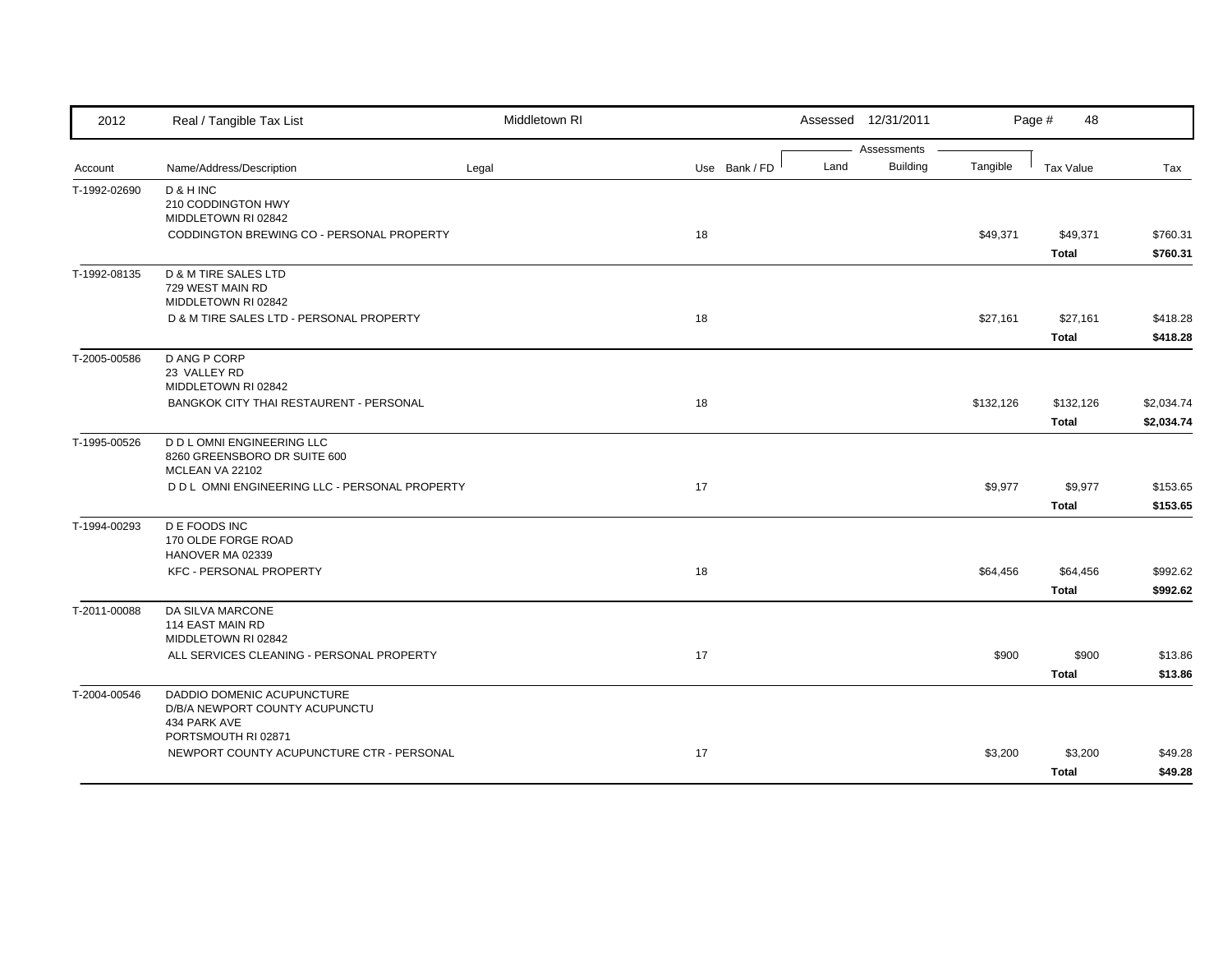| 2012 | Real / Tangible Tax List | Middletown RI | | | Assessed 12/31/2011 | | | | |
|---|---|---|---|---|---|---|---|---|---|
| | | | | | Assessments | | | | |
| Account | Name/Address/Description | Legal | Use | Bank / FD | Land | Building | Tangible | Tax Value | Tax |
| T-1992-02690 | D & H INC<br>210 CODDINGTON HWY<br>MIDDLETOWN RI 02842 | | | | | | | | |
| | CODDINGTON BREWING CO - PERSONAL PROPERTY | | 18 | | | | $49,371 | $49,371 | $760.31 |
| | | | | | | | | **Total** | **$760.31** |
| T-1992-08135 | D & M TIRE SALES LTD<br>729 WEST MAIN RD<br>MIDDLETOWN RI 02842 | | | | | | | | |
| | D & M TIRE SALES LTD - PERSONAL PROPERTY | | 18 | | | | $27,161 | $27,161 | $418.28 |
| | | | | | | | | **Total** | **$418.28** |
| T-2005-00586 | D ANG P CORP<br>23 VALLEY RD<br>MIDDLETOWN RI 02842 | | | | | | | | |
| | BANGKOK CITY THAI RESTAURENT - PERSONAL | | 18 | | | | $132,126 | $132,126 | $2,034.74 |
| | | | | | | | | **Total** | **$2,034.74** |
| T-1995-00526 | D D L OMNI ENGINEERING LLC<br>8260 GREENSBORO DR SUITE 600<br>MCLEAN VA 22102 | | | | | | | | |
| | D D L OMNI ENGINEERING LLC - PERSONAL PROPERTY | | 17 | | | | $9,977 | $9,977 | $153.65 |
| | | | | | | | | **Total** | **$153.65** |
| T-1994-00293 | D E FOODS INC<br>170 OLDE FORGE ROAD<br>HANOVER MA 02339 | | | | | | | | |
| | KFC - PERSONAL PROPERTY | | 18 | | | | $64,456 | $64,456 | $992.62 |
| | | | | | | | | **Total** | **$992.62** |
| T-2011-00088 | DA SILVA MARCONE<br>114 EAST MAIN RD<br>MIDDLETOWN RI 02842 | | | | | | | | |
| | ALL SERVICES CLEANING - PERSONAL PROPERTY | | 17 | | | | $900 | $900 | $13.86 |
| | | | | | | | | **Total** | **$13.86** |
| T-2004-00546 | DADDIO DOMENIC ACUPUNCTURE<br>D/B/A NEWPORT COUNTY ACUPUNCTU<br>434 PARK AVE<br>PORTSMOUTH RI 02871 | | | | | | | | |
| | NEWPORT COUNTY ACUPUNCTURE CTR - PERSONAL | | 17 | | | | $3,200 | $3,200 | $49.28 |
| | | | | | | | | **Total** | **$49.28** |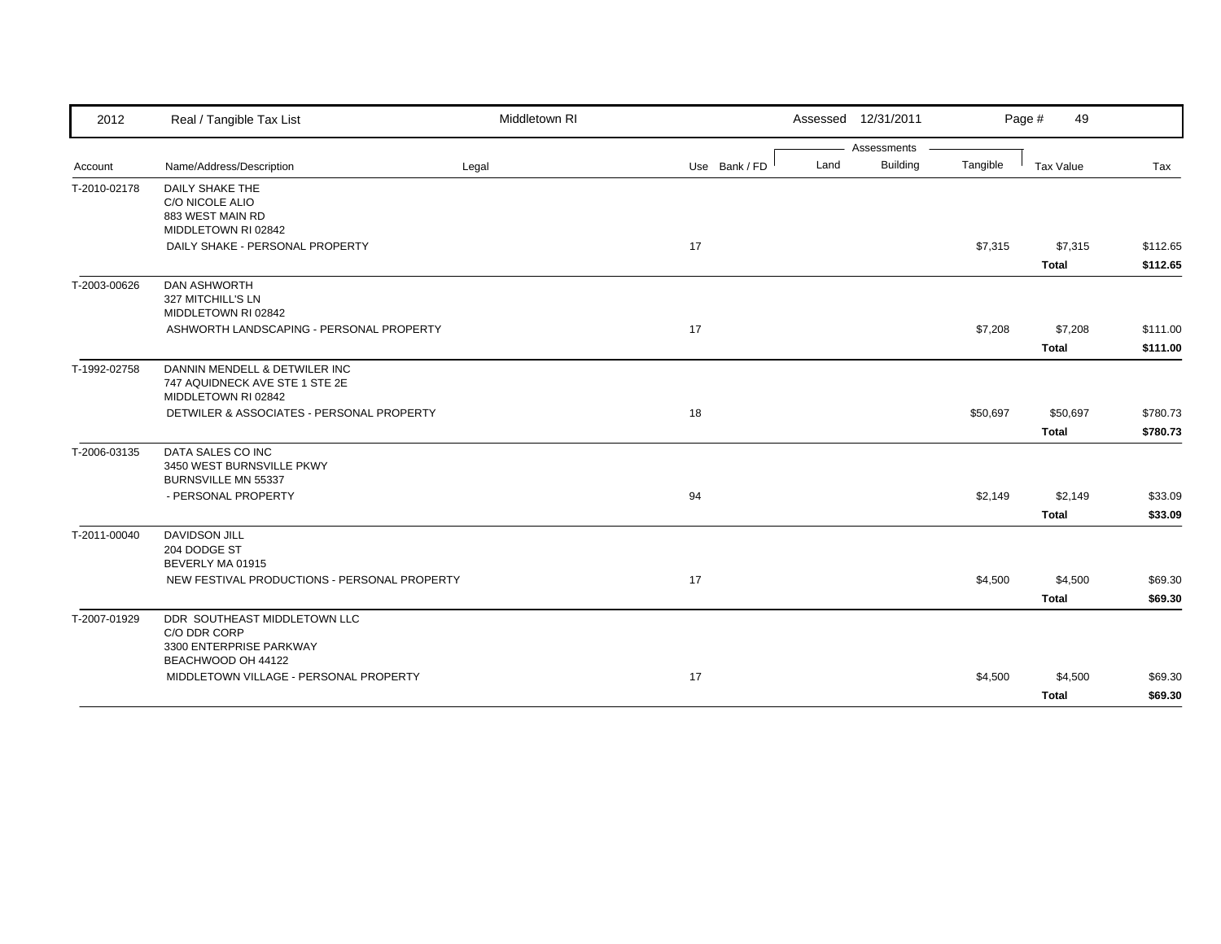2012 Real / Tangible Tax List — Middletown RI — Assessed 12/31/2011

| Account | Name/Address/Description | Legal | Use | Bank / FD | Land | Building | Tangible | Tax Value | Tax |
|---|---|---|---|---|---|---|---|---|---|
| T-2010-02178 | DAILY SHAKE THE<br>C/O NICOLE ALIO<br>883 WEST MAIN RD<br>MIDDLETOWN RI 02842 | | | | | | | | |
| | DAILY SHAKE - PERSONAL PROPERTY | | 17 | | | | $7,315 | $7,315 | $112.65 |
| | | | | | | | | **Total** | **$112.65** |
| T-2003-00626 | DAN ASHWORTH<br>327 MITCHILL'S LN<br>MIDDLETOWN RI 02842 | | | | | | | | |
| | ASHWORTH LANDSCAPING - PERSONAL PROPERTY | | 17 | | | | $7,208 | $7,208 | $111.00 |
| | | | | | | | | **Total** | **$111.00** |
| T-1992-02758 | DANNIN MENDELL & DETWILER INC<br>747 AQUIDNECK AVE STE 1 STE 2E<br>MIDDLETOWN RI 02842 | | | | | | | | |
| | DETWILER & ASSOCIATES - PERSONAL PROPERTY | | 18 | | | | $50,697 | $50,697 | $780.73 |
| | | | | | | | | **Total** | **$780.73** |
| T-2006-03135 | DATA SALES CO INC<br>3450 WEST BURNSVILLE PKWY<br>BURNSVILLE MN 55337 | | | | | | | | |
| | - PERSONAL PROPERTY | | 94 | | | | $2,149 | $2,149 | $33.09 |
| | | | | | | | | **Total** | **$33.09** |
| T-2011-00040 | DAVIDSON JILL<br>204 DODGE ST<br>BEVERLY MA 01915 | | | | | | | | |
| | NEW FESTIVAL PRODUCTIONS - PERSONAL PROPERTY | | 17 | | | | $4,500 | $4,500 | $69.30 |
| | | | | | | | | **Total** | **$69.30** |
| T-2007-01929 | DDR SOUTHEAST MIDDLETOWN LLC<br>C/O DDR CORP<br>3300 ENTERPRISE PARKWAY<br>BEACHWOOD OH 44122 | | | | | | | | |
| | MIDDLETOWN VILLAGE - PERSONAL PROPERTY | | 17 | | | | $4,500 | $4,500 | $69.30 |
| | | | | | | | | **Total** | **$69.30** |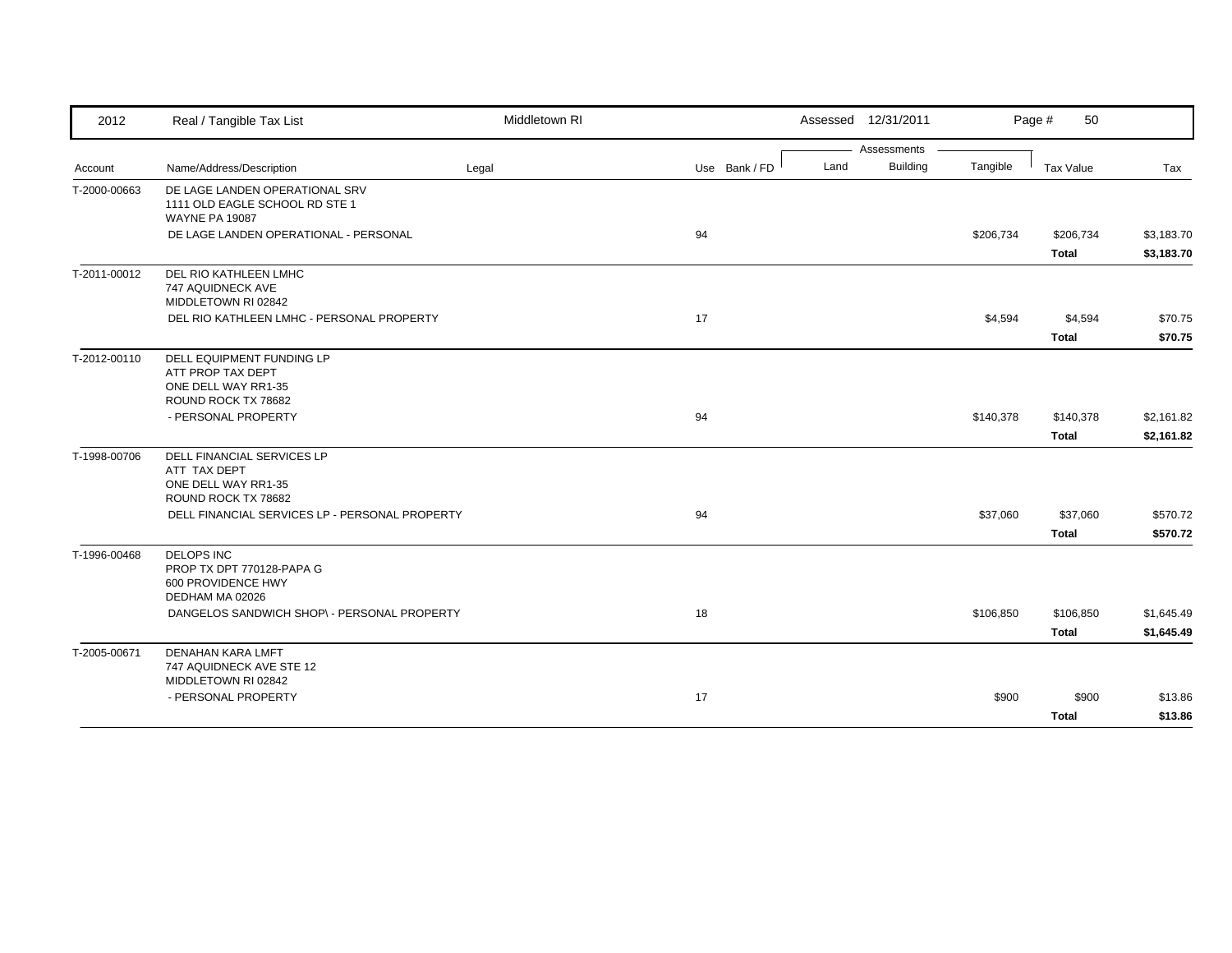| 2012 | Real / Tangible Tax List | Middletown RI | | | Assessed 12/31/2011 | | | Page # 50 | |
|---|---|---|---|---|---|---|---|---|---|
| | | | | | Assessments | | | | |
| Account | Name/Address/Description | Legal | Use | Bank / FD | Land | Building | Tangible | Tax Value | Tax |
| T-2000-00663 | DE LAGE LANDEN OPERATIONAL SRV<br>1111 OLD EAGLE SCHOOL RD STE 1<br>WAYNE PA 19087 | | | | | | | | |
| | DE LAGE LANDEN OPERATIONAL - PERSONAL | | 94 | | | | $206,734 | $206,734 | $3,183.70 |
| | | | | | | | | **Total** | **$3,183.70** |
| T-2011-00012 | DEL RIO KATHLEEN LMHC<br>747 AQUIDNECK AVE<br>MIDDLETOWN RI 02842 | | | | | | | | |
| | DEL RIO KATHLEEN LMHC - PERSONAL PROPERTY | | 17 | | | | $4,594 | $4,594 | $70.75 |
| | | | | | | | | **Total** | **$70.75** |
| T-2012-00110 | DELL EQUIPMENT FUNDING LP<br>ATT PROP TAX DEPT<br>ONE DELL WAY RR1-35<br>ROUND ROCK TX 78682 | | | | | | | | |
| | - PERSONAL PROPERTY | | 94 | | | | $140,378 | $140,378 | $2,161.82 |
| | | | | | | | | **Total** | **$2,161.82** |
| T-1998-00706 | DELL FINANCIAL SERVICES LP<br>ATT TAX DEPT<br>ONE DELL WAY RR1-35<br>ROUND ROCK TX 78682 | | | | | | | | |
| | DELL FINANCIAL SERVICES LP - PERSONAL PROPERTY | | 94 | | | | $37,060 | $37,060 | $570.72 |
| | | | | | | | | **Total** | **$570.72** |
| T-1996-00468 | DELOPS INC<br>PROP TX DPT 770128-PAPA G<br>600 PROVIDENCE HWY<br>DEDHAM MA 02026 | | | | | | | | |
| | DANGELOS SANDWICH SHOP\ - PERSONAL PROPERTY | | 18 | | | | $106,850 | $106,850 | $1,645.49 |
| | | | | | | | | **Total** | **$1,645.49** |
| T-2005-00671 | DENAHAN KARA LMFT<br>747 AQUIDNECK AVE STE 12<br>MIDDLETOWN RI 02842 | | | | | | | | |
| | - PERSONAL PROPERTY | | 17 | | | | $900 | $900 | $13.86 |
| | | | | | | | | **Total** | **$13.86** |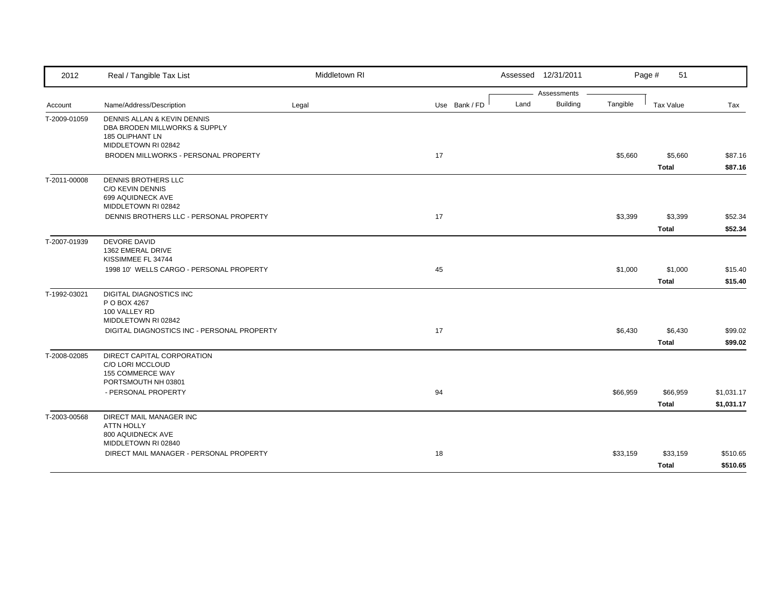| 2012 | Real / Tangible Tax List | Middletown RI | | Assessed 12/31/2011 | | | Page # 51 | |
|---|---|---|---|---|---|---|---|---|
| | | | | Assessments | | | | |
| Account | Name/Address/Description | Legal | Use Bank / FD | Land | Building | Tangible | Tax Value | Tax |
| T-2009-01059 | DENNIS ALLAN & KEVIN DENNIS<br>DBA BRODEN MILLWORKS & SUPPLY<br>185 OLIPHANT LN<br>MIDDLETOWN RI 02842 | | | | | | | |
| | BRODEN MILLWORKS - PERSONAL PROPERTY | | 17 | | | $5,660 | $5,660 | $87.16 |
| | | | | | | | **Total** | **$87.16** |
| T-2011-00008 | DENNIS BROTHERS LLC<br>C/O KEVIN DENNIS<br>699 AQUIDNECK AVE<br>MIDDLETOWN RI 02842 | | | | | | | |
| | DENNIS BROTHERS LLC - PERSONAL PROPERTY | | 17 | | | $3,399 | $3,399 | $52.34 |
| | | | | | | | **Total** | **$52.34** |
| T-2007-01939 | DEVORE DAVID<br>1362 EMERAL DRIVE<br>KISSIMMEE FL 34744 | | | | | | | |
| | 1998 10' WELLS CARGO - PERSONAL PROPERTY | | 45 | | | $1,000 | $1,000 | $15.40 |
| | | | | | | | **Total** | **$15.40** |
| T-1992-03021 | DIGITAL DIAGNOSTICS INC<br>P O BOX 4267<br>100 VALLEY RD<br>MIDDLETOWN RI 02842 | | | | | | | |
| | DIGITAL DIAGNOSTICS INC - PERSONAL PROPERTY | | 17 | | | $6,430 | $6,430 | $99.02 |
| | | | | | | | **Total** | **$99.02** |
| T-2008-02085 | DIRECT CAPITAL CORPORATION<br>C/O LORI MCCLOUD<br>155 COMMERCE WAY<br>PORTSMOUTH NH 03801 | | | | | | | |
| | - PERSONAL PROPERTY | | 94 | | | $66,959 | $66,959 | $1,031.17 |
| | | | | | | | **Total** | **$1,031.17** |
| T-2003-00568 | DIRECT MAIL MANAGER INC<br>ATTN HOLLY<br>800 AQUIDNECK AVE<br>MIDDLETOWN RI 02840 | | | | | | | |
| | DIRECT MAIL MANAGER - PERSONAL PROPERTY | | 18 | | | $33,159 | $33,159 | $510.65 |
| | | | | | | | **Total** | **$510.65** |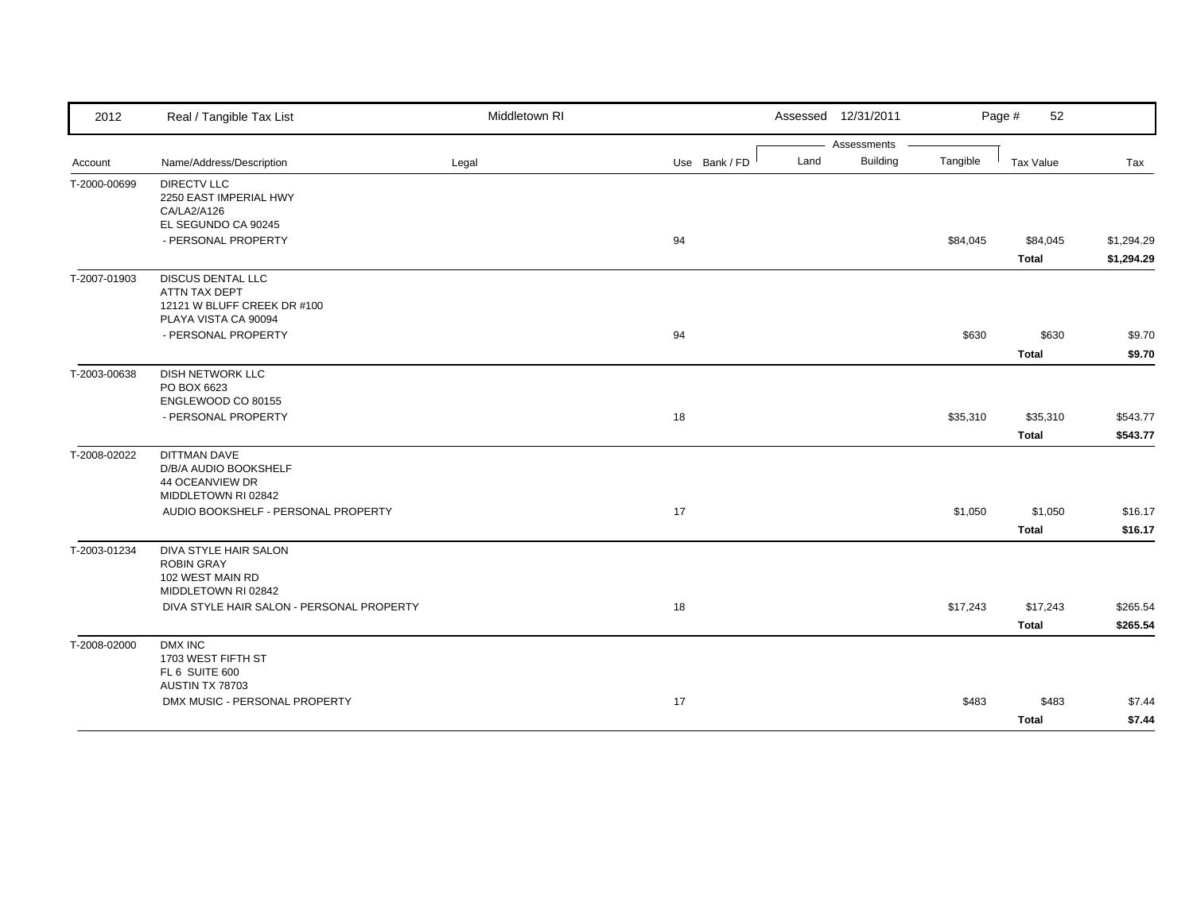| 2012 | Real / Tangible Tax List | Middletown RI | | Assessed 12/31/2011 | | | Page # 52 | |
|---|---|---|---|---|---|---|---|---|
| | | | | Assessments | | | | |
| Account | Name/Address/Description | Legal | Use Bank / FD | Land | Building | Tangible | Tax Value | Tax |
| T-2000-00699 | DIRECTV LLC<br>2250 EAST IMPERIAL HWY<br>CA/LA2/A126<br>EL SEGUNDO CA 90245 | | | | | | | |
| | - PERSONAL PROPERTY | | 94 | | | $84,045 | $84,045 | $1,294.29 |
| | | | | | | | **Total** | **$1,294.29** |
| T-2007-01903 | DISCUS DENTAL LLC<br>ATTN TAX DEPT<br>12121 W BLUFF CREEK DR #100<br>PLAYA VISTA CA 90094 | | | | | | | |
| | - PERSONAL PROPERTY | | 94 | | | $630 | $630 | $9.70 |
| | | | | | | | **Total** | **$9.70** |
| T-2003-00638 | DISH NETWORK LLC<br>PO BOX 6623<br>ENGLEWOOD CO 80155 | | | | | | | |
| | - PERSONAL PROPERTY | | 18 | | | $35,310 | $35,310 | $543.77 |
| | | | | | | | **Total** | **$543.77** |
| T-2008-02022 | DITTMAN DAVE<br>D/B/A AUDIO BOOKSHELF<br>44 OCEANVIEW DR<br>MIDDLETOWN RI 02842 | | | | | | | |
| | AUDIO BOOKSHELF - PERSONAL PROPERTY | | 17 | | | $1,050 | $1,050 | $16.17 |
| | | | | | | | **Total** | **$16.17** |
| T-2003-01234 | DIVA STYLE HAIR SALON<br>ROBIN GRAY<br>102 WEST MAIN RD<br>MIDDLETOWN RI 02842 | | | | | | | |
| | DIVA STYLE HAIR SALON - PERSONAL PROPERTY | | 18 | | | $17,243 | $17,243 | $265.54 |
| | | | | | | | **Total** | **$265.54** |
| T-2008-02000 | DMX INC<br>1703 WEST FIFTH ST<br>FL 6 SUITE 600<br>AUSTIN TX 78703 | | | | | | | |
| | DMX MUSIC - PERSONAL PROPERTY | | 17 | | | $483 | $483 | $7.44 |
| | | | | | | | **Total** | **$7.44** |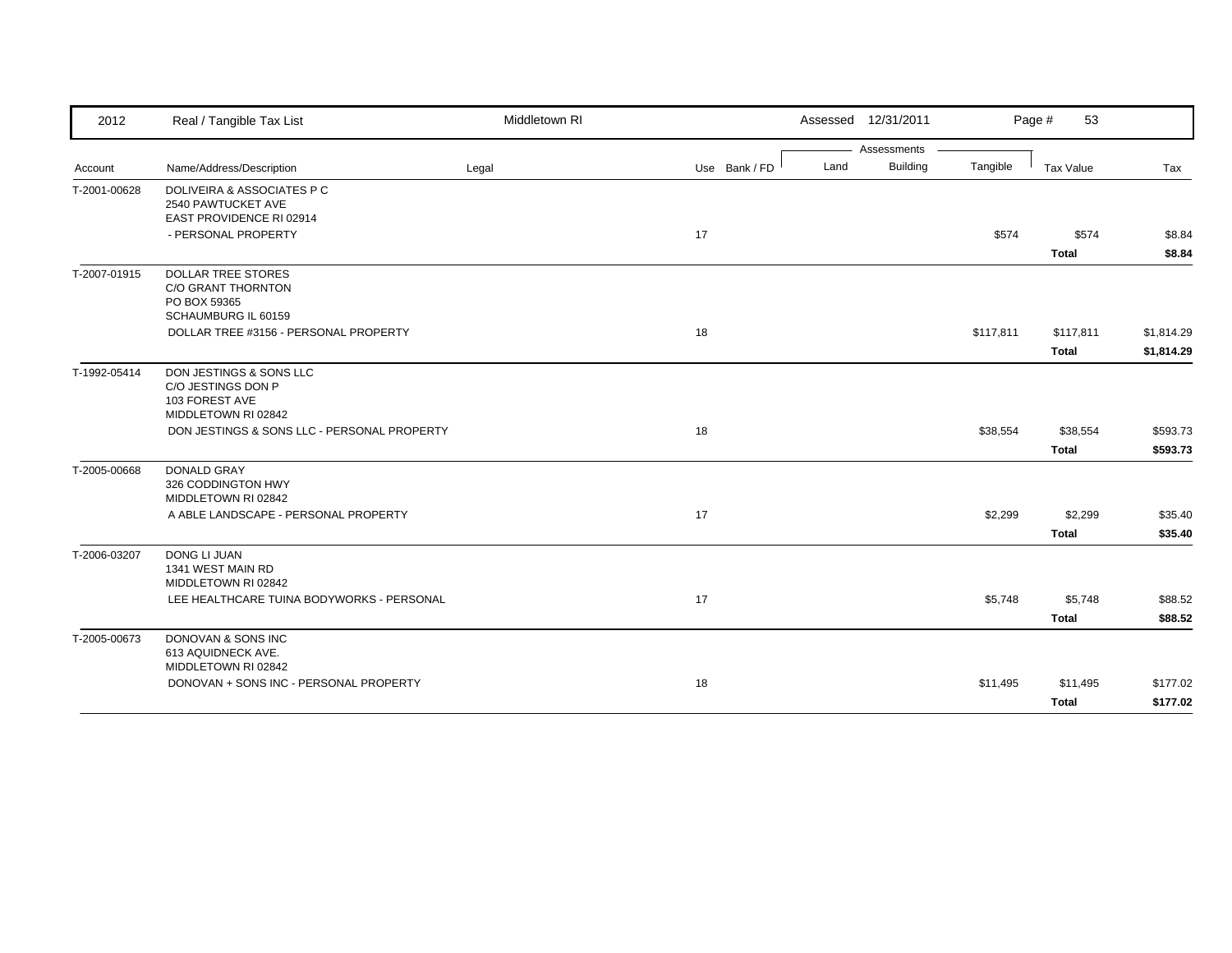| 2012 | Real / Tangible Tax List | Middletown RI | | Assessed 12/31/2011 | | | Page # 53 | |
|---|---|---|---|---|---|---|---|---|
| | | | | Assessments | | | | |
| Account | Name/Address/Description | Legal | Use Bank / FD | Land | Building | Tangible | Tax Value | Tax |
| T-2001-00628 | DOLIVEIRA & ASSOCIATES P C<br>2540 PAWTUCKET AVE<br>EAST PROVIDENCE RI 02914 | | | | | | | |
| | - PERSONAL PROPERTY | | 17 | | | $574 | $574 | $8.84 |
| | | | | | | | **Total** | **$8.84** |
| T-2007-01915 | DOLLAR TREE STORES<br>C/O GRANT THORNTON<br>PO BOX 59365<br>SCHAUMBURG IL 60159 | | | | | | | |
| | DOLLAR TREE #3156 - PERSONAL PROPERTY | | 18 | | | $117,811 | $117,811 | $1,814.29 |
| | | | | | | | **Total** | **$1,814.29** |
| T-1992-05414 | DON JESTINGS & SONS LLC<br>C/O JESTINGS DON P<br>103 FOREST AVE<br>MIDDLETOWN RI 02842 | | | | | | | |
| | DON JESTINGS & SONS LLC - PERSONAL PROPERTY | | 18 | | | $38,554 | $38,554 | $593.73 |
| | | | | | | | **Total** | **$593.73** |
| T-2005-00668 | DONALD GRAY<br>326 CODDINGTON HWY<br>MIDDLETOWN RI 02842 | | | | | | | |
| | A ABLE LANDSCAPE - PERSONAL PROPERTY | | 17 | | | $2,299 | $2,299 | $35.40 |
| | | | | | | | **Total** | **$35.40** |
| T-2006-03207 | DONG LI JUAN<br>1341 WEST MAIN RD<br>MIDDLETOWN RI 02842 | | | | | | | |
| | LEE HEALTHCARE TUINA BODYWORKS - PERSONAL | | 17 | | | $5,748 | $5,748 | $88.52 |
| | | | | | | | **Total** | **$88.52** |
| T-2005-00673 | DONOVAN & SONS INC<br>613 AQUIDNECK AVE.<br>MIDDLETOWN RI 02842 | | | | | | | |
| | DONOVAN + SONS INC - PERSONAL PROPERTY | | 18 | | | $11,495 | $11,495 | $177.02 |
| | | | | | | | **Total** | **$177.02** |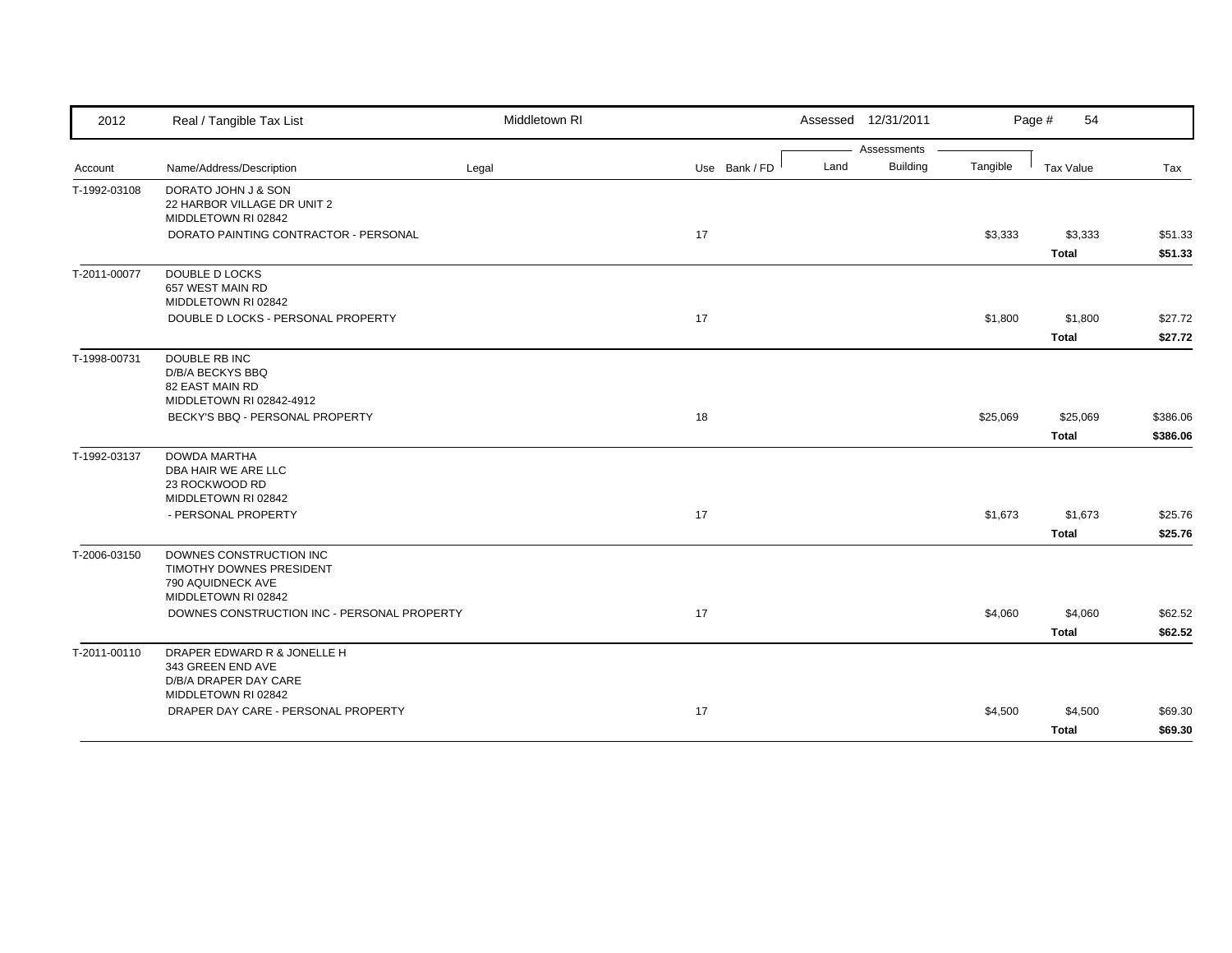| 2012 | Real / Tangible Tax List | Middletown RI | | | Assessed 12/31/2011 | | | Page # 54 | |
|---|---|---|---|---|---|---|---|---|---|
| | | | | | Assessments | | | | |
| Account | Name/Address/Description | Legal | Use | Bank / FD | Land | Building | Tangible | Tax Value | Tax |
| T-1992-03108 | DORATO JOHN J & SON<br>22 HARBOR VILLAGE DR UNIT 2<br>MIDDLETOWN RI 02842 | | | | | | | | |
| | DORATO PAINTING CONTRACTOR - PERSONAL | | 17 | | | | $3,333 | $3,333 | $51.33 |
| | | | | | | | | **Total** | **$51.33** |
| T-2011-00077 | DOUBLE D LOCKS<br>657 WEST MAIN RD<br>MIDDLETOWN RI 02842 | | | | | | | | |
| | DOUBLE D LOCKS - PERSONAL PROPERTY | | 17 | | | | $1,800 | $1,800 | $27.72 |
| | | | | | | | | **Total** | **$27.72** |
| T-1998-00731 | DOUBLE RB INC<br>D/B/A BECKYS BBQ<br>82 EAST MAIN RD<br>MIDDLETOWN RI 02842-4912 | | | | | | | | |
| | BECKY'S BBQ - PERSONAL PROPERTY | | 18 | | | | $25,069 | $25,069 | $386.06 |
| | | | | | | | | **Total** | **$386.06** |
| T-1992-03137 | DOWDA MARTHA<br>DBA HAIR WE ARE LLC<br>23 ROCKWOOD RD<br>MIDDLETOWN RI 02842 | | | | | | | | |
| | - PERSONAL PROPERTY | | 17 | | | | $1,673 | $1,673 | $25.76 |
| | | | | | | | | **Total** | **$25.76** |
| T-2006-03150 | DOWNES CONSTRUCTION INC<br>TIMOTHY DOWNES PRESIDENT<br>790 AQUIDNECK AVE<br>MIDDLETOWN RI 02842 | | | | | | | | |
| | DOWNES CONSTRUCTION INC - PERSONAL PROPERTY | | 17 | | | | $4,060 | $4,060 | $62.52 |
| | | | | | | | | **Total** | **$62.52** |
| T-2011-00110 | DRAPER EDWARD R & JONELLE H<br>343 GREEN END AVE<br>D/B/A DRAPER DAY CARE<br>MIDDLETOWN RI 02842 | | | | | | | | |
| | DRAPER DAY CARE - PERSONAL PROPERTY | | 17 | | | | $4,500 | $4,500 | $69.30 |
| | | | | | | | | **Total** | **$69.30** |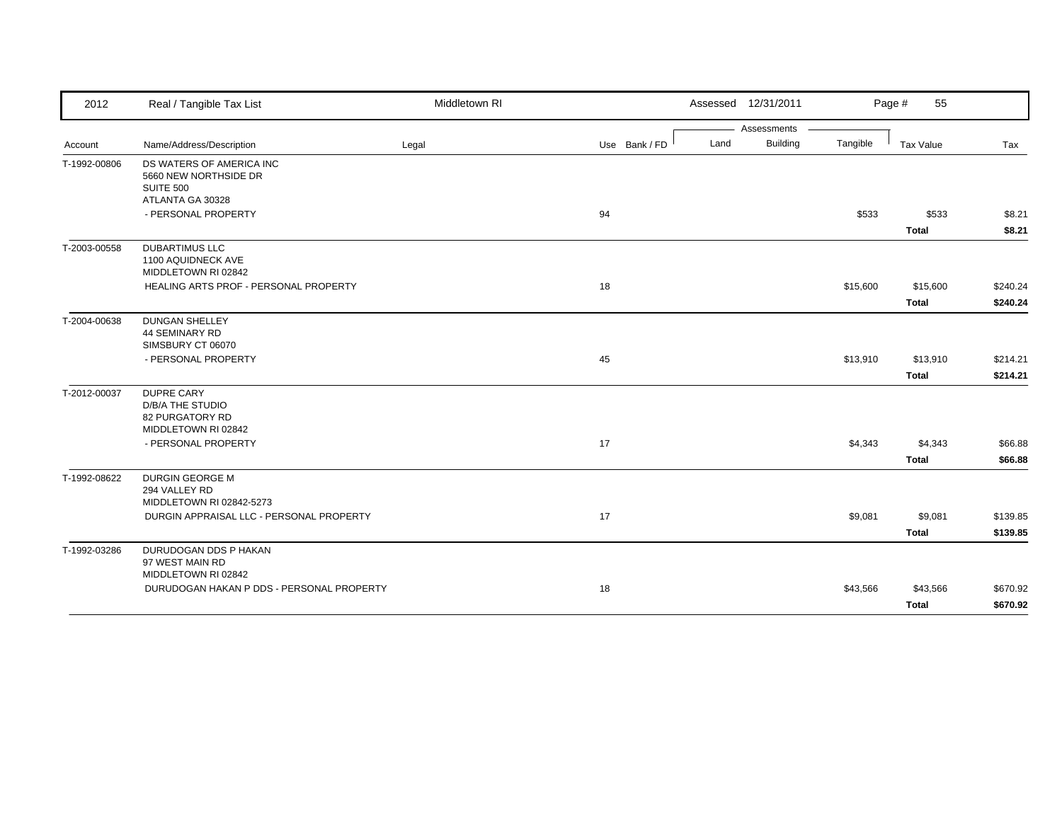| 2012 | Real / Tangible Tax List | Middletown RI | | Assessed 12/31/2011 | | | Page # 55 | |
|---|---|---|---|---|---|---|---|---|
| | | | | Assessments | | | | |
| Account | Name/Address/Description | Legal | Use Bank / FD | Land | Building | Tangible | Tax Value | Tax |
| T-1992-00806 | DS WATERS OF AMERICA INC<br>5660 NEW NORTHSIDE DR<br>SUITE 500<br>ATLANTA GA 30328 | | | | | | | |
| | - PERSONAL PROPERTY | | 94 | | | $533 | $533 | $8.21 |
| | | | | | | | **Total** | **$8.21** |
| T-2003-00558 | DUBARTIMUS LLC<br>1100 AQUIDNECK AVE<br>MIDDLETOWN RI 02842 | | | | | | | |
| | HEALING ARTS PROF - PERSONAL PROPERTY | | 18 | | | $15,600 | $15,600 | $240.24 |
| | | | | | | | **Total** | **$240.24** |
| T-2004-00638 | DUNGAN SHELLEY<br>44 SEMINARY RD<br>SIMSBURY CT 06070 | | | | | | | |
| | - PERSONAL PROPERTY | | 45 | | | $13,910 | $13,910 | $214.21 |
| | | | | | | | **Total** | **$214.21** |
| T-2012-00037 | DUPRE CARY<br>D/B/A THE STUDIO<br>82 PURGATORY RD<br>MIDDLETOWN RI 02842 | | | | | | | |
| | - PERSONAL PROPERTY | | 17 | | | $4,343 | $4,343 | $66.88 |
| | | | | | | | **Total** | **$66.88** |
| T-1992-08622 | DURGIN GEORGE M<br>294 VALLEY RD<br>MIDDLETOWN RI 02842-5273 | | | | | | | |
| | DURGIN APPRAISAL LLC - PERSONAL PROPERTY | | 17 | | | $9,081 | $9,081 | $139.85 |
| | | | | | | | **Total** | **$139.85** |
| T-1992-03286 | DURUDOGAN DDS P HAKAN<br>97 WEST MAIN RD<br>MIDDLETOWN RI 02842 | | | | | | | |
| | DURUDOGAN HAKAN P DDS - PERSONAL PROPERTY | | 18 | | | $43,566 | $43,566 | $670.92 |
| | | | | | | | **Total** | **$670.92** |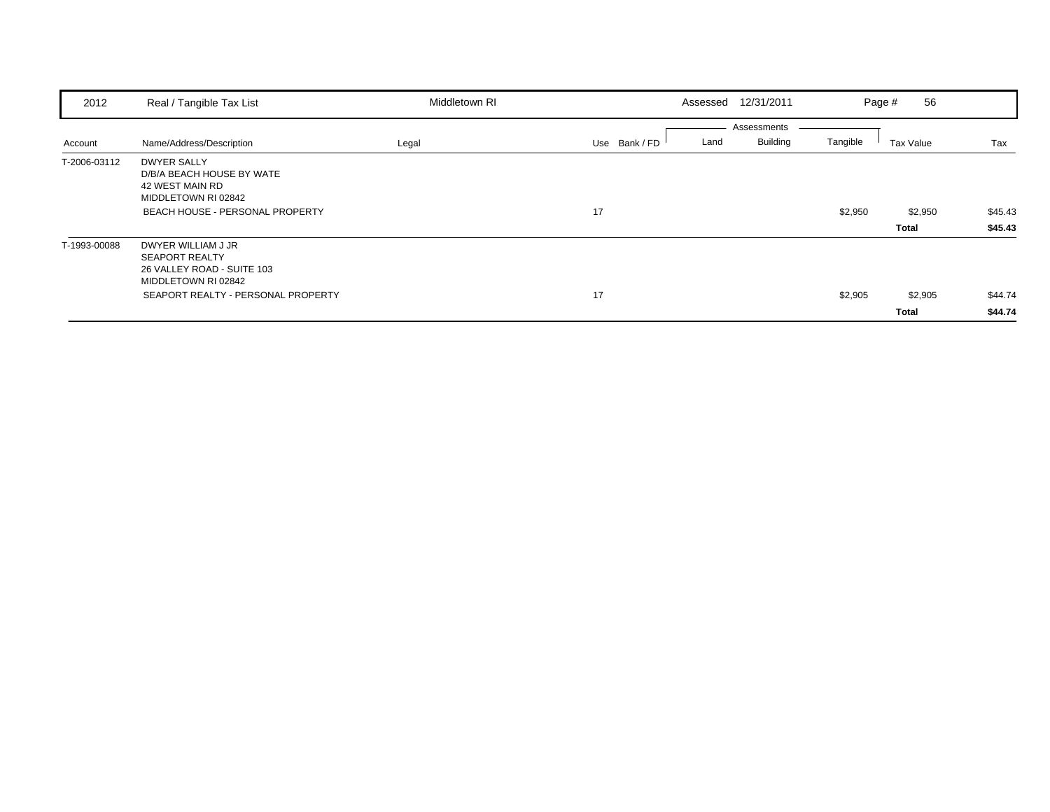| Account | Name/Address/Description | Legal | Use | Bank / FD | Land | Building | Tangible | Tax Value | Tax |
|---|---|---|---|---|---|---|---|---|---|
| T-2006-03112 | DWYER SALLY<br>D/B/A BEACH HOUSE BY WATE<br>42 WEST MAIN RD<br>MIDDLETOWN RI 02842 | | | | | | | | |
| | BEACH HOUSE - PERSONAL PROPERTY | | 17 | | | | $2,950 | $2,950 | $45.43 |
| | | | | | | | | **Total** | **$45.43** |
| T-1993-00088 | DWYER WILLIAM J JR<br>SEAPORT REALTY<br>26 VALLEY ROAD - SUITE 103<br>MIDDLETOWN RI 02842 | | | | | | | | |
| | SEAPORT REALTY - PERSONAL PROPERTY | | 17 | | | | $2,905 | $2,905 | $44.74 |
| | | | | | | | | **Total** | **$44.74** |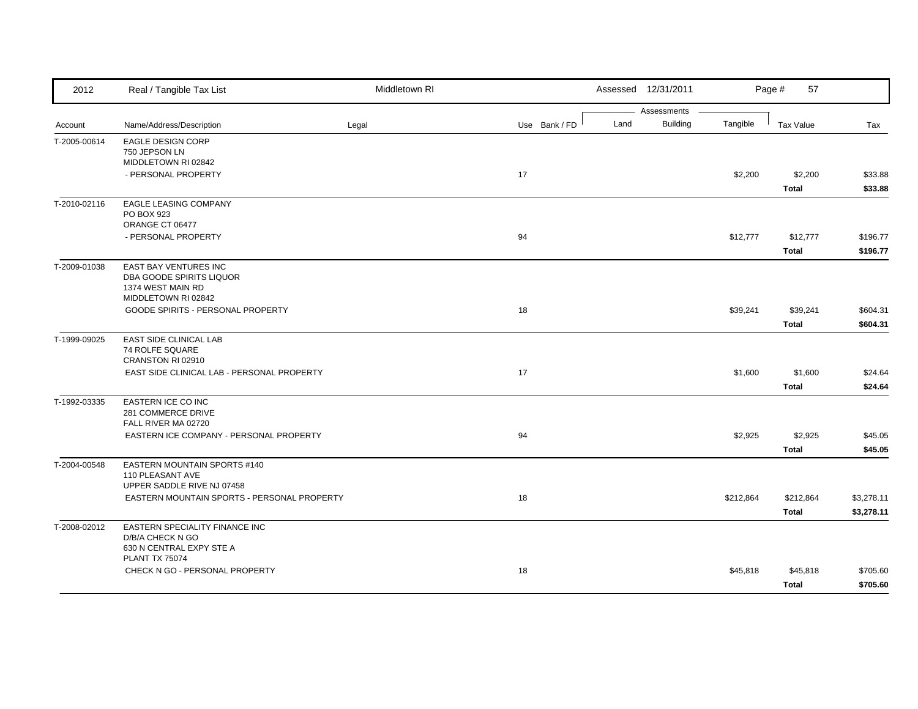| Account | Name/Address/Description | Legal | Use | Bank / FD | Land | Building | Tangible | Tax Value | Tax |
|---|---|---|---|---|---|---|---|---|---|
| T-2005-00614 | EAGLE DESIGN CORP<br>750 JEPSON LN<br>MIDDLETOWN RI 02842 | | | | | | | | |
| | - PERSONAL PROPERTY | | 17 | | | | $2,200 | $2,200 | $33.88 |
| | | | | | | | | **Total** | **$33.88** |
| T-2010-02116 | EAGLE LEASING COMPANY<br>PO BOX 923<br>ORANGE CT 06477 | | | | | | | | |
| | - PERSONAL PROPERTY | | 94 | | | | $12,777 | $12,777 | $196.77 |
| | | | | | | | | **Total** | **$196.77** |
| T-2009-01038 | EAST BAY VENTURES INC<br>DBA GOODE SPIRITS LIQUOR<br>1374 WEST MAIN RD<br>MIDDLETOWN RI 02842 | | | | | | | | |
| | GOODE SPIRITS - PERSONAL PROPERTY | | 18 | | | | $39,241 | $39,241 | $604.31 |
| | | | | | | | | **Total** | **$604.31** |
| T-1999-09025 | EAST SIDE CLINICAL LAB<br>74 ROLFE SQUARE<br>CRANSTON RI 02910 | | | | | | | | |
| | EAST SIDE CLINICAL LAB - PERSONAL PROPERTY | | 17 | | | | $1,600 | $1,600 | $24.64 |
| | | | | | | | | **Total** | **$24.64** |
| T-1992-03335 | EASTERN ICE CO INC<br>281 COMMERCE DRIVE<br>FALL RIVER MA 02720 | | | | | | | | |
| | EASTERN ICE COMPANY - PERSONAL PROPERTY | | 94 | | | | $2,925 | $2,925 | $45.05 |
| | | | | | | | | **Total** | **$45.05** |
| T-2004-00548 | EASTERN MOUNTAIN SPORTS #140<br>110 PLEASANT AVE<br>UPPER SADDLE RIVE NJ 07458 | | | | | | | | |
| | EASTERN MOUNTAIN SPORTS - PERSONAL PROPERTY | | 18 | | | | $212,864 | $212,864 | $3,278.11 |
| | | | | | | | | **Total** | **$3,278.11** |
| T-2008-02012 | EASTERN SPECIALITY FINANCE INC<br>D/B/A CHECK N GO<br>630 N CENTRAL EXPY STE A<br>PLANT TX 75074 | | | | | | | | |
| | CHECK N GO - PERSONAL PROPERTY | | 18 | | | | $45,818 | $45,818 | $705.60 |
| | | | | | | | | **Total** | **$705.60** |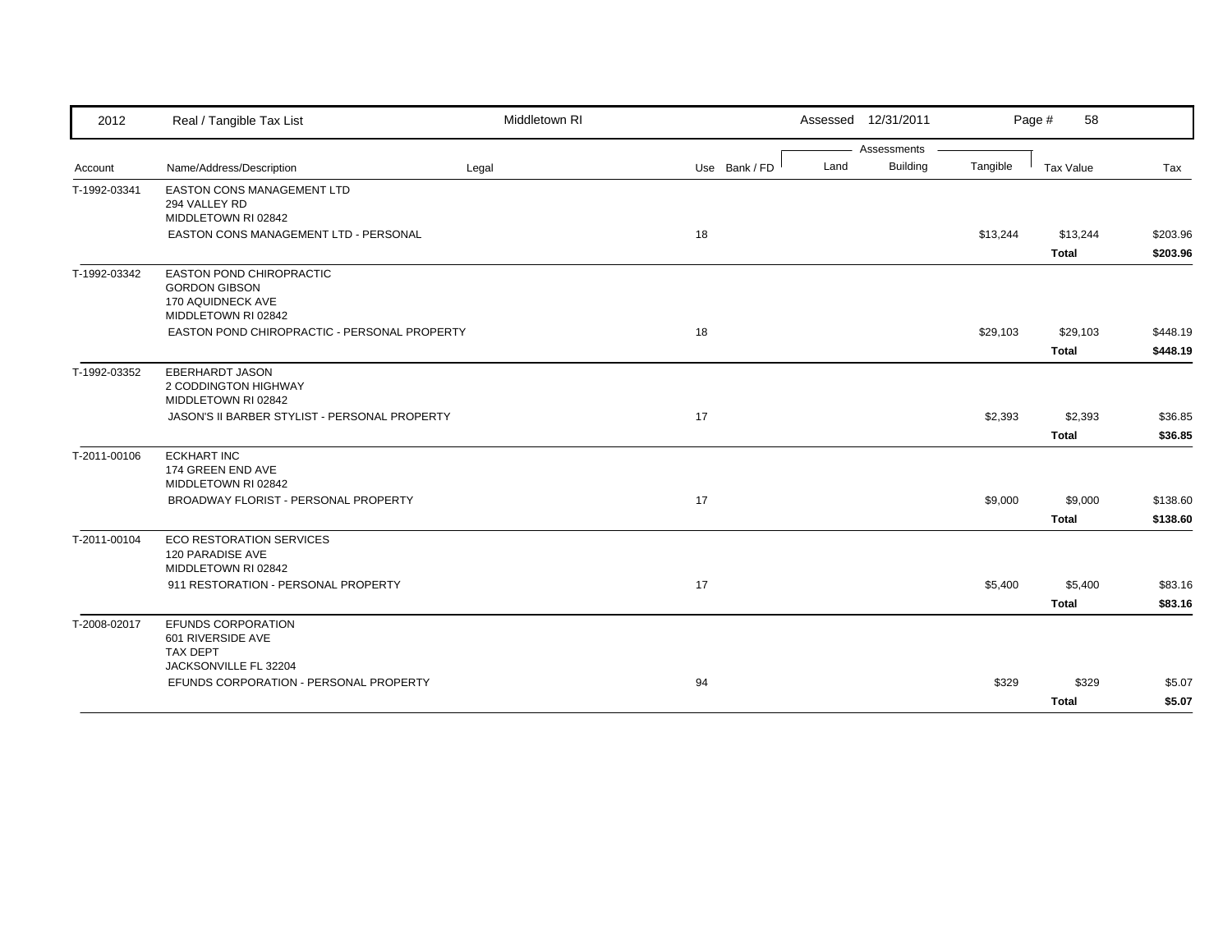| Account | Name/Address/Description | Legal | Use | Bank / FD | Land | Building | Tangible | Tax Value | Tax |
|---|---|---|---|---|---|---|---|---|---|
| T-1992-03341 | EASTON CONS MANAGEMENT LTD<br>294 VALLEY RD<br>MIDDLETOWN RI 02842 | | | | | | | | |
| | EASTON CONS MANAGEMENT LTD - PERSONAL | | 18 | | | | $13,244 | $13,244 | $203.96 |
| | | | | | | | | **Total** | **$203.96** |
| T-1992-03342 | EASTON POND CHIROPRACTIC<br>GORDON GIBSON<br>170 AQUIDNECK AVE<br>MIDDLETOWN RI 02842 | | | | | | | | |
| | EASTON POND CHIROPRACTIC - PERSONAL PROPERTY | | 18 | | | | $29,103 | $29,103 | $448.19 |
| | | | | | | | | **Total** | **$448.19** |
| T-1992-03352 | EBERHARDT JASON<br>2 CODDINGTON HIGHWAY<br>MIDDLETOWN RI 02842 | | | | | | | | |
| | JASON'S II BARBER STYLIST - PERSONAL PROPERTY | | 17 | | | | $2,393 | $2,393 | $36.85 |
| | | | | | | | | **Total** | **$36.85** |
| T-2011-00106 | ECKHART INC<br>174 GREEN END AVE<br>MIDDLETOWN RI 02842 | | | | | | | | |
| | BROADWAY FLORIST - PERSONAL PROPERTY | | 17 | | | | $9,000 | $9,000 | $138.60 |
| | | | | | | | | **Total** | **$138.60** |
| T-2011-00104 | ECO RESTORATION SERVICES<br>120 PARADISE AVE<br>MIDDLETOWN RI 02842 | | | | | | | | |
| | 911 RESTORATION - PERSONAL PROPERTY | | 17 | | | | $5,400 | $5,400 | $83.16 |
| | | | | | | | | **Total** | **$83.16** |
| T-2008-02017 | EFUNDS CORPORATION<br>601 RIVERSIDE AVE<br>TAX DEPT<br>JACKSONVILLE FL 32204 | | | | | | | | |
| | EFUNDS CORPORATION - PERSONAL PROPERTY | | 94 | | | | $329 | $329 | $5.07 |
| | | | | | | | | **Total** | **$5.07** |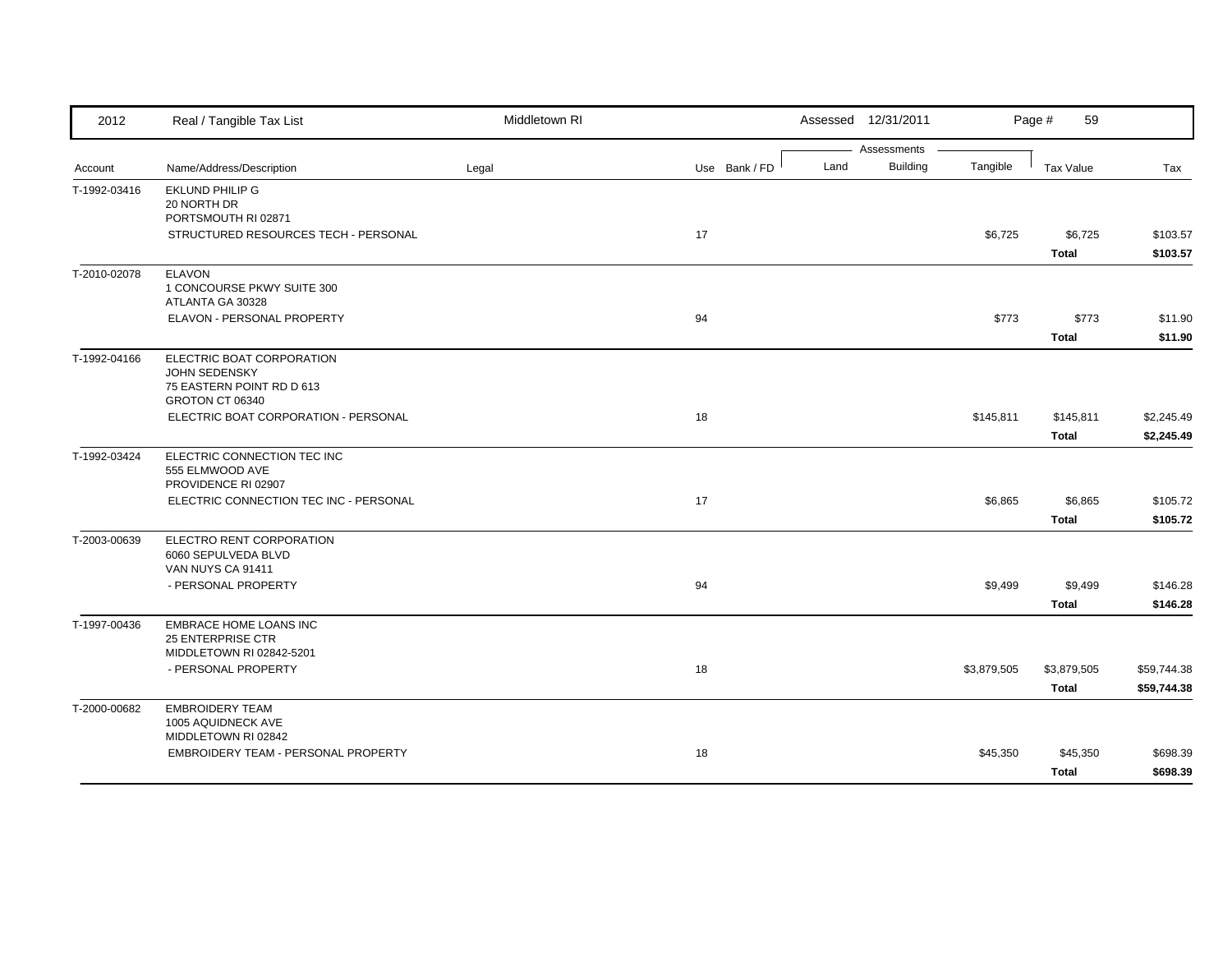| 2012 | Real / Tangible Tax List | Middletown RI | | | Assessed 12/31/2011 | | | Page # 59 | |
|---|---|---|---|---|---|---|---|---|---|
| | | | | | Assessments | | | | |
| Account | Name/Address/Description | Legal | Use | Bank / FD | Land | Building | Tangible | Tax Value | Tax |
| T-1992-03416 | EKLUND PHILIP G<br>20 NORTH DR<br>PORTSMOUTH RI 02871 | | | | | | | | |
| | STRUCTURED RESOURCES TECH - PERSONAL | | 17 | | | | $6,725 | $6,725 | $103.57 |
| | | | | | | | | **Total** | **$103.57** |
| T-2010-02078 | ELAVON<br>1 CONCOURSE PKWY SUITE 300<br>ATLANTA GA 30328 | | | | | | | | |
| | ELAVON - PERSONAL PROPERTY | | 94 | | | | $773 | $773 | $11.90 |
| | | | | | | | | **Total** | **$11.90** |
| T-1992-04166 | ELECTRIC BOAT CORPORATION<br>JOHN SEDENSKY<br>75 EASTERN POINT RD D 613<br>GROTON CT 06340 | | | | | | | | |
| | ELECTRIC BOAT CORPORATION - PERSONAL | | 18 | | | | $145,811 | $145,811 | $2,245.49 |
| | | | | | | | | **Total** | **$2,245.49** |
| T-1992-03424 | ELECTRIC CONNECTION TEC INC<br>555 ELMWOOD AVE<br>PROVIDENCE RI 02907 | | | | | | | | |
| | ELECTRIC CONNECTION TEC INC - PERSONAL | | 17 | | | | $6,865 | $6,865 | $105.72 |
| | | | | | | | | **Total** | **$105.72** |
| T-2003-00639 | ELECTRO RENT CORPORATION<br>6060 SEPULVEDA BLVD<br>VAN NUYS CA 91411 | | | | | | | | |
| | - PERSONAL PROPERTY | | 94 | | | | $9,499 | $9,499 | $146.28 |
| | | | | | | | | **Total** | **$146.28** |
| T-1997-00436 | EMBRACE HOME LOANS INC<br>25 ENTERPRISE CTR<br>MIDDLETOWN RI 02842-5201 | | | | | | | | |
| | - PERSONAL PROPERTY | | 18 | | | | $3,879,505 | $3,879,505 | $59,744.38 |
| | | | | | | | | **Total** | **$59,744.38** |
| T-2000-00682 | EMBROIDERY TEAM<br>1005 AQUIDNECK AVE<br>MIDDLETOWN RI 02842 | | | | | | | | |
| | EMBROIDERY TEAM - PERSONAL PROPERTY | | 18 | | | | $45,350 | $45,350 | $698.39 |
| | | | | | | | | **Total** | **$698.39** |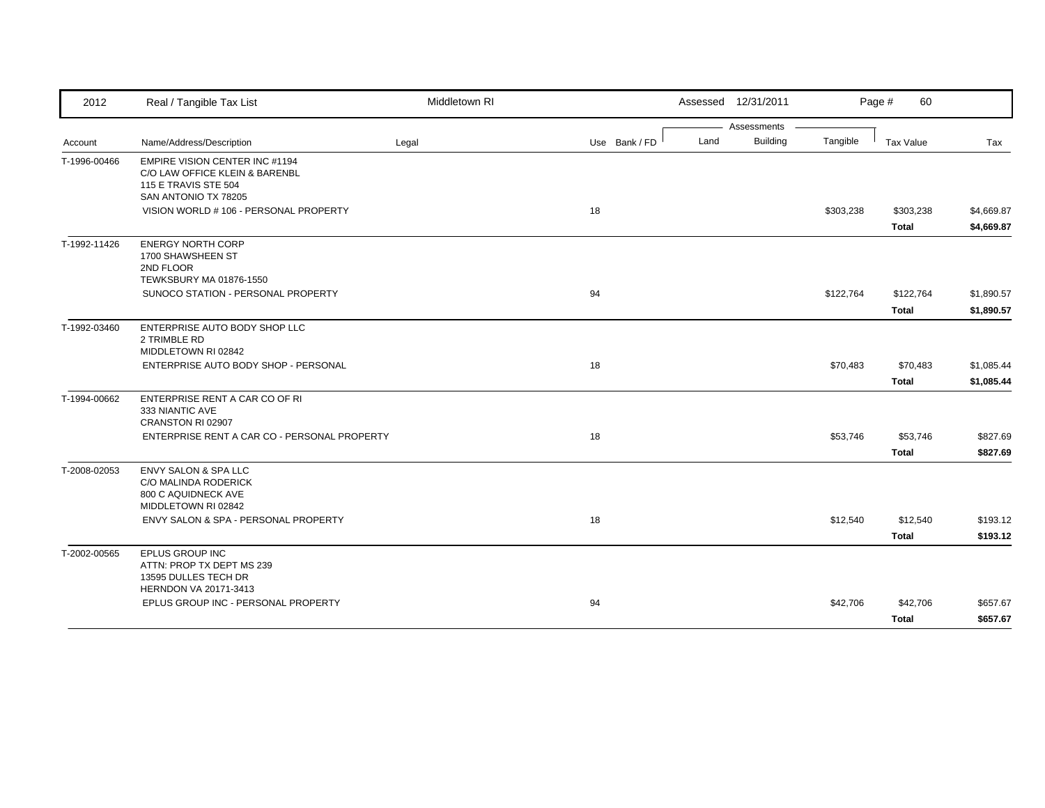| 2012 | Real / Tangible Tax List | Middletown RI | | Assessed 12/31/2011 | | | Page # 60 | |
|---|---|---|---|---|---|---|---|---|
| | | | | Assessments | | | | |
| Account | Name/Address/Description | Legal | Use Bank / FD | Land | Building | Tangible | Tax Value | Tax |
| T-1996-00466 | EMPIRE VISION CENTER INC #1194<br>C/O LAW OFFICE KLEIN & BARENBL<br>115 E TRAVIS STE 504<br>SAN ANTONIO TX 78205 | | | | | | | |
| | VISION WORLD # 106 - PERSONAL PROPERTY | | 18 | | | $303,238 | $303,238 | $4,669.87 |
| | | | | | | | **Total** | **$4,669.87** |
| T-1992-11426 | ENERGY NORTH CORP<br>1700 SHAWSHEEN ST<br>2ND FLOOR<br>TEWKSBURY MA 01876-1550 | | | | | | | |
| | SUNOCO STATION - PERSONAL PROPERTY | | 94 | | | $122,764 | $122,764 | $1,890.57 |
| | | | | | | | **Total** | **$1,890.57** |
| T-1992-03460 | ENTERPRISE AUTO BODY SHOP LLC<br>2 TRIMBLE RD<br>MIDDLETOWN RI 02842 | | | | | | | |
| | ENTERPRISE AUTO BODY SHOP - PERSONAL | | 18 | | | $70,483 | $70,483 | $1,085.44 |
| | | | | | | | **Total** | **$1,085.44** |
| T-1994-00662 | ENTERPRISE RENT A CAR CO OF RI<br>333 NIANTIC AVE<br>CRANSTON RI 02907 | | | | | | | |
| | ENTERPRISE RENT A CAR CO - PERSONAL PROPERTY | | 18 | | | $53,746 | $53,746 | $827.69 |
| | | | | | | | **Total** | **$827.69** |
| T-2008-02053 | ENVY SALON & SPA LLC<br>C/O MALINDA RODERICK<br>800 C AQUIDNECK AVE<br>MIDDLETOWN RI 02842 | | | | | | | |
| | ENVY SALON & SPA - PERSONAL PROPERTY | | 18 | | | $12,540 | $12,540 | $193.12 |
| | | | | | | | **Total** | **$193.12** |
| T-2002-00565 | EPLUS GROUP INC<br>ATTN: PROP TX DEPT MS 239<br>13595 DULLES TECH DR<br>HERNDON VA 20171-3413 | | | | | | | |
| | EPLUS GROUP INC - PERSONAL PROPERTY | | 94 | | | $42,706 | $42,706 | $657.67 |
| | | | | | | | **Total** | **$657.67** |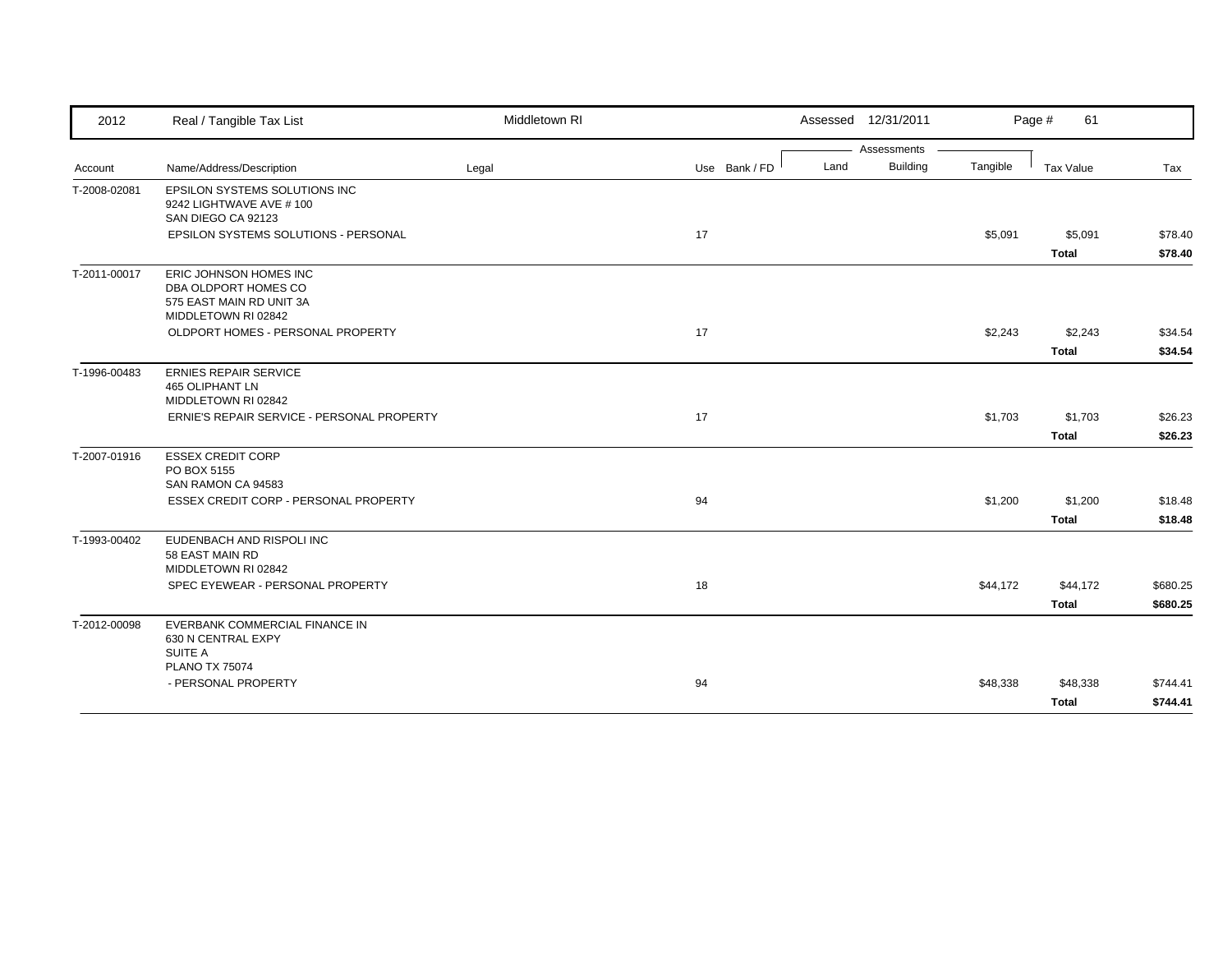| 2012 | Real / Tangible Tax List | Middletown RI | | | Assessed 12/31/2011 | | | | |
|---|---|---|---|---|---|---|---|---|---|
| | | | | | Assessments | | | | |
| Account | Name/Address/Description | Legal | Use | Bank / FD | Land | Building | Tangible | Tax Value | Tax |
| T-2008-02081 | EPSILON SYSTEMS SOLUTIONS INC<br>9242 LIGHTWAVE AVE # 100<br>SAN DIEGO CA 92123 | | | | | | | | |
| | EPSILON SYSTEMS SOLUTIONS - PERSONAL | | 17 | | | | $5,091 | $5,091 | $78.40 |
| | | | | | | | | **Total** | **$78.40** |
| T-2011-00017 | ERIC JOHNSON HOMES INC<br>DBA OLDPORT HOMES CO<br>575 EAST MAIN RD UNIT 3A<br>MIDDLETOWN RI 02842 | | | | | | | | |
| | OLDPORT HOMES - PERSONAL PROPERTY | | 17 | | | | $2,243 | $2,243 | $34.54 |
| | | | | | | | | **Total** | **$34.54** |
| T-1996-00483 | ERNIES REPAIR SERVICE<br>465 OLIPHANT LN<br>MIDDLETOWN RI 02842 | | | | | | | | |
| | ERNIE'S REPAIR SERVICE - PERSONAL PROPERTY | | 17 | | | | $1,703 | $1,703 | $26.23 |
| | | | | | | | | **Total** | **$26.23** |
| T-2007-01916 | ESSEX CREDIT CORP<br>PO BOX 5155<br>SAN RAMON CA 94583 | | | | | | | | |
| | ESSEX CREDIT CORP - PERSONAL PROPERTY | | 94 | | | | $1,200 | $1,200 | $18.48 |
| | | | | | | | | **Total** | **$18.48** |
| T-1993-00402 | EUDENBACH AND RISPOLI INC<br>58 EAST MAIN RD<br>MIDDLETOWN RI 02842 | | | | | | | | |
| | SPEC EYEWEAR - PERSONAL PROPERTY | | 18 | | | | $44,172 | $44,172 | $680.25 |
| | | | | | | | | **Total** | **$680.25** |
| T-2012-00098 | EVERBANK COMMERCIAL FINANCE IN<br>630 N CENTRAL EXPY<br>SUITE A<br>PLANO TX 75074 | | | | | | | | |
| | - PERSONAL PROPERTY | | 94 | | | | $48,338 | $48,338 | $744.41 |
| | | | | | | | | **Total** | **$744.41** |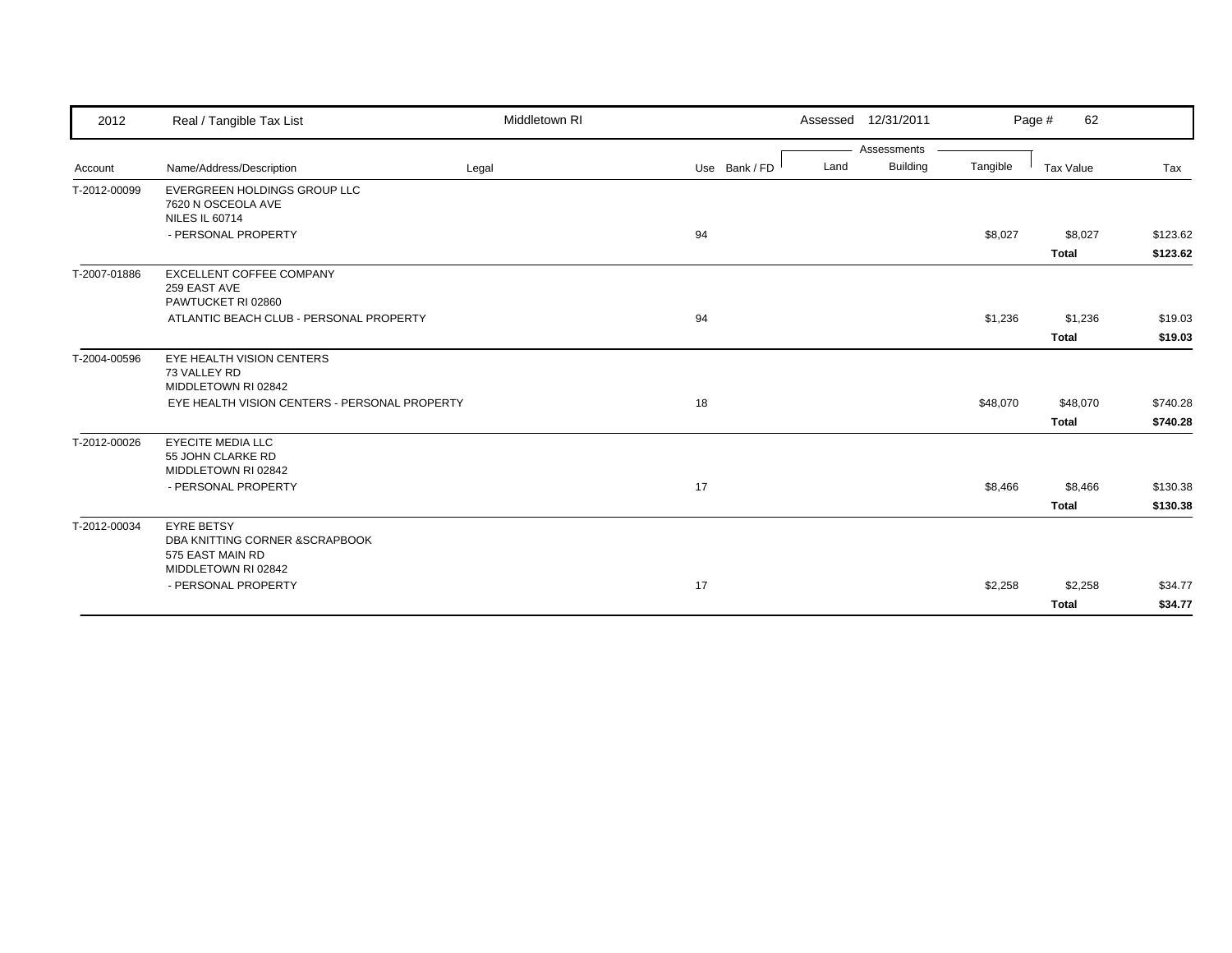| 2012 | Real / Tangible Tax List | Middletown RI | | | Assessed 12/31/2011 | | | Page # 62 | |
|---|---|---|---|---|---|---|---|---|---|
| | | | | | Assessments | | | | |
| Account | Name/Address/Description | Legal | Use | Bank / FD | Land | Building | Tangible | Tax Value | Tax |
| T-2012-00099 | EVERGREEN HOLDINGS GROUP LLC<br>7620 N OSCEOLA AVE<br>NILES IL 60714 | | | | | | | | |
| | - PERSONAL PROPERTY | | 94 | | | | $8,027 | $8,027 | $123.62 |
| | | | | | | | | **Total** | **$123.62** |
| T-2007-01886 | EXCELLENT COFFEE COMPANY<br>259 EAST AVE<br>PAWTUCKET RI 02860 | | | | | | | | |
| | ATLANTIC BEACH CLUB - PERSONAL PROPERTY | | 94 | | | | $1,236 | $1,236 | $19.03 |
| | | | | | | | | **Total** | **$19.03** |
| T-2004-00596 | EYE HEALTH VISION CENTERS<br>73 VALLEY RD<br>MIDDLETOWN RI 02842 | | | | | | | | |
| | EYE HEALTH VISION CENTERS - PERSONAL PROPERTY | | 18 | | | | $48,070 | $48,070 | $740.28 |
| | | | | | | | | **Total** | **$740.28** |
| T-2012-00026 | EYECITE MEDIA LLC<br>55 JOHN CLARKE RD<br>MIDDLETOWN RI 02842 | | | | | | | | |
| | - PERSONAL PROPERTY | | 17 | | | | $8,466 | $8,466 | $130.38 |
| | | | | | | | | **Total** | **$130.38** |
| T-2012-00034 | EYRE BETSY<br>DBA KNITTING CORNER &SCRAPBOOK<br>575 EAST MAIN RD<br>MIDDLETOWN RI 02842 | | | | | | | | |
| | - PERSONAL PROPERTY | | 17 | | | | $2,258 | $2,258 | $34.77 |
| | | | | | | | | **Total** | **$34.77** |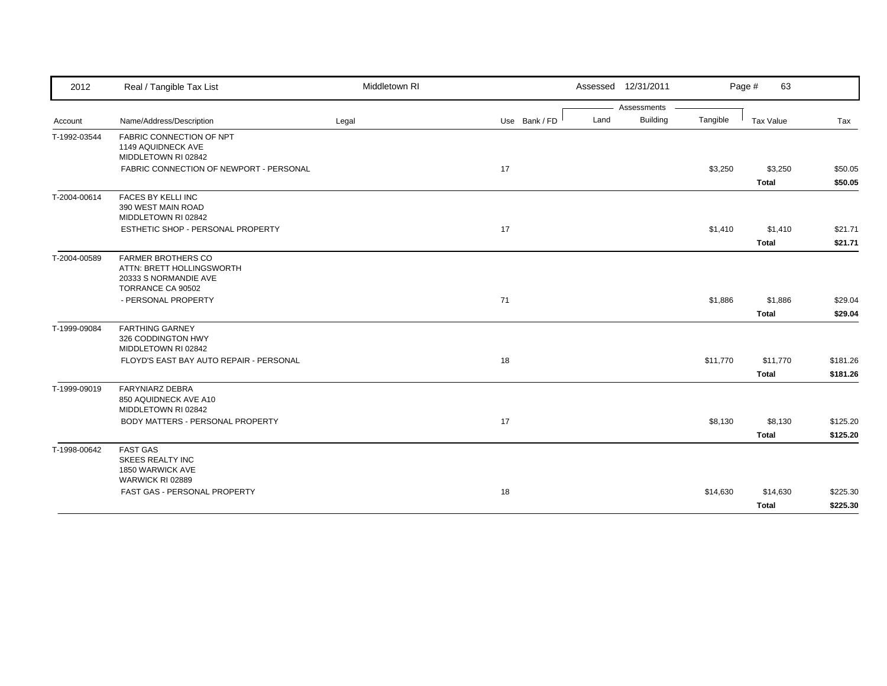2012 Real / Tangible Tax List — Middletown RI — Assessed 12/31/2011

| Account | Name/Address/Description | Legal | Use | Bank / FD | Land | Building | Tangible | Tax Value | Tax |
|---|---|---|---|---|---|---|---|---|---|
| T-1992-03544 | FABRIC CONNECTION OF NPT<br>1149 AQUIDNECK AVE<br>MIDDLETOWN RI 02842 | | | | | | | | |
| | FABRIC CONNECTION OF NEWPORT - PERSONAL | | 17 | | | | $3,250 | $3,250 | $50.05 |
| | | | | | | | | **Total** | **$50.05** |
| T-2004-00614 | FACES BY KELLI INC<br>390 WEST MAIN ROAD<br>MIDDLETOWN RI 02842 | | | | | | | | |
| | ESTHETIC SHOP - PERSONAL PROPERTY | | 17 | | | | $1,410 | $1,410 | $21.71 |
| | | | | | | | | **Total** | **$21.71** |
| T-2004-00589 | FARMER BROTHERS CO<br>ATTN: BRETT HOLLINGSWORTH<br>20333 S NORMANDIE AVE<br>TORRANCE CA 90502 | | | | | | | | |
| | - PERSONAL PROPERTY | | 71 | | | | $1,886 | $1,886 | $29.04 |
| | | | | | | | | **Total** | **$29.04** |
| T-1999-09084 | FARTHING GARNEY<br>326 CODDINGTON HWY<br>MIDDLETOWN RI 02842 | | | | | | | | |
| | FLOYD'S EAST BAY AUTO REPAIR - PERSONAL | | 18 | | | | $11,770 | $11,770 | $181.26 |
| | | | | | | | | **Total** | **$181.26** |
| T-1999-09019 | FARYNIARZ DEBRA<br>850 AQUIDNECK AVE A10<br>MIDDLETOWN RI 02842 | | | | | | | | |
| | BODY MATTERS - PERSONAL PROPERTY | | 17 | | | | $8,130 | $8,130 | $125.20 |
| | | | | | | | | **Total** | **$125.20** |
| T-1998-00642 | FAST GAS<br>SKEES REALTY INC<br>1850 WARWICK AVE<br>WARWICK RI 02889 | | | | | | | | |
| | FAST GAS - PERSONAL PROPERTY | | 18 | | | | $14,630 | $14,630 | $225.30 |
| | | | | | | | | **Total** | **$225.30** |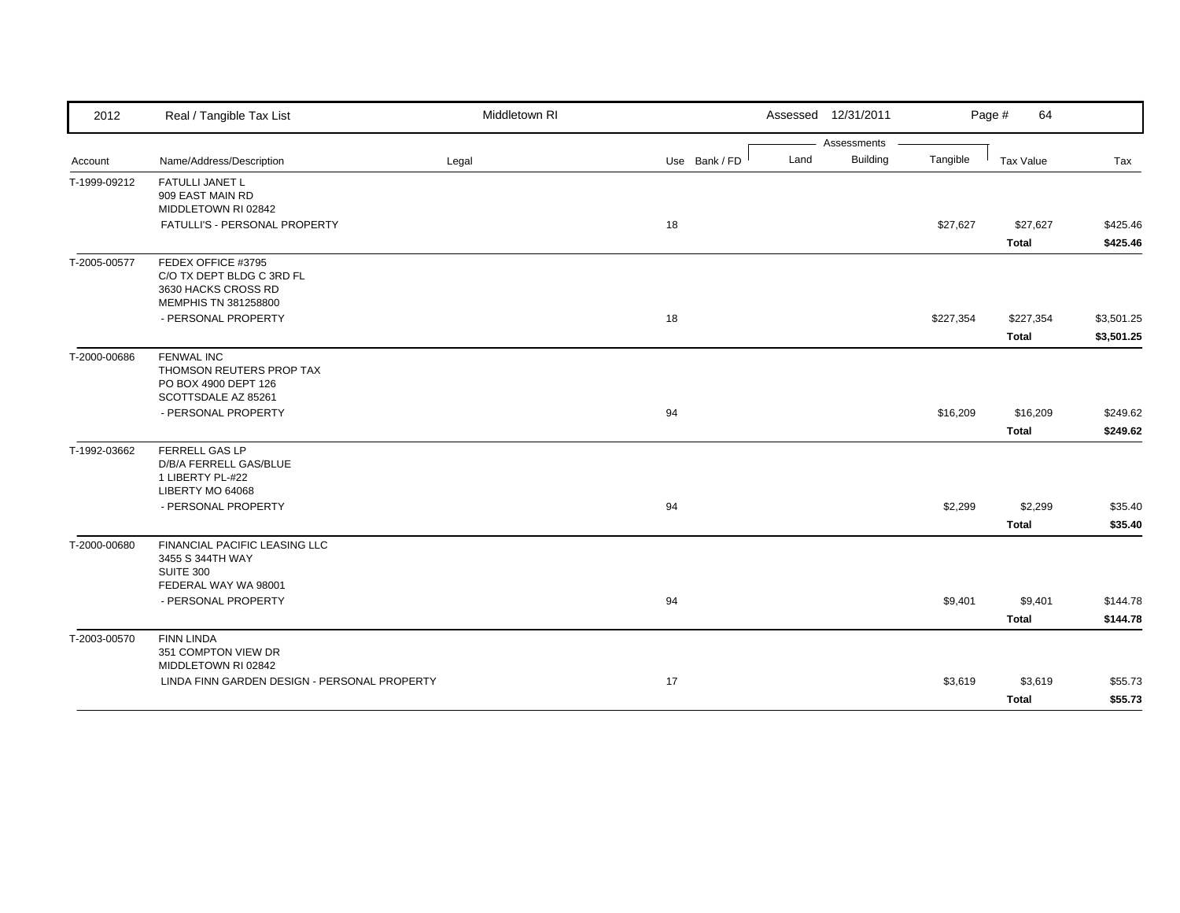| 2012 | Real / Tangible Tax List | Middletown RI | | | Assessed 12/31/2011 | | | Page # 64 | |
|---|---|---|---|---|---|---|---|---|---|
| | | | | | Assessments | | | | |
| Account | Name/Address/Description | Legal | Use | Bank / FD | Land | Building | Tangible | Tax Value | Tax |
| T-1999-09212 | FATULLI JANET L<br>909 EAST MAIN RD<br>MIDDLETOWN RI 02842 | | | | | | | | |
| | FATULLI'S - PERSONAL PROPERTY | | 18 | | | | $27,627 | $27,627 | $425.46 |
| | | | | | | | | **Total** | **$425.46** |
| T-2005-00577 | FEDEX OFFICE #3795<br>C/O TX DEPT BLDG C 3RD FL<br>3630 HACKS CROSS RD<br>MEMPHIS TN 381258800 | | | | | | | | |
| | - PERSONAL PROPERTY | | 18 | | | | $227,354 | $227,354 | $3,501.25 |
| | | | | | | | | **Total** | **$3,501.25** |
| T-2000-00686 | FENWAL INC<br>THOMSON REUTERS PROP TAX<br>PO BOX 4900 DEPT 126<br>SCOTTSDALE AZ 85261 | | | | | | | | |
| | - PERSONAL PROPERTY | | 94 | | | | $16,209 | $16,209 | $249.62 |
| | | | | | | | | **Total** | **$249.62** |
| T-1992-03662 | FERRELL GAS LP<br>D/B/A FERRELL GAS/BLUE<br>1 LIBERTY PL-#22<br>LIBERTY MO 64068 | | | | | | | | |
| | - PERSONAL PROPERTY | | 94 | | | | $2,299 | $2,299 | $35.40 |
| | | | | | | | | **Total** | **$35.40** |
| T-2000-00680 | FINANCIAL PACIFIC LEASING LLC<br>3455 S 344TH WAY<br>SUITE 300<br>FEDERAL WAY WA 98001 | | | | | | | | |
| | - PERSONAL PROPERTY | | 94 | | | | $9,401 | $9,401 | $144.78 |
| | | | | | | | | **Total** | **$144.78** |
| T-2003-00570 | FINN LINDA<br>351 COMPTON VIEW DR<br>MIDDLETOWN RI 02842 | | | | | | | | |
| | LINDA FINN GARDEN DESIGN - PERSONAL PROPERTY | | 17 | | | | $3,619 | $3,619 | $55.73 |
| | | | | | | | | **Total** | **$55.73** |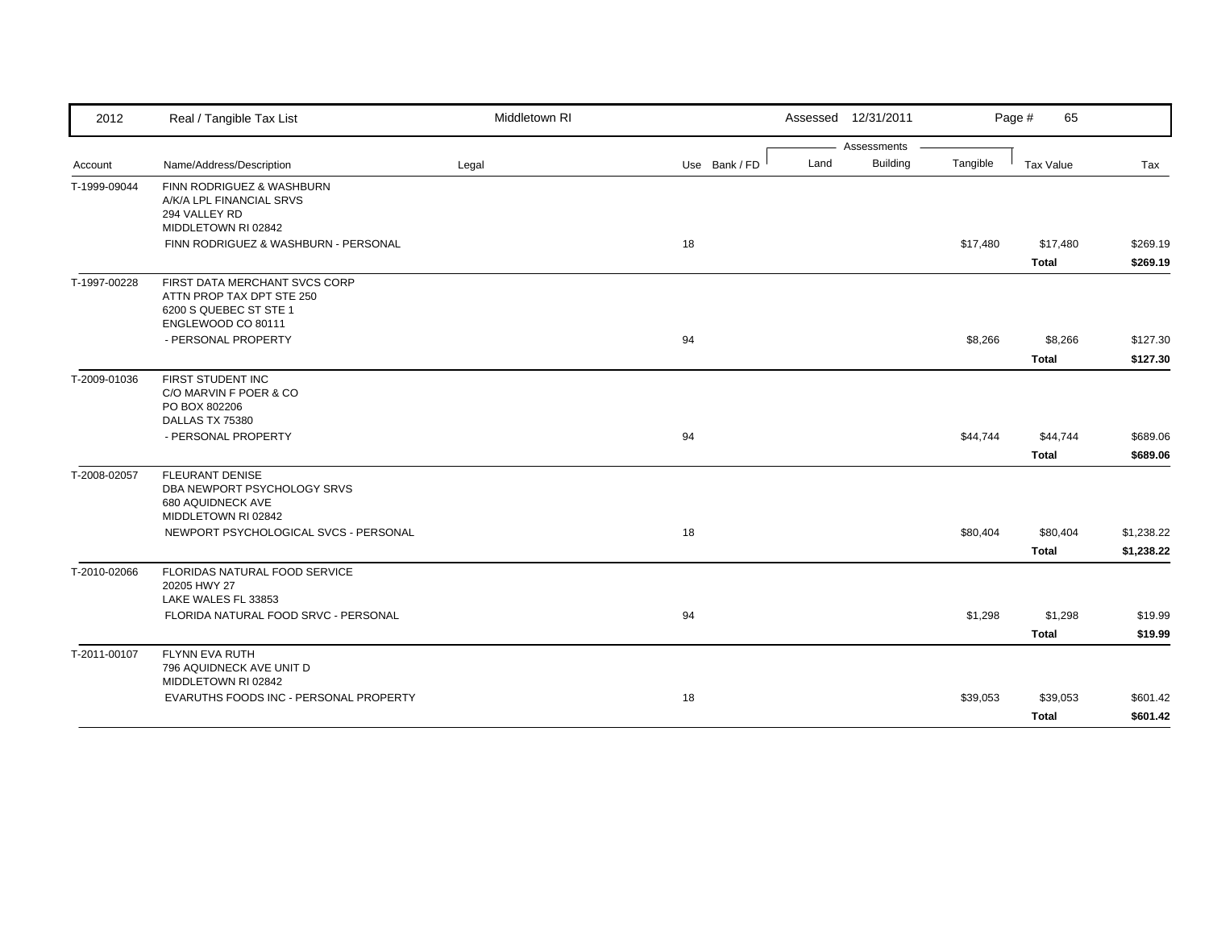| 2012 | Real / Tangible Tax List | Middletown RI | | | Assessed 12/31/2011 | | | | |
|---|---|---|---|---|---|---|---|---|---|
| | | | | | Assessments | | | | |
| Account | Name/Address/Description | Legal | Use | Bank / FD | Land | Building | Tangible | Tax Value | Tax |
| T-1999-09044 | FINN RODRIGUEZ & WASHBURN<br>A/K/A LPL FINANCIAL SRVS<br>294 VALLEY RD<br>MIDDLETOWN RI 02842 | | | | | | | | |
| | FINN RODRIGUEZ & WASHBURN - PERSONAL | | 18 | | | | $17,480 | $17,480 | $269.19 |
| | | | | | | | | **Total** | **$269.19** |
| T-1997-00228 | FIRST DATA MERCHANT SVCS CORP<br>ATTN PROP TAX DPT STE 250<br>6200 S QUEBEC ST STE 1<br>ENGLEWOOD CO 80111 | | | | | | | | |
| | - PERSONAL PROPERTY | | 94 | | | | $8,266 | $8,266 | $127.30 |
| | | | | | | | | **Total** | **$127.30** |
| T-2009-01036 | FIRST STUDENT INC<br>C/O MARVIN F POER & CO<br>PO BOX 802206<br>DALLAS TX 75380 | | | | | | | | |
| | - PERSONAL PROPERTY | | 94 | | | | $44,744 | $44,744 | $689.06 |
| | | | | | | | | **Total** | **$689.06** |
| T-2008-02057 | FLEURANT DENISE<br>DBA NEWPORT PSYCHOLOGY SRVS<br>680 AQUIDNECK AVE<br>MIDDLETOWN RI 02842 | | | | | | | | |
| | NEWPORT PSYCHOLOGICAL SVCS - PERSONAL | | 18 | | | | $80,404 | $80,404 | $1,238.22 |
| | | | | | | | | **Total** | **$1,238.22** |
| T-2010-02066 | FLORIDAS NATURAL FOOD SERVICE<br>20205 HWY 27<br>LAKE WALES FL 33853 | | | | | | | | |
| | FLORIDA NATURAL FOOD SRVC - PERSONAL | | 94 | | | | $1,298 | $1,298 | $19.99 |
| | | | | | | | | **Total** | **$19.99** |
| T-2011-00107 | FLYNN EVA RUTH<br>796 AQUIDNECK AVE UNIT D<br>MIDDLETOWN RI 02842 | | | | | | | | |
| | EVARUTHS FOODS INC - PERSONAL PROPERTY | | 18 | | | | $39,053 | $39,053 | $601.42 |
| | | | | | | | | **Total** | **$601.42** |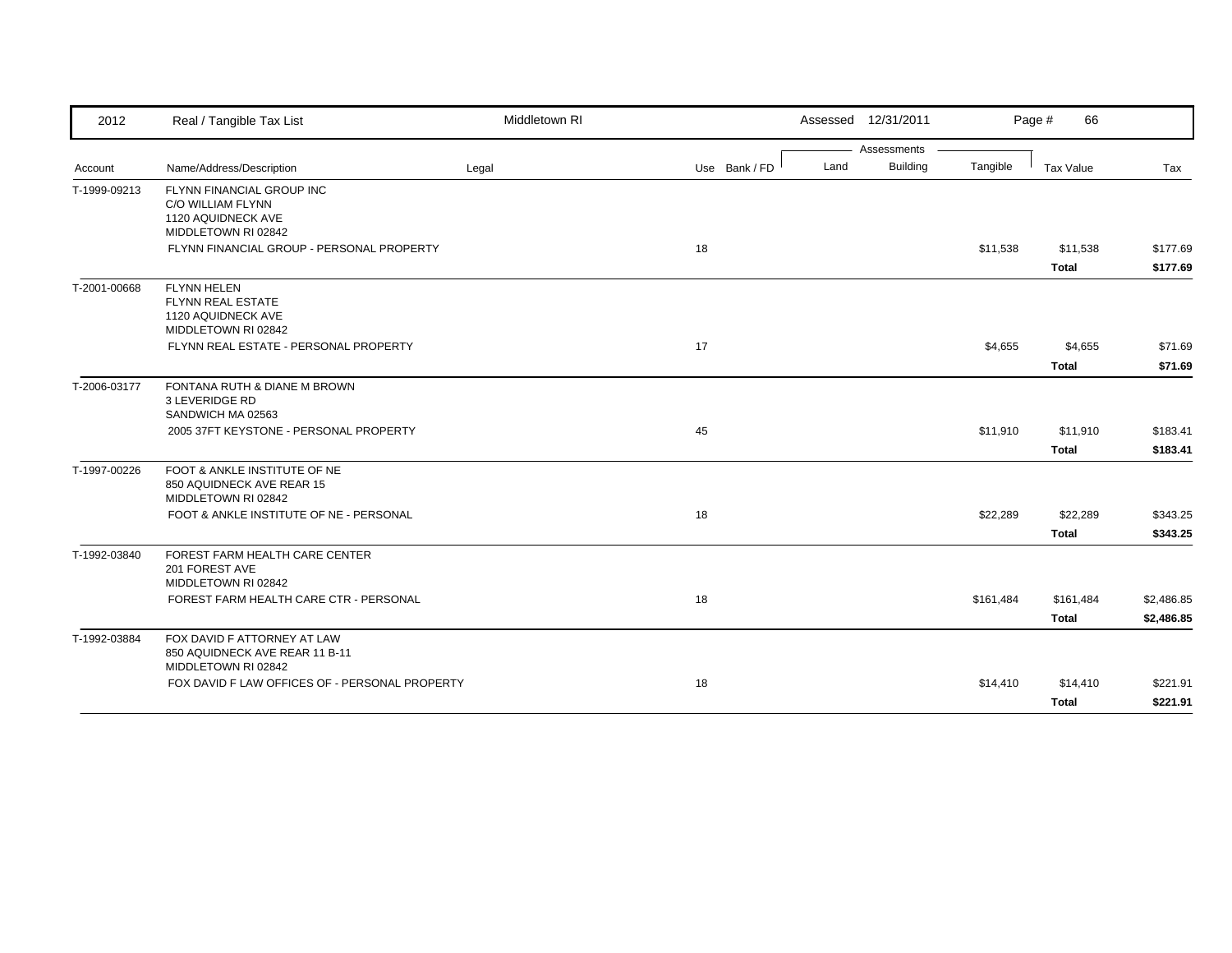| 2012 | Real / Tangible Tax List | Middletown RI | | | Assessed 12/31/2011 | | | Page # 66 | |
|---|---|---|---|---|---|---|---|---|---|
| | | | | | Assessments | | | | |
| Account | Name/Address/Description | Legal | Use | Bank / FD | Land | Building | Tangible | Tax Value | Tax |
| T-1999-09213 | FLYNN FINANCIAL GROUP INC<br>C/O WILLIAM FLYNN<br>1120 AQUIDNECK AVE<br>MIDDLETOWN RI 02842 | | | | | | | | |
| | FLYNN FINANCIAL GROUP - PERSONAL PROPERTY | | 18 | | | | $11,538 | $11,538 | $177.69 |
| | | | | | | | | **Total** | **$177.69** |
| T-2001-00668 | FLYNN HELEN<br>FLYNN REAL ESTATE<br>1120 AQUIDNECK AVE<br>MIDDLETOWN RI 02842 | | | | | | | | |
| | FLYNN REAL ESTATE - PERSONAL PROPERTY | | 17 | | | | $4,655 | $4,655 | $71.69 |
| | | | | | | | | **Total** | **$71.69** |
| T-2006-03177 | FONTANA RUTH & DIANE M BROWN<br>3 LEVERIDGE RD<br>SANDWICH MA 02563 | | | | | | | | |
| | 2005 37FT KEYSTONE - PERSONAL PROPERTY | | 45 | | | | $11,910 | $11,910 | $183.41 |
| | | | | | | | | **Total** | **$183.41** |
| T-1997-00226 | FOOT & ANKLE INSTITUTE OF NE<br>850 AQUIDNECK AVE REAR 15<br>MIDDLETOWN RI 02842 | | | | | | | | |
| | FOOT & ANKLE INSTITUTE OF NE - PERSONAL | | 18 | | | | $22,289 | $22,289 | $343.25 |
| | | | | | | | | **Total** | **$343.25** |
| T-1992-03840 | FOREST FARM HEALTH CARE CENTER<br>201 FOREST AVE<br>MIDDLETOWN RI 02842 | | | | | | | | |
| | FOREST FARM HEALTH CARE CTR - PERSONAL | | 18 | | | | $161,484 | $161,484 | $2,486.85 |
| | | | | | | | | **Total** | **$2,486.85** |
| T-1992-03884 | FOX DAVID F ATTORNEY AT LAW<br>850 AQUIDNECK AVE REAR 11 B-11<br>MIDDLETOWN RI 02842 | | | | | | | | |
| | FOX DAVID F LAW OFFICES OF - PERSONAL PROPERTY | | 18 | | | | $14,410 | $14,410 | $221.91 |
| | | | | | | | | **Total** | **$221.91** |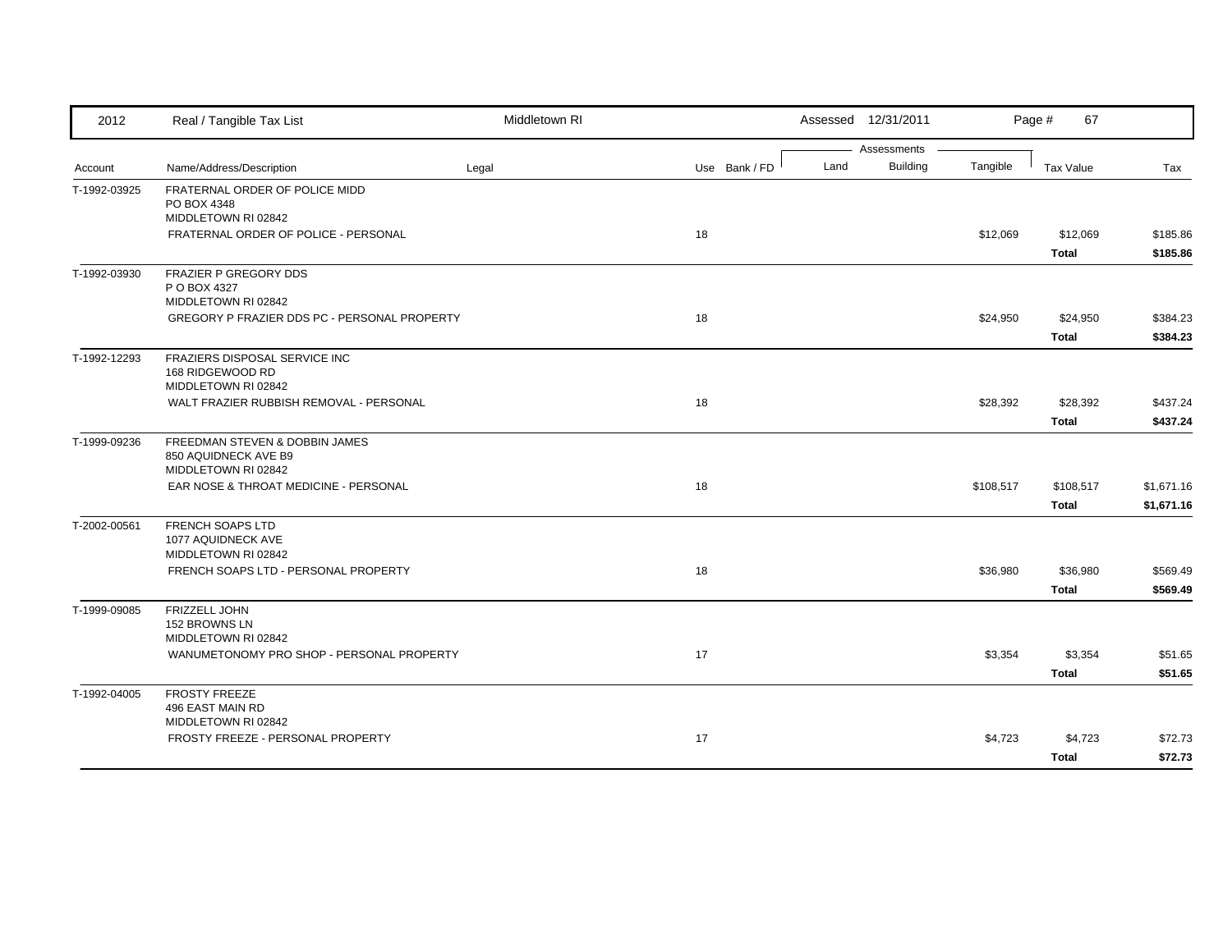2012 Real / Tangible Tax List — Middletown RI — Assessed 12/31/2011

| Account | Name/Address/Description | Legal | Use | Bank / FD | Land | Building | Tangible | Tax Value | Tax |
|---|---|---|---|---|---|---|---|---|---|
| T-1992-03925 | FRATERNAL ORDER OF POLICE MIDD<br>PO BOX 4348<br>MIDDLETOWN RI 02842 | | | | | | | | |
| | FRATERNAL ORDER OF POLICE - PERSONAL | | 18 | | | | $12,069 | $12,069 | $185.86 |
| | | | | | | | | **Total** | **$185.86** |
| T-1992-03930 | FRAZIER P GREGORY DDS<br>P O BOX 4327<br>MIDDLETOWN RI 02842 | | | | | | | | |
| | GREGORY P FRAZIER DDS PC - PERSONAL PROPERTY | | 18 | | | | $24,950 | $24,950 | $384.23 |
| | | | | | | | | **Total** | **$384.23** |
| T-1992-12293 | FRAZIERS DISPOSAL SERVICE INC<br>168 RIDGEWOOD RD<br>MIDDLETOWN RI 02842 | | | | | | | | |
| | WALT FRAZIER RUBBISH REMOVAL - PERSONAL | | 18 | | | | $28,392 | $28,392 | $437.24 |
| | | | | | | | | **Total** | **$437.24** |
| T-1999-09236 | FREEDMAN STEVEN & DOBBIN JAMES<br>850 AQUIDNECK AVE B9<br>MIDDLETOWN RI 02842 | | | | | | | | |
| | EAR NOSE & THROAT MEDICINE - PERSONAL | | 18 | | | | $108,517 | $108,517 | $1,671.16 |
| | | | | | | | | **Total** | **$1,671.16** |
| T-2002-00561 | FRENCH SOAPS LTD<br>1077 AQUIDNECK AVE<br>MIDDLETOWN RI 02842 | | | | | | | | |
| | FRENCH SOAPS LTD - PERSONAL PROPERTY | | 18 | | | | $36,980 | $36,980 | $569.49 |
| | | | | | | | | **Total** | **$569.49** |
| T-1999-09085 | FRIZZELL JOHN<br>152 BROWNS LN<br>MIDDLETOWN RI 02842 | | | | | | | | |
| | WANUMETONOMY PRO SHOP - PERSONAL PROPERTY | | 17 | | | | $3,354 | $3,354 | $51.65 |
| | | | | | | | | **Total** | **$51.65** |
| T-1992-04005 | FROSTY FREEZE<br>496 EAST MAIN RD<br>MIDDLETOWN RI 02842 | | | | | | | | |
| | FROSTY FREEZE - PERSONAL PROPERTY | | 17 | | | | $4,723 | $4,723 | $72.73 |
| | | | | | | | | **Total** | **$72.73** |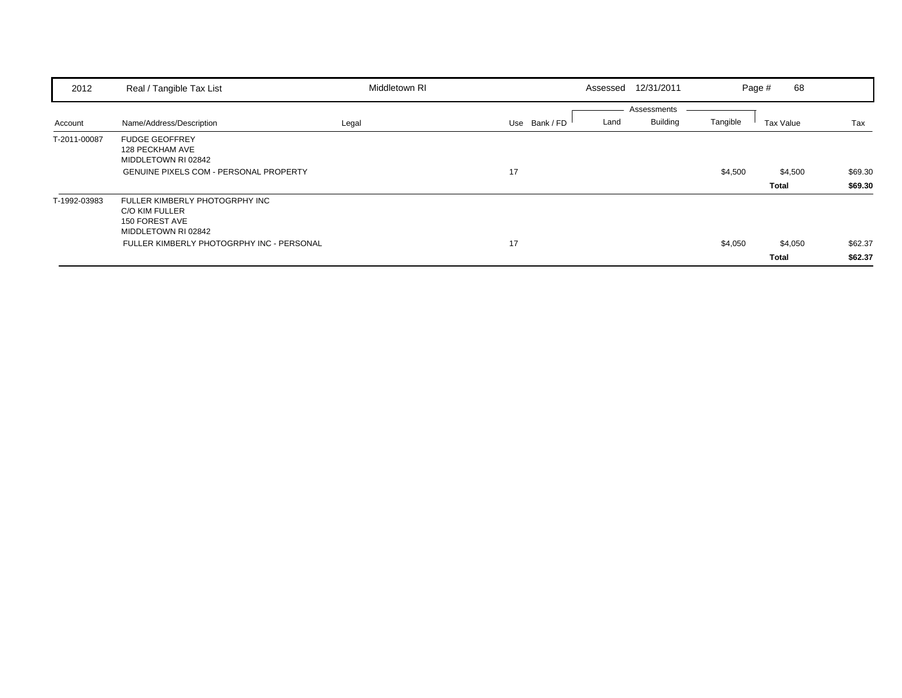2012 Real / Tangible Tax List — Middletown RI — Assessed 12/31/2011

| Account | Name/Address/Description | Legal | Use | Bank / FD | Land | Building | Tangible | Tax Value | Tax |
|---|---|---|---|---|---|---|---|---|---|
| T-2011-00087 | FUDGE GEOFFREY<br>128 PECKHAM AVE<br>MIDDLETOWN RI 02842 | | | | | | | | |
| | GENUINE PIXELS COM - PERSONAL PROPERTY | | 17 | | | | $4,500 | $4,500 | $69.30 |
| | | | | | | | | **Total** | **$69.30** |
| T-1992-03983 | FULLER KIMBERLY PHOTOGRPHY INC<br>C/O KIM FULLER<br>150 FOREST AVE<br>MIDDLETOWN RI 02842 | | | | | | | | |
| | FULLER KIMBERLY PHOTOGRPHY INC - PERSONAL | | 17 | | | | $4,050 | $4,050 | $62.37 |
| | | | | | | | | **Total** | **$62.37** |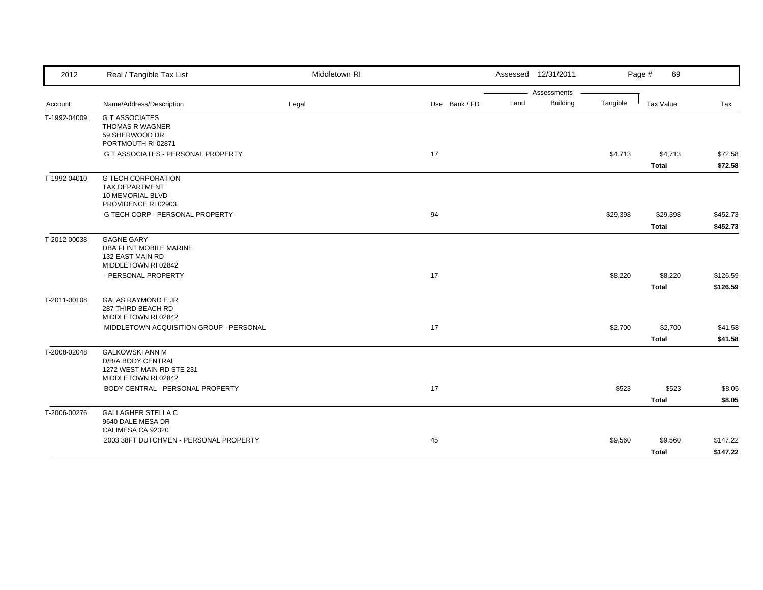| 2012 | Real / Tangible Tax List | Middletown RI | | | Assessed 12/31/2011 | | | Page # 69 | |
|---|---|---|---|---|---|---|---|---|---|
| | | | | | Assessments | | | | |
| Account | Name/Address/Description | Legal | Use | Bank / FD | Land | Building | Tangible | Tax Value | Tax |
| T-1992-04009 | G T ASSOCIATES<br>THOMAS R WAGNER<br>59 SHERWOOD DR<br>PORTMOUTH RI 02871 | | | | | | | | |
| | G T ASSOCIATES - PERSONAL PROPERTY | | 17 | | | | $4,713 | $4,713 | $72.58 |
| | | | | | | | | **Total** | **$72.58** |
| T-1992-04010 | G TECH CORPORATION<br>TAX DEPARTMENT<br>10 MEMORIAL BLVD<br>PROVIDENCE RI 02903 | | | | | | | | |
| | G TECH CORP - PERSONAL PROPERTY | | 94 | | | | $29,398 | $29,398 | $452.73 |
| | | | | | | | | **Total** | **$452.73** |
| T-2012-00038 | GAGNE GARY<br>DBA FLINT MOBILE MARINE<br>132 EAST MAIN RD<br>MIDDLETOWN RI 02842 | | | | | | | | |
| | - PERSONAL PROPERTY | | 17 | | | | $8,220 | $8,220 | $126.59 |
| | | | | | | | | **Total** | **$126.59** |
| T-2011-00108 | GALAS RAYMOND E JR<br>287 THIRD BEACH RD<br>MIDDLETOWN RI 02842 | | | | | | | | |
| | MIDDLETOWN ACQUISITION GROUP - PERSONAL | | 17 | | | | $2,700 | $2,700 | $41.58 |
| | | | | | | | | **Total** | **$41.58** |
| T-2008-02048 | GALKOWSKI ANN M<br>D/B/A BODY CENTRAL<br>1272 WEST MAIN RD STE 231<br>MIDDLETOWN RI 02842 | | | | | | | | |
| | BODY CENTRAL - PERSONAL PROPERTY | | 17 | | | | $523 | $523 | $8.05 |
| | | | | | | | | **Total** | **$8.05** |
| T-2006-00276 | GALLAGHER STELLA C<br>9640 DALE MESA DR<br>CALIMESA CA 92320 | | | | | | | | |
| | 2003 38FT DUTCHMEN - PERSONAL PROPERTY | | 45 | | | | $9,560 | $9,560 | $147.22 |
| | | | | | | | | **Total** | **$147.22** |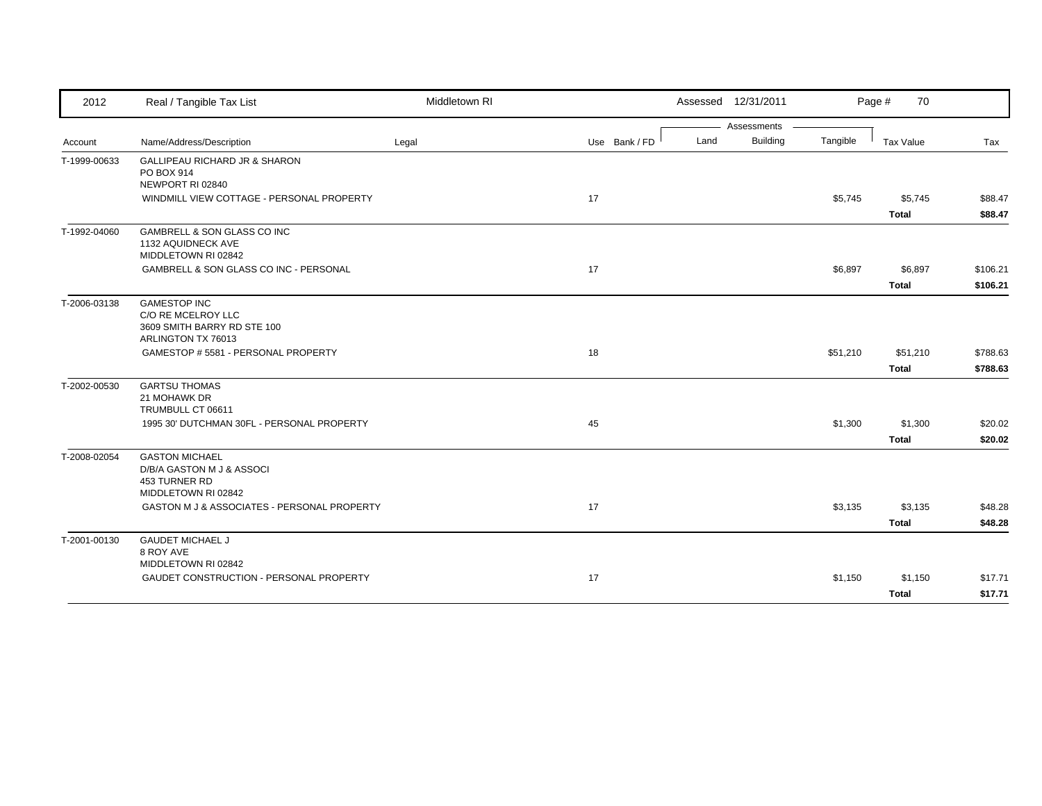| 2012 | Real / Tangible Tax List | Middletown RI | | | Assessed 12/31/2011 | | | Page # 70 | |
|---|---|---|---|---|---|---|---|---|---|
| | | | | | Assessments | | | | |
| Account | Name/Address/Description | Legal | Use | Bank / FD | Land | Building | Tangible | Tax Value | Tax |
| T-1999-00633 | GALLIPEAU RICHARD JR & SHARON<br>PO BOX 914<br>NEWPORT RI 02840 | | | | | | | | |
| | WINDMILL VIEW COTTAGE - PERSONAL PROPERTY | | 17 | | | | $5,745 | $5,745 | $88.47 |
| | | | | | | | | **Total** | **$88.47** |
| T-1992-04060 | GAMBRELL & SON GLASS CO INC<br>1132 AQUIDNECK AVE<br>MIDDLETOWN RI 02842 | | | | | | | | |
| | GAMBRELL & SON GLASS CO INC - PERSONAL | | 17 | | | | $6,897 | $6,897 | $106.21 |
| | | | | | | | | **Total** | **$106.21** |
| T-2006-03138 | GAMESTOP INC<br>C/O RE MCELROY LLC<br>3609 SMITH BARRY RD STE 100<br>ARLINGTON TX 76013 | | | | | | | | |
| | GAMESTOP # 5581 - PERSONAL PROPERTY | | 18 | | | | $51,210 | $51,210 | $788.63 |
| | | | | | | | | **Total** | **$788.63** |
| T-2002-00530 | GARTSU THOMAS<br>21 MOHAWK DR<br>TRUMBULL CT 06611 | | | | | | | | |
| | 1995 30' DUTCHMAN 30FL - PERSONAL PROPERTY | | 45 | | | | $1,300 | $1,300 | $20.02 |
| | | | | | | | | **Total** | **$20.02** |
| T-2008-02054 | GASTON MICHAEL<br>D/B/A GASTON M J & ASSOCI<br>453 TURNER RD<br>MIDDLETOWN RI 02842 | | | | | | | | |
| | GASTON M J & ASSOCIATES - PERSONAL PROPERTY | | 17 | | | | $3,135 | $3,135 | $48.28 |
| | | | | | | | | **Total** | **$48.28** |
| T-2001-00130 | GAUDET MICHAEL J<br>8 ROY AVE<br>MIDDLETOWN RI 02842 | | | | | | | | |
| | GAUDET CONSTRUCTION - PERSONAL PROPERTY | | 17 | | | | $1,150 | $1,150 | $17.71 |
| | | | | | | | | **Total** | **$17.71** |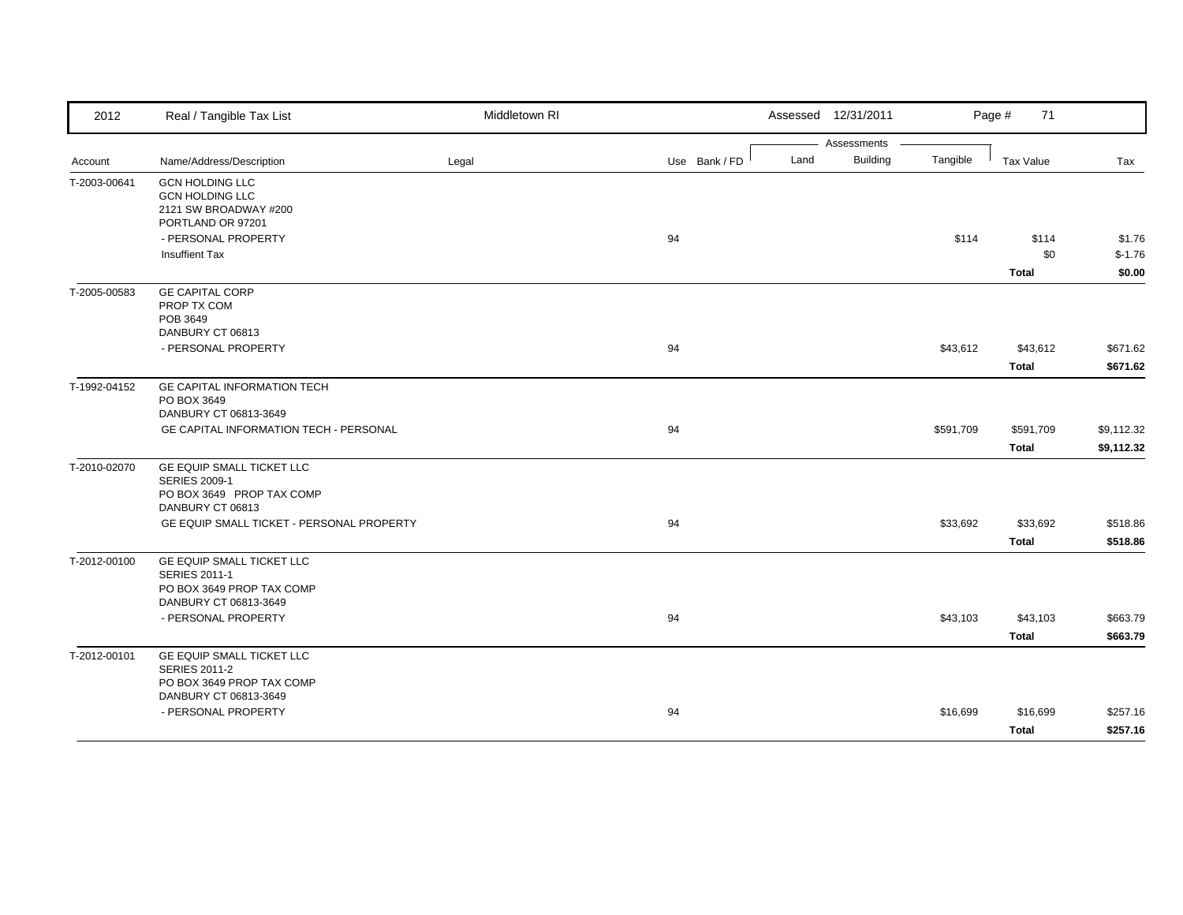| 2012 | Real / Tangible Tax List | Middletown RI | | Assessed 12/31/2011 | | | Page # 71 | |
|---|---|---|---|---|---|---|---|---|
| | | | | Assessments | | | | |
| Account | Name/Address/Description | Legal | Use Bank / FD | Land | Building | Tangible | Tax Value | Tax |
| T-2003-00641 | GCN HOLDING LLC<br>GCN HOLDING LLC<br>2121 SW BROADWAY #200<br>PORTLAND OR 97201 | | | | | | | |
| | - PERSONAL PROPERTY | | 94 | | | $114 | $114 | $1.76 |
| | Insuffient Tax | | | | | | $0 | $-1.76 |
| | | | | | | | **Total** | **$0.00** |
| T-2005-00583 | GE CAPITAL CORP<br>PROP TX COM<br>POB 3649<br>DANBURY CT 06813 | | | | | | | |
| | - PERSONAL PROPERTY | | 94 | | | $43,612 | $43,612 | $671.62 |
| | | | | | | | **Total** | **$671.62** |
| T-1992-04152 | GE CAPITAL INFORMATION TECH<br>PO BOX 3649<br>DANBURY CT 06813-3649 | | | | | | | |
| | GE CAPITAL INFORMATION TECH - PERSONAL | | 94 | | | $591,709 | $591,709 | $9,112.32 |
| | | | | | | | **Total** | **$9,112.32** |
| T-2010-02070 | GE EQUIP SMALL TICKET LLC<br>SERIES 2009-1<br>PO BOX 3649 PROP TAX COMP<br>DANBURY CT 06813 | | | | | | | |
| | GE EQUIP SMALL TICKET - PERSONAL PROPERTY | | 94 | | | $33,692 | $33,692 | $518.86 |
| | | | | | | | **Total** | **$518.86** |
| T-2012-00100 | GE EQUIP SMALL TICKET LLC<br>SERIES 2011-1<br>PO BOX 3649 PROP TAX COMP<br>DANBURY CT 06813-3649 | | | | | | | |
| | - PERSONAL PROPERTY | | 94 | | | $43,103 | $43,103 | $663.79 |
| | | | | | | | **Total** | **$663.79** |
| T-2012-00101 | GE EQUIP SMALL TICKET LLC<br>SERIES 2011-2<br>PO BOX 3649 PROP TAX COMP<br>DANBURY CT 06813-3649 | | | | | | | |
| | - PERSONAL PROPERTY | | 94 | | | $16,699 | $16,699 | $257.16 |
| | | | | | | | **Total** | **$257.16** |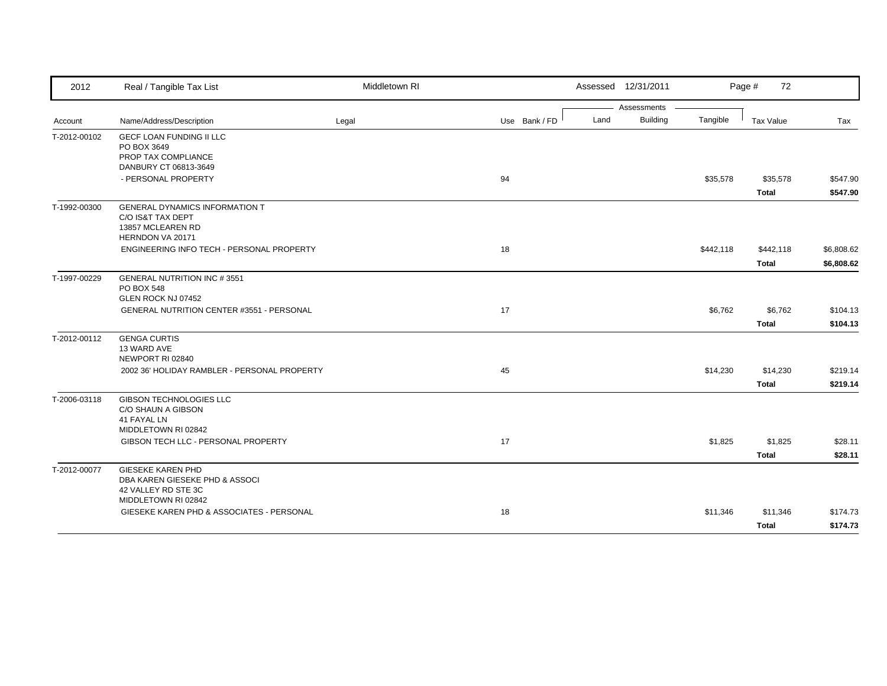| 2012 | Real / Tangible Tax List | Middletown RI | | | Assessed 12/31/2011 | | Page # 72 | | |
|---|---|---|---|---|---|---|---|---|---|
| | | | | | Assessments | | | | |
| Account | Name/Address/Description | Legal | Use | Bank / FD | Land | Building | Tangible | Tax Value | Tax |
| T-2012-00102 | GECF LOAN FUNDING II LLC<br>PO BOX 3649<br>PROP TAX COMPLIANCE<br>DANBURY CT 06813-3649 | | | | | | | | |
| | - PERSONAL PROPERTY | | 94 | | | | $35,578 | $35,578 | $547.90 |
| | | | | | | | | **Total** | **$547.90** |
| T-1992-00300 | GENERAL DYNAMICS INFORMATION T<br>C/O IS&T TAX DEPT<br>13857 MCLEAREN RD<br>HERNDON VA 20171 | | | | | | | | |
| | ENGINEERING INFO TECH - PERSONAL PROPERTY | | 18 | | | | $442,118 | $442,118 | $6,808.62 |
| | | | | | | | | **Total** | **$6,808.62** |
| T-1997-00229 | GENERAL NUTRITION INC # 3551<br>PO BOX 548<br>GLEN ROCK NJ 07452 | | | | | | | | |
| | GENERAL NUTRITION CENTER #3551 - PERSONAL | | 17 | | | | $6,762 | $6,762 | $104.13 |
| | | | | | | | | **Total** | **$104.13** |
| T-2012-00112 | GENGA CURTIS<br>13 WARD AVE<br>NEWPORT RI 02840 | | | | | | | | |
| | 2002 36' HOLIDAY RAMBLER - PERSONAL PROPERTY | | 45 | | | | $14,230 | $14,230 | $219.14 |
| | | | | | | | | **Total** | **$219.14** |
| T-2006-03118 | GIBSON TECHNOLOGIES LLC<br>C/O SHAUN A GIBSON<br>41 FAYAL LN<br>MIDDLETOWN RI 02842 | | | | | | | | |
| | GIBSON TECH LLC - PERSONAL PROPERTY | | 17 | | | | $1,825 | $1,825 | $28.11 |
| | | | | | | | | **Total** | **$28.11** |
| T-2012-00077 | GIESEKE KAREN PHD<br>DBA KAREN GIESEKE PHD & ASSOCI<br>42 VALLEY RD STE 3C<br>MIDDLETOWN RI 02842 | | | | | | | | |
| | GIESEKE KAREN PHD & ASSOCIATES - PERSONAL | | 18 | | | | $11,346 | $11,346 | $174.73 |
| | | | | | | | | **Total** | **$174.73** |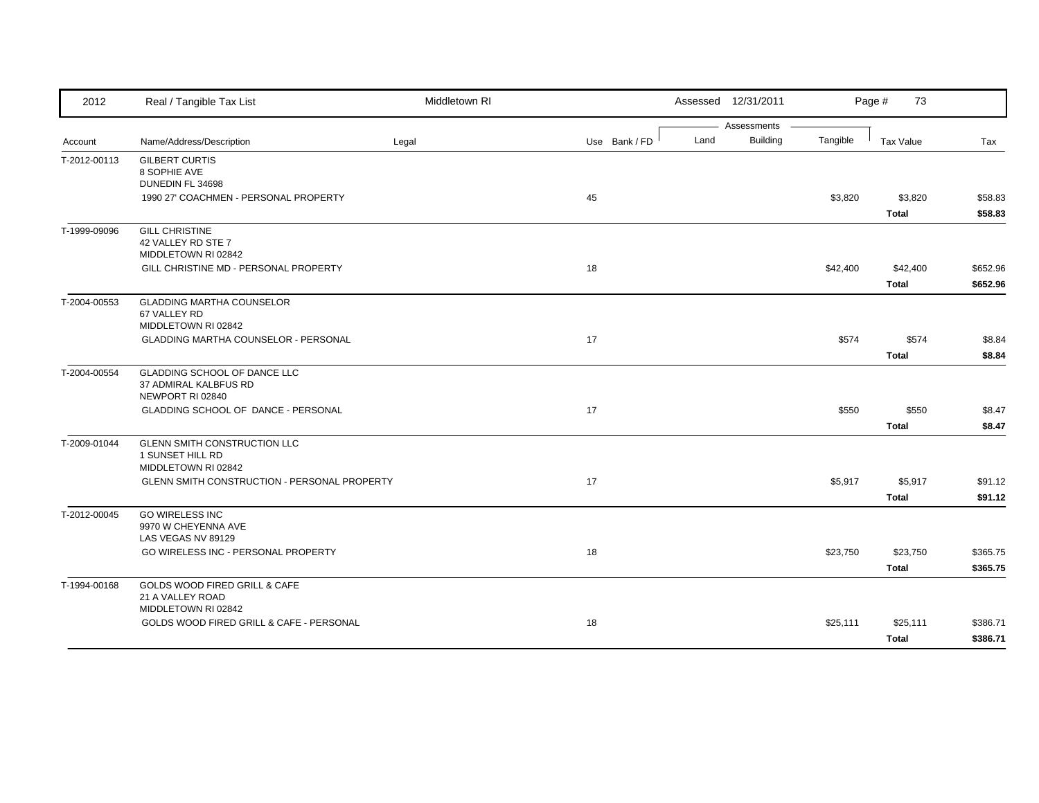| 2012 | Real / Tangible Tax List | Middletown RI | | | Assessed 12/31/2011 | | | Page # 73 | |
|---|---|---|---|---|---|---|---|---|---|
| | | | | | Assessments | | | | |
| Account | Name/Address/Description | Legal | Use | Bank / FD | Land | Building | Tangible | Tax Value | Tax |
| T-2012-00113 | GILBERT CURTIS<br>8 SOPHIE AVE<br>DUNEDIN FL 34698 | | | | | | | | |
| | 1990 27' COACHMEN - PERSONAL PROPERTY | | 45 | | | | $3,820 | $3,820 | $58.83 |
| | | | | | | | | **Total** | **$58.83** |
| T-1999-09096 | GILL CHRISTINE<br>42 VALLEY RD STE 7<br>MIDDLETOWN RI 02842 | | | | | | | | |
| | GILL CHRISTINE MD - PERSONAL PROPERTY | | 18 | | | | $42,400 | $42,400 | $652.96 |
| | | | | | | | | **Total** | **$652.96** |
| T-2004-00553 | GLADDING MARTHA COUNSELOR<br>67 VALLEY RD<br>MIDDLETOWN RI 02842 | | | | | | | | |
| | GLADDING MARTHA COUNSELOR - PERSONAL | | 17 | | | | $574 | $574 | $8.84 |
| | | | | | | | | **Total** | **$8.84** |
| T-2004-00554 | GLADDING SCHOOL OF DANCE LLC<br>37 ADMIRAL KALBFUS RD<br>NEWPORT RI 02840 | | | | | | | | |
| | GLADDING SCHOOL OF DANCE - PERSONAL | | 17 | | | | $550 | $550 | $8.47 |
| | | | | | | | | **Total** | **$8.47** |
| T-2009-01044 | GLENN SMITH CONSTRUCTION LLC<br>1 SUNSET HILL RD<br>MIDDLETOWN RI 02842 | | | | | | | | |
| | GLENN SMITH CONSTRUCTION - PERSONAL PROPERTY | | 17 | | | | $5,917 | $5,917 | $91.12 |
| | | | | | | | | **Total** | **$91.12** |
| T-2012-00045 | GO WIRELESS INC<br>9970 W CHEYENNA AVE<br>LAS VEGAS NV 89129 | | | | | | | | |
| | GO WIRELESS INC - PERSONAL PROPERTY | | 18 | | | | $23,750 | $23,750 | $365.75 |
| | | | | | | | | **Total** | **$365.75** |
| T-1994-00168 | GOLDS WOOD FIRED GRILL & CAFE<br>21 A VALLEY ROAD<br>MIDDLETOWN RI 02842 | | | | | | | | |
| | GOLDS WOOD FIRED GRILL & CAFE - PERSONAL | | 18 | | | | $25,111 | $25,111 | $386.71 |
| | | | | | | | | **Total** | **$386.71** |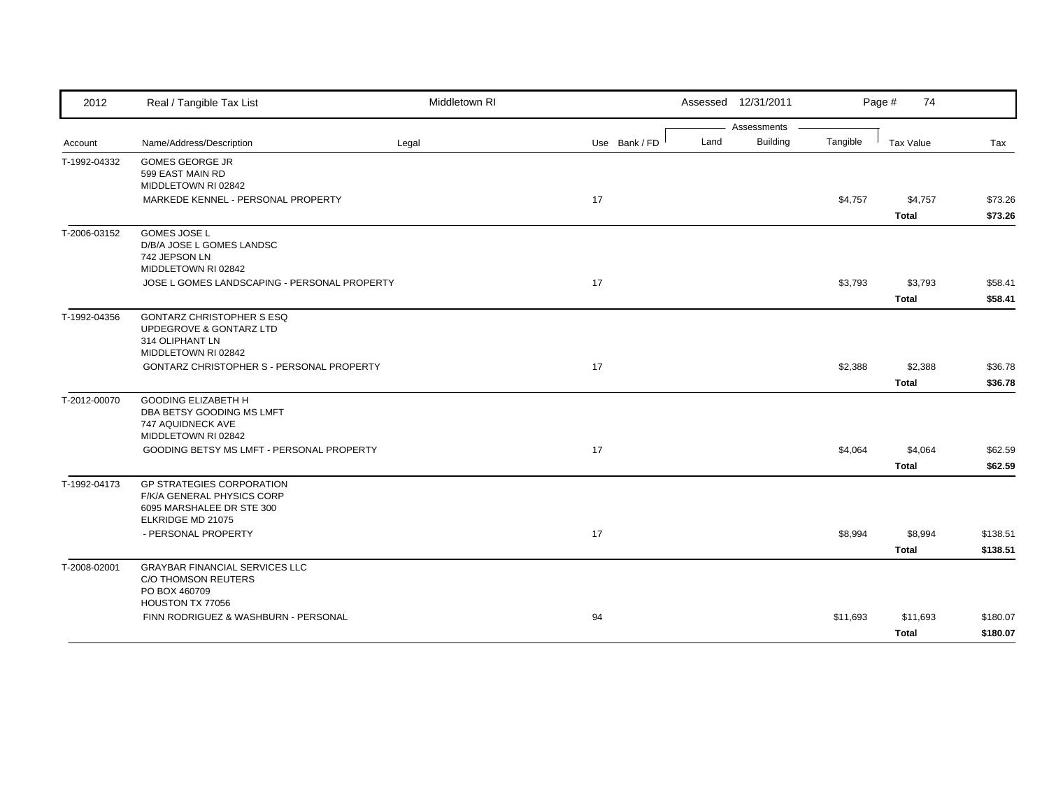| 2012 | Real / Tangible Tax List | Middletown RI | | Assessed 12/31/2011 | | | Page # 74 | |
|---|---|---|---|---|---|---|---|---|
| | | | | Assessments | | | | |
| Account | Name/Address/Description | Legal | Use Bank / FD | Land | Building | Tangible | Tax Value | Tax |
| T-1992-04332 | GOMES GEORGE JR<br>599 EAST MAIN RD<br>MIDDLETOWN RI 02842 | | | | | | | |
| | MARKEDE KENNEL - PERSONAL PROPERTY | | 17 | | | $4,757 | $4,757 | $73.26 |
| | | | | | | | **Total** | **$73.26** |
| T-2006-03152 | GOMES JOSE L<br>D/B/A JOSE L GOMES LANDSC<br>742 JEPSON LN<br>MIDDLETOWN RI 02842 | | | | | | | |
| | JOSE L GOMES LANDSCAPING - PERSONAL PROPERTY | | 17 | | | $3,793 | $3,793 | $58.41 |
| | | | | | | | **Total** | **$58.41** |
| T-1992-04356 | GONTARZ CHRISTOPHER S ESQ<br>UPDEGROVE & GONTARZ LTD<br>314 OLIPHANT LN<br>MIDDLETOWN RI 02842 | | | | | | | |
| | GONTARZ CHRISTOPHER S - PERSONAL PROPERTY | | 17 | | | $2,388 | $2,388 | $36.78 |
| | | | | | | | **Total** | **$36.78** |
| T-2012-00070 | GOODING ELIZABETH H<br>DBA BETSY GOODING MS LMFT<br>747 AQUIDNECK AVE<br>MIDDLETOWN RI 02842 | | | | | | | |
| | GOODING BETSY MS LMFT - PERSONAL PROPERTY | | 17 | | | $4,064 | $4,064 | $62.59 |
| | | | | | | | **Total** | **$62.59** |
| T-1992-04173 | GP STRATEGIES CORPORATION<br>F/K/A GENERAL PHYSICS CORP<br>6095 MARSHALEE DR STE 300<br>ELKRIDGE MD 21075 | | | | | | | |
| | - PERSONAL PROPERTY | | 17 | | | $8,994 | $8,994 | $138.51 |
| | | | | | | | **Total** | **$138.51** |
| T-2008-02001 | GRAYBAR FINANCIAL SERVICES LLC<br>C/O THOMSON REUTERS<br>PO BOX 460709<br>HOUSTON TX 77056 | | | | | | | |
| | FINN RODRIGUEZ & WASHBURN - PERSONAL | | 94 | | | $11,693 | $11,693 | $180.07 |
| | | | | | | | **Total** | **$180.07** |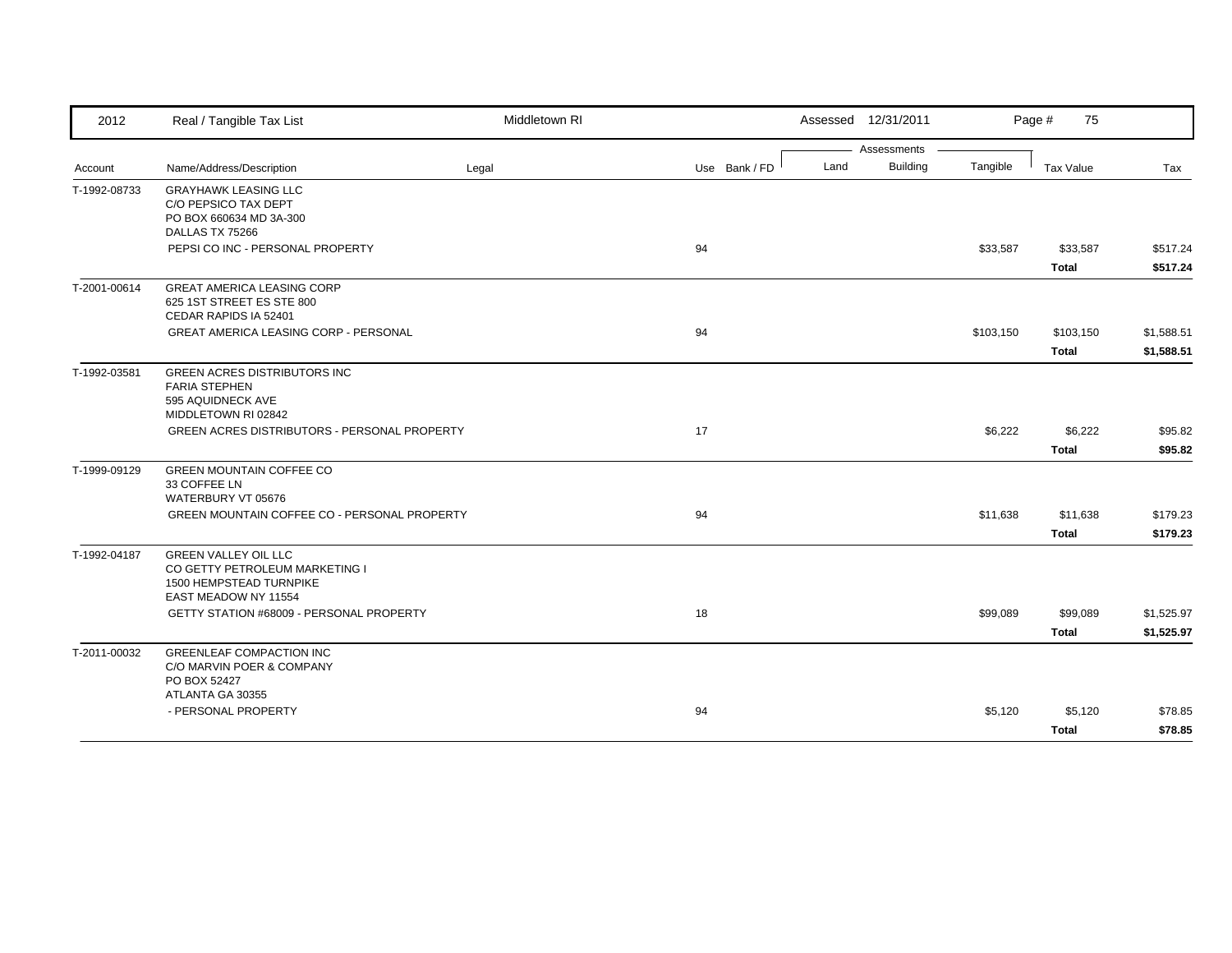| 2012 | Real / Tangible Tax List | Middletown RI | | Assessed 12/31/2011 | | | Page # 75 | |
|---|---|---|---|---|---|---|---|---|
| | | | | Assessments | | | | |
| Account | Name/Address/Description | Legal | Use Bank / FD | Land | Building | Tangible | Tax Value | Tax |
| T-1992-08733 | GRAYHAWK LEASING LLC<br>C/O PEPSICO TAX DEPT<br>PO BOX 660634 MD 3A-300<br>DALLAS TX 75266 | | | | | | | |
| | PEPSI CO INC - PERSONAL PROPERTY | | 94 | | | $33,587 | $33,587 | $517.24 |
| | | | | | | | **Total** | **$517.24** |
| T-2001-00614 | GREAT AMERICA LEASING CORP<br>625 1ST STREET ES STE 800<br>CEDAR RAPIDS IA 52401 | | | | | | | |
| | GREAT AMERICA LEASING CORP - PERSONAL | | 94 | | | $103,150 | $103,150 | $1,588.51 |
| | | | | | | | **Total** | **$1,588.51** |
| T-1992-03581 | GREEN ACRES DISTRIBUTORS INC<br>FARIA STEPHEN<br>595 AQUIDNECK AVE<br>MIDDLETOWN RI 02842 | | | | | | | |
| | GREEN ACRES DISTRIBUTORS - PERSONAL PROPERTY | | 17 | | | $6,222 | $6,222 | $95.82 |
| | | | | | | | **Total** | **$95.82** |
| T-1999-09129 | GREEN MOUNTAIN COFFEE CO<br>33 COFFEE LN<br>WATERBURY VT 05676 | | | | | | | |
| | GREEN MOUNTAIN COFFEE CO - PERSONAL PROPERTY | | 94 | | | $11,638 | $11,638 | $179.23 |
| | | | | | | | **Total** | **$179.23** |
| T-1992-04187 | GREEN VALLEY OIL LLC<br>CO GETTY PETROLEUM MARKETING I<br>1500 HEMPSTEAD TURNPIKE<br>EAST MEADOW NY 11554 | | | | | | | |
| | GETTY STATION #68009 - PERSONAL PROPERTY | | 18 | | | $99,089 | $99,089 | $1,525.97 |
| | | | | | | | **Total** | **$1,525.97** |
| T-2011-00032 | GREENLEAF COMPACTION INC<br>C/O MARVIN POER & COMPANY<br>PO BOX 52427<br>ATLANTA GA 30355 | | | | | | | |
| | - PERSONAL PROPERTY | | 94 | | | $5,120 | $5,120 | $78.85 |
| | | | | | | | **Total** | **$78.85** |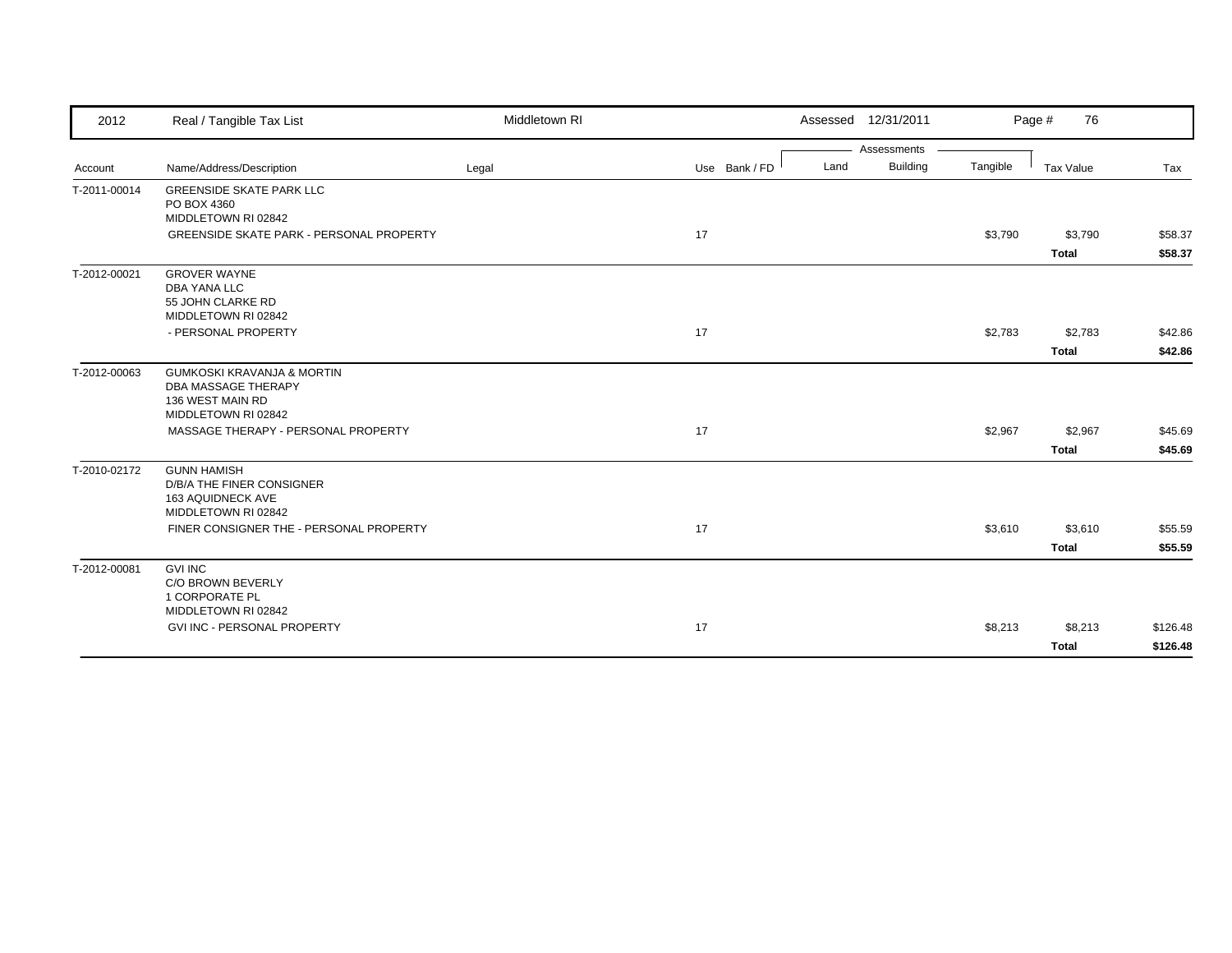2012 Real / Tangible Tax List — Middletown RI — Assessed 12/31/2011

| Account | Name/Address/Description | Legal | Use | Bank / FD | Land | Building | Tangible | Tax Value | Tax |
|---|---|---|---|---|---|---|---|---|---|
| T-2011-00014 | GREENSIDE SKATE PARK LLC<br>PO BOX 4360<br>MIDDLETOWN RI 02842 | | | | | | | | |
| | GREENSIDE SKATE PARK - PERSONAL PROPERTY | | 17 | | | | $3,790 | $3,790 | $58.37 |
| | | | | | | | | **Total** | **$58.37** |
| T-2012-00021 | GROVER WAYNE<br>DBA YANA LLC<br>55 JOHN CLARKE RD<br>MIDDLETOWN RI 02842 | | | | | | | | |
| | - PERSONAL PROPERTY | | 17 | | | | $2,783 | $2,783 | $42.86 |
| | | | | | | | | **Total** | **$42.86** |
| T-2012-00063 | GUMKOSKI KRAVANJA & MORTIN<br>DBA MASSAGE THERAPY<br>136 WEST MAIN RD<br>MIDDLETOWN RI 02842 | | | | | | | | |
| | MASSAGE THERAPY - PERSONAL PROPERTY | | 17 | | | | $2,967 | $2,967 | $45.69 |
| | | | | | | | | **Total** | **$45.69** |
| T-2010-02172 | GUNN HAMISH<br>D/B/A THE FINER CONSIGNER<br>163 AQUIDNECK AVE<br>MIDDLETOWN RI 02842 | | | | | | | | |
| | FINER CONSIGNER THE - PERSONAL PROPERTY | | 17 | | | | $3,610 | $3,610 | $55.59 |
| | | | | | | | | **Total** | **$55.59** |
| T-2012-00081 | GVI INC<br>C/O BROWN BEVERLY<br>1 CORPORATE PL<br>MIDDLETOWN RI 02842 | | | | | | | | |
| | GVI INC - PERSONAL PROPERTY | | 17 | | | | $8,213 | $8,213 | $126.48 |
| | | | | | | | | **Total** | **$126.48** |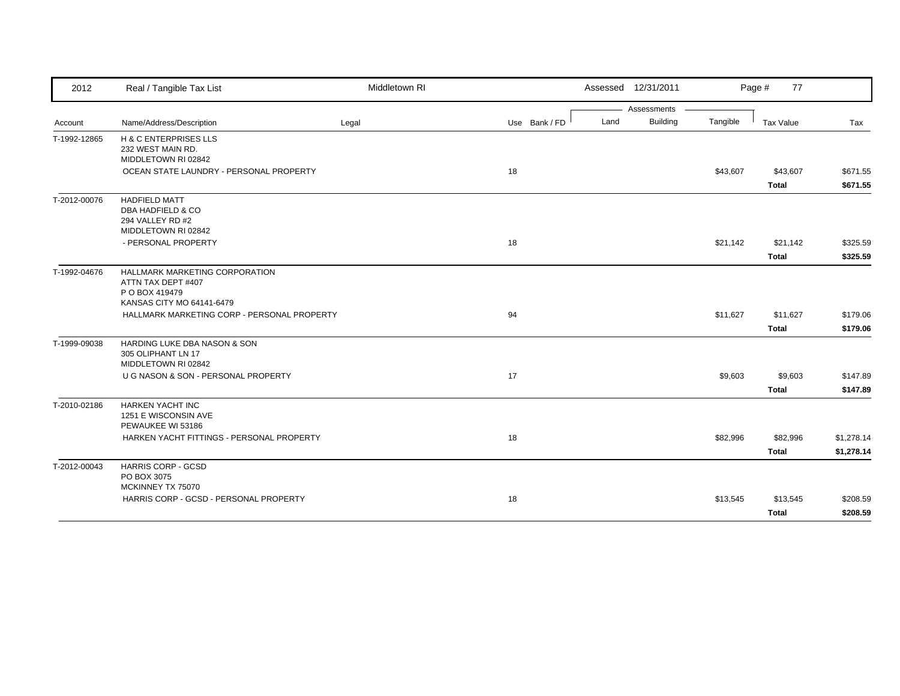| 2012 | Real / Tangible Tax List | Middletown RI | | Assessed 12/31/2011 | | | | |
|---|---|---|---|---|---|---|---|---|
| | | | | Assessments | | | | |
| Account | Name/Address/Description | Legal | Use Bank / FD | Land | Building | Tangible | Tax Value | Tax |
| T-1992-12865 | H & C ENTERPRISES LLS<br>232 WEST MAIN RD.<br>MIDDLETOWN RI 02842 | | | | | | | |
| | OCEAN STATE LAUNDRY - PERSONAL PROPERTY | | 18 | | | $43,607 | $43,607 | $671.55 |
| | | | | | | | **Total** | **$671.55** |
| T-2012-00076 | HADFIELD MATT<br>DBA HADFIELD & CO<br>294 VALLEY RD #2<br>MIDDLETOWN RI 02842 | | | | | | | |
| | - PERSONAL PROPERTY | | 18 | | | $21,142 | $21,142 | $325.59 |
| | | | | | | | **Total** | **$325.59** |
| T-1992-04676 | HALLMARK MARKETING CORPORATION<br>ATTN TAX DEPT #407<br>P O BOX 419479<br>KANSAS CITY MO 64141-6479 | | | | | | | |
| | HALLMARK MARKETING CORP - PERSONAL PROPERTY | | 94 | | | $11,627 | $11,627 | $179.06 |
| | | | | | | | **Total** | **$179.06** |
| T-1999-09038 | HARDING LUKE DBA NASON & SON<br>305 OLIPHANT LN 17<br>MIDDLETOWN RI 02842 | | | | | | | |
| | U G NASON & SON - PERSONAL PROPERTY | | 17 | | | $9,603 | $9,603 | $147.89 |
| | | | | | | | **Total** | **$147.89** |
| T-2010-02186 | HARKEN YACHT INC<br>1251 E WISCONSIN AVE<br>PEWAUKEE WI 53186 | | | | | | | |
| | HARKEN YACHT FITTINGS - PERSONAL PROPERTY | | 18 | | | $82,996 | $82,996 | $1,278.14 |
| | | | | | | | **Total** | **$1,278.14** |
| T-2012-00043 | HARRIS CORP - GCSD<br>PO BOX 3075<br>MCKINNEY TX 75070 | | | | | | | |
| | HARRIS CORP - GCSD - PERSONAL PROPERTY | | 18 | | | $13,545 | $13,545 | $208.59 |
| | | | | | | | **Total** | **$208.59** |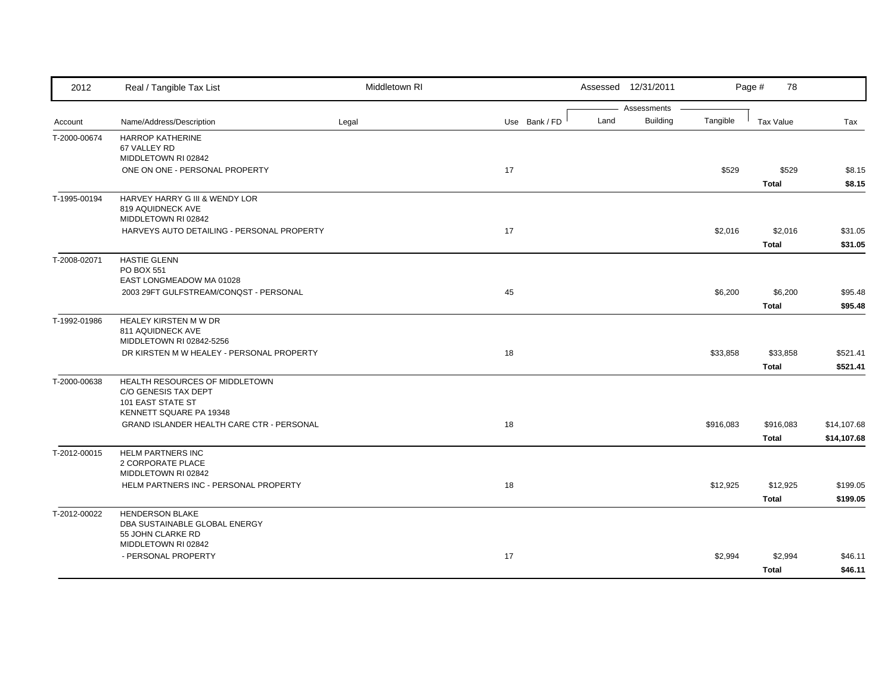| 2012 | Real / Tangible Tax List | Middletown RI | | Assessed 12/31/2011 | | | Page # 78 | |
|---|---|---|---|---|---|---|---|---|
| | | | | Assessments | | | | |
| Account | Name/Address/Description | Legal | Use Bank / FD | Land | Building | Tangible | Tax Value | Tax |
| T-2000-00674 | HARROP KATHERINE<br>67 VALLEY RD<br>MIDDLETOWN RI 02842 | | | | | | | |
| | ONE ON ONE - PERSONAL PROPERTY | | 17 | | | $529 | $529 | $8.15 |
| | | | | | | | **Total** | **$8.15** |
| T-1995-00194 | HARVEY HARRY G III & WENDY LOR<br>819 AQUIDNECK AVE<br>MIDDLETOWN RI 02842 | | | | | | | |
| | HARVEYS AUTO DETAILING - PERSONAL PROPERTY | | 17 | | | $2,016 | $2,016 | $31.05 |
| | | | | | | | **Total** | **$31.05** |
| T-2008-02071 | HASTIE GLENN<br>PO BOX 551<br>EAST LONGMEADOW MA 01028 | | | | | | | |
| | 2003 29FT GULFSTREAM/CONQST - PERSONAL | | 45 | | | $6,200 | $6,200 | $95.48 |
| | | | | | | | **Total** | **$95.48** |
| T-1992-01986 | HEALEY KIRSTEN M W DR<br>811 AQUIDNECK AVE<br>MIDDLETOWN RI 02842-5256 | | | | | | | |
| | DR KIRSTEN M W HEALEY - PERSONAL PROPERTY | | 18 | | | $33,858 | $33,858 | $521.41 |
| | | | | | | | **Total** | **$521.41** |
| T-2000-00638 | HEALTH RESOURCES OF MIDDLETOWN<br>C/O GENESIS TAX DEPT<br>101 EAST STATE ST<br>KENNETT SQUARE PA 19348 | | | | | | | |
| | GRAND ISLANDER HEALTH CARE CTR - PERSONAL | | 18 | | | $916,083 | $916,083 | $14,107.68 |
| | | | | | | | **Total** | **$14,107.68** |
| T-2012-00015 | HELM PARTNERS INC<br>2 CORPORATE PLACE<br>MIDDLETOWN RI 02842 | | | | | | | |
| | HELM PARTNERS INC - PERSONAL PROPERTY | | 18 | | | $12,925 | $12,925 | $199.05 |
| | | | | | | | **Total** | **$199.05** |
| T-2012-00022 | HENDERSON BLAKE<br>DBA SUSTAINABLE GLOBAL ENERGY<br>55 JOHN CLARKE RD<br>MIDDLETOWN RI 02842 | | | | | | | |
| | - PERSONAL PROPERTY | | 17 | | | $2,994 | $2,994 | $46.11 |
| | | | | | | | **Total** | **$46.11** |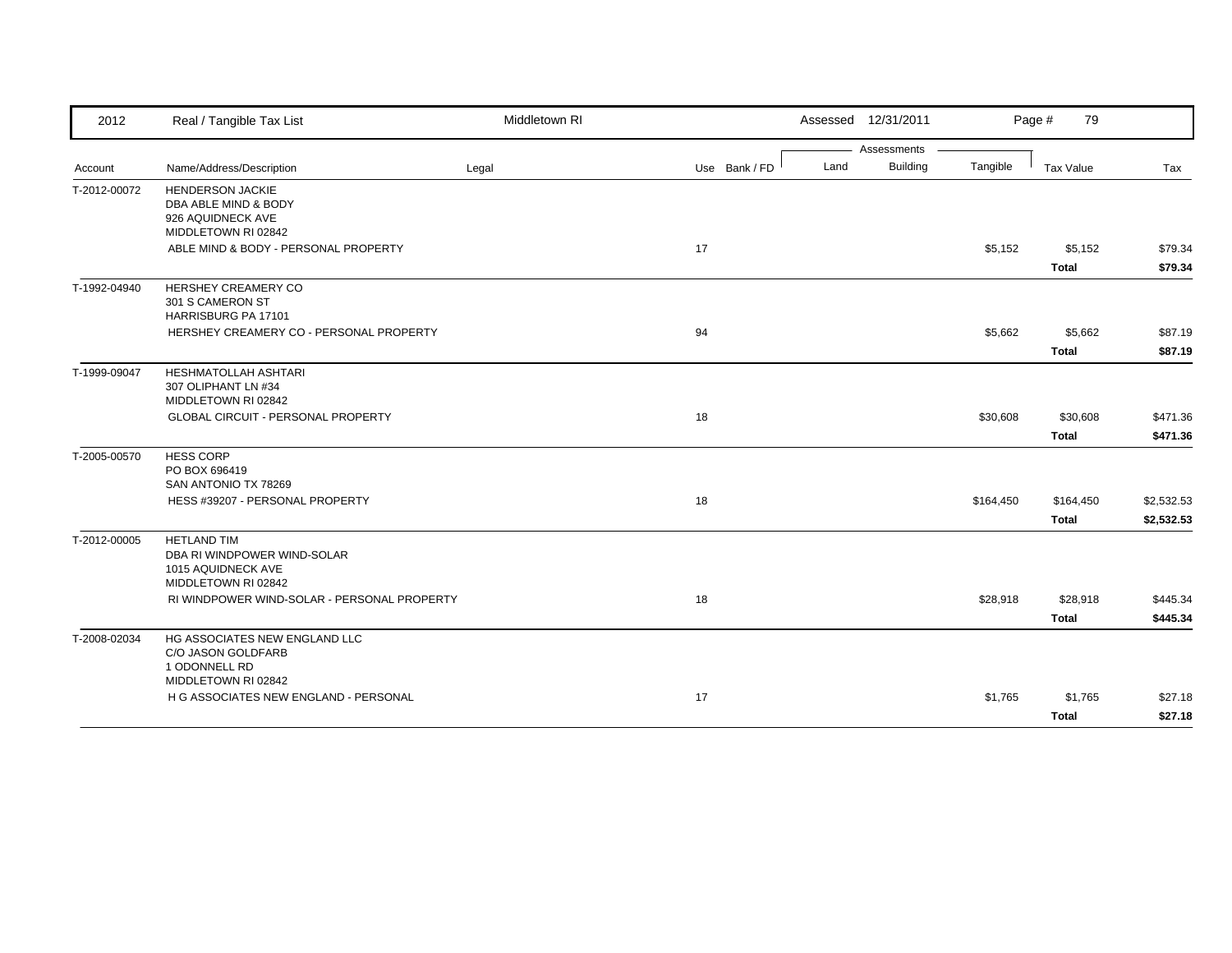| 2012 | Real / Tangible Tax List | Middletown RI | | | Assessed 12/31/2011 | | | Page # 79 | |
|---|---|---|---|---|---|---|---|---|---|
| | | | | | Assessments | | | | |
| Account | Name/Address/Description | Legal | Use | Bank / FD | Land | Building | Tangible | Tax Value | Tax |
| T-2012-00072 | HENDERSON JACKIE<br>DBA ABLE MIND & BODY<br>926 AQUIDNECK AVE<br>MIDDLETOWN RI 02842 | | | | | | | | |
| | ABLE MIND & BODY - PERSONAL PROPERTY | | 17 | | | | $5,152 | $5,152 | $79.34 |
| | | | | | | | | **Total** | **$79.34** |
| T-1992-04940 | HERSHEY CREAMERY CO<br>301 S CAMERON ST<br>HARRISBURG PA 17101 | | | | | | | | |
| | HERSHEY CREAMERY CO - PERSONAL PROPERTY | | 94 | | | | $5,662 | $5,662 | $87.19 |
| | | | | | | | | **Total** | **$87.19** |
| T-1999-09047 | HESHMATOLLAH ASHTARI<br>307 OLIPHANT LN #34<br>MIDDLETOWN RI 02842 | | | | | | | | |
| | GLOBAL CIRCUIT - PERSONAL PROPERTY | | 18 | | | | $30,608 | $30,608 | $471.36 |
| | | | | | | | | **Total** | **$471.36** |
| T-2005-00570 | HESS CORP<br>PO BOX 696419<br>SAN ANTONIO TX 78269 | | | | | | | | |
| | HESS #39207 - PERSONAL PROPERTY | | 18 | | | | $164,450 | $164,450 | $2,532.53 |
| | | | | | | | | **Total** | **$2,532.53** |
| T-2012-00005 | HETLAND TIM<br>DBA RI WINDPOWER WIND-SOLAR<br>1015 AQUIDNECK AVE<br>MIDDLETOWN RI 02842 | | | | | | | | |
| | RI WINDPOWER WIND-SOLAR - PERSONAL PROPERTY | | 18 | | | | $28,918 | $28,918 | $445.34 |
| | | | | | | | | **Total** | **$445.34** |
| T-2008-02034 | HG ASSOCIATES NEW ENGLAND LLC<br>C/O JASON GOLDFARB<br>1 ODONNELL RD<br>MIDDLETOWN RI 02842 | | | | | | | | |
| | H G ASSOCIATES NEW ENGLAND - PERSONAL | | 17 | | | | $1,765 | $1,765 | $27.18 |
| | | | | | | | | **Total** | **$27.18** |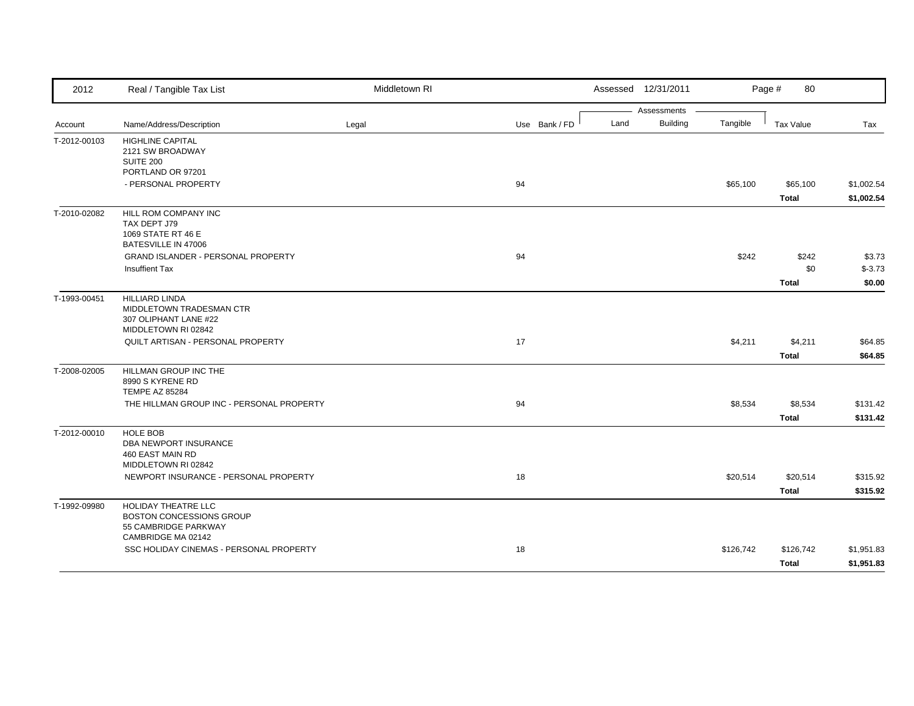| Account | Name/Address/Description | Legal | Use | Bank / FD | Land | Building | Tangible | Tax Value | Tax |
|---|---|---|---|---|---|---|---|---|---|
| T-2012-00103 | HIGHLINE CAPITAL<br>2121 SW BROADWAY<br>SUITE 200<br>PORTLAND OR 97201 | | | | | | | | |
| | - PERSONAL PROPERTY | | 94 | | | | $65,100 | $65,100 | $1,002.54 |
| | | | | | | | | **Total** | **$1,002.54** |
| T-2010-02082 | HILL ROM COMPANY INC<br>TAX DEPT J79<br>1069 STATE RT 46 E<br>BATESVILLE IN 47006 | | | | | | | | |
| | GRAND ISLANDER - PERSONAL PROPERTY | | 94 | | | | $242 | $242 | $3.73 |
| | Insuffient Tax | | | | | | | $0 | $-3.73 |
| | | | | | | | | **Total** | **$0.00** |
| T-1993-00451 | HILLIARD LINDA<br>MIDDLETOWN TRADESMAN CTR<br>307 OLIPHANT LANE #22<br>MIDDLETOWN RI 02842 | | | | | | | | |
| | QUILT ARTISAN - PERSONAL PROPERTY | | 17 | | | | $4,211 | $4,211 | $64.85 |
| | | | | | | | | **Total** | **$64.85** |
| T-2008-02005 | HILLMAN GROUP INC THE<br>8990 S KYRENE RD<br>TEMPE AZ 85284 | | | | | | | | |
| | THE HILLMAN GROUP INC - PERSONAL PROPERTY | | 94 | | | | $8,534 | $8,534 | $131.42 |
| | | | | | | | | **Total** | **$131.42** |
| T-2012-00010 | HOLE BOB<br>DBA NEWPORT INSURANCE<br>460 EAST MAIN RD<br>MIDDLETOWN RI 02842 | | | | | | | | |
| | NEWPORT INSURANCE - PERSONAL PROPERTY | | 18 | | | | $20,514 | $20,514 | $315.92 |
| | | | | | | | | **Total** | **$315.92** |
| T-1992-09980 | HOLIDAY THEATRE LLC<br>BOSTON CONCESSIONS GROUP<br>55 CAMBRIDGE PARKWAY<br>CAMBRIDGE MA 02142 | | | | | | | | |
| | SSC HOLIDAY CINEMAS - PERSONAL PROPERTY | | 18 | | | | $126,742 | $126,742 | $1,951.83 |
| | | | | | | | | **Total** | **$1,951.83** |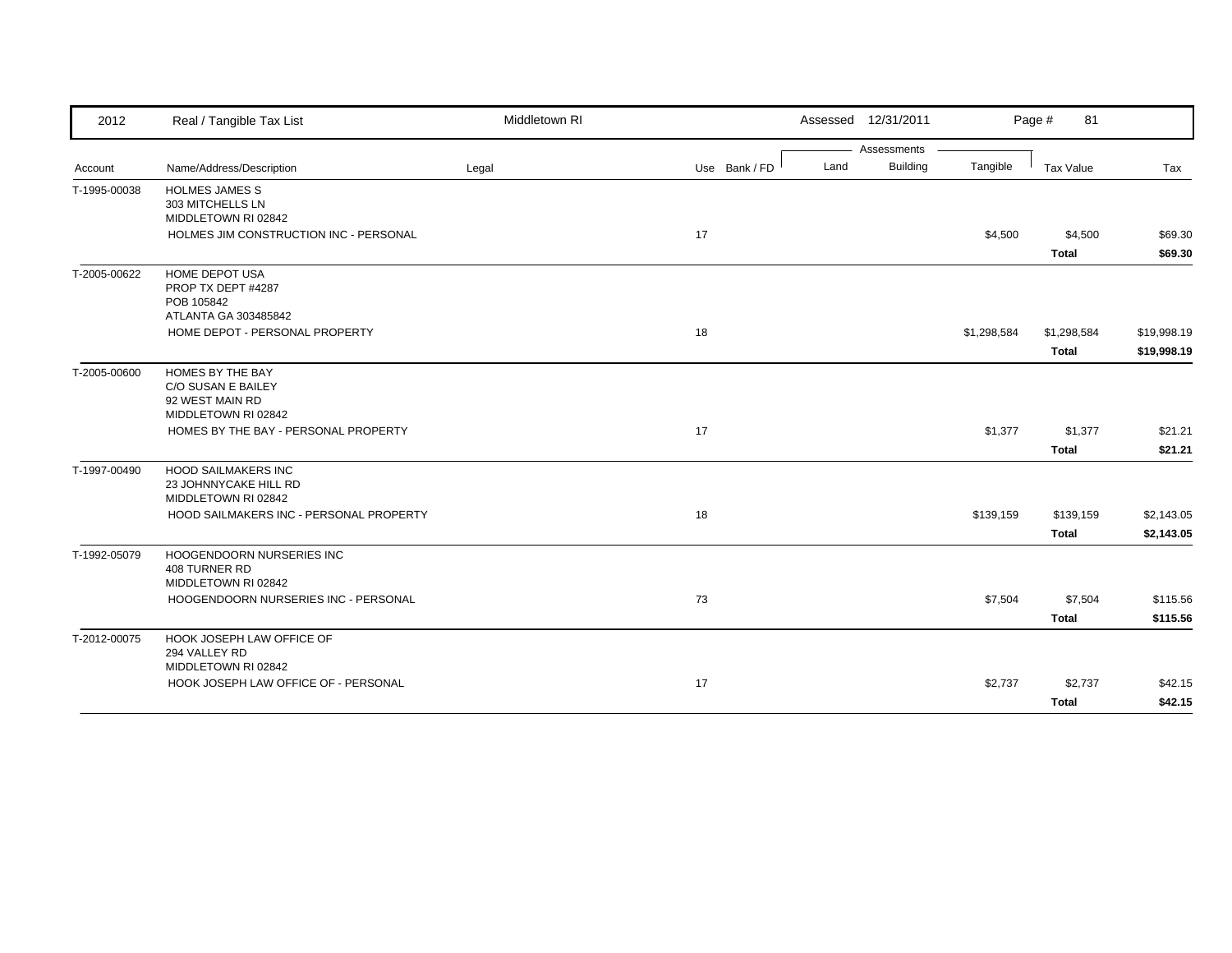| 2012 | Real / Tangible Tax List | Middletown RI | | | Assessed 12/31/2011 | | | | |
|---|---|---|---|---|---|---|---|---|---|
| | | | | | Assessments | | | | |
| Account | Name/Address/Description | Legal | Use | Bank / FD | Land | Building | Tangible | Tax Value | Tax |
| T-1995-00038 | HOLMES JAMES S<br>303 MITCHELLS LN<br>MIDDLETOWN RI 02842 | | | | | | | | |
| | HOLMES JIM CONSTRUCTION INC - PERSONAL | | 17 | | | | $4,500 | $4,500 | $69.30 |
| | | | | | | | | **Total** | **$69.30** |
| T-2005-00622 | HOME DEPOT USA<br>PROP TX DEPT #4287<br>POB 105842<br>ATLANTA GA 303485842 | | | | | | | | |
| | HOME DEPOT - PERSONAL PROPERTY | | 18 | | | | $1,298,584 | $1,298,584 | $19,998.19 |
| | | | | | | | | **Total** | **$19,998.19** |
| T-2005-00600 | HOMES BY THE BAY<br>C/O SUSAN E BAILEY<br>92 WEST MAIN RD<br>MIDDLETOWN RI 02842 | | | | | | | | |
| | HOMES BY THE BAY - PERSONAL PROPERTY | | 17 | | | | $1,377 | $1,377 | $21.21 |
| | | | | | | | | **Total** | **$21.21** |
| T-1997-00490 | HOOD SAILMAKERS INC<br>23 JOHNNYCAKE HILL RD<br>MIDDLETOWN RI 02842 | | | | | | | | |
| | HOOD SAILMAKERS INC - PERSONAL PROPERTY | | 18 | | | | $139,159 | $139,159 | $2,143.05 |
| | | | | | | | | **Total** | **$2,143.05** |
| T-1992-05079 | HOOGENDOORN NURSERIES INC<br>408 TURNER RD<br>MIDDLETOWN RI 02842 | | | | | | | | |
| | HOOGENDOORN NURSERIES INC - PERSONAL | | 73 | | | | $7,504 | $7,504 | $115.56 |
| | | | | | | | | **Total** | **$115.56** |
| T-2012-00075 | HOOK JOSEPH LAW OFFICE OF<br>294 VALLEY RD<br>MIDDLETOWN RI 02842 | | | | | | | | |
| | HOOK JOSEPH LAW OFFICE OF - PERSONAL | | 17 | | | | $2,737 | $2,737 | $42.15 |
| | | | | | | | | **Total** | **$42.15** |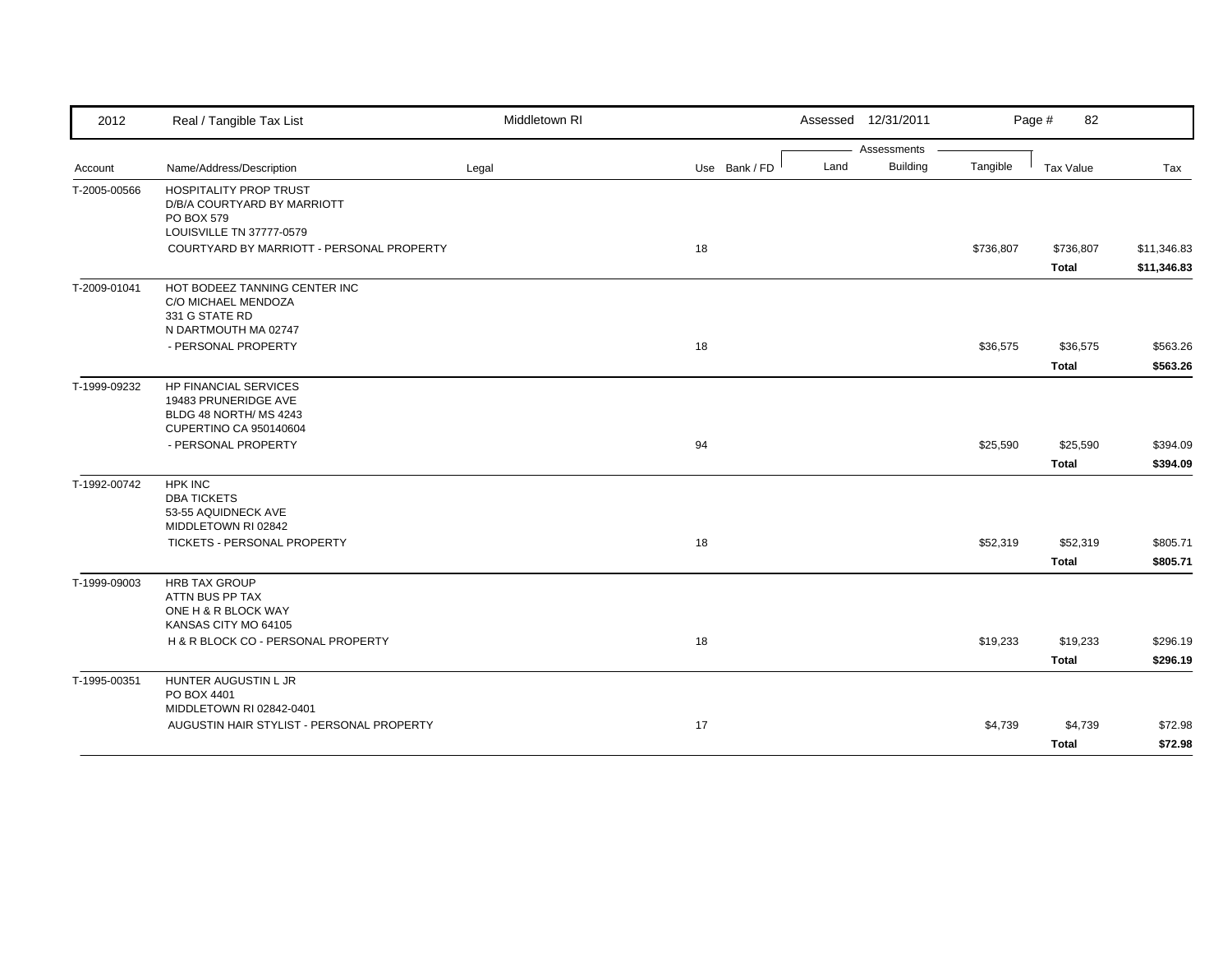| 2012 | Real / Tangible Tax List | Middletown RI | | | Assessed 12/31/2011 | | Page # 82 | |
|---|---|---|---|---|---|---|---|---|
| | | | | Assessments | | | | |
| Account | Name/Address/Description | Legal | Use Bank / FD | Land | Building | Tangible | Tax Value | Tax |
| T-2005-00566 | HOSPITALITY PROP TRUST<br>D/B/A COURTYARD BY MARRIOTT<br>PO BOX 579<br>LOUISVILLE TN 37777-0579 | | | | | | | |
| | COURTYARD BY MARRIOTT - PERSONAL PROPERTY | | 18 | | | $736,807 | $736,807 | $11,346.83 |
| | | | | | | | **Total** | **$11,346.83** |
| T-2009-01041 | HOT BODEEZ TANNING CENTER INC<br>C/O MICHAEL MENDOZA<br>331 G STATE RD<br>N DARTMOUTH MA 02747 | | | | | | | |
| | - PERSONAL PROPERTY | | 18 | | | $36,575 | $36,575 | $563.26 |
| | | | | | | | **Total** | **$563.26** |
| T-1999-09232 | HP FINANCIAL SERVICES<br>19483 PRUNERIDGE AVE<br>BLDG 48 NORTH/ MS 4243<br>CUPERTINO CA 950140604 | | | | | | | |
| | - PERSONAL PROPERTY | | 94 | | | $25,590 | $25,590 | $394.09 |
| | | | | | | | **Total** | **$394.09** |
| T-1992-00742 | HPK INC<br>DBA TICKETS<br>53-55 AQUIDNECK AVE<br>MIDDLETOWN RI 02842 | | | | | | | |
| | TICKETS - PERSONAL PROPERTY | | 18 | | | $52,319 | $52,319 | $805.71 |
| | | | | | | | **Total** | **$805.71** |
| T-1999-09003 | HRB TAX GROUP<br>ATTN BUS PP TAX<br>ONE H & R BLOCK WAY<br>KANSAS CITY MO 64105 | | | | | | | |
| | H & R BLOCK CO - PERSONAL PROPERTY | | 18 | | | $19,233 | $19,233 | $296.19 |
| | | | | | | | **Total** | **$296.19** |
| T-1995-00351 | HUNTER AUGUSTIN L JR<br>PO BOX 4401<br>MIDDLETOWN RI 02842-0401 | | | | | | | |
| | AUGUSTIN HAIR STYLIST - PERSONAL PROPERTY | | 17 | | | $4,739 | $4,739 | $72.98 |
| | | | | | | | **Total** | **$72.98** |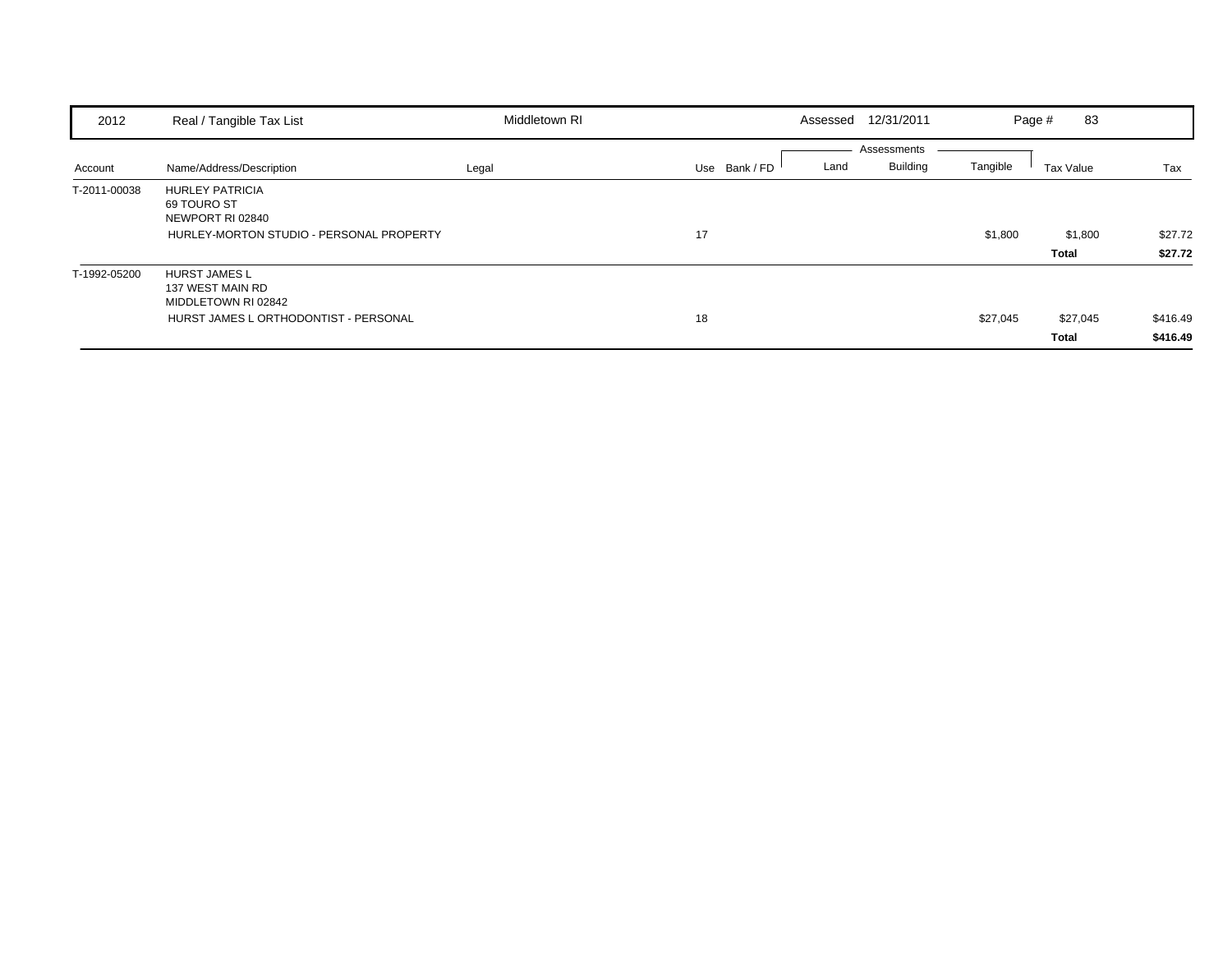| 2012 | Real / Tangible Tax List | Middletown RI | | | Assessed 12/31/2011 | | | | |
|---|---|---|---|---|---|---|---|---|---|
| | | | | | Assessments | | | | |
| Account | Name/Address/Description | Legal | Use | Bank / FD | Land | Building | Tangible | Tax Value | Tax |
| T-2011-00038 | HURLEY PATRICIA<br>69 TOURO ST<br>NEWPORT RI 02840 | | | | | | | | |
| | HURLEY-MORTON STUDIO - PERSONAL PROPERTY | | 17 | | | | $1,800 | $1,800 | $27.72 |
| | | | | | | | | **Total** | **$27.72** |
| T-1992-05200 | HURST JAMES L<br>137 WEST MAIN RD<br>MIDDLETOWN RI 02842 | | | | | | | | |
| | HURST JAMES L ORTHODONTIST - PERSONAL | | 18 | | | | $27,045 | $27,045 | $416.49 |
| | | | | | | | | **Total** | **$416.49** |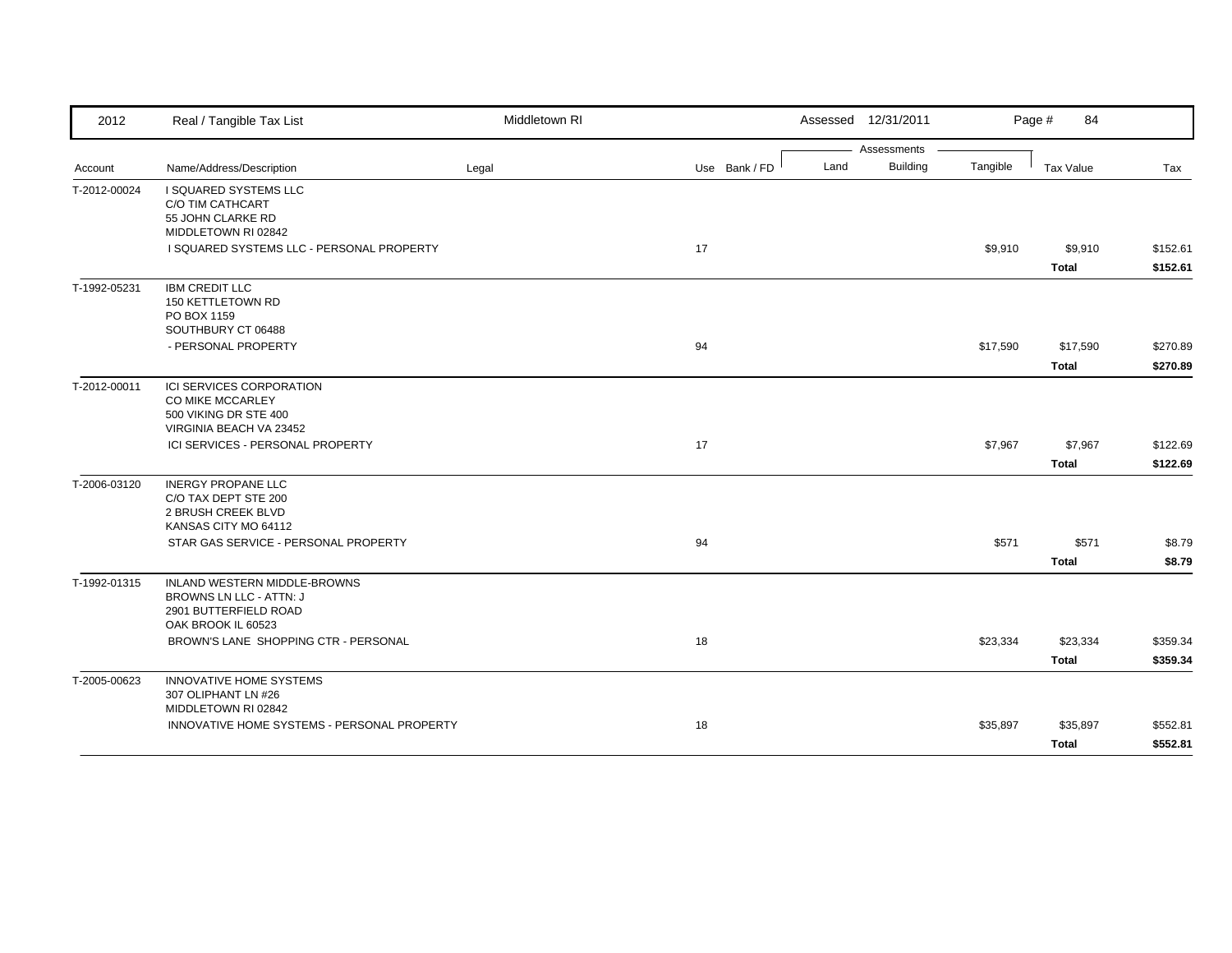| Account | Name/Address/Description | Legal | Use | Bank / FD | Land | Building | Tangible | Tax Value | Tax |
|---|---|---|---|---|---|---|---|---|---|
| T-2012-00024 | I SQUARED SYSTEMS LLC<br>C/O TIM CATHCART<br>55 JOHN CLARKE RD<br>MIDDLETOWN RI 02842 | | | | | | | | |
| | I SQUARED SYSTEMS LLC - PERSONAL PROPERTY | | 17 | | | | $9,910 | $9,910 | $152.61 |
| | | | | | | | | **Total** | **$152.61** |
| T-1992-05231 | IBM CREDIT LLC<br>150 KETTLETOWN RD<br>PO BOX 1159<br>SOUTHBURY CT 06488 | | | | | | | | |
| | - PERSONAL PROPERTY | | 94 | | | | $17,590 | $17,590 | $270.89 |
| | | | | | | | | **Total** | **$270.89** |
| T-2012-00011 | ICI SERVICES CORPORATION<br>CO MIKE MCCARLEY<br>500 VIKING DR STE 400<br>VIRGINIA BEACH VA 23452 | | | | | | | | |
| | ICI SERVICES - PERSONAL PROPERTY | | 17 | | | | $7,967 | $7,967 | $122.69 |
| | | | | | | | | **Total** | **$122.69** |
| T-2006-03120 | INERGY PROPANE LLC<br>C/O TAX DEPT STE 200<br>2 BRUSH CREEK BLVD<br>KANSAS CITY MO 64112 | | | | | | | | |
| | STAR GAS SERVICE - PERSONAL PROPERTY | | 94 | | | | $571 | $571 | $8.79 |
| | | | | | | | | **Total** | **$8.79** |
| T-1992-01315 | INLAND WESTERN MIDDLE-BROWNS<br>BROWNS LN LLC - ATTN: J<br>2901 BUTTERFIELD ROAD<br>OAK BROOK IL 60523 | | | | | | | | |
| | BROWN'S LANE SHOPPING CTR - PERSONAL | | 18 | | | | $23,334 | $23,334 | $359.34 |
| | | | | | | | | **Total** | **$359.34** |
| T-2005-00623 | INNOVATIVE HOME SYSTEMS<br>307 OLIPHANT LN #26<br>MIDDLETOWN RI 02842 | | | | | | | | |
| | INNOVATIVE HOME SYSTEMS - PERSONAL PROPERTY | | 18 | | | | $35,897 | $35,897 | $552.81 |
| | | | | | | | | **Total** | **$552.81** |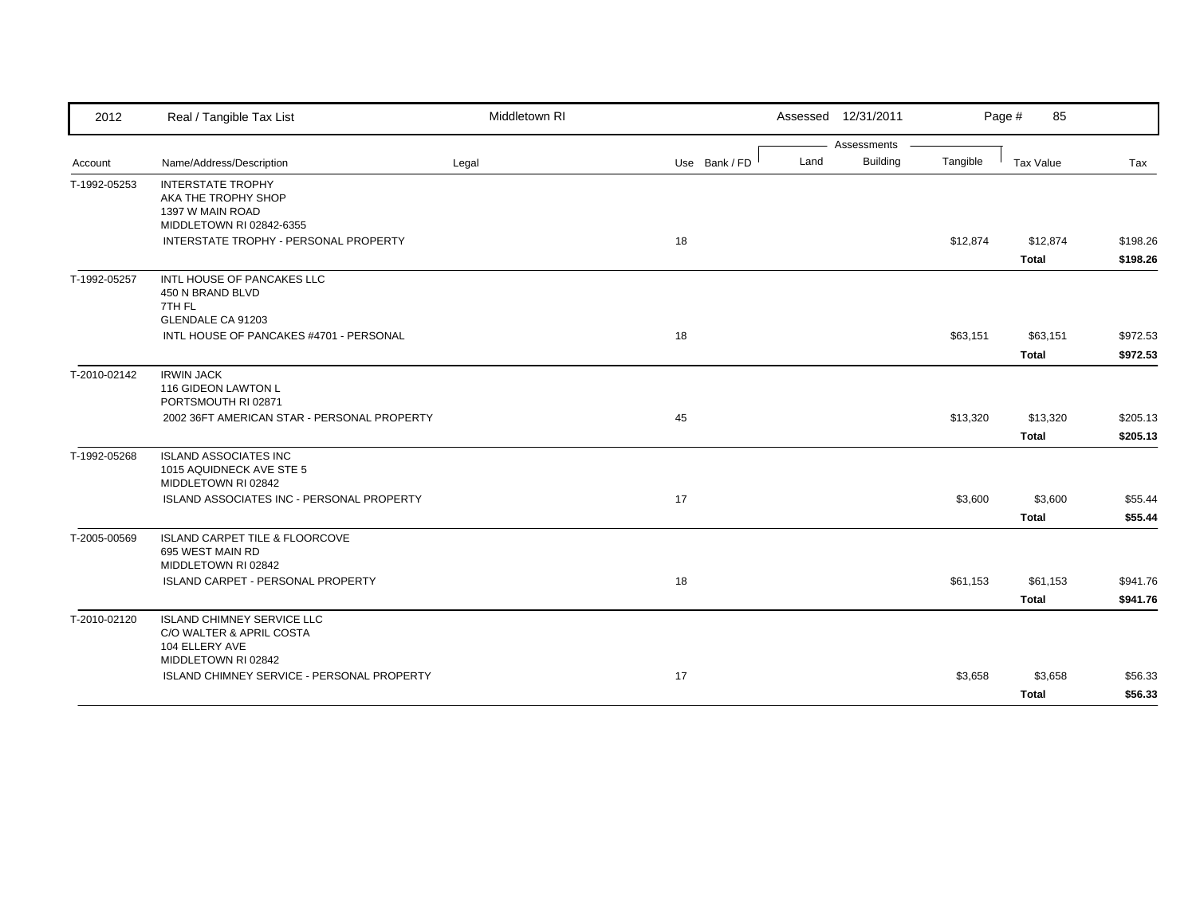| 2012 | Real / Tangible Tax List | Middletown RI | | | Assessed 12/31/2011 | | | | |
|---|---|---|---|---|---|---|---|---|---|
| | | | | | Assessments | | | | |
| Account | Name/Address/Description | Legal | Use | Bank / FD | Land | Building | Tangible | Tax Value | Tax |
| T-1992-05253 | INTERSTATE TROPHY<br>AKA THE TROPHY SHOP<br>1397 W MAIN ROAD<br>MIDDLETOWN RI 02842-6355 | | | | | | | | |
| | INTERSTATE TROPHY - PERSONAL PROPERTY | | 18 | | | | $12,874 | $12,874 | $198.26 |
| | | | | | | | | **Total** | **$198.26** |
| T-1992-05257 | INTL HOUSE OF PANCAKES LLC<br>450 N BRAND BLVD<br>7TH FL<br>GLENDALE CA 91203 | | | | | | | | |
| | INTL HOUSE OF PANCAKES #4701 - PERSONAL | | 18 | | | | $63,151 | $63,151 | $972.53 |
| | | | | | | | | **Total** | **$972.53** |
| T-2010-02142 | IRWIN JACK<br>116 GIDEON LAWTON L<br>PORTSMOUTH RI 02871 | | | | | | | | |
| | 2002 36FT AMERICAN STAR - PERSONAL PROPERTY | | 45 | | | | $13,320 | $13,320 | $205.13 |
| | | | | | | | | **Total** | **$205.13** |
| T-1992-05268 | ISLAND ASSOCIATES INC<br>1015 AQUIDNECK AVE STE 5<br>MIDDLETOWN RI 02842 | | | | | | | | |
| | ISLAND ASSOCIATES INC - PERSONAL PROPERTY | | 17 | | | | $3,600 | $3,600 | $55.44 |
| | | | | | | | | **Total** | **$55.44** |
| T-2005-00569 | ISLAND CARPET TILE & FLOORCOVE<br>695 WEST MAIN RD<br>MIDDLETOWN RI 02842 | | | | | | | | |
| | ISLAND CARPET - PERSONAL PROPERTY | | 18 | | | | $61,153 | $61,153 | $941.76 |
| | | | | | | | | **Total** | **$941.76** |
| T-2010-02120 | ISLAND CHIMNEY SERVICE LLC<br>C/O WALTER & APRIL COSTA<br>104 ELLERY AVE<br>MIDDLETOWN RI 02842 | | | | | | | | |
| | ISLAND CHIMNEY SERVICE - PERSONAL PROPERTY | | 17 | | | | $3,658 | $3,658 | $56.33 |
| | | | | | | | | **Total** | **$56.33** |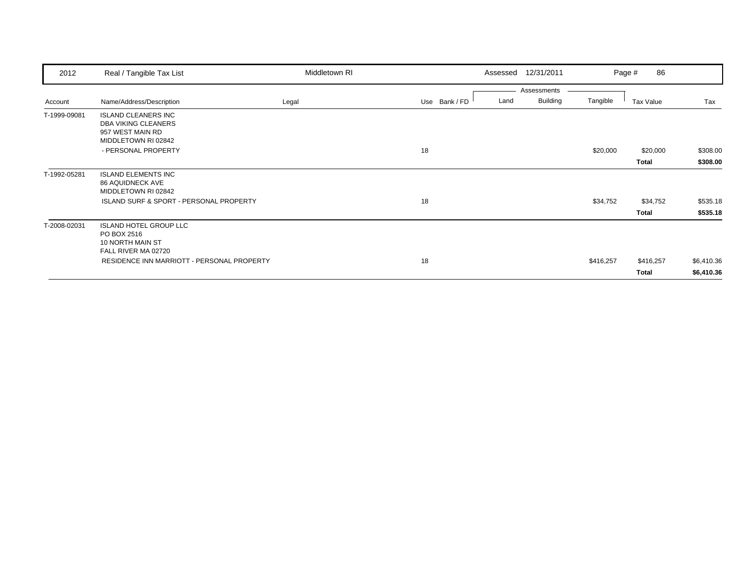| 2012 | Real / Tangible Tax List | Middletown RI | | | Assessed 12/31/2011 | | | Page # 86 | |
|---|---|---|---|---|---|---|---|---|---|
| | | | | | Assessments | | | | |
| Account | Name/Address/Description | Legal | Use | Bank / FD | Land | Building | Tangible | Tax Value | Tax |
| T-1999-09081 | ISLAND CLEANERS INC<br>DBA VIKING CLEANERS<br>957 WEST MAIN RD<br>MIDDLETOWN RI 02842 | | | | | | | | |
| | - PERSONAL PROPERTY | | 18 | | | | $20,000 | $20,000 | $308.00 |
| | | | | | | | | **Total** | **$308.00** |
| T-1992-05281 | ISLAND ELEMENTS INC<br>86 AQUIDNECK AVE<br>MIDDLETOWN RI 02842 | | | | | | | | |
| | ISLAND SURF & SPORT - PERSONAL PROPERTY | | 18 | | | | $34,752 | $34,752 | $535.18 |
| | | | | | | | | **Total** | **$535.18** |
| T-2008-02031 | ISLAND HOTEL GROUP LLC<br>PO BOX 2516<br>10 NORTH MAIN ST<br>FALL RIVER MA 02720 | | | | | | | | |
| | RESIDENCE INN MARRIOTT - PERSONAL PROPERTY | | 18 | | | | $416,257 | $416,257 | $6,410.36 |
| | | | | | | | | **Total** | **$6,410.36** |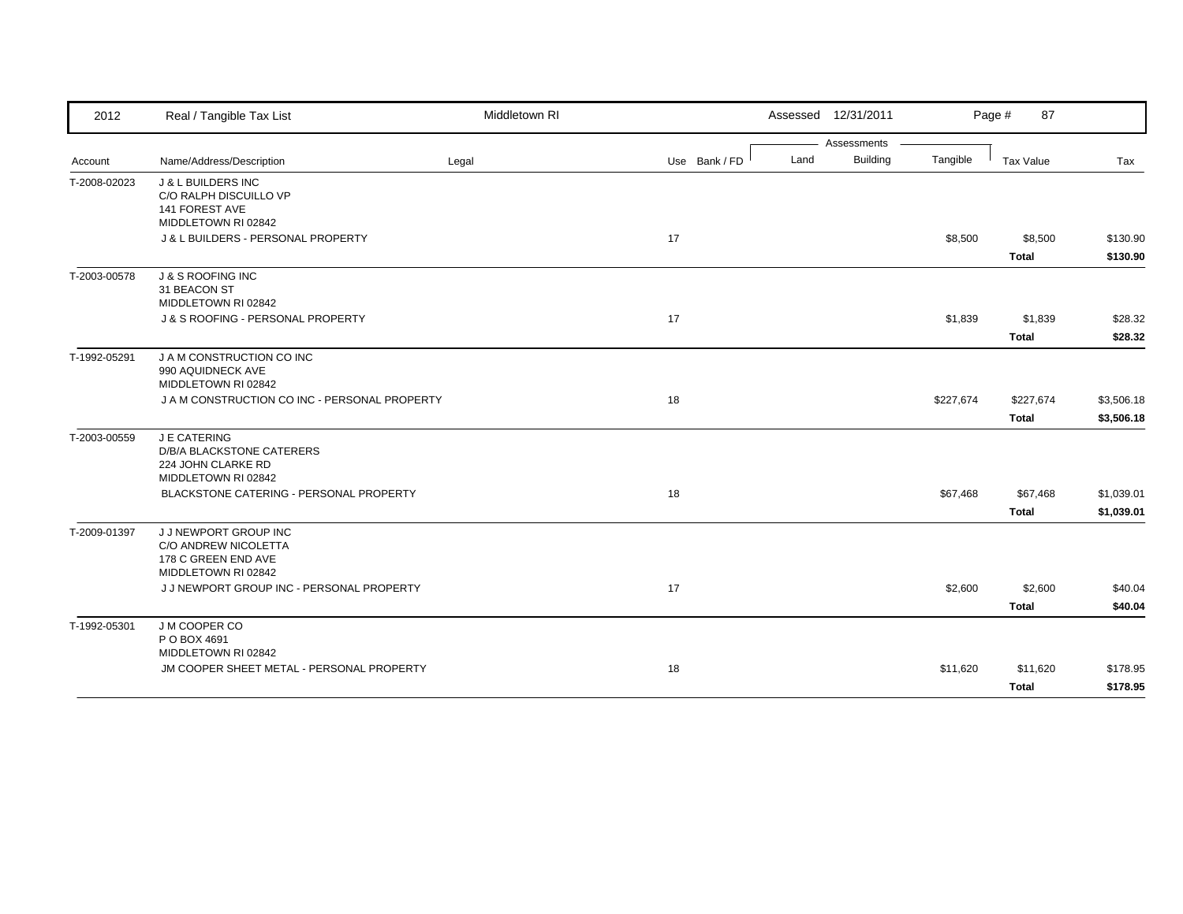| 2012 | Real / Tangible Tax List | Middletown RI | | | Assessed 12/31/2011 | | | Page # 87 | |
|---|---|---|---|---|---|---|---|---|---|
| | | | | | Assessments | | | | |
| Account | Name/Address/Description | Legal | Use | Bank / FD | Land | Building | Tangible | Tax Value | Tax |
| T-2008-02023 | J & L BUILDERS INC<br>C/O RALPH DISCUILLO VP<br>141 FOREST AVE<br>MIDDLETOWN RI 02842 | | | | | | | | |
| | J & L BUILDERS - PERSONAL PROPERTY | | 17 | | | | $8,500 | $8,500 | $130.90 |
| | | | | | | | | **Total** | **$130.90** |
| T-2003-00578 | J & S ROOFING INC<br>31 BEACON ST<br>MIDDLETOWN RI 02842 | | | | | | | | |
| | J & S ROOFING - PERSONAL PROPERTY | | 17 | | | | $1,839 | $1,839 | $28.32 |
| | | | | | | | | **Total** | **$28.32** |
| T-1992-05291 | J A M CONSTRUCTION CO INC<br>990 AQUIDNECK AVE<br>MIDDLETOWN RI 02842 | | | | | | | | |
| | J A M CONSTRUCTION CO INC - PERSONAL PROPERTY | | 18 | | | | $227,674 | $227,674 | $3,506.18 |
| | | | | | | | | **Total** | **$3,506.18** |
| T-2003-00559 | J E CATERING<br>D/B/A BLACKSTONE CATERERS<br>224 JOHN CLARKE RD<br>MIDDLETOWN RI 02842 | | | | | | | | |
| | BLACKSTONE CATERING - PERSONAL PROPERTY | | 18 | | | | $67,468 | $67,468 | $1,039.01 |
| | | | | | | | | **Total** | **$1,039.01** |
| T-2009-01397 | J J NEWPORT GROUP INC<br>C/O ANDREW NICOLETTA<br>178 C GREEN END AVE<br>MIDDLETOWN RI 02842 | | | | | | | | |
| | J J NEWPORT GROUP INC - PERSONAL PROPERTY | | 17 | | | | $2,600 | $2,600 | $40.04 |
| | | | | | | | | **Total** | **$40.04** |
| T-1992-05301 | J M COOPER CO<br>P O BOX 4691<br>MIDDLETOWN RI 02842 | | | | | | | | |
| | JM COOPER SHEET METAL - PERSONAL PROPERTY | | 18 | | | | $11,620 | $11,620 | $178.95 |
| | | | | | | | | **Total** | **$178.95** |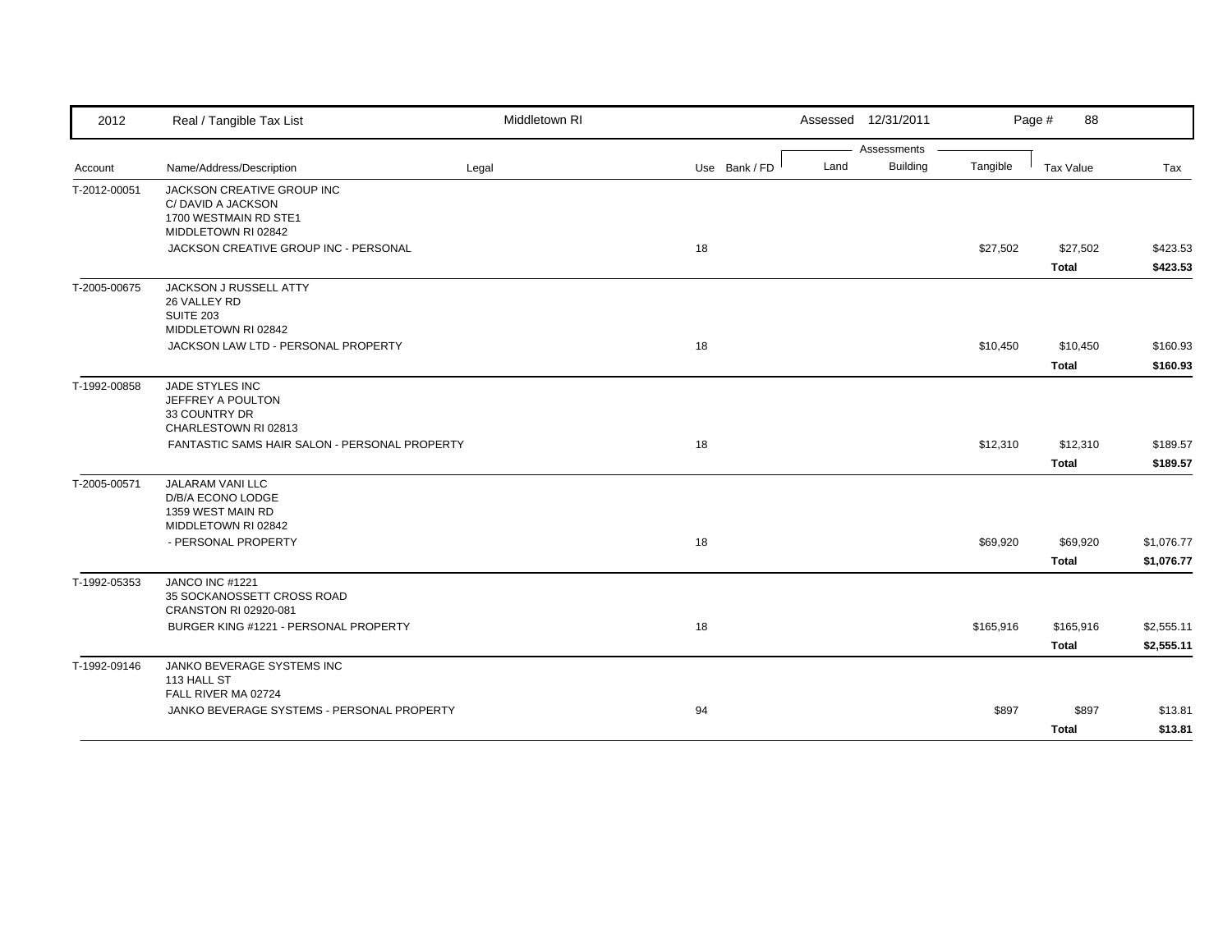| Account | Name/Address/Description | Legal | Use | Bank / FD | Land | Building | Tangible | Tax Value | Tax |
|---|---|---|---|---|---|---|---|---|---|
| T-2012-00051 | JACKSON CREATIVE GROUP INC<br>C/ DAVID A JACKSON<br>1700 WESTMAIN RD STE1<br>MIDDLETOWN RI 02842 | | | | | | | | |
| | JACKSON CREATIVE GROUP INC - PERSONAL | | 18 | | | | $27,502 | $27,502 | $423.53 |
| | | | | | | | | **Total** | **$423.53** |
| T-2005-00675 | JACKSON J RUSSELL ATTY<br>26 VALLEY RD<br>SUITE 203<br>MIDDLETOWN RI 02842 | | | | | | | | |
| | JACKSON LAW LTD - PERSONAL PROPERTY | | 18 | | | | $10,450 | $10,450 | $160.93 |
| | | | | | | | | **Total** | **$160.93** |
| T-1992-00858 | JADE STYLES INC<br>JEFFREY A POULTON<br>33 COUNTRY DR<br>CHARLESTOWN RI 02813 | | | | | | | | |
| | FANTASTIC SAMS HAIR SALON - PERSONAL PROPERTY | | 18 | | | | $12,310 | $12,310 | $189.57 |
| | | | | | | | | **Total** | **$189.57** |
| T-2005-00571 | JALARAM VANI LLC<br>D/B/A ECONO LODGE<br>1359 WEST MAIN RD<br>MIDDLETOWN RI 02842 | | | | | | | | |
| | - PERSONAL PROPERTY | | 18 | | | | $69,920 | $69,920 | $1,076.77 |
| | | | | | | | | **Total** | **$1,076.77** |
| T-1992-05353 | JANCO INC #1221<br>35 SOCKANOSSETT CROSS ROAD<br>CRANSTON RI 02920-081 | | | | | | | | |
| | BURGER KING #1221 - PERSONAL PROPERTY | | 18 | | | | $165,916 | $165,916 | $2,555.11 |
| | | | | | | | | **Total** | **$2,555.11** |
| T-1992-09146 | JANKO BEVERAGE SYSTEMS INC<br>113 HALL ST<br>FALL RIVER MA 02724 | | | | | | | | |
| | JANKO BEVERAGE SYSTEMS - PERSONAL PROPERTY | | 94 | | | | $897 | $897 | $13.81 |
| | | | | | | | | **Total** | **$13.81** |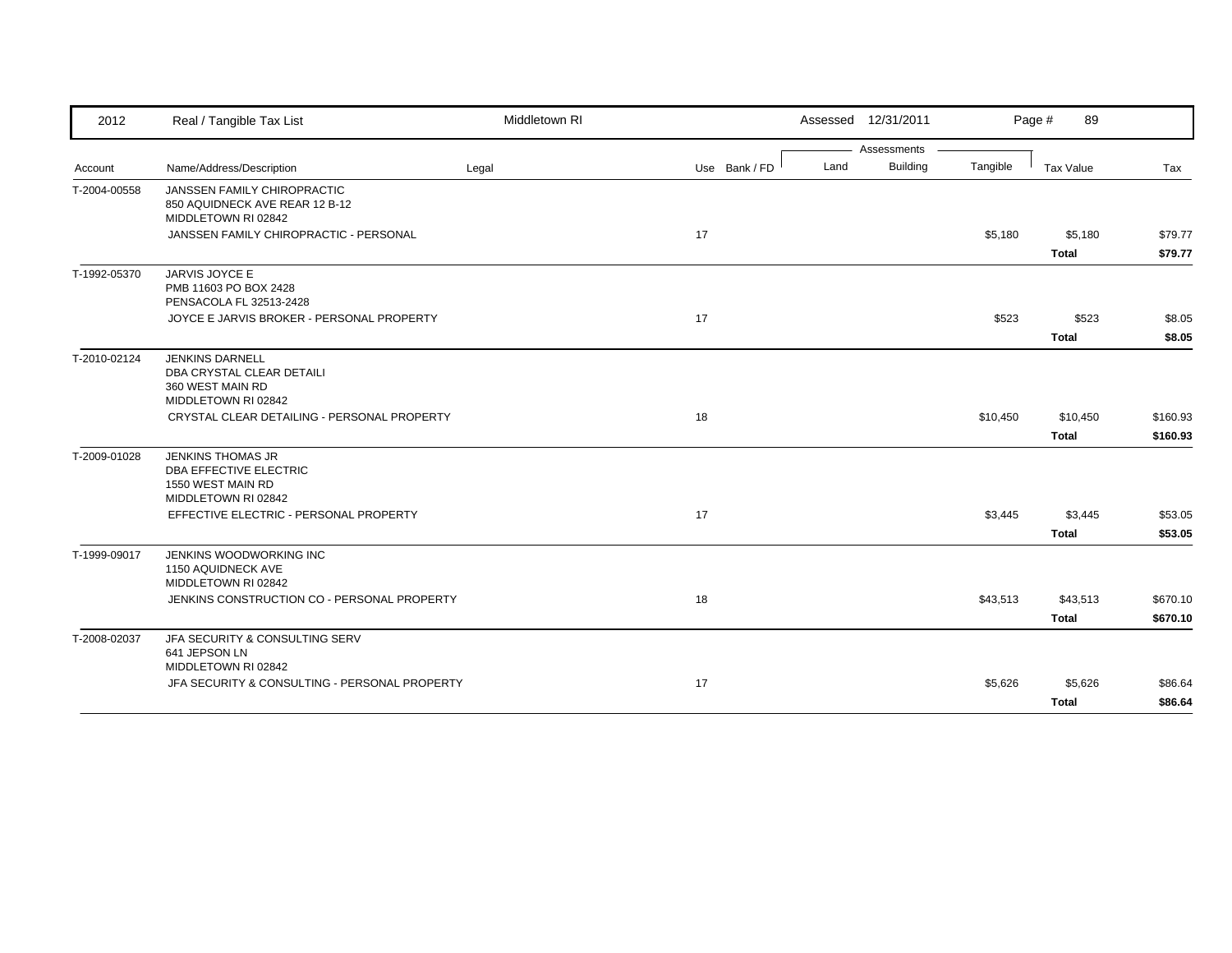| 2012 | Real / Tangible Tax List | Middletown RI | | | Assessed 12/31/2011 | | | Page # 89 | |
|---|---|---|---|---|---|---|---|---|---|
| | | | | | Assessments | | | | |
| Account | Name/Address/Description | Legal | Use | Bank / FD | Land | Building | Tangible | Tax Value | Tax |
| T-2004-00558 | JANSSEN FAMILY CHIROPRACTIC<br>850 AQUIDNECK AVE REAR 12 B-12<br>MIDDLETOWN RI 02842 | | | | | | | | |
| | JANSSEN FAMILY CHIROPRACTIC - PERSONAL | | 17 | | | | $5,180 | $5,180 | $79.77 |
| | | | | | | | | **Total** | **$79.77** |
| T-1992-05370 | JARVIS JOYCE E<br>PMB 11603 PO BOX 2428<br>PENSACOLA FL 32513-2428 | | | | | | | | |
| | JOYCE E JARVIS BROKER - PERSONAL PROPERTY | | 17 | | | | $523 | $523 | $8.05 |
| | | | | | | | | **Total** | **$8.05** |
| T-2010-02124 | JENKINS DARNELL<br>DBA CRYSTAL CLEAR DETAILI<br>360 WEST MAIN RD<br>MIDDLETOWN RI 02842 | | | | | | | | |
| | CRYSTAL CLEAR DETAILING - PERSONAL PROPERTY | | 18 | | | | $10,450 | $10,450 | $160.93 |
| | | | | | | | | **Total** | **$160.93** |
| T-2009-01028 | JENKINS THOMAS JR<br>DBA EFFECTIVE ELECTRIC<br>1550 WEST MAIN RD<br>MIDDLETOWN RI 02842 | | | | | | | | |
| | EFFECTIVE ELECTRIC - PERSONAL PROPERTY | | 17 | | | | $3,445 | $3,445 | $53.05 |
| | | | | | | | | **Total** | **$53.05** |
| T-1999-09017 | JENKINS WOODWORKING INC<br>1150 AQUIDNECK AVE<br>MIDDLETOWN RI 02842 | | | | | | | | |
| | JENKINS CONSTRUCTION CO - PERSONAL PROPERTY | | 18 | | | | $43,513 | $43,513 | $670.10 |
| | | | | | | | | **Total** | **$670.10** |
| T-2008-02037 | JFA SECURITY & CONSULTING SERV<br>641 JEPSON LN<br>MIDDLETOWN RI 02842 | | | | | | | | |
| | JFA SECURITY & CONSULTING - PERSONAL PROPERTY | | 17 | | | | $5,626 | $5,626 | $86.64 |
| | | | | | | | | **Total** | **$86.64** |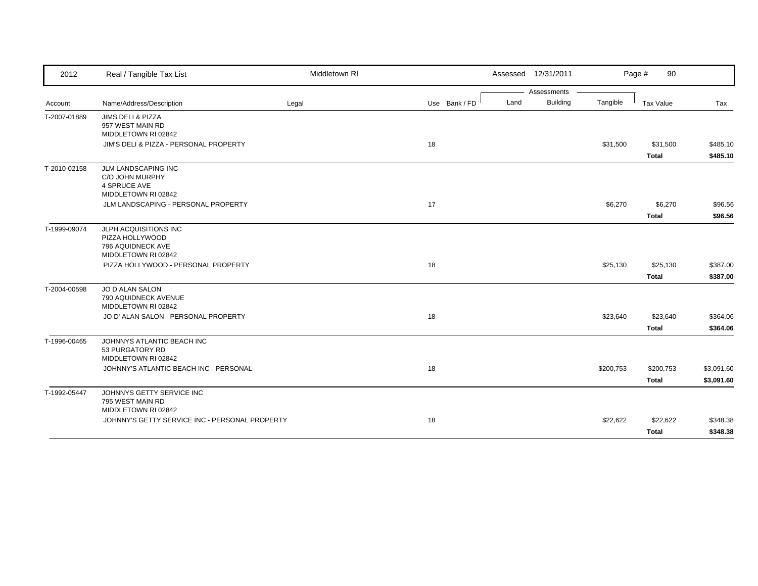| 2012 | Real / Tangible Tax List | Middletown RI | | | Assessed 12/31/2011 | | | Page # 90 | |
|---|---|---|---|---|---|---|---|---|---|
| | | | | | Assessments | | | | |
| Account | Name/Address/Description | Legal | Use | Bank / FD | Land | Building | Tangible | Tax Value | Tax |
| T-2007-01889 | JIMS DELI & PIZZA<br>957 WEST MAIN RD<br>MIDDLETOWN RI 02842 | | | | | | | | |
| | JIM'S DELI & PIZZA - PERSONAL PROPERTY | | 18 | | | | $31,500 | $31,500 | $485.10 |
| | | | | | | | | **Total** | **$485.10** |
| T-2010-02158 | JLM LANDSCAPING INC<br>C/O JOHN MURPHY<br>4 SPRUCE AVE<br>MIDDLETOWN RI 02842 | | | | | | | | |
| | JLM LANDSCAPING - PERSONAL PROPERTY | | 17 | | | | $6,270 | $6,270 | $96.56 |
| | | | | | | | | **Total** | **$96.56** |
| T-1999-09074 | JLPH ACQUISITIONS INC<br>PIZZA HOLLYWOOD<br>796 AQUIDNECK AVE<br>MIDDLETOWN RI 02842 | | | | | | | | |
| | PIZZA HOLLYWOOD - PERSONAL PROPERTY | | 18 | | | | $25,130 | $25,130 | $387.00 |
| | | | | | | | | **Total** | **$387.00** |
| T-2004-00598 | JO D ALAN SALON<br>790 AQUIDNECK AVENUE<br>MIDDLETOWN RI 02842 | | | | | | | | |
| | JO D' ALAN SALON - PERSONAL PROPERTY | | 18 | | | | $23,640 | $23,640 | $364.06 |
| | | | | | | | | **Total** | **$364.06** |
| T-1996-00465 | JOHNNYS ATLANTIC BEACH INC<br>53 PURGATORY RD<br>MIDDLETOWN RI 02842 | | | | | | | | |
| | JOHNNY'S ATLANTIC BEACH INC - PERSONAL | | 18 | | | | $200,753 | $200,753 | $3,091.60 |
| | | | | | | | | **Total** | **$3,091.60** |
| T-1992-05447 | JOHNNYS GETTY SERVICE INC<br>795 WEST MAIN RD<br>MIDDLETOWN RI 02842 | | | | | | | | |
| | JOHNNY'S GETTY SERVICE INC - PERSONAL PROPERTY | | 18 | | | | $22,622 | $22,622 | $348.38 |
| | | | | | | | | **Total** | **$348.38** |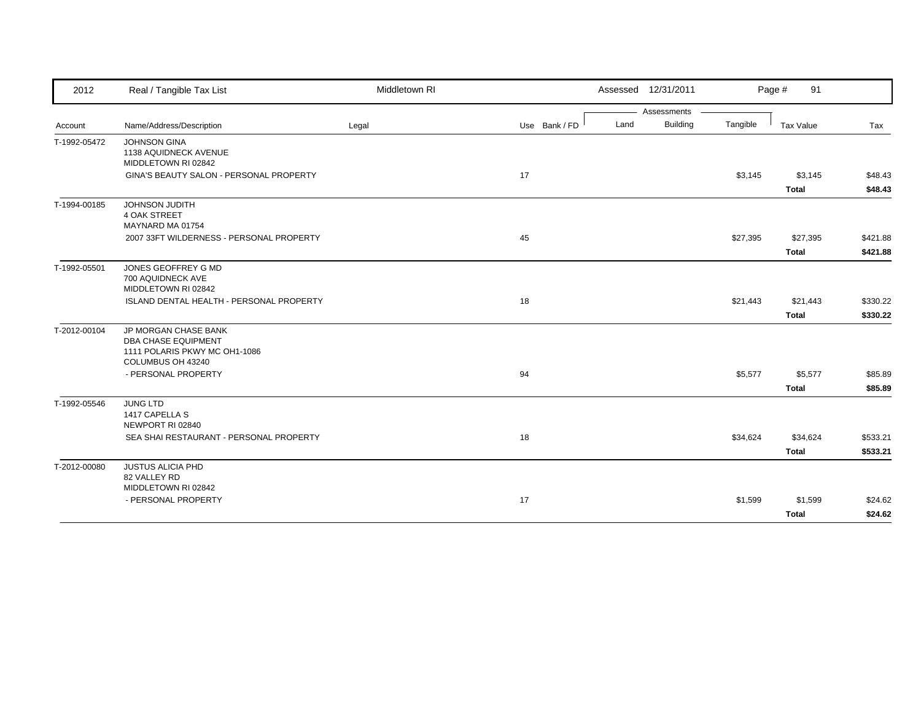| 2012 | Real / Tangible Tax List | Middletown RI | | | Assessed 12/31/2011 | | | Page # 91 | |
|---|---|---|---|---|---|---|---|---|---|
| | | | | | Assessments | | | | |
| Account | Name/Address/Description | Legal | Use | Bank / FD | Land | Building | Tangible | Tax Value | Tax |
| T-1992-05472 | JOHNSON GINA<br>1138 AQUIDNECK AVENUE<br>MIDDLETOWN RI 02842 | | | | | | | | |
| | GINA'S BEAUTY SALON - PERSONAL PROPERTY | | 17 | | | | $3,145 | $3,145 | $48.43 |
| | | | | | | | | **Total** | **$48.43** |
| T-1994-00185 | JOHNSON JUDITH<br>4 OAK STREET<br>MAYNARD MA 01754 | | | | | | | | |
| | 2007 33FT WILDERNESS - PERSONAL PROPERTY | | 45 | | | | $27,395 | $27,395 | $421.88 |
| | | | | | | | | **Total** | **$421.88** |
| T-1992-05501 | JONES GEOFFREY G MD<br>700 AQUIDNECK AVE<br>MIDDLETOWN RI 02842 | | | | | | | | |
| | ISLAND DENTAL HEALTH - PERSONAL PROPERTY | | 18 | | | | $21,443 | $21,443 | $330.22 |
| | | | | | | | | **Total** | **$330.22** |
| T-2012-00104 | JP MORGAN CHASE BANK<br>DBA CHASE EQUIPMENT<br>1111 POLARIS PKWY MC OH1-1086<br>COLUMBUS OH 43240 | | | | | | | | |
| | - PERSONAL PROPERTY | | 94 | | | | $5,577 | $5,577 | $85.89 |
| | | | | | | | | **Total** | **$85.89** |
| T-1992-05546 | JUNG LTD<br>1417 CAPELLA S<br>NEWPORT RI 02840 | | | | | | | | |
| | SEA SHAI RESTAURANT - PERSONAL PROPERTY | | 18 | | | | $34,624 | $34,624 | $533.21 |
| | | | | | | | | **Total** | **$533.21** |
| T-2012-00080 | JUSTUS ALICIA PHD<br>82 VALLEY RD<br>MIDDLETOWN RI 02842 | | | | | | | | |
| | - PERSONAL PROPERTY | | 17 | | | | $1,599 | $1,599 | $24.62 |
| | | | | | | | | **Total** | **$24.62** |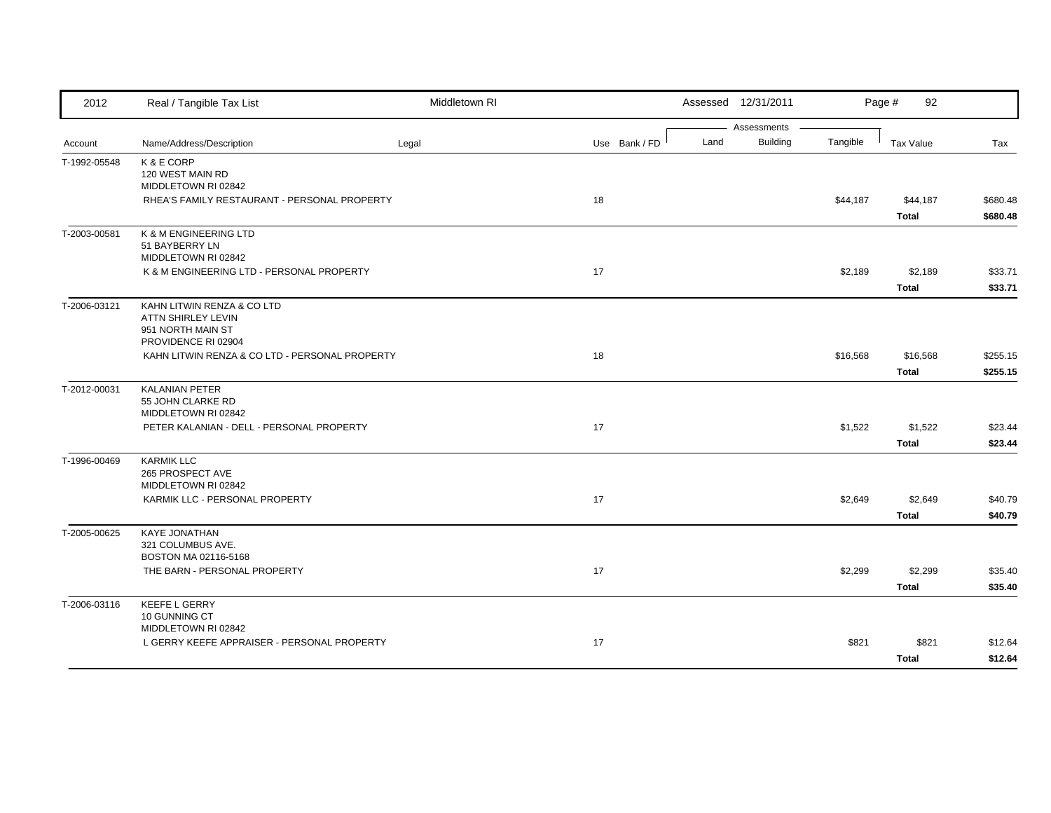| 2012 | Real / Tangible Tax List | Middletown RI | | | Assessed 12/31/2011 | | | | |
|---|---|---|---|---|---|---|---|---|---|
| | | | | | Assessments | | | | |
| Account | Name/Address/Description | Legal | Use | Bank / FD | Land | Building | Tangible | Tax Value | Tax |
| T-1992-05548 | K & E CORP<br>120 WEST MAIN RD<br>MIDDLETOWN RI 02842 | | | | | | | | |
| | RHEA'S FAMILY RESTAURANT - PERSONAL PROPERTY | | 18 | | | | $44,187 | $44,187 | $680.48 |
| | | | | | | | | **Total** | **$680.48** |
| T-2003-00581 | K & M ENGINEERING LTD<br>51 BAYBERRY LN<br>MIDDLETOWN RI 02842 | | | | | | | | |
| | K & M ENGINEERING LTD - PERSONAL PROPERTY | | 17 | | | | $2,189 | $2,189 | $33.71 |
| | | | | | | | | **Total** | **$33.71** |
| T-2006-03121 | KAHN LITWIN RENZA & CO LTD<br>ATTN SHIRLEY LEVIN<br>951 NORTH MAIN ST<br>PROVIDENCE RI 02904 | | | | | | | | |
| | KAHN LITWIN RENZA & CO LTD - PERSONAL PROPERTY | | 18 | | | | $16,568 | $16,568 | $255.15 |
| | | | | | | | | **Total** | **$255.15** |
| T-2012-00031 | KALANIAN PETER<br>55 JOHN CLARKE RD<br>MIDDLETOWN RI 02842 | | | | | | | | |
| | PETER KALANIAN - DELL - PERSONAL PROPERTY | | 17 | | | | $1,522 | $1,522 | $23.44 |
| | | | | | | | | **Total** | **$23.44** |
| T-1996-00469 | KARMIK LLC<br>265 PROSPECT AVE<br>MIDDLETOWN RI 02842 | | | | | | | | |
| | KARMIK LLC - PERSONAL PROPERTY | | 17 | | | | $2,649 | $2,649 | $40.79 |
| | | | | | | | | **Total** | **$40.79** |
| T-2005-00625 | KAYE JONATHAN<br>321 COLUMBUS AVE.<br>BOSTON MA 02116-5168 | | | | | | | | |
| | THE BARN - PERSONAL PROPERTY | | 17 | | | | $2,299 | $2,299 | $35.40 |
| | | | | | | | | **Total** | **$35.40** |
| T-2006-03116 | KEEFE L GERRY<br>10 GUNNING CT<br>MIDDLETOWN RI 02842 | | | | | | | | |
| | L GERRY KEEFE APPRAISER - PERSONAL PROPERTY | | 17 | | | | $821 | $821 | $12.64 |
| | | | | | | | | **Total** | **$12.64** |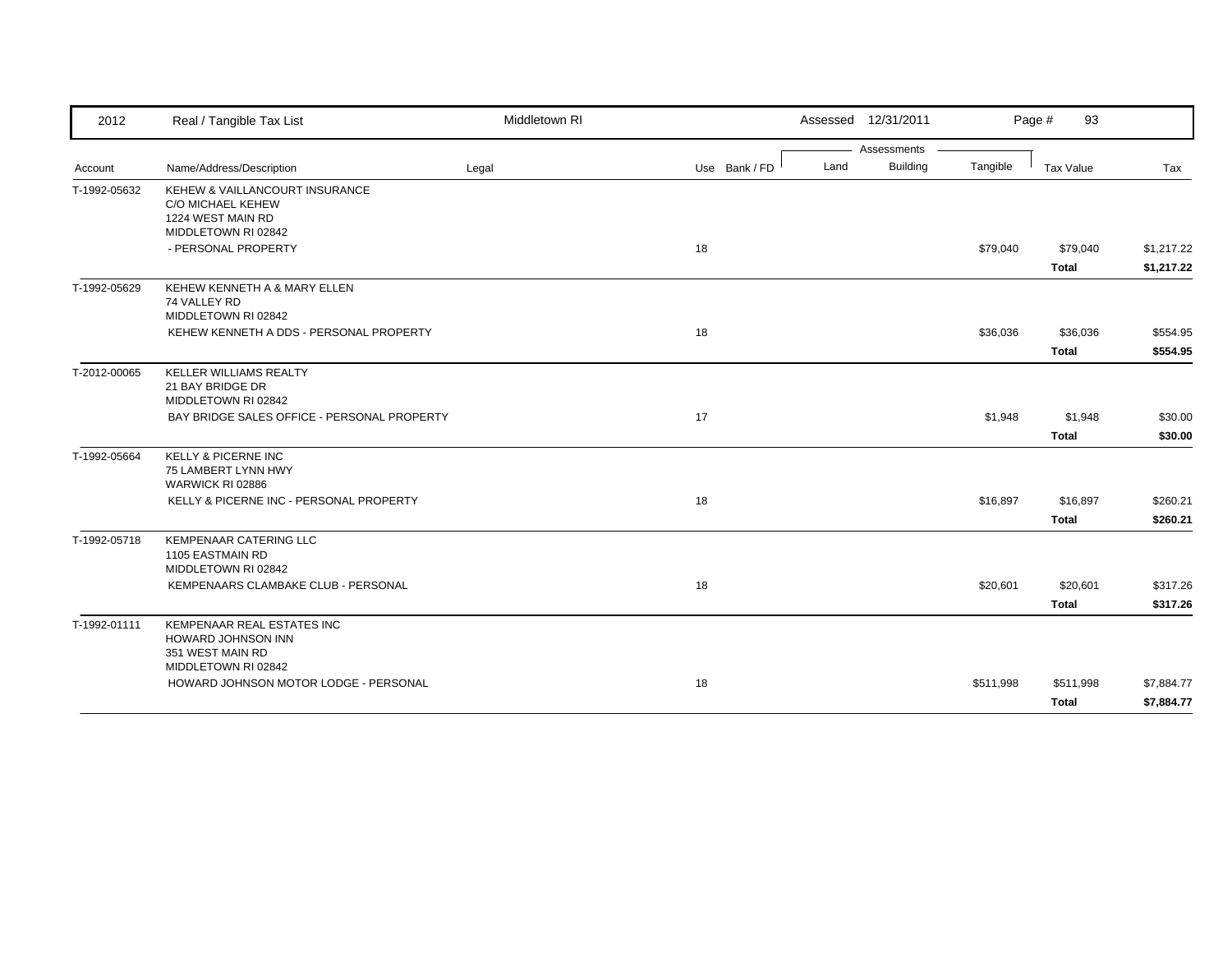| 2012 | Real / Tangible Tax List | Middletown RI | | | Assessed 12/31/2011 | | | Page # 93 | |
|---|---|---|---|---|---|---|---|---|---|
| | | | | | Assessments | | | | |
| Account | Name/Address/Description | Legal | Use | Bank / FD | Land | Building | Tangible | Tax Value | Tax |
| T-1992-05632 | KEHEW & VAILLANCOURT INSURANCE<br>C/O MICHAEL KEHEW<br>1224 WEST MAIN RD<br>MIDDLETOWN RI 02842 | | | | | | | | |
| | - PERSONAL PROPERTY | | 18 | | | | $79,040 | $79,040 | $1,217.22 |
| | | | | | | | | **Total** | **$1,217.22** |
| T-1992-05629 | KEHEW KENNETH A & MARY ELLEN<br>74 VALLEY RD<br>MIDDLETOWN RI 02842 | | | | | | | | |
| | KEHEW KENNETH A DDS - PERSONAL PROPERTY | | 18 | | | | $36,036 | $36,036 | $554.95 |
| | | | | | | | | **Total** | **$554.95** |
| T-2012-00065 | KELLER WILLIAMS REALTY<br>21 BAY BRIDGE DR<br>MIDDLETOWN RI 02842 | | | | | | | | |
| | BAY BRIDGE SALES OFFICE - PERSONAL PROPERTY | | 17 | | | | $1,948 | $1,948 | $30.00 |
| | | | | | | | | **Total** | **$30.00** |
| T-1992-05664 | KELLY & PICERNE INC<br>75 LAMBERT LYNN HWY<br>WARWICK RI 02886 | | | | | | | | |
| | KELLY & PICERNE INC - PERSONAL PROPERTY | | 18 | | | | $16,897 | $16,897 | $260.21 |
| | | | | | | | | **Total** | **$260.21** |
| T-1992-05718 | KEMPENAAR CATERING LLC<br>1105 EASTMAIN RD<br>MIDDLETOWN RI 02842 | | | | | | | | |
| | KEMPENAARS CLAMBAKE CLUB - PERSONAL | | 18 | | | | $20,601 | $20,601 | $317.26 |
| | | | | | | | | **Total** | **$317.26** |
| T-1992-01111 | KEMPENAAR REAL ESTATES INC<br>HOWARD JOHNSON INN<br>351 WEST MAIN RD<br>MIDDLETOWN RI 02842 | | | | | | | | |
| | HOWARD JOHNSON MOTOR LODGE - PERSONAL | | 18 | | | | $511,998 | $511,998 | $7,884.77 |
| | | | | | | | | **Total** | **$7,884.77** |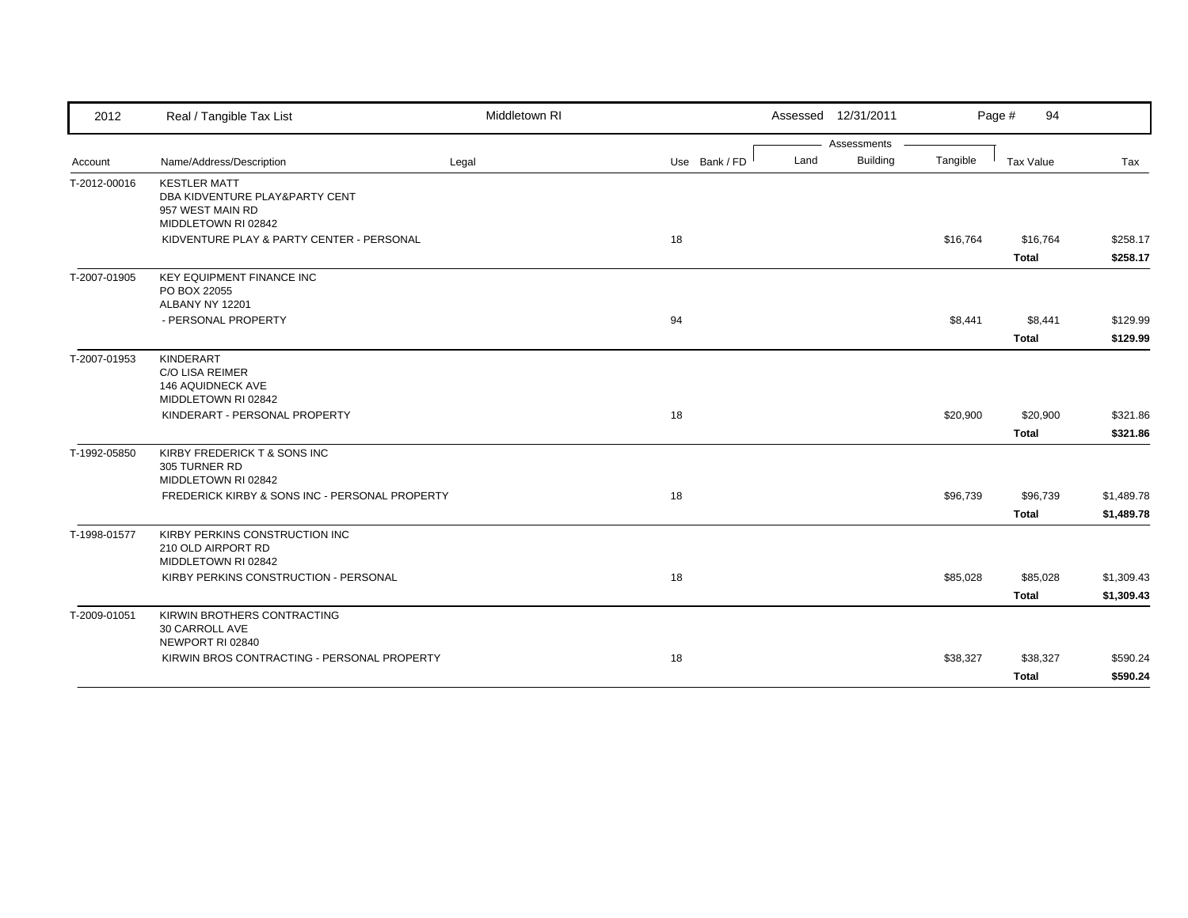| 2012 | Real / Tangible Tax List | Middletown RI | | | Assessed 12/31/2011 | | | Page # 94 | |
|---|---|---|---|---|---|---|---|---|---|
| | | | | | Assessments | | | | |
| Account | Name/Address/Description | Legal | Use | Bank / FD | Land | Building | Tangible | Tax Value | Tax |
| T-2012-00016 | KESTLER MATT<br>DBA KIDVENTURE PLAY&PARTY CENT<br>957 WEST MAIN RD<br>MIDDLETOWN RI 02842 | | | | | | | | |
| | KIDVENTURE PLAY & PARTY CENTER - PERSONAL | | 18 | | | | $16,764 | $16,764 | $258.17 |
| | | | | | | | | **Total** | **$258.17** |
| T-2007-01905 | KEY EQUIPMENT FINANCE INC<br>PO BOX 22055<br>ALBANY NY 12201 | | | | | | | | |
| | - PERSONAL PROPERTY | | 94 | | | | $8,441 | $8,441 | $129.99 |
| | | | | | | | | **Total** | **$129.99** |
| T-2007-01953 | KINDERART<br>C/O LISA REIMER<br>146 AQUIDNECK AVE<br>MIDDLETOWN RI 02842 | | | | | | | | |
| | KINDERART - PERSONAL PROPERTY | | 18 | | | | $20,900 | $20,900 | $321.86 |
| | | | | | | | | **Total** | **$321.86** |
| T-1992-05850 | KIRBY FREDERICK T & SONS INC<br>305 TURNER RD<br>MIDDLETOWN RI 02842 | | | | | | | | |
| | FREDERICK KIRBY & SONS INC - PERSONAL PROPERTY | | 18 | | | | $96,739 | $96,739 | $1,489.78 |
| | | | | | | | | **Total** | **$1,489.78** |
| T-1998-01577 | KIRBY PERKINS CONSTRUCTION INC<br>210 OLD AIRPORT RD<br>MIDDLETOWN RI 02842 | | | | | | | | |
| | KIRBY PERKINS CONSTRUCTION - PERSONAL | | 18 | | | | $85,028 | $85,028 | $1,309.43 |
| | | | | | | | | **Total** | **$1,309.43** |
| T-2009-01051 | KIRWIN BROTHERS CONTRACTING<br>30 CARROLL AVE<br>NEWPORT RI 02840 | | | | | | | | |
| | KIRWIN BROS CONTRACTING - PERSONAL PROPERTY | | 18 | | | | $38,327 | $38,327 | $590.24 |
| | | | | | | | | **Total** | **$590.24** |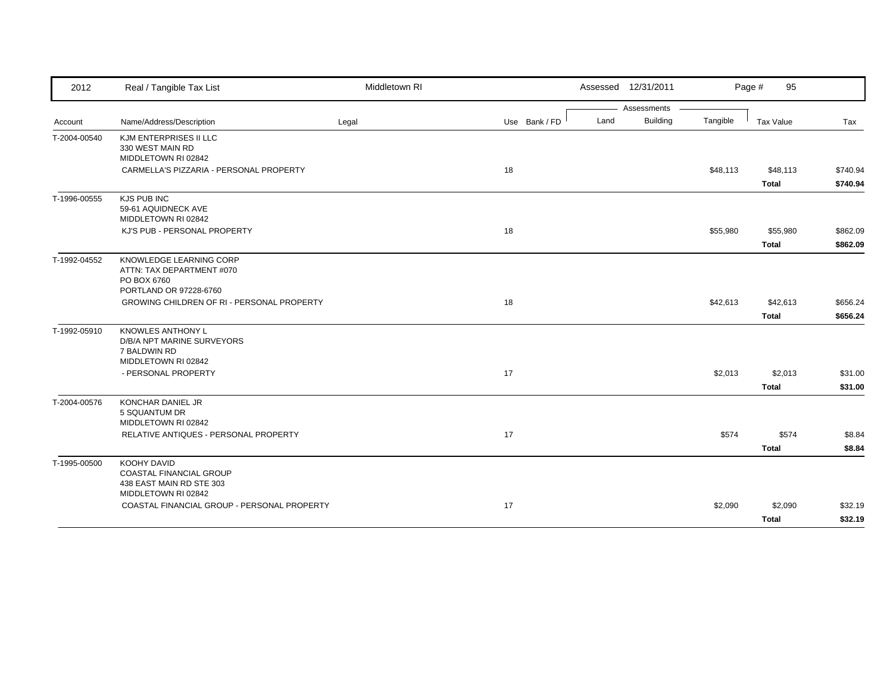| Account | Name/Address/Description | Legal | Use | Bank / FD | Land | Building | Tangible | Tax Value | Tax |
|---|---|---|---|---|---|---|---|---|---|
| T-2004-00540 | KJM ENTERPRISES II LLC<br>330 WEST MAIN RD<br>MIDDLETOWN RI 02842 | | | | | | | | |
| | CARMELLA'S PIZZARIA - PERSONAL PROPERTY | | 18 | | | | $48,113 | $48,113 | $740.94 |
| | | | | | | | | **Total** | **$740.94** |
| T-1996-00555 | KJS PUB INC<br>59-61 AQUIDNECK AVE<br>MIDDLETOWN RI 02842 | | | | | | | | |
| | KJ'S PUB - PERSONAL PROPERTY | | 18 | | | | $55,980 | $55,980 | $862.09 |
| | | | | | | | | **Total** | **$862.09** |
| T-1992-04552 | KNOWLEDGE LEARNING CORP<br>ATTN: TAX DEPARTMENT #070<br>PO BOX 6760<br>PORTLAND OR 97228-6760 | | | | | | | | |
| | GROWING CHILDREN OF RI - PERSONAL PROPERTY | | 18 | | | | $42,613 | $42,613 | $656.24 |
| | | | | | | | | **Total** | **$656.24** |
| T-1992-05910 | KNOWLES ANTHONY L<br>D/B/A NPT MARINE SURVEYORS<br>7 BALDWIN RD<br>MIDDLETOWN RI 02842 | | | | | | | | |
| | - PERSONAL PROPERTY | | 17 | | | | $2,013 | $2,013 | $31.00 |
| | | | | | | | | **Total** | **$31.00** |
| T-2004-00576 | KONCHAR DANIEL JR<br>5 SQUANTUM DR<br>MIDDLETOWN RI 02842 | | | | | | | | |
| | RELATIVE ANTIQUES - PERSONAL PROPERTY | | 17 | | | | $574 | $574 | $8.84 |
| | | | | | | | | **Total** | **$8.84** |
| T-1995-00500 | KOOHY DAVID<br>COASTAL FINANCIAL GROUP<br>438 EAST MAIN RD STE 303<br>MIDDLETOWN RI 02842 | | | | | | | | |
| | COASTAL FINANCIAL GROUP - PERSONAL PROPERTY | | 17 | | | | $2,090 | $2,090 | $32.19 |
| | | | | | | | | **Total** | **$32.19** |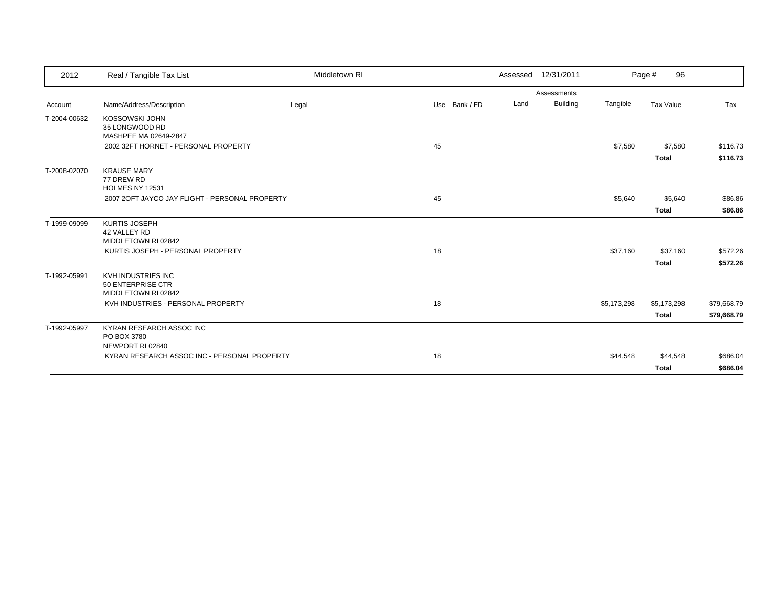| 2012 | Real / Tangible Tax List | Middletown RI | | Assessed 12/31/2011 | | | Page # 96 | |
|---|---|---|---|---|---|---|---|---|
| | | | | Assessments | | | | |
| Account | Name/Address/Description | Legal | Use Bank / FD | Land | Building | Tangible | Tax Value | Tax |
| T-2004-00632 | KOSSOWSKI JOHN<br>35 LONGWOOD RD<br>MASHPEE MA 02649-2847 | | | | | | | |
| | 2002 32FT HORNET - PERSONAL PROPERTY | | 45 | | | $7,580 | $7,580 | $116.73 |
| | | | | | | | **Total** | **$116.73** |
| T-2008-02070 | KRAUSE MARY<br>77 DREW RD<br>HOLMES NY 12531 | | | | | | | |
| | 2007 2OFT JAYCO JAY FLIGHT - PERSONAL PROPERTY | | 45 | | | $5,640 | $5,640 | $86.86 |
| | | | | | | | **Total** | **$86.86** |
| T-1999-09099 | KURTIS JOSEPH<br>42 VALLEY RD<br>MIDDLETOWN RI 02842 | | | | | | | |
| | KURTIS JOSEPH - PERSONAL PROPERTY | | 18 | | | $37,160 | $37,160 | $572.26 |
| | | | | | | | **Total** | **$572.26** |
| T-1992-05991 | KVH INDUSTRIES INC<br>50 ENTERPRISE CTR<br>MIDDLETOWN RI 02842 | | | | | | | |
| | KVH INDUSTRIES - PERSONAL PROPERTY | | 18 | | | $5,173,298 | $5,173,298 | $79,668.79 |
| | | | | | | | **Total** | **$79,668.79** |
| T-1992-05997 | KYRAN RESEARCH ASSOC INC<br>PO BOX 3780<br>NEWPORT RI 02840 | | | | | | | |
| | KYRAN RESEARCH ASSOC INC - PERSONAL PROPERTY | | 18 | | | $44,548 | $44,548 | $686.04 |
| | | | | | | | **Total** | **$686.04** |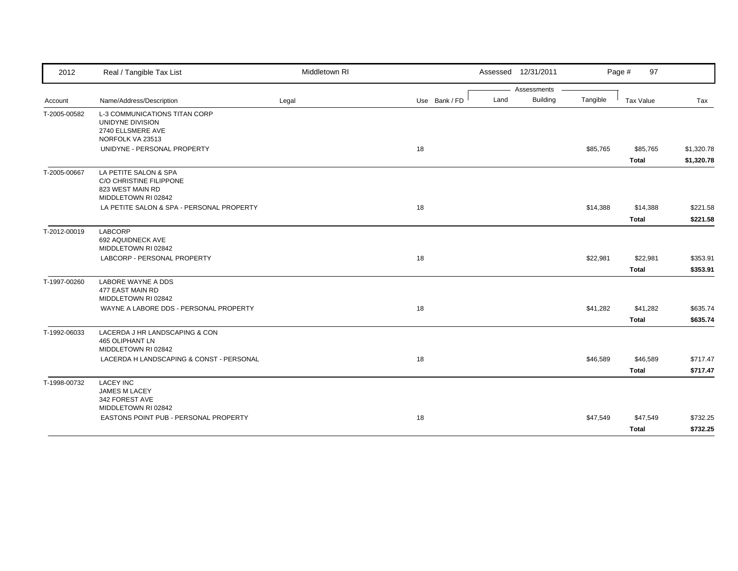| 2012 | Real / Tangible Tax List | Middletown RI | | | Assessed 12/31/2011 | | | Page # 97 | |
|---|---|---|---|---|---|---|---|---|---|
| | | | | | Assessments | | | | |
| Account | Name/Address/Description | Legal | Use | Bank / FD | Land | Building | Tangible | Tax Value | Tax |
| T-2005-00582 | L-3 COMMUNICATIONS TITAN CORP<br>UNIDYNE DIVISION<br>2740 ELLSMERE AVE<br>NORFOLK VA 23513 | | | | | | | | |
| | UNIDYNE - PERSONAL PROPERTY | | 18 | | | | $85,765 | $85,765 | $1,320.78 |
| | | | | | | | | **Total** | **$1,320.78** |
| T-2005-00667 | LA PETITE SALON & SPA<br>C/O CHRISTINE FILIPPONE<br>823 WEST MAIN RD<br>MIDDLETOWN RI 02842 | | | | | | | | |
| | LA PETITE SALON & SPA - PERSONAL PROPERTY | | 18 | | | | $14,388 | $14,388 | $221.58 |
| | | | | | | | | **Total** | **$221.58** |
| T-2012-00019 | LABCORP<br>692 AQUIDNECK AVE<br>MIDDLETOWN RI 02842 | | | | | | | | |
| | LABCORP - PERSONAL PROPERTY | | 18 | | | | $22,981 | $22,981 | $353.91 |
| | | | | | | | | **Total** | **$353.91** |
| T-1997-00260 | LABORE WAYNE A DDS<br>477 EAST MAIN RD<br>MIDDLETOWN RI 02842 | | | | | | | | |
| | WAYNE A LABORE DDS - PERSONAL PROPERTY | | 18 | | | | $41,282 | $41,282 | $635.74 |
| | | | | | | | | **Total** | **$635.74** |
| T-1992-06033 | LACERDA J HR LANDSCAPING & CON<br>465 OLIPHANT LN<br>MIDDLETOWN RI 02842 | | | | | | | | |
| | LACERDA H LANDSCAPING & CONST - PERSONAL | | 18 | | | | $46,589 | $46,589 | $717.47 |
| | | | | | | | | **Total** | **$717.47** |
| T-1998-00732 | LACEY INC<br>JAMES M LACEY<br>342 FOREST AVE<br>MIDDLETOWN RI 02842 | | | | | | | | |
| | EASTONS POINT PUB - PERSONAL PROPERTY | | 18 | | | | $47,549 | $47,549 | $732.25 |
| | | | | | | | | **Total** | **$732.25** |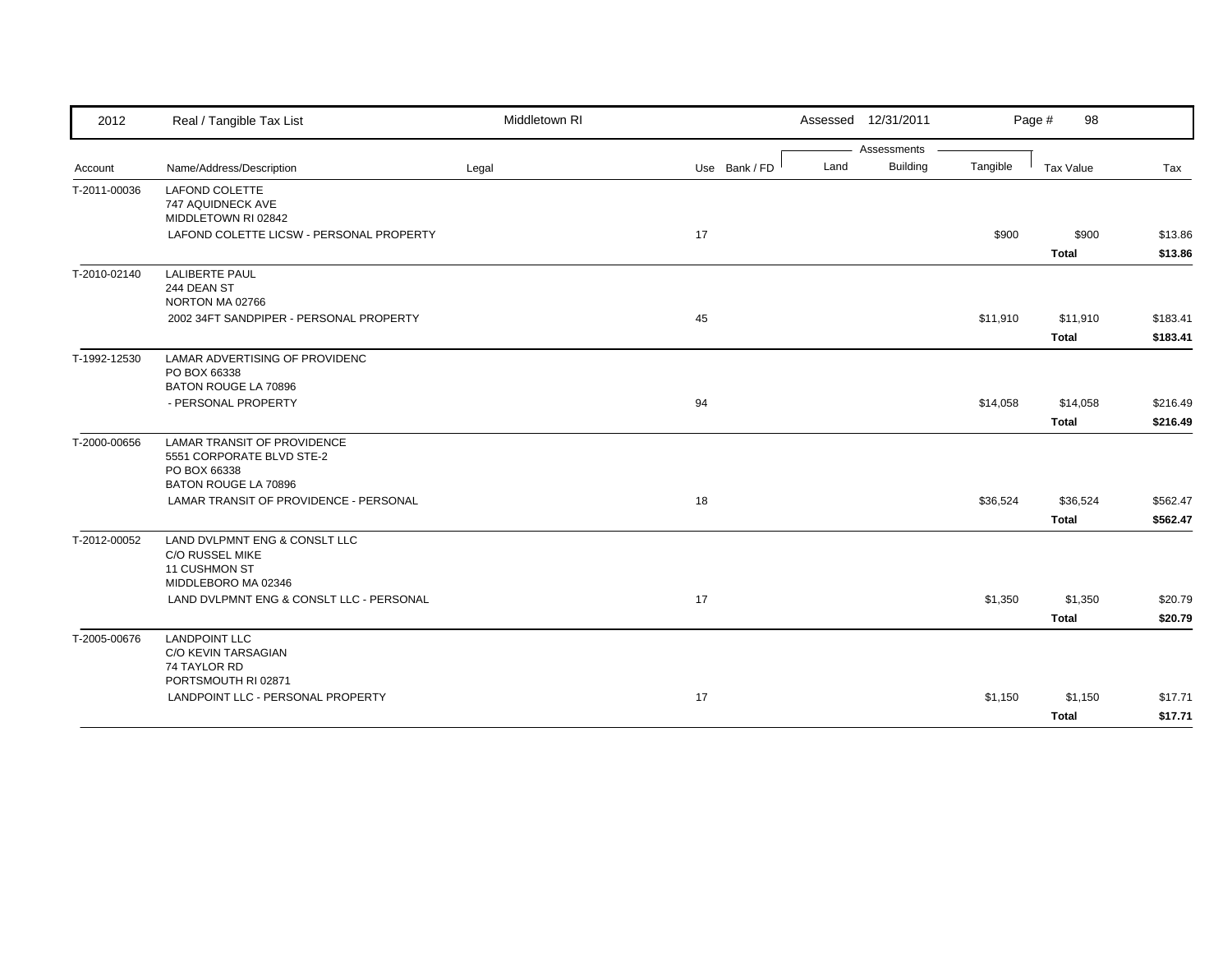| 2012 | Real / Tangible Tax List | Middletown RI | | | Assessed 12/31/2011 | | | Page # 98 | |
|---|---|---|---|---|---|---|---|---|---|
| | | | | | Assessments | | | | |
| Account | Name/Address/Description | Legal | Use | Bank / FD | Land | Building | Tangible | Tax Value | Tax |
| T-2011-00036 | LAFOND COLETTE<br>747 AQUIDNECK AVE<br>MIDDLETOWN RI 02842 | | | | | | | | |
| | LAFOND COLETTE LICSW - PERSONAL PROPERTY | | 17 | | | | $900 | $900 | $13.86 |
| | | | | | | | | **Total** | **$13.86** |
| T-2010-02140 | LALIBERTE PAUL<br>244 DEAN ST<br>NORTON MA 02766 | | | | | | | | |
| | 2002 34FT SANDPIPER - PERSONAL PROPERTY | | 45 | | | | $11,910 | $11,910 | $183.41 |
| | | | | | | | | **Total** | **$183.41** |
| T-1992-12530 | LAMAR ADVERTISING OF PROVIDENC<br>PO BOX 66338<br>BATON ROUGE LA 70896 | | | | | | | | |
| | - PERSONAL PROPERTY | | 94 | | | | $14,058 | $14,058 | $216.49 |
| | | | | | | | | **Total** | **$216.49** |
| T-2000-00656 | LAMAR TRANSIT OF PROVIDENCE<br>5551 CORPORATE BLVD STE-2<br>PO BOX 66338<br>BATON ROUGE LA 70896 | | | | | | | | |
| | LAMAR TRANSIT OF PROVIDENCE - PERSONAL | | 18 | | | | $36,524 | $36,524 | $562.47 |
| | | | | | | | | **Total** | **$562.47** |
| T-2012-00052 | LAND DVLPMNT ENG & CONSLT LLC<br>C/O RUSSEL MIKE<br>11 CUSHMON ST<br>MIDDLEBORO MA 02346 | | | | | | | | |
| | LAND DVLPMNT ENG & CONSLT LLC - PERSONAL | | 17 | | | | $1,350 | $1,350 | $20.79 |
| | | | | | | | | **Total** | **$20.79** |
| T-2005-00676 | LANDPOINT LLC<br>C/O KEVIN TARSAGIAN<br>74 TAYLOR RD<br>PORTSMOUTH RI 02871 | | | | | | | | |
| | LANDPOINT LLC - PERSONAL PROPERTY | | 17 | | | | $1,150 | $1,150 | $17.71 |
| | | | | | | | | **Total** | **$17.71** |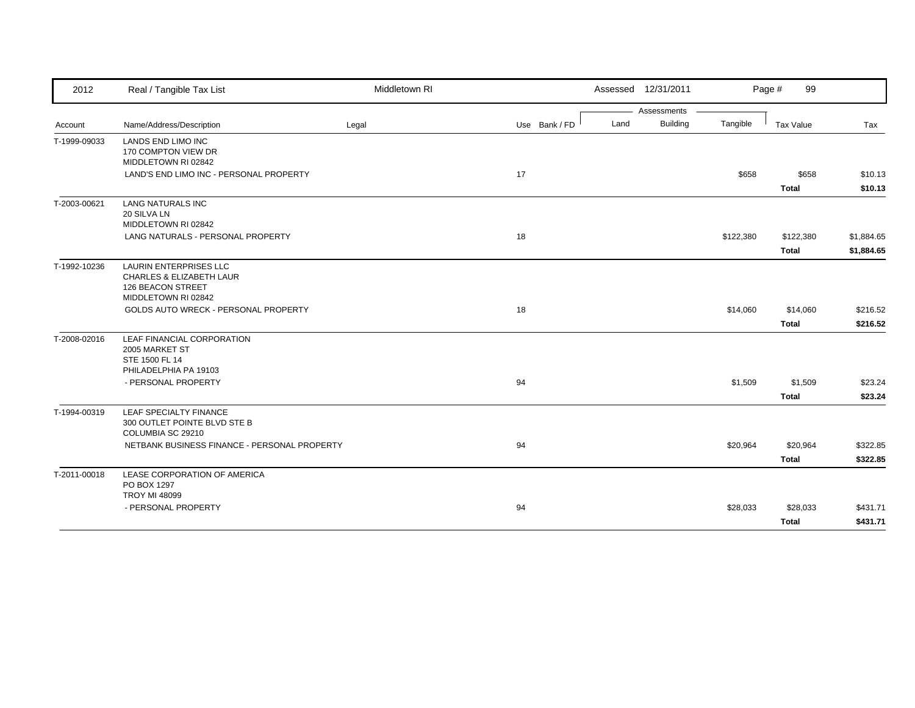| 2012 | Real / Tangible Tax List | Middletown RI | | | Assessed 12/31/2011 | | | Page # 99 | |
|---|---|---|---|---|---|---|---|---|---|
| | | | | | Assessments | | | | |
| Account | Name/Address/Description | Legal | Use | Bank / FD | Land | Building | Tangible | Tax Value | Tax |
| T-1999-09033 | LANDS END LIMO INC<br>170 COMPTON VIEW DR<br>MIDDLETOWN RI 02842 | | | | | | | | |
| | LAND'S END LIMO INC - PERSONAL PROPERTY | | 17 | | | | $658 | $658 | $10.13 |
| | | | | | | | | **Total** | **$10.13** |
| T-2003-00621 | LANG NATURALS INC<br>20 SILVA LN<br>MIDDLETOWN RI 02842 | | | | | | | | |
| | LANG NATURALS - PERSONAL PROPERTY | | 18 | | | | $122,380 | $122,380 | $1,884.65 |
| | | | | | | | | **Total** | **$1,884.65** |
| T-1992-10236 | LAURIN ENTERPRISES LLC<br>CHARLES & ELIZABETH LAUR<br>126 BEACON STREET<br>MIDDLETOWN RI 02842 | | | | | | | | |
| | GOLDS AUTO WRECK - PERSONAL PROPERTY | | 18 | | | | $14,060 | $14,060 | $216.52 |
| | | | | | | | | **Total** | **$216.52** |
| T-2008-02016 | LEAF FINANCIAL CORPORATION<br>2005 MARKET ST<br>STE 1500 FL 14<br>PHILADELPHIA PA 19103 | | | | | | | | |
| | - PERSONAL PROPERTY | | 94 | | | | $1,509 | $1,509 | $23.24 |
| | | | | | | | | **Total** | **$23.24** |
| T-1994-00319 | LEAF SPECIALTY FINANCE<br>300 OUTLET POINTE BLVD STE B<br>COLUMBIA SC 29210 | | | | | | | | |
| | NETBANK BUSINESS FINANCE - PERSONAL PROPERTY | | 94 | | | | $20,964 | $20,964 | $322.85 |
| | | | | | | | | **Total** | **$322.85** |
| T-2011-00018 | LEASE CORPORATION OF AMERICA<br>PO BOX 1297<br>TROY MI 48099 | | | | | | | | |
| | - PERSONAL PROPERTY | | 94 | | | | $28,033 | $28,033 | $431.71 |
| | | | | | | | | **Total** | **$431.71** |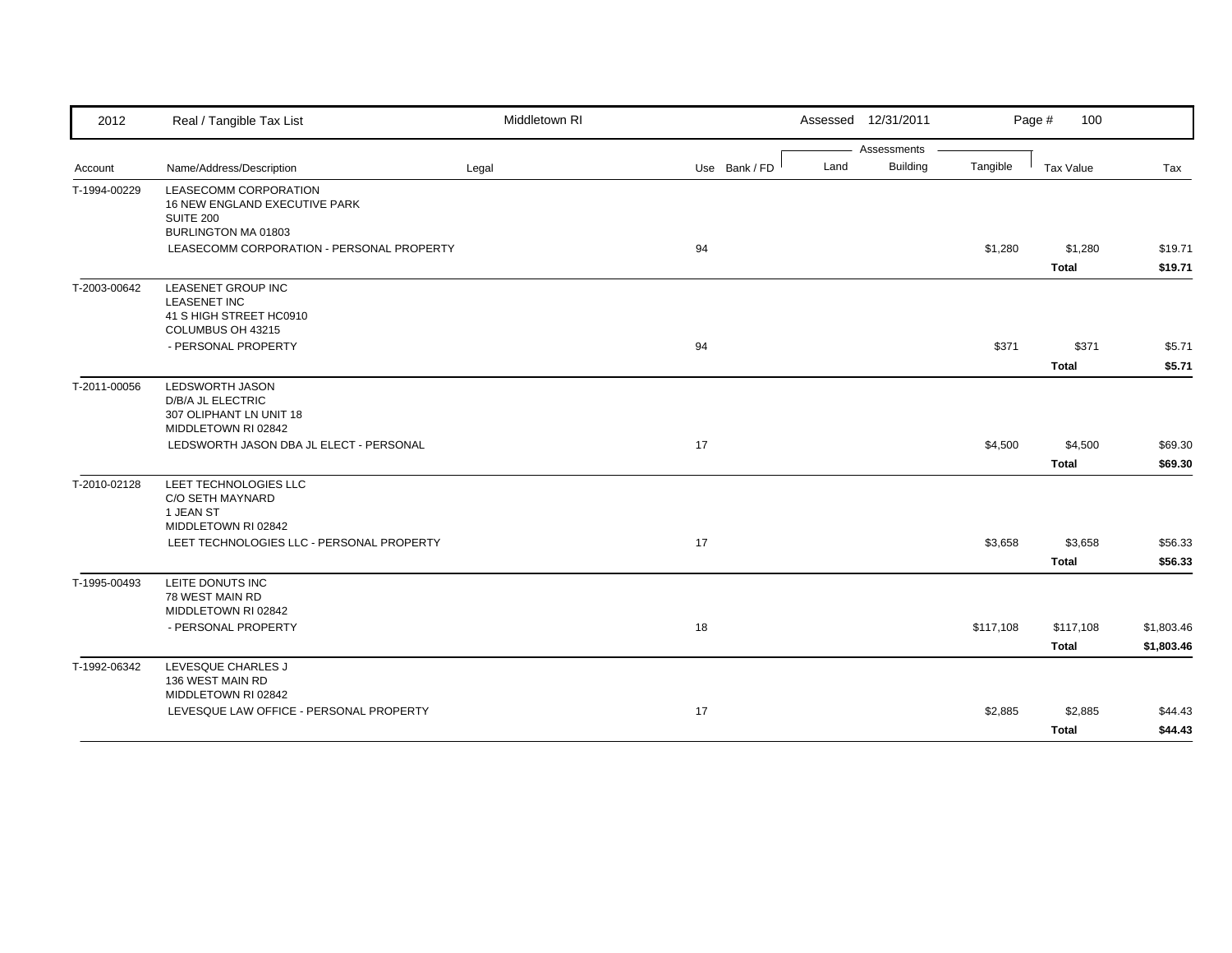| 2012 | Real / Tangible Tax List | Middletown RI | | | Assessed 12/31/2011 | | | Page # 100 | |
|---|---|---|---|---|---|---|---|---|---|
| | | | | | Assessments | | | | |
| Account | Name/Address/Description | Legal | Use | Bank / FD | Land | Building | Tangible | Tax Value | Tax |
| T-1994-00229 | LEASECOMM CORPORATION<br>16 NEW ENGLAND EXECUTIVE PARK<br>SUITE 200<br>BURLINGTON MA 01803 | | | | | | | | |
| | LEASECOMM CORPORATION - PERSONAL PROPERTY | | 94 | | | | $1,280 | $1,280 | $19.71 |
| | | | | | | | | **Total** | **$19.71** |
| T-2003-00642 | LEASENET GROUP INC<br>LEASENET INC<br>41 S HIGH STREET HC0910<br>COLUMBUS OH 43215 | | | | | | | | |
| | - PERSONAL PROPERTY | | 94 | | | | $371 | $371 | $5.71 |
| | | | | | | | | **Total** | **$5.71** |
| T-2011-00056 | LEDSWORTH JASON<br>D/B/A JL ELECTRIC<br>307 OLIPHANT LN UNIT 18<br>MIDDLETOWN RI 02842 | | | | | | | | |
| | LEDSWORTH JASON DBA JL ELECT - PERSONAL | | 17 | | | | $4,500 | $4,500 | $69.30 |
| | | | | | | | | **Total** | **$69.30** |
| T-2010-02128 | LEET TECHNOLOGIES LLC<br>C/O SETH MAYNARD<br>1 JEAN ST<br>MIDDLETOWN RI 02842 | | | | | | | | |
| | LEET TECHNOLOGIES LLC - PERSONAL PROPERTY | | 17 | | | | $3,658 | $3,658 | $56.33 |
| | | | | | | | | **Total** | **$56.33** |
| T-1995-00493 | LEITE DONUTS INC<br>78 WEST MAIN RD<br>MIDDLETOWN RI 02842 | | | | | | | | |
| | - PERSONAL PROPERTY | | 18 | | | | $117,108 | $117,108 | $1,803.46 |
| | | | | | | | | **Total** | **$1,803.46** |
| T-1992-06342 | LEVESQUE CHARLES J<br>136 WEST MAIN RD<br>MIDDLETOWN RI 02842 | | | | | | | | |
| | LEVESQUE LAW OFFICE - PERSONAL PROPERTY | | 17 | | | | $2,885 | $2,885 | $44.43 |
| | | | | | | | | **Total** | **$44.43** |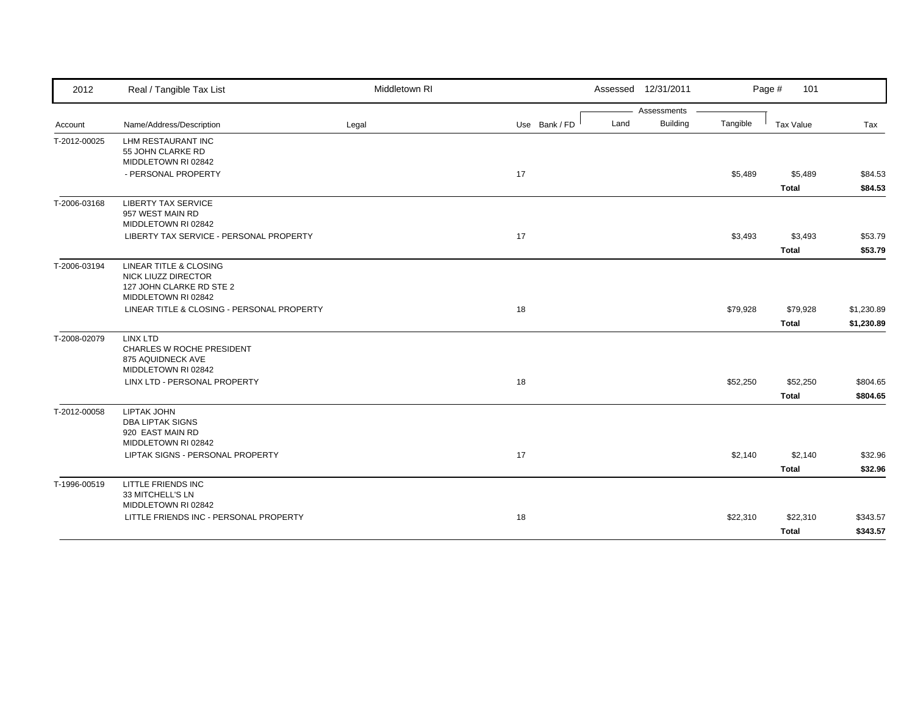| Account | Name/Address/Description | Legal | Use | Bank / FD | Land | Building | Tangible | Tax Value | Tax |
|---|---|---|---|---|---|---|---|---|---|
| T-2012-00025 | LHM RESTAURANT INC<br>55 JOHN CLARKE RD<br>MIDDLETOWN RI 02842 | | | | | | | | |
| | - PERSONAL PROPERTY | | 17 | | | | $5,489 | $5,489 | $84.53 |
| | | | | | | | | **Total** | **$84.53** |
| T-2006-03168 | LIBERTY TAX SERVICE<br>957 WEST MAIN RD<br>MIDDLETOWN RI 02842 | | | | | | | | |
| | LIBERTY TAX SERVICE - PERSONAL PROPERTY | | 17 | | | | $3,493 | $3,493 | $53.79 |
| | | | | | | | | **Total** | **$53.79** |
| T-2006-03194 | LINEAR TITLE & CLOSING<br>NICK LIUZZ DIRECTOR<br>127 JOHN CLARKE RD STE 2<br>MIDDLETOWN RI 02842 | | | | | | | | |
| | LINEAR TITLE & CLOSING - PERSONAL PROPERTY | | 18 | | | | $79,928 | $79,928 | $1,230.89 |
| | | | | | | | | **Total** | **$1,230.89** |
| T-2008-02079 | LINX LTD<br>CHARLES W ROCHE PRESIDENT<br>875 AQUIDNECK AVE<br>MIDDLETOWN RI 02842 | | | | | | | | |
| | LINX LTD - PERSONAL PROPERTY | | 18 | | | | $52,250 | $52,250 | $804.65 |
| | | | | | | | | **Total** | **$804.65** |
| T-2012-00058 | LIPTAK JOHN<br>DBA LIPTAK SIGNS<br>920 EAST MAIN RD<br>MIDDLETOWN RI 02842 | | | | | | | | |
| | LIPTAK SIGNS - PERSONAL PROPERTY | | 17 | | | | $2,140 | $2,140 | $32.96 |
| | | | | | | | | **Total** | **$32.96** |
| T-1996-00519 | LITTLE FRIENDS INC<br>33 MITCHELL'S LN<br>MIDDLETOWN RI 02842 | | | | | | | | |
| | LITTLE FRIENDS INC - PERSONAL PROPERTY | | 18 | | | | $22,310 | $22,310 | $343.57 |
| | | | | | | | | **Total** | **$343.57** |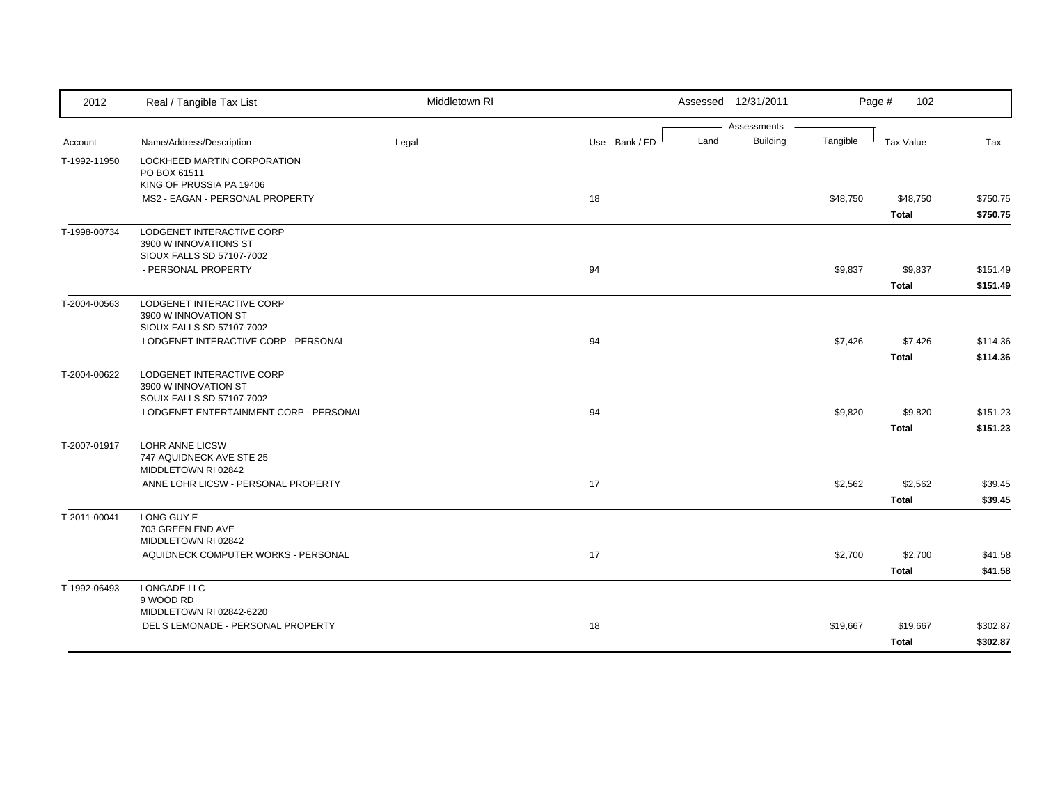| 2012 | Real / Tangible Tax List | Middletown RI | | | Assessed 12/31/2011 | | | Page # 102 | |
|---|---|---|---|---|---|---|---|---|---|
| | | | | | Assessments | | | | |
| Account | Name/Address/Description | Legal | Use | Bank / FD | Land | Building | Tangible | Tax Value | Tax |
| T-1992-11950 | LOCKHEED MARTIN CORPORATION<br>PO BOX 61511<br>KING OF PRUSSIA PA 19406 | | | | | | | | |
| | MS2 - EAGAN - PERSONAL PROPERTY | | 18 | | | | $48,750 | $48,750 | $750.75 |
| | | | | | | | | **Total** | **$750.75** |
| T-1998-00734 | LODGENET INTERACTIVE CORP<br>3900 W INNOVATIONS ST<br>SIOUX FALLS SD 57107-7002 | | | | | | | | |
| | - PERSONAL PROPERTY | | 94 | | | | $9,837 | $9,837 | $151.49 |
| | | | | | | | | **Total** | **$151.49** |
| T-2004-00563 | LODGENET INTERACTIVE CORP<br>3900 W INNOVATION ST<br>SIOUX FALLS SD 57107-7002 | | | | | | | | |
| | LODGENET INTERACTIVE CORP - PERSONAL | | 94 | | | | $7,426 | $7,426 | $114.36 |
| | | | | | | | | **Total** | **$114.36** |
| T-2004-00622 | LODGENET INTERACTIVE CORP<br>3900 W INNOVATION ST<br>SOUIX FALLS SD 57107-7002 | | | | | | | | |
| | LODGENET ENTERTAINMENT CORP - PERSONAL | | 94 | | | | $9,820 | $9,820 | $151.23 |
| | | | | | | | | **Total** | **$151.23** |
| T-2007-01917 | LOHR ANNE LICSW<br>747 AQUIDNECK AVE STE 25<br>MIDDLETOWN RI 02842 | | | | | | | | |
| | ANNE LOHR LICSW - PERSONAL PROPERTY | | 17 | | | | $2,562 | $2,562 | $39.45 |
| | | | | | | | | **Total** | **$39.45** |
| T-2011-00041 | LONG GUY E<br>703 GREEN END AVE<br>MIDDLETOWN RI 02842 | | | | | | | | |
| | AQUIDNECK COMPUTER WORKS - PERSONAL | | 17 | | | | $2,700 | $2,700 | $41.58 |
| | | | | | | | | **Total** | **$41.58** |
| T-1992-06493 | LONGADE LLC<br>9 WOOD RD<br>MIDDLETOWN RI 02842-6220 | | | | | | | | |
| | DEL'S LEMONADE - PERSONAL PROPERTY | | 18 | | | | $19,667 | $19,667 | $302.87 |
| | | | | | | | | **Total** | **$302.87** |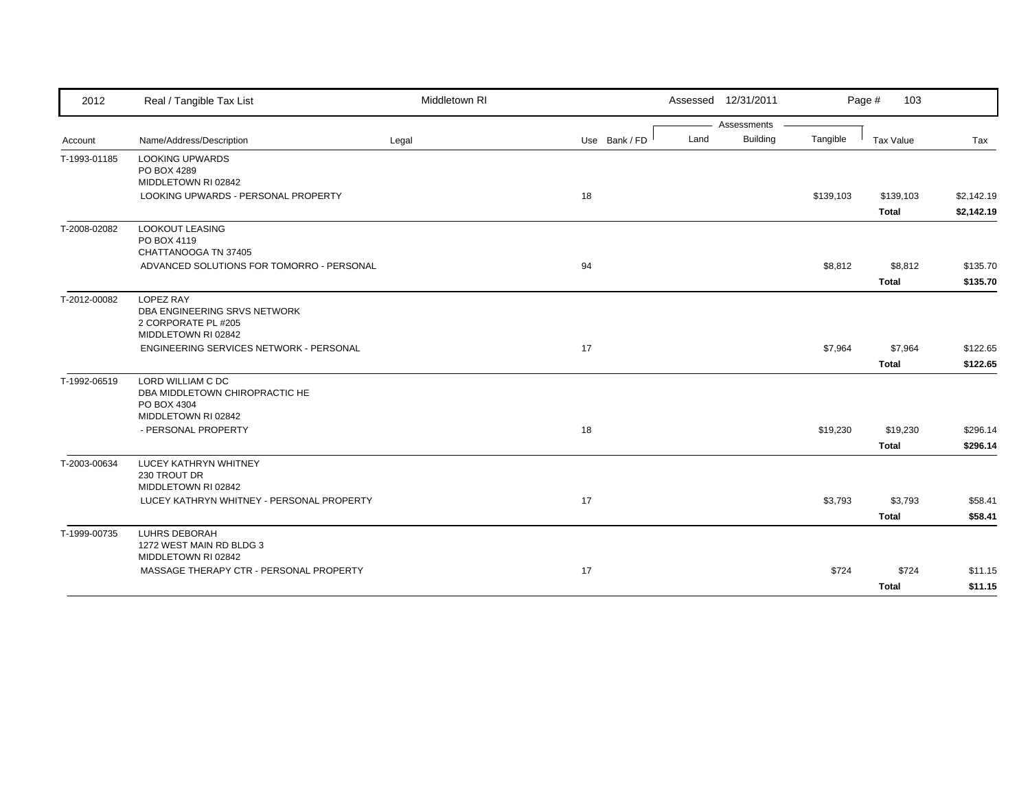| 2012 | Real / Tangible Tax List | Middletown RI | | | Assessed 12/31/2011 | | | Page # 103 | |
|---|---|---|---|---|---|---|---|---|---|
| | | | | | Assessments | | | | |
| Account | Name/Address/Description | Legal | Use | Bank / FD | Land | Building | Tangible | Tax Value | Tax |
| T-1993-01185 | LOOKING UPWARDS<br>PO BOX 4289<br>MIDDLETOWN RI 02842 | | | | | | | | |
| | LOOKING UPWARDS - PERSONAL PROPERTY | | 18 | | | | $139,103 | $139,103 | $2,142.19 |
| | | | | | | | | **Total** | **$2,142.19** |
| T-2008-02082 | LOOKOUT LEASING<br>PO BOX 4119<br>CHATTANOOGA TN 37405 | | | | | | | | |
| | ADVANCED SOLUTIONS FOR TOMORRO - PERSONAL | | 94 | | | | $8,812 | $8,812 | $135.70 |
| | | | | | | | | **Total** | **$135.70** |
| T-2012-00082 | LOPEZ RAY<br>DBA ENGINEERING SRVS NETWORK<br>2 CORPORATE PL #205<br>MIDDLETOWN RI 02842 | | | | | | | | |
| | ENGINEERING SERVICES NETWORK - PERSONAL | | 17 | | | | $7,964 | $7,964 | $122.65 |
| | | | | | | | | **Total** | **$122.65** |
| T-1992-06519 | LORD WILLIAM C DC<br>DBA MIDDLETOWN CHIROPRACTIC HE<br>PO BOX 4304<br>MIDDLETOWN RI 02842 | | | | | | | | |
| | - PERSONAL PROPERTY | | 18 | | | | $19,230 | $19,230 | $296.14 |
| | | | | | | | | **Total** | **$296.14** |
| T-2003-00634 | LUCEY KATHRYN WHITNEY<br>230 TROUT DR<br>MIDDLETOWN RI 02842 | | | | | | | | |
| | LUCEY KATHRYN WHITNEY - PERSONAL PROPERTY | | 17 | | | | $3,793 | $3,793 | $58.41 |
| | | | | | | | | **Total** | **$58.41** |
| T-1999-00735 | LUHRS DEBORAH<br>1272 WEST MAIN RD BLDG 3<br>MIDDLETOWN RI 02842 | | | | | | | | |
| | MASSAGE THERAPY CTR - PERSONAL PROPERTY | | 17 | | | | $724 | $724 | $11.15 |
| | | | | | | | | **Total** | **$11.15** |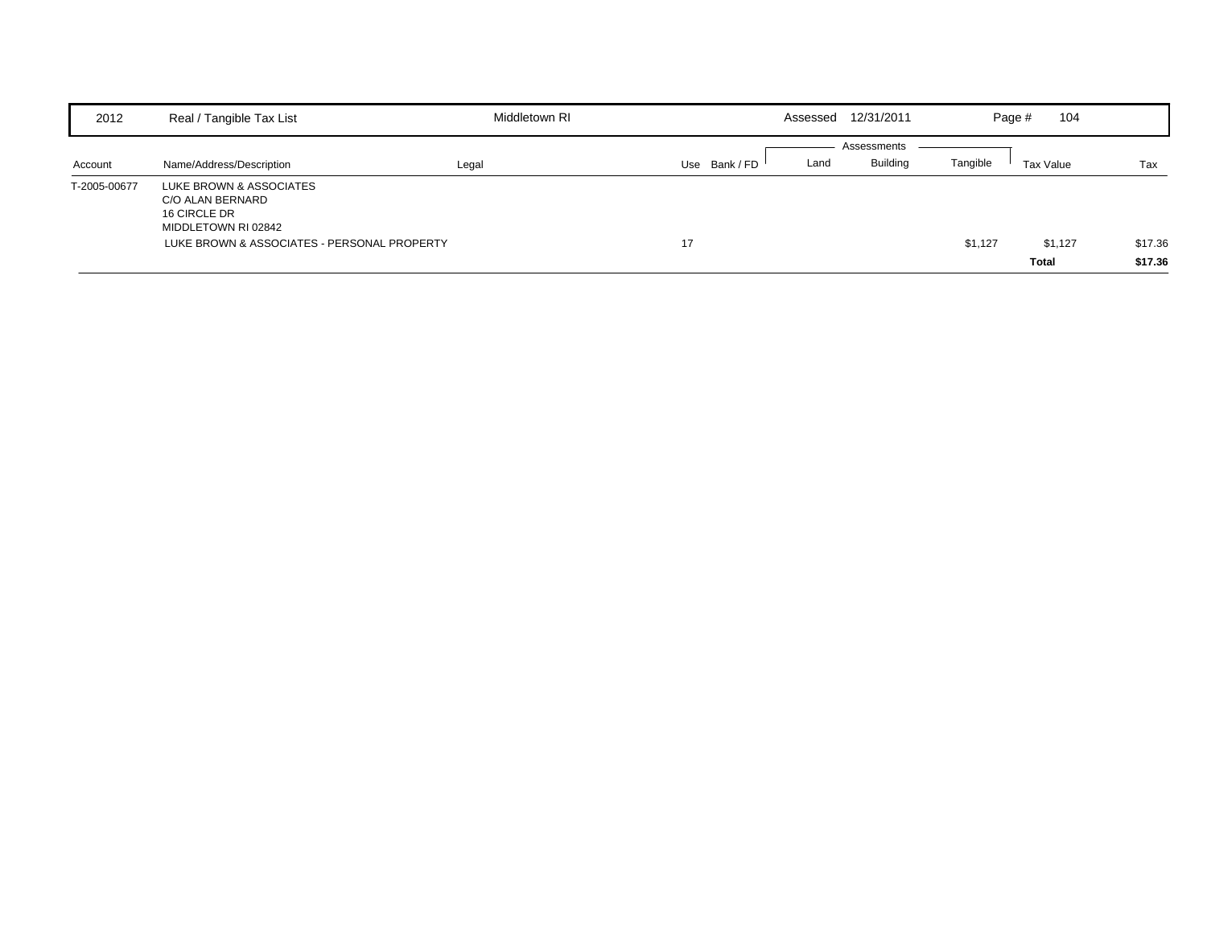| 2012 | Real / Tangible Tax List | Middletown RI | | | Assessed 12/31/2011 | | | Page # 104 | |
|---|---|---|---|---|---|---|---|---|---|
| | | | | | Assessments | | | | |
| Account | Name/Address/Description | Legal | Use | Bank / FD | Land | Building | Tangible | Tax Value | Tax |
| T-2005-00677 | LUKE BROWN & ASSOCIATES<br>C/O ALAN BERNARD<br>16 CIRCLE DR<br>MIDDLETOWN RI 02842 | | | | | | | | |
| | LUKE BROWN & ASSOCIATES - PERSONAL PROPERTY | | 17 | | | | $1,127 | $1,127 | $17.36 |
| | | | | | | | | **Total** | **$17.36** |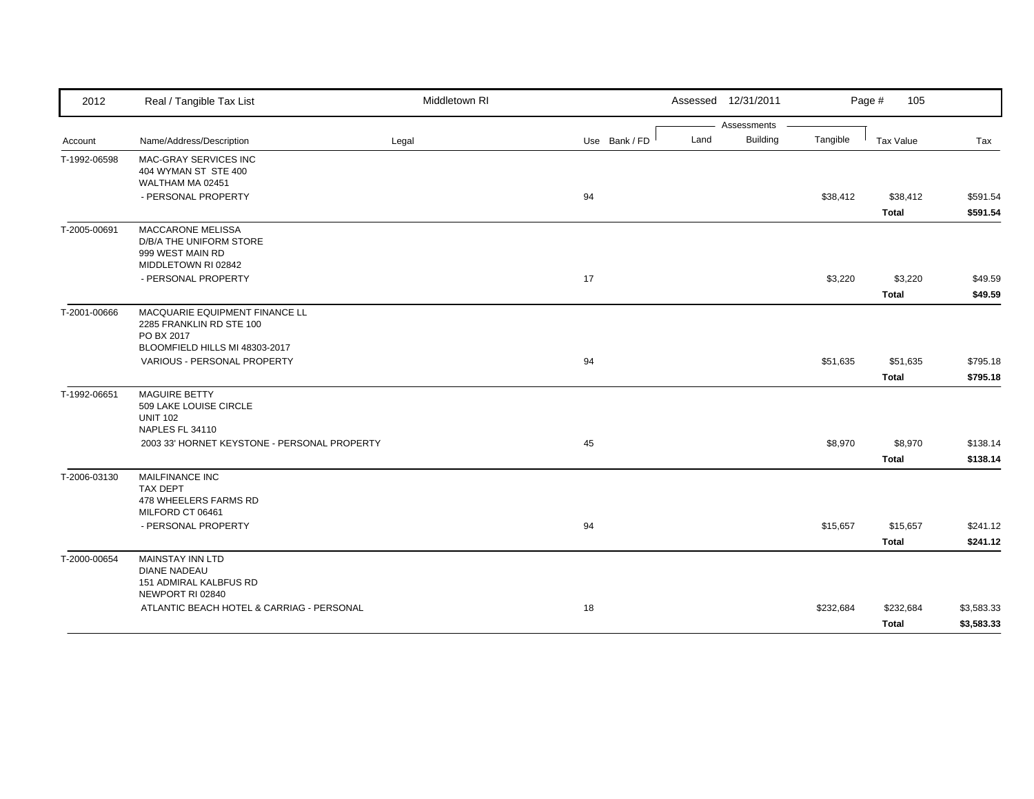| 2012 | Real / Tangible Tax List | Middletown RI | | Assessed 12/31/2011 | | | Page # 105 | |
|---|---|---|---|---|---|---|---|---|
| | | | | Assessments | | | | |
| Account | Name/Address/Description | Legal | Use Bank / FD | Land | Building | Tangible | Tax Value | Tax |
| T-1992-06598 | MAC-GRAY SERVICES INC<br>404 WYMAN ST STE 400<br>WALTHAM MA 02451 | | | | | | | |
| | - PERSONAL PROPERTY | | 94 | | | $38,412 | $38,412 | $591.54 |
| | | | | | | | **Total** | **$591.54** |
| T-2005-00691 | MACCARONE MELISSA<br>D/B/A THE UNIFORM STORE<br>999 WEST MAIN RD<br>MIDDLETOWN RI 02842 | | | | | | | |
| | - PERSONAL PROPERTY | | 17 | | | $3,220 | $3,220 | $49.59 |
| | | | | | | | **Total** | **$49.59** |
| T-2001-00666 | MACQUARIE EQUIPMENT FINANCE LL<br>2285 FRANKLIN RD STE 100<br>PO BX 2017<br>BLOOMFIELD HILLS MI 48303-2017 | | | | | | | |
| | VARIOUS - PERSONAL PROPERTY | | 94 | | | $51,635 | $51,635 | $795.18 |
| | | | | | | | **Total** | **$795.18** |
| T-1992-06651 | MAGUIRE BETTY<br>509 LAKE LOUISE CIRCLE<br>UNIT 102<br>NAPLES FL 34110 | | | | | | | |
| | 2003 33' HORNET KEYSTONE - PERSONAL PROPERTY | | 45 | | | $8,970 | $8,970 | $138.14 |
| | | | | | | | **Total** | **$138.14** |
| T-2006-03130 | MAILFINANCE INC<br>TAX DEPT<br>478 WHEELERS FARMS RD<br>MILFORD CT 06461 | | | | | | | |
| | - PERSONAL PROPERTY | | 94 | | | $15,657 | $15,657 | $241.12 |
| | | | | | | | **Total** | **$241.12** |
| T-2000-00654 | MAINSTAY INN LTD<br>DIANE NADEAU<br>151 ADMIRAL KALBFUS RD<br>NEWPORT RI 02840 | | | | | | | |
| | ATLANTIC BEACH HOTEL & CARRIAG - PERSONAL | | 18 | | | $232,684 | $232,684 | $3,583.33 |
| | | | | | | | **Total** | **$3,583.33** |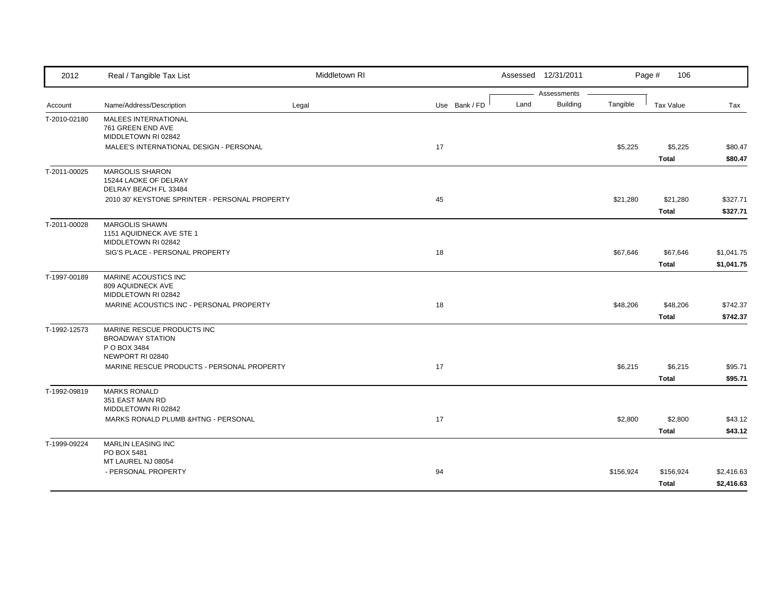| 2012 | Real / Tangible Tax List | Middletown RI | | Assessed 12/31/2011 | | | Page # 106 | |
|---|---|---|---|---|---|---|---|---|
| | | | | Assessments | | | | |
| Account | Name/Address/Description | Legal | Use Bank / FD | Land | Building | Tangible | Tax Value | Tax |
| T-2010-02180 | MALEES INTERNATIONAL<br>761 GREEN END AVE<br>MIDDLETOWN RI 02842 | | | | | | | |
| | MALEE'S INTERNATIONAL DESIGN - PERSONAL | | 17 | | | $5,225 | $5,225 | $80.47 |
| | | | | | | | **Total** | **$80.47** |
| T-2011-00025 | MARGOLIS SHARON<br>15244 LAOKE OF DELRAY<br>DELRAY BEACH FL 33484 | | | | | | | |
| | 2010 30' KEYSTONE SPRINTER - PERSONAL PROPERTY | | 45 | | | $21,280 | $21,280 | $327.71 |
| | | | | | | | **Total** | **$327.71** |
| T-2011-00028 | MARGOLIS SHAWN<br>1151 AQUIDNECK AVE STE 1<br>MIDDLETOWN RI 02842 | | | | | | | |
| | SIG'S PLACE - PERSONAL PROPERTY | | 18 | | | $67,646 | $67,646 | $1,041.75 |
| | | | | | | | **Total** | **$1,041.75** |
| T-1997-00189 | MARINE ACOUSTICS INC<br>809 AQUIDNECK AVE<br>MIDDLETOWN RI 02842 | | | | | | | |
| | MARINE ACOUSTICS INC - PERSONAL PROPERTY | | 18 | | | $48,206 | $48,206 | $742.37 |
| | | | | | | | **Total** | **$742.37** |
| T-1992-12573 | MARINE RESCUE PRODUCTS INC<br>BROADWAY STATION<br>P O BOX 3484<br>NEWPORT RI 02840 | | | | | | | |
| | MARINE RESCUE PRODUCTS - PERSONAL PROPERTY | | 17 | | | $6,215 | $6,215 | $95.71 |
| | | | | | | | **Total** | **$95.71** |
| T-1992-09819 | MARKS RONALD<br>351 EAST MAIN RD<br>MIDDLETOWN RI 02842 | | | | | | | |
| | MARKS RONALD PLUMB &HTNG - PERSONAL | | 17 | | | $2,800 | $2,800 | $43.12 |
| | | | | | | | **Total** | **$43.12** |
| T-1999-09224 | MARLIN LEASING INC<br>PO BOX 5481<br>MT LAUREL NJ 08054 | | | | | | | |
| | - PERSONAL PROPERTY | | 94 | | | $156,924 | $156,924 | $2,416.63 |
| | | | | | | | **Total** | **$2,416.63** |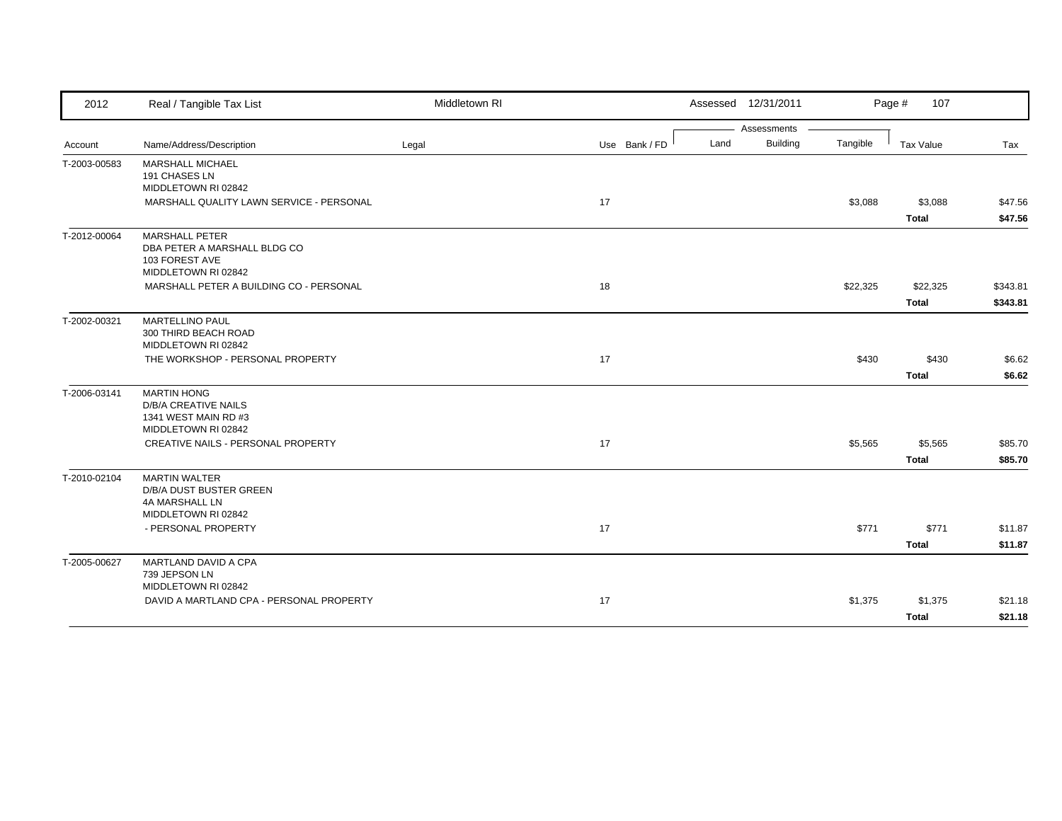| 2012 | Real / Tangible Tax List | Middletown RI | | Assessed 12/31/2011 | | | | |
|---|---|---|---|---|---|---|---|---|
| | | | | Assessments | | | | |
| Account | Name/Address/Description | Legal | Use Bank / FD | Land | Building | Tangible | Tax Value | Tax |
| T-2003-00583 | MARSHALL MICHAEL<br>191 CHASES LN<br>MIDDLETOWN RI 02842 | | | | | | | |
| | MARSHALL QUALITY LAWN SERVICE - PERSONAL | | 17 | | | $3,088 | $3,088 | $47.56 |
| | | | | | | | **Total** | **$47.56** |
| T-2012-00064 | MARSHALL PETER<br>DBA PETER A MARSHALL BLDG CO<br>103 FOREST AVE<br>MIDDLETOWN RI 02842 | | | | | | | |
| | MARSHALL PETER A BUILDING CO - PERSONAL | | 18 | | | $22,325 | $22,325 | $343.81 |
| | | | | | | | **Total** | **$343.81** |
| T-2002-00321 | MARTELLINO PAUL<br>300 THIRD BEACH ROAD<br>MIDDLETOWN RI 02842 | | | | | | | |
| | THE WORKSHOP - PERSONAL PROPERTY | | 17 | | | $430 | $430 | $6.62 |
| | | | | | | | **Total** | **$6.62** |
| T-2006-03141 | MARTIN HONG<br>D/B/A CREATIVE NAILS<br>1341 WEST MAIN RD #3<br>MIDDLETOWN RI 02842 | | | | | | | |
| | CREATIVE NAILS - PERSONAL PROPERTY | | 17 | | | $5,565 | $5,565 | $85.70 |
| | | | | | | | **Total** | **$85.70** |
| T-2010-02104 | MARTIN WALTER<br>D/B/A DUST BUSTER GREEN<br>4A MARSHALL LN<br>MIDDLETOWN RI 02842 | | | | | | | |
| | - PERSONAL PROPERTY | | 17 | | | $771 | $771 | $11.87 |
| | | | | | | | **Total** | **$11.87** |
| T-2005-00627 | MARTLAND DAVID A CPA<br>739 JEPSON LN<br>MIDDLETOWN RI 02842 | | | | | | | |
| | DAVID A MARTLAND CPA - PERSONAL PROPERTY | | 17 | | | $1,375 | $1,375 | $21.18 |
| | | | | | | | **Total** | **$21.18** |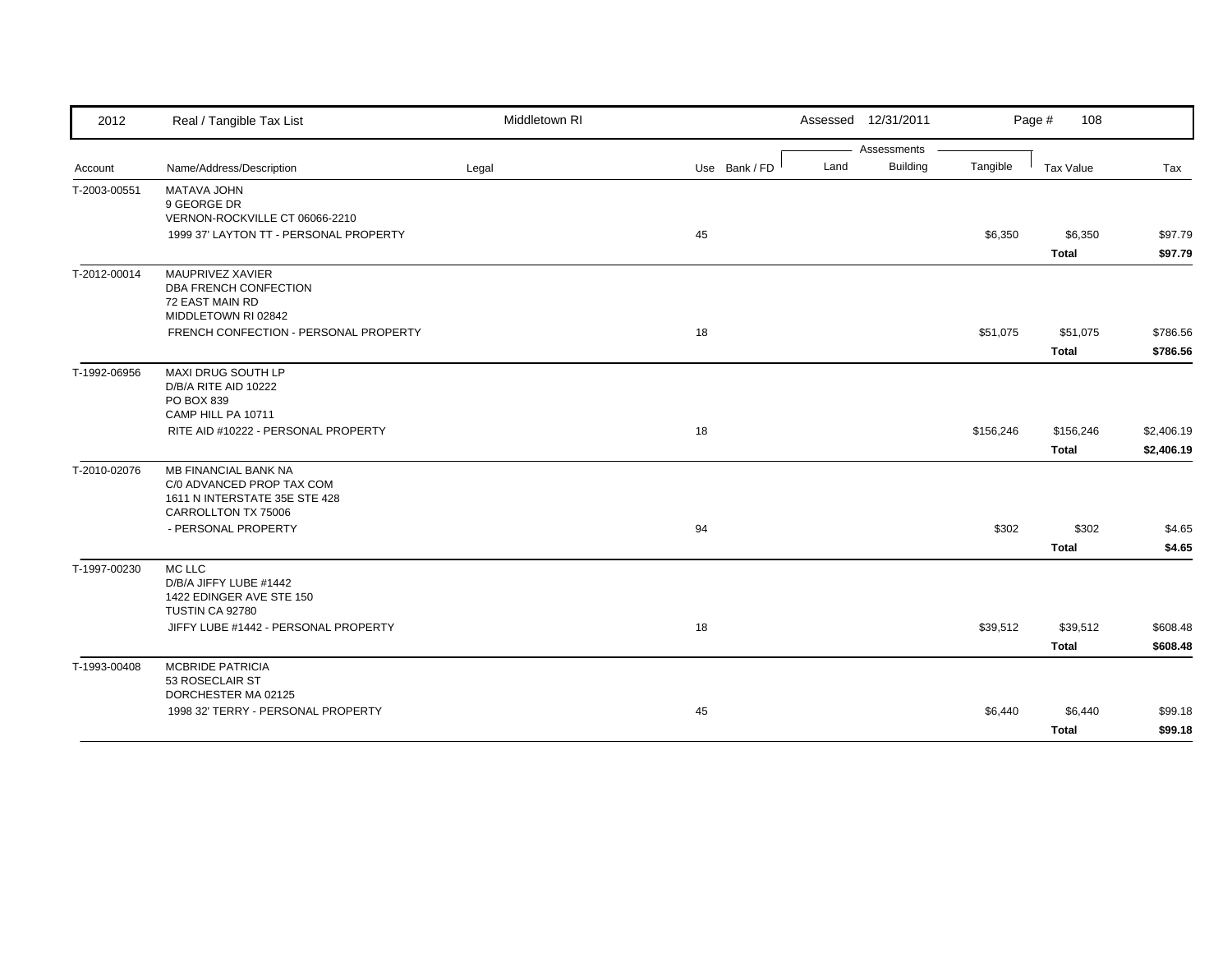| 2012 | Real / Tangible Tax List | Middletown RI | | Assessed 12/31/2011 | | | Page # 108 | |
|---|---|---|---|---|---|---|---|---|
| | | | | Assessments | | | | |
| Account | Name/Address/Description | Legal | Use Bank / FD | Land | Building | Tangible | Tax Value | Tax |
| T-2003-00551 | MATAVA JOHN<br>9 GEORGE DR<br>VERNON-ROCKVILLE CT 06066-2210 | | | | | | | |
| | 1999 37' LAYTON TT - PERSONAL PROPERTY | | 45 | | | $6,350 | $6,350 | $97.79 |
| | | | | | | | **Total** | **$97.79** |
| T-2012-00014 | MAUPRIVEZ XAVIER<br>DBA FRENCH CONFECTION<br>72 EAST MAIN RD<br>MIDDLETOWN RI 02842 | | | | | | | |
| | FRENCH CONFECTION - PERSONAL PROPERTY | | 18 | | | $51,075 | $51,075 | $786.56 |
| | | | | | | | **Total** | **$786.56** |
| T-1992-06956 | MAXI DRUG SOUTH LP<br>D/B/A RITE AID 10222<br>PO BOX 839<br>CAMP HILL PA 10711 | | | | | | | |
| | RITE AID #10222 - PERSONAL PROPERTY | | 18 | | | $156,246 | $156,246 | $2,406.19 |
| | | | | | | | **Total** | **$2,406.19** |
| T-2010-02076 | MB FINANCIAL BANK NA<br>C/0 ADVANCED PROP TAX COM<br>1611 N INTERSTATE 35E STE 428<br>CARROLLTON TX 75006 | | | | | | | |
| | - PERSONAL PROPERTY | | 94 | | | $302 | $302 | $4.65 |
| | | | | | | | **Total** | **$4.65** |
| T-1997-00230 | MC LLC<br>D/B/A JIFFY LUBE #1442<br>1422 EDINGER AVE STE 150<br>TUSTIN CA 92780 | | | | | | | |
| | JIFFY LUBE #1442 - PERSONAL PROPERTY | | 18 | | | $39,512 | $39,512 | $608.48 |
| | | | | | | | **Total** | **$608.48** |
| T-1993-00408 | MCBRIDE PATRICIA<br>53 ROSECLAIR ST<br>DORCHESTER MA 02125 | | | | | | | |
| | 1998 32' TERRY - PERSONAL PROPERTY | | 45 | | | $6,440 | $6,440 | $99.18 |
| | | | | | | | **Total** | **$99.18** |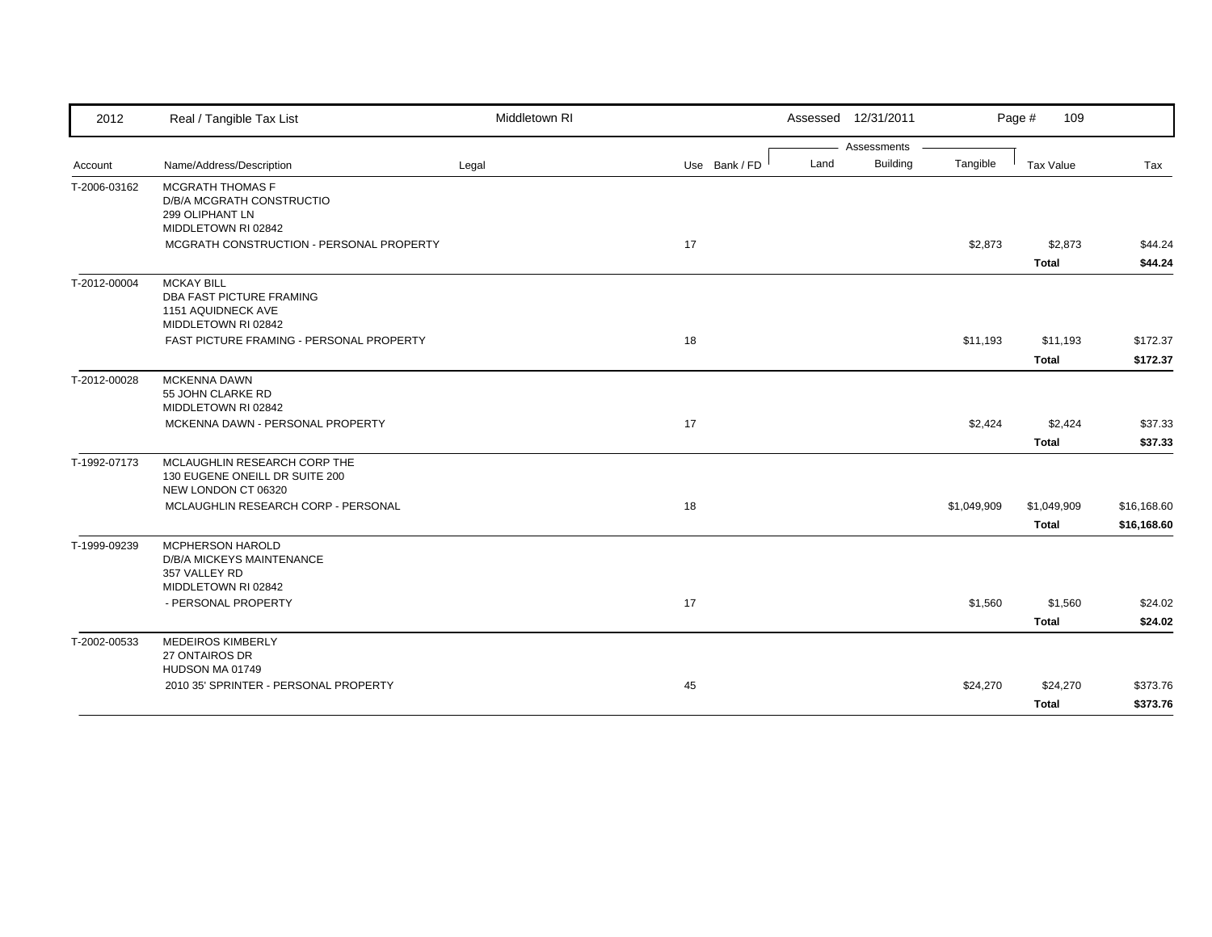| 2012 | Real / Tangible Tax List | Middletown RI | | Assessed 12/31/2011 | | | Page # 109 | |
|---|---|---|---|---|---|---|---|---|
| | | | | Assessments | | | | |
| Account | Name/Address/Description | Legal | Use Bank / FD | Land | Building | Tangible | Tax Value | Tax |
| T-2006-03162 | MCGRATH THOMAS F<br>D/B/A MCGRATH CONSTRUCTIO<br>299 OLIPHANT LN<br>MIDDLETOWN RI 02842 | | | | | | | |
| | MCGRATH CONSTRUCTION - PERSONAL PROPERTY | | 17 | | | $2,873 | $2,873 | $44.24 |
| | | | | | | | **Total** | **$44.24** |
| T-2012-00004 | MCKAY BILL<br>DBA FAST PICTURE FRAMING<br>1151 AQUIDNECK AVE<br>MIDDLETOWN RI 02842 | | | | | | | |
| | FAST PICTURE FRAMING - PERSONAL PROPERTY | | 18 | | | $11,193 | $11,193 | $172.37 |
| | | | | | | | **Total** | **$172.37** |
| T-2012-00028 | MCKENNA DAWN<br>55 JOHN CLARKE RD<br>MIDDLETOWN RI 02842 | | | | | | | |
| | MCKENNA DAWN - PERSONAL PROPERTY | | 17 | | | $2,424 | $2,424 | $37.33 |
| | | | | | | | **Total** | **$37.33** |
| T-1992-07173 | MCLAUGHLIN RESEARCH CORP THE<br>130 EUGENE ONEILL DR SUITE 200<br>NEW LONDON CT 06320 | | | | | | | |
| | MCLAUGHLIN RESEARCH CORP - PERSONAL | | 18 | | | $1,049,909 | $1,049,909 | $16,168.60 |
| | | | | | | | **Total** | **$16,168.60** |
| T-1999-09239 | MCPHERSON HAROLD<br>D/B/A MICKEYS MAINTENANCE<br>357 VALLEY RD<br>MIDDLETOWN RI 02842 | | | | | | | |
| | - PERSONAL PROPERTY | | 17 | | | $1,560 | $1,560 | $24.02 |
| | | | | | | | **Total** | **$24.02** |
| T-2002-00533 | MEDEIROS KIMBERLY<br>27 ONTAIROS DR<br>HUDSON MA 01749 | | | | | | | |
| | 2010 35' SPRINTER - PERSONAL PROPERTY | | 45 | | | $24,270 | $24,270 | $373.76 |
| | | | | | | | **Total** | **$373.76** |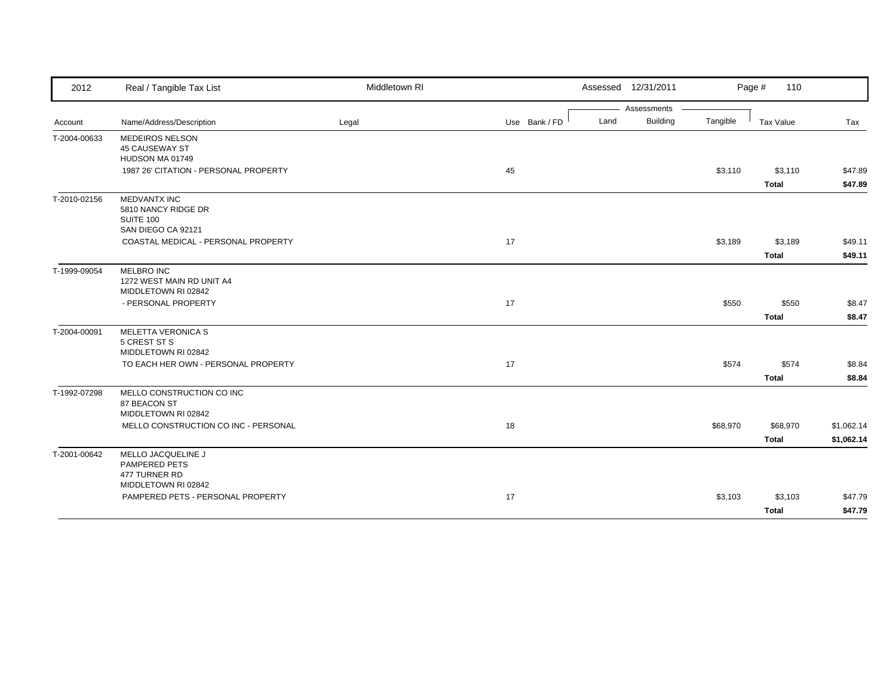| 2012 | Real / Tangible Tax List | Middletown RI | | Assessed 12/31/2011 | | | Page # 110 | |
|---|---|---|---|---|---|---|---|---|
| | | | | Assessments | | | | |
| Account | Name/Address/Description | Legal | Use Bank / FD | Land | Building | Tangible | Tax Value | Tax |
| T-2004-00633 | MEDEIROS NELSON<br>45 CAUSEWAY ST<br>HUDSON MA 01749 | | | | | | | |
| | 1987 26' CITATION - PERSONAL PROPERTY | | 45 | | | $3,110 | $3,110 | $47.89 |
| | | | | | | | **Total** | **$47.89** |
| T-2010-02156 | MEDVANTX INC<br>5810 NANCY RIDGE DR<br>SUITE 100<br>SAN DIEGO CA 92121 | | | | | | | |
| | COASTAL MEDICAL - PERSONAL PROPERTY | | 17 | | | $3,189 | $3,189 | $49.11 |
| | | | | | | | **Total** | **$49.11** |
| T-1999-09054 | MELBRO INC<br>1272 WEST MAIN RD UNIT A4<br>MIDDLETOWN RI 02842 | | | | | | | |
| | - PERSONAL PROPERTY | | 17 | | | $550 | $550 | $8.47 |
| | | | | | | | **Total** | **$8.47** |
| T-2004-00091 | MELETTA VERONICA S<br>5 CREST ST S<br>MIDDLETOWN RI 02842 | | | | | | | |
| | TO EACH HER OWN - PERSONAL PROPERTY | | 17 | | | $574 | $574 | $8.84 |
| | | | | | | | **Total** | **$8.84** |
| T-1992-07298 | MELLO CONSTRUCTION CO INC<br>87 BEACON ST<br>MIDDLETOWN RI 02842 | | | | | | | |
| | MELLO CONSTRUCTION CO INC - PERSONAL | | 18 | | | $68,970 | $68,970 | $1,062.14 |
| | | | | | | | **Total** | **$1,062.14** |
| T-2001-00642 | MELLO JACQUELINE J<br>PAMPERED PETS<br>477 TURNER RD<br>MIDDLETOWN RI 02842 | | | | | | | |
| | PAMPERED PETS - PERSONAL PROPERTY | | 17 | | | $3,103 | $3,103 | $47.79 |
| | | | | | | | **Total** | **$47.79** |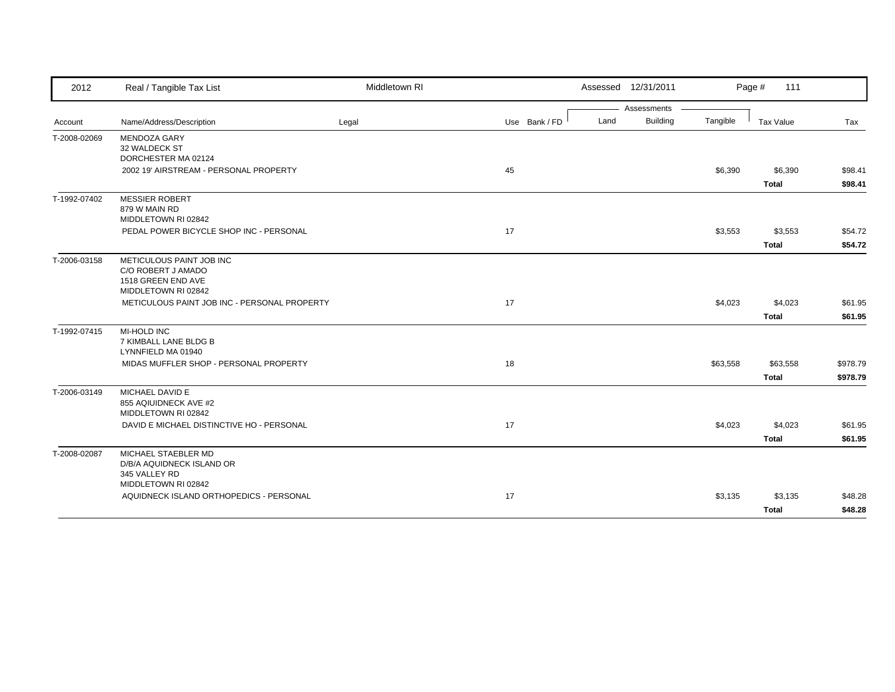| 2012 | Real / Tangible Tax List | Middletown RI | | Assessed 12/31/2011 | | | Page # 111 | |
|---|---|---|---|---|---|---|---|---|
| | | | | Assessments | | | | |
| Account | Name/Address/Description | Legal | Use Bank / FD | Land | Building | Tangible | Tax Value | Tax |
| T-2008-02069 | MENDOZA GARY<br>32 WALDECK ST<br>DORCHESTER MA 02124 | | | | | | | |
| | 2002 19' AIRSTREAM - PERSONAL PROPERTY | | 45 | | | $6,390 | $6,390 | $98.41 |
| | | | | | | | **Total** | **$98.41** |
| T-1992-07402 | MESSIER ROBERT<br>879 W MAIN RD<br>MIDDLETOWN RI 02842 | | | | | | | |
| | PEDAL POWER BICYCLE SHOP INC - PERSONAL | | 17 | | | $3,553 | $3,553 | $54.72 |
| | | | | | | | **Total** | **$54.72** |
| T-2006-03158 | METICULOUS PAINT JOB INC<br>C/O ROBERT J AMADO<br>1518 GREEN END AVE<br>MIDDLETOWN RI 02842 | | | | | | | |
| | METICULOUS PAINT JOB INC - PERSONAL PROPERTY | | 17 | | | $4,023 | $4,023 | $61.95 |
| | | | | | | | **Total** | **$61.95** |
| T-1992-07415 | MI-HOLD INC<br>7 KIMBALL LANE BLDG B<br>LYNNFIELD MA 01940 | | | | | | | |
| | MIDAS MUFFLER SHOP - PERSONAL PROPERTY | | 18 | | | $63,558 | $63,558 | $978.79 |
| | | | | | | | **Total** | **$978.79** |
| T-2006-03149 | MICHAEL DAVID E<br>855 AQIUIDNECK AVE #2<br>MIDDLETOWN RI 02842 | | | | | | | |
| | DAVID E MICHAEL DISTINCTIVE HO - PERSONAL | | 17 | | | $4,023 | $4,023 | $61.95 |
| | | | | | | | **Total** | **$61.95** |
| T-2008-02087 | MICHAEL STAEBLER MD<br>D/B/A AQUIDNECK ISLAND OR<br>345 VALLEY RD<br>MIDDLETOWN RI 02842 | | | | | | | |
| | AQUIDNECK ISLAND ORTHOPEDICS - PERSONAL | | 17 | | | $3,135 | $3,135 | $48.28 |
| | | | | | | | **Total** | **$48.28** |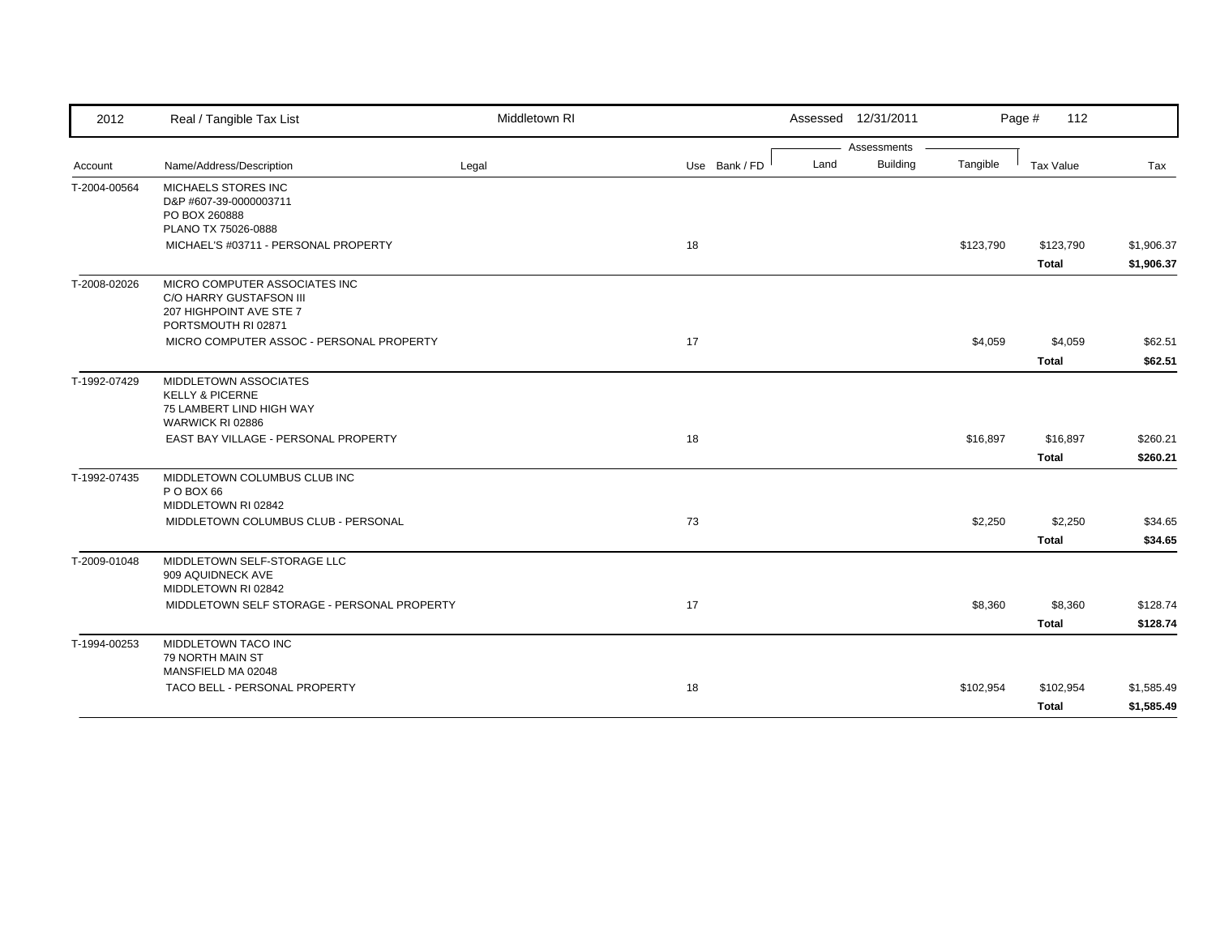| Account | Name/Address/Description | Legal | Use | Bank / FD | Land | Building | Tangible | Tax Value | Tax |
|---|---|---|---|---|---|---|---|---|---|
| T-2004-00564 | MICHAELS STORES INC<br>D&P #607-39-0000003711<br>PO BOX 260888<br>PLANO TX 75026-0888 | | | | | | | | |
| | MICHAEL'S #03711 - PERSONAL PROPERTY | | 18 | | | | $123,790 | $123,790 | $1,906.37 |
| | | | | | | | | **Total** | **$1,906.37** |
| T-2008-02026 | MICRO COMPUTER ASSOCIATES INC<br>C/O HARRY GUSTAFSON III<br>207 HIGHPOINT AVE STE 7<br>PORTSMOUTH RI 02871 | | | | | | | | |
| | MICRO COMPUTER ASSOC - PERSONAL PROPERTY | | 17 | | | | $4,059 | $4,059 | $62.51 |
| | | | | | | | | **Total** | **$62.51** |
| T-1992-07429 | MIDDLETOWN ASSOCIATES<br>KELLY & PICERNE<br>75 LAMBERT LIND HIGH WAY<br>WARWICK RI 02886 | | | | | | | | |
| | EAST BAY VILLAGE - PERSONAL PROPERTY | | 18 | | | | $16,897 | $16,897 | $260.21 |
| | | | | | | | | **Total** | **$260.21** |
| T-1992-07435 | MIDDLETOWN COLUMBUS CLUB INC<br>P O BOX 66<br>MIDDLETOWN RI 02842 | | | | | | | | |
| | MIDDLETOWN COLUMBUS CLUB - PERSONAL | | 73 | | | | $2,250 | $2,250 | $34.65 |
| | | | | | | | | **Total** | **$34.65** |
| T-2009-01048 | MIDDLETOWN SELF-STORAGE LLC<br>909 AQUIDNECK AVE<br>MIDDLETOWN RI 02842 | | | | | | | | |
| | MIDDLETOWN SELF STORAGE - PERSONAL PROPERTY | | 17 | | | | $8,360 | $8,360 | $128.74 |
| | | | | | | | | **Total** | **$128.74** |
| T-1994-00253 | MIDDLETOWN TACO INC<br>79 NORTH MAIN ST<br>MANSFIELD MA 02048 | | | | | | | | |
| | TACO BELL - PERSONAL PROPERTY | | 18 | | | | $102,954 | $102,954 | $1,585.49 |
| | | | | | | | | **Total** | **$1,585.49** |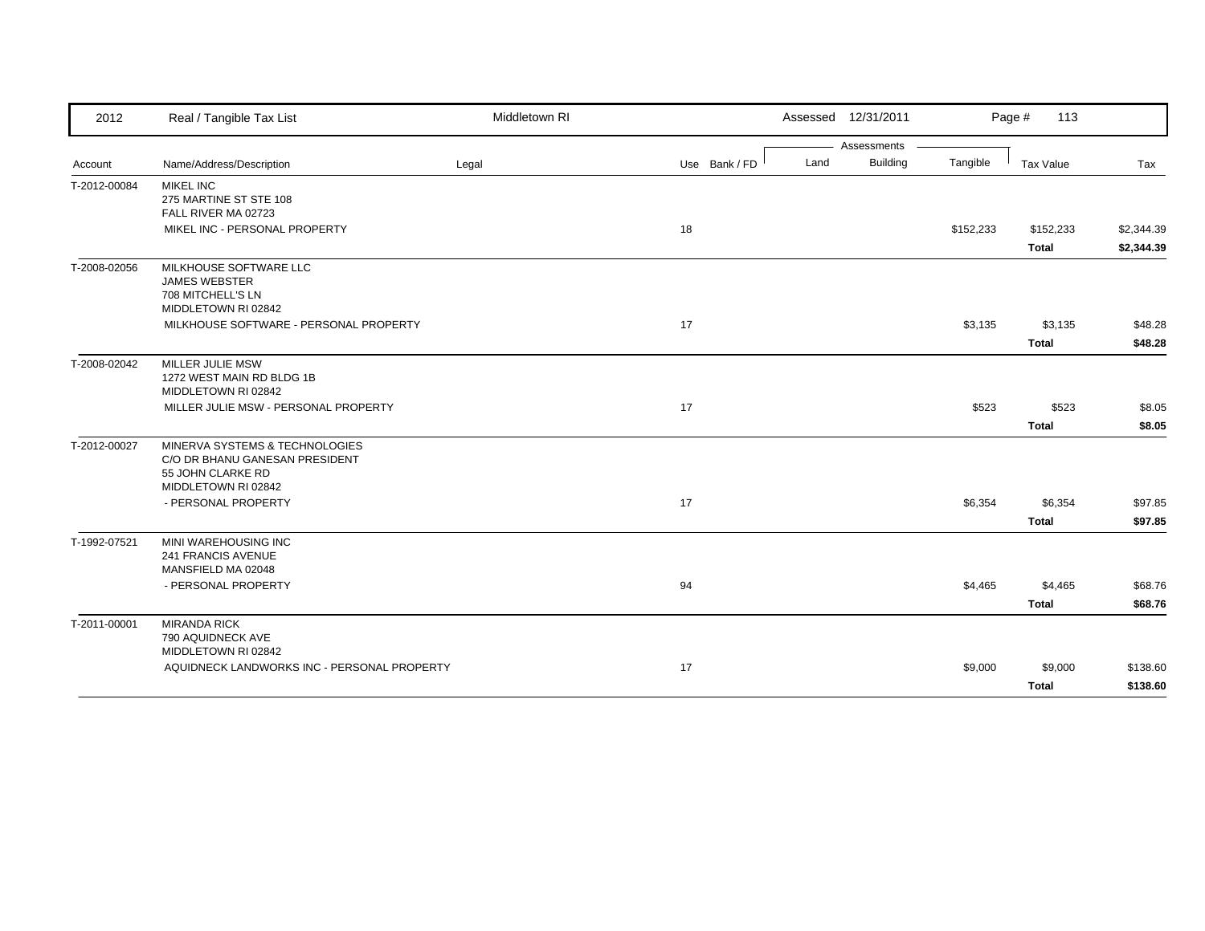| 2012 | Real / Tangible Tax List | Middletown RI | | | Assessed 12/31/2011 | | | Page # 113 | |
|---|---|---|---|---|---|---|---|---|---|
| | | | | | Assessments | | | | |
| Account | Name/Address/Description | Legal | Use | Bank / FD | Land | Building | Tangible | Tax Value | Tax |
| T-2012-00084 | MIKEL INC<br>275 MARTINE ST STE 108<br>FALL RIVER MA 02723 | | | | | | | | |
| | MIKEL INC - PERSONAL PROPERTY | | 18 | | | | $152,233 | $152,233 | $2,344.39 |
| | | | | | | | | **Total** | **$2,344.39** |
| T-2008-02056 | MILKHOUSE SOFTWARE LLC<br>JAMES WEBSTER<br>708 MITCHELL'S LN<br>MIDDLETOWN RI 02842 | | | | | | | | |
| | MILKHOUSE SOFTWARE - PERSONAL PROPERTY | | 17 | | | | $3,135 | $3,135 | $48.28 |
| | | | | | | | | **Total** | **$48.28** |
| T-2008-02042 | MILLER JULIE MSW<br>1272 WEST MAIN RD BLDG 1B<br>MIDDLETOWN RI 02842 | | | | | | | | |
| | MILLER JULIE MSW - PERSONAL PROPERTY | | 17 | | | | $523 | $523 | $8.05 |
| | | | | | | | | **Total** | **$8.05** |
| T-2012-00027 | MINERVA SYSTEMS & TECHNOLOGIES<br>C/O DR BHANU GANESAN PRESIDENT<br>55 JOHN CLARKE RD<br>MIDDLETOWN RI 02842 | | | | | | | | |
| | - PERSONAL PROPERTY | | 17 | | | | $6,354 | $6,354 | $97.85 |
| | | | | | | | | **Total** | **$97.85** |
| T-1992-07521 | MINI WAREHOUSING INC<br>241 FRANCIS AVENUE<br>MANSFIELD MA 02048 | | | | | | | | |
| | - PERSONAL PROPERTY | | 94 | | | | $4,465 | $4,465 | $68.76 |
| | | | | | | | | **Total** | **$68.76** |
| T-2011-00001 | MIRANDA RICK<br>790 AQUIDNECK AVE<br>MIDDLETOWN RI 02842 | | | | | | | | |
| | AQUIDNECK LANDWORKS INC - PERSONAL PROPERTY | | 17 | | | | $9,000 | $9,000 | $138.60 |
| | | | | | | | | **Total** | **$138.60** |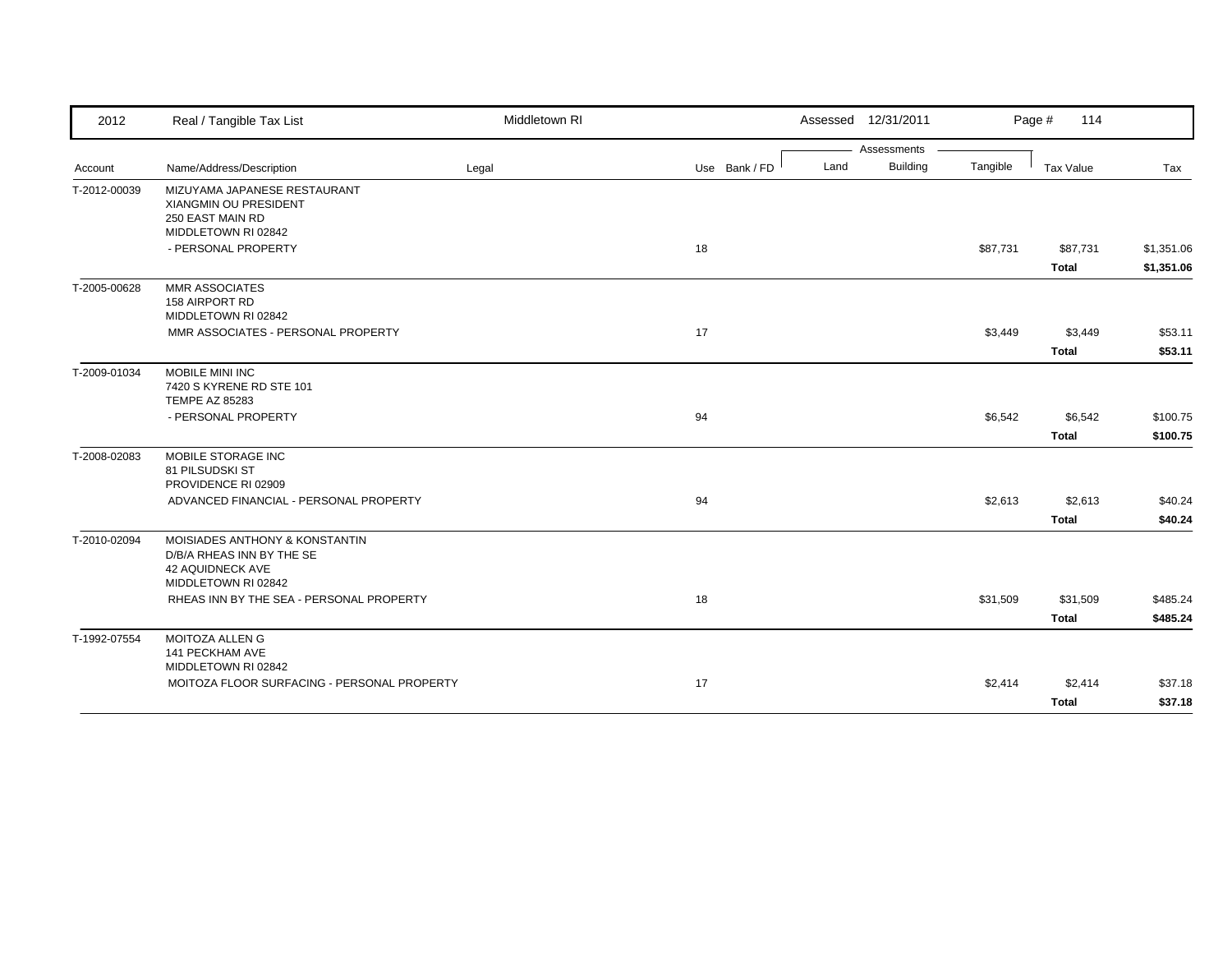| Account | Name/Address/Description | Legal | Use | Bank / FD | Land | Building | Tangible | Tax Value | Tax |
|---|---|---|---|---|---|---|---|---|---|
| T-2012-00039 | MIZUYAMA JAPANESE RESTAURANT<br>XIANGMIN OU PRESIDENT<br>250 EAST MAIN RD<br>MIDDLETOWN RI 02842 | | | | | | | | |
| | - PERSONAL PROPERTY | | 18 | | | | $87,731 | $87,731 | $1,351.06 |
| | | | | | | | | **Total** | **$1,351.06** |
| T-2005-00628 | MMR ASSOCIATES<br>158 AIRPORT RD<br>MIDDLETOWN RI 02842 | | | | | | | | |
| | MMR ASSOCIATES - PERSONAL PROPERTY | | 17 | | | | $3,449 | $3,449 | $53.11 |
| | | | | | | | | **Total** | **$53.11** |
| T-2009-01034 | MOBILE MINI INC<br>7420 S KYRENE RD STE 101<br>TEMPE AZ 85283 | | | | | | | | |
| | - PERSONAL PROPERTY | | 94 | | | | $6,542 | $6,542 | $100.75 |
| | | | | | | | | **Total** | **$100.75** |
| T-2008-02083 | MOBILE STORAGE INC<br>81 PILSUDSKI ST<br>PROVIDENCE RI 02909 | | | | | | | | |
| | ADVANCED FINANCIAL - PERSONAL PROPERTY | | 94 | | | | $2,613 | $2,613 | $40.24 |
| | | | | | | | | **Total** | **$40.24** |
| T-2010-02094 | MOISIADES ANTHONY & KONSTANTIN<br>D/B/A RHEAS INN BY THE SE<br>42 AQUIDNECK AVE<br>MIDDLETOWN RI 02842 | | | | | | | | |
| | RHEAS INN BY THE SEA - PERSONAL PROPERTY | | 18 | | | | $31,509 | $31,509 | $485.24 |
| | | | | | | | | **Total** | **$485.24** |
| T-1992-07554 | MOITOZA ALLEN G<br>141 PECKHAM AVE<br>MIDDLETOWN RI 02842 | | | | | | | | |
| | MOITOZA FLOOR SURFACING - PERSONAL PROPERTY | | 17 | | | | $2,414 | $2,414 | $37.18 |
| | | | | | | | | **Total** | **$37.18** |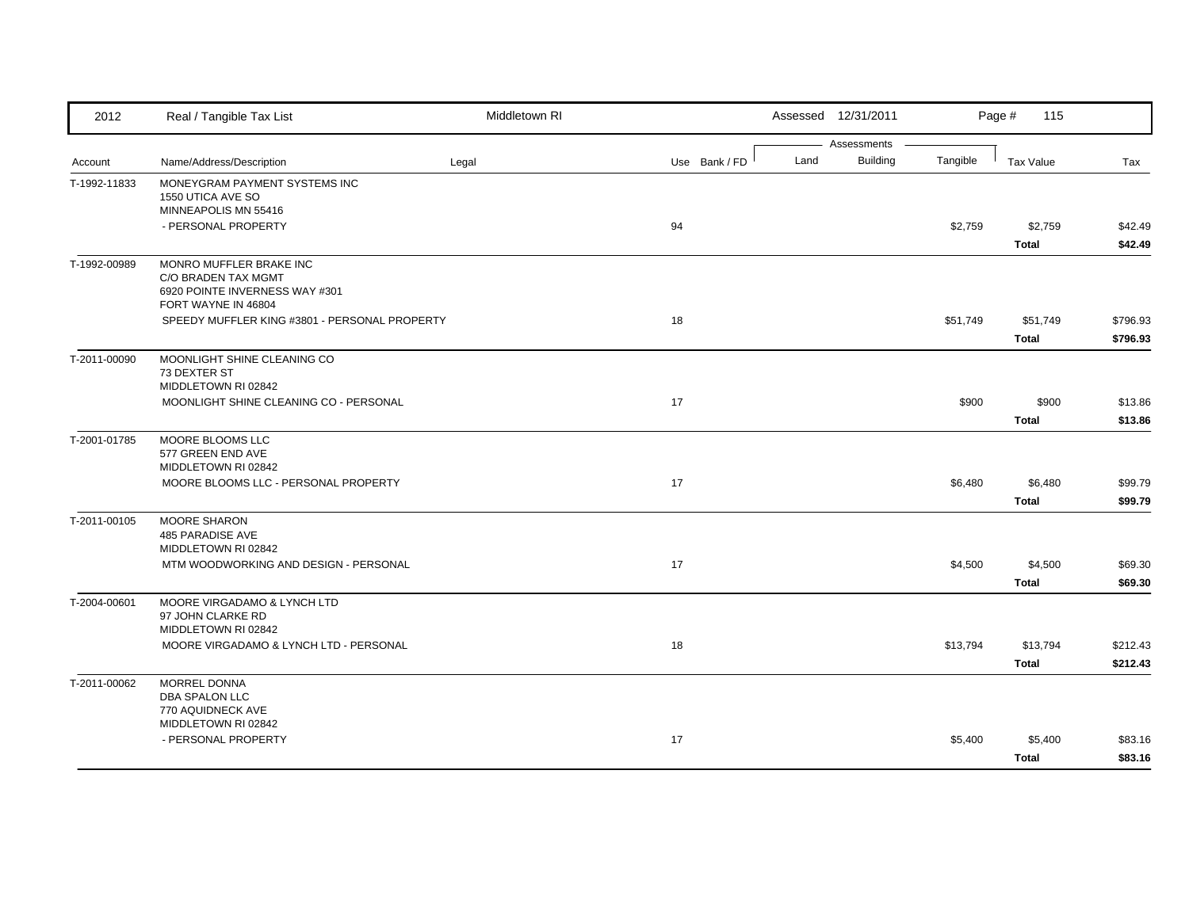| 2012 | Real / Tangible Tax List | Middletown RI | | | Assessed 12/31/2011 | | | Page # 115 | |
|---|---|---|---|---|---|---|---|---|---|
| | | | | | Assessments | | | | |
| Account | Name/Address/Description | Legal | Use | Bank / FD | Land | Building | Tangible | Tax Value | Tax |
| T-1992-11833 | MONEYGRAM PAYMENT SYSTEMS INC<br>1550 UTICA AVE SO<br>MINNEAPOLIS MN 55416 | | | | | | | | |
| | - PERSONAL PROPERTY | | 94 | | | | $2,759 | $2,759 | $42.49 |
| | | | | | | | | **Total** | **$42.49** |
| T-1992-00989 | MONRO MUFFLER BRAKE INC<br>C/O BRADEN TAX MGMT<br>6920 POINTE INVERNESS WAY #301<br>FORT WAYNE IN 46804 | | | | | | | | |
| | SPEEDY MUFFLER KING #3801 - PERSONAL PROPERTY | | 18 | | | | $51,749 | $51,749 | $796.93 |
| | | | | | | | | **Total** | **$796.93** |
| T-2011-00090 | MOONLIGHT SHINE CLEANING CO<br>73 DEXTER ST<br>MIDDLETOWN RI 02842 | | | | | | | | |
| | MOONLIGHT SHINE CLEANING CO - PERSONAL | | 17 | | | | $900 | $900 | $13.86 |
| | | | | | | | | **Total** | **$13.86** |
| T-2001-01785 | MOORE BLOOMS LLC<br>577 GREEN END AVE<br>MIDDLETOWN RI 02842 | | | | | | | | |
| | MOORE BLOOMS LLC - PERSONAL PROPERTY | | 17 | | | | $6,480 | $6,480 | $99.79 |
| | | | | | | | | **Total** | **$99.79** |
| T-2011-00105 | MOORE SHARON<br>485 PARADISE AVE<br>MIDDLETOWN RI 02842 | | | | | | | | |
| | MTM WOODWORKING AND DESIGN - PERSONAL | | 17 | | | | $4,500 | $4,500 | $69.30 |
| | | | | | | | | **Total** | **$69.30** |
| T-2004-00601 | MOORE VIRGADAMO & LYNCH LTD<br>97 JOHN CLARKE RD<br>MIDDLETOWN RI 02842 | | | | | | | | |
| | MOORE VIRGADAMO & LYNCH LTD - PERSONAL | | 18 | | | | $13,794 | $13,794 | $212.43 |
| | | | | | | | | **Total** | **$212.43** |
| T-2011-00062 | MORREL DONNA<br>DBA SPALON LLC<br>770 AQUIDNECK AVE<br>MIDDLETOWN RI 02842 | | | | | | | | |
| | - PERSONAL PROPERTY | | 17 | | | | $5,400 | $5,400 | $83.16 |
| | | | | | | | | **Total** | **$83.16** |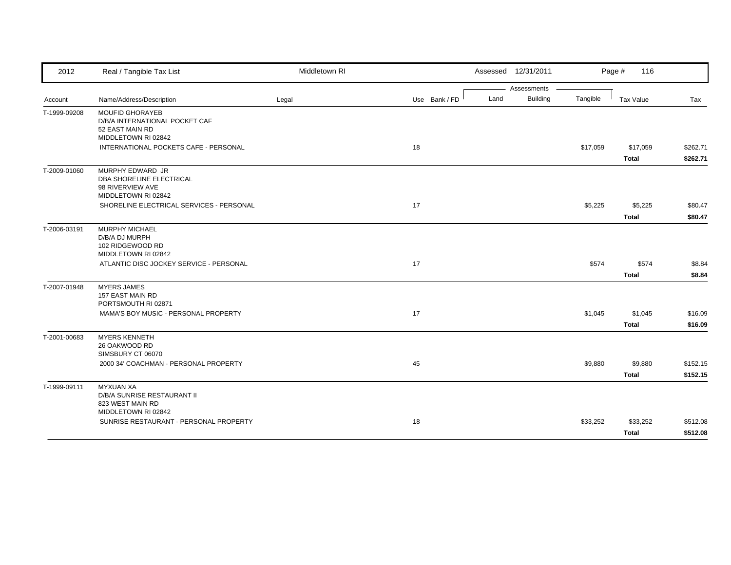| 2012 | Real / Tangible Tax List | Middletown RI | | | Assessed 12/31/2011 | | | Page # 116 | |
|---|---|---|---|---|---|---|---|---|---|
| | | | | | Assessments | | | | |
| Account | Name/Address/Description | Legal | Use | Bank / FD | Land | Building | Tangible | Tax Value | Tax |
| T-1999-09208 | MOUFID GHORAYEB<br>D/B/A INTERNATIONAL POCKET CAF<br>52 EAST MAIN RD<br>MIDDLETOWN RI 02842 | | | | | | | | |
| | INTERNATIONAL POCKETS CAFE - PERSONAL | | 18 | | | | $17,059 | $17,059 | $262.71 |
| | | | | | | | | **Total** | **$262.71** |
| T-2009-01060 | MURPHY EDWARD JR<br>DBA SHORELINE ELECTRICAL<br>98 RIVERVIEW AVE<br>MIDDLETOWN RI 02842 | | | | | | | | |
| | SHORELINE ELECTRICAL SERVICES - PERSONAL | | 17 | | | | $5,225 | $5,225 | $80.47 |
| | | | | | | | | **Total** | **$80.47** |
| T-2006-03191 | MURPHY MICHAEL<br>D/B/A DJ MURPH<br>102 RIDGEWOOD RD<br>MIDDLETOWN RI 02842 | | | | | | | | |
| | ATLANTIC DISC JOCKEY SERVICE - PERSONAL | | 17 | | | | $574 | $574 | $8.84 |
| | | | | | | | | **Total** | **$8.84** |
| T-2007-01948 | MYERS JAMES<br>157 EAST MAIN RD<br>PORTSMOUTH RI 02871 | | | | | | | | |
| | MAMA'S BOY MUSIC - PERSONAL PROPERTY | | 17 | | | | $1,045 | $1,045 | $16.09 |
| | | | | | | | | **Total** | **$16.09** |
| T-2001-00683 | MYERS KENNETH<br>26 OAKWOOD RD<br>SIMSBURY CT 06070 | | | | | | | | |
| | 2000 34' COACHMAN - PERSONAL PROPERTY | | 45 | | | | $9,880 | $9,880 | $152.15 |
| | | | | | | | | **Total** | **$152.15** |
| T-1999-09111 | MYXUAN XA<br>D/B/A SUNRISE RESTAURANT II<br>823 WEST MAIN RD<br>MIDDLETOWN RI 02842 | | | | | | | | |
| | SUNRISE RESTAURANT - PERSONAL PROPERTY | | 18 | | | | $33,252 | $33,252 | $512.08 |
| | | | | | | | | **Total** | **$512.08** |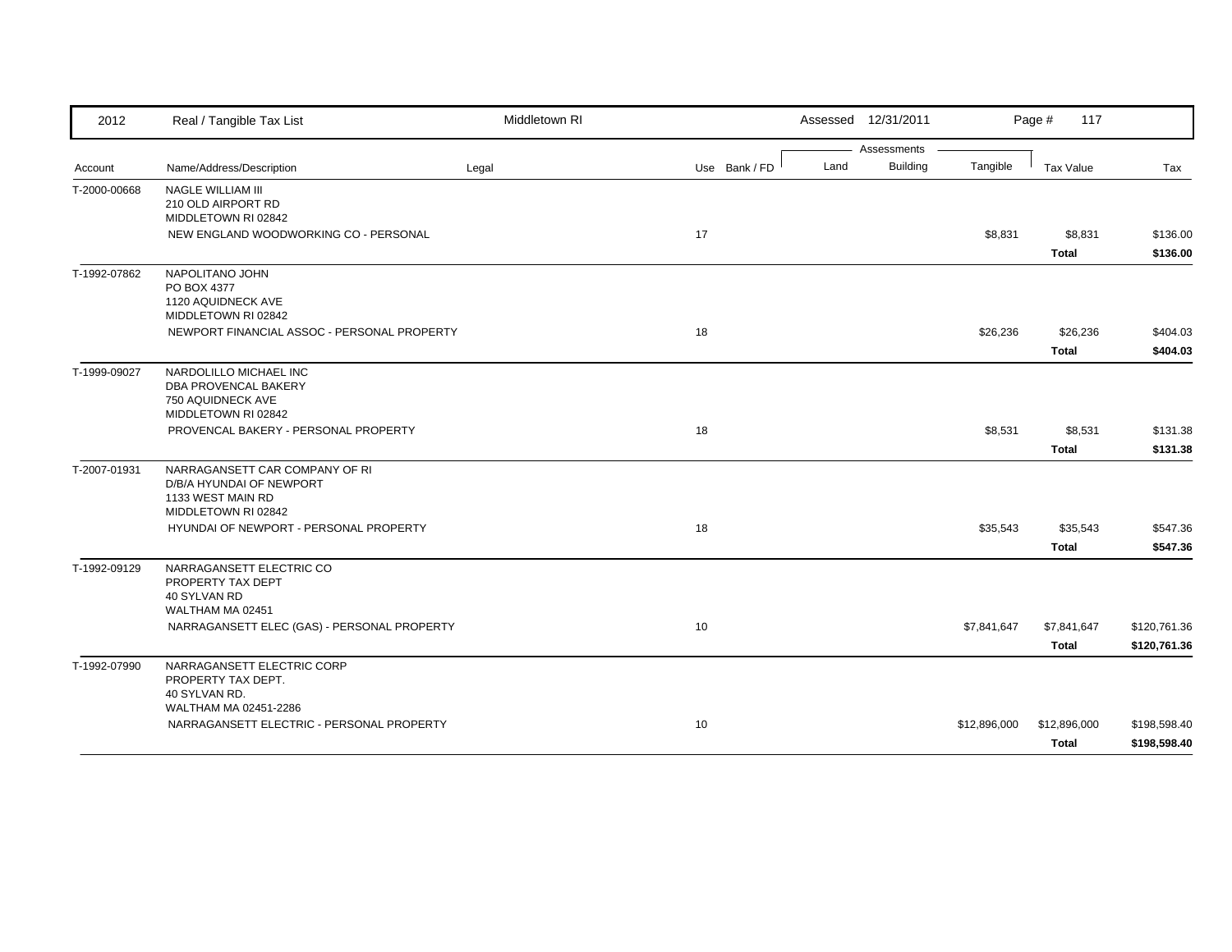| Account | Name/Address/Description | Legal | Use | Bank / FD | Land | Building | Tangible | Tax Value | Tax |
|---|---|---|---|---|---|---|---|---|---|
| T-2000-00668 | NAGLE WILLIAM III<br>210 OLD AIRPORT RD<br>MIDDLETOWN RI 02842 | | | | | | | | |
| | NEW ENGLAND WOODWORKING CO - PERSONAL | | 17 | | | | $8,831 | $8,831 | $136.00 |
| | | | | | | | | **Total** | **$136.00** |
| T-1992-07862 | NAPOLITANO JOHN<br>PO BOX 4377<br>1120 AQUIDNECK AVE<br>MIDDLETOWN RI 02842 | | | | | | | | |
| | NEWPORT FINANCIAL ASSOC - PERSONAL PROPERTY | | 18 | | | | $26,236 | $26,236 | $404.03 |
| | | | | | | | | **Total** | **$404.03** |
| T-1999-09027 | NARDOLILLO MICHAEL INC<br>DBA PROVENCAL BAKERY<br>750 AQUIDNECK AVE<br>MIDDLETOWN RI 02842 | | | | | | | | |
| | PROVENCAL BAKERY - PERSONAL PROPERTY | | 18 | | | | $8,531 | $8,531 | $131.38 |
| | | | | | | | | **Total** | **$131.38** |
| T-2007-01931 | NARRAGANSETT CAR COMPANY OF RI<br>D/B/A HYUNDAI OF NEWPORT<br>1133 WEST MAIN RD<br>MIDDLETOWN RI 02842 | | | | | | | | |
| | HYUNDAI OF NEWPORT - PERSONAL PROPERTY | | 18 | | | | $35,543 | $35,543 | $547.36 |
| | | | | | | | | **Total** | **$547.36** |
| T-1992-09129 | NARRAGANSETT ELECTRIC CO<br>PROPERTY TAX DEPT<br>40 SYLVAN RD<br>WALTHAM MA 02451 | | | | | | | | |
| | NARRAGANSETT ELEC (GAS) - PERSONAL PROPERTY | | 10 | | | | $7,841,647 | $7,841,647 | $120,761.36 |
| | | | | | | | | **Total** | **$120,761.36** |
| T-1992-07990 | NARRAGANSETT ELECTRIC CORP<br>PROPERTY TAX DEPT.<br>40 SYLVAN RD.<br>WALTHAM MA 02451-2286 | | | | | | | | |
| | NARRAGANSETT ELECTRIC - PERSONAL PROPERTY | | 10 | | | | $12,896,000 | $12,896,000 | $198,598.40 |
| | | | | | | | | **Total** | **$198,598.40** |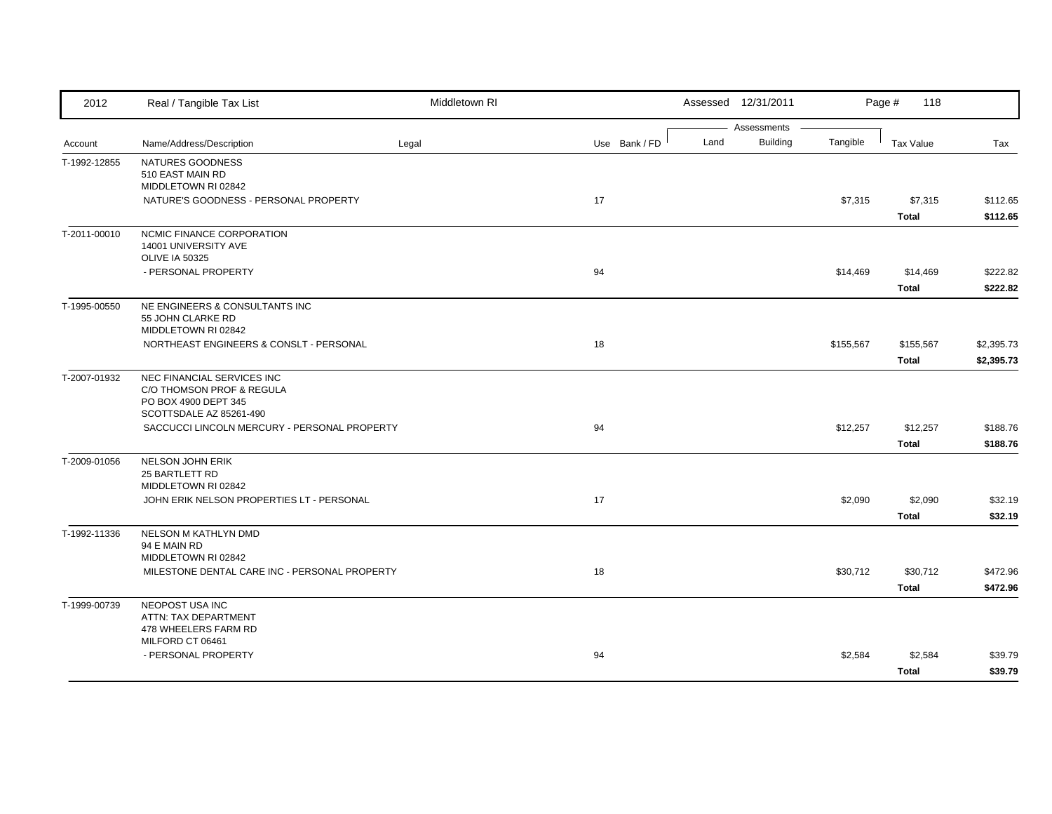| 2012 | Real / Tangible Tax List | Middletown RI | | | Assessed 12/31/2011 | | | Page # 118 | |
|---|---|---|---|---|---|---|---|---|---|
| | | | | | Assessments | | | | |
| Account | Name/Address/Description | Legal | Use | Bank / FD | Land | Building | Tangible | Tax Value | Tax |
| T-1992-12855 | NATURES GOODNESS<br>510 EAST MAIN RD<br>MIDDLETOWN RI 02842 | | | | | | | | |
| | NATURE'S GOODNESS - PERSONAL PROPERTY | | 17 | | | | $7,315 | $7,315 | $112.65 |
| | | | | | | | | **Total** | **$112.65** |
| T-2011-00010 | NCMIC FINANCE CORPORATION<br>14001 UNIVERSITY AVE<br>OLIVE IA 50325 | | | | | | | | |
| | - PERSONAL PROPERTY | | 94 | | | | $14,469 | $14,469 | $222.82 |
| | | | | | | | | **Total** | **$222.82** |
| T-1995-00550 | NE ENGINEERS & CONSULTANTS INC<br>55 JOHN CLARKE RD<br>MIDDLETOWN RI 02842 | | | | | | | | |
| | NORTHEAST ENGINEERS & CONSLT - PERSONAL | | 18 | | | | $155,567 | $155,567 | $2,395.73 |
| | | | | | | | | **Total** | **$2,395.73** |
| T-2007-01932 | NEC FINANCIAL SERVICES INC<br>C/O THOMSON PROF & REGULA<br>PO BOX 4900 DEPT 345<br>SCOTTSDALE AZ 85261-490 | | | | | | | | |
| | SACCUCCI LINCOLN MERCURY - PERSONAL PROPERTY | | 94 | | | | $12,257 | $12,257 | $188.76 |
| | | | | | | | | **Total** | **$188.76** |
| T-2009-01056 | NELSON JOHN ERIK<br>25 BARTLETT RD<br>MIDDLETOWN RI 02842 | | | | | | | | |
| | JOHN ERIK NELSON PROPERTIES LT - PERSONAL | | 17 | | | | $2,090 | $2,090 | $32.19 |
| | | | | | | | | **Total** | **$32.19** |
| T-1992-11336 | NELSON M KATHLYN DMD<br>94 E MAIN RD<br>MIDDLETOWN RI 02842 | | | | | | | | |
| | MILESTONE DENTAL CARE INC - PERSONAL PROPERTY | | 18 | | | | $30,712 | $30,712 | $472.96 |
| | | | | | | | | **Total** | **$472.96** |
| T-1999-00739 | NEOPOST USA INC<br>ATTN: TAX DEPARTMENT<br>478 WHEELERS FARM RD<br>MILFORD CT 06461 | | | | | | | | |
| | - PERSONAL PROPERTY | | 94 | | | | $2,584 | $2,584 | $39.79 |
| | | | | | | | | **Total** | **$39.79** |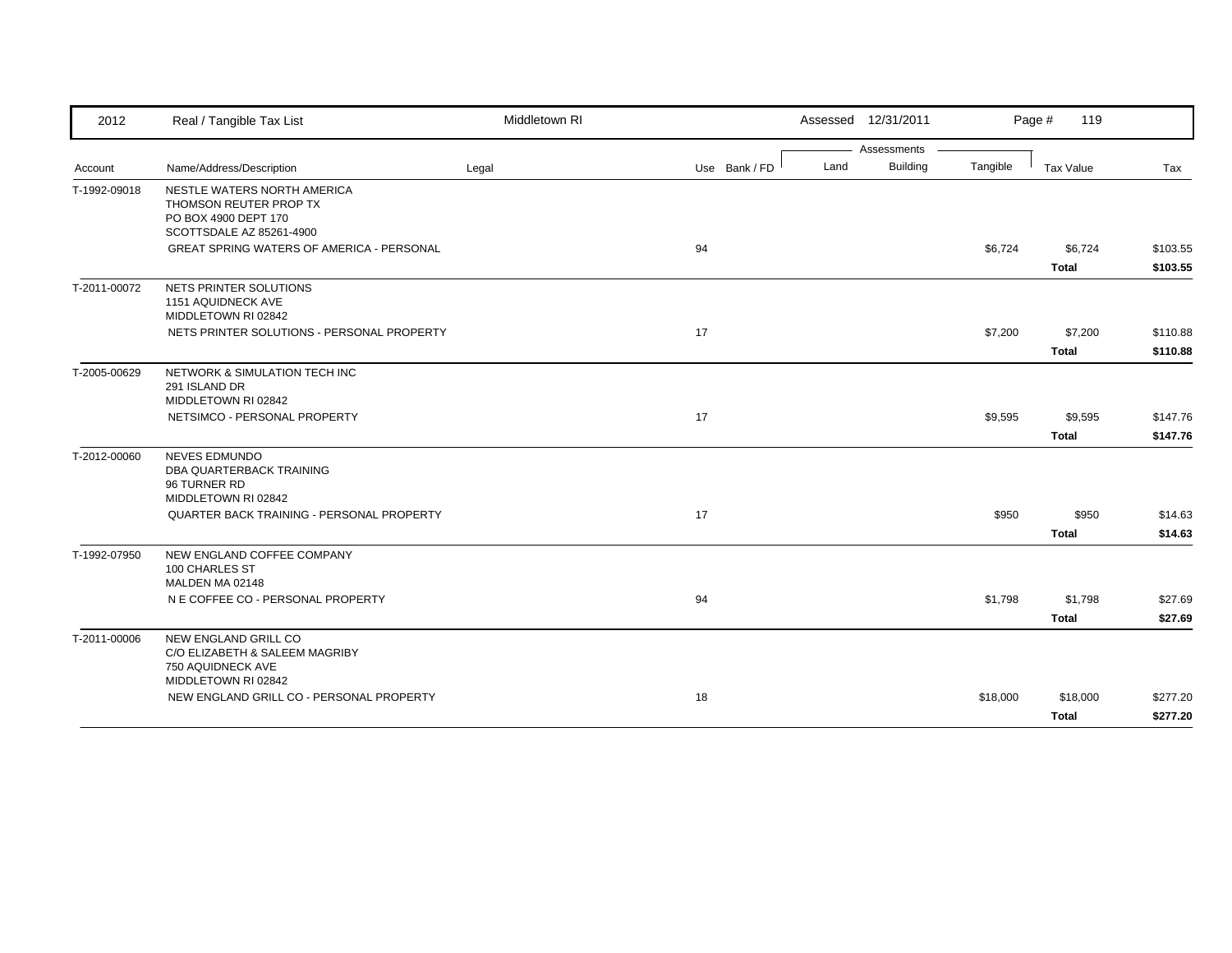| Account | Name/Address/Description | Legal | Use | Bank / FD | Land | Building | Tangible | Tax Value | Tax |
|---|---|---|---|---|---|---|---|---|---|
| T-1992-09018 | NESTLE WATERS NORTH AMERICA<br>THOMSON REUTER PROP TX<br>PO BOX 4900 DEPT 170<br>SCOTTSDALE AZ 85261-4900 | | | | | | | | |
| | GREAT SPRING WATERS OF AMERICA - PERSONAL | | 94 | | | | $6,724 | $6,724 | $103.55 |
| | | | | | | | | **Total** | **$103.55** |
| T-2011-00072 | NETS PRINTER SOLUTIONS<br>1151 AQUIDNECK AVE<br>MIDDLETOWN RI 02842 | | | | | | | | |
| | NETS PRINTER SOLUTIONS - PERSONAL PROPERTY | | 17 | | | | $7,200 | $7,200 | $110.88 |
| | | | | | | | | **Total** | **$110.88** |
| T-2005-00629 | NETWORK & SIMULATION TECH INC<br>291 ISLAND DR<br>MIDDLETOWN RI 02842 | | | | | | | | |
| | NETSIMCO - PERSONAL PROPERTY | | 17 | | | | $9,595 | $9,595 | $147.76 |
| | | | | | | | | **Total** | **$147.76** |
| T-2012-00060 | NEVES EDMUNDO<br>DBA QUARTERBACK TRAINING<br>96 TURNER RD<br>MIDDLETOWN RI 02842 | | | | | | | | |
| | QUARTER BACK TRAINING - PERSONAL PROPERTY | | 17 | | | | $950 | $950 | $14.63 |
| | | | | | | | | **Total** | **$14.63** |
| T-1992-07950 | NEW ENGLAND COFFEE COMPANY<br>100 CHARLES ST<br>MALDEN MA 02148 | | | | | | | | |
| | N E COFFEE CO - PERSONAL PROPERTY | | 94 | | | | $1,798 | $1,798 | $27.69 |
| | | | | | | | | **Total** | **$27.69** |
| T-2011-00006 | NEW ENGLAND GRILL CO<br>C/O ELIZABETH & SALEEM MAGRIBY<br>750 AQUIDNECK AVE<br>MIDDLETOWN RI 02842 | | | | | | | | |
| | NEW ENGLAND GRILL CO - PERSONAL PROPERTY | | 18 | | | | $18,000 | $18,000 | $277.20 |
| | | | | | | | | **Total** | **$277.20** |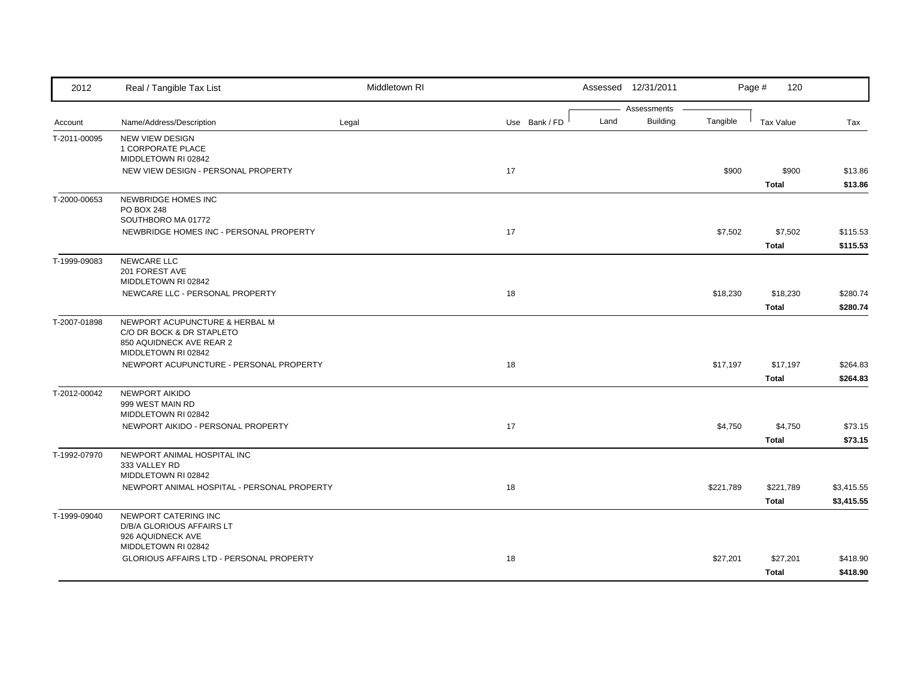| 2012 | Real / Tangible Tax List | Middletown RI | | | Assessed 12/31/2011 | | | Page # 120 | |
|---|---|---|---|---|---|---|---|---|---|
| | | | | | Assessments | | | | |
| Account | Name/Address/Description | Legal | Use | Bank / FD | Land | Building | Tangible | Tax Value | Tax |
| T-2011-00095 | NEW VIEW DESIGN<br>1 CORPORATE PLACE<br>MIDDLETOWN RI 02842 | | | | | | | | |
| | NEW VIEW DESIGN - PERSONAL PROPERTY | | 17 | | | | $900 | $900 | $13.86 |
| | | | | | | | | **Total** | **$13.86** |
| T-2000-00653 | NEWBRIDGE HOMES INC<br>PO BOX 248<br>SOUTHBORO MA 01772 | | | | | | | | |
| | NEWBRIDGE HOMES INC - PERSONAL PROPERTY | | 17 | | | | $7,502 | $7,502 | $115.53 |
| | | | | | | | | **Total** | **$115.53** |
| T-1999-09083 | NEWCARE LLC<br>201 FOREST AVE<br>MIDDLETOWN RI 02842 | | | | | | | | |
| | NEWCARE LLC - PERSONAL PROPERTY | | 18 | | | | $18,230 | $18,230 | $280.74 |
| | | | | | | | | **Total** | **$280.74** |
| T-2007-01898 | NEWPORT ACUPUNCTURE & HERBAL M<br>C/O DR BOCK & DR STAPLETO<br>850 AQUIDNECK AVE REAR 2<br>MIDDLETOWN RI 02842 | | | | | | | | |
| | NEWPORT ACUPUNCTURE - PERSONAL PROPERTY | | 18 | | | | $17,197 | $17,197 | $264.83 |
| | | | | | | | | **Total** | **$264.83** |
| T-2012-00042 | NEWPORT AIKIDO<br>999 WEST MAIN RD<br>MIDDLETOWN RI 02842 | | | | | | | | |
| | NEWPORT AIKIDO - PERSONAL PROPERTY | | 17 | | | | $4,750 | $4,750 | $73.15 |
| | | | | | | | | **Total** | **$73.15** |
| T-1992-07970 | NEWPORT ANIMAL HOSPITAL INC<br>333 VALLEY RD<br>MIDDLETOWN RI 02842 | | | | | | | | |
| | NEWPORT ANIMAL HOSPITAL - PERSONAL PROPERTY | | 18 | | | | $221,789 | $221,789 | $3,415.55 |
| | | | | | | | | **Total** | **$3,415.55** |
| T-1999-09040 | NEWPORT CATERING INC<br>D/B/A GLORIOUS AFFAIRS LT<br>926 AQUIDNECK AVE<br>MIDDLETOWN RI 02842 | | | | | | | | |
| | GLORIOUS AFFAIRS LTD - PERSONAL PROPERTY | | 18 | | | | $27,201 | $27,201 | $418.90 |
| | | | | | | | | **Total** | **$418.90** |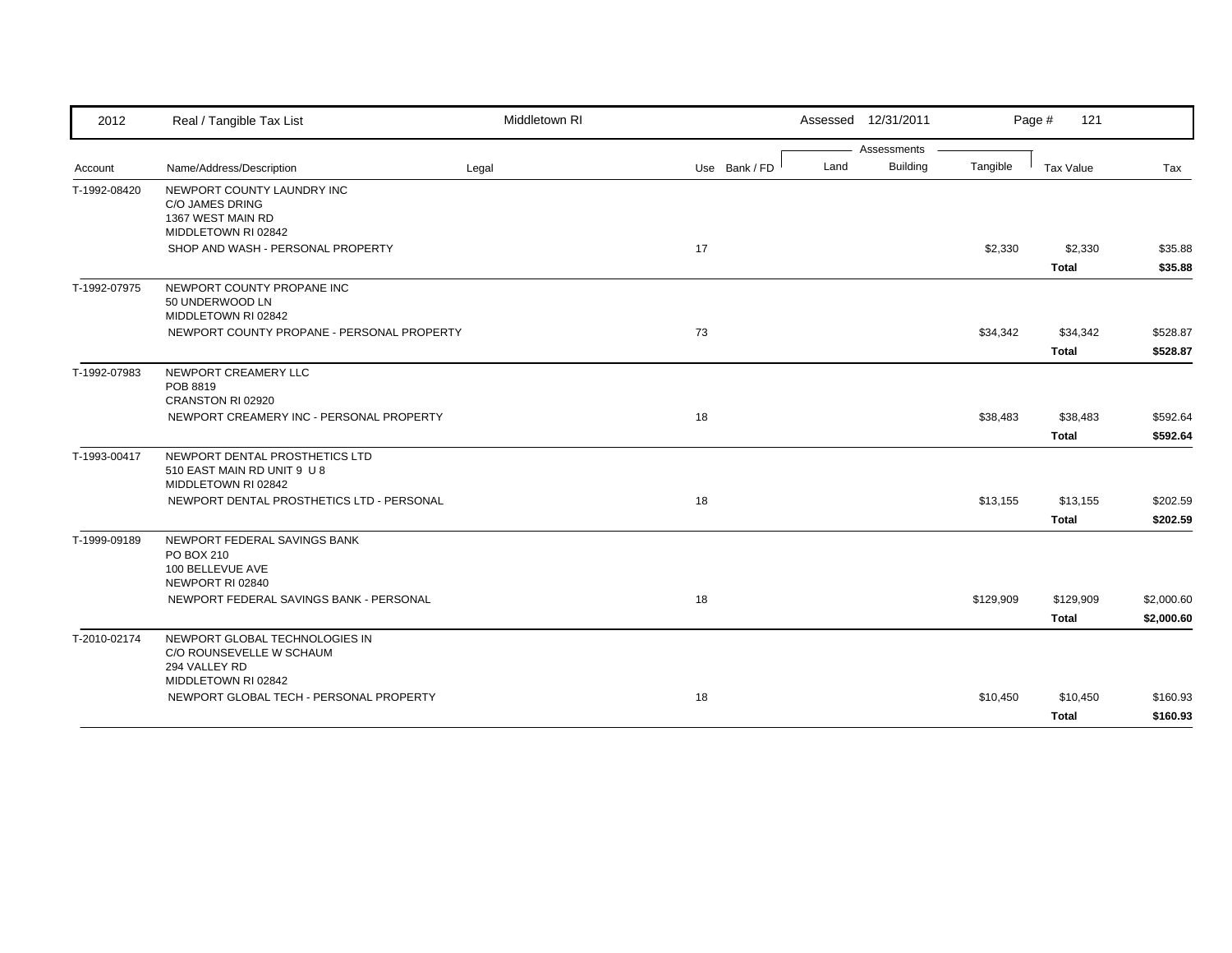| 2012 | Real / Tangible Tax List | Middletown RI | | Assessed 12/31/2011 | | | Page # 121 | |
|---|---|---|---|---|---|---|---|---|
| | | | | Assessments | | | | |
| Account | Name/Address/Description | Legal | Use Bank / FD | Land | Building | Tangible | Tax Value | Tax |
| T-1992-08420 | NEWPORT COUNTY LAUNDRY INC<br>C/O JAMES DRING<br>1367 WEST MAIN RD<br>MIDDLETOWN RI 02842 | | | | | | | |
| | SHOP AND WASH - PERSONAL PROPERTY | | 17 | | | $2,330 | $2,330 | $35.88 |
| | | | | | | | **Total** | **$35.88** |
| T-1992-07975 | NEWPORT COUNTY PROPANE INC<br>50 UNDERWOOD LN<br>MIDDLETOWN RI 02842 | | | | | | | |
| | NEWPORT COUNTY PROPANE - PERSONAL PROPERTY | | 73 | | | $34,342 | $34,342 | $528.87 |
| | | | | | | | **Total** | **$528.87** |
| T-1992-07983 | NEWPORT CREAMERY LLC<br>POB 8819<br>CRANSTON RI 02920 | | | | | | | |
| | NEWPORT CREAMERY INC - PERSONAL PROPERTY | | 18 | | | $38,483 | $38,483 | $592.64 |
| | | | | | | | **Total** | **$592.64** |
| T-1993-00417 | NEWPORT DENTAL PROSTHETICS LTD<br>510 EAST MAIN RD UNIT 9 U 8<br>MIDDLETOWN RI 02842 | | | | | | | |
| | NEWPORT DENTAL PROSTHETICS LTD - PERSONAL | | 18 | | | $13,155 | $13,155 | $202.59 |
| | | | | | | | **Total** | **$202.59** |
| T-1999-09189 | NEWPORT FEDERAL SAVINGS BANK<br>PO BOX 210<br>100 BELLEVUE AVE<br>NEWPORT RI 02840 | | | | | | | |
| | NEWPORT FEDERAL SAVINGS BANK - PERSONAL | | 18 | | | $129,909 | $129,909 | $2,000.60 |
| | | | | | | | **Total** | **$2,000.60** |
| T-2010-02174 | NEWPORT GLOBAL TECHNOLOGIES IN<br>C/O ROUNSEVELLE W SCHAUM<br>294 VALLEY RD<br>MIDDLETOWN RI 02842 | | | | | | | |
| | NEWPORT GLOBAL TECH - PERSONAL PROPERTY | | 18 | | | $10,450 | $10,450 | $160.93 |
| | | | | | | | **Total** | **$160.93** |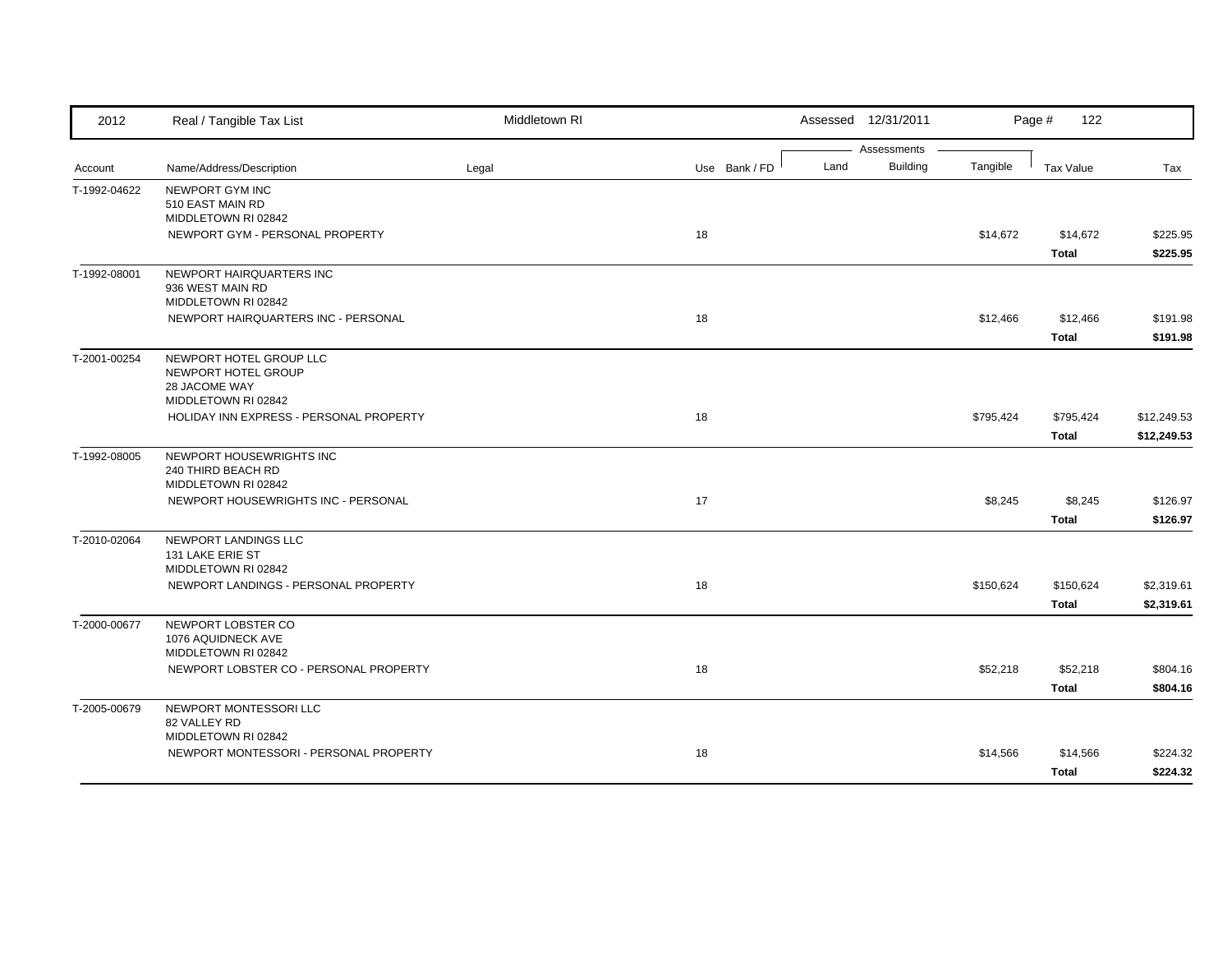| 2012 | Real / Tangible Tax List | Middletown RI | | | Assessed 12/31/2011 | | | Page # 122 | |
|---|---|---|---|---|---|---|---|---|---|
| | | | | | Assessments | | | | |
| Account | Name/Address/Description | Legal | Use | Bank / FD | Land | Building | Tangible | Tax Value | Tax |
| T-1992-04622 | NEWPORT GYM INC<br>510 EAST MAIN RD<br>MIDDLETOWN RI 02842 | | | | | | | | |
| | NEWPORT GYM - PERSONAL PROPERTY | | 18 | | | | $14,672 | $14,672 | $225.95 |
| | | | | | | | | **Total** | **$225.95** |
| T-1992-08001 | NEWPORT HAIRQUARTERS INC<br>936 WEST MAIN RD<br>MIDDLETOWN RI 02842 | | | | | | | | |
| | NEWPORT HAIRQUARTERS INC - PERSONAL | | 18 | | | | $12,466 | $12,466 | $191.98 |
| | | | | | | | | **Total** | **$191.98** |
| T-2001-00254 | NEWPORT HOTEL GROUP LLC<br>NEWPORT HOTEL GROUP<br>28 JACOME WAY<br>MIDDLETOWN RI 02842 | | | | | | | | |
| | HOLIDAY INN EXPRESS - PERSONAL PROPERTY | | 18 | | | | $795,424 | $795,424 | $12,249.53 |
| | | | | | | | | **Total** | **$12,249.53** |
| T-1992-08005 | NEWPORT HOUSEWRIGHTS INC<br>240 THIRD BEACH RD<br>MIDDLETOWN RI 02842 | | | | | | | | |
| | NEWPORT HOUSEWRIGHTS INC - PERSONAL | | 17 | | | | $8,245 | $8,245 | $126.97 |
| | | | | | | | | **Total** | **$126.97** |
| T-2010-02064 | NEWPORT LANDINGS LLC<br>131 LAKE ERIE ST<br>MIDDLETOWN RI 02842 | | | | | | | | |
| | NEWPORT LANDINGS - PERSONAL PROPERTY | | 18 | | | | $150,624 | $150,624 | $2,319.61 |
| | | | | | | | | **Total** | **$2,319.61** |
| T-2000-00677 | NEWPORT LOBSTER CO<br>1076 AQUIDNECK AVE<br>MIDDLETOWN RI 02842 | | | | | | | | |
| | NEWPORT LOBSTER CO - PERSONAL PROPERTY | | 18 | | | | $52,218 | $52,218 | $804.16 |
| | | | | | | | | **Total** | **$804.16** |
| T-2005-00679 | NEWPORT MONTESSORI LLC<br>82 VALLEY RD<br>MIDDLETOWN RI 02842 | | | | | | | | |
| | NEWPORT MONTESSORI - PERSONAL PROPERTY | | 18 | | | | $14,566 | $14,566 | $224.32 |
| | | | | | | | | **Total** | **$224.32** |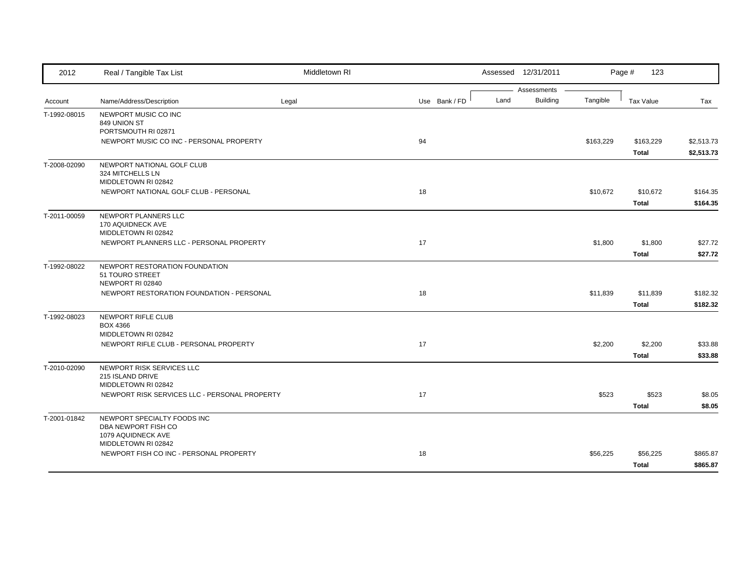| 2012 | Real / Tangible Tax List | Middletown RI | | | Assessed 12/31/2011 | | | Page # 123 | |
|---|---|---|---|---|---|---|---|---|---|
| | | | | | Assessments | | | | |
| Account | Name/Address/Description | Legal | Use | Bank / FD | Land | Building | Tangible | Tax Value | Tax |
| T-1992-08015 | NEWPORT MUSIC CO INC<br>849 UNION ST<br>PORTSMOUTH RI 02871 | | | | | | | | |
| | NEWPORT MUSIC CO INC - PERSONAL PROPERTY | | 94 | | | | $163,229 | $163,229 | $2,513.73 |
| | | | | | | | | **Total** | **$2,513.73** |
| T-2008-02090 | NEWPORT NATIONAL GOLF CLUB<br>324 MITCHELLS LN<br>MIDDLETOWN RI 02842 | | | | | | | | |
| | NEWPORT NATIONAL GOLF CLUB - PERSONAL | | 18 | | | | $10,672 | $10,672 | $164.35 |
| | | | | | | | | **Total** | **$164.35** |
| T-2011-00059 | NEWPORT PLANNERS LLC<br>170 AQUIDNECK AVE<br>MIDDLETOWN RI 02842 | | | | | | | | |
| | NEWPORT PLANNERS LLC - PERSONAL PROPERTY | | 17 | | | | $1,800 | $1,800 | $27.72 |
| | | | | | | | | **Total** | **$27.72** |
| T-1992-08022 | NEWPORT RESTORATION FOUNDATION<br>51 TOURO STREET<br>NEWPORT RI 02840 | | | | | | | | |
| | NEWPORT RESTORATION FOUNDATION - PERSONAL | | 18 | | | | $11,839 | $11,839 | $182.32 |
| | | | | | | | | **Total** | **$182.32** |
| T-1992-08023 | NEWPORT RIFLE CLUB<br>BOX 4366<br>MIDDLETOWN RI 02842 | | | | | | | | |
| | NEWPORT RIFLE CLUB - PERSONAL PROPERTY | | 17 | | | | $2,200 | $2,200 | $33.88 |
| | | | | | | | | **Total** | **$33.88** |
| T-2010-02090 | NEWPORT RISK SERVICES LLC<br>215 ISLAND DRIVE<br>MIDDLETOWN RI 02842 | | | | | | | | |
| | NEWPORT RISK SERVICES LLC - PERSONAL PROPERTY | | 17 | | | | $523 | $523 | $8.05 |
| | | | | | | | | **Total** | **$8.05** |
| T-2001-01842 | NEWPORT SPECIALTY FOODS INC<br>DBA NEWPORT FISH CO<br>1079 AQUIDNECK AVE<br>MIDDLETOWN RI 02842 | | | | | | | | |
| | NEWPORT FISH CO INC - PERSONAL PROPERTY | | 18 | | | | $56,225 | $56,225 | $865.87 |
| | | | | | | | | **Total** | **$865.87** |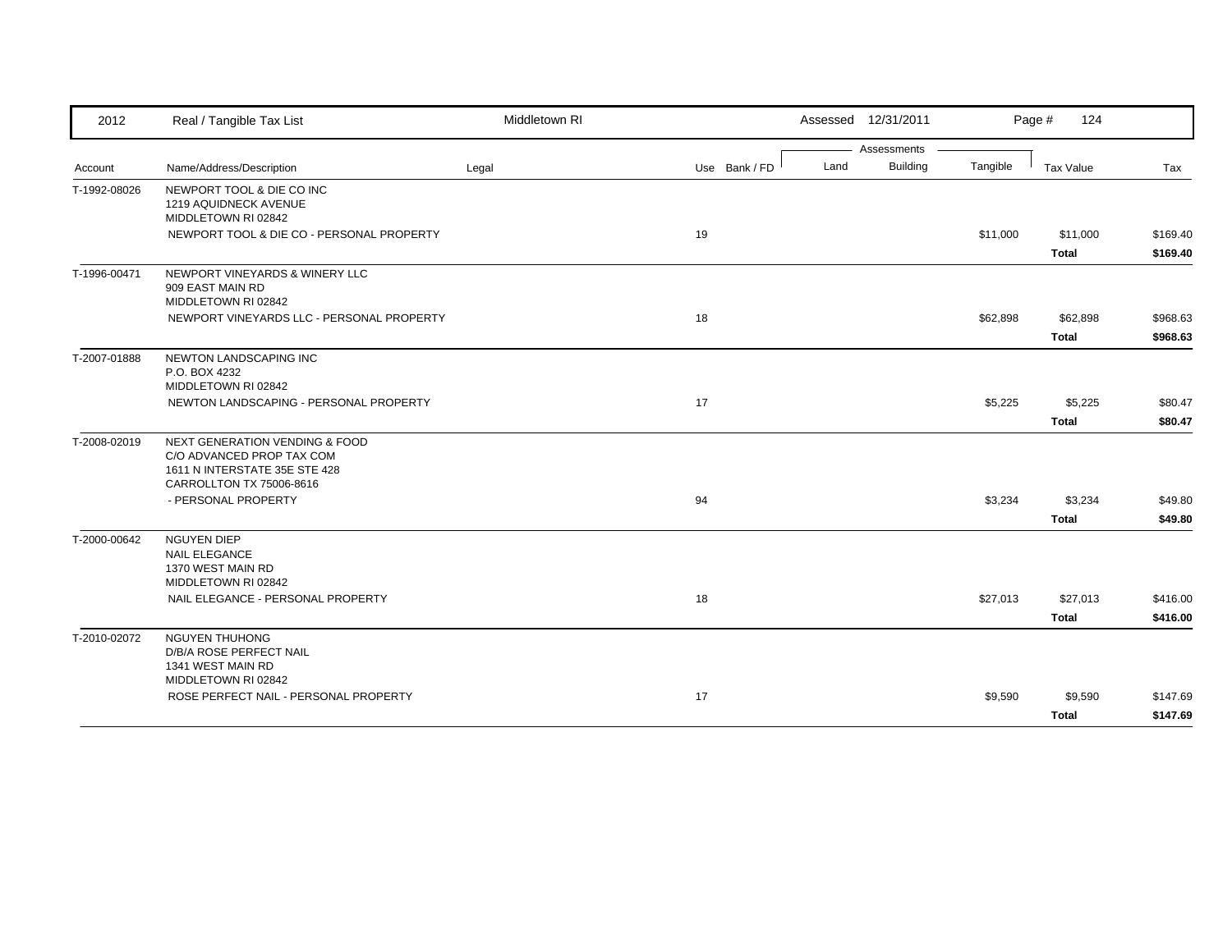| 2012 | Real / Tangible Tax List | Middletown RI | | | Assessed 12/31/2011 | | | Page # 124 | |
|---|---|---|---|---|---|---|---|---|---|
| | | | | | Assessments | | | | |
| Account | Name/Address/Description | Legal | Use | Bank / FD | Land | Building | Tangible | Tax Value | Tax |
| T-1992-08026 | NEWPORT TOOL & DIE CO INC<br>1219 AQUIDNECK AVENUE<br>MIDDLETOWN RI 02842 | | | | | | | | |
| | NEWPORT TOOL & DIE CO - PERSONAL PROPERTY | | 19 | | | | $11,000 | $11,000 | $169.40 |
| | | | | | | | | **Total** | **$169.40** |
| T-1996-00471 | NEWPORT VINEYARDS & WINERY LLC<br>909 EAST MAIN RD<br>MIDDLETOWN RI 02842 | | | | | | | | |
| | NEWPORT VINEYARDS LLC - PERSONAL PROPERTY | | 18 | | | | $62,898 | $62,898 | $968.63 |
| | | | | | | | | **Total** | **$968.63** |
| T-2007-01888 | NEWTON LANDSCAPING INC<br>P.O. BOX 4232<br>MIDDLETOWN RI 02842 | | | | | | | | |
| | NEWTON LANDSCAPING - PERSONAL PROPERTY | | 17 | | | | $5,225 | $5,225 | $80.47 |
| | | | | | | | | **Total** | **$80.47** |
| T-2008-02019 | NEXT GENERATION VENDING & FOOD<br>C/O ADVANCED PROP TAX COM<br>1611 N INTERSTATE 35E STE 428<br>CARROLLTON TX 75006-8616 | | | | | | | | |
| | - PERSONAL PROPERTY | | 94 | | | | $3,234 | $3,234 | $49.80 |
| | | | | | | | | **Total** | **$49.80** |
| T-2000-00642 | NGUYEN DIEP<br>NAIL ELEGANCE<br>1370 WEST MAIN RD<br>MIDDLETOWN RI 02842 | | | | | | | | |
| | NAIL ELEGANCE - PERSONAL PROPERTY | | 18 | | | | $27,013 | $27,013 | $416.00 |
| | | | | | | | | **Total** | **$416.00** |
| T-2010-02072 | NGUYEN THUHONG<br>D/B/A ROSE PERFECT NAIL<br>1341 WEST MAIN RD<br>MIDDLETOWN RI 02842 | | | | | | | | |
| | ROSE PERFECT NAIL - PERSONAL PROPERTY | | 17 | | | | $9,590 | $9,590 | $147.69 |
| | | | | | | | | **Total** | **$147.69** |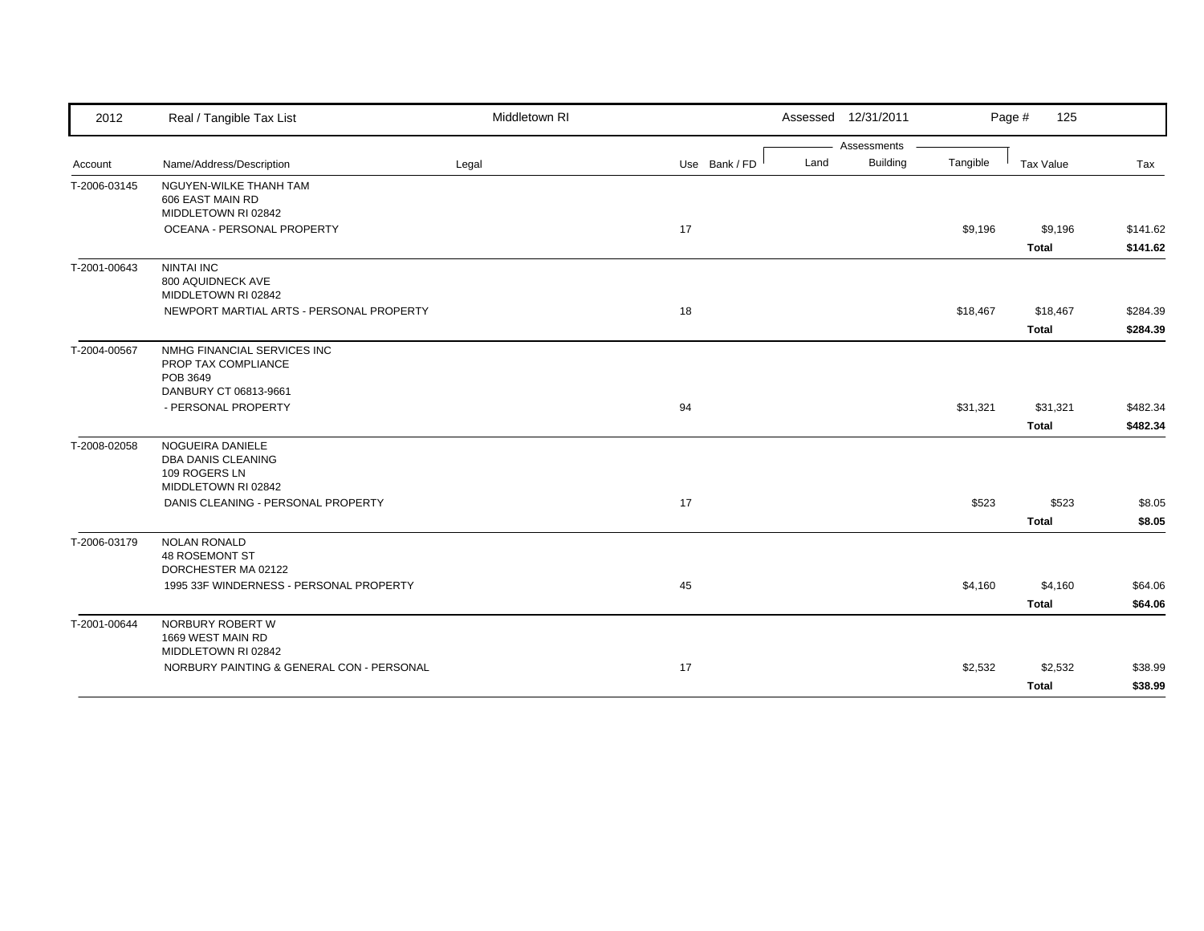| 2012 | Real / Tangible Tax List | Middletown RI | | Assessed 12/31/2011 | | | Page # 125 | |
|---|---|---|---|---|---|---|---|---|
| | | | | Assessments | | | | |
| Account | Name/Address/Description | Legal | Use Bank / FD | Land | Building | Tangible | Tax Value | Tax |
| T-2006-03145 | NGUYEN-WILKE THANH TAM<br>606 EAST MAIN RD<br>MIDDLETOWN RI 02842 | | | | | | | |
| | OCEANA - PERSONAL PROPERTY | | 17 | | | $9,196 | $9,196 | $141.62 |
| | | | | | | | **Total** | **$141.62** |
| T-2001-00643 | NINTAI INC<br>800 AQUIDNECK AVE<br>MIDDLETOWN RI 02842 | | | | | | | |
| | NEWPORT MARTIAL ARTS - PERSONAL PROPERTY | | 18 | | | $18,467 | $18,467 | $284.39 |
| | | | | | | | **Total** | **$284.39** |
| T-2004-00567 | NMHG FINANCIAL SERVICES INC<br>PROP TAX COMPLIANCE<br>POB 3649<br>DANBURY CT 06813-9661 | | | | | | | |
| | - PERSONAL PROPERTY | | 94 | | | $31,321 | $31,321 | $482.34 |
| | | | | | | | **Total** | **$482.34** |
| T-2008-02058 | NOGUEIRA DANIELE<br>DBA DANIS CLEANING<br>109 ROGERS LN<br>MIDDLETOWN RI 02842 | | | | | | | |
| | DANIS CLEANING - PERSONAL PROPERTY | | 17 | | | $523 | $523 | $8.05 |
| | | | | | | | **Total** | **$8.05** |
| T-2006-03179 | NOLAN RONALD<br>48 ROSEMONT ST<br>DORCHESTER MA 02122 | | | | | | | |
| | 1995 33F WINDERNESS - PERSONAL PROPERTY | | 45 | | | $4,160 | $4,160 | $64.06 |
| | | | | | | | **Total** | **$64.06** |
| T-2001-00644 | NORBURY ROBERT W<br>1669 WEST MAIN RD<br>MIDDLETOWN RI 02842 | | | | | | | |
| | NORBURY PAINTING & GENERAL CON - PERSONAL | | 17 | | | $2,532 | $2,532 | $38.99 |
| | | | | | | | **Total** | **$38.99** |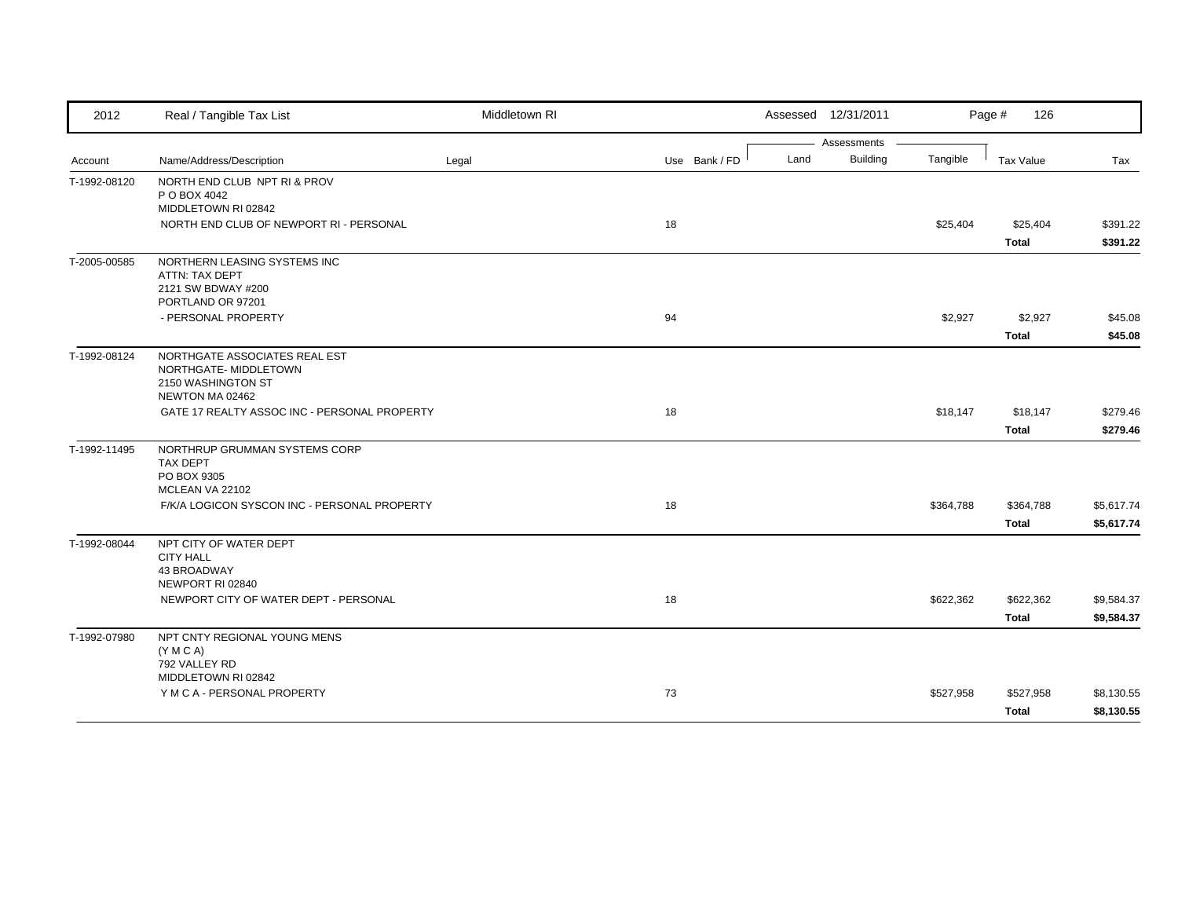| Account | Name/Address/Description | Legal | Use | Bank / FD | Land | Building | Tangible | Tax Value | Tax |
|---|---|---|---|---|---|---|---|---|---|
| T-1992-08120 | NORTH END CLUB NPT RI & PROV<br>P O BOX 4042<br>MIDDLETOWN RI 02842 | | | | | | | | |
| | NORTH END CLUB OF NEWPORT RI - PERSONAL | | 18 | | | | $25,404 | $25,404 | $391.22 |
| | | | | | | | | **Total** | **$391.22** |
| T-2005-00585 | NORTHERN LEASING SYSTEMS INC<br>ATTN: TAX DEPT<br>2121 SW BDWAY #200<br>PORTLAND OR 97201 | | | | | | | | |
| | - PERSONAL PROPERTY | | 94 | | | | $2,927 | $2,927 | $45.08 |
| | | | | | | | | **Total** | **$45.08** |
| T-1992-08124 | NORTHGATE ASSOCIATES REAL EST<br>NORTHGATE- MIDDLETOWN<br>2150 WASHINGTON ST<br>NEWTON MA 02462 | | | | | | | | |
| | GATE 17 REALTY ASSOC INC - PERSONAL PROPERTY | | 18 | | | | $18,147 | $18,147 | $279.46 |
| | | | | | | | | **Total** | **$279.46** |
| T-1992-11495 | NORTHRUP GRUMMAN SYSTEMS CORP<br>TAX DEPT<br>PO BOX 9305<br>MCLEAN VA 22102 | | | | | | | | |
| | F/K/A LOGICON SYSCON INC - PERSONAL PROPERTY | | 18 | | | | $364,788 | $364,788 | $5,617.74 |
| | | | | | | | | **Total** | **$5,617.74** |
| T-1992-08044 | NPT CITY OF WATER DEPT<br>CITY HALL<br>43 BROADWAY<br>NEWPORT RI 02840 | | | | | | | | |
| | NEWPORT CITY OF WATER DEPT - PERSONAL | | 18 | | | | $622,362 | $622,362 | $9,584.37 |
| | | | | | | | | **Total** | **$9,584.37** |
| T-1992-07980 | NPT CNTY REGIONAL YOUNG MENS<br>(Y M C A)<br>792 VALLEY RD<br>MIDDLETOWN RI 02842 | | | | | | | | |
| | Y M C A - PERSONAL PROPERTY | | 73 | | | | $527,958 | $527,958 | $8,130.55 |
| | | | | | | | | **Total** | **$8,130.55** |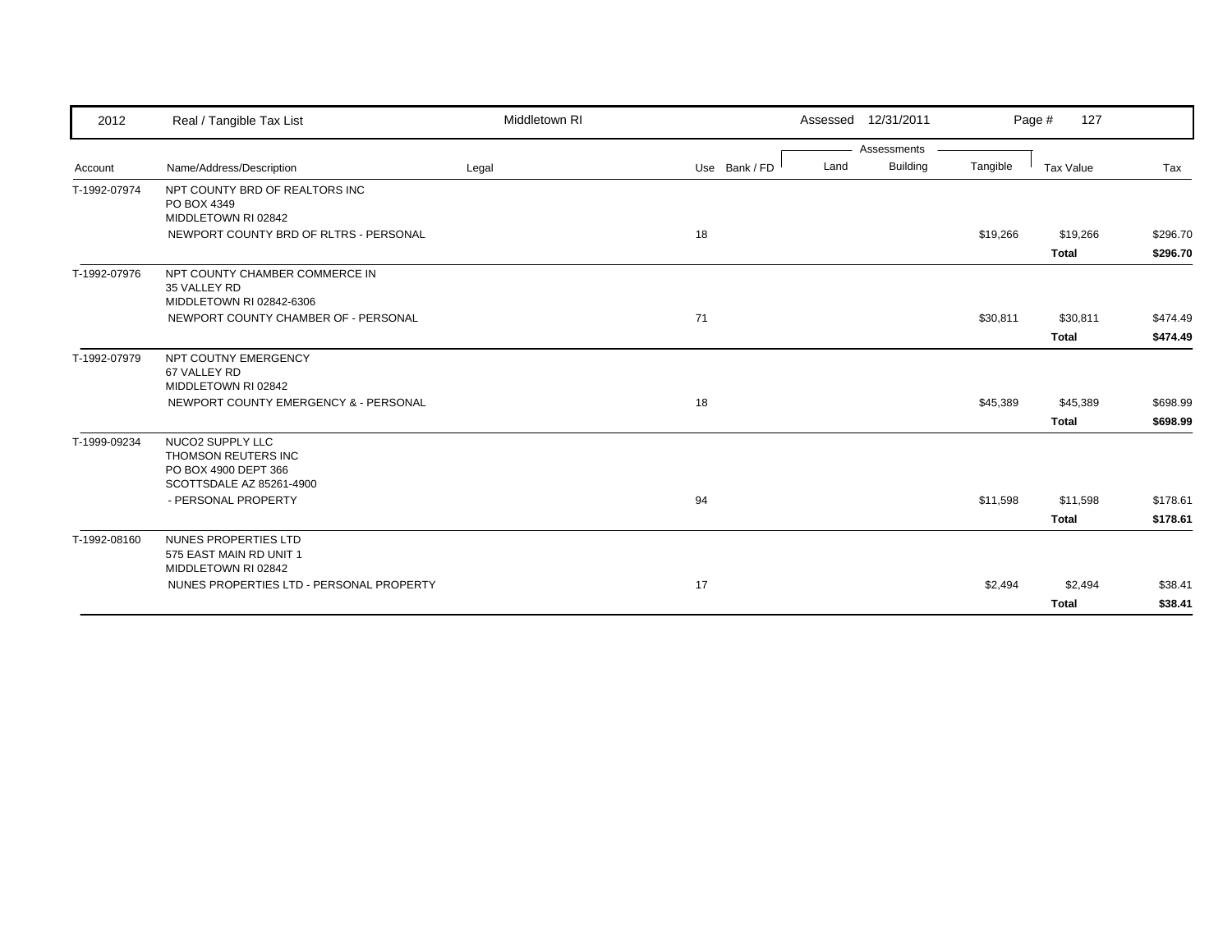| 2012 | Real / Tangible Tax List | Middletown RI | | | Assessed 12/31/2011 | | | Page # 127 | |
|---|---|---|---|---|---|---|---|---|---|
| | | | | | Assessments | | | | |
| Account | Name/Address/Description | Legal | Use | Bank / FD | Land | Building | Tangible | Tax Value | Tax |
| T-1992-07974 | NPT COUNTY BRD OF REALTORS INC<br>PO BOX 4349<br>MIDDLETOWN RI 02842 | | | | | | | | |
| | NEWPORT COUNTY BRD OF RLTRS - PERSONAL | | 18 | | | | $19,266 | $19,266 | $296.70 |
| | | | | | | | | **Total** | **$296.70** |
| T-1992-07976 | NPT COUNTY CHAMBER COMMERCE IN<br>35 VALLEY RD<br>MIDDLETOWN RI 02842-6306 | | | | | | | | |
| | NEWPORT COUNTY CHAMBER OF - PERSONAL | | 71 | | | | $30,811 | $30,811 | $474.49 |
| | | | | | | | | **Total** | **$474.49** |
| T-1992-07979 | NPT COUTNY EMERGENCY<br>67 VALLEY RD<br>MIDDLETOWN RI 02842 | | | | | | | | |
| | NEWPORT COUNTY EMERGENCY & - PERSONAL | | 18 | | | | $45,389 | $45,389 | $698.99 |
| | | | | | | | | **Total** | **$698.99** |
| T-1999-09234 | NUCO2 SUPPLY LLC<br>THOMSON REUTERS INC<br>PO BOX 4900 DEPT 366<br>SCOTTSDALE AZ 85261-4900 | | | | | | | | |
| | - PERSONAL PROPERTY | | 94 | | | | $11,598 | $11,598 | $178.61 |
| | | | | | | | | **Total** | **$178.61** |
| T-1992-08160 | NUNES PROPERTIES LTD<br>575 EAST MAIN RD UNIT 1<br>MIDDLETOWN RI 02842 | | | | | | | | |
| | NUNES PROPERTIES LTD - PERSONAL PROPERTY | | 17 | | | | $2,494 | $2,494 | $38.41 |
| | | | | | | | | **Total** | **$38.41** |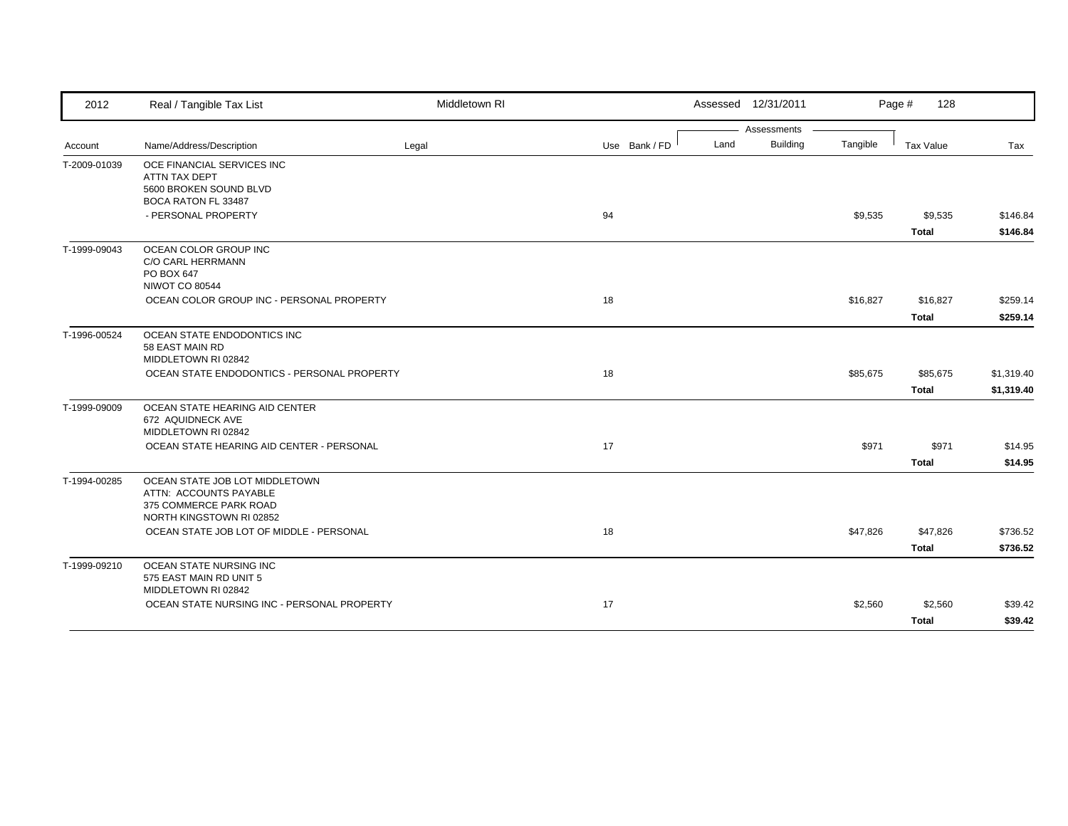| Account | Name/Address/Description | Legal | Use | Bank / FD | Land | Building | Tangible | Tax Value | Tax |
|---|---|---|---|---|---|---|---|---|---|
| T-2009-01039 | OCE FINANCIAL SERVICES INC<br>ATTN TAX DEPT<br>5600 BROKEN SOUND BLVD<br>BOCA RATON FL 33487 | | | | | | | | |
| | - PERSONAL PROPERTY | | 94 | | | | $9,535 | $9,535 | $146.84 |
| | | | | | | | | **Total** | **$146.84** |
| T-1999-09043 | OCEAN COLOR GROUP INC<br>C/O CARL HERRMANN<br>PO BOX 647<br>NIWOT CO 80544 | | | | | | | | |
| | OCEAN COLOR GROUP INC - PERSONAL PROPERTY | | 18 | | | | $16,827 | $16,827 | $259.14 |
| | | | | | | | | **Total** | **$259.14** |
| T-1996-00524 | OCEAN STATE ENDODONTICS INC<br>58 EAST MAIN RD<br>MIDDLETOWN RI 02842 | | | | | | | | |
| | OCEAN STATE ENDODONTICS - PERSONAL PROPERTY | | 18 | | | | $85,675 | $85,675 | $1,319.40 |
| | | | | | | | | **Total** | **$1,319.40** |
| T-1999-09009 | OCEAN STATE HEARING AID CENTER<br>672 AQUIDNECK AVE<br>MIDDLETOWN RI 02842 | | | | | | | | |
| | OCEAN STATE HEARING AID CENTER - PERSONAL | | 17 | | | | $971 | $971 | $14.95 |
| | | | | | | | | **Total** | **$14.95** |
| T-1994-00285 | OCEAN STATE JOB LOT MIDDLETOWN<br>ATTN: ACCOUNTS PAYABLE<br>375 COMMERCE PARK ROAD<br>NORTH KINGSTOWN RI 02852 | | | | | | | | |
| | OCEAN STATE JOB LOT OF MIDDLE - PERSONAL | | 18 | | | | $47,826 | $47,826 | $736.52 |
| | | | | | | | | **Total** | **$736.52** |
| T-1999-09210 | OCEAN STATE NURSING INC<br>575 EAST MAIN RD UNIT 5<br>MIDDLETOWN RI 02842 | | | | | | | | |
| | OCEAN STATE NURSING INC - PERSONAL PROPERTY | | 17 | | | | $2,560 | $2,560 | $39.42 |
| | | | | | | | | **Total** | **$39.42** |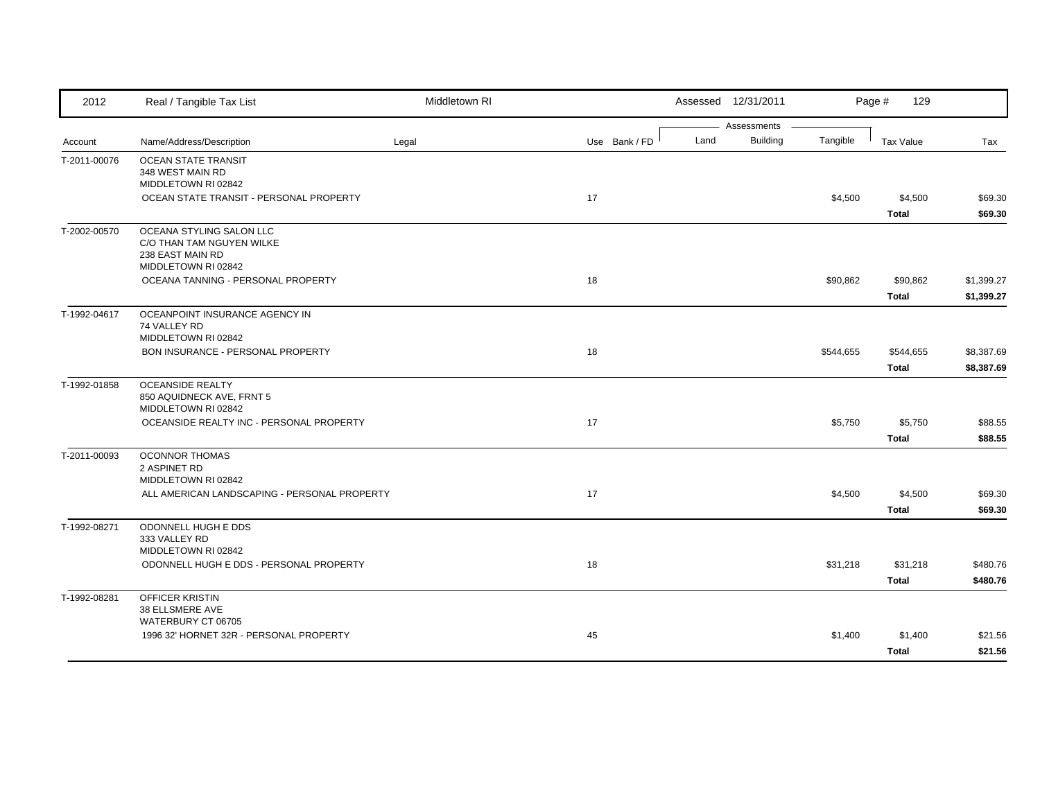| 2012 | Real / Tangible Tax List | Middletown RI | | | Assessed 12/31/2011 | | | | |
|---|---|---|---|---|---|---|---|---|---|
| | | | | | Assessments | | | | |
| Account | Name/Address/Description | Legal | Use | Bank / FD | Land | Building | Tangible | Tax Value | Tax |
| T-2011-00076 | OCEAN STATE TRANSIT<br>348 WEST MAIN RD<br>MIDDLETOWN RI 02842 | | | | | | | | |
| | OCEAN STATE TRANSIT - PERSONAL PROPERTY | | 17 | | | | $4,500 | $4,500 | $69.30 |
| | | | | | | | | **Total** | **$69.30** |
| T-2002-00570 | OCEANA STYLING SALON LLC<br>C/O THAN TAM NGUYEN WILKE<br>238 EAST MAIN RD<br>MIDDLETOWN RI 02842 | | | | | | | | |
| | OCEANA TANNING - PERSONAL PROPERTY | | 18 | | | | $90,862 | $90,862 | $1,399.27 |
| | | | | | | | | **Total** | **$1,399.27** |
| T-1992-04617 | OCEANPOINT INSURANCE AGENCY IN<br>74 VALLEY RD<br>MIDDLETOWN RI 02842 | | | | | | | | |
| | BON INSURANCE - PERSONAL PROPERTY | | 18 | | | | $544,655 | $544,655 | $8,387.69 |
| | | | | | | | | **Total** | **$8,387.69** |
| T-1992-01858 | OCEANSIDE REALTY<br>850 AQUIDNECK AVE, FRNT 5<br>MIDDLETOWN RI 02842 | | | | | | | | |
| | OCEANSIDE REALTY INC - PERSONAL PROPERTY | | 17 | | | | $5,750 | $5,750 | $88.55 |
| | | | | | | | | **Total** | **$88.55** |
| T-2011-00093 | OCONNOR THOMAS<br>2 ASPINET RD<br>MIDDLETOWN RI 02842 | | | | | | | | |
| | ALL AMERICAN LANDSCAPING - PERSONAL PROPERTY | | 17 | | | | $4,500 | $4,500 | $69.30 |
| | | | | | | | | **Total** | **$69.30** |
| T-1992-08271 | ODONNELL HUGH E DDS<br>333 VALLEY RD<br>MIDDLETOWN RI 02842 | | | | | | | | |
| | ODONNELL HUGH E DDS - PERSONAL PROPERTY | | 18 | | | | $31,218 | $31,218 | $480.76 |
| | | | | | | | | **Total** | **$480.76** |
| T-1992-08281 | OFFICER KRISTIN<br>38 ELLSMERE AVE<br>WATERBURY CT 06705 | | | | | | | | |
| | 1996 32' HORNET 32R - PERSONAL PROPERTY | | 45 | | | | $1,400 | $1,400 | $21.56 |
| | | | | | | | | **Total** | **$21.56** |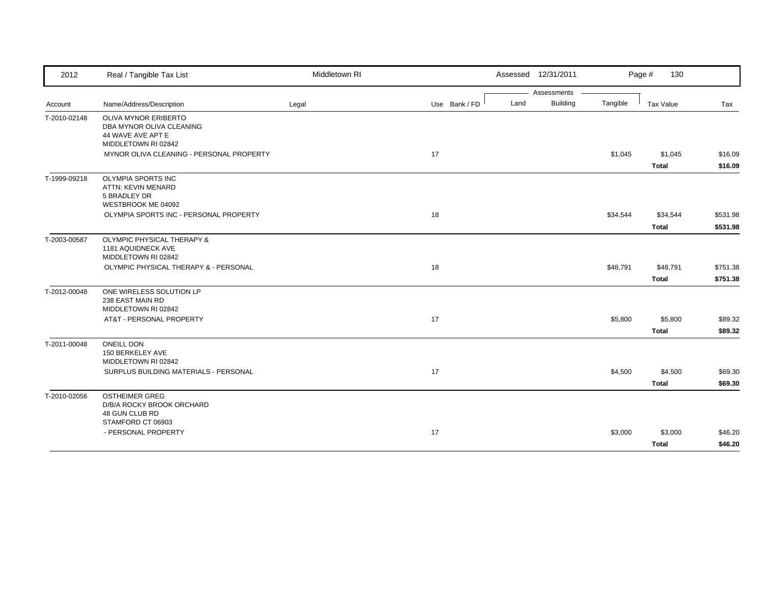| Account | Name/Address/Description | Legal | Use | Bank / FD | Land | Building | Tangible | Tax Value | Tax |
|---|---|---|---|---|---|---|---|---|---|
| T-2010-02148 | OLIVA MYNOR ERIBERTO<br>DBA MYNOR OLIVA CLEANING<br>44 WAVE AVE APT E<br>MIDDLETOWN RI 02842 | | | | | | | | |
| | MYNOR OLIVA CLEANING - PERSONAL PROPERTY | | 17 | | | | $1,045 | $1,045 | $16.09 |
| | | | | | | | | **Total** | **$16.09** |
| T-1999-09218 | OLYMPIA SPORTS INC<br>ATTN: KEVIN MENARD<br>5 BRADLEY DR<br>WESTBROOK ME 04092 | | | | | | | | |
| | OLYMPIA SPORTS INC - PERSONAL PROPERTY | | 18 | | | | $34,544 | $34,544 | $531.98 |
| | | | | | | | | **Total** | **$531.98** |
| T-2003-00587 | OLYMPIC PHYSICAL THERAPY &<br>1181 AQUIDNECK AVE<br>MIDDLETOWN RI 02842 | | | | | | | | |
| | OLYMPIC PHYSICAL THERAPY & - PERSONAL | | 18 | | | | $48,791 | $48,791 | $751.38 |
| | | | | | | | | **Total** | **$751.38** |
| T-2012-00048 | ONE WIRELESS SOLUTION LP<br>238 EAST MAIN RD<br>MIDDLETOWN RI 02842 | | | | | | | | |
| | AT&T - PERSONAL PROPERTY | | 17 | | | | $5,800 | $5,800 | $89.32 |
| | | | | | | | | **Total** | **$89.32** |
| T-2011-00048 | ONEILL DON<br>150 BERKELEY AVE<br>MIDDLETOWN RI 02842 | | | | | | | | |
| | SURPLUS BUILDING MATERIALS - PERSONAL | | 17 | | | | $4,500 | $4,500 | $69.30 |
| | | | | | | | | **Total** | **$69.30** |
| T-2010-02056 | OSTHEIMER GREG<br>D/B/A ROCKY BROOK ORCHARD<br>48 GUN CLUB RD<br>STAMFORD CT 06903 | | | | | | | | |
| | - PERSONAL PROPERTY | | 17 | | | | $3,000 | $3,000 | $46.20 |
| | | | | | | | | **Total** | **$46.20** |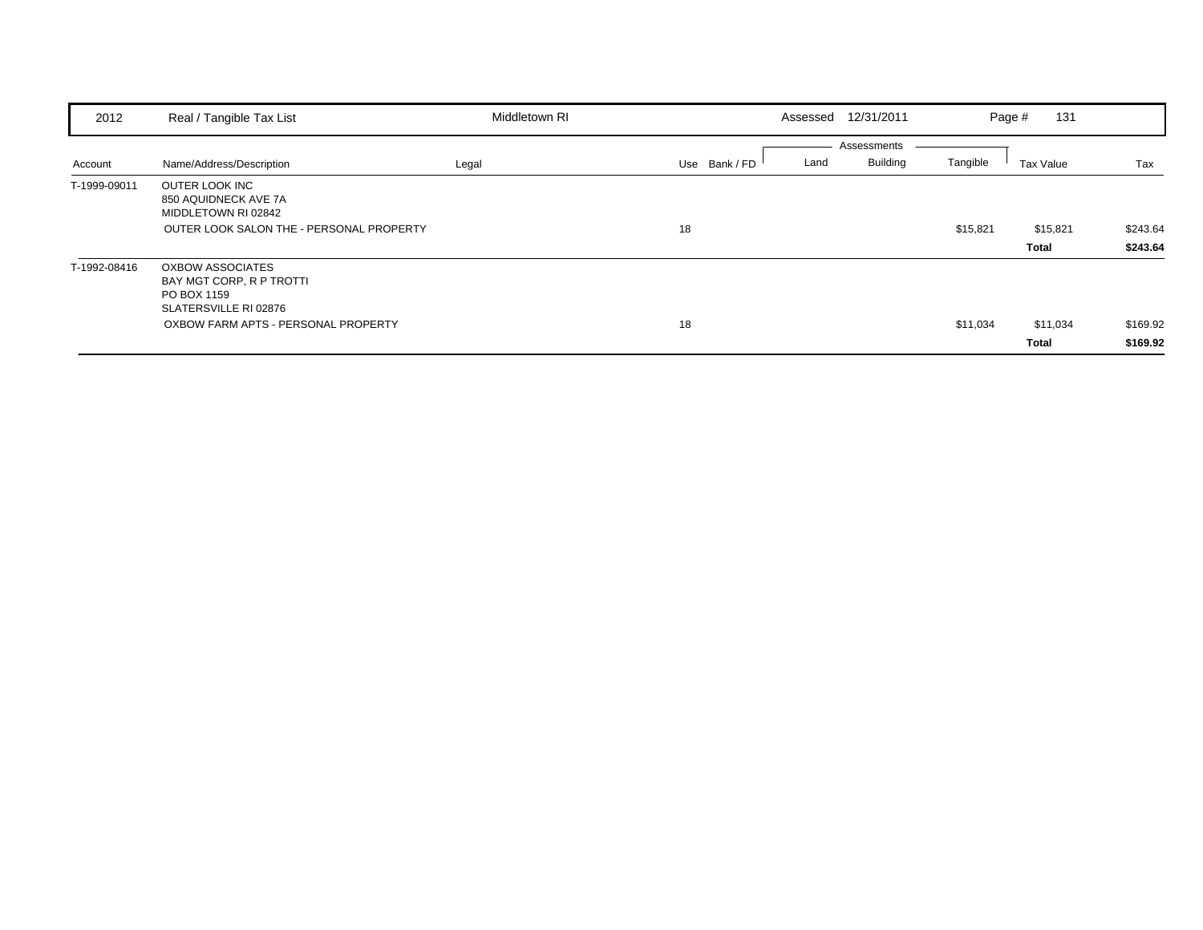| 2012 | Real / Tangible Tax List | Middletown RI | | | Assessed 12/31/2011 | | | | |
|---|---|---|---|---|---|---|---|---|---|
| | | | | | | Assessments | | | |
| Account | Name/Address/Description | Legal | Use | Bank / FD | Land | Building | Tangible | Tax Value | Tax |
| T-1999-09011 | OUTER LOOK INC<br>850 AQUIDNECK AVE 7A<br>MIDDLETOWN RI 02842 | | | | | | | | |
| | OUTER LOOK SALON THE - PERSONAL PROPERTY | | 18 | | | | $15,821 | $15,821 | $243.64 |
| | | | | | | | | **Total** | **$243.64** |
| T-1992-08416 | OXBOW ASSOCIATES<br>BAY MGT CORP, R P TROTTI<br>PO BOX 1159<br>SLATERSVILLE RI 02876 | | | | | | | | |
| | OXBOW FARM APTS - PERSONAL PROPERTY | | 18 | | | | $11,034 | $11,034 | $169.92 |
| | | | | | | | | **Total** | **$169.92** |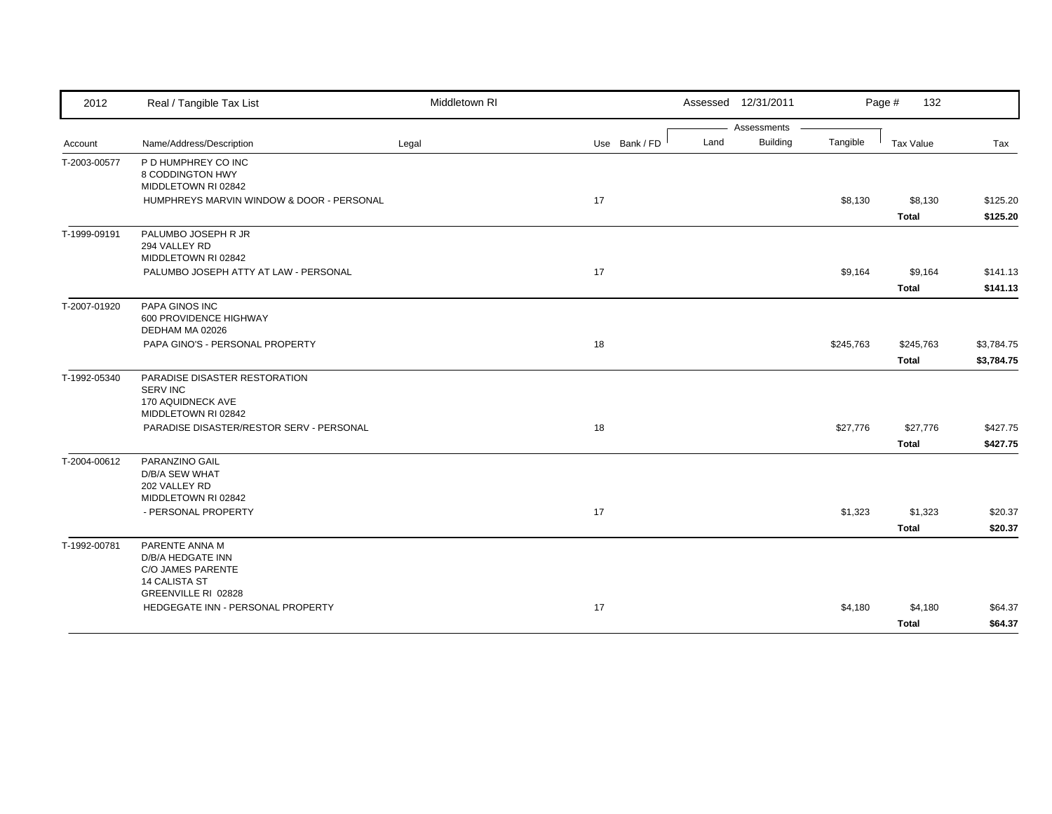| 2012 | Real / Tangible Tax List | Middletown RI | | | Assessed 12/31/2011 | | | Page # 132 | |
|---|---|---|---|---|---|---|---|---|---|
| | | | | | Assessments | | | | |
| Account | Name/Address/Description | Legal | Use | Bank / FD | Land | Building | Tangible | Tax Value | Tax |
| T-2003-00577 | P D HUMPHREY CO INC<br>8 CODDINGTON HWY<br>MIDDLETOWN RI 02842 | | | | | | | | |
| | HUMPHREYS MARVIN WINDOW & DOOR - PERSONAL | | 17 | | | | $8,130 | $8,130 | $125.20 |
| | | | | | | | | **Total** | **$125.20** |
| T-1999-09191 | PALUMBO JOSEPH R JR<br>294 VALLEY RD<br>MIDDLETOWN RI 02842 | | | | | | | | |
| | PALUMBO JOSEPH ATTY AT LAW - PERSONAL | | 17 | | | | $9,164 | $9,164 | $141.13 |
| | | | | | | | | **Total** | **$141.13** |
| T-2007-01920 | PAPA GINOS INC<br>600 PROVIDENCE HIGHWAY<br>DEDHAM MA 02026 | | | | | | | | |
| | PAPA GINO'S - PERSONAL PROPERTY | | 18 | | | | $245,763 | $245,763 | $3,784.75 |
| | | | | | | | | **Total** | **$3,784.75** |
| T-1992-05340 | PARADISE DISASTER RESTORATION<br>SERV INC<br>170 AQUIDNECK AVE<br>MIDDLETOWN RI 02842 | | | | | | | | |
| | PARADISE DISASTER/RESTOR SERV - PERSONAL | | 18 | | | | $27,776 | $27,776 | $427.75 |
| | | | | | | | | **Total** | **$427.75** |
| T-2004-00612 | PARANZINO GAIL<br>D/B/A SEW WHAT<br>202 VALLEY RD<br>MIDDLETOWN RI 02842 | | | | | | | | |
| | - PERSONAL PROPERTY | | 17 | | | | $1,323 | $1,323 | $20.37 |
| | | | | | | | | **Total** | **$20.37** |
| T-1992-00781 | PARENTE ANNA M<br>D/B/A HEDGATE INN<br>C/O JAMES PARENTE<br>14 CALISTA ST<br>GREENVILLE RI 02828 | | | | | | | | |
| | HEDGEGATE INN - PERSONAL PROPERTY | | 17 | | | | $4,180 | $4,180 | $64.37 |
| | | | | | | | | **Total** | **$64.37** |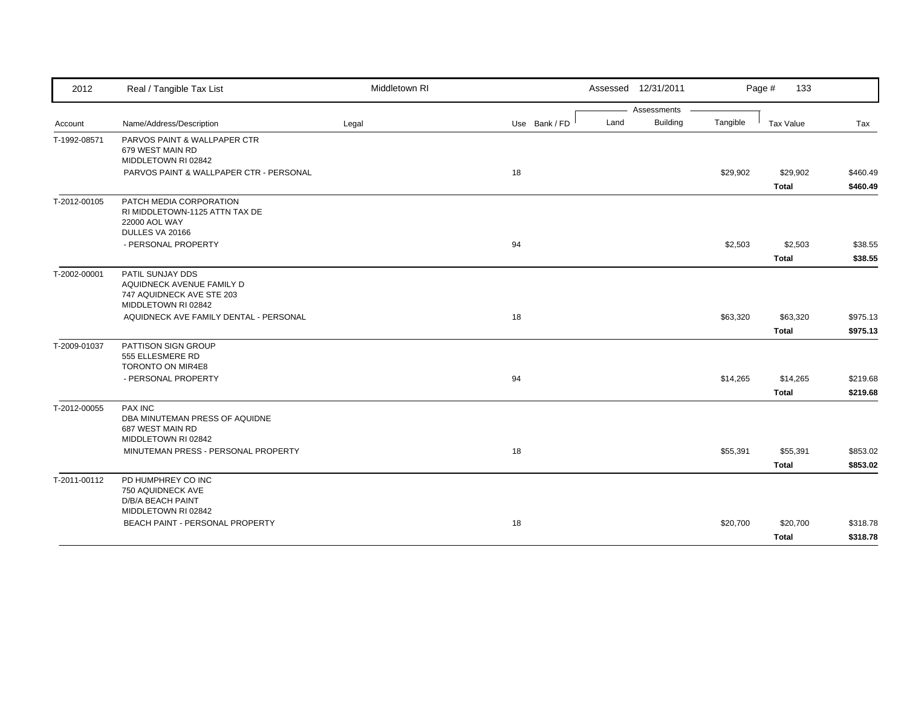| 2012 | Real / Tangible Tax List | Middletown RI | | Assessed 12/31/2011 | | | Page # 133 | |
|---|---|---|---|---|---|---|---|---|
| | | | | Assessments | | | | |
| Account | Name/Address/Description | Legal | Use Bank / FD | Land | Building | Tangible | Tax Value | Tax |
| T-1992-08571 | PARVOS PAINT & WALLPAPER CTR<br>679 WEST MAIN RD<br>MIDDLETOWN RI 02842 | | | | | | | |
| | PARVOS PAINT & WALLPAPER CTR - PERSONAL | | 18 | | | $29,902 | $29,902 | $460.49 |
| | | | | | | | **Total** | **$460.49** |
| T-2012-00105 | PATCH MEDIA CORPORATION<br>RI MIDDLETOWN-1125 ATTN TAX DE<br>22000 AOL WAY<br>DULLES VA 20166 | | | | | | | |
| | - PERSONAL PROPERTY | | 94 | | | $2,503 | $2,503 | $38.55 |
| | | | | | | | **Total** | **$38.55** |
| T-2002-00001 | PATIL SUNJAY DDS<br>AQUIDNECK AVENUE FAMILY D<br>747 AQUIDNECK AVE STE 203<br>MIDDLETOWN RI 02842 | | | | | | | |
| | AQUIDNECK AVE FAMILY DENTAL - PERSONAL | | 18 | | | $63,320 | $63,320 | $975.13 |
| | | | | | | | **Total** | **$975.13** |
| T-2009-01037 | PATTISON SIGN GROUP<br>555 ELLESMERE RD<br>TORONTO ON MIR4E8 | | | | | | | |
| | - PERSONAL PROPERTY | | 94 | | | $14,265 | $14,265 | $219.68 |
| | | | | | | | **Total** | **$219.68** |
| T-2012-00055 | PAX INC<br>DBA MINUTEMAN PRESS OF AQUIDNE<br>687 WEST MAIN RD<br>MIDDLETOWN RI 02842 | | | | | | | |
| | MINUTEMAN PRESS - PERSONAL PROPERTY | | 18 | | | $55,391 | $55,391 | $853.02 |
| | | | | | | | **Total** | **$853.02** |
| T-2011-00112 | PD HUMPHREY CO INC<br>750 AQUIDNECK AVE<br>D/B/A BEACH PAINT<br>MIDDLETOWN RI 02842 | | | | | | | |
| | BEACH PAINT - PERSONAL PROPERTY | | 18 | | | $20,700 | $20,700 | $318.78 |
| | | | | | | | **Total** | **$318.78** |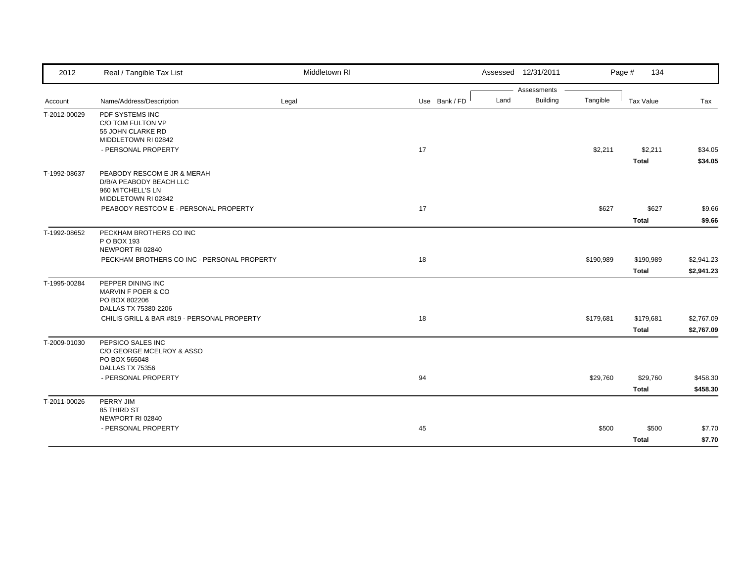| 2012 | Real / Tangible Tax List | Middletown RI | | | Assessed 12/31/2011 | | | Page # 134 | |
|---|---|---|---|---|---|---|---|---|---|
| | | | | | Assessments | | | | |
| Account | Name/Address/Description | Legal | Use | Bank / FD | Land | Building | Tangible | Tax Value | Tax |
| T-2012-00029 | PDF SYSTEMS INC<br>C/O TOM FULTON VP<br>55 JOHN CLARKE RD<br>MIDDLETOWN RI 02842 | | | | | | | | |
| | - PERSONAL PROPERTY | | 17 | | | | $2,211 | $2,211 | $34.05 |
| | | | | | | | | **Total** | **$34.05** |
| T-1992-08637 | PEABODY RESCOM E JR & MERAH<br>D/B/A PEABODY BEACH LLC<br>960 MITCHELL'S LN<br>MIDDLETOWN RI 02842 | | | | | | | | |
| | PEABODY RESTCOM E - PERSONAL PROPERTY | | 17 | | | | $627 | $627 | $9.66 |
| | | | | | | | | **Total** | **$9.66** |
| T-1992-08652 | PECKHAM BROTHERS CO INC<br>P O BOX 193<br>NEWPORT RI 02840 | | | | | | | | |
| | PECKHAM BROTHERS CO INC - PERSONAL PROPERTY | | 18 | | | | $190,989 | $190,989 | $2,941.23 |
| | | | | | | | | **Total** | **$2,941.23** |
| T-1995-00284 | PEPPER DINING INC<br>MARVIN F POER & CO<br>PO BOX 802206<br>DALLAS TX 75380-2206 | | | | | | | | |
| | CHILIS GRILL & BAR #819 - PERSONAL PROPERTY | | 18 | | | | $179,681 | $179,681 | $2,767.09 |
| | | | | | | | | **Total** | **$2,767.09** |
| T-2009-01030 | PEPSICO SALES INC<br>C/O GEORGE MCELROY & ASSO<br>PO BOX 565048<br>DALLAS TX 75356 | | | | | | | | |
| | - PERSONAL PROPERTY | | 94 | | | | $29,760 | $29,760 | $458.30 |
| | | | | | | | | **Total** | **$458.30** |
| T-2011-00026 | PERRY JIM<br>85 THIRD ST<br>NEWPORT RI 02840 | | | | | | | | |
| | - PERSONAL PROPERTY | | 45 | | | | $500 | $500 | $7.70 |
| | | | | | | | | **Total** | **$7.70** |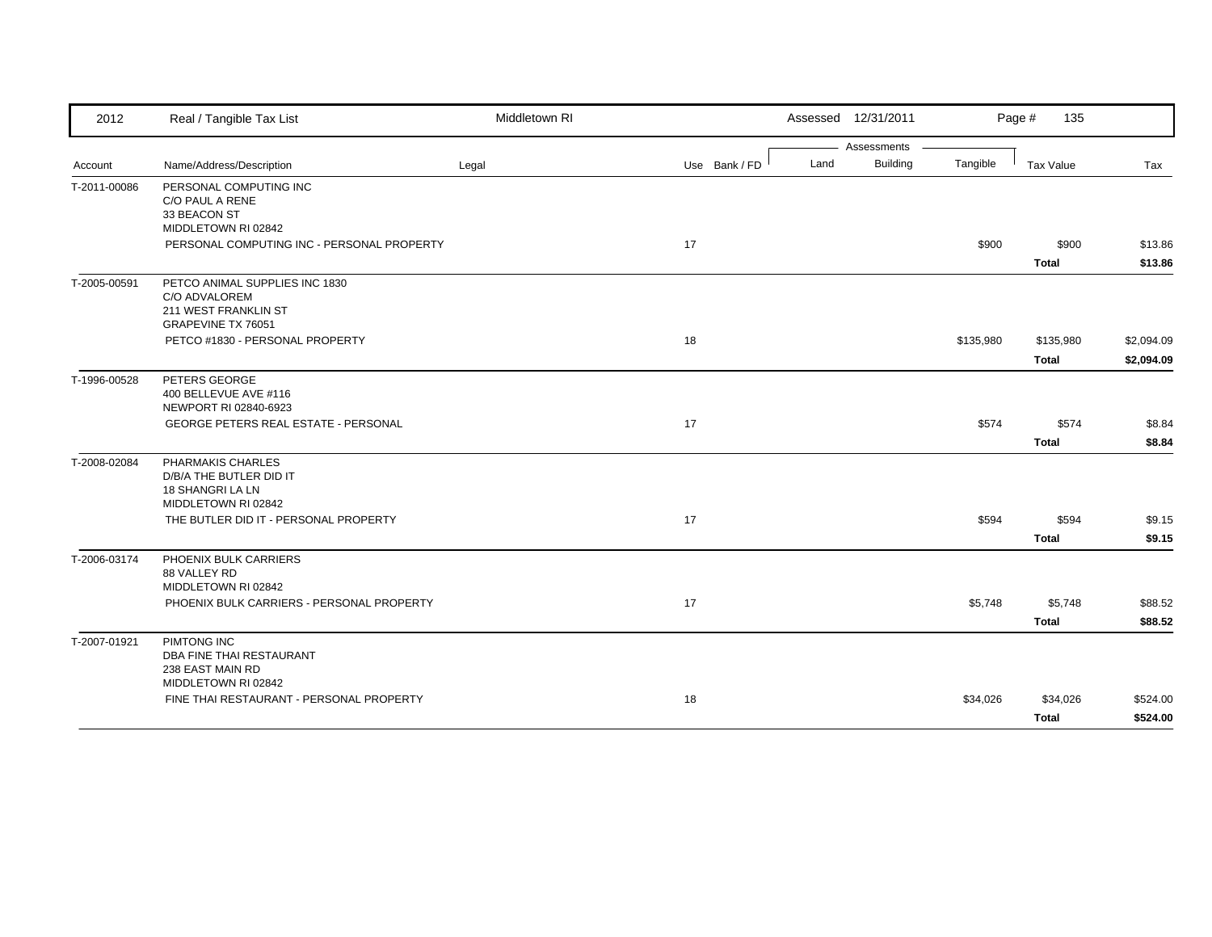| 2012 | Real / Tangible Tax List | Middletown RI | | | Assessed 12/31/2011 | | | | |
|---|---|---|---|---|---|---|---|---|---|
| | | | | | Assessments | | | | |
| Account | Name/Address/Description | Legal | Use | Bank / FD | Land | Building | Tangible | Tax Value | Tax |
| T-2011-00086 | PERSONAL COMPUTING INC<br>C/O PAUL A RENE<br>33 BEACON ST<br>MIDDLETOWN RI 02842 | | | | | | | | |
| | PERSONAL COMPUTING INC - PERSONAL PROPERTY | | 17 | | | | $900 | $900 | $13.86 |
| | | | | | | | | **Total** | **$13.86** |
| T-2005-00591 | PETCO ANIMAL SUPPLIES INC 1830<br>C/O ADVALOREM<br>211 WEST FRANKLIN ST<br>GRAPEVINE TX 76051 | | | | | | | | |
| | PETCO #1830 - PERSONAL PROPERTY | | 18 | | | | $135,980 | $135,980 | $2,094.09 |
| | | | | | | | | **Total** | **$2,094.09** |
| T-1996-00528 | PETERS GEORGE<br>400 BELLEVUE AVE #116<br>NEWPORT RI 02840-6923 | | | | | | | | |
| | GEORGE PETERS REAL ESTATE - PERSONAL | | 17 | | | | $574 | $574 | $8.84 |
| | | | | | | | | **Total** | **$8.84** |
| T-2008-02084 | PHARMAKIS CHARLES<br>D/B/A THE BUTLER DID IT<br>18 SHANGRI LA LN<br>MIDDLETOWN RI 02842 | | | | | | | | |
| | THE BUTLER DID IT - PERSONAL PROPERTY | | 17 | | | | $594 | $594 | $9.15 |
| | | | | | | | | **Total** | **$9.15** |
| T-2006-03174 | PHOENIX BULK CARRIERS<br>88 VALLEY RD<br>MIDDLETOWN RI 02842 | | | | | | | | |
| | PHOENIX BULK CARRIERS - PERSONAL PROPERTY | | 17 | | | | $5,748 | $5,748 | $88.52 |
| | | | | | | | | **Total** | **$88.52** |
| T-2007-01921 | PIMTONG INC<br>DBA FINE THAI RESTAURANT<br>238 EAST MAIN RD<br>MIDDLETOWN RI 02842 | | | | | | | | |
| | FINE THAI RESTAURANT - PERSONAL PROPERTY | | 18 | | | | $34,026 | $34,026 | $524.00 |
| | | | | | | | | **Total** | **$524.00** |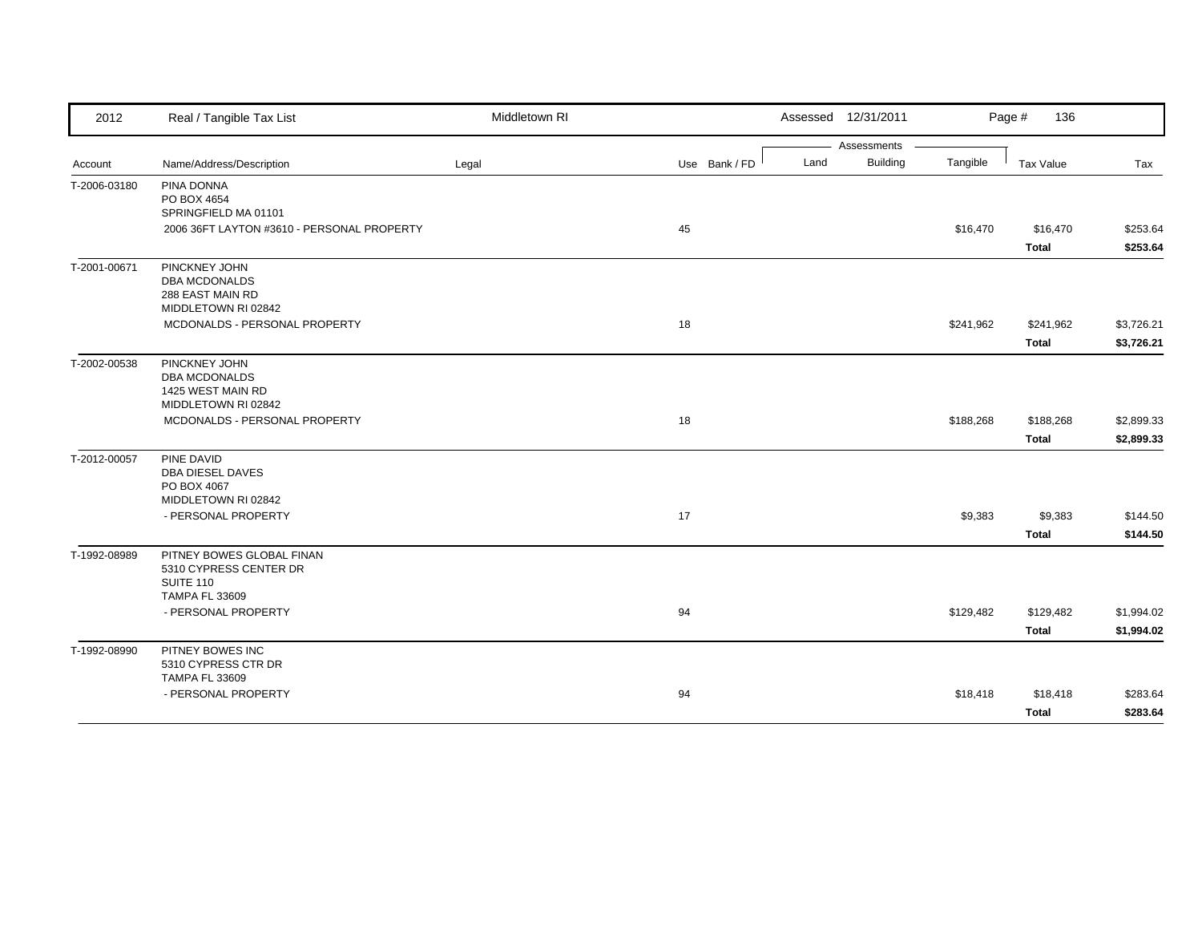| 2012 | Real / Tangible Tax List | Middletown RI | | | Assessed 12/31/2011 | | | Page # 136 | |
|---|---|---|---|---|---|---|---|---|---|
| | | | | | Assessments | | | | |
| Account | Name/Address/Description | Legal | Use | Bank / FD | Land | Building | Tangible | Tax Value | Tax |
| T-2006-03180 | PINA DONNA<br>PO BOX 4654<br>SPRINGFIELD MA 01101 | | | | | | | | |
| | 2006 36FT LAYTON #3610 - PERSONAL PROPERTY | | 45 | | | | $16,470 | $16,470 | $253.64 |
| | | | | | | | | **Total** | **$253.64** |
| T-2001-00671 | PINCKNEY JOHN<br>DBA MCDONALDS<br>288 EAST MAIN RD<br>MIDDLETOWN RI 02842 | | | | | | | | |
| | MCDONALDS - PERSONAL PROPERTY | | 18 | | | | $241,962 | $241,962 | $3,726.21 |
| | | | | | | | | **Total** | **$3,726.21** |
| T-2002-00538 | PINCKNEY JOHN<br>DBA MCDONALDS<br>1425 WEST MAIN RD<br>MIDDLETOWN RI 02842 | | | | | | | | |
| | MCDONALDS - PERSONAL PROPERTY | | 18 | | | | $188,268 | $188,268 | $2,899.33 |
| | | | | | | | | **Total** | **$2,899.33** |
| T-2012-00057 | PINE DAVID<br>DBA DIESEL DAVES<br>PO BOX 4067<br>MIDDLETOWN RI 02842 | | | | | | | | |
| | - PERSONAL PROPERTY | | 17 | | | | $9,383 | $9,383 | $144.50 |
| | | | | | | | | **Total** | **$144.50** |
| T-1992-08989 | PITNEY BOWES GLOBAL FINAN<br>5310 CYPRESS CENTER DR<br>SUITE 110<br>TAMPA FL 33609 | | | | | | | | |
| | - PERSONAL PROPERTY | | 94 | | | | $129,482 | $129,482 | $1,994.02 |
| | | | | | | | | **Total** | **$1,994.02** |
| T-1992-08990 | PITNEY BOWES INC<br>5310 CYPRESS CTR DR<br>TAMPA FL 33609 | | | | | | | | |
| | - PERSONAL PROPERTY | | 94 | | | | $18,418 | $18,418 | $283.64 |
| | | | | | | | | **Total** | **$283.64** |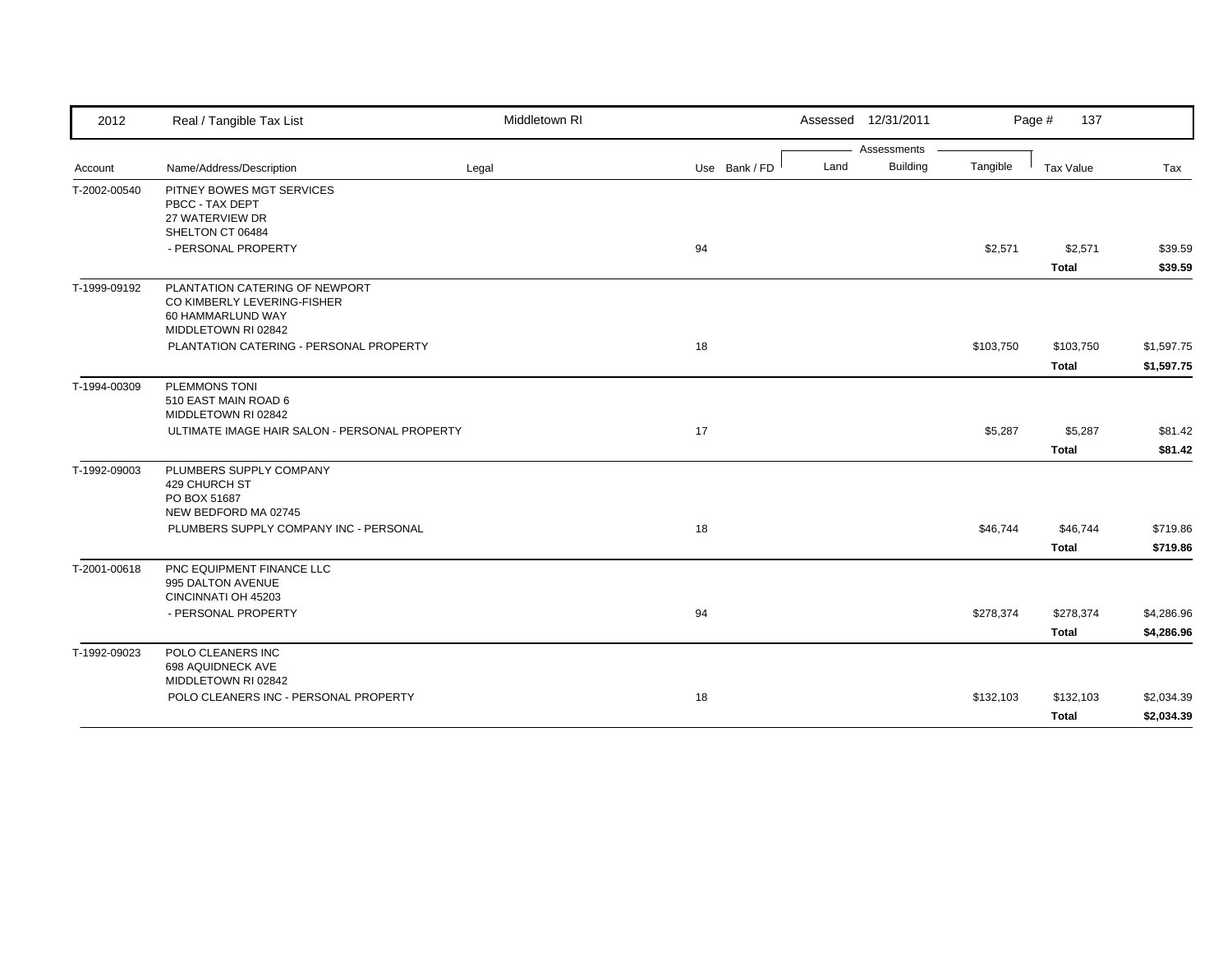| Account | Name/Address/Description | Legal | Use | Bank / FD | Land | Building | Tangible | Tax Value | Tax |
|---|---|---|---|---|---|---|---|---|---|
| T-2002-00540 | PITNEY BOWES MGT SERVICES<br>PBCC - TAX DEPT<br>27 WATERVIEW DR<br>SHELTON CT 06484 | | | | | | | | |
| | - PERSONAL PROPERTY | | 94 | | | | $2,571 | $2,571 | $39.59 |
| | | | | | | | | **Total** | **$39.59** |
| T-1999-09192 | PLANTATION CATERING OF NEWPORT<br>CO KIMBERLY LEVERING-FISHER<br>60 HAMMARLUND WAY<br>MIDDLETOWN RI 02842 | | | | | | | | |
| | PLANTATION CATERING - PERSONAL PROPERTY | | 18 | | | | $103,750 | $103,750 | $1,597.75 |
| | | | | | | | | **Total** | **$1,597.75** |
| T-1994-00309 | PLEMMONS TONI<br>510 EAST MAIN ROAD 6<br>MIDDLETOWN RI 02842 | | | | | | | | |
| | ULTIMATE IMAGE HAIR SALON - PERSONAL PROPERTY | | 17 | | | | $5,287 | $5,287 | $81.42 |
| | | | | | | | | **Total** | **$81.42** |
| T-1992-09003 | PLUMBERS SUPPLY COMPANY<br>429 CHURCH ST<br>PO BOX 51687<br>NEW BEDFORD MA 02745 | | | | | | | | |
| | PLUMBERS SUPPLY COMPANY INC - PERSONAL | | 18 | | | | $46,744 | $46,744 | $719.86 |
| | | | | | | | | **Total** | **$719.86** |
| T-2001-00618 | PNC EQUIPMENT FINANCE LLC<br>995 DALTON AVENUE<br>CINCINNATI OH 45203 | | | | | | | | |
| | - PERSONAL PROPERTY | | 94 | | | | $278,374 | $278,374 | $4,286.96 |
| | | | | | | | | **Total** | **$4,286.96** |
| T-1992-09023 | POLO CLEANERS INC<br>698 AQUIDNECK AVE<br>MIDDLETOWN RI 02842 | | | | | | | | |
| | POLO CLEANERS INC - PERSONAL PROPERTY | | 18 | | | | $132,103 | $132,103 | $2,034.39 |
| | | | | | | | | **Total** | **$2,034.39** |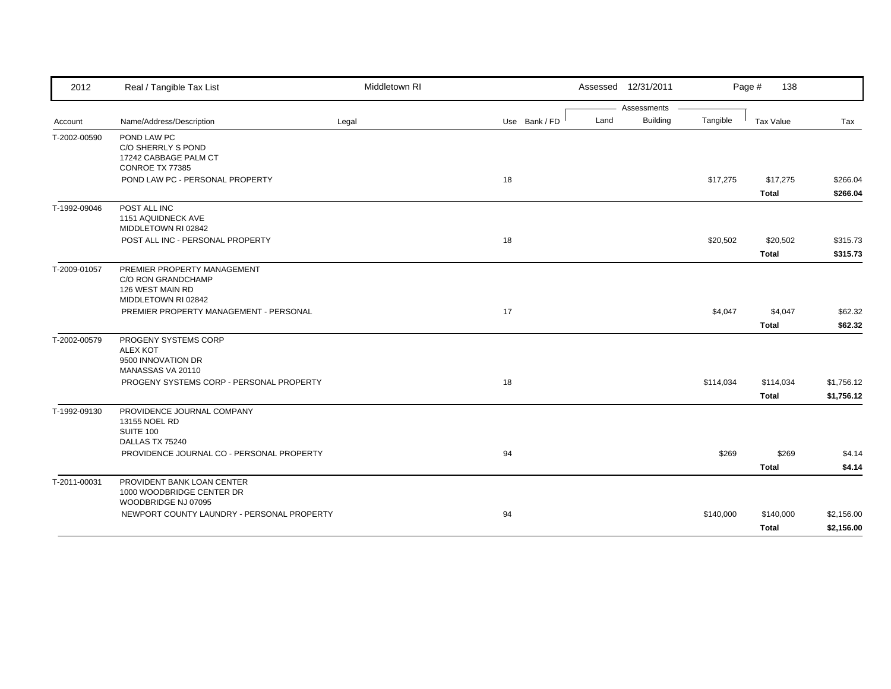| Account | Name/Address/Description | Legal | Use | Bank / FD | Land | Building | Tangible | Tax Value | Tax |
|---|---|---|---|---|---|---|---|---|---|
| T-2002-00590 | POND LAW PC<br>C/O SHERRLY S POND<br>17242 CABBAGE PALM CT<br>CONROE TX 77385 | | | | | | | | |
| | POND LAW PC - PERSONAL PROPERTY | | 18 | | | | $17,275 | $17,275 | $266.04 |
| | | | | | | | | **Total** | **$266.04** |
| T-1992-09046 | POST ALL INC<br>1151 AQUIDNECK AVE<br>MIDDLETOWN RI 02842 | | | | | | | | |
| | POST ALL INC - PERSONAL PROPERTY | | 18 | | | | $20,502 | $20,502 | $315.73 |
| | | | | | | | | **Total** | **$315.73** |
| T-2009-01057 | PREMIER PROPERTY MANAGEMENT<br>C/O RON GRANDCHAMP<br>126 WEST MAIN RD<br>MIDDLETOWN RI 02842 | | | | | | | | |
| | PREMIER PROPERTY MANAGEMENT - PERSONAL | | 17 | | | | $4,047 | $4,047 | $62.32 |
| | | | | | | | | **Total** | **$62.32** |
| T-2002-00579 | PROGENY SYSTEMS CORP<br>ALEX KOT<br>9500 INNOVATION DR<br>MANASSAS VA 20110 | | | | | | | | |
| | PROGENY SYSTEMS CORP - PERSONAL PROPERTY | | 18 | | | | $114,034 | $114,034 | $1,756.12 |
| | | | | | | | | **Total** | **$1,756.12** |
| T-1992-09130 | PROVIDENCE JOURNAL COMPANY<br>13155 NOEL RD<br>SUITE 100<br>DALLAS TX 75240 | | | | | | | | |
| | PROVIDENCE JOURNAL CO - PERSONAL PROPERTY | | 94 | | | | $269 | $269 | $4.14 |
| | | | | | | | | **Total** | **$4.14** |
| T-2011-00031 | PROVIDENT BANK LOAN CENTER<br>1000 WOODBRIDGE CENTER DR<br>WOODBRIDGE NJ 07095 | | | | | | | | |
| | NEWPORT COUNTY LAUNDRY - PERSONAL PROPERTY | | 94 | | | | $140,000 | $140,000 | $2,156.00 |
| | | | | | | | | **Total** | **$2,156.00** |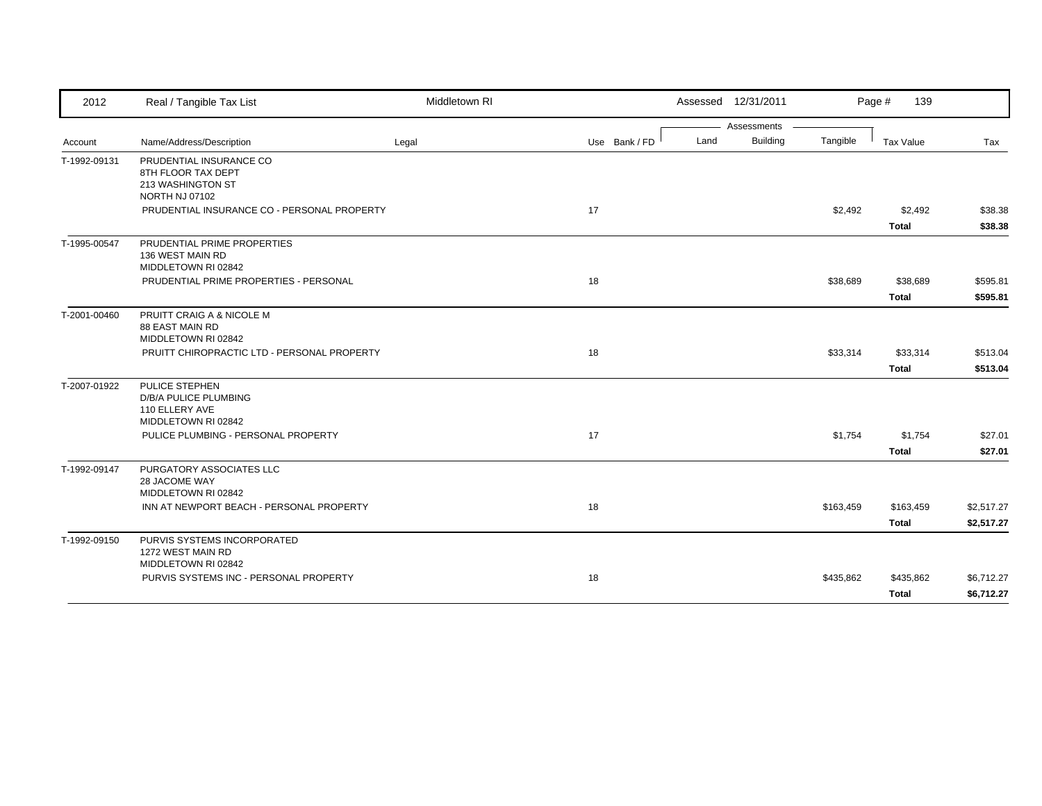| 2012 | Real / Tangible Tax List | Middletown RI | | | Assessed 12/31/2011 | | | Page # 139 | |
|---|---|---|---|---|---|---|---|---|---|
| | | | | | Assessments | | | | |
| Account | Name/Address/Description | Legal | Use | Bank / FD | Land | Building | Tangible | Tax Value | Tax |
| T-1992-09131 | PRUDENTIAL INSURANCE CO<br>8TH FLOOR TAX DEPT<br>213 WASHINGTON ST<br>NORTH NJ 07102 | | | | | | | | |
| | PRUDENTIAL INSURANCE CO - PERSONAL PROPERTY | | 17 | | | | $2,492 | $2,492 | $38.38 |
| | | | | | | | | **Total** | **$38.38** |
| T-1995-00547 | PRUDENTIAL PRIME PROPERTIES<br>136 WEST MAIN RD<br>MIDDLETOWN RI 02842 | | | | | | | | |
| | PRUDENTIAL PRIME PROPERTIES - PERSONAL | | 18 | | | | $38,689 | $38,689 | $595.81 |
| | | | | | | | | **Total** | **$595.81** |
| T-2001-00460 | PRUITT CRAIG A & NICOLE M<br>88 EAST MAIN RD<br>MIDDLETOWN RI 02842 | | | | | | | | |
| | PRUITT CHIROPRACTIC LTD - PERSONAL PROPERTY | | 18 | | | | $33,314 | $33,314 | $513.04 |
| | | | | | | | | **Total** | **$513.04** |
| T-2007-01922 | PULICE STEPHEN<br>D/B/A PULICE PLUMBING<br>110 ELLERY AVE<br>MIDDLETOWN RI 02842 | | | | | | | | |
| | PULICE PLUMBING - PERSONAL PROPERTY | | 17 | | | | $1,754 | $1,754 | $27.01 |
| | | | | | | | | **Total** | **$27.01** |
| T-1992-09147 | PURGATORY ASSOCIATES LLC<br>28 JACOME WAY<br>MIDDLETOWN RI 02842 | | | | | | | | |
| | INN AT NEWPORT BEACH - PERSONAL PROPERTY | | 18 | | | | $163,459 | $163,459 | $2,517.27 |
| | | | | | | | | **Total** | **$2,517.27** |
| T-1992-09150 | PURVIS SYSTEMS INCORPORATED<br>1272 WEST MAIN RD<br>MIDDLETOWN RI 02842 | | | | | | | | |
| | PURVIS SYSTEMS INC - PERSONAL PROPERTY | | 18 | | | | $435,862 | $435,862 | $6,712.27 |
| | | | | | | | | **Total** | **$6,712.27** |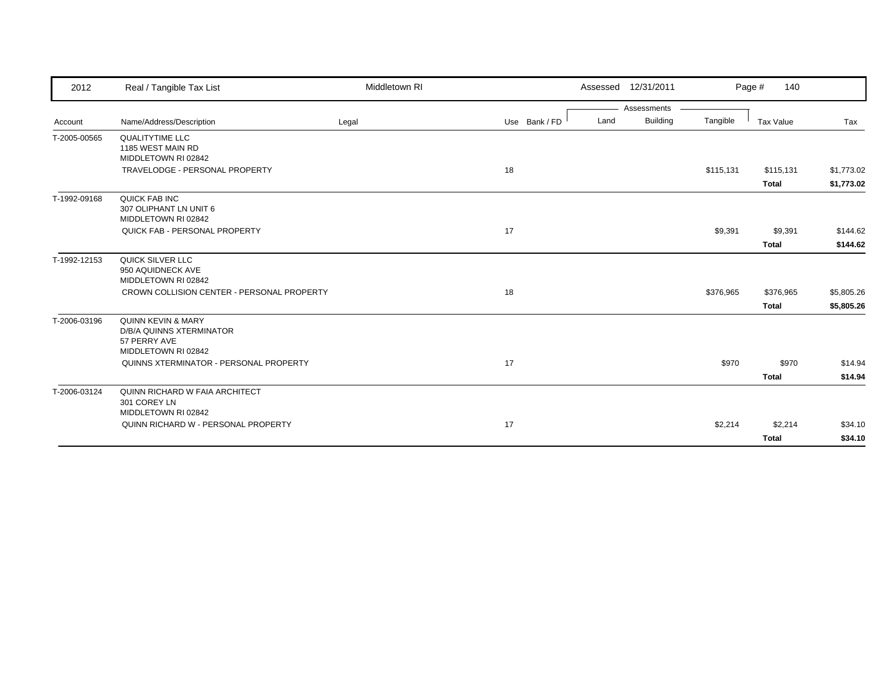| 2012 | Real / Tangible Tax List | Middletown RI | | Assessed | 12/31/2011 | | Page # | 140 |
|---|---|---|---|---|---|---|---|---|

| Account | Name/Address/Description | Legal | Use | Bank / FD | Land | Building | Tangible | Tax Value | Tax |
|---|---|---|---|---|---|---|---|---|---|
| T-2005-00565 | QUALITYTIME LLC<br>1185 WEST MAIN RD<br>MIDDLETOWN RI 02842 | | | | | | | | |
| | TRAVELODGE - PERSONAL PROPERTY | | 18 | | | | $115,131 | $115,131 | $1,773.02 |
| | | | | | | | | **Total** | **$1,773.02** |
| T-1992-09168 | QUICK FAB INC<br>307 OLIPHANT LN UNIT 6<br>MIDDLETOWN RI 02842 | | | | | | | | |
| | QUICK FAB - PERSONAL PROPERTY | | 17 | | | | $9,391 | $9,391 | $144.62 |
| | | | | | | | | **Total** | **$144.62** |
| T-1992-12153 | QUICK SILVER LLC<br>950 AQUIDNECK AVE<br>MIDDLETOWN RI 02842 | | | | | | | | |
| | CROWN COLLISION CENTER - PERSONAL PROPERTY | | 18 | | | | $376,965 | $376,965 | $5,805.26 |
| | | | | | | | | **Total** | **$5,805.26** |
| T-2006-03196 | QUINN KEVIN & MARY<br>D/B/A QUINNS XTERMINATOR<br>57 PERRY AVE<br>MIDDLETOWN RI 02842 | | | | | | | | |
| | QUINNS XTERMINATOR - PERSONAL PROPERTY | | 17 | | | | $970 | $970 | $14.94 |
| | | | | | | | | **Total** | **$14.94** |
| T-2006-03124 | QUINN RICHARD W FAIA ARCHITECT<br>301 COREY LN<br>MIDDLETOWN RI 02842 | | | | | | | | |
| | QUINN RICHARD W - PERSONAL PROPERTY | | 17 | | | | $2,214 | $2,214 | $34.10 |
| | | | | | | | | **Total** | **$34.10** |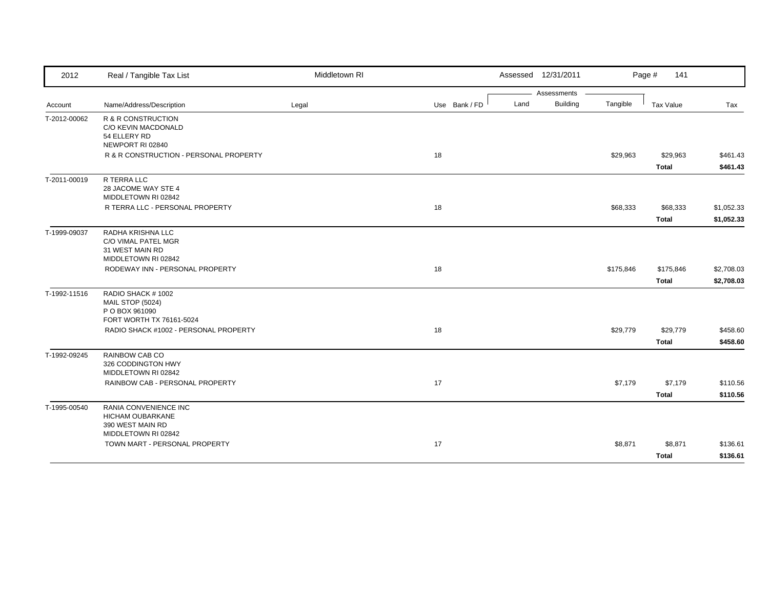| 2012 | Real / Tangible Tax List | Middletown RI | | | Assessed 12/31/2011 | | Page # 141 | |
|---|---|---|---|---|---|---|---|---|
| | | | | Assessments | | | | |
| Account | Name/Address/Description | Legal | Use Bank / FD | Land | Building | Tangible | Tax Value | Tax |
| T-2012-00062 | R & R CONSTRUCTION<br>C/O KEVIN MACDONALD<br>54 ELLERY RD<br>NEWPORT RI 02840 | | | | | | | |
| | R & R CONSTRUCTION - PERSONAL PROPERTY | | 18 | | | $29,963 | $29,963 | $461.43 |
| | | | | | | | **Total** | **$461.43** |
| T-2011-00019 | R TERRA LLC<br>28 JACOME WAY STE 4<br>MIDDLETOWN RI 02842 | | | | | | | |
| | R TERRA LLC - PERSONAL PROPERTY | | 18 | | | $68,333 | $68,333 | $1,052.33 |
| | | | | | | | **Total** | **$1,052.33** |
| T-1999-09037 | RADHA KRISHNA LLC<br>C/O VIMAL PATEL MGR<br>31 WEST MAIN RD<br>MIDDLETOWN RI 02842 | | | | | | | |
| | RODEWAY INN - PERSONAL PROPERTY | | 18 | | | $175,846 | $175,846 | $2,708.03 |
| | | | | | | | **Total** | **$2,708.03** |
| T-1992-11516 | RADIO SHACK # 1002<br>MAIL STOP (5024)<br>P O BOX 961090<br>FORT WORTH TX 76161-5024 | | | | | | | |
| | RADIO SHACK #1002 - PERSONAL PROPERTY | | 18 | | | $29,779 | $29,779 | $458.60 |
| | | | | | | | **Total** | **$458.60** |
| T-1992-09245 | RAINBOW CAB CO<br>326 CODDINGTON HWY<br>MIDDLETOWN RI 02842 | | | | | | | |
| | RAINBOW CAB - PERSONAL PROPERTY | | 17 | | | $7,179 | $7,179 | $110.56 |
| | | | | | | | **Total** | **$110.56** |
| T-1995-00540 | RANIA CONVENIENCE INC<br>HICHAM OUBARKANE<br>390 WEST MAIN RD<br>MIDDLETOWN RI 02842 | | | | | | | |
| | TOWN MART - PERSONAL PROPERTY | | 17 | | | $8,871 | $8,871 | $136.61 |
| | | | | | | | **Total** | **$136.61** |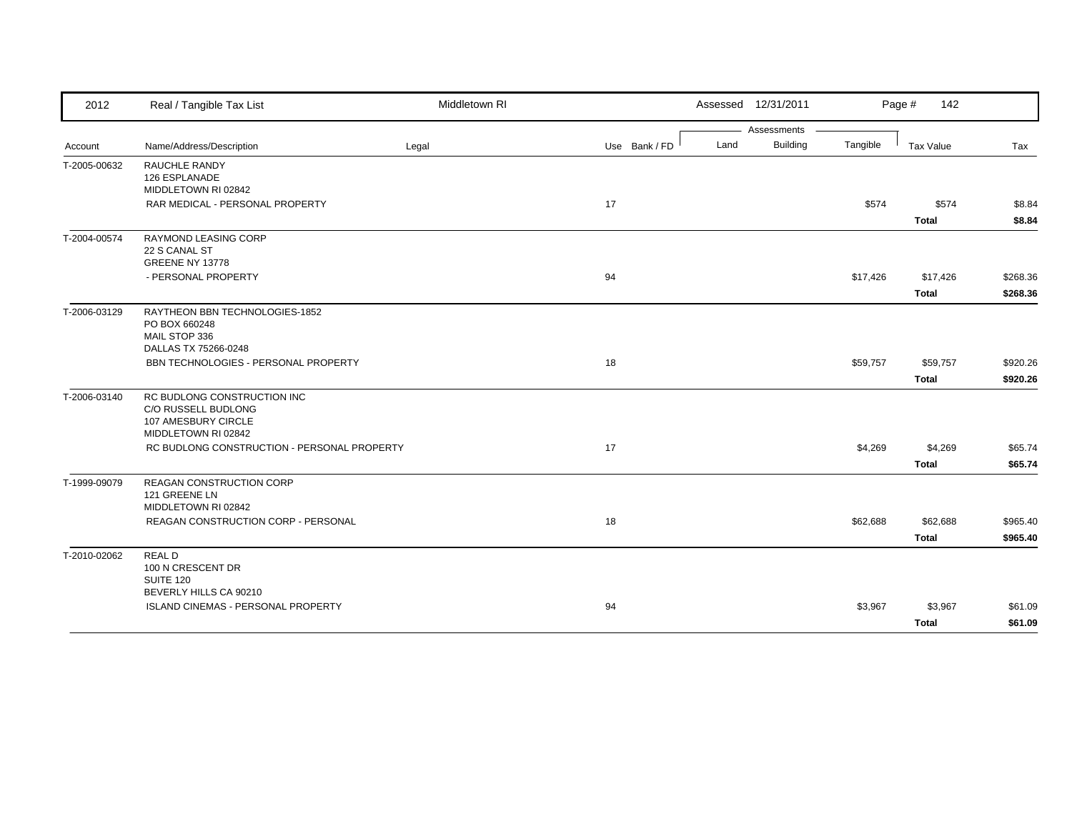| 2012 | Real / Tangible Tax List | Middletown RI | | | Assessed 12/31/2011 | | | Page # 142 | |
|---|---|---|---|---|---|---|---|---|---|
| | | | | | Assessments | | | | |
| Account | Name/Address/Description | Legal | Use | Bank / FD | Land | Building | Tangible | Tax Value | Tax |
| T-2005-00632 | RAUCHLE RANDY<br>126 ESPLANADE<br>MIDDLETOWN RI 02842 | | | | | | | | |
| | RAR MEDICAL - PERSONAL PROPERTY | | 17 | | | | $574 | $574 | $8.84 |
| | | | | | | | | **Total** | **$8.84** |
| T-2004-00574 | RAYMOND LEASING CORP<br>22 S CANAL ST<br>GREENE NY 13778 | | | | | | | | |
| | - PERSONAL PROPERTY | | 94 | | | | $17,426 | $17,426 | $268.36 |
| | | | | | | | | **Total** | **$268.36** |
| T-2006-03129 | RAYTHEON BBN TECHNOLOGIES-1852<br>PO BOX 660248<br>MAIL STOP 336<br>DALLAS TX 75266-0248 | | | | | | | | |
| | BBN TECHNOLOGIES - PERSONAL PROPERTY | | 18 | | | | $59,757 | $59,757 | $920.26 |
| | | | | | | | | **Total** | **$920.26** |
| T-2006-03140 | RC BUDLONG CONSTRUCTION INC<br>C/O RUSSELL BUDLONG<br>107 AMESBURY CIRCLE<br>MIDDLETOWN RI 02842 | | | | | | | | |
| | RC BUDLONG CONSTRUCTION - PERSONAL PROPERTY | | 17 | | | | $4,269 | $4,269 | $65.74 |
| | | | | | | | | **Total** | **$65.74** |
| T-1999-09079 | REAGAN CONSTRUCTION CORP<br>121 GREENE LN<br>MIDDLETOWN RI 02842 | | | | | | | | |
| | REAGAN CONSTRUCTION CORP - PERSONAL | | 18 | | | | $62,688 | $62,688 | $965.40 |
| | | | | | | | | **Total** | **$965.40** |
| T-2010-02062 | REAL D<br>100 N CRESCENT DR<br>SUITE 120<br>BEVERLY HILLS CA 90210 | | | | | | | | |
| | ISLAND CINEMAS - PERSONAL PROPERTY | | 94 | | | | $3,967 | $3,967 | $61.09 |
| | | | | | | | | **Total** | **$61.09** |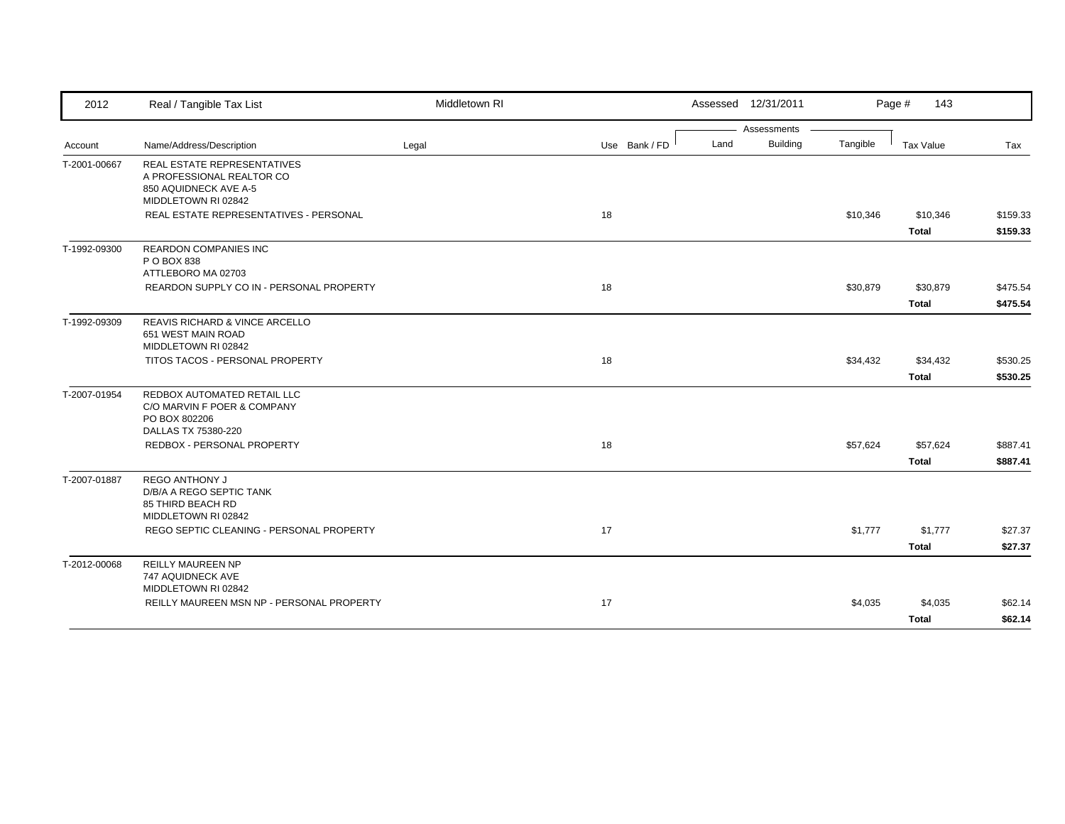| 2012 | Real / Tangible Tax List | Middletown RI | | | Assessed 12/31/2011 | | | Page # 143 | |
|---|---|---|---|---|---|---|---|---|---|
| | | | | | Assessments | | | | |
| Account | Name/Address/Description | Legal | Use | Bank / FD | Land | Building | Tangible | Tax Value | Tax |
| T-2001-00667 | REAL ESTATE REPRESENTATIVES<br>A PROFESSIONAL REALTOR CO<br>850 AQUIDNECK AVE A-5<br>MIDDLETOWN RI 02842 | | | | | | | | |
| | REAL ESTATE REPRESENTATIVES - PERSONAL | | 18 | | | | $10,346 | $10,346 | $159.33 |
| | | | | | | | | **Total** | **$159.33** |
| T-1992-09300 | REARDON COMPANIES INC<br>P O BOX 838<br>ATTLEBORO MA 02703 | | | | | | | | |
| | REARDON SUPPLY CO IN - PERSONAL PROPERTY | | 18 | | | | $30,879 | $30,879 | $475.54 |
| | | | | | | | | **Total** | **$475.54** |
| T-1992-09309 | REAVIS RICHARD & VINCE ARCELLO<br>651 WEST MAIN ROAD<br>MIDDLETOWN RI 02842 | | | | | | | | |
| | TITOS TACOS - PERSONAL PROPERTY | | 18 | | | | $34,432 | $34,432 | $530.25 |
| | | | | | | | | **Total** | **$530.25** |
| T-2007-01954 | REDBOX AUTOMATED RETAIL LLC<br>C/O MARVIN F POER & COMPANY<br>PO BOX 802206<br>DALLAS TX 75380-220 | | | | | | | | |
| | REDBOX - PERSONAL PROPERTY | | 18 | | | | $57,624 | $57,624 | $887.41 |
| | | | | | | | | **Total** | **$887.41** |
| T-2007-01887 | REGO ANTHONY J<br>D/B/A A REGO SEPTIC TANK<br>85 THIRD BEACH RD<br>MIDDLETOWN RI 02842 | | | | | | | | |
| | REGO SEPTIC CLEANING - PERSONAL PROPERTY | | 17 | | | | $1,777 | $1,777 | $27.37 |
| | | | | | | | | **Total** | **$27.37** |
| T-2012-00068 | REILLY MAUREEN NP<br>747 AQUIDNECK AVE<br>MIDDLETOWN RI 02842 | | | | | | | | |
| | REILLY MAUREEN MSN NP - PERSONAL PROPERTY | | 17 | | | | $4,035 | $4,035 | $62.14 |
| | | | | | | | | **Total** | **$62.14** |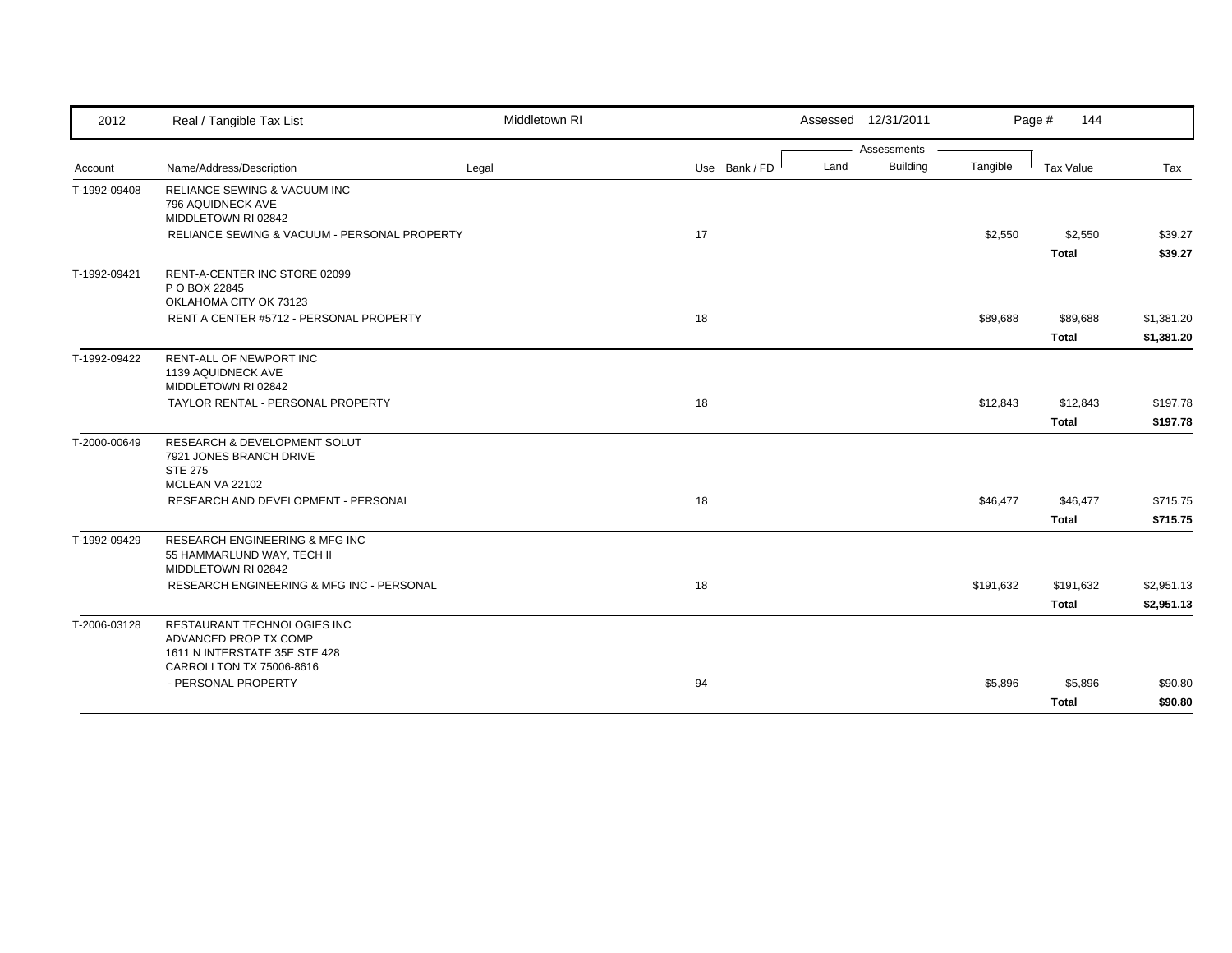| 2012 | Real / Tangible Tax List | Middletown RI | | | Assessed 12/31/2011 | | | | |
|---|---|---|---|---|---|---|---|---|---|
| | | | | | Assessments | | | | |
| Account | Name/Address/Description | Legal | Use | Bank / FD | Land | Building | Tangible | Tax Value | Tax |
| T-1992-09408 | RELIANCE SEWING & VACUUM INC<br>796 AQUIDNECK AVE<br>MIDDLETOWN RI 02842 | | | | | | | | |
| | RELIANCE SEWING & VACUUM - PERSONAL PROPERTY | | 17 | | | | $2,550 | $2,550 | $39.27 |
| | | | | | | | | **Total** | **$39.27** |
| T-1992-09421 | RENT-A-CENTER INC STORE 02099<br>P O BOX 22845<br>OKLAHOMA CITY OK 73123 | | | | | | | | |
| | RENT A CENTER #5712 - PERSONAL PROPERTY | | 18 | | | | $89,688 | $89,688 | $1,381.20 |
| | | | | | | | | **Total** | **$1,381.20** |
| T-1992-09422 | RENT-ALL OF NEWPORT INC<br>1139 AQUIDNECK AVE<br>MIDDLETOWN RI 02842 | | | | | | | | |
| | TAYLOR RENTAL - PERSONAL PROPERTY | | 18 | | | | $12,843 | $12,843 | $197.78 |
| | | | | | | | | **Total** | **$197.78** |
| T-2000-00649 | RESEARCH & DEVELOPMENT SOLUT<br>7921 JONES BRANCH DRIVE<br>STE 275<br>MCLEAN VA 22102 | | | | | | | | |
| | RESEARCH AND DEVELOPMENT - PERSONAL | | 18 | | | | $46,477 | $46,477 | $715.75 |
| | | | | | | | | **Total** | **$715.75** |
| T-1992-09429 | RESEARCH ENGINEERING & MFG INC<br>55 HAMMARLUND WAY, TECH II<br>MIDDLETOWN RI 02842 | | | | | | | | |
| | RESEARCH ENGINEERING & MFG INC - PERSONAL | | 18 | | | | $191,632 | $191,632 | $2,951.13 |
| | | | | | | | | **Total** | **$2,951.13** |
| T-2006-03128 | RESTAURANT TECHNOLOGIES INC<br>ADVANCED PROP TX COMP<br>1611 N INTERSTATE 35E STE 428<br>CARROLLTON TX 75006-8616 | | | | | | | | |
| | - PERSONAL PROPERTY | | 94 | | | | $5,896 | $5,896 | $90.80 |
| | | | | | | | | **Total** | **$90.80** |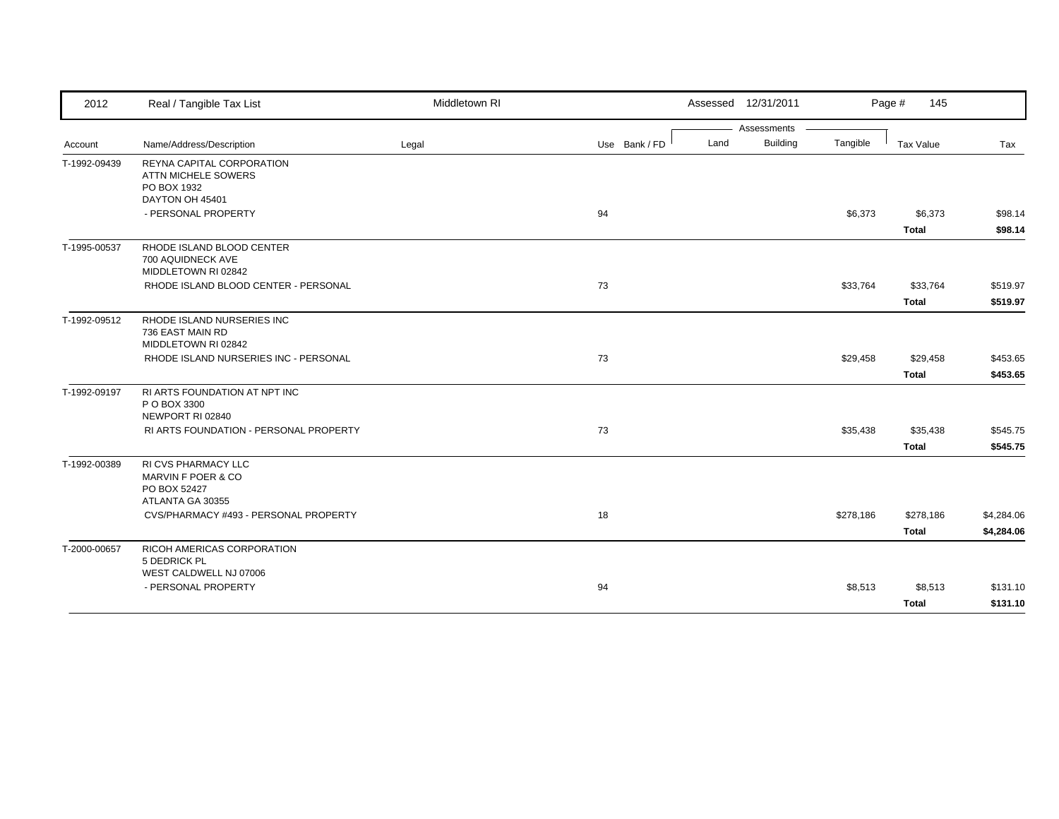| Account | Name/Address/Description | Legal | Use | Bank / FD | Land | Building | Tangible | Tax Value | Tax |
|---|---|---|---|---|---|---|---|---|---|
| T-1992-09439 | REYNA CAPITAL CORPORATION<br>ATTN MICHELE SOWERS<br>PO BOX 1932<br>DAYTON OH 45401 | | | | | | | | |
| | - PERSONAL PROPERTY | | 94 | | | | $6,373 | $6,373 | $98.14 |
| | | | | | | | | **Total** | **$98.14** |
| T-1995-00537 | RHODE ISLAND BLOOD CENTER<br>700 AQUIDNECK AVE<br>MIDDLETOWN RI 02842 | | | | | | | | |
| | RHODE ISLAND BLOOD CENTER - PERSONAL | | 73 | | | | $33,764 | $33,764 | $519.97 |
| | | | | | | | | **Total** | **$519.97** |
| T-1992-09512 | RHODE ISLAND NURSERIES INC<br>736 EAST MAIN RD<br>MIDDLETOWN RI 02842 | | | | | | | | |
| | RHODE ISLAND NURSERIES INC - PERSONAL | | 73 | | | | $29,458 | $29,458 | $453.65 |
| | | | | | | | | **Total** | **$453.65** |
| T-1992-09197 | RI ARTS FOUNDATION AT NPT INC<br>P O BOX 3300<br>NEWPORT RI 02840 | | | | | | | | |
| | RI ARTS FOUNDATION - PERSONAL PROPERTY | | 73 | | | | $35,438 | $35,438 | $545.75 |
| | | | | | | | | **Total** | **$545.75** |
| T-1992-00389 | RI CVS PHARMACY LLC<br>MARVIN F POER & CO<br>PO BOX 52427<br>ATLANTA GA 30355 | | | | | | | | |
| | CVS/PHARMACY #493 - PERSONAL PROPERTY | | 18 | | | | $278,186 | $278,186 | $4,284.06 |
| | | | | | | | | **Total** | **$4,284.06** |
| T-2000-00657 | RICOH AMERICAS CORPORATION<br>5 DEDRICK PL<br>WEST CALDWELL NJ 07006 | | | | | | | | |
| | - PERSONAL PROPERTY | | 94 | | | | $8,513 | $8,513 | $131.10 |
| | | | | | | | | **Total** | **$131.10** |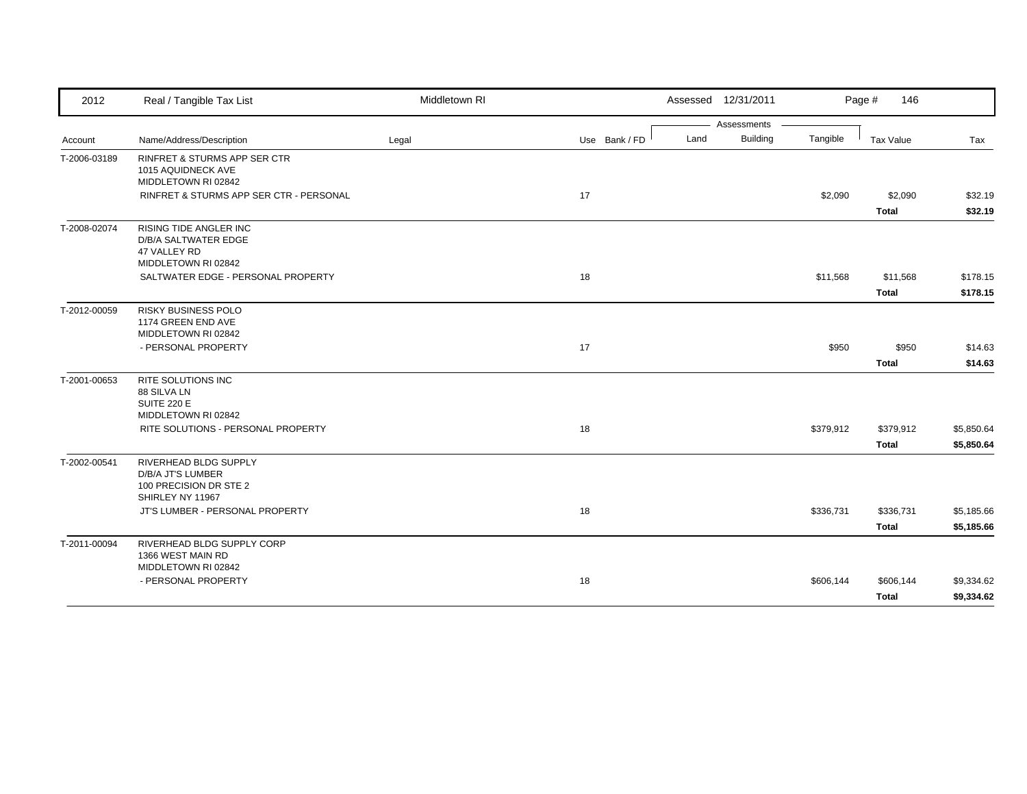| 2012 | Real / Tangible Tax List | Middletown RI | | | Assessed 12/31/2011 | | | | |
|---|---|---|---|---|---|---|---|---|---|
| | | | | | Assessments | | | | |
| Account | Name/Address/Description | Legal | Use | Bank / FD | Land | Building | Tangible | Tax Value | Tax |
| T-2006-03189 | RINFRET & STURMS APP SER CTR<br>1015 AQUIDNECK AVE<br>MIDDLETOWN RI 02842 | | | | | | | | |
| | RINFRET & STURMS APP SER CTR - PERSONAL | | 17 | | | | $2,090 | $2,090 | $32.19 |
| | | | | | | | | **Total** | **$32.19** |
| T-2008-02074 | RISING TIDE ANGLER INC<br>D/B/A SALTWATER EDGE<br>47 VALLEY RD<br>MIDDLETOWN RI 02842 | | | | | | | | |
| | SALTWATER EDGE - PERSONAL PROPERTY | | 18 | | | | $11,568 | $11,568 | $178.15 |
| | | | | | | | | **Total** | **$178.15** |
| T-2012-00059 | RISKY BUSINESS POLO<br>1174 GREEN END AVE<br>MIDDLETOWN RI 02842 | | | | | | | | |
| | - PERSONAL PROPERTY | | 17 | | | | $950 | $950 | $14.63 |
| | | | | | | | | **Total** | **$14.63** |
| T-2001-00653 | RITE SOLUTIONS INC<br>88 SILVA LN<br>SUITE 220 E<br>MIDDLETOWN RI 02842 | | | | | | | | |
| | RITE SOLUTIONS - PERSONAL PROPERTY | | 18 | | | | $379,912 | $379,912 | $5,850.64 |
| | | | | | | | | **Total** | **$5,850.64** |
| T-2002-00541 | RIVERHEAD BLDG SUPPLY<br>D/B/A JT'S LUMBER<br>100 PRECISION DR STE 2<br>SHIRLEY NY 11967 | | | | | | | | |
| | JT'S LUMBER - PERSONAL PROPERTY | | 18 | | | | $336,731 | $336,731 | $5,185.66 |
| | | | | | | | | **Total** | **$5,185.66** |
| T-2011-00094 | RIVERHEAD BLDG SUPPLY CORP<br>1366 WEST MAIN RD<br>MIDDLETOWN RI 02842 | | | | | | | | |
| | - PERSONAL PROPERTY | | 18 | | | | $606,144 | $606,144 | $9,334.62 |
| | | | | | | | | **Total** | **$9,334.62** |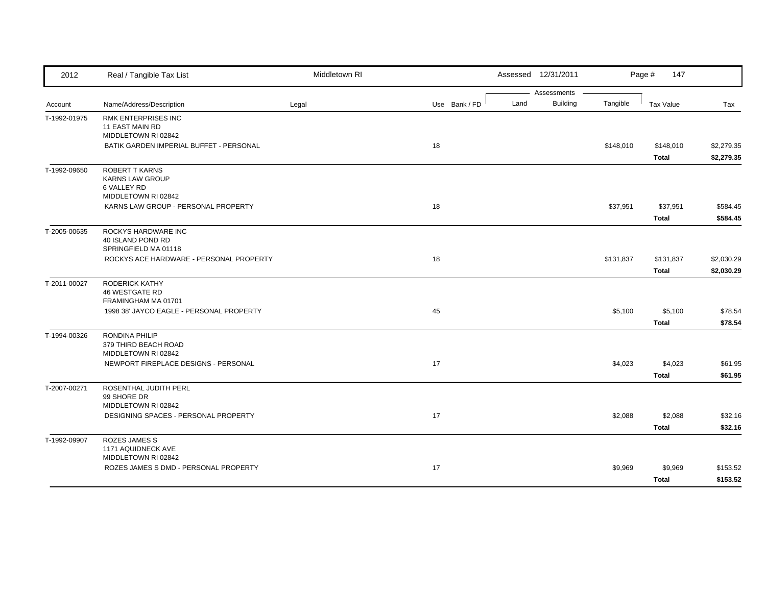| 2012 | Real / Tangible Tax List | Middletown RI | | | Assessed 12/31/2011 | | | Page # 147 | |
|---|---|---|---|---|---|---|---|---|---|
| | | | | | Assessments | | | | |
| Account | Name/Address/Description | Legal | Use | Bank / FD | Land | Building | Tangible | Tax Value | Tax |
| T-1992-01975 | RMK ENTERPRISES INC<br>11 EAST MAIN RD<br>MIDDLETOWN RI 02842 | | | | | | | | |
| | BATIK GARDEN IMPERIAL BUFFET - PERSONAL | | 18 | | | | $148,010 | $148,010 | $2,279.35 |
| | | | | | | | | **Total** | **$2,279.35** |
| T-1992-09650 | ROBERT T KARNS<br>KARNS LAW GROUP<br>6 VALLEY RD<br>MIDDLETOWN RI 02842 | | | | | | | | |
| | KARNS LAW GROUP - PERSONAL PROPERTY | | 18 | | | | $37,951 | $37,951 | $584.45 |
| | | | | | | | | **Total** | **$584.45** |
| T-2005-00635 | ROCKYS HARDWARE INC<br>40 ISLAND POND RD<br>SPRINGFIELD MA 01118 | | | | | | | | |
| | ROCKYS ACE HARDWARE - PERSONAL PROPERTY | | 18 | | | | $131,837 | $131,837 | $2,030.29 |
| | | | | | | | | **Total** | **$2,030.29** |
| T-2011-00027 | RODERICK KATHY<br>46 WESTGATE RD<br>FRAMINGHAM MA 01701 | | | | | | | | |
| | 1998 38' JAYCO EAGLE - PERSONAL PROPERTY | | 45 | | | | $5,100 | $5,100 | $78.54 |
| | | | | | | | | **Total** | **$78.54** |
| T-1994-00326 | RONDINA PHILIP<br>379 THIRD BEACH ROAD<br>MIDDLETOWN RI 02842 | | | | | | | | |
| | NEWPORT FIREPLACE DESIGNS - PERSONAL | | 17 | | | | $4,023 | $4,023 | $61.95 |
| | | | | | | | | **Total** | **$61.95** |
| T-2007-00271 | ROSENTHAL JUDITH PERL<br>99 SHORE DR<br>MIDDLETOWN RI 02842 | | | | | | | | |
| | DESIGNING SPACES - PERSONAL PROPERTY | | 17 | | | | $2,088 | $2,088 | $32.16 |
| | | | | | | | | **Total** | **$32.16** |
| T-1992-09907 | ROZES JAMES S<br>1171 AQUIDNECK AVE<br>MIDDLETOWN RI 02842 | | | | | | | | |
| | ROZES JAMES S DMD - PERSONAL PROPERTY | | 17 | | | | $9,969 | $9,969 | $153.52 |
| | | | | | | | | **Total** | **$153.52** |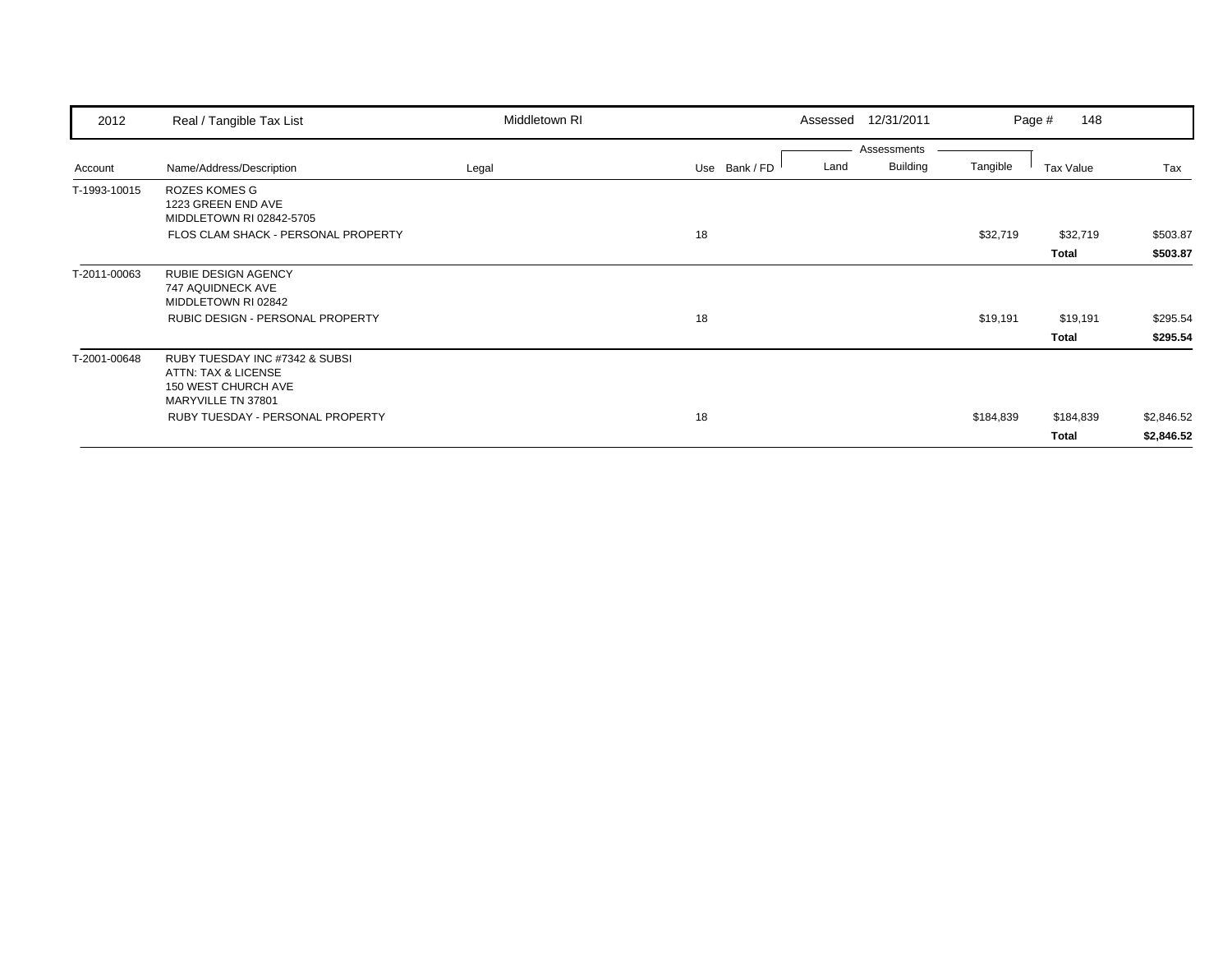| Account | Name/Address/Description | Legal | Use | Bank / FD | Land | Building | Tangible | Tax Value | Tax |
|---|---|---|---|---|---|---|---|---|---|
| T-1993-10015 | ROZES KOMES G<br>1223 GREEN END AVE<br>MIDDLETOWN RI 02842-5705 | | | | | | | | |
| | FLOS CLAM SHACK - PERSONAL PROPERTY | | 18 | | | | $32,719 | $32,719 | $503.87 |
| | | | | | | | | **Total** | **$503.87** |
| T-2011-00063 | RUBIE DESIGN AGENCY<br>747 AQUIDNECK AVE<br>MIDDLETOWN RI 02842 | | | | | | | | |
| | RUBIC DESIGN - PERSONAL PROPERTY | | 18 | | | | $19,191 | $19,191 | $295.54 |
| | | | | | | | | **Total** | **$295.54** |
| T-2001-00648 | RUBY TUESDAY INC #7342 & SUBSI<br>ATTN: TAX & LICENSE<br>150 WEST CHURCH AVE<br>MARYVILLE TN 37801 | | | | | | | | |
| | RUBY TUESDAY - PERSONAL PROPERTY | | 18 | | | | $184,839 | $184,839 | $2,846.52 |
| | | | | | | | | **Total** | **$2,846.52** |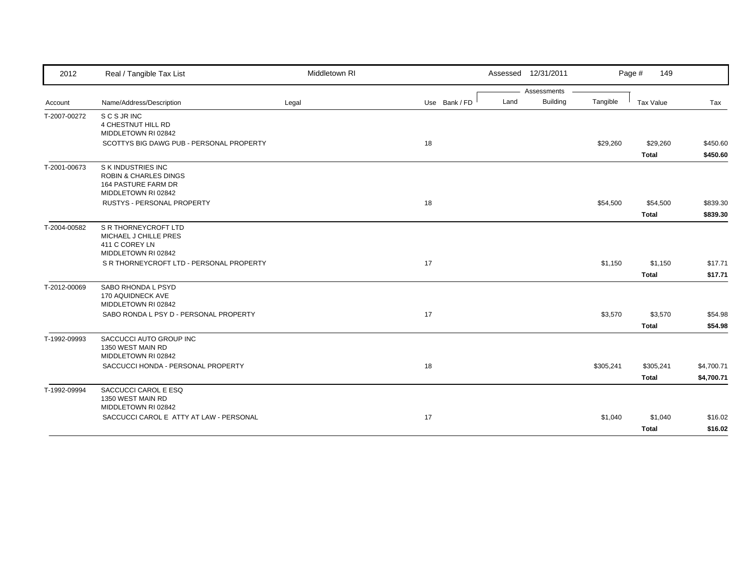| 2012 | Real / Tangible Tax List | Middletown RI | | Assessed 12/31/2011 | | | Page # 149 | |
|---|---|---|---|---|---|---|---|---|
| | | | | Assessments | | | | |
| Account | Name/Address/Description | Legal | Use Bank / FD | Land | Building | Tangible | Tax Value | Tax |
| T-2007-00272 | S C S JR INC<br>4 CHESTNUT HILL RD<br>MIDDLETOWN RI 02842 | | | | | | | |
| | SCOTTYS BIG DAWG PUB - PERSONAL PROPERTY | | 18 | | | $29,260 | $29,260 | $450.60 |
| | | | | | | | **Total** | **$450.60** |
| T-2001-00673 | S K INDUSTRIES INC<br>ROBIN & CHARLES DINGS<br>164 PASTURE FARM DR<br>MIDDLETOWN RI 02842 | | | | | | | |
| | RUSTYS - PERSONAL PROPERTY | | 18 | | | $54,500 | $54,500 | $839.30 |
| | | | | | | | **Total** | **$839.30** |
| T-2004-00582 | S R THORNEYCROFT LTD<br>MICHAEL J CHILLE PRES<br>411 C COREY LN<br>MIDDLETOWN RI 02842 | | | | | | | |
| | S R THORNEYCROFT LTD - PERSONAL PROPERTY | | 17 | | | $1,150 | $1,150 | $17.71 |
| | | | | | | | **Total** | **$17.71** |
| T-2012-00069 | SABO RHONDA L PSYD<br>170 AQUIDNECK AVE<br>MIDDLETOWN RI 02842 | | | | | | | |
| | SABO RONDA L PSY D - PERSONAL PROPERTY | | 17 | | | $3,570 | $3,570 | $54.98 |
| | | | | | | | **Total** | **$54.98** |
| T-1992-09993 | SACCUCCI AUTO GROUP INC<br>1350 WEST MAIN RD<br>MIDDLETOWN RI 02842 | | | | | | | |
| | SACCUCCI HONDA - PERSONAL PROPERTY | | 18 | | | $305,241 | $305,241 | $4,700.71 |
| | | | | | | | **Total** | **$4,700.71** |
| T-1992-09994 | SACCUCCI CAROL E ESQ<br>1350 WEST MAIN RD<br>MIDDLETOWN RI 02842 | | | | | | | |
| | SACCUCCI CAROL E ATTY AT LAW - PERSONAL | | 17 | | | $1,040 | $1,040 | $16.02 |
| | | | | | | | **Total** | **$16.02** |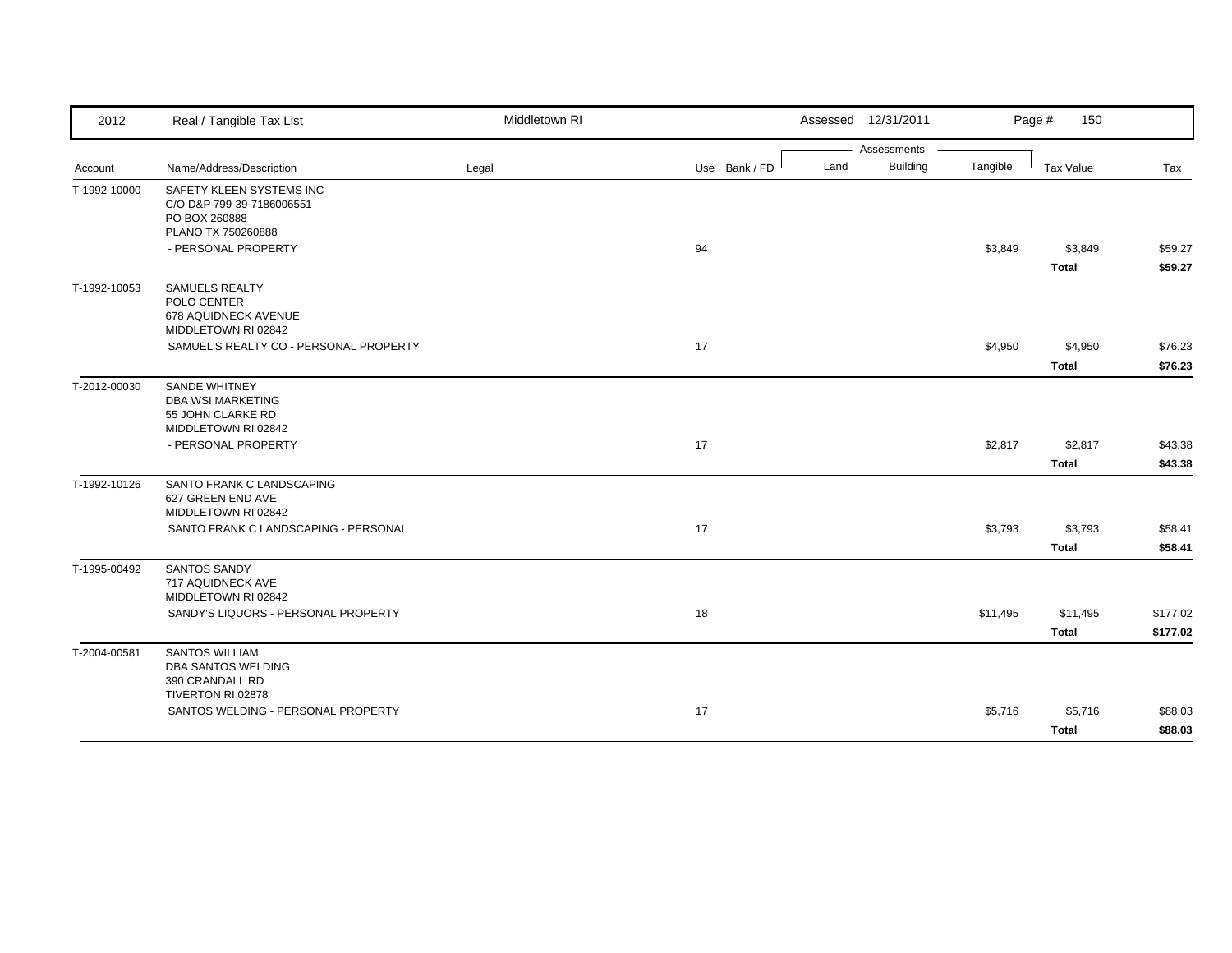| 2012 | Real / Tangible Tax List | Middletown RI | | Assessed 12/31/2011 | | | Page # 150 | |
|---|---|---|---|---|---|---|---|---|
| | | | | Assessments | | | | |
| Account | Name/Address/Description | Legal | Use Bank / FD | Land | Building | Tangible | Tax Value | Tax |
| T-1992-10000 | SAFETY KLEEN SYSTEMS INC<br>C/O D&P 799-39-7186006551<br>PO BOX 260888<br>PLANO TX 750260888 | | | | | | | |
| | - PERSONAL PROPERTY | | 94 | | | $3,849 | $3,849 | $59.27 |
| | | | | | | | **Total** | **$59.27** |
| T-1992-10053 | SAMUELS REALTY<br>POLO CENTER<br>678 AQUIDNECK AVENUE<br>MIDDLETOWN RI 02842 | | | | | | | |
| | SAMUEL'S REALTY CO - PERSONAL PROPERTY | | 17 | | | $4,950 | $4,950 | $76.23 |
| | | | | | | | **Total** | **$76.23** |
| T-2012-00030 | SANDE WHITNEY<br>DBA WSI MARKETING<br>55 JOHN CLARKE RD<br>MIDDLETOWN RI 02842 | | | | | | | |
| | - PERSONAL PROPERTY | | 17 | | | $2,817 | $2,817 | $43.38 |
| | | | | | | | **Total** | **$43.38** |
| T-1992-10126 | SANTO FRANK C LANDSCAPING<br>627 GREEN END AVE<br>MIDDLETOWN RI 02842 | | | | | | | |
| | SANTO FRANK C LANDSCAPING - PERSONAL | | 17 | | | $3,793 | $3,793 | $58.41 |
| | | | | | | | **Total** | **$58.41** |
| T-1995-00492 | SANTOS SANDY<br>717 AQUIDNECK AVE<br>MIDDLETOWN RI 02842 | | | | | | | |
| | SANDY'S LIQUORS - PERSONAL PROPERTY | | 18 | | | $11,495 | $11,495 | $177.02 |
| | | | | | | | **Total** | **$177.02** |
| T-2004-00581 | SANTOS WILLIAM<br>DBA SANTOS WELDING<br>390 CRANDALL RD<br>TIVERTON RI 02878 | | | | | | | |
| | SANTOS WELDING - PERSONAL PROPERTY | | 17 | | | $5,716 | $5,716 | $88.03 |
| | | | | | | | **Total** | **$88.03** |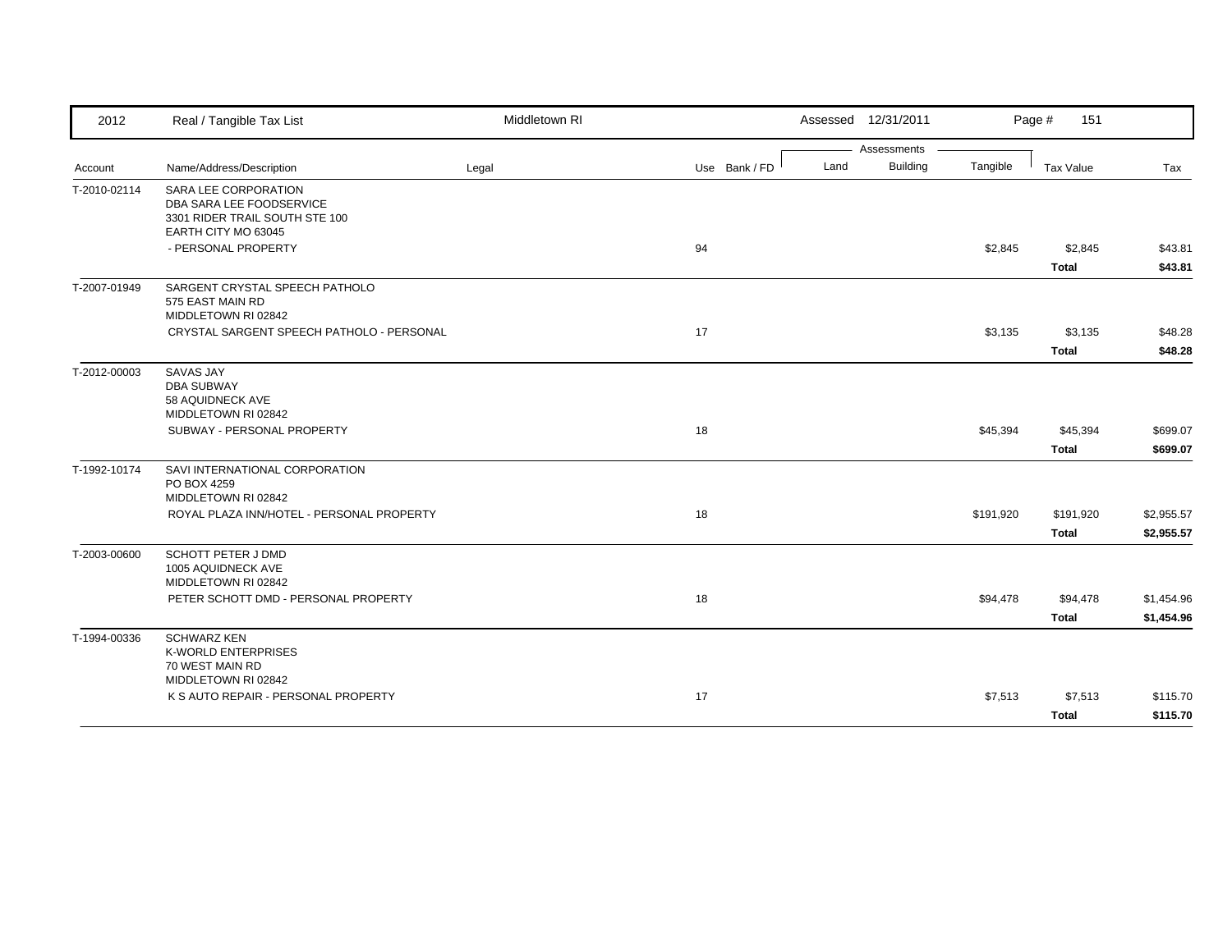| 2012 | Real / Tangible Tax List | Middletown RI | | | Assessed 12/31/2011 | | Page # 151 | |
|---|---|---|---|---|---|---|---|---|
| | | | | Assessments | | | | |
| Account | Name/Address/Description | Legal | Use Bank / FD | Land | Building | Tangible | Tax Value | Tax |
| T-2010-02114 | SARA LEE CORPORATION<br>DBA SARA LEE FOODSERVICE<br>3301 RIDER TRAIL SOUTH STE 100<br>EARTH CITY MO 63045 | | | | | | | |
| | - PERSONAL PROPERTY | | 94 | | | $2,845 | $2,845 | $43.81 |
| | | | | | | | **Total** | **$43.81** |
| T-2007-01949 | SARGENT CRYSTAL SPEECH PATHOLO<br>575 EAST MAIN RD<br>MIDDLETOWN RI 02842 | | | | | | | |
| | CRYSTAL SARGENT SPEECH PATHOLO - PERSONAL | | 17 | | | $3,135 | $3,135 | $48.28 |
| | | | | | | | **Total** | **$48.28** |
| T-2012-00003 | SAVAS JAY<br>DBA SUBWAY<br>58 AQUIDNECK AVE<br>MIDDLETOWN RI 02842 | | | | | | | |
| | SUBWAY - PERSONAL PROPERTY | | 18 | | | $45,394 | $45,394 | $699.07 |
| | | | | | | | **Total** | **$699.07** |
| T-1992-10174 | SAVI INTERNATIONAL CORPORATION<br>PO BOX 4259<br>MIDDLETOWN RI 02842 | | | | | | | |
| | ROYAL PLAZA INN/HOTEL - PERSONAL PROPERTY | | 18 | | | $191,920 | $191,920 | $2,955.57 |
| | | | | | | | **Total** | **$2,955.57** |
| T-2003-00600 | SCHOTT PETER J DMD<br>1005 AQUIDNECK AVE<br>MIDDLETOWN RI 02842 | | | | | | | |
| | PETER SCHOTT DMD - PERSONAL PROPERTY | | 18 | | | $94,478 | $94,478 | $1,454.96 |
| | | | | | | | **Total** | **$1,454.96** |
| T-1994-00336 | SCHWARZ KEN<br>K-WORLD ENTERPRISES<br>70 WEST MAIN RD<br>MIDDLETOWN RI 02842 | | | | | | | |
| | K S AUTO REPAIR - PERSONAL PROPERTY | | 17 | | | $7,513 | $7,513 | $115.70 |
| | | | | | | | **Total** | **$115.70** |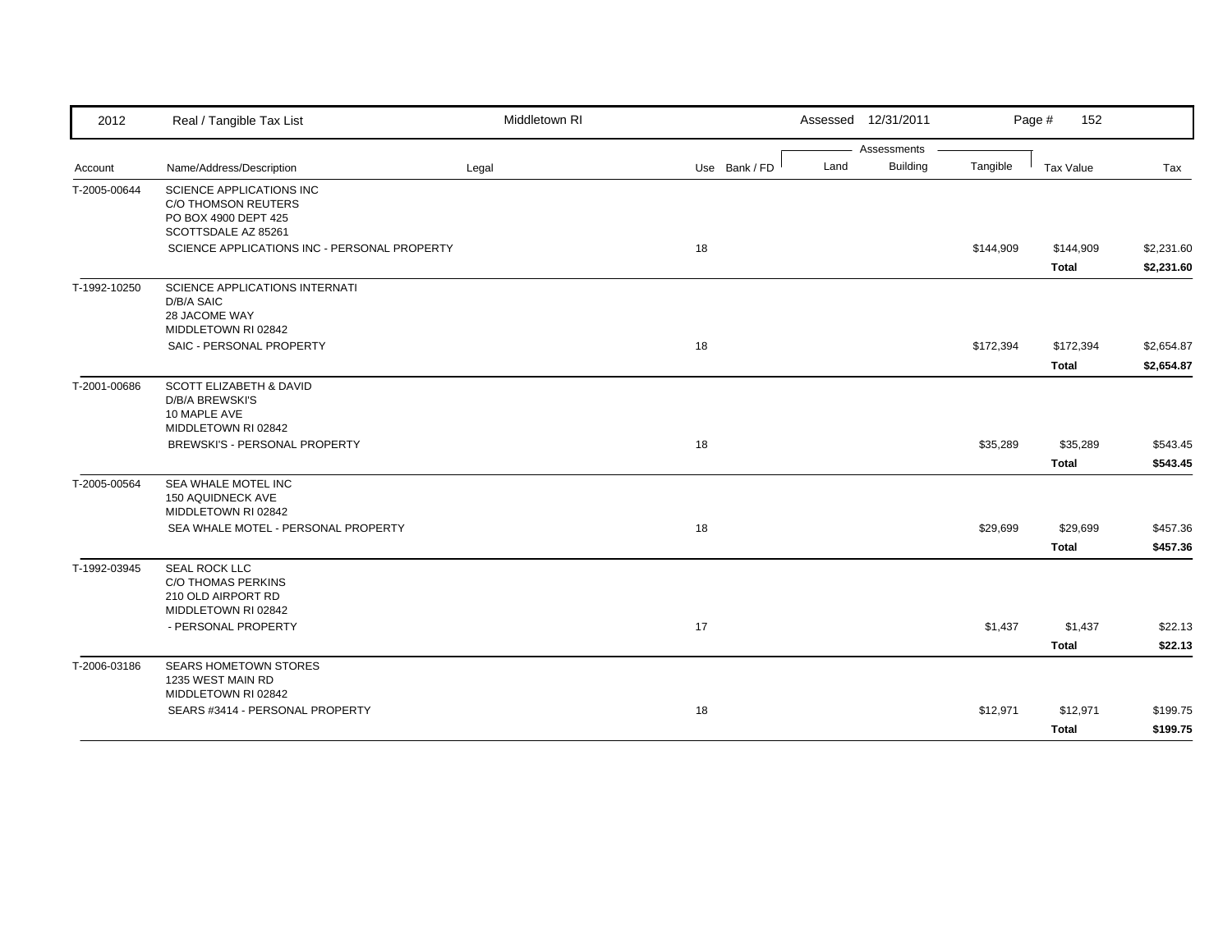| 2012 | Real / Tangible Tax List | Middletown RI | | | Assessed 12/31/2011 | | | | |
|---|---|---|---|---|---|---|---|---|---|
| | | | | | Assessments | | | | |
| Account | Name/Address/Description | Legal | Use | Bank / FD | Land | Building | Tangible | Tax Value | Tax |
| T-2005-00644 | SCIENCE APPLICATIONS INC<br>C/O THOMSON REUTERS<br>PO BOX 4900 DEPT 425<br>SCOTTSDALE AZ 85261 | | | | | | | | |
| | SCIENCE APPLICATIONS INC - PERSONAL PROPERTY | | 18 | | | | $144,909 | $144,909 | $2,231.60 |
| | | | | | | | | **Total** | **$2,231.60** |
| T-1992-10250 | SCIENCE APPLICATIONS INTERNATI<br>D/B/A SAIC<br>28 JACOME WAY<br>MIDDLETOWN RI 02842 | | | | | | | | |
| | SAIC - PERSONAL PROPERTY | | 18 | | | | $172,394 | $172,394 | $2,654.87 |
| | | | | | | | | **Total** | **$2,654.87** |
| T-2001-00686 | SCOTT ELIZABETH & DAVID<br>D/B/A BREWSKI'S<br>10 MAPLE AVE<br>MIDDLETOWN RI 02842 | | | | | | | | |
| | BREWSKI'S - PERSONAL PROPERTY | | 18 | | | | $35,289 | $35,289 | $543.45 |
| | | | | | | | | **Total** | **$543.45** |
| T-2005-00564 | SEA WHALE MOTEL INC<br>150 AQUIDNECK AVE<br>MIDDLETOWN RI 02842 | | | | | | | | |
| | SEA WHALE MOTEL - PERSONAL PROPERTY | | 18 | | | | $29,699 | $29,699 | $457.36 |
| | | | | | | | | **Total** | **$457.36** |
| T-1992-03945 | SEAL ROCK LLC<br>C/O THOMAS PERKINS<br>210 OLD AIRPORT RD<br>MIDDLETOWN RI 02842 | | | | | | | | |
| | - PERSONAL PROPERTY | | 17 | | | | $1,437 | $1,437 | $22.13 |
| | | | | | | | | **Total** | **$22.13** |
| T-2006-03186 | SEARS HOMETOWN STORES<br>1235 WEST MAIN RD<br>MIDDLETOWN RI 02842 | | | | | | | | |
| | SEARS #3414 - PERSONAL PROPERTY | | 18 | | | | $12,971 | $12,971 | $199.75 |
| | | | | | | | | **Total** | **$199.75** |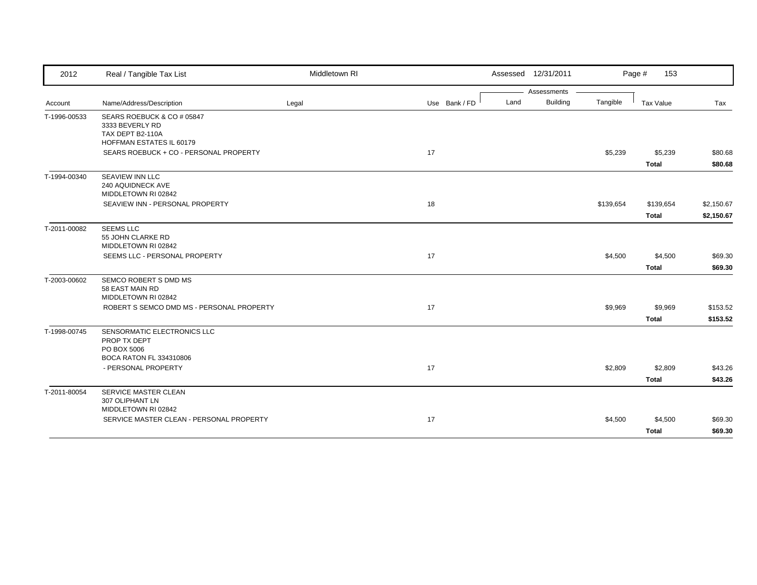| Account | Name/Address/Description | Legal | Use | Bank / FD | Land | Building | Tangible | Tax Value | Tax |
|---|---|---|---|---|---|---|---|---|---|
| T-1996-00533 | SEARS ROEBUCK & CO # 05847<br>3333 BEVERLY RD<br>TAX DEPT B2-110A<br>HOFFMAN ESTATES IL 60179 | | | | | | | | |
| | SEARS ROEBUCK + CO - PERSONAL PROPERTY | | 17 | | | | $5,239 | $5,239 | $80.68 |
| | | | | | | | | **Total** | **$80.68** |
| T-1994-00340 | SEAVIEW INN LLC<br>240 AQUIDNECK AVE<br>MIDDLETOWN RI 02842 | | | | | | | | |
| | SEAVIEW INN - PERSONAL PROPERTY | | 18 | | | | $139,654 | $139,654 | $2,150.67 |
| | | | | | | | | **Total** | **$2,150.67** |
| T-2011-00082 | SEEMS LLC<br>55 JOHN CLARKE RD<br>MIDDLETOWN RI 02842 | | | | | | | | |
| | SEEMS LLC - PERSONAL PROPERTY | | 17 | | | | $4,500 | $4,500 | $69.30 |
| | | | | | | | | **Total** | **$69.30** |
| T-2003-00602 | SEMCO ROBERT S DMD MS<br>58 EAST MAIN RD<br>MIDDLETOWN RI 02842 | | | | | | | | |
| | ROBERT S SEMCO DMD MS - PERSONAL PROPERTY | | 17 | | | | $9,969 | $9,969 | $153.52 |
| | | | | | | | | **Total** | **$153.52** |
| T-1998-00745 | SENSORMATIC ELECTRONICS LLC<br>PROP TX DEPT<br>PO BOX 5006<br>BOCA RATON FL 334310806 | | | | | | | | |
| | - PERSONAL PROPERTY | | 17 | | | | $2,809 | $2,809 | $43.26 |
| | | | | | | | | **Total** | **$43.26** |
| T-2011-80054 | SERVICE MASTER CLEAN<br>307 OLIPHANT LN<br>MIDDLETOWN RI 02842 | | | | | | | | |
| | SERVICE MASTER CLEAN - PERSONAL PROPERTY | | 17 | | | | $4,500 | $4,500 | $69.30 |
| | | | | | | | | **Total** | **$69.30** |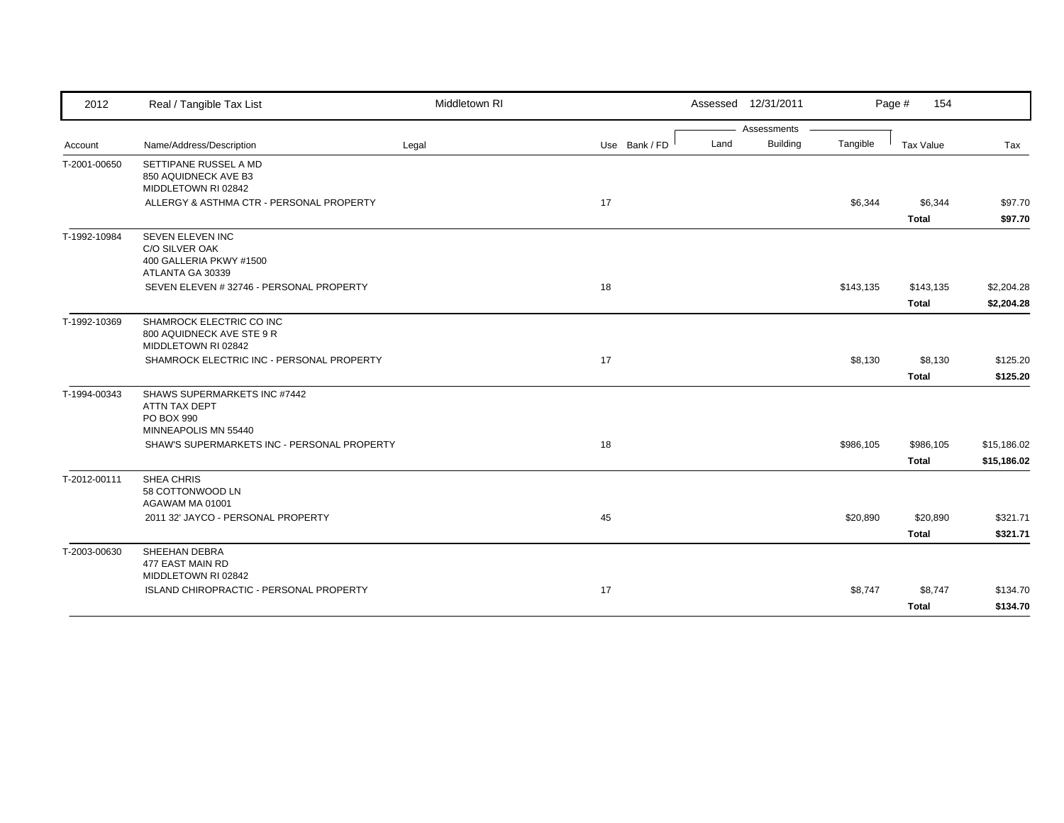| 2012 | Real / Tangible Tax List | Middletown RI | | | Assessed 12/31/2011 | | | Page # 154 | |
|---|---|---|---|---|---|---|---|---|---|
| | | | | | Assessments | | | | |
| Account | Name/Address/Description | Legal | Use | Bank / FD | Land | Building | Tangible | Tax Value | Tax |
| T-2001-00650 | SETTIPANE RUSSEL A MD<br>850 AQUIDNECK AVE B3<br>MIDDLETOWN RI 02842 | | | | | | | | |
| | ALLERGY & ASTHMA CTR - PERSONAL PROPERTY | | 17 | | | | $6,344 | $6,344 | $97.70 |
| | | | | | | | | **Total** | **$97.70** |
| T-1992-10984 | SEVEN ELEVEN INC<br>C/O SILVER OAK<br>400 GALLERIA PKWY #1500<br>ATLANTA GA 30339 | | | | | | | | |
| | SEVEN ELEVEN # 32746 - PERSONAL PROPERTY | | 18 | | | | $143,135 | $143,135 | $2,204.28 |
| | | | | | | | | **Total** | **$2,204.28** |
| T-1992-10369 | SHAMROCK ELECTRIC CO INC<br>800 AQUIDNECK AVE STE 9 R<br>MIDDLETOWN RI 02842 | | | | | | | | |
| | SHAMROCK ELECTRIC INC - PERSONAL PROPERTY | | 17 | | | | $8,130 | $8,130 | $125.20 |
| | | | | | | | | **Total** | **$125.20** |
| T-1994-00343 | SHAWS SUPERMARKETS INC #7442<br>ATTN TAX DEPT<br>PO BOX 990<br>MINNEAPOLIS MN 55440 | | | | | | | | |
| | SHAW'S SUPERMARKETS INC - PERSONAL PROPERTY | | 18 | | | | $986,105 | $986,105 | $15,186.02 |
| | | | | | | | | **Total** | **$15,186.02** |
| T-2012-00111 | SHEA CHRIS<br>58 COTTONWOOD LN<br>AGAWAM MA 01001 | | | | | | | | |
| | 2011 32' JAYCO - PERSONAL PROPERTY | | 45 | | | | $20,890 | $20,890 | $321.71 |
| | | | | | | | | **Total** | **$321.71** |
| T-2003-00630 | SHEEHAN DEBRA<br>477 EAST MAIN RD<br>MIDDLETOWN RI 02842 | | | | | | | | |
| | ISLAND CHIROPRACTIC - PERSONAL PROPERTY | | 17 | | | | $8,747 | $8,747 | $134.70 |
| | | | | | | | | **Total** | **$134.70** |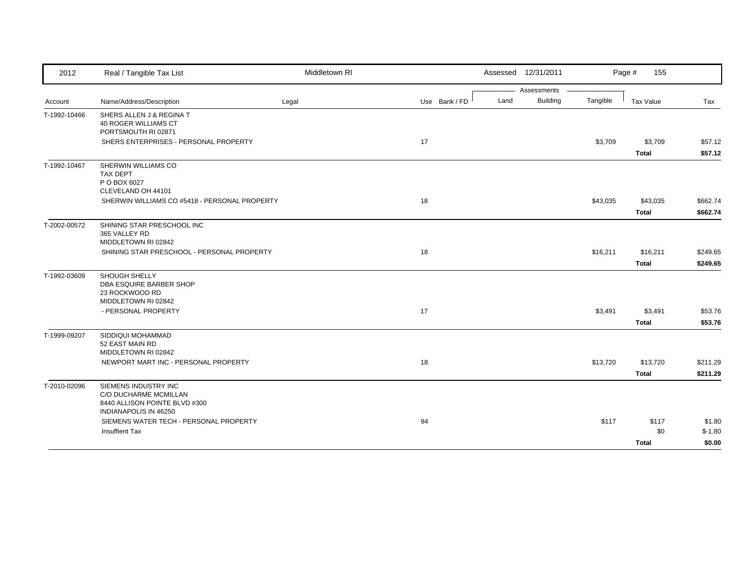| Account | Name/Address/Description | Legal | Use | Bank / FD | Land | Building | Tangible | Tax Value | Tax |
|---|---|---|---|---|---|---|---|---|---|
| T-1992-10466 | SHERS ALLEN J & REGINA T<br>40 ROGER WILLIAMS CT<br>PORTSMOUTH RI 02871 | | | | | | | | |
| | SHERS ENTERPRISES - PERSONAL PROPERTY | | 17 | | | | $3,709 | $3,709 | $57.12 |
| | | | | | | | | **Total** | **$57.12** |
| T-1992-10467 | SHERWIN WILLIAMS CO<br>TAX DEPT<br>P O BOX 6027<br>CLEVELAND OH 44101 | | | | | | | | |
| | SHERWIN WILLIAMS CO #5418 - PERSONAL PROPERTY | | 18 | | | | $43,035 | $43,035 | $662.74 |
| | | | | | | | | **Total** | **$662.74** |
| T-2002-00572 | SHINING STAR PRESCHOOL INC<br>365 VALLEY RD<br>MIDDLETOWN RI 02842 | | | | | | | | |
| | SHINING STAR PRESCHOOL - PERSONAL PROPERTY | | 18 | | | | $16,211 | $16,211 | $249.65 |
| | | | | | | | | **Total** | **$249.65** |
| T-1992-03609 | SHOUGH SHELLY<br>DBA ESQUIRE BARBER SHOP<br>23 ROCKWOOD RD<br>MIDDLETOWN RI 02842 | | | | | | | | |
| | - PERSONAL PROPERTY | | 17 | | | | $3,491 | $3,491 | $53.76 |
| | | | | | | | | **Total** | **$53.76** |
| T-1999-09207 | SIDDIQUI MOHAMMAD<br>52 EAST MAIN RD<br>MIDDLETOWN RI 02842 | | | | | | | | |
| | NEWPORT MART INC - PERSONAL PROPERTY | | 18 | | | | $13,720 | $13,720 | $211.29 |
| | | | | | | | | **Total** | **$211.29** |
| T-2010-02096 | SIEMENS INDUSTRY INC<br>C/O DUCHARME MCMILLAN<br>8440 ALLISON POINTE BLVD #300<br>INDIANAPOLIS IN 46250 | | | | | | | | |
| | SIEMENS WATER TECH - PERSONAL PROPERTY | | 94 | | | | $117 | $117 | $1.80 |
| | Insuffient Tax | | | | | | | $0 | $-1.80 |
| | | | | | | | | **Total** | **$0.00** |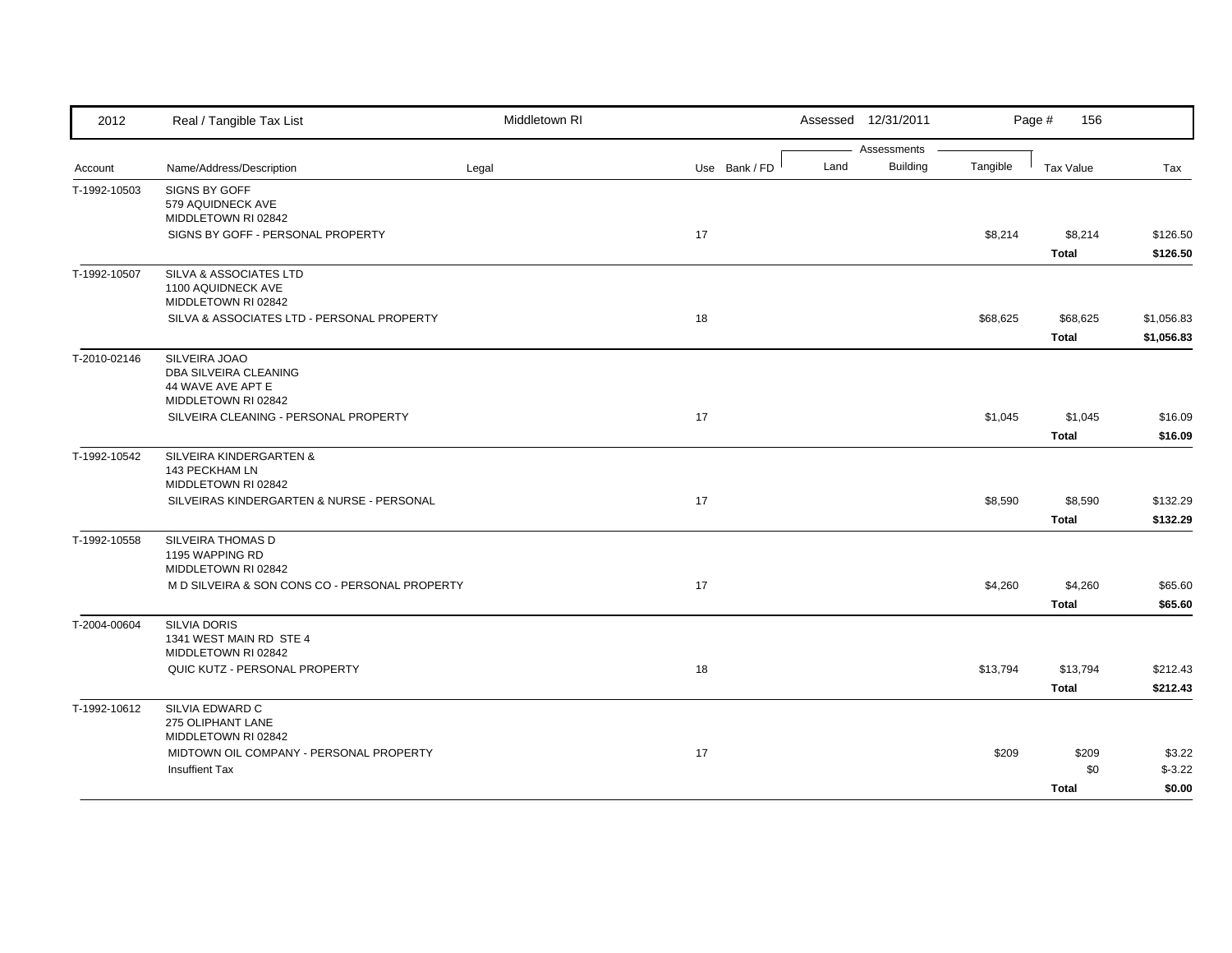| 2012 | Real / Tangible Tax List | Middletown RI | | | Assessed 12/31/2011 | | | Page # 156 | |
|---|---|---|---|---|---|---|---|---|---|
| | | | | | Assessments | | | | |
| Account | Name/Address/Description | Legal | Use | Bank / FD | Land | Building | Tangible | Tax Value | Tax |
| T-1992-10503 | SIGNS BY GOFF<br>579 AQUIDNECK AVE<br>MIDDLETOWN RI 02842 | | | | | | | | |
| | SIGNS BY GOFF - PERSONAL PROPERTY | | 17 | | | | $8,214 | $8,214 | $126.50 |
| | | | | | | | | **Total** | **$126.50** |
| T-1992-10507 | SILVA & ASSOCIATES LTD<br>1100 AQUIDNECK AVE<br>MIDDLETOWN RI 02842 | | | | | | | | |
| | SILVA & ASSOCIATES LTD - PERSONAL PROPERTY | | 18 | | | | $68,625 | $68,625 | $1,056.83 |
| | | | | | | | | **Total** | **$1,056.83** |
| T-2010-02146 | SILVEIRA JOAO<br>DBA SILVEIRA CLEANING<br>44 WAVE AVE APT E<br>MIDDLETOWN RI 02842 | | | | | | | | |
| | SILVEIRA CLEANING - PERSONAL PROPERTY | | 17 | | | | $1,045 | $1,045 | $16.09 |
| | | | | | | | | **Total** | **$16.09** |
| T-1992-10542 | SILVEIRA KINDERGARTEN &<br>143 PECKHAM LN<br>MIDDLETOWN RI 02842 | | | | | | | | |
| | SILVEIRAS KINDERGARTEN & NURSE - PERSONAL | | 17 | | | | $8,590 | $8,590 | $132.29 |
| | | | | | | | | **Total** | **$132.29** |
| T-1992-10558 | SILVEIRA THOMAS D<br>1195 WAPPING RD<br>MIDDLETOWN RI 02842 | | | | | | | | |
| | M D SILVEIRA & SON CONS CO - PERSONAL PROPERTY | | 17 | | | | $4,260 | $4,260 | $65.60 |
| | | | | | | | | **Total** | **$65.60** |
| T-2004-00604 | SILVIA DORIS<br>1341 WEST MAIN RD STE 4<br>MIDDLETOWN RI 02842 | | | | | | | | |
| | QUIC KUTZ - PERSONAL PROPERTY | | 18 | | | | $13,794 | $13,794 | $212.43 |
| | | | | | | | | **Total** | **$212.43** |
| T-1992-10612 | SILVIA EDWARD C<br>275 OLIPHANT LANE<br>MIDDLETOWN RI 02842 | | | | | | | | |
| | MIDTOWN OIL COMPANY - PERSONAL PROPERTY | | 17 | | | | $209 | $209 | $3.22 |
| | Insuffient Tax | | | | | | | $0 | $-3.22 |
| | | | | | | | | **Total** | **$0.00** |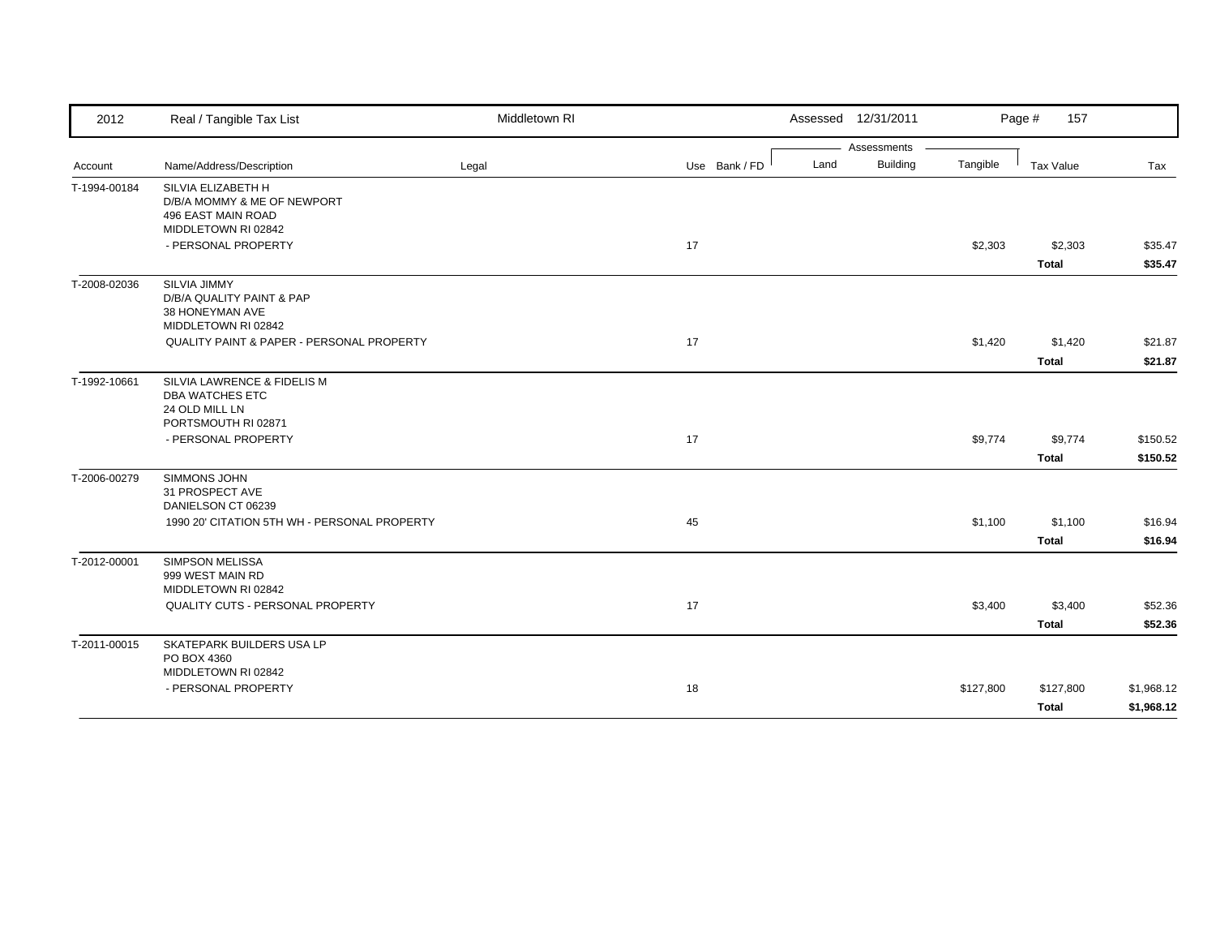| 2012 | Real / Tangible Tax List | Middletown RI | | Assessed 12/31/2011 | | | Page # 157 | |
|---|---|---|---|---|---|---|---|---|
| | | | | Assessments | | | | |
| Account | Name/Address/Description | Legal | Use Bank / FD | Land | Building | Tangible | Tax Value | Tax |
| T-1994-00184 | SILVIA ELIZABETH H<br>D/B/A MOMMY & ME OF NEWPORT<br>496 EAST MAIN ROAD<br>MIDDLETOWN RI 02842 | | | | | | | |
| | - PERSONAL PROPERTY | | 17 | | | $2,303 | $2,303 | $35.47 |
| | | | | | | | **Total** | **$35.47** |
| T-2008-02036 | SILVIA JIMMY<br>D/B/A QUALITY PAINT & PAP<br>38 HONEYMAN AVE<br>MIDDLETOWN RI 02842 | | | | | | | |
| | QUALITY PAINT & PAPER - PERSONAL PROPERTY | | 17 | | | $1,420 | $1,420 | $21.87 |
| | | | | | | | **Total** | **$21.87** |
| T-1992-10661 | SILVIA LAWRENCE & FIDELIS M<br>DBA WATCHES ETC<br>24 OLD MILL LN<br>PORTSMOUTH RI 02871 | | | | | | | |
| | - PERSONAL PROPERTY | | 17 | | | $9,774 | $9,774 | $150.52 |
| | | | | | | | **Total** | **$150.52** |
| T-2006-00279 | SIMMONS JOHN<br>31 PROSPECT AVE<br>DANIELSON CT 06239 | | | | | | | |
| | 1990 20' CITATION 5TH WH - PERSONAL PROPERTY | | 45 | | | $1,100 | $1,100 | $16.94 |
| | | | | | | | **Total** | **$16.94** |
| T-2012-00001 | SIMPSON MELISSA<br>999 WEST MAIN RD<br>MIDDLETOWN RI 02842 | | | | | | | |
| | QUALITY CUTS - PERSONAL PROPERTY | | 17 | | | $3,400 | $3,400 | $52.36 |
| | | | | | | | **Total** | **$52.36** |
| T-2011-00015 | SKATEPARK BUILDERS USA LP<br>PO BOX 4360<br>MIDDLETOWN RI 02842 | | | | | | | |
| | - PERSONAL PROPERTY | | 18 | | | $127,800 | $127,800 | $1,968.12 |
| | | | | | | | **Total** | **$1,968.12** |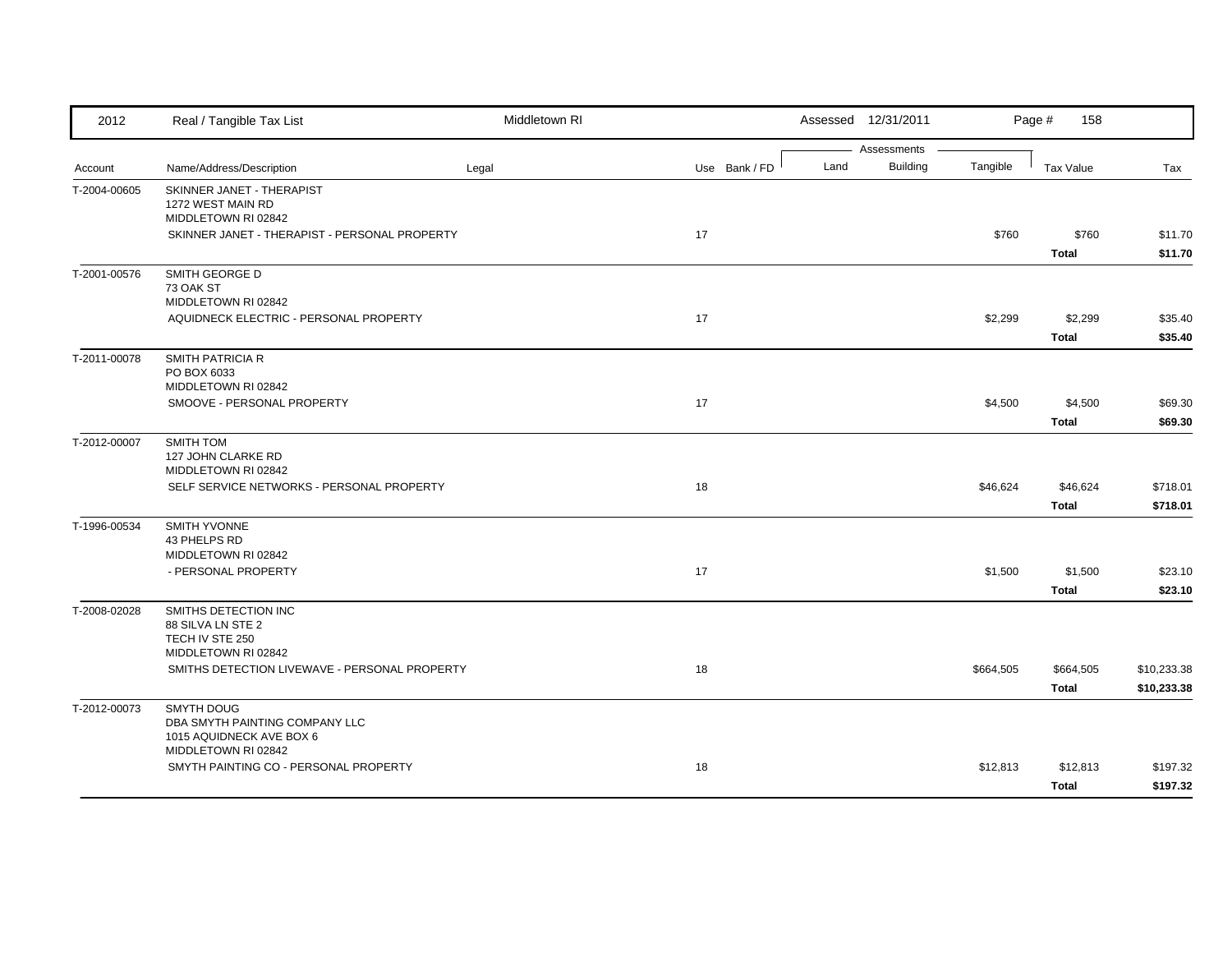| 2012 | Real / Tangible Tax List | Middletown RI | | | Assessed 12/31/2011 | | | Page # 158 | |
|---|---|---|---|---|---|---|---|---|---|
| | | | | | Assessments | | | | |
| Account | Name/Address/Description | Legal | Use | Bank / FD | Land | Building | Tangible | Tax Value | Tax |
| T-2004-00605 | SKINNER JANET - THERAPIST<br>1272 WEST MAIN RD<br>MIDDLETOWN RI 02842 | | | | | | | | |
| | SKINNER JANET - THERAPIST - PERSONAL PROPERTY | | 17 | | | | $760 | $760 | $11.70 |
| | | | | | | | | **Total** | **$11.70** |
| T-2001-00576 | SMITH GEORGE D<br>73 OAK ST<br>MIDDLETOWN RI 02842 | | | | | | | | |
| | AQUIDNECK ELECTRIC - PERSONAL PROPERTY | | 17 | | | | $2,299 | $2,299 | $35.40 |
| | | | | | | | | **Total** | **$35.40** |
| T-2011-00078 | SMITH PATRICIA R<br>PO BOX 6033<br>MIDDLETOWN RI 02842 | | | | | | | | |
| | SMOOVE - PERSONAL PROPERTY | | 17 | | | | $4,500 | $4,500 | $69.30 |
| | | | | | | | | **Total** | **$69.30** |
| T-2012-00007 | SMITH TOM<br>127 JOHN CLARKE RD<br>MIDDLETOWN RI 02842 | | | | | | | | |
| | SELF SERVICE NETWORKS - PERSONAL PROPERTY | | 18 | | | | $46,624 | $46,624 | $718.01 |
| | | | | | | | | **Total** | **$718.01** |
| T-1996-00534 | SMITH YVONNE<br>43 PHELPS RD<br>MIDDLETOWN RI 02842 | | | | | | | | |
| | - PERSONAL PROPERTY | | 17 | | | | $1,500 | $1,500 | $23.10 |
| | | | | | | | | **Total** | **$23.10** |
| T-2008-02028 | SMITHS DETECTION INC<br>88 SILVA LN STE 2<br>TECH IV STE 250<br>MIDDLETOWN RI 02842 | | | | | | | | |
| | SMITHS DETECTION LIVEWAVE - PERSONAL PROPERTY | | 18 | | | | $664,505 | $664,505 | $10,233.38 |
| | | | | | | | | **Total** | **$10,233.38** |
| T-2012-00073 | SMYTH DOUG<br>DBA SMYTH PAINTING COMPANY LLC<br>1015 AQUIDNECK AVE BOX 6<br>MIDDLETOWN RI 02842 | | | | | | | | |
| | SMYTH PAINTING CO - PERSONAL PROPERTY | | 18 | | | | $12,813 | $12,813 | $197.32 |
| | | | | | | | | **Total** | **$197.32** |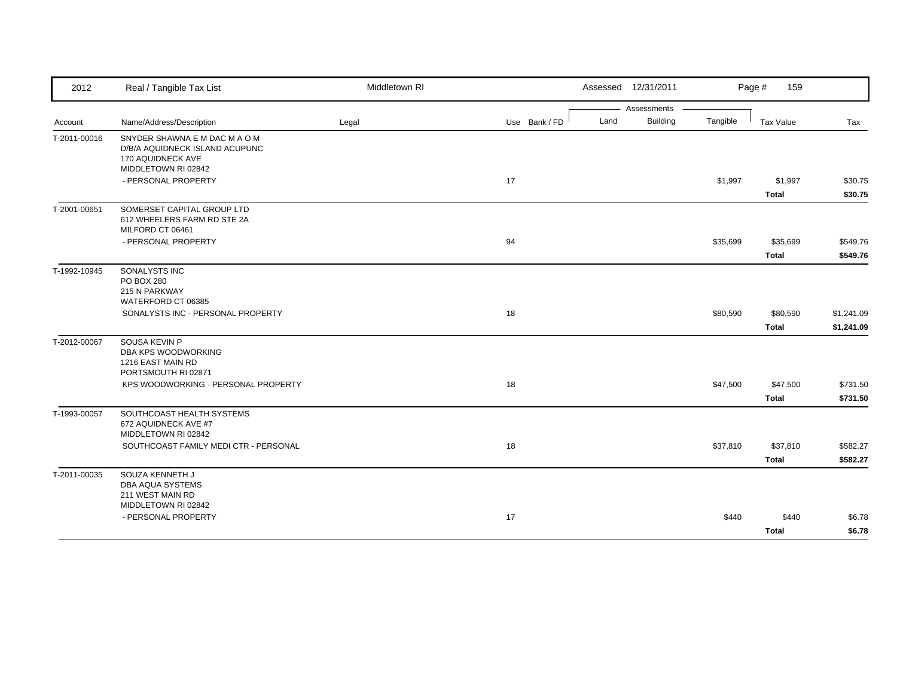| 2012 | Real / Tangible Tax List | Middletown RI | | Assessed 12/31/2011 | | | Page # 159 | |
|---|---|---|---|---|---|---|---|---|
| | | | | Assessments | | | | |
| Account | Name/Address/Description | Legal | Use Bank / FD | Land | Building | Tangible | Tax Value | Tax |
| T-2011-00016 | SNYDER SHAWNA E M DAC M A O M<br>D/B/A AQUIDNECK ISLAND ACUPUNC<br>170 AQUIDNECK AVE<br>MIDDLETOWN RI 02842 | | | | | | | |
| | - PERSONAL PROPERTY | | 17 | | | $1,997 | $1,997 | $30.75 |
| | | | | | | | **Total** | **$30.75** |
| T-2001-00651 | SOMERSET CAPITAL GROUP LTD<br>612 WHEELERS FARM RD STE 2A<br>MILFORD CT 06461 | | | | | | | |
| | - PERSONAL PROPERTY | | 94 | | | $35,699 | $35,699 | $549.76 |
| | | | | | | | **Total** | **$549.76** |
| T-1992-10945 | SONALYSTS INC<br>PO BOX 280<br>215 N PARKWAY<br>WATERFORD CT 06385 | | | | | | | |
| | SONALYSTS INC - PERSONAL PROPERTY | | 18 | | | $80,590 | $80,590 | $1,241.09 |
| | | | | | | | **Total** | **$1,241.09** |
| T-2012-00067 | SOUSA KEVIN P<br>DBA KPS WOODWORKING<br>1216 EAST MAIN RD<br>PORTSMOUTH RI 02871 | | | | | | | |
| | KPS WOODWORKING - PERSONAL PROPERTY | | 18 | | | $47,500 | $47,500 | $731.50 |
| | | | | | | | **Total** | **$731.50** |
| T-1993-00057 | SOUTHCOAST HEALTH SYSTEMS<br>672 AQUIDNECK AVE #7<br>MIDDLETOWN RI 02842 | | | | | | | |
| | SOUTHCOAST FAMILY MEDI CTR - PERSONAL | | 18 | | | $37,810 | $37,810 | $582.27 |
| | | | | | | | **Total** | **$582.27** |
| T-2011-00035 | SOUZA KENNETH J<br>DBA AQUA SYSTEMS<br>211 WEST MAIN RD<br>MIDDLETOWN RI 02842 | | | | | | | |
| | - PERSONAL PROPERTY | | 17 | | | $440 | $440 | $6.78 |
| | | | | | | | **Total** | **$6.78** |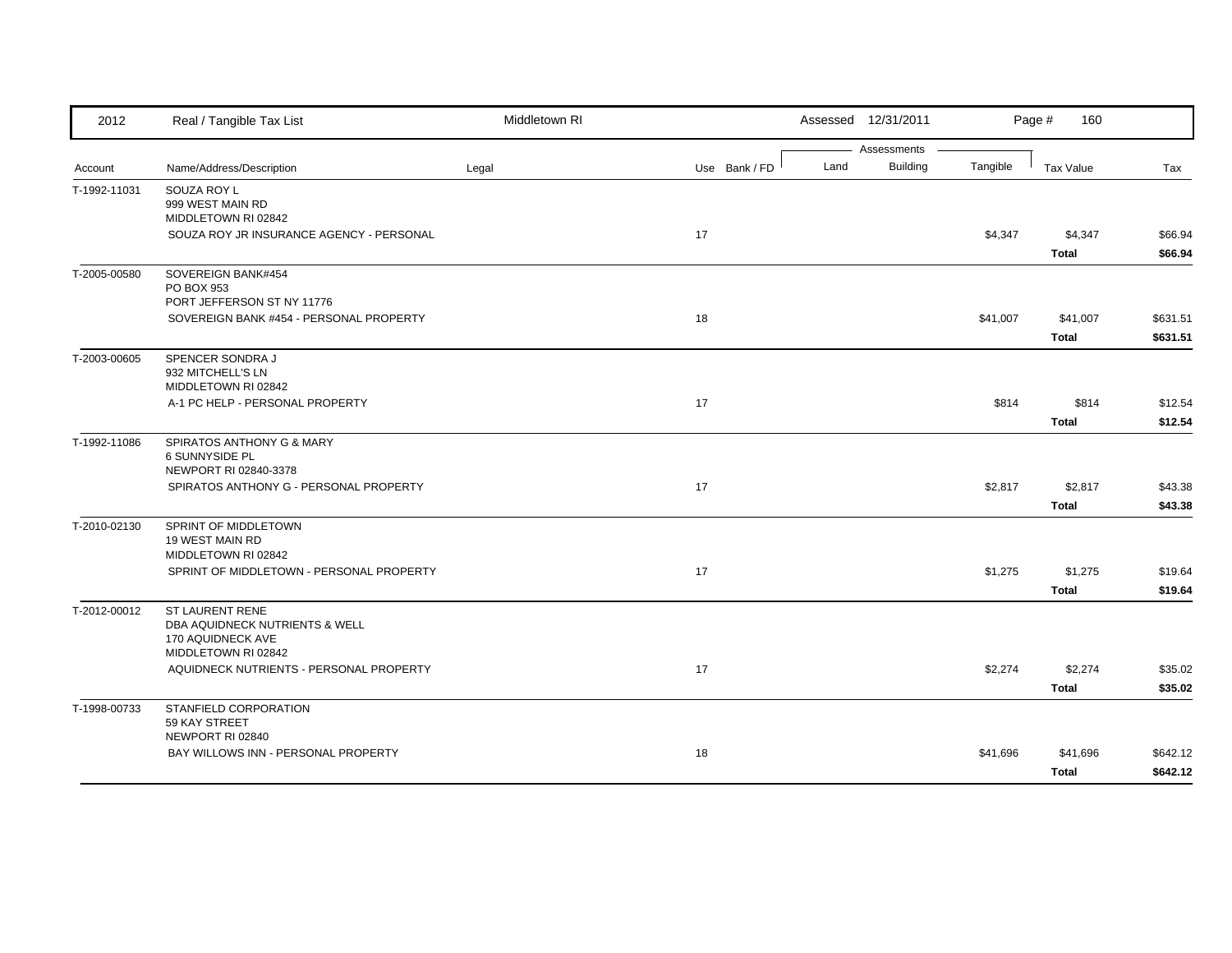| 2012 | Real / Tangible Tax List | Middletown RI | | | Assessed 12/31/2011 | | | Page # 160 | |
|---|---|---|---|---|---|---|---|---|---|
| | | | | | Assessments | | | | |
| Account | Name/Address/Description | Legal | Use | Bank / FD | Land | Building | Tangible | Tax Value | Tax |
| T-1992-11031 | SOUZA ROY L<br>999 WEST MAIN RD<br>MIDDLETOWN RI 02842 | | | | | | | | |
| | SOUZA ROY JR INSURANCE AGENCY - PERSONAL | | 17 | | | | $4,347 | $4,347 | $66.94 |
| | | | | | | | | **Total** | **$66.94** |
| T-2005-00580 | SOVEREIGN BANK#454<br>PO BOX 953<br>PORT JEFFERSON ST NY 11776 | | | | | | | | |
| | SOVEREIGN BANK #454 - PERSONAL PROPERTY | | 18 | | | | $41,007 | $41,007 | $631.51 |
| | | | | | | | | **Total** | **$631.51** |
| T-2003-00605 | SPENCER SONDRA J<br>932 MITCHELL'S LN<br>MIDDLETOWN RI 02842 | | | | | | | | |
| | A-1 PC HELP - PERSONAL PROPERTY | | 17 | | | | $814 | $814 | $12.54 |
| | | | | | | | | **Total** | **$12.54** |
| T-1992-11086 | SPIRATOS ANTHONY G & MARY<br>6 SUNNYSIDE PL<br>NEWPORT RI 02840-3378 | | | | | | | | |
| | SPIRATOS ANTHONY G - PERSONAL PROPERTY | | 17 | | | | $2,817 | $2,817 | $43.38 |
| | | | | | | | | **Total** | **$43.38** |
| T-2010-02130 | SPRINT OF MIDDLETOWN<br>19 WEST MAIN RD<br>MIDDLETOWN RI 02842 | | | | | | | | |
| | SPRINT OF MIDDLETOWN - PERSONAL PROPERTY | | 17 | | | | $1,275 | $1,275 | $19.64 |
| | | | | | | | | **Total** | **$19.64** |
| T-2012-00012 | ST LAURENT RENE<br>DBA AQUIDNECK NUTRIENTS & WELL<br>170 AQUIDNECK AVE<br>MIDDLETOWN RI 02842 | | | | | | | | |
| | AQUIDNECK NUTRIENTS - PERSONAL PROPERTY | | 17 | | | | $2,274 | $2,274 | $35.02 |
| | | | | | | | | **Total** | **$35.02** |
| T-1998-00733 | STANFIELD CORPORATION<br>59 KAY STREET<br>NEWPORT RI 02840 | | | | | | | | |
| | BAY WILLOWS INN - PERSONAL PROPERTY | | 18 | | | | $41,696 | $41,696 | $642.12 |
| | | | | | | | | **Total** | **$642.12** |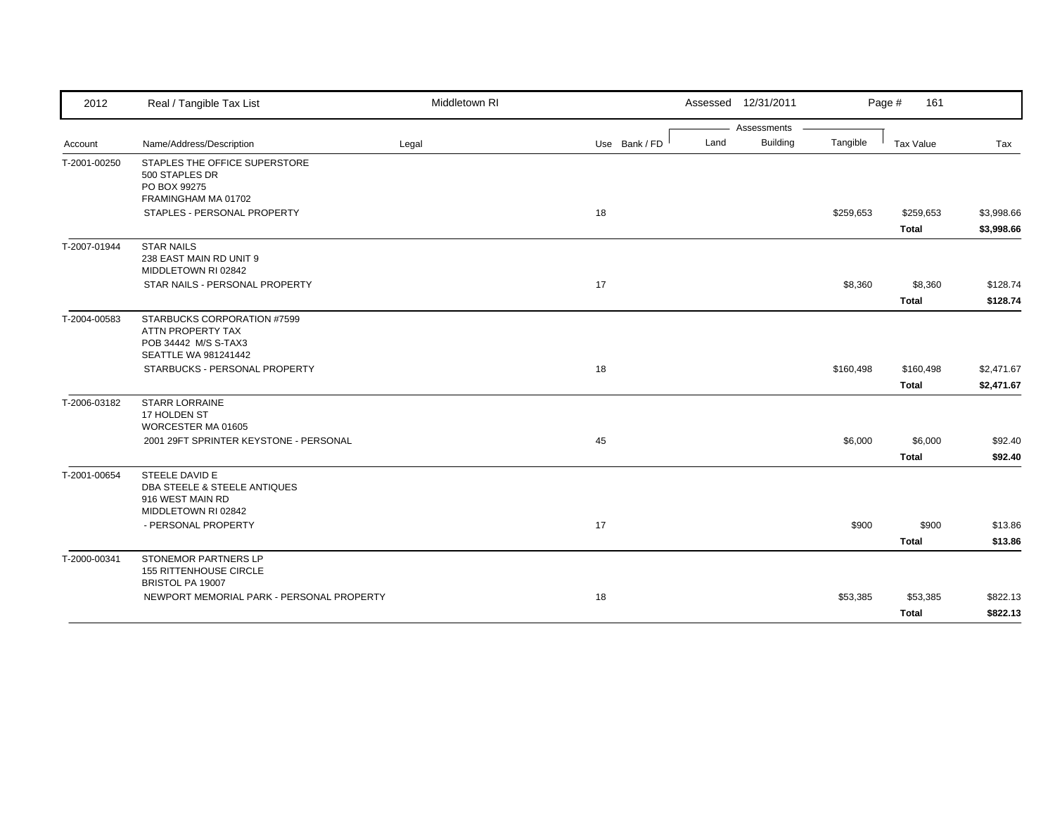| 2012 | Real / Tangible Tax List | Middletown RI | | Assessed 12/31/2011 | | | Page # 161 | |
|---|---|---|---|---|---|---|---|---|
| | | | | Assessments | | | | |
| Account | Name/Address/Description | Legal | Use Bank / FD | Land | Building | Tangible | Tax Value | Tax |
| T-2001-00250 | STAPLES THE OFFICE SUPERSTORE<br>500 STAPLES DR<br>PO BOX 99275<br>FRAMINGHAM MA 01702 | | | | | | | |
| | STAPLES - PERSONAL PROPERTY | | 18 | | | $259,653 | $259,653 | $3,998.66 |
| | | | | | | | **Total** | **$3,998.66** |
| T-2007-01944 | STAR NAILS<br>238 EAST MAIN RD UNIT 9<br>MIDDLETOWN RI 02842 | | | | | | | |
| | STAR NAILS - PERSONAL PROPERTY | | 17 | | | $8,360 | $8,360 | $128.74 |
| | | | | | | | **Total** | **$128.74** |
| T-2004-00583 | STARBUCKS CORPORATION #7599<br>ATTN PROPERTY TAX<br>POB 34442 M/S S-TAX3<br>SEATTLE WA 981241442 | | | | | | | |
| | STARBUCKS - PERSONAL PROPERTY | | 18 | | | $160,498 | $160,498 | $2,471.67 |
| | | | | | | | **Total** | **$2,471.67** |
| T-2006-03182 | STARR LORRAINE<br>17 HOLDEN ST<br>WORCESTER MA 01605 | | | | | | | |
| | 2001 29FT SPRINTER KEYSTONE - PERSONAL | | 45 | | | $6,000 | $6,000 | $92.40 |
| | | | | | | | **Total** | **$92.40** |
| T-2001-00654 | STEELE DAVID E<br>DBA STEELE & STEELE ANTIQUES<br>916 WEST MAIN RD<br>MIDDLETOWN RI 02842 | | | | | | | |
| | - PERSONAL PROPERTY | | 17 | | | $900 | $900 | $13.86 |
| | | | | | | | **Total** | **$13.86** |
| T-2000-00341 | STONEMOR PARTNERS LP<br>155 RITTENHOUSE CIRCLE<br>BRISTOL PA 19007 | | | | | | | |
| | NEWPORT MEMORIAL PARK - PERSONAL PROPERTY | | 18 | | | $53,385 | $53,385 | $822.13 |
| | | | | | | | **Total** | **$822.13** |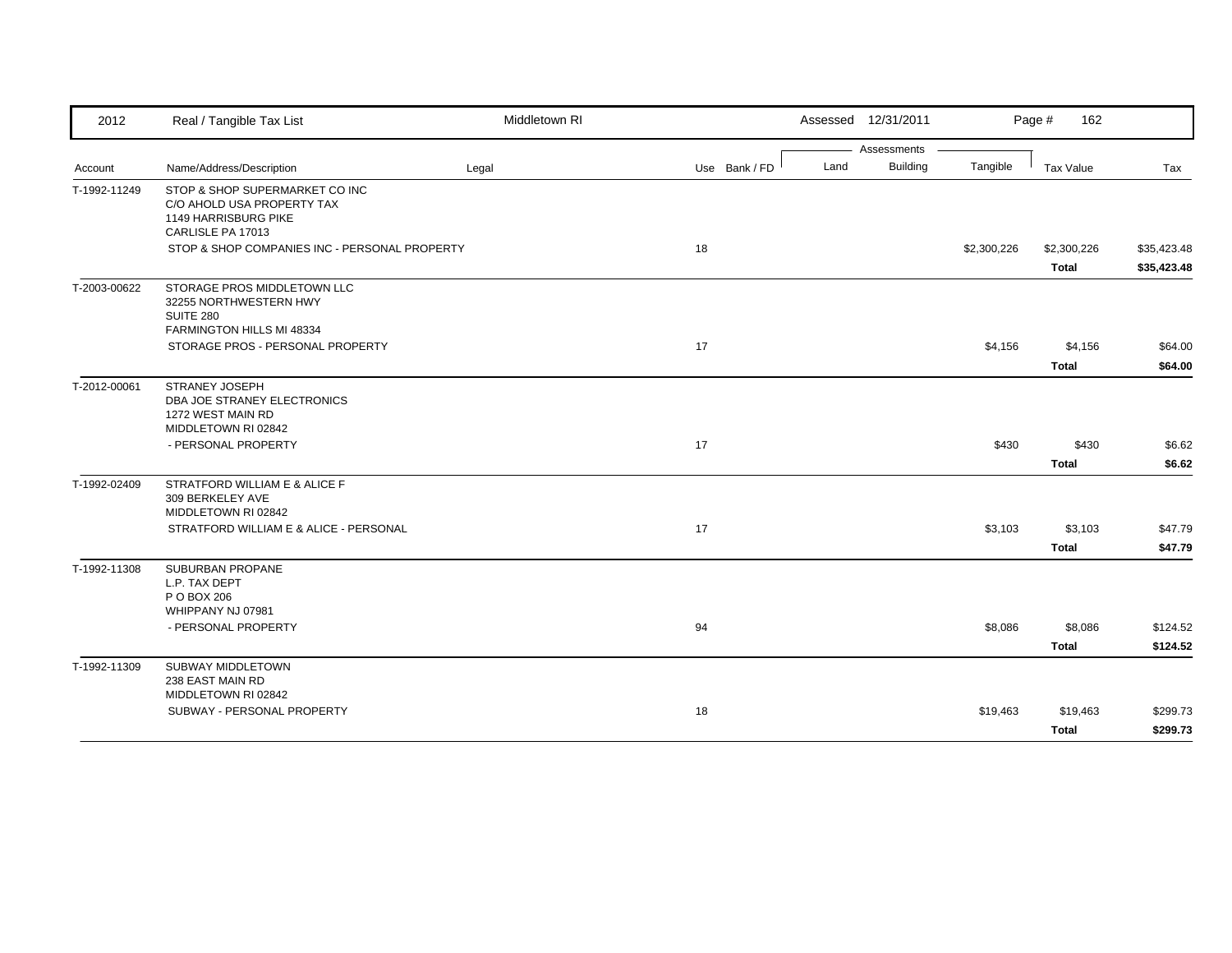| Account | Name/Address/Description | Legal | Use | Bank / FD | Land | Building | Tangible | Tax Value | Tax |
|---|---|---|---|---|---|---|---|---|---|
| T-1992-11249 | STOP & SHOP SUPERMARKET CO INC<br>C/O AHOLD USA PROPERTY TAX<br>1149 HARRISBURG PIKE<br>CARLISLE PA 17013 | | | | | | | | |
| | STOP & SHOP COMPANIES INC - PERSONAL PROPERTY | | 18 | | | | $2,300,226 | $2,300,226 | $35,423.48 |
| | | | | | | | | **Total** | **$35,423.48** |
| T-2003-00622 | STORAGE PROS MIDDLETOWN LLC<br>32255 NORTHWESTERN HWY<br>SUITE 280<br>FARMINGTON HILLS MI 48334 | | | | | | | | |
| | STORAGE PROS - PERSONAL PROPERTY | | 17 | | | | $4,156 | $4,156 | $64.00 |
| | | | | | | | | **Total** | **$64.00** |
| T-2012-00061 | STRANEY JOSEPH<br>DBA JOE STRANEY ELECTRONICS<br>1272 WEST MAIN RD<br>MIDDLETOWN RI 02842 | | | | | | | | |
| | - PERSONAL PROPERTY | | 17 | | | | $430 | $430 | $6.62 |
| | | | | | | | | **Total** | **$6.62** |
| T-1992-02409 | STRATFORD WILLIAM E & ALICE F<br>309 BERKELEY AVE<br>MIDDLETOWN RI 02842 | | | | | | | | |
| | STRATFORD WILLIAM E & ALICE - PERSONAL | | 17 | | | | $3,103 | $3,103 | $47.79 |
| | | | | | | | | **Total** | **$47.79** |
| T-1992-11308 | SUBURBAN PROPANE<br>L.P. TAX DEPT<br>P O BOX 206<br>WHIPPANY NJ 07981 | | | | | | | | |
| | - PERSONAL PROPERTY | | 94 | | | | $8,086 | $8,086 | $124.52 |
| | | | | | | | | **Total** | **$124.52** |
| T-1992-11309 | SUBWAY MIDDLETOWN<br>238 EAST MAIN RD<br>MIDDLETOWN RI 02842 | | | | | | | | |
| | SUBWAY - PERSONAL PROPERTY | | 18 | | | | $19,463 | $19,463 | $299.73 |
| | | | | | | | | **Total** | **$299.73** |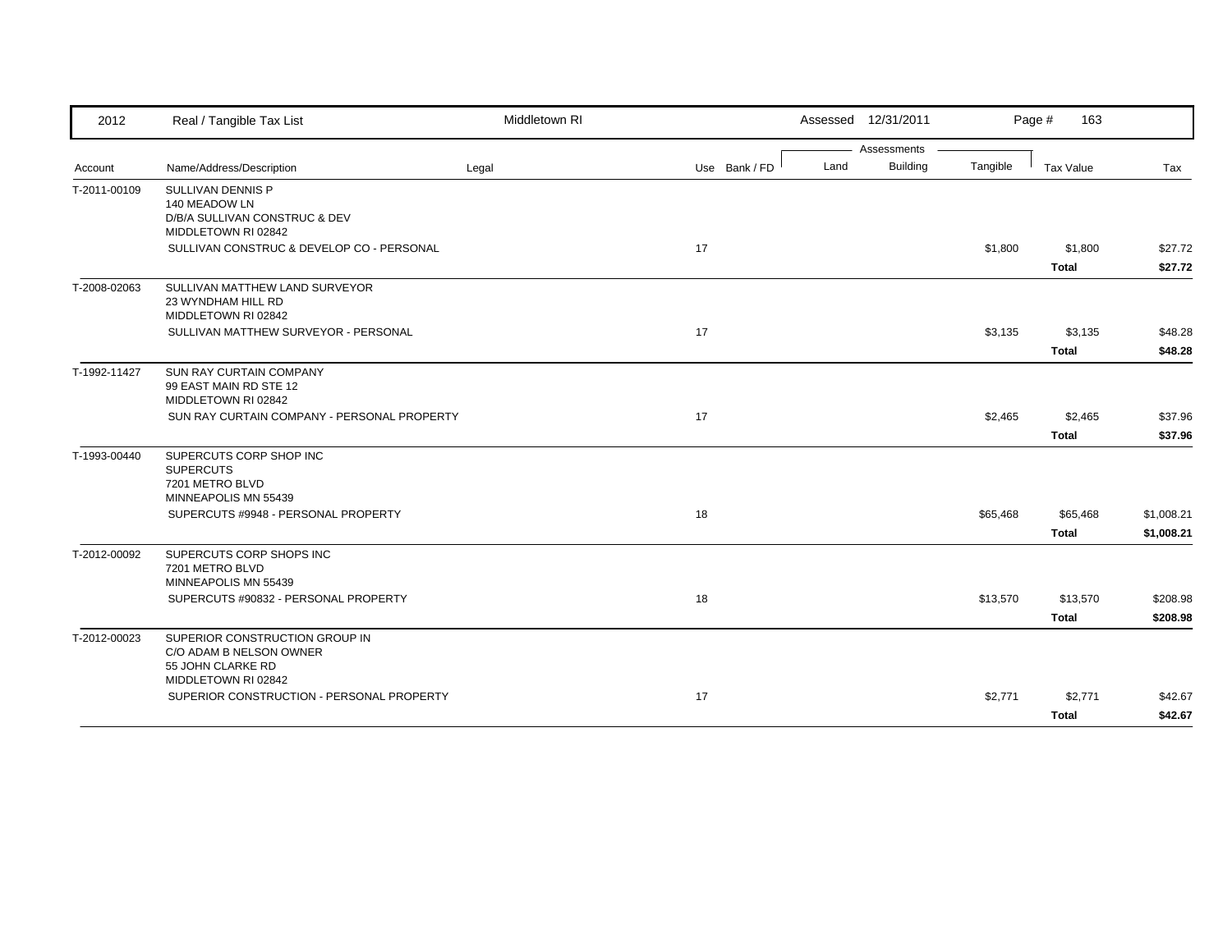| 2012 | Real / Tangible Tax List | Middletown RI | | Assessed 12/31/2011 | | | Page # 163 | |
|---|---|---|---|---|---|---|---|---|
| | | | | Assessments | | | | |
| Account | Name/Address/Description | Legal | Use Bank / FD | Land | Building | Tangible | Tax Value | Tax |
| T-2011-00109 | SULLIVAN DENNIS P<br>140 MEADOW LN<br>D/B/A SULLIVAN CONSTRUC & DEV<br>MIDDLETOWN RI 02842 | | | | | | | |
| | SULLIVAN CONSTRUC & DEVELOP CO - PERSONAL | | 17 | | | $1,800 | $1,800 | $27.72 |
| | | | | | | | **Total** | **$27.72** |
| T-2008-02063 | SULLIVAN MATTHEW LAND SURVEYOR<br>23 WYNDHAM HILL RD<br>MIDDLETOWN RI 02842 | | | | | | | |
| | SULLIVAN MATTHEW SURVEYOR - PERSONAL | | 17 | | | $3,135 | $3,135 | $48.28 |
| | | | | | | | **Total** | **$48.28** |
| T-1992-11427 | SUN RAY CURTAIN COMPANY<br>99 EAST MAIN RD STE 12<br>MIDDLETOWN RI 02842 | | | | | | | |
| | SUN RAY CURTAIN COMPANY - PERSONAL PROPERTY | | 17 | | | $2,465 | $2,465 | $37.96 |
| | | | | | | | **Total** | **$37.96** |
| T-1993-00440 | SUPERCUTS CORP SHOP INC<br>SUPERCUTS<br>7201 METRO BLVD<br>MINNEAPOLIS MN 55439 | | | | | | | |
| | SUPERCUTS #9948 - PERSONAL PROPERTY | | 18 | | | $65,468 | $65,468 | $1,008.21 |
| | | | | | | | **Total** | **$1,008.21** |
| T-2012-00092 | SUPERCUTS CORP SHOPS INC<br>7201 METRO BLVD<br>MINNEAPOLIS MN 55439 | | | | | | | |
| | SUPERCUTS #90832 - PERSONAL PROPERTY | | 18 | | | $13,570 | $13,570 | $208.98 |
| | | | | | | | **Total** | **$208.98** |
| T-2012-00023 | SUPERIOR CONSTRUCTION GROUP IN<br>C/O ADAM B NELSON OWNER<br>55 JOHN CLARKE RD<br>MIDDLETOWN RI 02842 | | | | | | | |
| | SUPERIOR CONSTRUCTION - PERSONAL PROPERTY | | 17 | | | $2,771 | $2,771 | $42.67 |
| | | | | | | | **Total** | **$42.67** |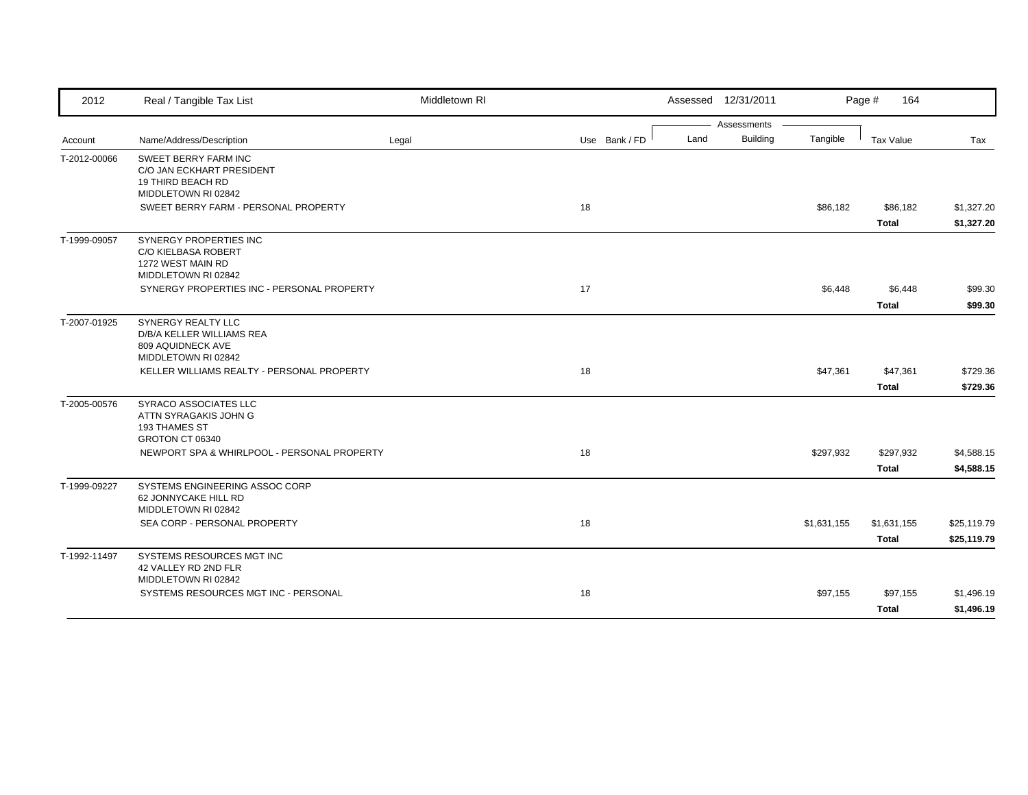| 2012 | Real / Tangible Tax List | Middletown RI | | | Assessed 12/31/2011 | | | Page # 164 | |
|---|---|---|---|---|---|---|---|---|---|
| | | | | | Assessments | | | | |
| Account | Name/Address/Description | Legal | Use | Bank / FD | Land | Building | Tangible | Tax Value | Tax |
| T-2012-00066 | SWEET BERRY FARM INC<br>C/O JAN ECKHART PRESIDENT<br>19 THIRD BEACH RD<br>MIDDLETOWN RI 02842 | | | | | | | | |
| | SWEET BERRY FARM - PERSONAL PROPERTY | | 18 | | | | $86,182 | $86,182 | $1,327.20 |
| | | | | | | | | **Total** | **$1,327.20** |
| T-1999-09057 | SYNERGY PROPERTIES INC<br>C/O KIELBASA ROBERT<br>1272 WEST MAIN RD<br>MIDDLETOWN RI 02842 | | | | | | | | |
| | SYNERGY PROPERTIES INC - PERSONAL PROPERTY | | 17 | | | | $6,448 | $6,448 | $99.30 |
| | | | | | | | | **Total** | **$99.30** |
| T-2007-01925 | SYNERGY REALTY LLC<br>D/B/A KELLER WILLIAMS REA<br>809 AQUIDNECK AVE<br>MIDDLETOWN RI 02842 | | | | | | | | |
| | KELLER WILLIAMS REALTY - PERSONAL PROPERTY | | 18 | | | | $47,361 | $47,361 | $729.36 |
| | | | | | | | | **Total** | **$729.36** |
| T-2005-00576 | SYRACO ASSOCIATES LLC<br>ATTN SYRAGAKIS JOHN G<br>193 THAMES ST<br>GROTON CT 06340 | | | | | | | | |
| | NEWPORT SPA & WHIRLPOOL - PERSONAL PROPERTY | | 18 | | | | $297,932 | $297,932 | $4,588.15 |
| | | | | | | | | **Total** | **$4,588.15** |
| T-1999-09227 | SYSTEMS ENGINEERING ASSOC CORP<br>62 JONNYCAKE HILL RD<br>MIDDLETOWN RI 02842 | | | | | | | | |
| | SEA CORP - PERSONAL PROPERTY | | 18 | | | | $1,631,155 | $1,631,155 | $25,119.79 |
| | | | | | | | | **Total** | **$25,119.79** |
| T-1992-11497 | SYSTEMS RESOURCES MGT INC<br>42 VALLEY RD 2ND FLR<br>MIDDLETOWN RI 02842 | | | | | | | | |
| | SYSTEMS RESOURCES MGT INC - PERSONAL | | 18 | | | | $97,155 | $97,155 | $1,496.19 |
| | | | | | | | | **Total** | **$1,496.19** |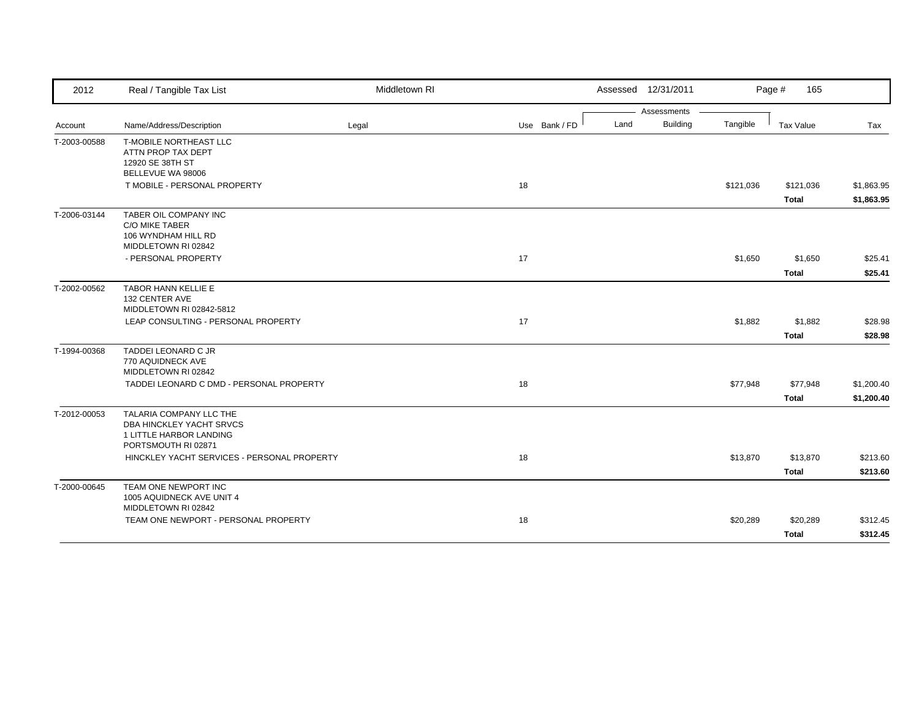| 2012 | Real / Tangible Tax List | Middletown RI | | | Assessed 12/31/2011 | | | Page # 165 | |
|---|---|---|---|---|---|---|---|---|---|
| | | | | | Assessments | | | | |
| Account | Name/Address/Description | Legal | Use | Bank / FD | Land | Building | Tangible | Tax Value | Tax |
| T-2003-00588 | T-MOBILE NORTHEAST LLC<br>ATTN PROP TAX DEPT<br>12920 SE 38TH ST<br>BELLEVUE WA 98006 | | | | | | | | |
| | T MOBILE - PERSONAL PROPERTY | | 18 | | | | $121,036 | $121,036 | $1,863.95 |
| | | | | | | | | **Total** | **$1,863.95** |
| T-2006-03144 | TABER OIL COMPANY INC<br>C/O MIKE TABER<br>106 WYNDHAM HILL RD<br>MIDDLETOWN RI 02842 | | | | | | | | |
| | - PERSONAL PROPERTY | | 17 | | | | $1,650 | $1,650 | $25.41 |
| | | | | | | | | **Total** | **$25.41** |
| T-2002-00562 | TABOR HANN KELLIE E<br>132 CENTER AVE<br>MIDDLETOWN RI 02842-5812 | | | | | | | | |
| | LEAP CONSULTING - PERSONAL PROPERTY | | 17 | | | | $1,882 | $1,882 | $28.98 |
| | | | | | | | | **Total** | **$28.98** |
| T-1994-00368 | TADDEI LEONARD C JR<br>770 AQUIDNECK AVE<br>MIDDLETOWN RI 02842 | | | | | | | | |
| | TADDEI LEONARD C DMD - PERSONAL PROPERTY | | 18 | | | | $77,948 | $77,948 | $1,200.40 |
| | | | | | | | | **Total** | **$1,200.40** |
| T-2012-00053 | TALARIA COMPANY LLC THE<br>DBA HINCKLEY YACHT SRVCS<br>1 LITTLE HARBOR LANDING<br>PORTSMOUTH RI 02871 | | | | | | | | |
| | HINCKLEY YACHT SERVICES - PERSONAL PROPERTY | | 18 | | | | $13,870 | $13,870 | $213.60 |
| | | | | | | | | **Total** | **$213.60** |
| T-2000-00645 | TEAM ONE NEWPORT INC<br>1005 AQUIDNECK AVE UNIT 4<br>MIDDLETOWN RI 02842 | | | | | | | | |
| | TEAM ONE NEWPORT - PERSONAL PROPERTY | | 18 | | | | $20,289 | $20,289 | $312.45 |
| | | | | | | | | **Total** | **$312.45** |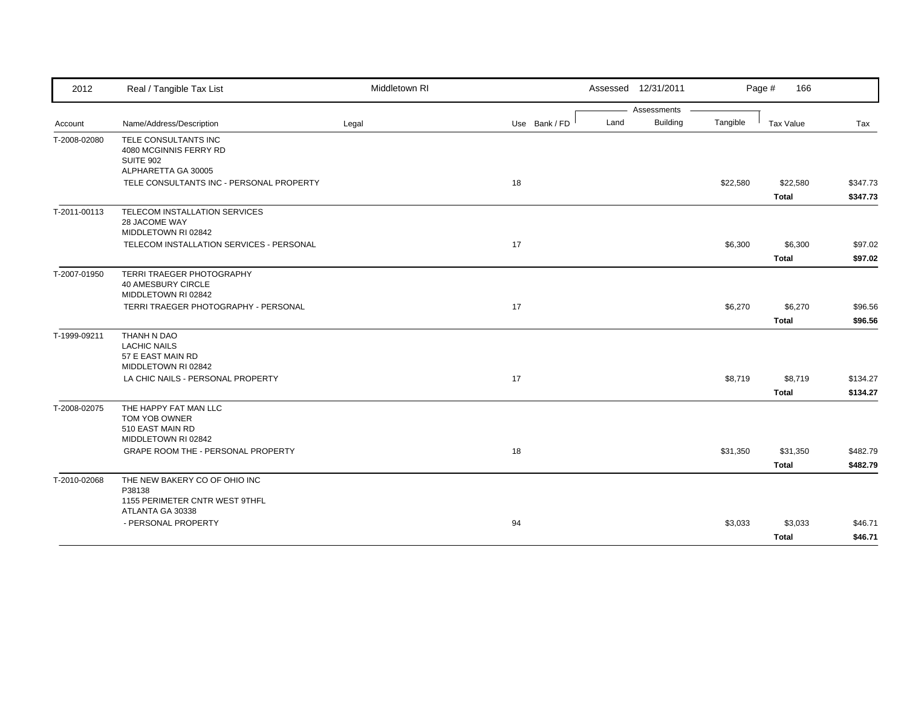| 2012 | Real / Tangible Tax List | Middletown RI | | Assessed 12/31/2011 | | | Page # 166 | |
|---|---|---|---|---|---|---|---|---|
| | | | | Assessments | | | | |
| Account | Name/Address/Description | Legal | Use Bank / FD | Land | Building | Tangible | Tax Value | Tax |
| T-2008-02080 | TELE CONSULTANTS INC<br>4080 MCGINNIS FERRY RD<br>SUITE 902<br>ALPHARETTA GA 30005 | | | | | | | |
| | TELE CONSULTANTS INC - PERSONAL PROPERTY | | 18 | | | $22,580 | $22,580 | $347.73 |
| | | | | | | | **Total** | **$347.73** |
| T-2011-00113 | TELECOM INSTALLATION SERVICES<br>28 JACOME WAY<br>MIDDLETOWN RI 02842 | | | | | | | |
| | TELECOM INSTALLATION SERVICES - PERSONAL | | 17 | | | $6,300 | $6,300 | $97.02 |
| | | | | | | | **Total** | **$97.02** |
| T-2007-01950 | TERRI TRAEGER PHOTOGRAPHY<br>40 AMESBURY CIRCLE<br>MIDDLETOWN RI 02842 | | | | | | | |
| | TERRI TRAEGER PHOTOGRAPHY - PERSONAL | | 17 | | | $6,270 | $6,270 | $96.56 |
| | | | | | | | **Total** | **$96.56** |
| T-1999-09211 | THANH N DAO<br>LACHIC NAILS<br>57 E EAST MAIN RD<br>MIDDLETOWN RI 02842 | | | | | | | |
| | LA CHIC NAILS - PERSONAL PROPERTY | | 17 | | | $8,719 | $8,719 | $134.27 |
| | | | | | | | **Total** | **$134.27** |
| T-2008-02075 | THE HAPPY FAT MAN LLC<br>TOM YOB OWNER<br>510 EAST MAIN RD<br>MIDDLETOWN RI 02842 | | | | | | | |
| | GRAPE ROOM THE - PERSONAL PROPERTY | | 18 | | | $31,350 | $31,350 | $482.79 |
| | | | | | | | **Total** | **$482.79** |
| T-2010-02068 | THE NEW BAKERY CO OF OHIO INC<br>P38138<br>1155 PERIMETER CNTR WEST 9THFL<br>ATLANTA GA 30338 | | | | | | | |
| | - PERSONAL PROPERTY | | 94 | | | $3,033 | $3,033 | $46.71 |
| | | | | | | | **Total** | **$46.71** |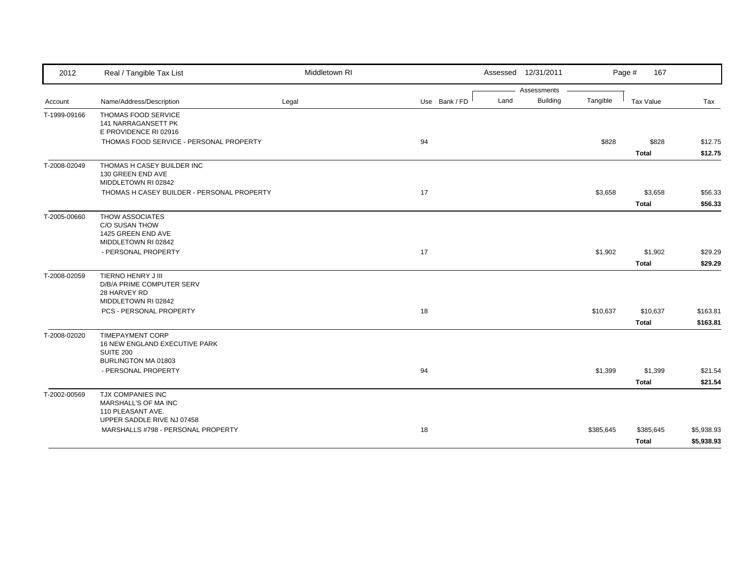| 2012 | Real / Tangible Tax List | Middletown RI | | | Assessed 12/31/2011 | | | Page # 167 | |
|---|---|---|---|---|---|---|---|---|---|
| | | | | | Assessments | | | | |
| Account | Name/Address/Description | Legal | Use | Bank / FD | Land | Building | Tangible | Tax Value | Tax |
| T-1999-09166 | THOMAS FOOD SERVICE<br>141 NARRAGANSETT PK<br>E PROVIDENCE RI 02916 | | | | | | | | |
| | THOMAS FOOD SERVICE - PERSONAL PROPERTY | | 94 | | | | $828 | $828 | $12.75 |
| | | | | | | | | **Total** | **$12.75** |
| T-2008-02049 | THOMAS H CASEY BUILDER INC<br>130 GREEN END AVE<br>MIDDLETOWN RI 02842 | | | | | | | | |
| | THOMAS H CASEY BUILDER - PERSONAL PROPERTY | | 17 | | | | $3,658 | $3,658 | $56.33 |
| | | | | | | | | **Total** | **$56.33** |
| T-2005-00660 | THOW ASSOCIATES<br>C/O SUSAN THOW<br>1425 GREEN END AVE<br>MIDDLETOWN RI 02842 | | | | | | | | |
| | - PERSONAL PROPERTY | | 17 | | | | $1,902 | $1,902 | $29.29 |
| | | | | | | | | **Total** | **$29.29** |
| T-2008-02059 | TIERNO HENRY J III<br>D/B/A PRIME COMPUTER SERV<br>28 HARVEY RD<br>MIDDLETOWN RI 02842 | | | | | | | | |
| | PCS - PERSONAL PROPERTY | | 18 | | | | $10,637 | $10,637 | $163.81 |
| | | | | | | | | **Total** | **$163.81** |
| T-2008-02020 | TIMEPAYMENT CORP<br>16 NEW ENGLAND EXECUTIVE PARK<br>SUITE 200<br>BURLINGTON MA 01803 | | | | | | | | |
| | - PERSONAL PROPERTY | | 94 | | | | $1,399 | $1,399 | $21.54 |
| | | | | | | | | **Total** | **$21.54** |
| T-2002-00569 | TJX COMPANIES INC<br>MARSHALL'S OF MA INC<br>110 PLEASANT AVE.<br>UPPER SADDLE RIVE NJ 07458 | | | | | | | | |
| | MARSHALLS #798 - PERSONAL PROPERTY | | 18 | | | | $385,645 | $385,645 | $5,938.93 |
| | | | | | | | | **Total** | **$5,938.93** |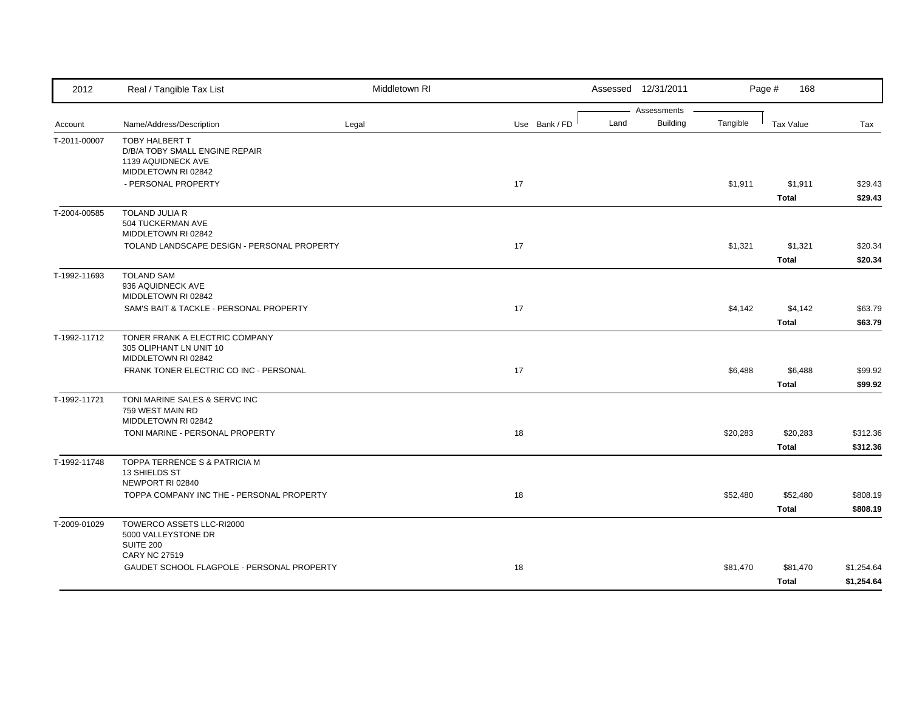| 2012 | Real / Tangible Tax List | Middletown RI | | Assessed 12/31/2011 | | | Page # 168 | |
|---|---|---|---|---|---|---|---|---|
| | | | | Assessments | | | | |
| Account | Name/Address/Description | Legal | Use Bank / FD | Land | Building | Tangible | Tax Value | Tax |
| T-2011-00007 | TOBY HALBERT T<br>D/B/A TOBY SMALL ENGINE REPAIR<br>1139 AQUIDNECK AVE<br>MIDDLETOWN RI 02842 | | | | | | | |
| | - PERSONAL PROPERTY | | 17 | | | $1,911 | $1,911 | $29.43 |
| | | | | | | | **Total** | **$29.43** |
| T-2004-00585 | TOLAND JULIA R<br>504 TUCKERMAN AVE<br>MIDDLETOWN RI 02842 | | | | | | | |
| | TOLAND LANDSCAPE DESIGN - PERSONAL PROPERTY | | 17 | | | $1,321 | $1,321 | $20.34 |
| | | | | | | | **Total** | **$20.34** |
| T-1992-11693 | TOLAND SAM<br>936 AQUIDNECK AVE<br>MIDDLETOWN RI 02842 | | | | | | | |
| | SAM'S BAIT & TACKLE - PERSONAL PROPERTY | | 17 | | | $4,142 | $4,142 | $63.79 |
| | | | | | | | **Total** | **$63.79** |
| T-1992-11712 | TONER FRANK A ELECTRIC COMPANY<br>305 OLIPHANT LN UNIT 10<br>MIDDLETOWN RI 02842 | | | | | | | |
| | FRANK TONER ELECTRIC CO INC - PERSONAL | | 17 | | | $6,488 | $6,488 | $99.92 |
| | | | | | | | **Total** | **$99.92** |
| T-1992-11721 | TONI MARINE SALES & SERVC INC<br>759 WEST MAIN RD<br>MIDDLETOWN RI 02842 | | | | | | | |
| | TONI MARINE - PERSONAL PROPERTY | | 18 | | | $20,283 | $20,283 | $312.36 |
| | | | | | | | **Total** | **$312.36** |
| T-1992-11748 | TOPPA TERRENCE S & PATRICIA M<br>13 SHIELDS ST<br>NEWPORT RI 02840 | | | | | | | |
| | TOPPA COMPANY INC THE - PERSONAL PROPERTY | | 18 | | | $52,480 | $52,480 | $808.19 |
| | | | | | | | **Total** | **$808.19** |
| T-2009-01029 | TOWERCO ASSETS LLC-RI2000<br>5000 VALLEYSTONE DR<br>SUITE 200<br>CARY NC 27519 | | | | | | | |
| | GAUDET SCHOOL FLAGPOLE - PERSONAL PROPERTY | | 18 | | | $81,470 | $81,470 | $1,254.64 |
| | | | | | | | **Total** | **$1,254.64** |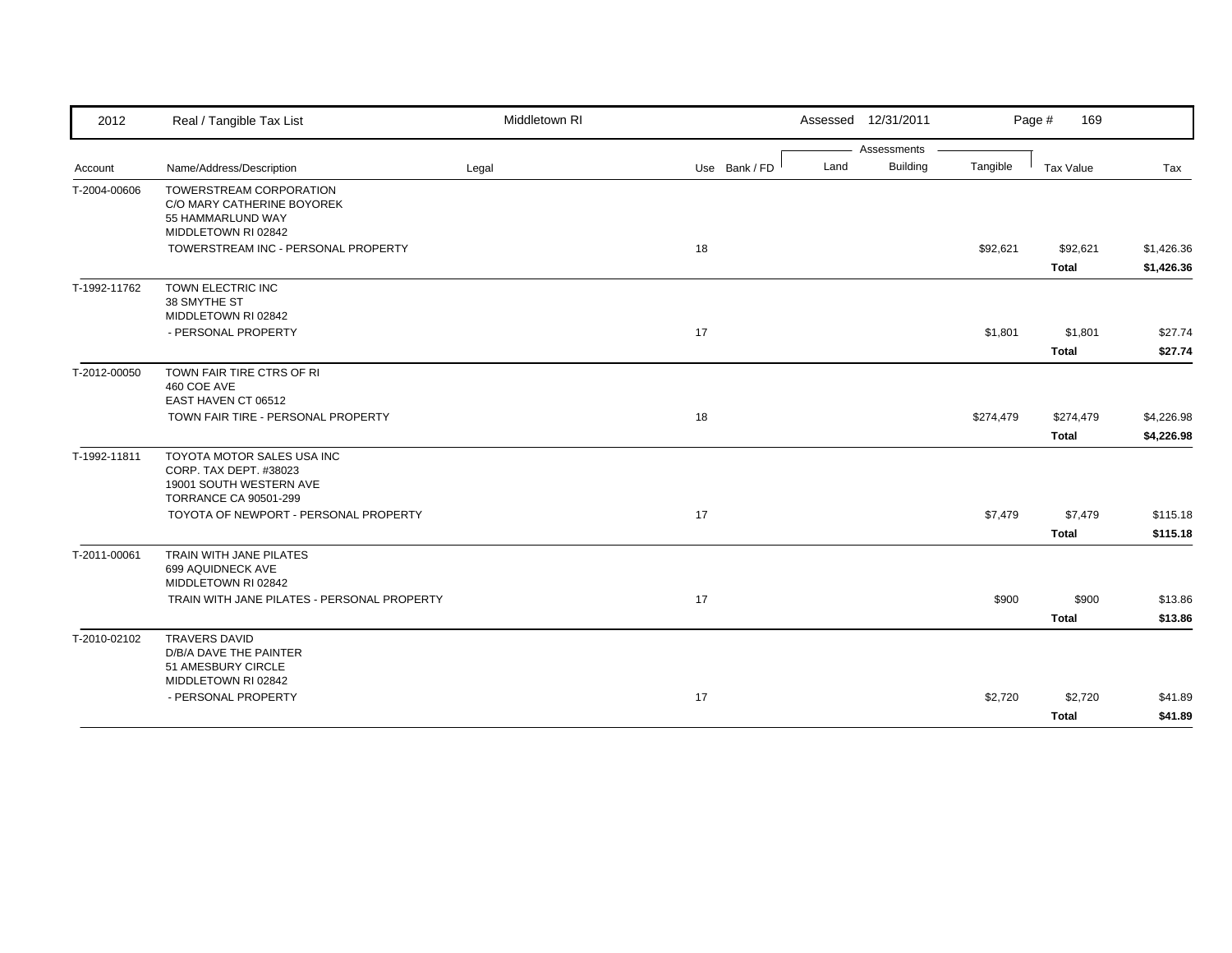| 2012 | Real / Tangible Tax List | Middletown RI | | | Assessed 12/31/2011 | | | Page # 169 | |
|---|---|---|---|---|---|---|---|---|---|
| | | | | | Assessments | | | | |
| Account | Name/Address/Description | Legal | Use | Bank / FD | Land | Building | Tangible | Tax Value | Tax |
| T-2004-00606 | TOWERSTREAM CORPORATION<br>C/O MARY CATHERINE BOYOREK<br>55 HAMMARLUND WAY<br>MIDDLETOWN RI 02842 | | | | | | | | |
| | TOWERSTREAM INC - PERSONAL PROPERTY | | 18 | | | | $92,621 | $92,621 | $1,426.36 |
| | | | | | | | | **Total** | **$1,426.36** |
| T-1992-11762 | TOWN ELECTRIC INC<br>38 SMYTHE ST<br>MIDDLETOWN RI 02842 | | | | | | | | |
| | - PERSONAL PROPERTY | | 17 | | | | $1,801 | $1,801 | $27.74 |
| | | | | | | | | **Total** | **$27.74** |
| T-2012-00050 | TOWN FAIR TIRE CTRS OF RI<br>460 COE AVE<br>EAST HAVEN CT 06512 | | | | | | | | |
| | TOWN FAIR TIRE - PERSONAL PROPERTY | | 18 | | | | $274,479 | $274,479 | $4,226.98 |
| | | | | | | | | **Total** | **$4,226.98** |
| T-1992-11811 | TOYOTA MOTOR SALES USA INC<br>CORP. TAX DEPT. #38023<br>19001 SOUTH WESTERN AVE<br>TORRANCE CA 90501-299 | | | | | | | | |
| | TOYOTA OF NEWPORT - PERSONAL PROPERTY | | 17 | | | | $7,479 | $7,479 | $115.18 |
| | | | | | | | | **Total** | **$115.18** |
| T-2011-00061 | TRAIN WITH JANE PILATES<br>699 AQUIDNECK AVE<br>MIDDLETOWN RI 02842 | | | | | | | | |
| | TRAIN WITH JANE PILATES - PERSONAL PROPERTY | | 17 | | | | $900 | $900 | $13.86 |
| | | | | | | | | **Total** | **$13.86** |
| T-2010-02102 | TRAVERS DAVID<br>D/B/A DAVE THE PAINTER<br>51 AMESBURY CIRCLE<br>MIDDLETOWN RI 02842 | | | | | | | | |
| | - PERSONAL PROPERTY | | 17 | | | | $2,720 | $2,720 | $41.89 |
| | | | | | | | | **Total** | **$41.89** |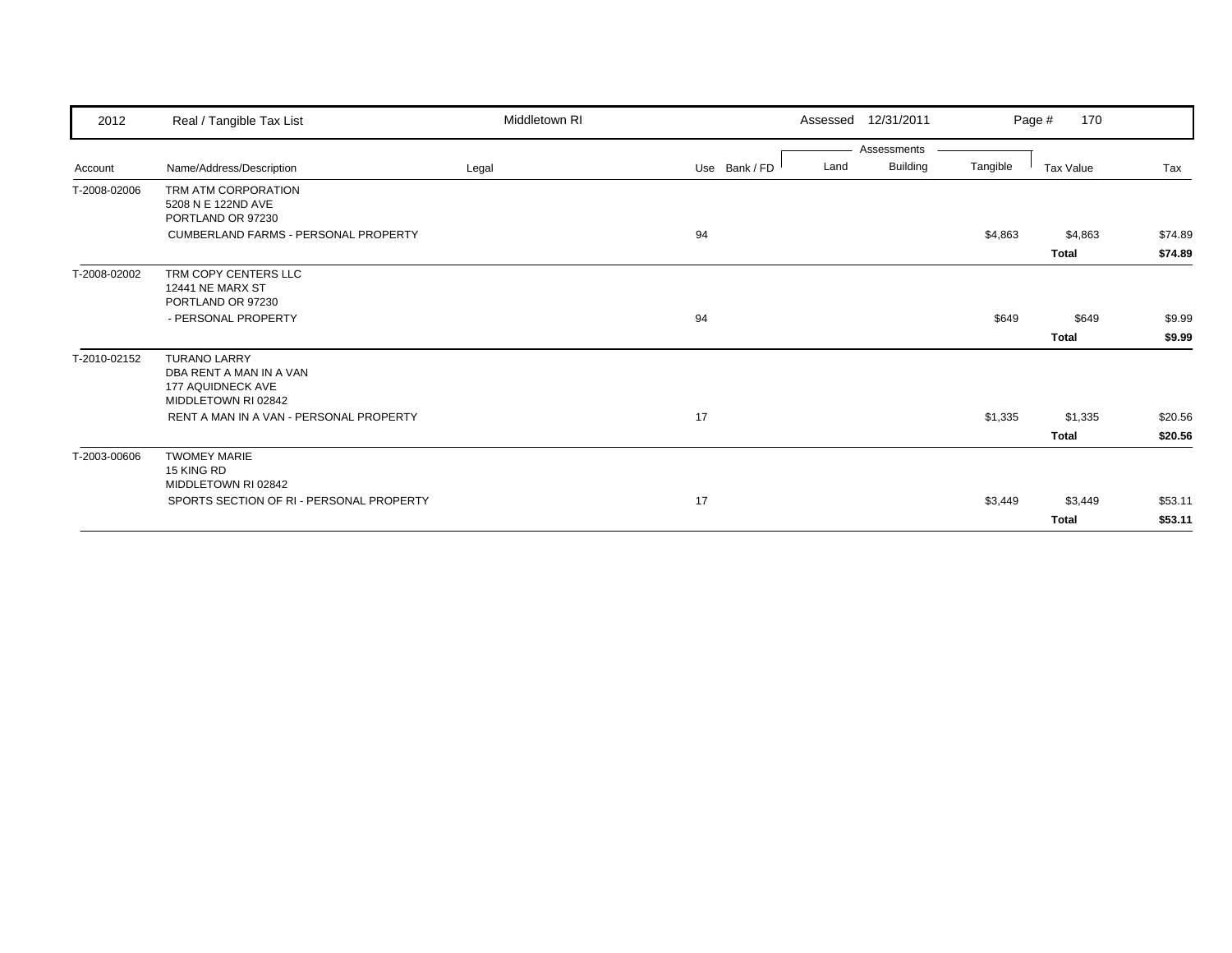| 2012 | Real / Tangible Tax List | Middletown RI | | | Assessed 12/31/2011 | | | | |
|---|---|---|---|---|---|---|---|---|---|
| | | | | | Assessments | | | | |
| Account | Name/Address/Description | Legal | Use | Bank / FD | Land | Building | Tangible | Tax Value | Tax |
| T-2008-02006 | TRM ATM CORPORATION<br>5208 N E 122ND AVE<br>PORTLAND OR 97230 | | | | | | | | |
| | CUMBERLAND FARMS - PERSONAL PROPERTY | | 94 | | | | $4,863 | $4,863 | $74.89 |
| | | | | | | | | **Total** | **$74.89** |
| T-2008-02002 | TRM COPY CENTERS LLC<br>12441 NE MARX ST<br>PORTLAND OR 97230 | | | | | | | | |
| | - PERSONAL PROPERTY | | 94 | | | | $649 | $649 | $9.99 |
| | | | | | | | | **Total** | **$9.99** |
| T-2010-02152 | TURANO LARRY<br>DBA RENT A MAN IN A VAN<br>177 AQUIDNECK AVE<br>MIDDLETOWN RI 02842 | | | | | | | | |
| | RENT A MAN IN A VAN - PERSONAL PROPERTY | | 17 | | | | $1,335 | $1,335 | $20.56 |
| | | | | | | | | **Total** | **$20.56** |
| T-2003-00606 | TWOMEY MARIE<br>15 KING RD<br>MIDDLETOWN RI 02842 | | | | | | | | |
| | SPORTS SECTION OF RI - PERSONAL PROPERTY | | 17 | | | | $3,449 | $3,449 | $53.11 |
| | | | | | | | | **Total** | **$53.11** |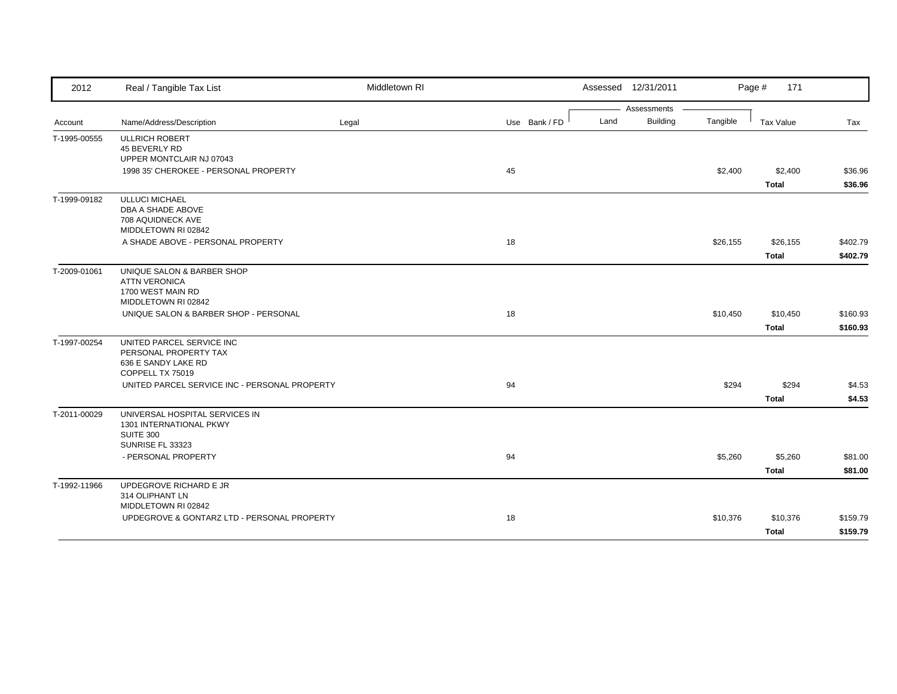| Account | Name/Address/Description | Legal | Use | Bank / FD | Land | Building | Tangible | Tax Value | Tax |
|---|---|---|---|---|---|---|---|---|---|
| T-1995-00555 | ULLRICH ROBERT<br>45 BEVERLY RD<br>UPPER MONTCLAIR NJ 07043 | | | | | | | | |
| | 1998 35' CHEROKEE - PERSONAL PROPERTY | | 45 | | | | $2,400 | $2,400 | $36.96 |
| | | | | | | | | **Total** | **$36.96** |
| T-1999-09182 | ULLUCI MICHAEL<br>DBA A SHADE ABOVE<br>708 AQUIDNECK AVE<br>MIDDLETOWN RI 02842 | | | | | | | | |
| | A SHADE ABOVE - PERSONAL PROPERTY | | 18 | | | | $26,155 | $26,155 | $402.79 |
| | | | | | | | | **Total** | **$402.79** |
| T-2009-01061 | UNIQUE SALON & BARBER SHOP<br>ATTN VERONICA<br>1700 WEST MAIN RD<br>MIDDLETOWN RI 02842 | | | | | | | | |
| | UNIQUE SALON & BARBER SHOP - PERSONAL | | 18 | | | | $10,450 | $10,450 | $160.93 |
| | | | | | | | | **Total** | **$160.93** |
| T-1997-00254 | UNITED PARCEL SERVICE INC<br>PERSONAL PROPERTY TAX<br>636 E SANDY LAKE RD<br>COPPELL TX 75019 | | | | | | | | |
| | UNITED PARCEL SERVICE INC - PERSONAL PROPERTY | | 94 | | | | $294 | $294 | $4.53 |
| | | | | | | | | **Total** | **$4.53** |
| T-2011-00029 | UNIVERSAL HOSPITAL SERVICES IN<br>1301 INTERNATIONAL PKWY<br>SUITE 300<br>SUNRISE FL 33323 | | | | | | | | |
| | - PERSONAL PROPERTY | | 94 | | | | $5,260 | $5,260 | $81.00 |
| | | | | | | | | **Total** | **$81.00** |
| T-1992-11966 | UPDEGROVE RICHARD E JR<br>314 OLIPHANT LN<br>MIDDLETOWN RI 02842 | | | | | | | | |
| | UPDEGROVE & GONTARZ LTD - PERSONAL PROPERTY | | 18 | | | | $10,376 | $10,376 | $159.79 |
| | | | | | | | | **Total** | **$159.79** |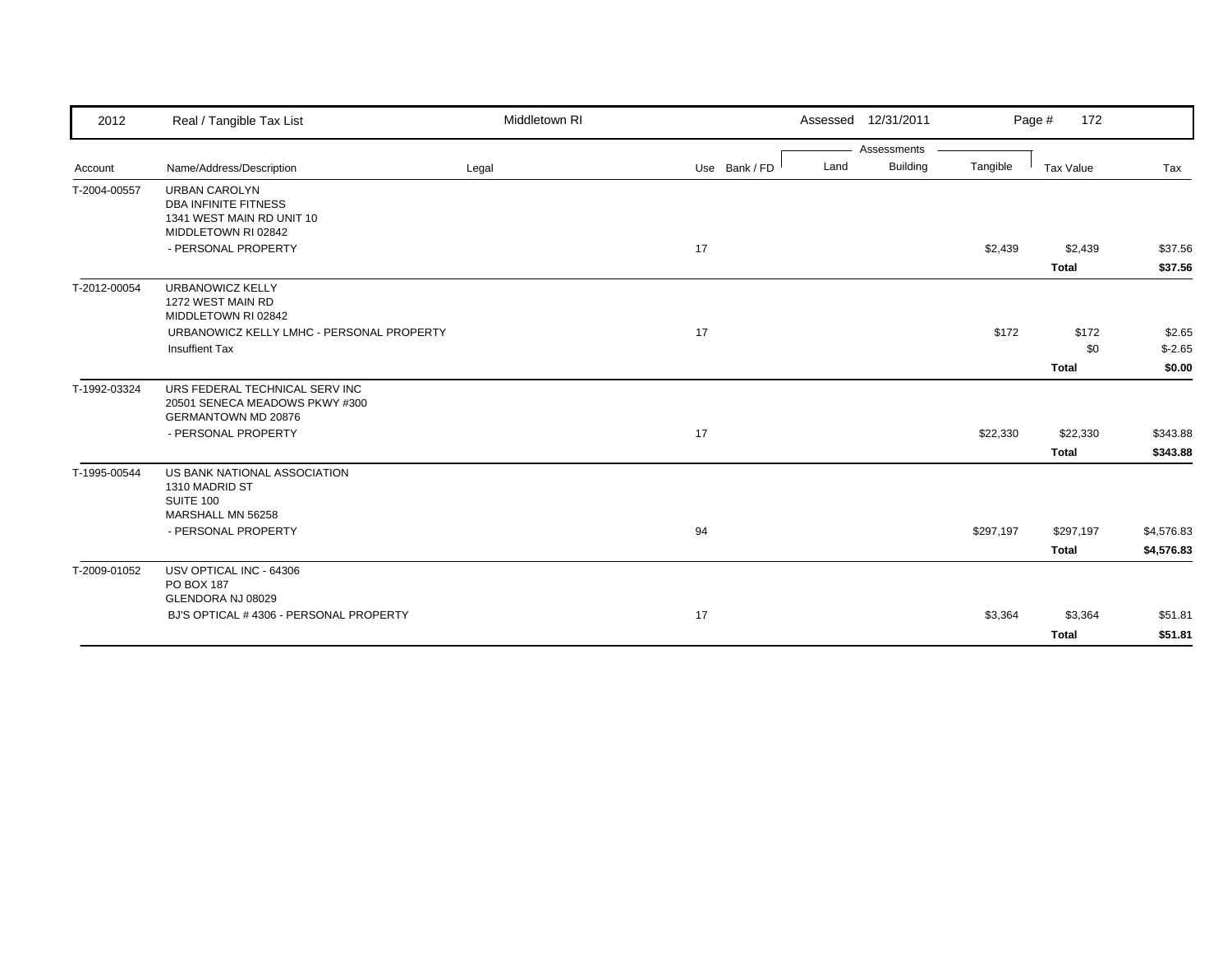| 2012 | Real / Tangible Tax List | Middletown RI | | | Assessed 12/31/2011 | | | Page # 172 | |
|---|---|---|---|---|---|---|---|---|---|
| | | | | | Assessments | | | | |
| Account | Name/Address/Description | Legal | Use | Bank / FD | Land | Building | Tangible | Tax Value | Tax |
| T-2004-00557 | URBAN CAROLYN<br>DBA INFINITE FITNESS<br>1341 WEST MAIN RD UNIT 10<br>MIDDLETOWN RI 02842 | | | | | | | | |
| | - PERSONAL PROPERTY | | 17 | | | | $2,439 | $2,439 | $37.56 |
| | | | | | | | | **Total** | **$37.56** |
| T-2012-00054 | URBANOWICZ KELLY<br>1272 WEST MAIN RD<br>MIDDLETOWN RI 02842 | | | | | | | | |
| | URBANOWICZ KELLY LMHC - PERSONAL PROPERTY | | 17 | | | | $172 | $172 | $2.65 |
| | Insuffient Tax | | | | | | | $0 | $-2.65 |
| | | | | | | | | **Total** | **$0.00** |
| T-1992-03324 | URS FEDERAL TECHNICAL SERV INC<br>20501 SENECA MEADOWS PKWY #300<br>GERMANTOWN MD 20876 | | | | | | | | |
| | - PERSONAL PROPERTY | | 17 | | | | $22,330 | $22,330 | $343.88 |
| | | | | | | | | **Total** | **$343.88** |
| T-1995-00544 | US BANK NATIONAL ASSOCIATION<br>1310 MADRID ST<br>SUITE 100<br>MARSHALL MN 56258 | | | | | | | | |
| | - PERSONAL PROPERTY | | 94 | | | | $297,197 | $297,197 | $4,576.83 |
| | | | | | | | | **Total** | **$4,576.83** |
| T-2009-01052 | USV OPTICAL INC - 64306<br>PO BOX 187<br>GLENDORA NJ 08029 | | | | | | | | |
| | BJ'S OPTICAL # 4306 - PERSONAL PROPERTY | | 17 | | | | $3,364 | $3,364 | $51.81 |
| | | | | | | | | **Total** | **$51.81** |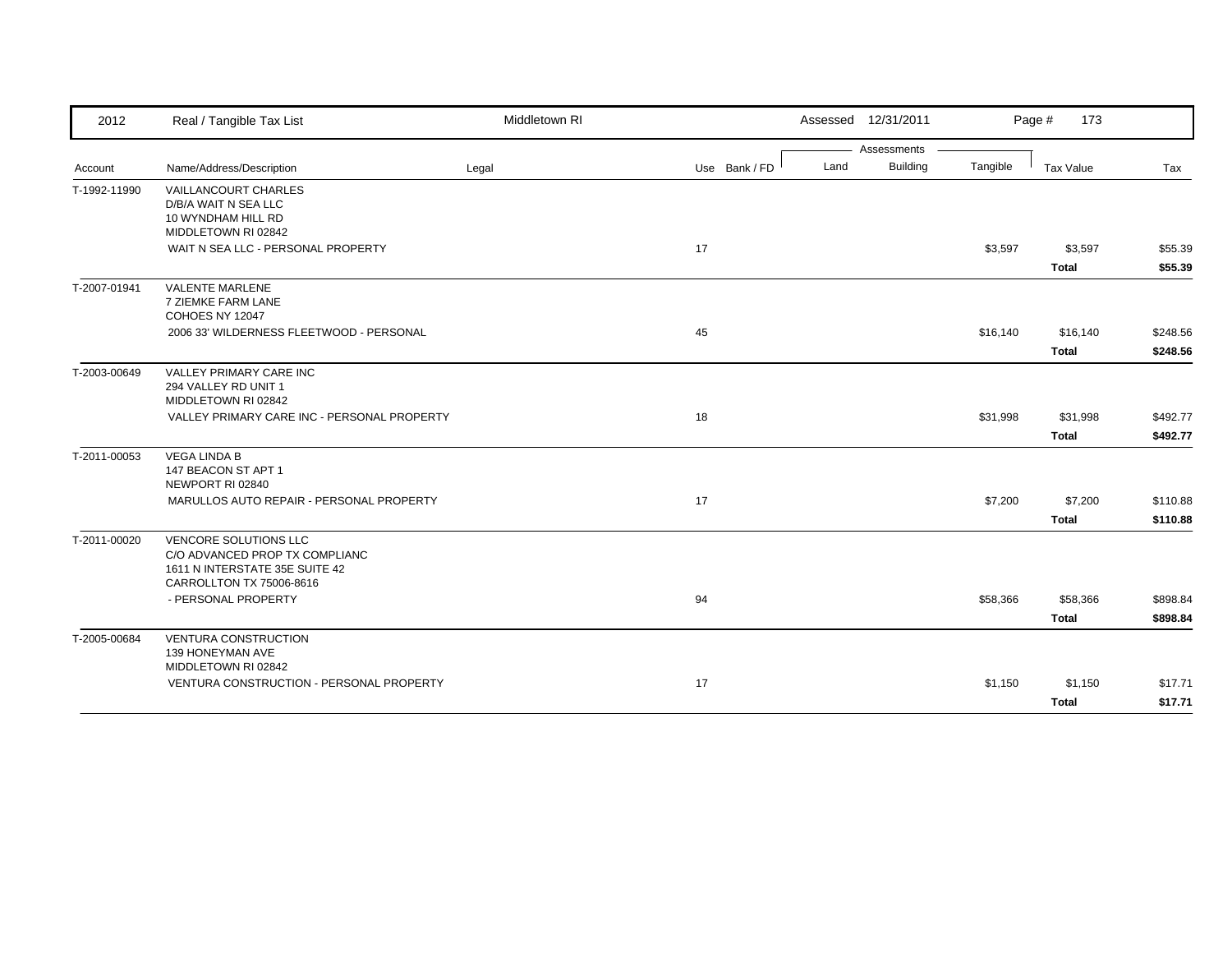| 2012 | Real / Tangible Tax List | Middletown RI | | | Assessed 12/31/2011 | | | Page # 173 | |
|---|---|---|---|---|---|---|---|---|---|
| | | | | | Assessments | | | | |
| Account | Name/Address/Description | Legal | Use | Bank / FD | Land | Building | Tangible | Tax Value | Tax |
| T-1992-11990 | VAILLANCOURT CHARLES<br>D/B/A WAIT N SEA LLC<br>10 WYNDHAM HILL RD<br>MIDDLETOWN RI 02842 | | | | | | | | |
| | WAIT N SEA LLC - PERSONAL PROPERTY | | 17 | | | | $3,597 | $3,597 | $55.39 |
| | | | | | | | | **Total** | **$55.39** |
| T-2007-01941 | VALENTE MARLENE<br>7 ZIEMKE FARM LANE<br>COHOES NY 12047 | | | | | | | | |
| | 2006 33' WILDERNESS FLEETWOOD - PERSONAL | | 45 | | | | $16,140 | $16,140 | $248.56 |
| | | | | | | | | **Total** | **$248.56** |
| T-2003-00649 | VALLEY PRIMARY CARE INC<br>294 VALLEY RD UNIT 1<br>MIDDLETOWN RI 02842 | | | | | | | | |
| | VALLEY PRIMARY CARE INC - PERSONAL PROPERTY | | 18 | | | | $31,998 | $31,998 | $492.77 |
| | | | | | | | | **Total** | **$492.77** |
| T-2011-00053 | VEGA LINDA B<br>147 BEACON ST APT 1<br>NEWPORT RI 02840 | | | | | | | | |
| | MARULLOS AUTO REPAIR - PERSONAL PROPERTY | | 17 | | | | $7,200 | $7,200 | $110.88 |
| | | | | | | | | **Total** | **$110.88** |
| T-2011-00020 | VENCORE SOLUTIONS LLC<br>C/O ADVANCED PROP TX COMPLIANC<br>1611 N INTERSTATE 35E SUITE 42<br>CARROLLTON TX 75006-8616 | | | | | | | | |
| | - PERSONAL PROPERTY | | 94 | | | | $58,366 | $58,366 | $898.84 |
| | | | | | | | | **Total** | **$898.84** |
| T-2005-00684 | VENTURA CONSTRUCTION<br>139 HONEYMAN AVE<br>MIDDLETOWN RI 02842 | | | | | | | | |
| | VENTURA CONSTRUCTION - PERSONAL PROPERTY | | 17 | | | | $1,150 | $1,150 | $17.71 |
| | | | | | | | | **Total** | **$17.71** |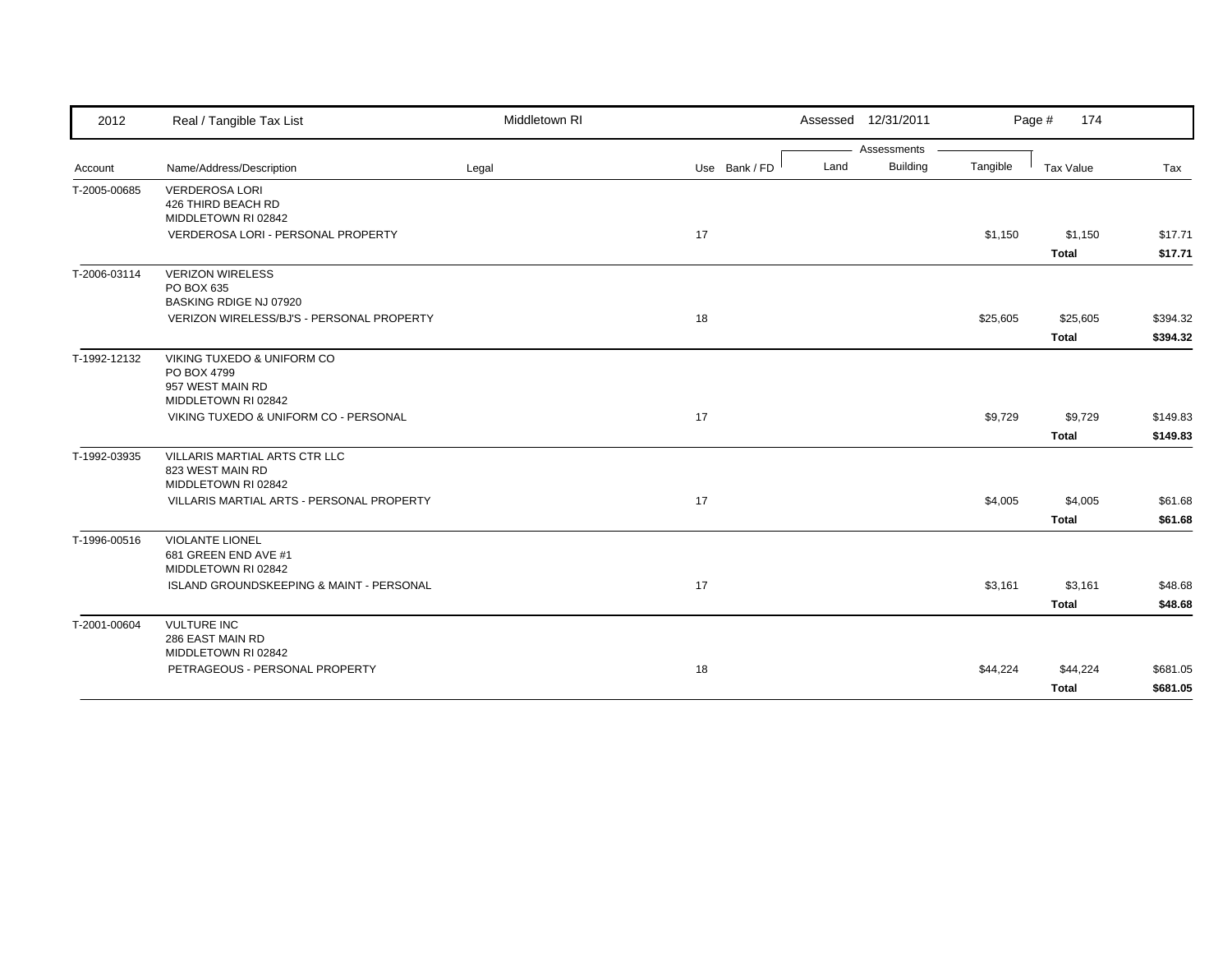| 2012 | Real / Tangible Tax List | Middletown RI | | Assessed 12/31/2011 | | | Page # 174 | |
|---|---|---|---|---|---|---|---|---|
| | | | | Assessments | | | | |
| Account | Name/Address/Description | Legal | Use Bank / FD | Land | Building | Tangible | Tax Value | Tax |
| T-2005-00685 | VERDEROSA LORI<br>426 THIRD BEACH RD<br>MIDDLETOWN RI 02842 | | | | | | | |
| | VERDEROSA LORI - PERSONAL PROPERTY | | 17 | | | $1,150 | $1,150 | $17.71 |
| | | | | | | | **Total** | **$17.71** |
| T-2006-03114 | VERIZON WIRELESS<br>PO BOX 635<br>BASKING RDIGE NJ 07920 | | | | | | | |
| | VERIZON WIRELESS/BJ'S - PERSONAL PROPERTY | | 18 | | | $25,605 | $25,605 | $394.32 |
| | | | | | | | **Total** | **$394.32** |
| T-1992-12132 | VIKING TUXEDO & UNIFORM CO<br>PO BOX 4799<br>957 WEST MAIN RD<br>MIDDLETOWN RI 02842 | | | | | | | |
| | VIKING TUXEDO & UNIFORM CO - PERSONAL | | 17 | | | $9,729 | $9,729 | $149.83 |
| | | | | | | | **Total** | **$149.83** |
| T-1992-03935 | VILLARIS MARTIAL ARTS CTR LLC<br>823 WEST MAIN RD<br>MIDDLETOWN RI 02842 | | | | | | | |
| | VILLARIS MARTIAL ARTS - PERSONAL PROPERTY | | 17 | | | $4,005 | $4,005 | $61.68 |
| | | | | | | | **Total** | **$61.68** |
| T-1996-00516 | VIOLANTE LIONEL<br>681 GREEN END AVE #1<br>MIDDLETOWN RI 02842 | | | | | | | |
| | ISLAND GROUNDSKEEPING & MAINT - PERSONAL | | 17 | | | $3,161 | $3,161 | $48.68 |
| | | | | | | | **Total** | **$48.68** |
| T-2001-00604 | VULTURE INC<br>286 EAST MAIN RD<br>MIDDLETOWN RI 02842 | | | | | | | |
| | PETRAGEOUS - PERSONAL PROPERTY | | 18 | | | $44,224 | $44,224 | $681.05 |
| | | | | | | | **Total** | **$681.05** |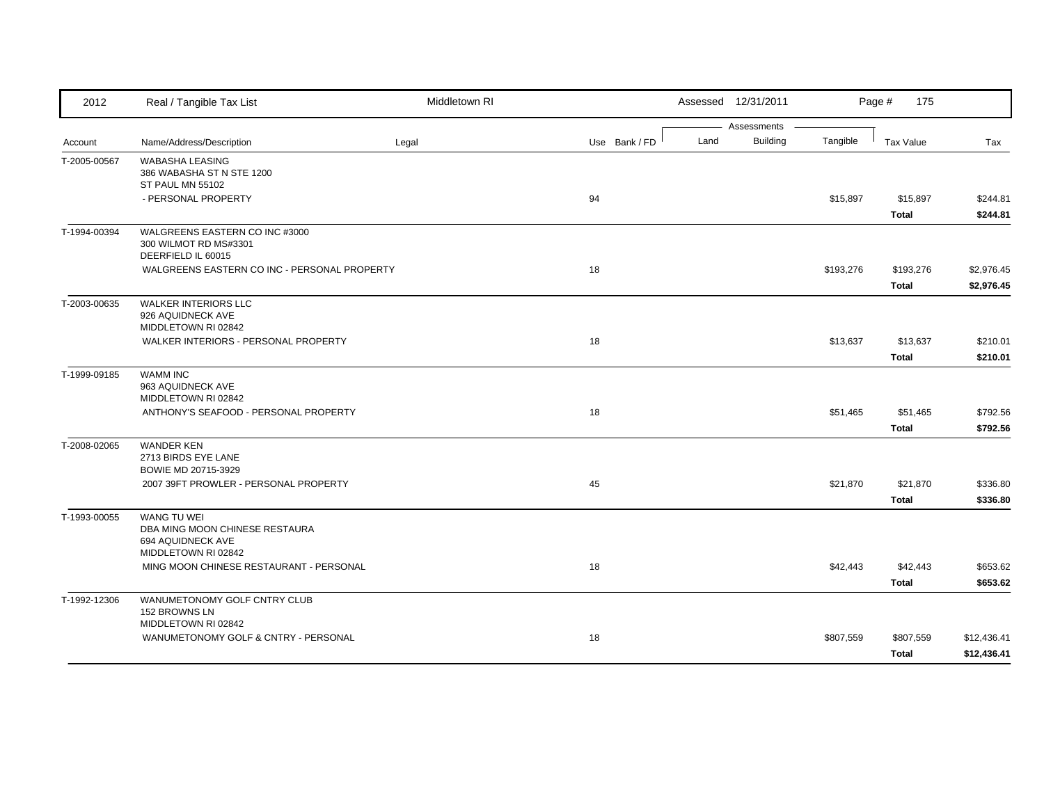| 2012 | Real / Tangible Tax List | Middletown RI | | | Assessed 12/31/2011 | | | Page # 175 | |
|---|---|---|---|---|---|---|---|---|---|
| | | | | | Assessments | | | | |
| Account | Name/Address/Description | Legal | Use | Bank / FD | Land | Building | Tangible | Tax Value | Tax |
| T-2005-00567 | WABASHA LEASING<br>386 WABASHA ST N STE 1200<br>ST PAUL MN 55102 | | | | | | | | |
| | - PERSONAL PROPERTY | | 94 | | | | $15,897 | $15,897 | $244.81 |
| | | | | | | | | **Total** | **$244.81** |
| T-1994-00394 | WALGREENS EASTERN CO INC #3000<br>300 WILMOT RD MS#3301<br>DEERFIELD IL 60015 | | | | | | | | |
| | WALGREENS EASTERN CO INC - PERSONAL PROPERTY | | 18 | | | | $193,276 | $193,276 | $2,976.45 |
| | | | | | | | | **Total** | **$2,976.45** |
| T-2003-00635 | WALKER INTERIORS LLC<br>926 AQUIDNECK AVE<br>MIDDLETOWN RI 02842 | | | | | | | | |
| | WALKER INTERIORS - PERSONAL PROPERTY | | 18 | | | | $13,637 | $13,637 | $210.01 |
| | | | | | | | | **Total** | **$210.01** |
| T-1999-09185 | WAMM INC<br>963 AQUIDNECK AVE<br>MIDDLETOWN RI 02842 | | | | | | | | |
| | ANTHONY'S SEAFOOD - PERSONAL PROPERTY | | 18 | | | | $51,465 | $51,465 | $792.56 |
| | | | | | | | | **Total** | **$792.56** |
| T-2008-02065 | WANDER KEN<br>2713 BIRDS EYE LANE<br>BOWIE MD 20715-3929 | | | | | | | | |
| | 2007 39FT PROWLER - PERSONAL PROPERTY | | 45 | | | | $21,870 | $21,870 | $336.80 |
| | | | | | | | | **Total** | **$336.80** |
| T-1993-00055 | WANG TU WEI<br>DBA MING MOON CHINESE RESTAURA<br>694 AQUIDNECK AVE<br>MIDDLETOWN RI 02842 | | | | | | | | |
| | MING MOON CHINESE RESTAURANT - PERSONAL | | 18 | | | | $42,443 | $42,443 | $653.62 |
| | | | | | | | | **Total** | **$653.62** |
| T-1992-12306 | WANUMETONOMY GOLF CNTRY CLUB<br>152 BROWNS LN<br>MIDDLETOWN RI 02842 | | | | | | | | |
| | WANUMETONOMY GOLF & CNTRY - PERSONAL | | 18 | | | | $807,559 | $807,559 | $12,436.41 |
| | | | | | | | | **Total** | **$12,436.41** |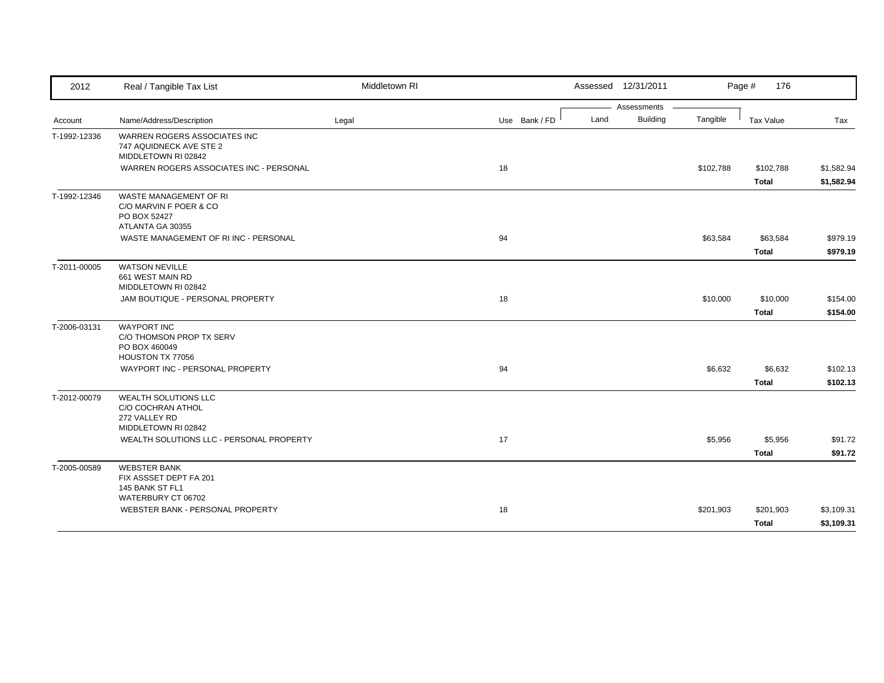| Account | Name/Address/Description | Legal | Use | Bank / FD | Land | Building | Tangible | Tax Value | Tax |
|---|---|---|---|---|---|---|---|---|---|
| T-1992-12336 | WARREN ROGERS ASSOCIATES INC<br>747 AQUIDNECK AVE STE 2<br>MIDDLETOWN RI 02842 | | | | | | | | |
| | WARREN ROGERS ASSOCIATES INC - PERSONAL | | 18 | | | | $102,788 | $102,788 | $1,582.94 |
| | | | | | | | | **Total** | **$1,582.94** |
| T-1992-12346 | WASTE MANAGEMENT OF RI<br>C/O MARVIN F POER & CO<br>PO BOX 52427<br>ATLANTA GA 30355 | | | | | | | | |
| | WASTE MANAGEMENT OF RI INC - PERSONAL | | 94 | | | | $63,584 | $63,584 | $979.19 |
| | | | | | | | | **Total** | **$979.19** |
| T-2011-00005 | WATSON NEVILLE<br>661 WEST MAIN RD<br>MIDDLETOWN RI 02842 | | | | | | | | |
| | JAM BOUTIQUE - PERSONAL PROPERTY | | 18 | | | | $10,000 | $10,000 | $154.00 |
| | | | | | | | | **Total** | **$154.00** |
| T-2006-03131 | WAYPORT INC<br>C/O THOMSON PROP TX SERV<br>PO BOX 460049<br>HOUSTON TX 77056 | | | | | | | | |
| | WAYPORT INC - PERSONAL PROPERTY | | 94 | | | | $6,632 | $6,632 | $102.13 |
| | | | | | | | | **Total** | **$102.13** |
| T-2012-00079 | WEALTH SOLUTIONS LLC<br>C/O COCHRAN ATHOL<br>272 VALLEY RD<br>MIDDLETOWN RI 02842 | | | | | | | | |
| | WEALTH SOLUTIONS LLC - PERSONAL PROPERTY | | 17 | | | | $5,956 | $5,956 | $91.72 |
| | | | | | | | | **Total** | **$91.72** |
| T-2005-00589 | WEBSTER BANK<br>FIX ASSSET DEPT FA 201<br>145 BANK ST FL1<br>WATERBURY CT 06702 | | | | | | | | |
| | WEBSTER BANK - PERSONAL PROPERTY | | 18 | | | | $201,903 | $201,903 | $3,109.31 |
| | | | | | | | | **Total** | **$3,109.31** |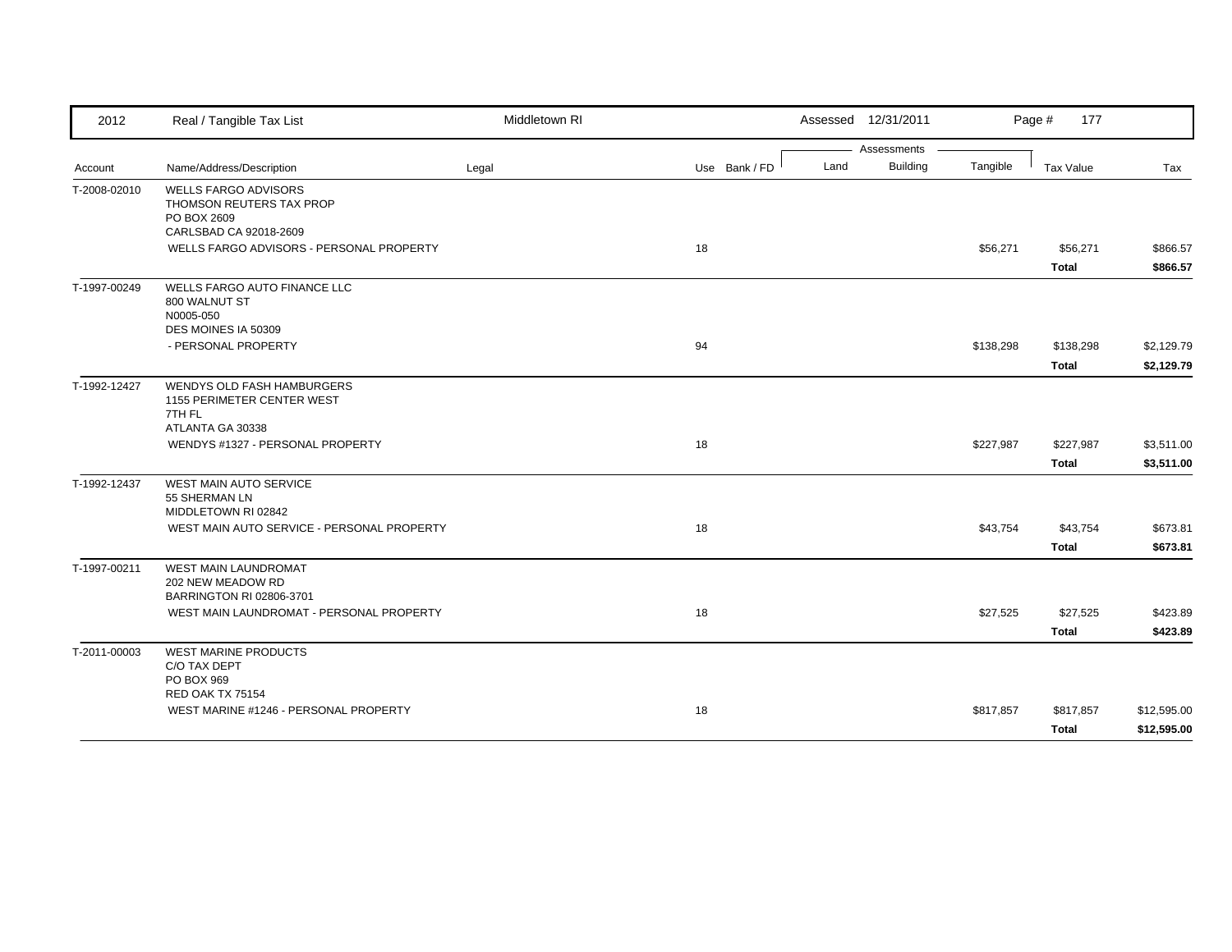| 2012 | Real / Tangible Tax List | Middletown RI | | | Assessed 12/31/2011 | | | Page # 177 | |
|---|---|---|---|---|---|---|---|---|---|
| | | | | | Assessments | | | | |
| Account | Name/Address/Description | Legal | Use | Bank / FD | Land | Building | Tangible | Tax Value | Tax |
| T-2008-02010 | WELLS FARGO ADVISORS<br>THOMSON REUTERS TAX PROP<br>PO BOX 2609<br>CARLSBAD CA 92018-2609 | | | | | | | | |
| | WELLS FARGO ADVISORS - PERSONAL PROPERTY | | 18 | | | | $56,271 | $56,271 | $866.57 |
| | | | | | | | | **Total** | **$866.57** |
| T-1997-00249 | WELLS FARGO AUTO FINANCE LLC<br>800 WALNUT ST<br>N0005-050<br>DES MOINES IA 50309 | | | | | | | | |
| | - PERSONAL PROPERTY | | 94 | | | | $138,298 | $138,298 | $2,129.79 |
| | | | | | | | | **Total** | **$2,129.79** |
| T-1992-12427 | WENDYS OLD FASH HAMBURGERS<br>1155 PERIMETER CENTER WEST<br>7TH FL<br>ATLANTA GA 30338 | | | | | | | | |
| | WENDYS #1327 - PERSONAL PROPERTY | | 18 | | | | $227,987 | $227,987 | $3,511.00 |
| | | | | | | | | **Total** | **$3,511.00** |
| T-1992-12437 | WEST MAIN AUTO SERVICE<br>55 SHERMAN LN<br>MIDDLETOWN RI 02842 | | | | | | | | |
| | WEST MAIN AUTO SERVICE - PERSONAL PROPERTY | | 18 | | | | $43,754 | $43,754 | $673.81 |
| | | | | | | | | **Total** | **$673.81** |
| T-1997-00211 | WEST MAIN LAUNDROMAT<br>202 NEW MEADOW RD<br>BARRINGTON RI 02806-3701 | | | | | | | | |
| | WEST MAIN LAUNDROMAT - PERSONAL PROPERTY | | 18 | | | | $27,525 | $27,525 | $423.89 |
| | | | | | | | | **Total** | **$423.89** |
| T-2011-00003 | WEST MARINE PRODUCTS<br>C/O TAX DEPT<br>PO BOX 969<br>RED OAK TX 75154 | | | | | | | | |
| | WEST MARINE #1246 - PERSONAL PROPERTY | | 18 | | | | $817,857 | $817,857 | $12,595.00 |
| | | | | | | | | **Total** | **$12,595.00** |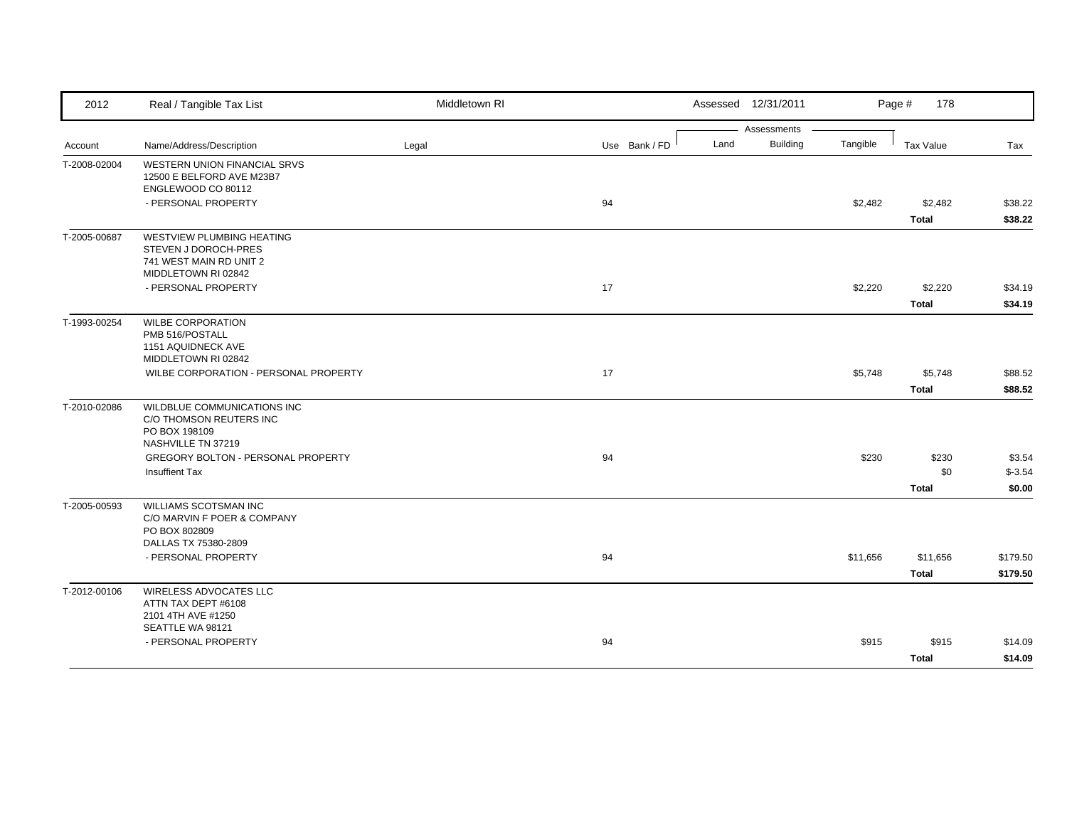| Account | Name/Address/Description | Legal | Use | Bank / FD | Land | Building | Tangible | Tax Value | Tax |
|---|---|---|---|---|---|---|---|---|---|
| T-2008-02004 | WESTERN UNION FINANCIAL SRVS<br>12500 E BELFORD AVE M23B7<br>ENGLEWOOD CO 80112 | | | | | | | | |
| | - PERSONAL PROPERTY | | 94 | | | | $2,482 | $2,482 | $38.22 |
| | | | | | | | | **Total** | **$38.22** |
| T-2005-00687 | WESTVIEW PLUMBING HEATING<br>STEVEN J DOROCH-PRES<br>741 WEST MAIN RD UNIT 2<br>MIDDLETOWN RI 02842 | | | | | | | | |
| | - PERSONAL PROPERTY | | 17 | | | | $2,220 | $2,220 | $34.19 |
| | | | | | | | | **Total** | **$34.19** |
| T-1993-00254 | WILBE CORPORATION<br>PMB 516/POSTALL<br>1151 AQUIDNECK AVE<br>MIDDLETOWN RI 02842 | | | | | | | | |
| | WILBE CORPORATION - PERSONAL PROPERTY | | 17 | | | | $5,748 | $5,748 | $88.52 |
| | | | | | | | | **Total** | **$88.52** |
| T-2010-02086 | WILDBLUE COMMUNICATIONS INC<br>C/O THOMSON REUTERS INC<br>PO BOX 198109<br>NASHVILLE TN 37219 | | | | | | | | |
| | GREGORY BOLTON - PERSONAL PROPERTY | | 94 | | | | $230 | $230 | $3.54 |
| | Insuffient Tax | | | | | | | $0 | $-3.54 |
| | | | | | | | | **Total** | **$0.00** |
| T-2005-00593 | WILLIAMS SCOTSMAN INC<br>C/O MARVIN F POER & COMPANY<br>PO BOX 802809<br>DALLAS TX 75380-2809 | | | | | | | | |
| | - PERSONAL PROPERTY | | 94 | | | | $11,656 | $11,656 | $179.50 |
| | | | | | | | | **Total** | **$179.50** |
| T-2012-00106 | WIRELESS ADVOCATES LLC<br>ATTN TAX DEPT #6108<br>2101 4TH AVE #1250<br>SEATTLE WA 98121 | | | | | | | | |
| | - PERSONAL PROPERTY | | 94 | | | | $915 | $915 | $14.09 |
| | | | | | | | | **Total** | **$14.09** |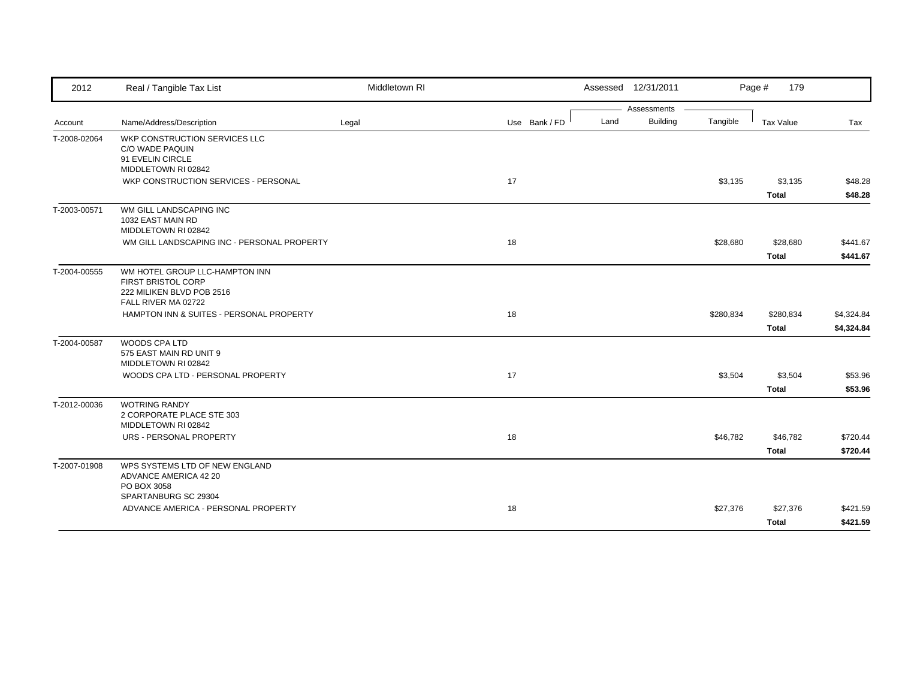| 2012 | Real / Tangible Tax List | Middletown RI | | | Assessed 12/31/2011 | | | Page # 179 | |
|---|---|---|---|---|---|---|---|---|---|
| | | | | | Assessments | | | | |
| Account | Name/Address/Description | Legal | Use | Bank / FD | Land | Building | Tangible | Tax Value | Tax |
| T-2008-02064 | WKP CONSTRUCTION SERVICES LLC<br>C/O WADE PAQUIN<br>91 EVELIN CIRCLE<br>MIDDLETOWN RI 02842 | | | | | | | | |
| | WKP CONSTRUCTION SERVICES - PERSONAL | | 17 | | | | $3,135 | $3,135 | $48.28 |
| | | | | | | | | **Total** | **$48.28** |
| T-2003-00571 | WM GILL LANDSCAPING INC<br>1032 EAST MAIN RD<br>MIDDLETOWN RI 02842 | | | | | | | | |
| | WM GILL LANDSCAPING INC - PERSONAL PROPERTY | | 18 | | | | $28,680 | $28,680 | $441.67 |
| | | | | | | | | **Total** | **$441.67** |
| T-2004-00555 | WM HOTEL GROUP LLC-HAMPTON INN<br>FIRST BRISTOL CORP<br>222 MILIKEN BLVD POB 2516<br>FALL RIVER MA 02722 | | | | | | | | |
| | HAMPTON INN & SUITES - PERSONAL PROPERTY | | 18 | | | | $280,834 | $280,834 | $4,324.84 |
| | | | | | | | | **Total** | **$4,324.84** |
| T-2004-00587 | WOODS CPA LTD<br>575 EAST MAIN RD UNIT 9<br>MIDDLETOWN RI 02842 | | | | | | | | |
| | WOODS CPA LTD - PERSONAL PROPERTY | | 17 | | | | $3,504 | $3,504 | $53.96 |
| | | | | | | | | **Total** | **$53.96** |
| T-2012-00036 | WOTRING RANDY<br>2 CORPORATE PLACE STE 303<br>MIDDLETOWN RI 02842 | | | | | | | | |
| | URS - PERSONAL PROPERTY | | 18 | | | | $46,782 | $46,782 | $720.44 |
| | | | | | | | | **Total** | **$720.44** |
| T-2007-01908 | WPS SYSTEMS LTD OF NEW ENGLAND<br>ADVANCE AMERICA 42 20<br>PO BOX 3058<br>SPARTANBURG SC 29304 | | | | | | | | |
| | ADVANCE AMERICA - PERSONAL PROPERTY | | 18 | | | | $27,376 | $27,376 | $421.59 |
| | | | | | | | | **Total** | **$421.59** |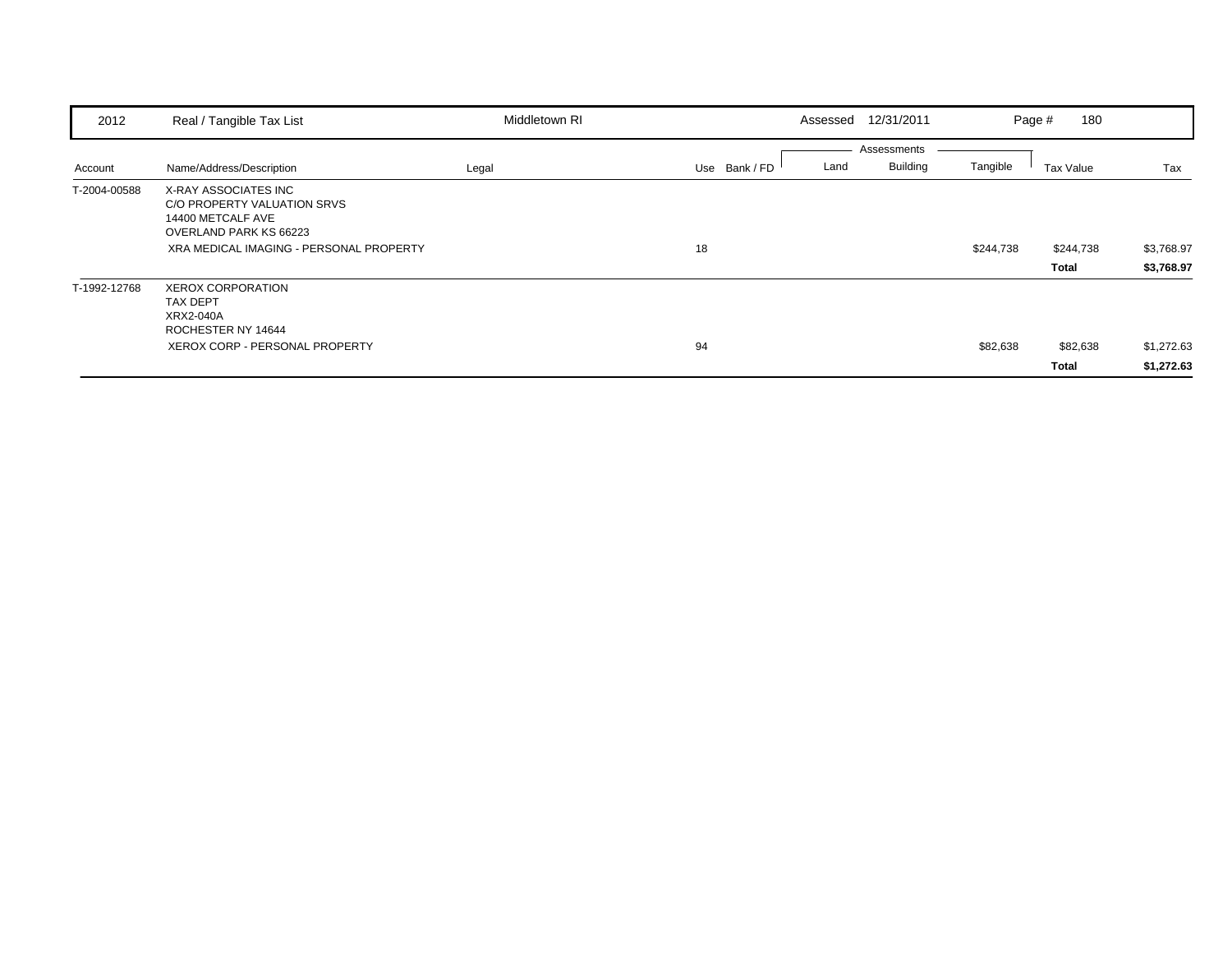| Account | Name/Address/Description | Legal | Use | Bank / FD | Land | Building | Tangible | Tax Value | Tax |
|---|---|---|---|---|---|---|---|---|---|
| T-2004-00588 | X-RAY ASSOCIATES INC<br>C/O PROPERTY VALUATION SRVS<br>14400 METCALF AVE<br>OVERLAND PARK KS 66223 | | | | | | | | |
| | XRA MEDICAL IMAGING - PERSONAL PROPERTY | | 18 | | | | $244,738 | $244,738 | $3,768.97 |
| | | | | | | | | **Total** | **$3,768.97** |
| T-1992-12768 | XEROX CORPORATION<br>TAX DEPT<br>XRX2-040A<br>ROCHESTER NY 14644 | | | | | | | | |
| | XEROX CORP - PERSONAL PROPERTY | | 94 | | | | $82,638 | $82,638 | $1,272.63 |
| | | | | | | | | **Total** | **$1,272.63** |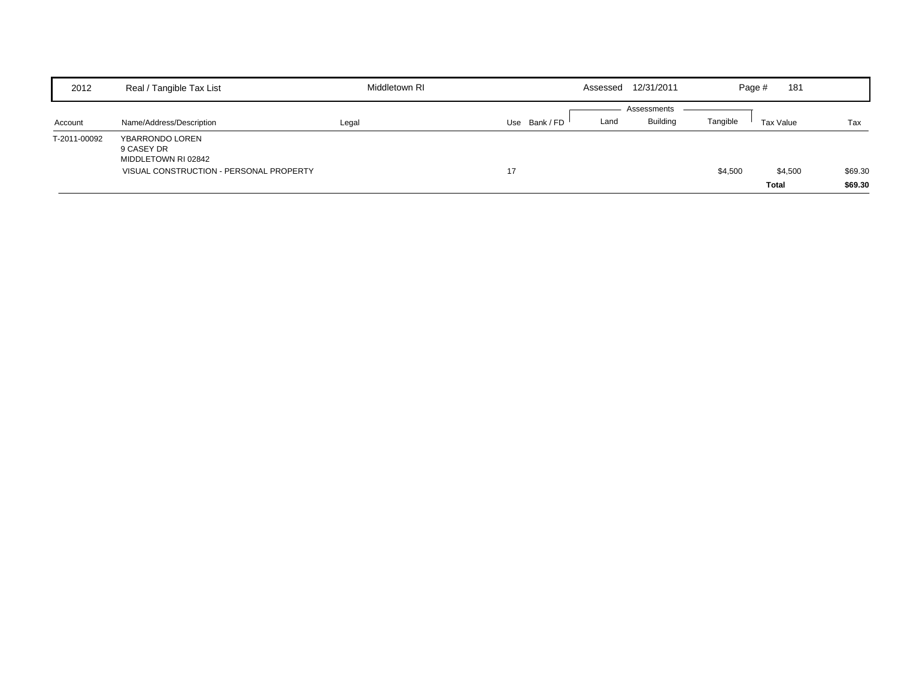| 2012 | Real / Tangible Tax List | Middletown RI | | | Assessed 12/31/2011 | | | Page # 181 | |
|---|---|---|---|---|---|---|---|---|---|
| | | | | | Assessments | | | | |
| Account | Name/Address/Description | Legal | Use | Bank / FD | Land | Building | Tangible | Tax Value | Tax |
| T-2011-00092 | YBARRONDO LOREN<br>9 CASEY DR<br>MIDDLETOWN RI 02842 | | | | | | | | |
| | VISUAL CONSTRUCTION - PERSONAL PROPERTY | | 17 | | | | $4,500 | $4,500 | $69.30 |
| | | | | | | | | **Total** | **$69.30** |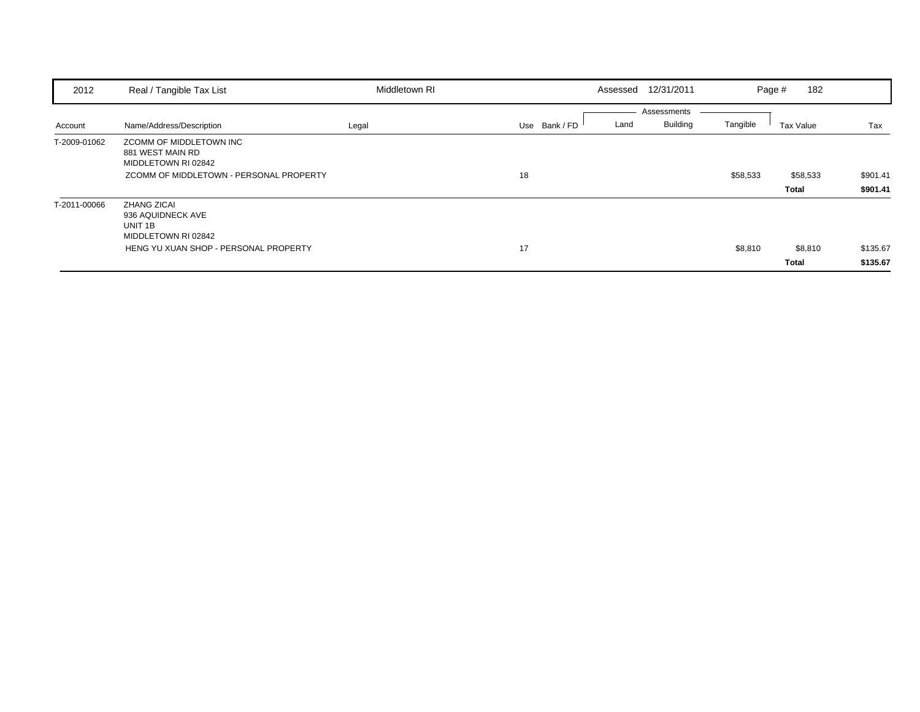| 2012 | Real / Tangible Tax List | Middletown RI | | | Assessed 12/31/2011 | | | Page # 182 | |
|---|---|---|---|---|---|---|---|---|---|
| | | | | | Assessments | | | | |
| **Account** | **Name/Address/Description** | **Legal** | **Use** | **Bank / FD** | **Land** | **Building** | **Tangible** | **Tax Value** | **Tax** |
| T-2009-01062 | ZCOMM OF MIDDLETOWN INC<br>881 WEST MAIN RD<br>MIDDLETOWN RI 02842 | | | | | | | | |
| | ZCOMM OF MIDDLETOWN - PERSONAL PROPERTY | | 18 | | | | $58,533 | $58,533 | $901.41 |
| | | | | | | | | **Total** | **$901.41** |
| T-2011-00066 | ZHANG ZICAI<br>936 AQUIDNECK AVE<br>UNIT 1B<br>MIDDLETOWN RI 02842 | | | | | | | | |
| | HENG YU XUAN SHOP - PERSONAL PROPERTY | | 17 | | | | $8,810 | $8,810 | $135.67 |
| | | | | | | | | **Total** | **$135.67** |